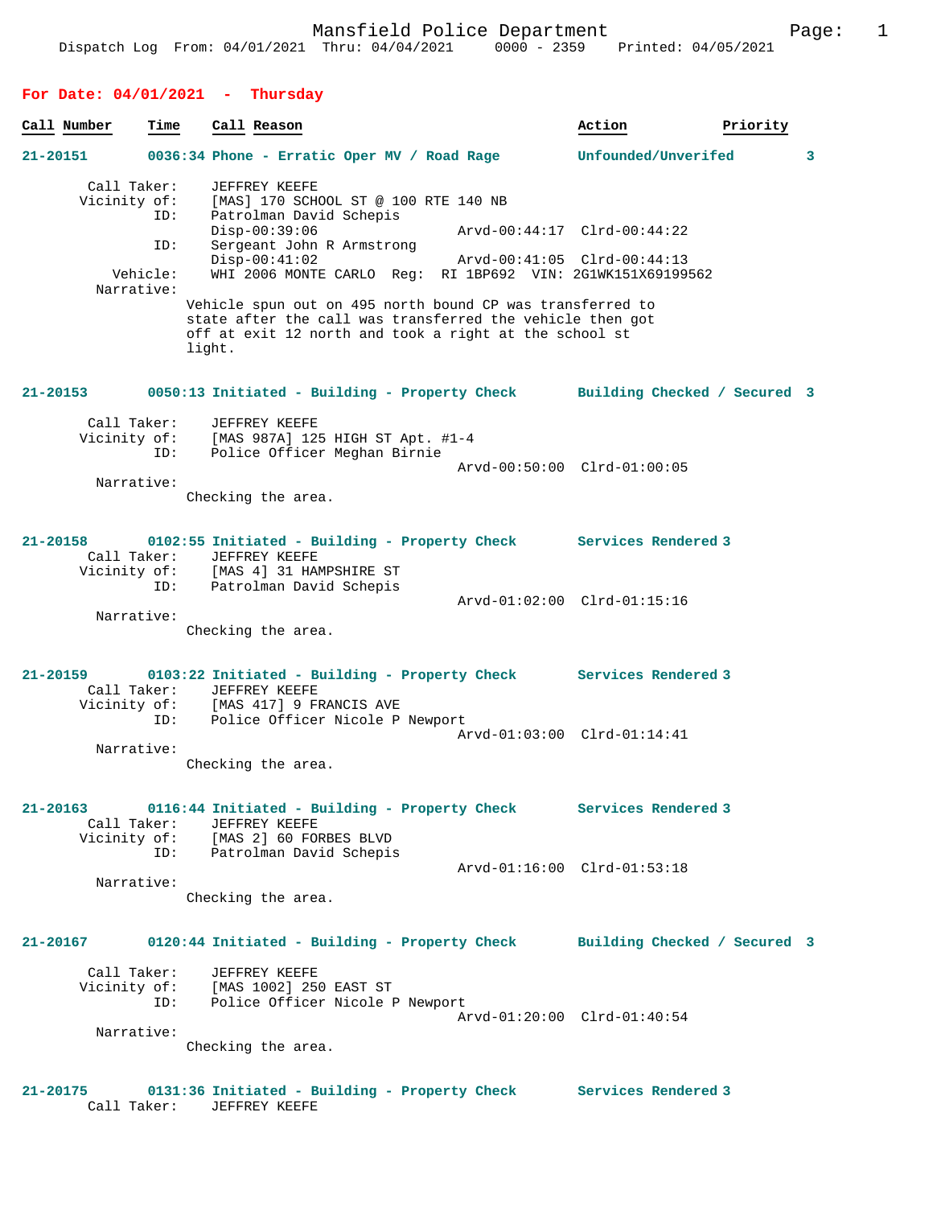**For Date: 04/01/2021 - Thursday**

| Call Number | Time | Call Reason | Action | Priority |
|---|---|---|---|---|
| 21-20151 | 0036:34 | Phone - Erratic Oper MV / Road Rage | Unfounded/Unverifed | 3 |

```
        Call Taker:    JEFFREY KEEFE
       Vicinity of:    [MAS] 170 SCHOOL ST @ 100 RTE 140 NB
                ID:    Patrolman David Schepis
                       Disp-00:39:06                Arvd-00:44:17  Clrd-00:44:22
                ID:    Sergeant John R Armstrong
                       Disp-00:41:02                Arvd-00:41:05  Clrd-00:44:13
           Vehicle:    WHI 2006 MONTE CARLO  Reg:  RI 1BP692  VIN: 2G1WK151X69199562
         Narrative:
                    Vehicle spun out on 495 north bound CP was transferred to
                    state after the call was transferred the vehicle then got
                    off at exit 12 north and took a right at the school st
                    light.
```

| 21-20153 | 0050:13 | Initiated - Building - Property Check | Building Checked / Secured | 3 |
|---|---|---|---|---|

```
        Call Taker:    JEFFREY KEEFE
       Vicinity of:    [MAS 987A] 125 HIGH ST Apt. #1-4
                ID:    Police Officer Meghan Birnie
                                                    Arvd-00:50:00  Clrd-01:00:05
         Narrative:
                    Checking the area.
```

| 21-20158 | 0102:55 | Initiated - Building - Property Check | Services Rendered | 3 |
|---|---|---|---|---|

```
        Call Taker:    JEFFREY KEEFE
       Vicinity of:    [MAS 4] 31 HAMPSHIRE ST
                ID:    Patrolman David Schepis
                                                    Arvd-01:02:00  Clrd-01:15:16
         Narrative:
                    Checking the area.
```

| 21-20159 | 0103:22 | Initiated - Building - Property Check | Services Rendered | 3 |
|---|---|---|---|---|

```
        Call Taker:    JEFFREY KEEFE
       Vicinity of:    [MAS 417] 9 FRANCIS AVE
                ID:    Police Officer Nicole P Newport
                                                    Arvd-01:03:00  Clrd-01:14:41
         Narrative:
                    Checking the area.
```

| 21-20163 | 0116:44 | Initiated - Building - Property Check | Services Rendered | 3 |
|---|---|---|---|---|

```
        Call Taker:    JEFFREY KEEFE
       Vicinity of:    [MAS 2] 60 FORBES BLVD
                ID:    Patrolman David Schepis
                                                    Arvd-01:16:00  Clrd-01:53:18
         Narrative:
                    Checking the area.
```

| 21-20167 | 0120:44 | Initiated - Building - Property Check | Building Checked / Secured | 3 |
|---|---|---|---|---|

```
        Call Taker:    JEFFREY KEEFE
       Vicinity of:    [MAS 1002] 250 EAST ST
                ID:    Police Officer Nicole P Newport
                                                    Arvd-01:20:00  Clrd-01:40:54
         Narrative:
                    Checking the area.
```

| 21-20175 | 0131:36 | Initiated - Building - Property Check | Services Rendered | 3 |
|---|---|---|---|---|

```
        Call Taker:    JEFFREY KEEFE
```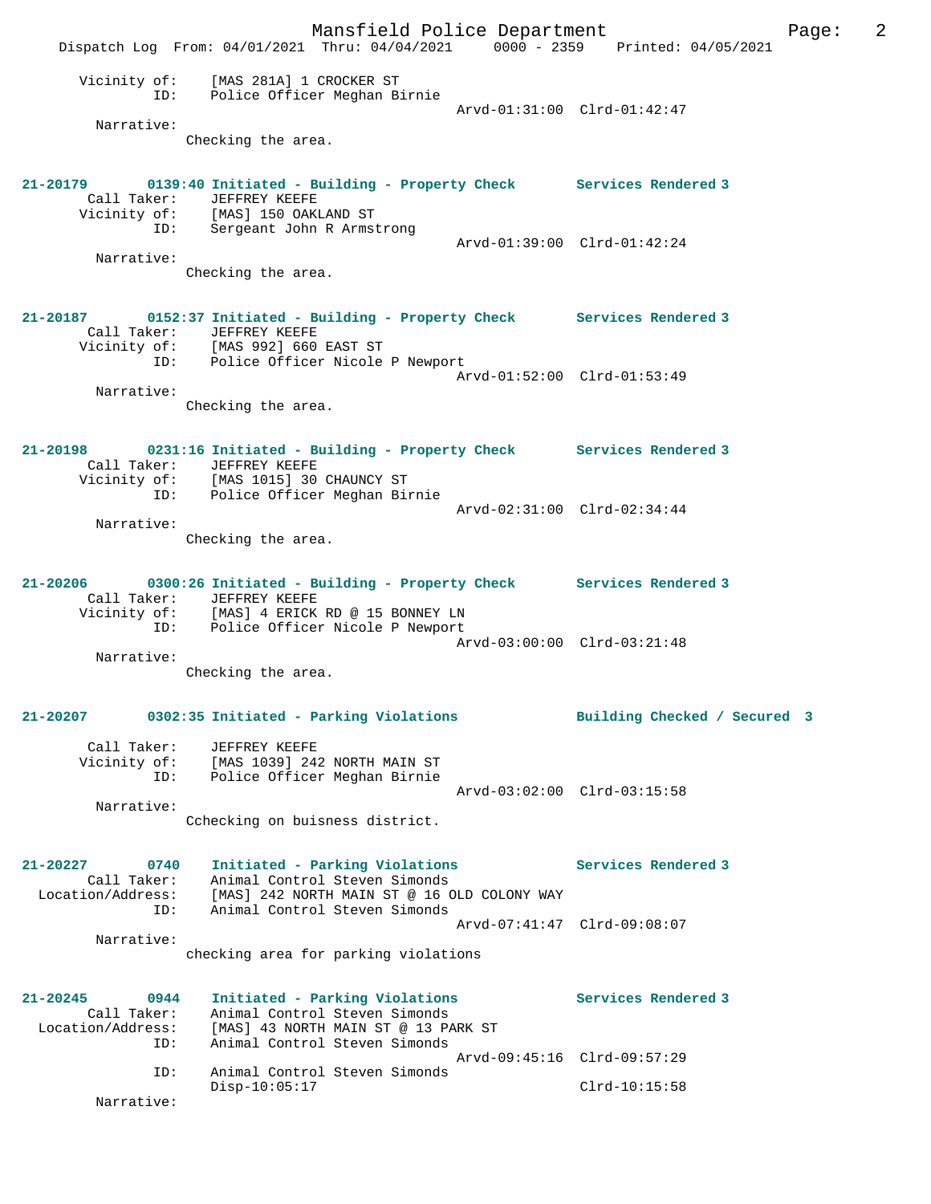```
      Vicinity of:    [MAS 281A] 1 CROCKER ST
               ID:    Police Officer Meghan Birnie
                                                   Arvd-01:31:00  Clrd-01:42:47
        Narrative:
                   Checking the area.


21-20179       0139:40 Initiated - Building - Property Check       Services Rendered 3
         Call Taker:    JEFFREY KEEFE
       Vicinity of:    [MAS] 150 OAKLAND ST
               ID:    Sergeant John R Armstrong
                                                   Arvd-01:39:00  Clrd-01:42:24
        Narrative:
                   Checking the area.


21-20187       0152:37 Initiated - Building - Property Check       Services Rendered 3
         Call Taker:    JEFFREY KEEFE
       Vicinity of:    [MAS 992] 660 EAST ST
               ID:    Police Officer Nicole P Newport
                                                   Arvd-01:52:00  Clrd-01:53:49
        Narrative:
                   Checking the area.


21-20198       0231:16 Initiated - Building - Property Check       Services Rendered 3
         Call Taker:    JEFFREY KEEFE
       Vicinity of:    [MAS 1015] 30 CHAUNCY ST
               ID:    Police Officer Meghan Birnie
                                                   Arvd-02:31:00  Clrd-02:34:44
        Narrative:
                   Checking the area.


21-20206       0300:26 Initiated - Building - Property Check       Services Rendered 3
         Call Taker:    JEFFREY KEEFE
       Vicinity of:    [MAS] 4 ERICK RD @ 15 BONNEY LN
               ID:    Police Officer Nicole P Newport
                                                   Arvd-03:00:00  Clrd-03:21:48
        Narrative:
                   Checking the area.


21-20207       0302:35 Initiated - Parking Violations           Building Checked / Secured  3

         Call Taker:    JEFFREY KEEFE
       Vicinity of:    [MAS 1039] 242 NORTH MAIN ST
               ID:    Police Officer Meghan Birnie
                                                   Arvd-03:02:00  Clrd-03:15:58
        Narrative:
                   Cchecking on buisness district.


21-20227       0740    Initiated - Parking Violations           Services Rendered 3
         Call Taker:    Animal Control Steven Simonds
  Location/Address:    [MAS] 242 NORTH MAIN ST @ 16 OLD COLONY WAY
               ID:    Animal Control Steven Simonds
                                                   Arvd-07:41:47  Clrd-09:08:07
        Narrative:
                   checking area for parking violations


21-20245       0944    Initiated - Parking Violations           Services Rendered 3
         Call Taker:    Animal Control Steven Simonds
  Location/Address:    [MAS] 43 NORTH MAIN ST @ 13 PARK ST
               ID:    Animal Control Steven Simonds
                                                   Arvd-09:45:16  Clrd-09:57:29
               ID:    Animal Control Steven Simonds
                      Disp-10:05:17                               Clrd-10:15:58
        Narrative:
```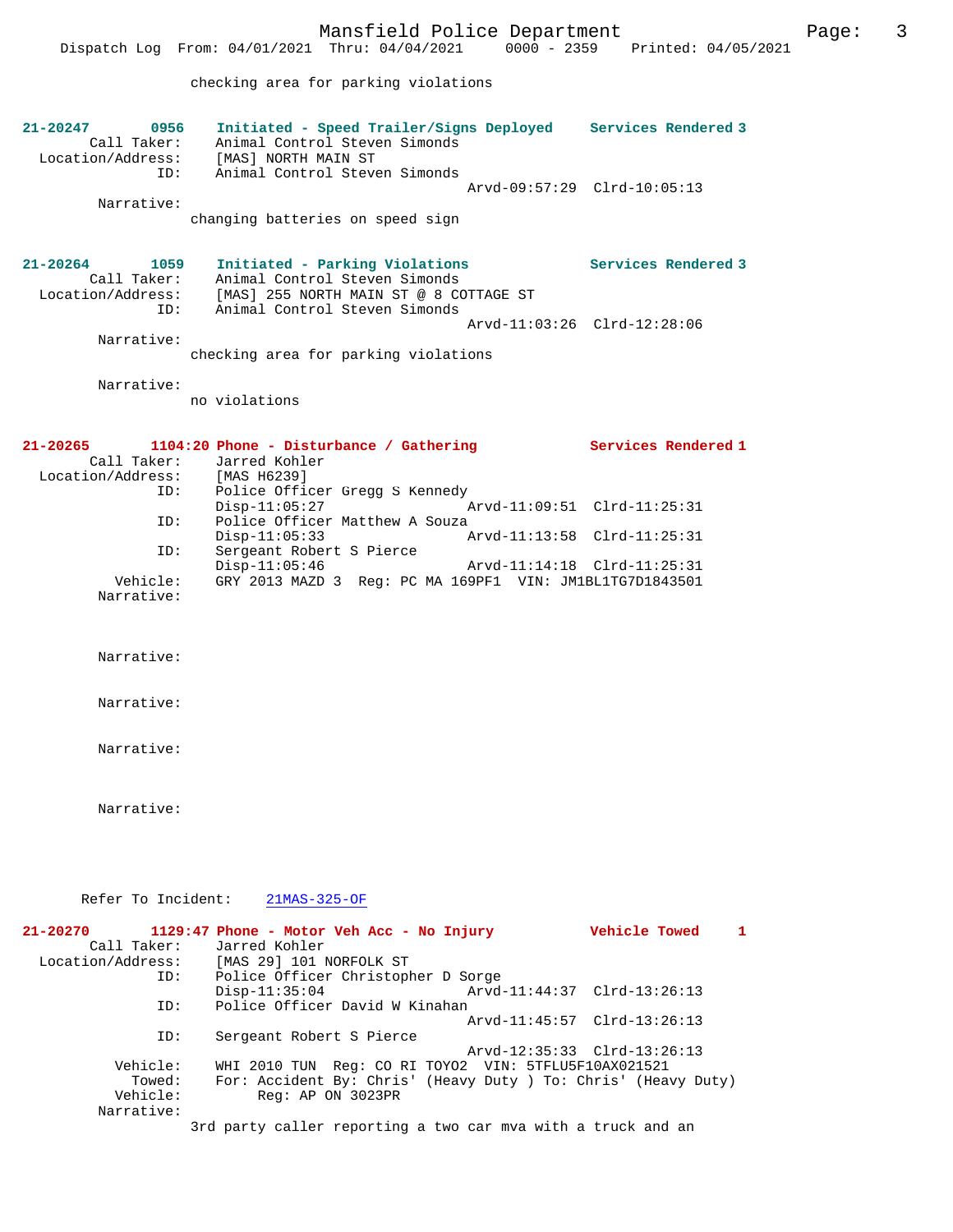checking area for parking violations

**21-20247 0956 Initiated - Speed Trailer/Signs Deployed — Services Rendered 3**

Call Taker: Animal Control Steven Simonds
Location/Address: [MAS] NORTH MAIN ST
ID: Animal Control Steven Simonds
Arvd-09:57:29 Clrd-10:05:13

Narrative:
changing batteries on speed sign

**21-20264 1059 Initiated - Parking Violations — Services Rendered 3**

Call Taker: Animal Control Steven Simonds
Location/Address: [MAS] 255 NORTH MAIN ST @ 8 COTTAGE ST
ID: Animal Control Steven Simonds
Arvd-11:03:26 Clrd-12:28:06

Narrative:
checking area for parking violations

Narrative:
no violations

**21-20265 1104:20 Phone - Disturbance / Gathering — Services Rendered 1**

Call Taker: Jarred Kohler
Location/Address: [MAS H6239]
ID: Police Officer Gregg S Kennedy
Disp-11:05:27 Arvd-11:09:51 Clrd-11:25:31
ID: Police Officer Matthew A Souza
Disp-11:05:33 Arvd-11:13:58 Clrd-11:25:31
ID: Sergeant Robert S Pierce
Disp-11:05:46 Arvd-11:14:18 Clrd-11:25:31
Vehicle: GRY 2013 MAZD 3 Reg: PC MA 169PF1 VIN: JM1BL1TG7D1843501

Narrative:

Narrative:

Narrative:

Narrative:

Narrative:

Refer To Incident: 21MAS-325-OF

**21-20270 1129:47 Phone - Motor Veh Acc - No Injury — Vehicle Towed 1**

Call Taker: Jarred Kohler
Location/Address: [MAS 29] 101 NORFOLK ST
ID: Police Officer Christopher D Sorge
Disp-11:35:04 Arvd-11:44:37 Clrd-13:26:13
ID: Police Officer David W Kinahan
Arvd-11:45:57 Clrd-13:26:13
ID: Sergeant Robert S Pierce
Arvd-12:35:33 Clrd-13:26:13
Vehicle: WHI 2010 TUN Reg: CO RI TOYO2 VIN: 5TFLU5F10AX021521
Towed: For: Accident By: Chris' (Heavy Duty ) To: Chris' (Heavy Duty)
Vehicle: Reg: AP ON 3023PR

Narrative:
3rd party caller reporting a two car mva with a truck and an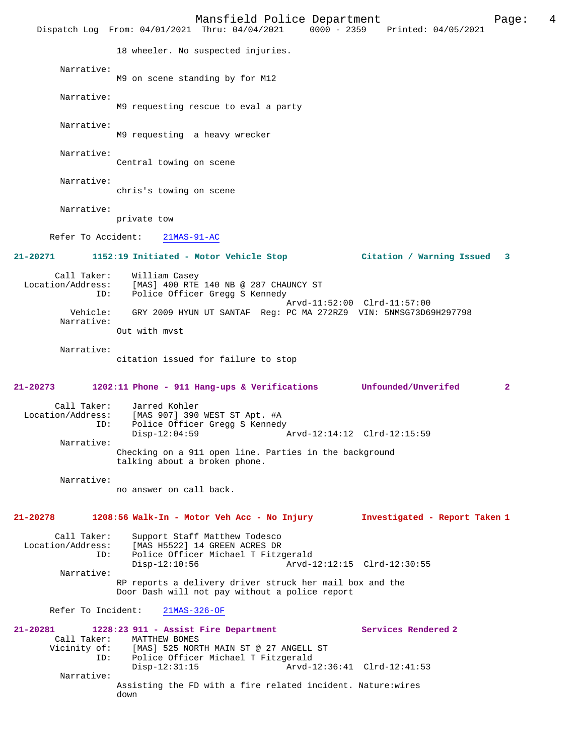18 wheeler. No suspected injuries.

Narrative:
M9 on scene standing by for M12

Narrative:
M9 requesting rescue to eval a party

Narrative:
M9 requesting  a heavy wrecker

Narrative:
Central towing on scene

Narrative:
chris's towing on scene

Narrative:
private tow

Refer To Accident: 21MAS-91-AC

**21-20271 1152:19 Initiated - Motor Vehicle Stop Citation / Warning Issued 3**

Call Taker: William Casey
Location/Address: [MAS] 400 RTE 140 NB @ 287 CHAUNCY ST
ID: Police Officer Gregg S Kennedy
Arvd-11:52:00 Clrd-11:57:00
Vehicle: GRY 2009 HYUN UT SANTAF Reg: PC MA 272RZ9 VIN: 5NMSG73D69H297798
Narrative:
Out with mvst

Narrative:
citation issued for failure to stop

**21-20273 1202:11 Phone - 911 Hang-ups & Verifications Unfounded/Unverifed 2**

Call Taker: Jarred Kohler
Location/Address: [MAS 907] 390 WEST ST Apt. #A
ID: Police Officer Gregg S Kennedy
Disp-12:04:59 Arvd-12:14:12 Clrd-12:15:59
Narrative:
Checking on a 911 open line. Parties in the background talking about a broken phone.

Narrative:
no answer on call back.

**21-20278 1208:56 Walk-In - Motor Veh Acc - No Injury Investigated - Report Taken 1**

Call Taker: Support Staff Matthew Todesco
Location/Address: [MAS H5522] 14 GREEN ACRES DR
ID: Police Officer Michael T Fitzgerald
Disp-12:10:56 Arvd-12:12:15 Clrd-12:30:55
Narrative:
RP reports a delivery driver struck her mail box and the Door Dash will not pay without a police report

Refer To Incident: 21MAS-326-OF

**21-20281 1228:23 911 - Assist Fire Department Services Rendered 2**

Call Taker: MATTHEW BOMES
Vicinity of: [MAS] 525 NORTH MAIN ST @ 27 ANGELL ST
ID: Police Officer Michael T Fitzgerald
Disp-12:31:15 Arvd-12:36:41 Clrd-12:41:53
Narrative:
Assisting the FD with a fire related incident. Nature:wires down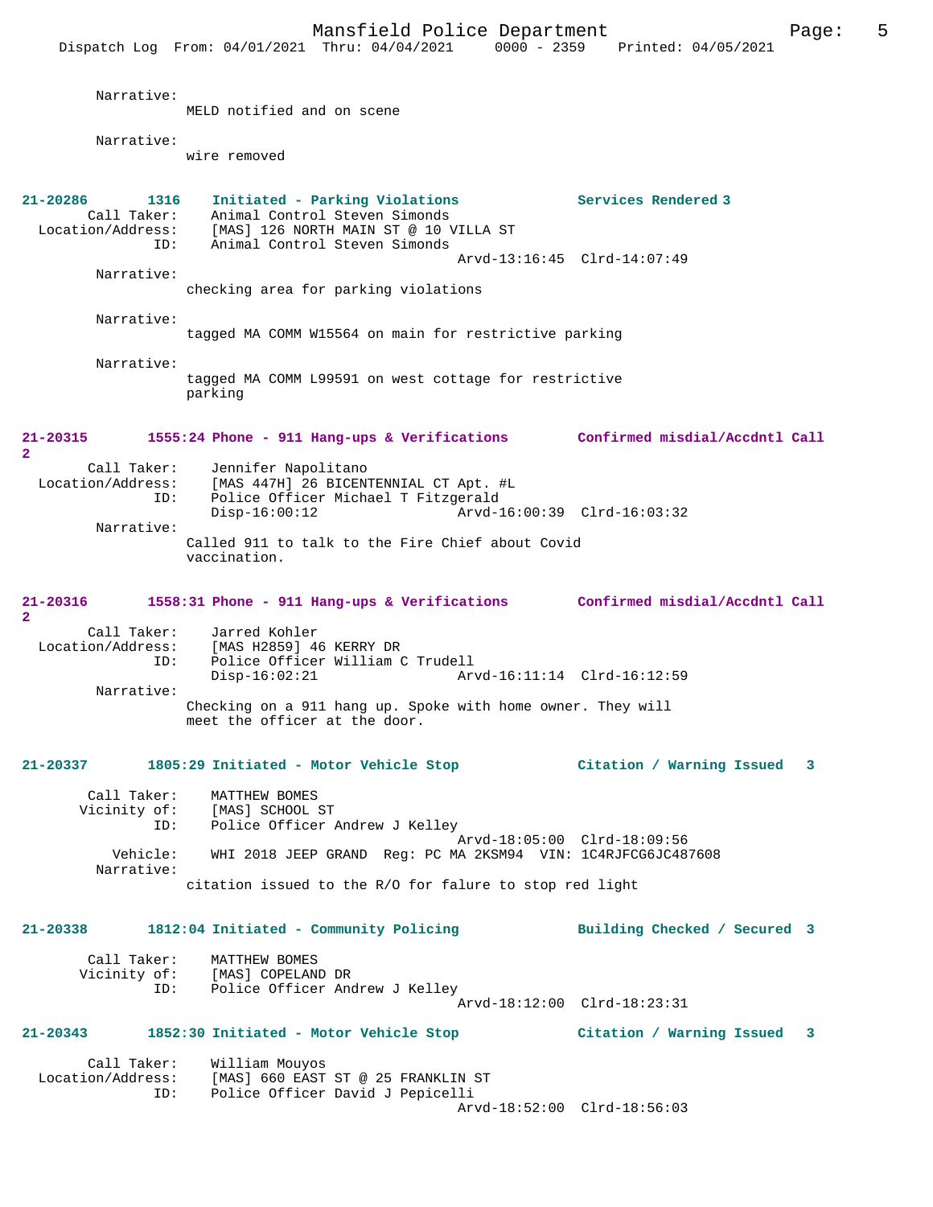Narrative:
MELD notified and on scene

Narrative:
wire removed

**21-20286 1316 Initiated - Parking Violations — Services Rendered 3**

Call Taker: Animal Control Steven Simonds
Location/Address: [MAS] 126 NORTH MAIN ST @ 10 VILLA ST
ID: Animal Control Steven Simonds
Arvd-13:16:45 Clrd-14:07:49

Narrative:
checking area for parking violations

Narrative:
tagged MA COMM W15564 on main for restrictive parking

Narrative:
tagged MA COMM L99591 on west cottage for restrictive parking

**21-20315 1555:24 Phone - 911 Hang-ups & Verifications — Confirmed misdial/Accdntl Call 2**

Call Taker: Jennifer Napolitano
Location/Address: [MAS 447H] 26 BICENTENNIAL CT Apt. #L
ID: Police Officer Michael T Fitzgerald
Disp-16:00:12 Arvd-16:00:39 Clrd-16:03:32

Narrative:
Called 911 to talk to the Fire Chief about Covid vaccination.

**21-20316 1558:31 Phone - 911 Hang-ups & Verifications — Confirmed misdial/Accdntl Call 2**

Call Taker: Jarred Kohler
Location/Address: [MAS H2859] 46 KERRY DR
ID: Police Officer William C Trudell
Disp-16:02:21 Arvd-16:11:14 Clrd-16:12:59

Narrative:
Checking on a 911 hang up. Spoke with home owner. They will meet the officer at the door.

**21-20337 1805:29 Initiated - Motor Vehicle Stop — Citation / Warning Issued 3**

Call Taker: MATTHEW BOMES
Vicinity of: [MAS] SCHOOL ST
ID: Police Officer Andrew J Kelley
Arvd-18:05:00 Clrd-18:09:56
Vehicle: WHI 2018 JEEP GRAND Reg: PC MA 2KSM94 VIN: 1C4RJFCG6JC487608

Narrative:
citation issued to the R/O for falure to stop red light

**21-20338 1812:04 Initiated - Community Policing — Building Checked / Secured 3**

Call Taker: MATTHEW BOMES
Vicinity of: [MAS] COPELAND DR
ID: Police Officer Andrew J Kelley
Arvd-18:12:00 Clrd-18:23:31

**21-20343 1852:30 Initiated - Motor Vehicle Stop — Citation / Warning Issued 3**

Call Taker: William Mouyos
Location/Address: [MAS] 660 EAST ST @ 25 FRANKLIN ST
ID: Police Officer David J Pepicelli
Arvd-18:52:00 Clrd-18:56:03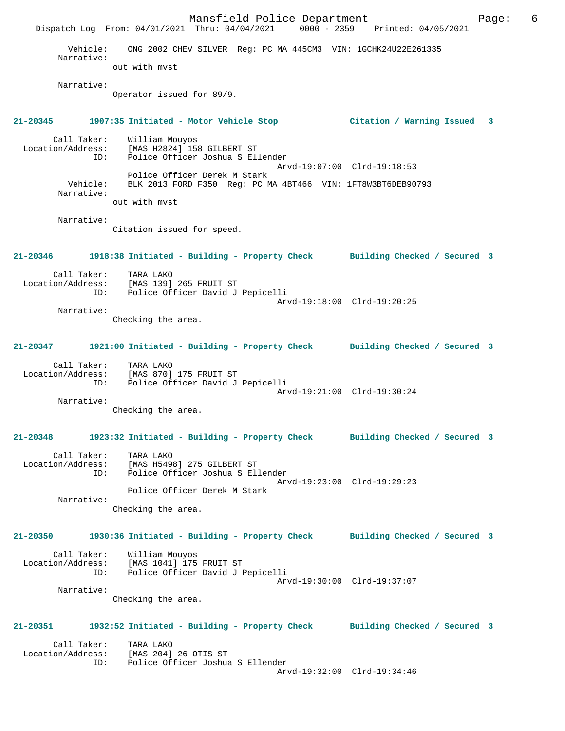Vehicle: ONG 2002 CHEV SILVER Reg: PC MA 445CM3 VIN: 1GCHK24U22E261335

Narrative:
out with mvst

Narrative:
Operator issued for 89/9.

**21-20345 1907:35 Initiated - Motor Vehicle Stop Citation / Warning Issued 3**

Call Taker: William Mouyos
Location/Address: [MAS H2824] 158 GILBERT ST
ID: Police Officer Joshua S Ellender
Arvd-19:07:00 Clrd-19:18:53
Police Officer Derek M Stark
Vehicle: BLK 2013 FORD F350 Reg: PC MA 4BT466 VIN: 1FT8W3BT6DEB90793
Narrative:
out with mvst

Narrative:
Citation issued for speed.

**21-20346 1918:38 Initiated - Building - Property Check Building Checked / Secured 3**

Call Taker: TARA LAKO
Location/Address: [MAS 139] 265 FRUIT ST
ID: Police Officer David J Pepicelli
Arvd-19:18:00 Clrd-19:20:25
Narrative:
Checking the area.

**21-20347 1921:00 Initiated - Building - Property Check Building Checked / Secured 3**

Call Taker: TARA LAKO
Location/Address: [MAS 870] 175 FRUIT ST
ID: Police Officer David J Pepicelli
Arvd-19:21:00 Clrd-19:30:24
Narrative:
Checking the area.

**21-20348 1923:32 Initiated - Building - Property Check Building Checked / Secured 3**

Call Taker: TARA LAKO
Location/Address: [MAS H5498] 275 GILBERT ST
ID: Police Officer Joshua S Ellender
Arvd-19:23:00 Clrd-19:29:23
Police Officer Derek M Stark
Narrative:
Checking the area.

**21-20350 1930:36 Initiated - Building - Property Check Building Checked / Secured 3**

Call Taker: William Mouyos
Location/Address: [MAS 1041] 175 FRUIT ST
ID: Police Officer David J Pepicelli
Arvd-19:30:00 Clrd-19:37:07
Narrative:
Checking the area.

**21-20351 1932:52 Initiated - Building - Property Check Building Checked / Secured 3**

Call Taker: TARA LAKO
Location/Address: [MAS 204] 26 OTIS ST
ID: Police Officer Joshua S Ellender
Arvd-19:32:00 Clrd-19:34:46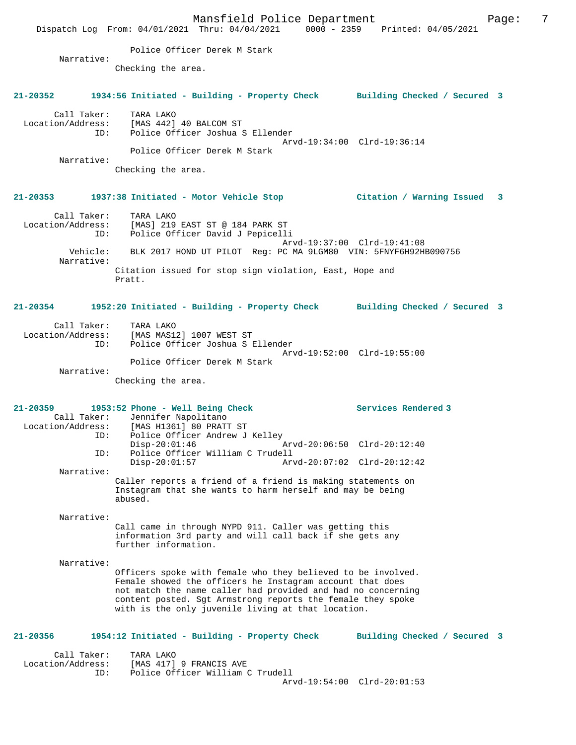Police Officer Derek M Stark

Narrative:

Checking the area.

**21-20352 1934:56 Initiated - Building - Property Check Building Checked / Secured 3**

Call Taker: TARA LAKO
Location/Address: [MAS 442] 40 BALCOM ST
ID: Police Officer Joshua S Ellender
Arvd-19:34:00 Clrd-19:36:14
Police Officer Derek M Stark

Narrative:

Checking the area.

**21-20353 1937:38 Initiated - Motor Vehicle Stop Citation / Warning Issued 3**

Call Taker: TARA LAKO
Location/Address: [MAS] 219 EAST ST @ 184 PARK ST
ID: Police Officer David J Pepicelli
Arvd-19:37:00 Clrd-19:41:08
Vehicle: BLK 2017 HOND UT PILOT Reg: PC MA 9LGM80 VIN: 5FNYF6H92HB090756

Narrative:

Citation issued for stop sign violation, East, Hope and Pratt.

**21-20354 1952:20 Initiated - Building - Property Check Building Checked / Secured 3**

Call Taker: TARA LAKO
Location/Address: [MAS MAS12] 1007 WEST ST
ID: Police Officer Joshua S Ellender
Arvd-19:52:00 Clrd-19:55:00
Police Officer Derek M Stark

Narrative:

Checking the area.

**21-20359 1953:52 Phone - Well Being Check Services Rendered 3**

Call Taker: Jennifer Napolitano
Location/Address: [MAS H1361] 80 PRATT ST
ID: Police Officer Andrew J Kelley
Disp-20:01:46 Arvd-20:06:50 Clrd-20:12:40
ID: Police Officer William C Trudell
Disp-20:01:57 Arvd-20:07:02 Clrd-20:12:42

Narrative:

Caller reports a friend of a friend is making statements on Instagram that she wants to harm herself and may be being abused.

Narrative:

Call came in through NYPD 911. Caller was getting this information 3rd party and will call back if she gets any further information.

Narrative:

Officers spoke with female who they believed to be involved. Female showed the officers he Instagram account that does not match the name caller had provided and had no concerning content posted. Sgt Armstrong reports the female they spoke with is the only juvenile living at that location.

**21-20356 1954:12 Initiated - Building - Property Check Building Checked / Secured 3**

Call Taker: TARA LAKO
Location/Address: [MAS 417] 9 FRANCIS AVE
ID: Police Officer William C Trudell
Arvd-19:54:00 Clrd-20:01:53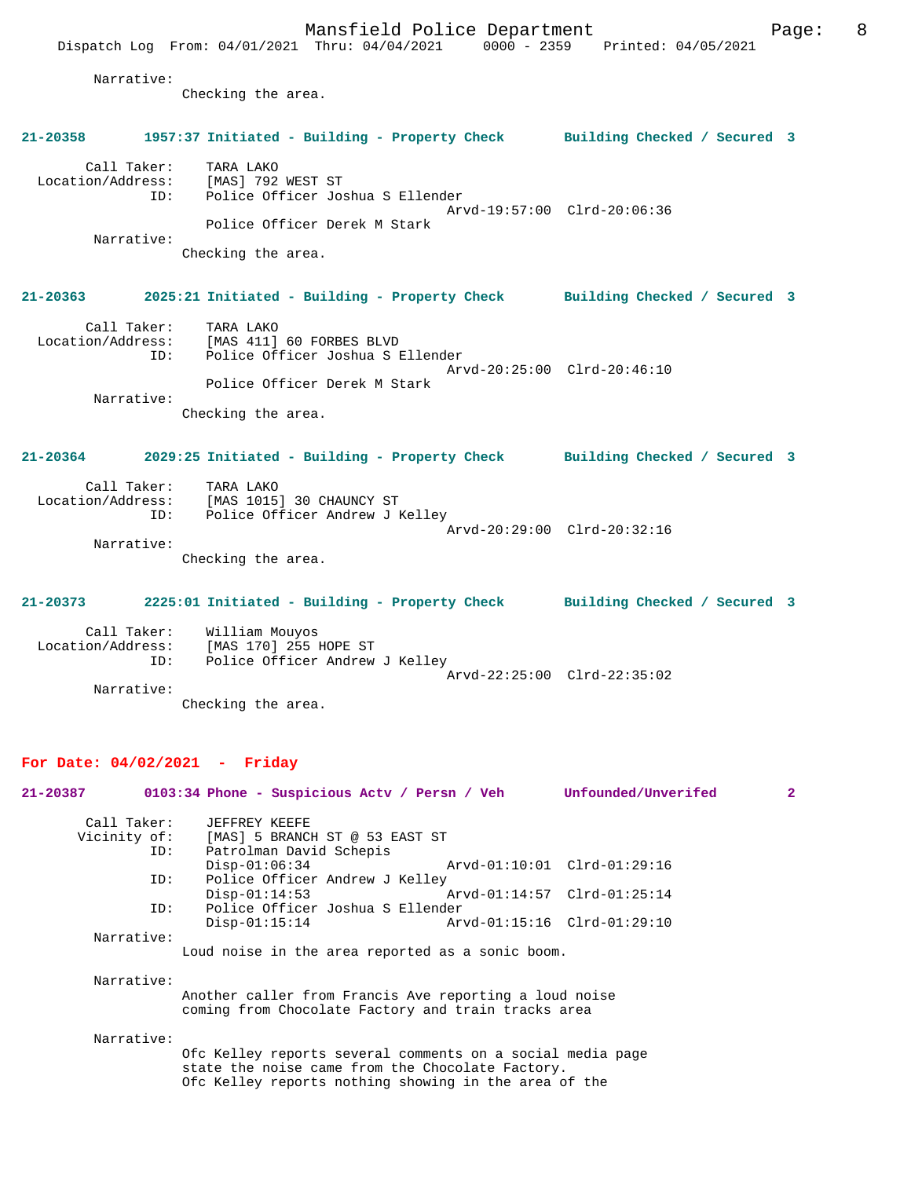Narrative:
Checking the area.

**21-20358 1957:37 Initiated - Building - Property Check Building Checked / Secured 3**

Call Taker: TARA LAKO
Location/Address: [MAS] 792 WEST ST
ID: Police Officer Joshua S Ellender
Arvd-19:57:00 Clrd-20:06:36
Police Officer Derek M Stark
Narrative:
Checking the area.

**21-20363 2025:21 Initiated - Building - Property Check Building Checked / Secured 3**

Call Taker: TARA LAKO
Location/Address: [MAS 411] 60 FORBES BLVD
ID: Police Officer Joshua S Ellender
Arvd-20:25:00 Clrd-20:46:10
Police Officer Derek M Stark
Narrative:
Checking the area.

**21-20364 2029:25 Initiated - Building - Property Check Building Checked / Secured 3**

Call Taker: TARA LAKO
Location/Address: [MAS 1015] 30 CHAUNCY ST
ID: Police Officer Andrew J Kelley
Arvd-20:29:00 Clrd-20:32:16
Narrative:
Checking the area.

**21-20373 2225:01 Initiated - Building - Property Check Building Checked / Secured 3**

Call Taker: William Mouyos
Location/Address: [MAS 170] 255 HOPE ST
ID: Police Officer Andrew J Kelley
Arvd-22:25:00 Clrd-22:35:02
Narrative:
Checking the area.

## For Date: 04/02/2021 - Friday

**21-20387 0103:34 Phone - Suspicious Actv / Persn / Veh Unfounded/Unverifed 2**

Call Taker: JEFFREY KEEFE
Vicinity of: [MAS] 5 BRANCH ST @ 53 EAST ST
ID: Patrolman David Schepis
Disp-01:06:34 Arvd-01:10:01 Clrd-01:29:16
ID: Police Officer Andrew J Kelley
Disp-01:14:53 Arvd-01:14:57 Clrd-01:25:14
ID: Police Officer Joshua S Ellender
Disp-01:15:14 Arvd-01:15:16 Clrd-01:29:10
Narrative:
Loud noise in the area reported as a sonic boom.

Narrative:
Another caller from Francis Ave reporting a loud noise coming from Chocolate Factory and train tracks area

Narrative:
Ofc Kelley reports several comments on a social media page state the noise came from the Chocolate Factory.
Ofc Kelley reports nothing showing in the area of the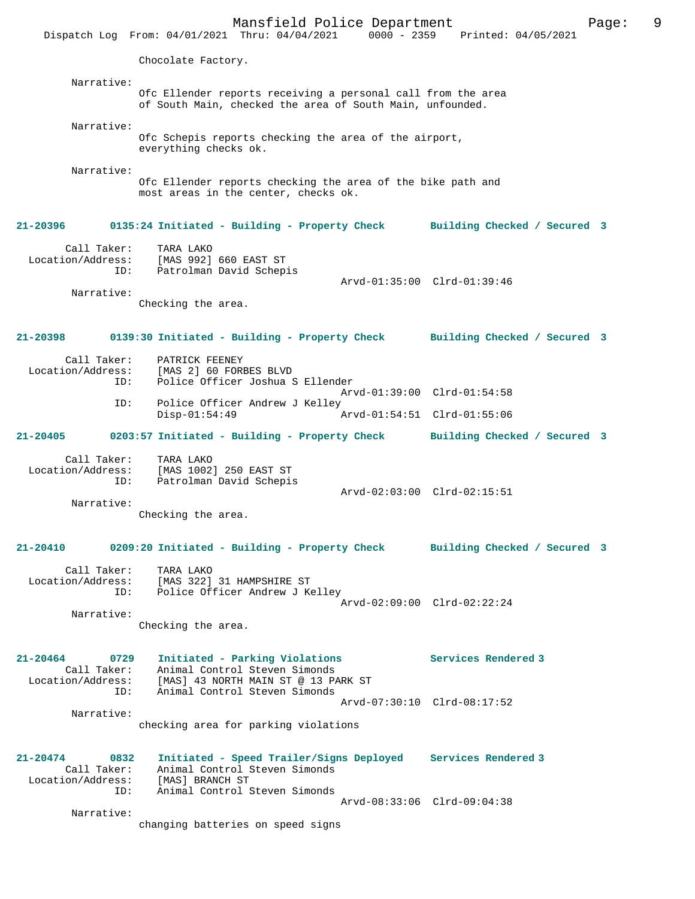Chocolate Factory.

Narrative:
Ofc Ellender reports receiving a personal call from the area of South Main, checked the area of South Main, unfounded.

Narrative:
Ofc Schepis reports checking the area of the airport, everything checks ok.

Narrative:
Ofc Ellender reports checking the area of the bike path and most areas in the center, checks ok.

**21-20396 0135:24 Initiated - Building - Property Check Building Checked / Secured 3**

Call Taker: TARA LAKO
Location/Address: [MAS 992] 660 EAST ST
ID: Patrolman David Schepis
Arvd-01:35:00 Clrd-01:39:46
Narrative:
Checking the area.

**21-20398 0139:30 Initiated - Building - Property Check Building Checked / Secured 3**

Call Taker: PATRICK FEENEY
Location/Address: [MAS 2] 60 FORBES BLVD
ID: Police Officer Joshua S Ellender
Arvd-01:39:00 Clrd-01:54:58
ID: Police Officer Andrew J Kelley
Disp-01:54:49 Arvd-01:54:51 Clrd-01:55:06

**21-20405 0203:57 Initiated - Building - Property Check Building Checked / Secured 3**

Call Taker: TARA LAKO
Location/Address: [MAS 1002] 250 EAST ST
ID: Patrolman David Schepis
Arvd-02:03:00 Clrd-02:15:51
Narrative:
Checking the area.

**21-20410 0209:20 Initiated - Building - Property Check Building Checked / Secured 3**

Call Taker: TARA LAKO
Location/Address: [MAS 322] 31 HAMPSHIRE ST
ID: Police Officer Andrew J Kelley
Arvd-02:09:00 Clrd-02:22:24
Narrative:
Checking the area.

**21-20464 0729 Initiated - Parking Violations Services Rendered 3**

Call Taker: Animal Control Steven Simonds
Location/Address: [MAS] 43 NORTH MAIN ST @ 13 PARK ST
ID: Animal Control Steven Simonds
Arvd-07:30:10 Clrd-08:17:52
Narrative:
checking area for parking violations

**21-20474 0832 Initiated - Speed Trailer/Signs Deployed Services Rendered 3**

Call Taker: Animal Control Steven Simonds
Location/Address: [MAS] BRANCH ST
ID: Animal Control Steven Simonds
Arvd-08:33:06 Clrd-09:04:38
Narrative:
changing batteries on speed signs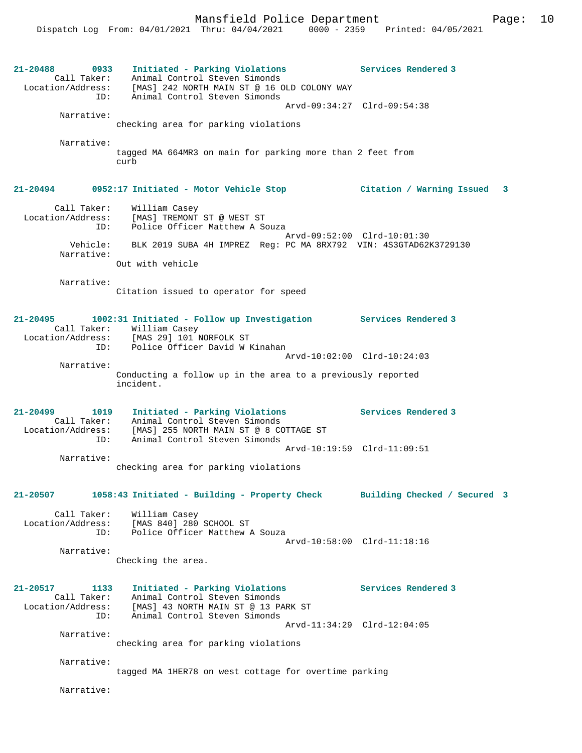**21-20488 0933 Initiated - Parking Violations — Services Rendered 3**

Call Taker: Animal Control Steven Simonds
Location/Address: [MAS] 242 NORTH MAIN ST @ 16 OLD COLONY WAY
ID: Animal Control Steven Simonds
Arvd-09:34:27 Clrd-09:54:38

Narrative:
checking area for parking violations

Narrative:
tagged MA 664MR3 on main for parking more than 2 feet from curb

**21-20494 0952:17 Initiated - Motor Vehicle Stop — Citation / Warning Issued 3**

Call Taker: William Casey
Location/Address: [MAS] TREMONT ST @ WEST ST
ID: Police Officer Matthew A Souza
Arvd-09:52:00 Clrd-10:01:30
Vehicle: BLK 2019 SUBA 4H IMPREZ Reg: PC MA 8RX792 VIN: 4S3GTAD62K3729130

Narrative:
Out with vehicle

Narrative:
Citation issued to operator for speed

**21-20495 1002:31 Initiated - Follow up Investigation — Services Rendered 3**

Call Taker: William Casey
Location/Address: [MAS 29] 101 NORFOLK ST
ID: Police Officer David W Kinahan
Arvd-10:02:00 Clrd-10:24:03

Narrative:
Conducting a follow up in the area to a previously reported incident.

**21-20499 1019 Initiated - Parking Violations — Services Rendered 3**

Call Taker: Animal Control Steven Simonds
Location/Address: [MAS] 255 NORTH MAIN ST @ 8 COTTAGE ST
ID: Animal Control Steven Simonds
Arvd-10:19:59 Clrd-11:09:51

Narrative:
checking area for parking violations

**21-20507 1058:43 Initiated - Building - Property Check — Building Checked / Secured 3**

Call Taker: William Casey
Location/Address: [MAS 840] 280 SCHOOL ST
ID: Police Officer Matthew A Souza
Arvd-10:58:00 Clrd-11:18:16

Narrative:
Checking the area.

**21-20517 1133 Initiated - Parking Violations — Services Rendered 3**

Call Taker: Animal Control Steven Simonds
Location/Address: [MAS] 43 NORTH MAIN ST @ 13 PARK ST
ID: Animal Control Steven Simonds
Arvd-11:34:29 Clrd-12:04:05

Narrative:
checking area for parking violations

Narrative:
tagged MA 1HER78 on west cottage for overtime parking

Narrative: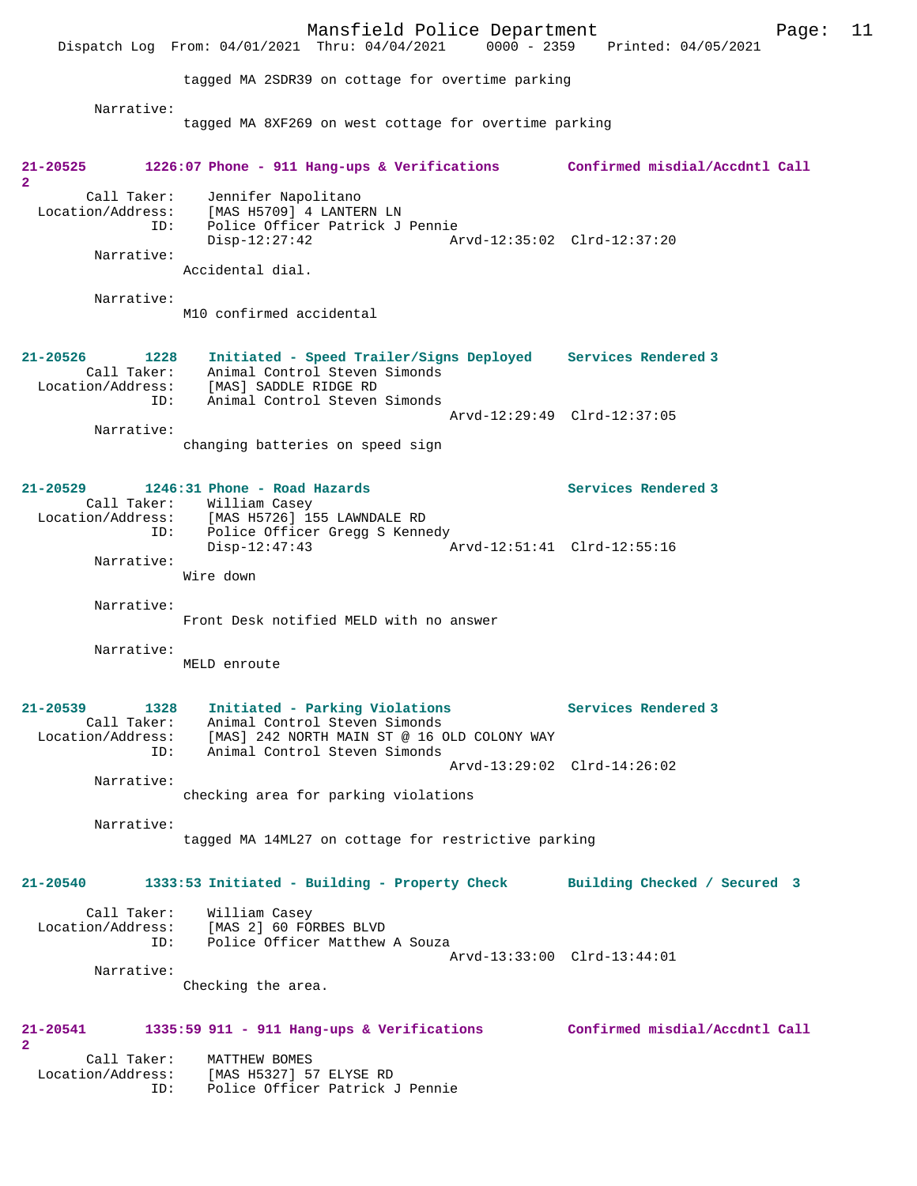tagged MA 2SDR39 on cottage for overtime parking

Narrative:
tagged MA 8XF269 on west cottage for overtime parking

**21-20525 1226:07 Phone - 911 Hang-ups & Verifications Confirmed misdial/Accdntl Call 2**

Call Taker: Jennifer Napolitano
Location/Address: [MAS H5709] 4 LANTERN LN
ID: Police Officer Patrick J Pennie
Disp-12:27:42 Arvd-12:35:02 Clrd-12:37:20

Narrative:
Accidental dial.

Narrative:
M10 confirmed accidental

**21-20526 1228 Initiated - Speed Trailer/Signs Deployed Services Rendered 3**

Call Taker: Animal Control Steven Simonds
Location/Address: [MAS] SADDLE RIDGE RD
ID: Animal Control Steven Simonds
Arvd-12:29:49 Clrd-12:37:05

Narrative:
changing batteries on speed sign

**21-20529 1246:31 Phone - Road Hazards Services Rendered 3**

Call Taker: William Casey
Location/Address: [MAS H5726] 155 LAWNDALE RD
ID: Police Officer Gregg S Kennedy
Disp-12:47:43 Arvd-12:51:41 Clrd-12:55:16

Narrative:
Wire down

Narrative:
Front Desk notified MELD with no answer

Narrative:
MELD enroute

**21-20539 1328 Initiated - Parking Violations Services Rendered 3**

Call Taker: Animal Control Steven Simonds
Location/Address: [MAS] 242 NORTH MAIN ST @ 16 OLD COLONY WAY
ID: Animal Control Steven Simonds
Arvd-13:29:02 Clrd-14:26:02

Narrative:
checking area for parking violations

Narrative:
tagged MA 14ML27 on cottage for restrictive parking

**21-20540 1333:53 Initiated - Building - Property Check Building Checked / Secured 3**

Call Taker: William Casey
Location/Address: [MAS 2] 60 FORBES BLVD
ID: Police Officer Matthew A Souza
Arvd-13:33:00 Clrd-13:44:01

Narrative:
Checking the area.

**21-20541 1335:59 911 - 911 Hang-ups & Verifications Confirmed misdial/Accdntl Call 2**

Call Taker: MATTHEW BOMES
Location/Address: [MAS H5327] 57 ELYSE RD
ID: Police Officer Patrick J Pennie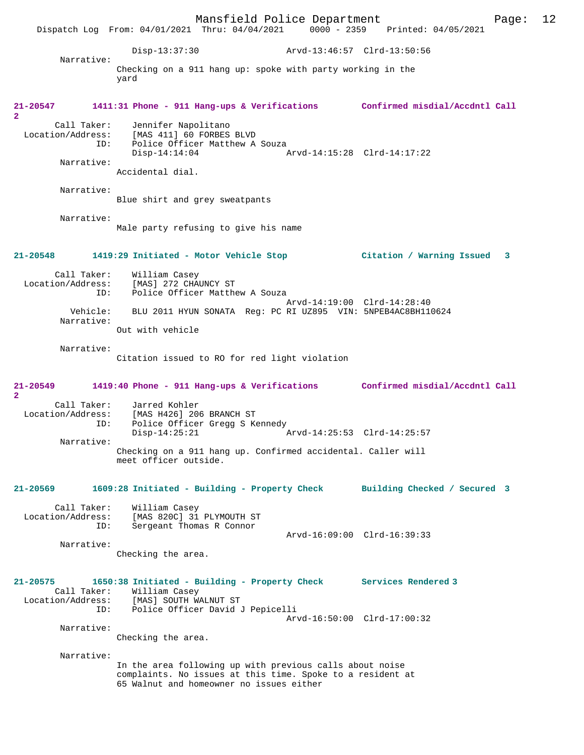Disp-13:37:30 Arvd-13:46:57 Clrd-13:50:56

Narrative:
Checking on a 911 hang up: spoke with party working in the yard

**21-20547 1411:31 Phone - 911 Hang-ups & Verifications Confirmed misdial/Accdntl Call 2**

Call Taker: Jennifer Napolitano
Location/Address: [MAS 411] 60 FORBES BLVD
ID: Police Officer Matthew A Souza
Disp-14:14:04 Arvd-14:15:28 Clrd-14:17:22

Narrative:
Accidental dial.

Narrative:
Blue shirt and grey sweatpants

Narrative:
Male party refusing to give his name

**21-20548 1419:29 Initiated - Motor Vehicle Stop Citation / Warning Issued 3**

Call Taker: William Casey
Location/Address: [MAS] 272 CHAUNCY ST
ID: Police Officer Matthew A Souza
Arvd-14:19:00 Clrd-14:28:40
Vehicle: BLU 2011 HYUN SONATA Reg: PC RI UZ895 VIN: 5NPEB4AC8BH110624

Narrative:
Out with vehicle

Narrative:
Citation issued to RO for red light violation

**21-20549 1419:40 Phone - 911 Hang-ups & Verifications Confirmed misdial/Accdntl Call 2**

Call Taker: Jarred Kohler
Location/Address: [MAS H426] 206 BRANCH ST
ID: Police Officer Gregg S Kennedy
Disp-14:25:21 Arvd-14:25:53 Clrd-14:25:57

Narrative:
Checking on a 911 hang up. Confirmed accidental. Caller will meet officer outside.

**21-20569 1609:28 Initiated - Building - Property Check Building Checked / Secured 3**

Call Taker: William Casey
Location/Address: [MAS 820C] 31 PLYMOUTH ST
ID: Sergeant Thomas R Connor
Arvd-16:09:00 Clrd-16:39:33

Narrative:
Checking the area.

**21-20575 1650:38 Initiated - Building - Property Check Services Rendered 3**

Call Taker: William Casey
Location/Address: [MAS] SOUTH WALNUT ST
ID: Police Officer David J Pepicelli
Arvd-16:50:00 Clrd-17:00:32

Narrative:
Checking the area.

Narrative:
In the area following up with previous calls about noise complaints. No issues at this time. Spoke to a resident at 65 Walnut and homeowner no issues either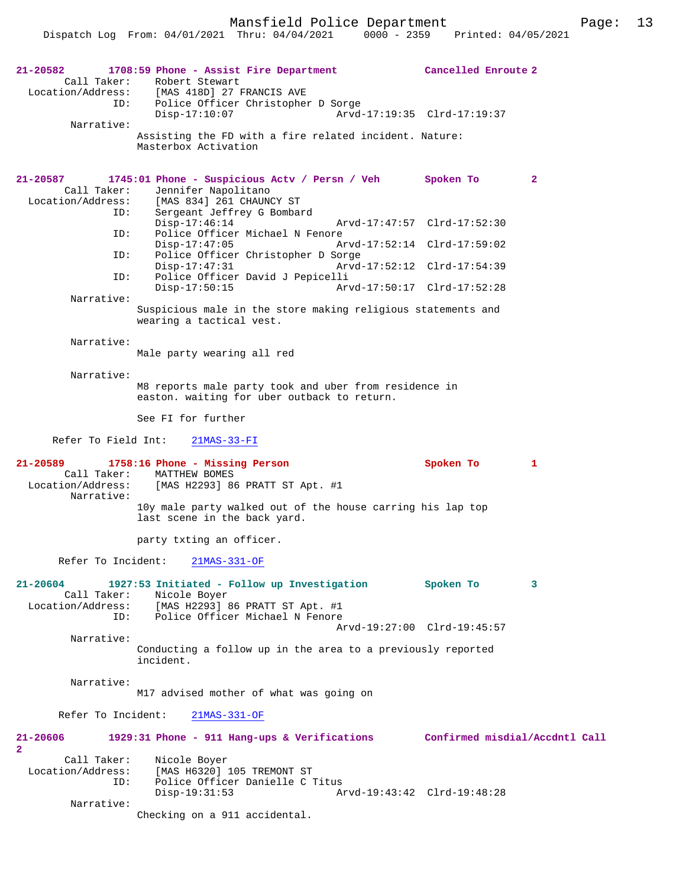**21-20582** **1708:59 Phone - Assist Fire Department** **Cancelled Enroute 2**

Call Taker: Robert Stewart
Location/Address: [MAS 418D] 27 FRANCIS AVE
ID: Police Officer Christopher D Sorge
Disp-17:10:07 Arvd-17:19:35 Clrd-17:19:37

Narrative:
Assisting the FD with a fire related incident. Nature: Masterbox Activation

**21-20587** **1745:01 Phone - Suspicious Actv / Persn / Veh** **Spoken To 2**

Call Taker: Jennifer Napolitano
Location/Address: [MAS 834] 261 CHAUNCY ST
ID: Sergeant Jeffrey G Bombard
Disp-17:46:14 Arvd-17:47:57 Clrd-17:52:30
ID: Police Officer Michael N Fenore
Disp-17:47:05 Arvd-17:52:14 Clrd-17:59:02
ID: Police Officer Christopher D Sorge
Disp-17:47:31 Arvd-17:52:12 Clrd-17:54:39
ID: Police Officer David J Pepicelli
Disp-17:50:15 Arvd-17:50:17 Clrd-17:52:28

Narrative:
Suspicious male in the store making religious statements and wearing a tactical vest.

Narrative:
Male party wearing all red

Narrative:
M8 reports male party took and uber from residence in easton. waiting for uber outback to return.

See FI for further

Refer To Field Int: 21MAS-33-FI

**21-20589** **1758:16 Phone - Missing Person** **Spoken To 1**

Call Taker: MATTHEW BOMES
Location/Address: [MAS H2293] 86 PRATT ST Apt. #1

Narrative:
10y male party walked out of the house carring his lap top last scene in the back yard.

party txting an officer.

Refer To Incident: 21MAS-331-OF

**21-20604** **1927:53 Initiated - Follow up Investigation** **Spoken To 3**

Call Taker: Nicole Boyer
Location/Address: [MAS H2293] 86 PRATT ST Apt. #1
ID: Police Officer Michael N Fenore
Arvd-19:27:00 Clrd-19:45:57

Narrative:
Conducting a follow up in the area to a previously reported incident.

Narrative:
M17 advised mother of what was going on

Refer To Incident: 21MAS-331-OF

**21-20606** **1929:31 Phone - 911 Hang-ups & Verifications** **Confirmed misdial/Accdntl Call 2**

Call Taker: Nicole Boyer
Location/Address: [MAS H6320] 105 TREMONT ST
ID: Police Officer Danielle C Titus
Disp-19:31:53 Arvd-19:43:42 Clrd-19:48:28

Narrative:
Checking on a 911 accidental.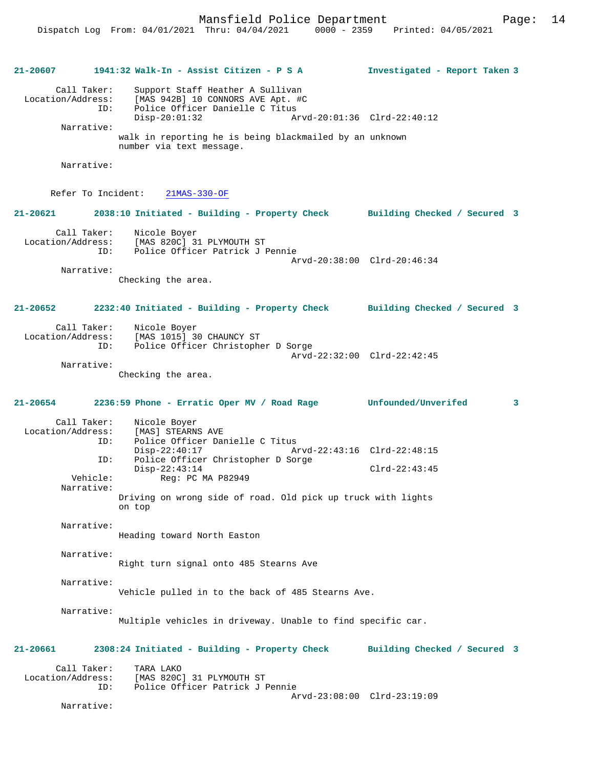**21-20607 1941:32 Walk-In - Assist Citizen - P S A Investigated - Report Taken 3**

Call Taker: Support Staff Heather A Sullivan
Location/Address: [MAS 942B] 10 CONNORS AVE Apt. #C
ID: Police Officer Danielle C Titus
Disp-20:01:32 Arvd-20:01:36 Clrd-22:40:12

Narrative:
walk in reporting he is being blackmailed by an unknown number via text message.

Narrative:

Refer To Incident: 21MAS-330-OF

**21-20621 2038:10 Initiated - Building - Property Check Building Checked / Secured 3**

Call Taker: Nicole Boyer
Location/Address: [MAS 820C] 31 PLYMOUTH ST
ID: Police Officer Patrick J Pennie
Arvd-20:38:00 Clrd-20:46:34

Narrative:
Checking the area.

**21-20652 2232:40 Initiated - Building - Property Check Building Checked / Secured 3**

Call Taker: Nicole Boyer
Location/Address: [MAS 1015] 30 CHAUNCY ST
ID: Police Officer Christopher D Sorge
Arvd-22:32:00 Clrd-22:42:45

Narrative:
Checking the area.

**21-20654 2236:59 Phone - Erratic Oper MV / Road Rage Unfounded/Unverifed 3**

Call Taker: Nicole Boyer
Location/Address: [MAS] STEARNS AVE
ID: Police Officer Danielle C Titus
Disp-22:40:17 Arvd-22:43:16 Clrd-22:48:15
ID: Police Officer Christopher D Sorge
Disp-22:43:14 Clrd-22:43:45
Vehicle: Reg: PC MA P82949

Narrative:
Driving on wrong side of road. Old pick up truck with lights on top

Narrative:
Heading toward North Easton

Narrative:
Right turn signal onto 485 Stearns Ave

Narrative:
Vehicle pulled in to the back of 485 Stearns Ave.

Narrative:
Multiple vehicles in driveway. Unable to find specific car.

**21-20661 2308:24 Initiated - Building - Property Check Building Checked / Secured 3**

Call Taker: TARA LAKO
Location/Address: [MAS 820C] 31 PLYMOUTH ST
ID: Police Officer Patrick J Pennie
Arvd-23:08:00 Clrd-23:19:09

Narrative: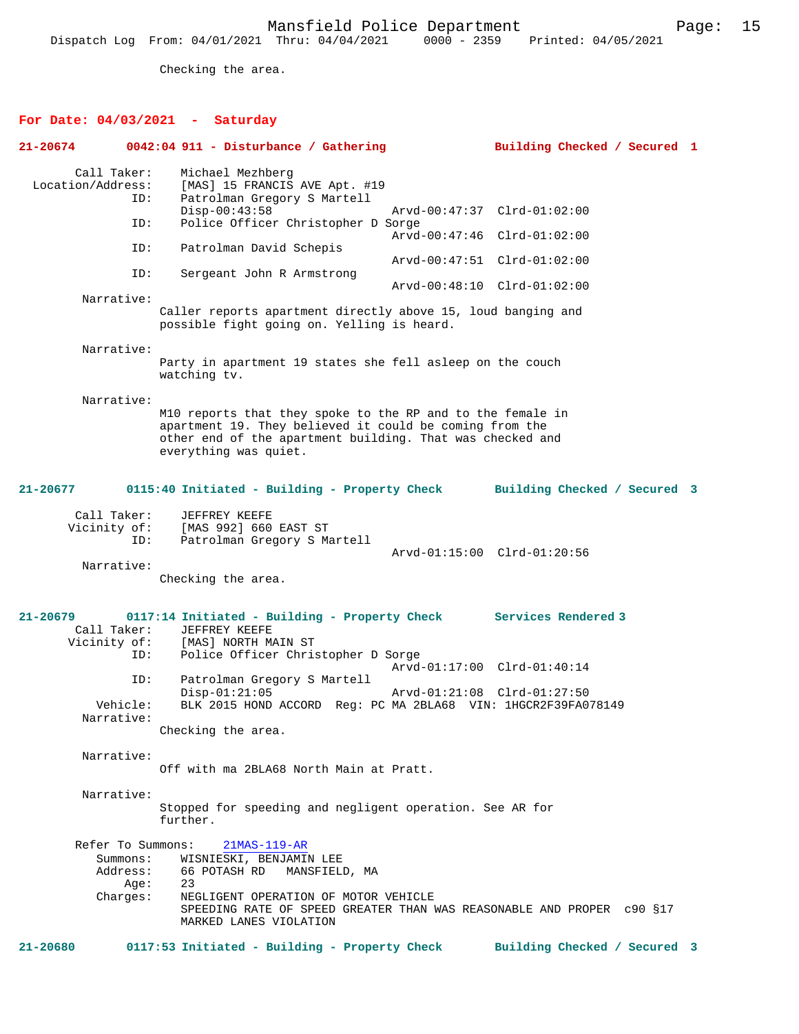Checking the area.

## For Date: 04/03/2021 - Saturday

**21-20674 0042:04 911 - Disturbance / Gathering Building Checked / Secured 1**

```
        Call Taker:    Michael Mezhberg
  Location/Address:    [MAS] 15 FRANCIS AVE Apt. #19
                ID:    Patrolman Gregory S Martell
                       Disp-00:43:58              Arvd-00:47:37  Clrd-01:02:00
                ID:    Police Officer Christopher D Sorge
                                                  Arvd-00:47:46  Clrd-01:02:00
                ID:    Patrolman David Schepis
                                                  Arvd-00:47:51  Clrd-01:02:00
                ID:    Sergeant John R Armstrong
                                                  Arvd-00:48:10  Clrd-01:02:00
         Narrative:
                     Caller reports apartment directly above 15, loud banging and
                     possible fight going on. Yelling is heard.

         Narrative:
                     Party in apartment 19 states she fell asleep on the couch
                     watching tv.

         Narrative:
                     M10 reports that they spoke to the RP and to the female in
                     apartment 19. They believed it could be coming from the
                     other end of the apartment building. That was checked and
                     everything was quiet.
```

**21-20677 0115:40 Initiated - Building - Property Check Building Checked / Secured 3**

```
        Call Taker:    JEFFREY KEEFE
       Vicinity of:    [MAS 992] 660 EAST ST
                ID:    Patrolman Gregory S Martell
                                                  Arvd-01:15:00  Clrd-01:20:56
         Narrative:
                     Checking the area.
```

**21-20679 0117:14 Initiated - Building - Property Check Services Rendered 3**

```
        Call Taker:    JEFFREY KEEFE
       Vicinity of:    [MAS] NORTH MAIN ST
                ID:    Police Officer Christopher D Sorge
                                                  Arvd-01:17:00  Clrd-01:40:14
                ID:    Patrolman Gregory S Martell
                       Disp-01:21:05              Arvd-01:21:08  Clrd-01:27:50
           Vehicle:    BLK 2015 HOND ACCORD  Reg: PC MA 2BLA68  VIN: 1HGCR2F39FA078149
         Narrative:
                     Checking the area.

         Narrative:
                     Off with ma 2BLA68 North Main at Pratt.

         Narrative:
                     Stopped for speeding and negligent operation. See AR for
                     further.

     Refer To Summons:    21MAS-119-AR
           Summons:    WISNIESKI, BENJAMIN LEE
           Address:    66 POTASH RD   MANSFIELD, MA
               Age:    23
           Charges:    NEGLIGENT OPERATION OF MOTOR VEHICLE
                       SPEEDING RATE OF SPEED GREATER THAN WAS REASONABLE AND PROPER  c90 §17
                       MARKED LANES VIOLATION
```

**21-20680 0117:53 Initiated - Building - Property Check Building Checked / Secured 3**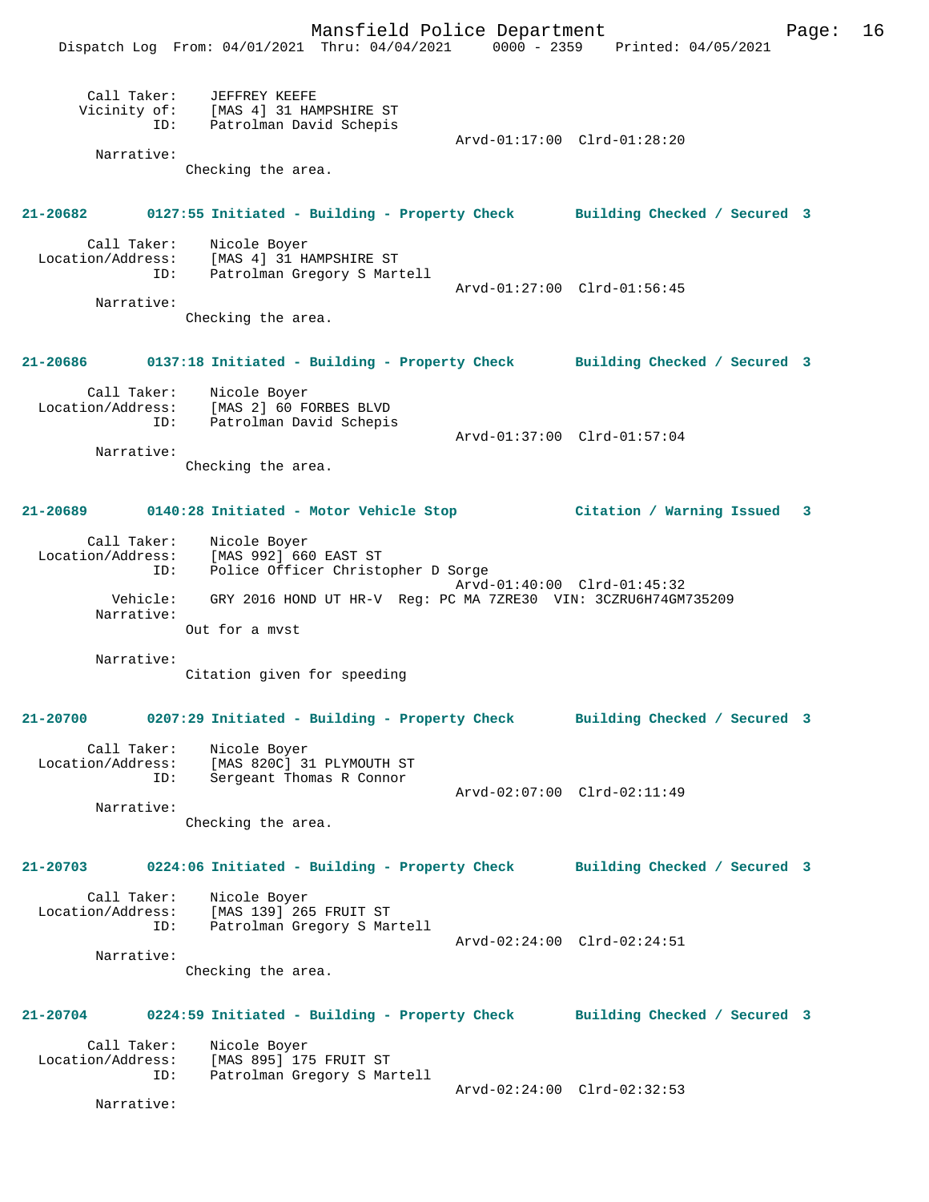Call Taker: JEFFREY KEEFE
Vicinity of: [MAS 4] 31 HAMPSHIRE ST
ID: Patrolman David Schepis
Arvd-01:17:00 Clrd-01:28:20
Narrative:
Checking the area.

**21-20682 0127:55 Initiated - Building - Property Check Building Checked / Secured 3**

Call Taker: Nicole Boyer
Location/Address: [MAS 4] 31 HAMPSHIRE ST
ID: Patrolman Gregory S Martell
Arvd-01:27:00 Clrd-01:56:45
Narrative:
Checking the area.

**21-20686 0137:18 Initiated - Building - Property Check Building Checked / Secured 3**

Call Taker: Nicole Boyer
Location/Address: [MAS 2] 60 FORBES BLVD
ID: Patrolman David Schepis
Arvd-01:37:00 Clrd-01:57:04
Narrative:
Checking the area.

**21-20689 0140:28 Initiated - Motor Vehicle Stop Citation / Warning Issued 3**

Call Taker: Nicole Boyer
Location/Address: [MAS 992] 660 EAST ST
ID: Police Officer Christopher D Sorge
Arvd-01:40:00 Clrd-01:45:32
Vehicle: GRY 2016 HOND UT HR-V Reg: PC MA 7ZRE30 VIN: 3CZRU6H74GM735209
Narrative:
Out for a mvst

Narrative:
Citation given for speeding

**21-20700 0207:29 Initiated - Building - Property Check Building Checked / Secured 3**

Call Taker: Nicole Boyer
Location/Address: [MAS 820C] 31 PLYMOUTH ST
ID: Sergeant Thomas R Connor
Arvd-02:07:00 Clrd-02:11:49
Narrative:
Checking the area.

**21-20703 0224:06 Initiated - Building - Property Check Building Checked / Secured 3**

Call Taker: Nicole Boyer
Location/Address: [MAS 139] 265 FRUIT ST
ID: Patrolman Gregory S Martell
Arvd-02:24:00 Clrd-02:24:51
Narrative:
Checking the area.

**21-20704 0224:59 Initiated - Building - Property Check Building Checked / Secured 3**

Call Taker: Nicole Boyer
Location/Address: [MAS 895] 175 FRUIT ST
ID: Patrolman Gregory S Martell
Arvd-02:24:00 Clrd-02:32:53
Narrative: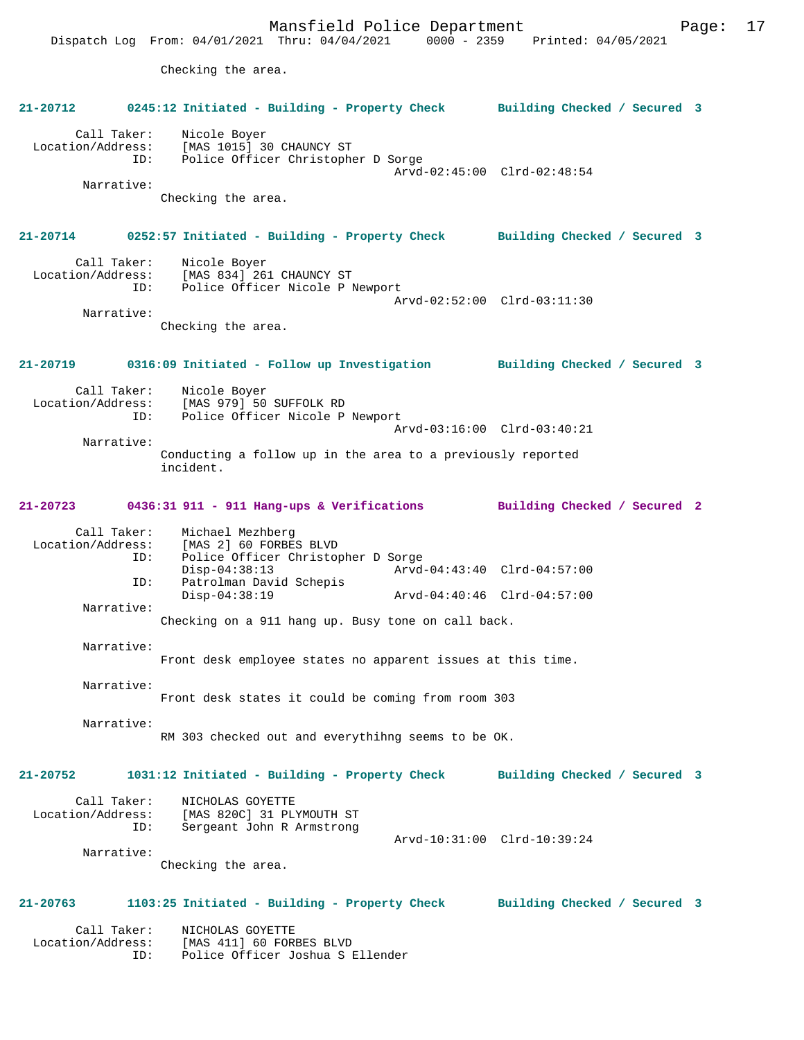Checking the area.

**21-20712 0245:12 Initiated - Building - Property Check Building Checked / Secured 3**

Call Taker: Nicole Boyer
Location/Address: [MAS 1015] 30 CHAUNCY ST
ID: Police Officer Christopher D Sorge
Arvd-02:45:00 Clrd-02:48:54

Narrative:
Checking the area.

**21-20714 0252:57 Initiated - Building - Property Check Building Checked / Secured 3**

Call Taker: Nicole Boyer
Location/Address: [MAS 834] 261 CHAUNCY ST
ID: Police Officer Nicole P Newport
Arvd-02:52:00 Clrd-03:11:30

Narrative:
Checking the area.

**21-20719 0316:09 Initiated - Follow up Investigation Building Checked / Secured 3**

Call Taker: Nicole Boyer
Location/Address: [MAS 979] 50 SUFFOLK RD
ID: Police Officer Nicole P Newport
Arvd-03:16:00 Clrd-03:40:21

Narrative:
Conducting a follow up in the area to a previously reported incident.

**21-20723 0436:31 911 - 911 Hang-ups & Verifications Building Checked / Secured 2**

Call Taker: Michael Mezhberg
Location/Address: [MAS 2] 60 FORBES BLVD
ID: Police Officer Christopher D Sorge
Disp-04:38:13 Arvd-04:43:40 Clrd-04:57:00
ID: Patrolman David Schepis
Disp-04:38:19 Arvd-04:40:46 Clrd-04:57:00

Narrative:
Checking on a 911 hang up. Busy tone on call back.

Narrative:
Front desk employee states no apparent issues at this time.

Narrative:
Front desk states it could be coming from room 303

Narrative:
RM 303 checked out and everythihng seems to be OK.

**21-20752 1031:12 Initiated - Building - Property Check Building Checked / Secured 3**

Call Taker: NICHOLAS GOYETTE
Location/Address: [MAS 820C] 31 PLYMOUTH ST
ID: Sergeant John R Armstrong
Arvd-10:31:00 Clrd-10:39:24

Narrative:
Checking the area.

**21-20763 1103:25 Initiated - Building - Property Check Building Checked / Secured 3**

Call Taker: NICHOLAS GOYETTE
Location/Address: [MAS 411] 60 FORBES BLVD
ID: Police Officer Joshua S Ellender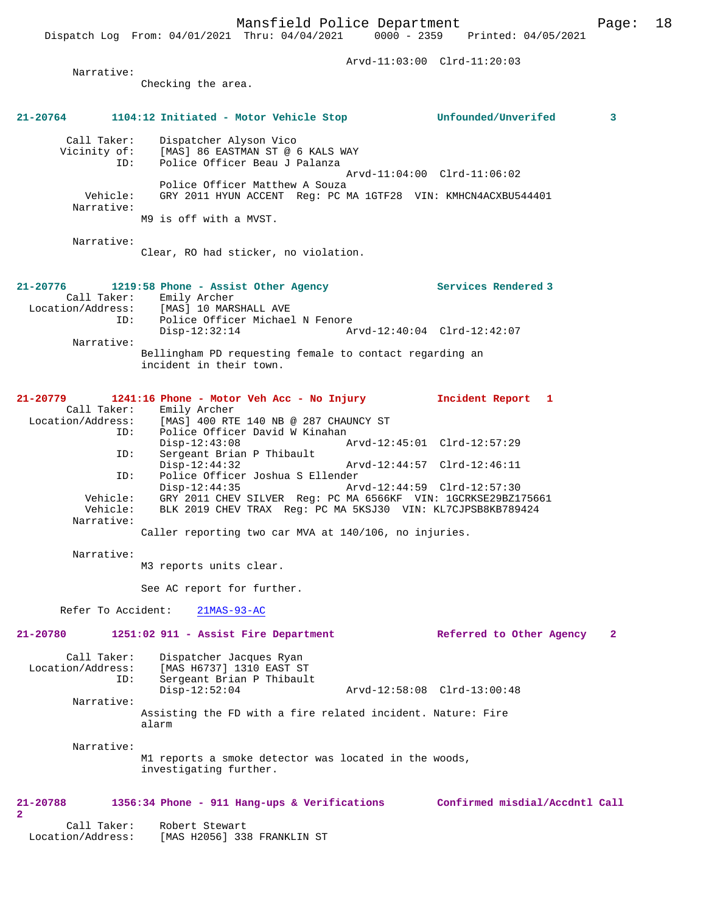Arvd-11:03:00 Clrd-11:20:03

Narrative:
Checking the area.

**21-20764 1104:12 Initiated - Motor Vehicle Stop Unfounded/Unverifed 3**

Call Taker: Dispatcher Alyson Vico
Vicinity of: [MAS] 86 EASTMAN ST @ 6 KALS WAY
ID: Police Officer Beau J Palanza
Arvd-11:04:00 Clrd-11:06:02
Police Officer Matthew A Souza
Vehicle: GRY 2011 HYUN ACCENT Reg: PC MA 1GTF28 VIN: KMHCN4ACXBU544401
Narrative:
M9 is off with a MVST.

Narrative:
Clear, RO had sticker, no violation.

**21-20776 1219:58 Phone - Assist Other Agency Services Rendered 3**

Call Taker: Emily Archer
Location/Address: [MAS] 10 MARSHALL AVE
ID: Police Officer Michael N Fenore
Disp-12:32:14 Arvd-12:40:04 Clrd-12:42:07
Narrative:
Bellingham PD requesting female to contact regarding an incident in their town.

**21-20779 1241:16 Phone - Motor Veh Acc - No Injury Incident Report 1**

Call Taker: Emily Archer
Location/Address: [MAS] 400 RTE 140 NB @ 287 CHAUNCY ST
ID: Police Officer David W Kinahan
Disp-12:43:08 Arvd-12:45:01 Clrd-12:57:29
ID: Sergeant Brian P Thibault
Disp-12:44:32 Arvd-12:44:57 Clrd-12:46:11
ID: Police Officer Joshua S Ellender
Disp-12:44:35 Arvd-12:44:59 Clrd-12:57:30
Vehicle: GRY 2011 CHEV SILVER Reg: PC MA 6566KF VIN: 1GCRKSE29BZ175661
Vehicle: BLK 2019 CHEV TRAX Reg: PC MA 5KSJ30 VIN: KL7CJPSB8KB789424
Narrative:
Caller reporting two car MVA at 140/106, no injuries.

Narrative:
M3 reports units clear.

See AC report for further.

Refer To Accident: 21MAS-93-AC

**21-20780 1251:02 911 - Assist Fire Department Referred to Other Agency 2**

Call Taker: Dispatcher Jacques Ryan
Location/Address: [MAS H6737] 1310 EAST ST
ID: Sergeant Brian P Thibault
Disp-12:52:04 Arvd-12:58:08 Clrd-13:00:48
Narrative:
Assisting the FD with a fire related incident. Nature: Fire alarm

Narrative:
M1 reports a smoke detector was located in the woods, investigating further.

**21-20788 1356:34 Phone - 911 Hang-ups & Verifications Confirmed misdial/Accdntl Call 2**

Call Taker: Robert Stewart
Location/Address: [MAS H2056] 338 FRANKLIN ST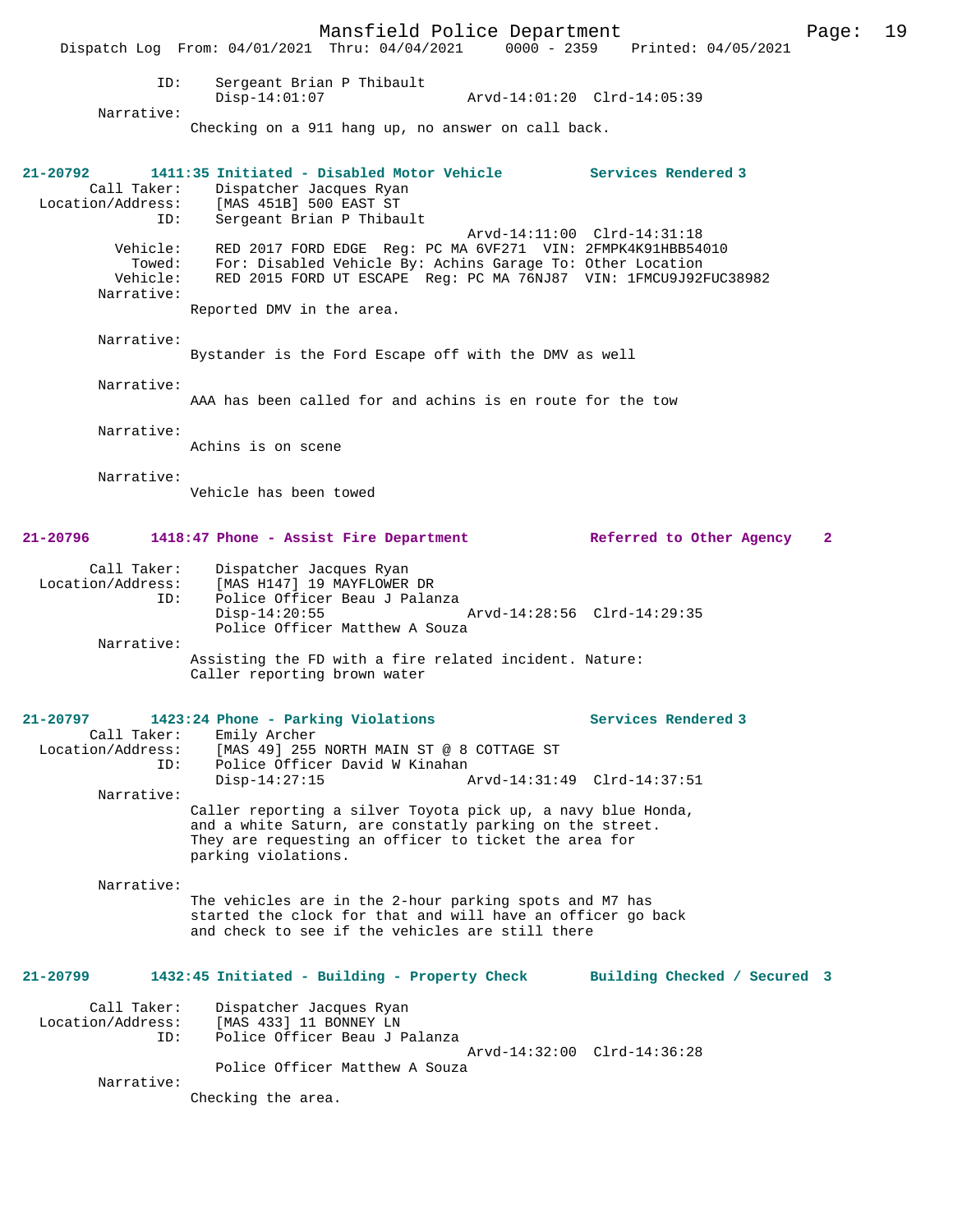ID: Sergeant Brian P Thibault
Disp-14:01:07 Arvd-14:01:20 Clrd-14:05:39

Narrative:
Checking on a 911 hang up, no answer on call back.

**21-20792 1411:35 Initiated - Disabled Motor Vehicle Services Rendered 3**

Call Taker: Dispatcher Jacques Ryan
Location/Address: [MAS 451B] 500 EAST ST
ID: Sergeant Brian P Thibault
Arvd-14:11:00 Clrd-14:31:18
Vehicle: RED 2017 FORD EDGE Reg: PC MA 6VF271 VIN: 2FMPK4K91HBB54010
Towed: For: Disabled Vehicle By: Achins Garage To: Other Location
Vehicle: RED 2015 FORD UT ESCAPE Reg: PC MA 76NJ87 VIN: 1FMCU9J92FUC38982

Narrative:
Reported DMV in the area.

Narrative:
Bystander is the Ford Escape off with the DMV as well

Narrative:
AAA has been called for and achins is en route for the tow

Narrative:
Achins is on scene

Narrative:
Vehicle has been towed

**21-20796 1418:47 Phone - Assist Fire Department Referred to Other Agency 2**

Call Taker: Dispatcher Jacques Ryan
Location/Address: [MAS H147] 19 MAYFLOWER DR
ID: Police Officer Beau J Palanza
Disp-14:20:55 Arvd-14:28:56 Clrd-14:29:35
Police Officer Matthew A Souza

Narrative:
Assisting the FD with a fire related incident. Nature:
Caller reporting brown water

**21-20797 1423:24 Phone - Parking Violations Services Rendered 3**

Call Taker: Emily Archer
Location/Address: [MAS 49] 255 NORTH MAIN ST @ 8 COTTAGE ST
ID: Police Officer David W Kinahan
Disp-14:27:15 Arvd-14:31:49 Clrd-14:37:51

Narrative:
Caller reporting a silver Toyota pick up, a navy blue Honda, and a white Saturn, are constatly parking on the street. They are requesting an officer to ticket the area for parking violations.

Narrative:
The vehicles are in the 2-hour parking spots and M7 has started the clock for that and will have an officer go back and check to see if the vehicles are still there

**21-20799 1432:45 Initiated - Building - Property Check Building Checked / Secured 3**

Call Taker: Dispatcher Jacques Ryan
Location/Address: [MAS 433] 11 BONNEY LN
ID: Police Officer Beau J Palanza
Arvd-14:32:00 Clrd-14:36:28
Police Officer Matthew A Souza

Narrative:
Checking the area.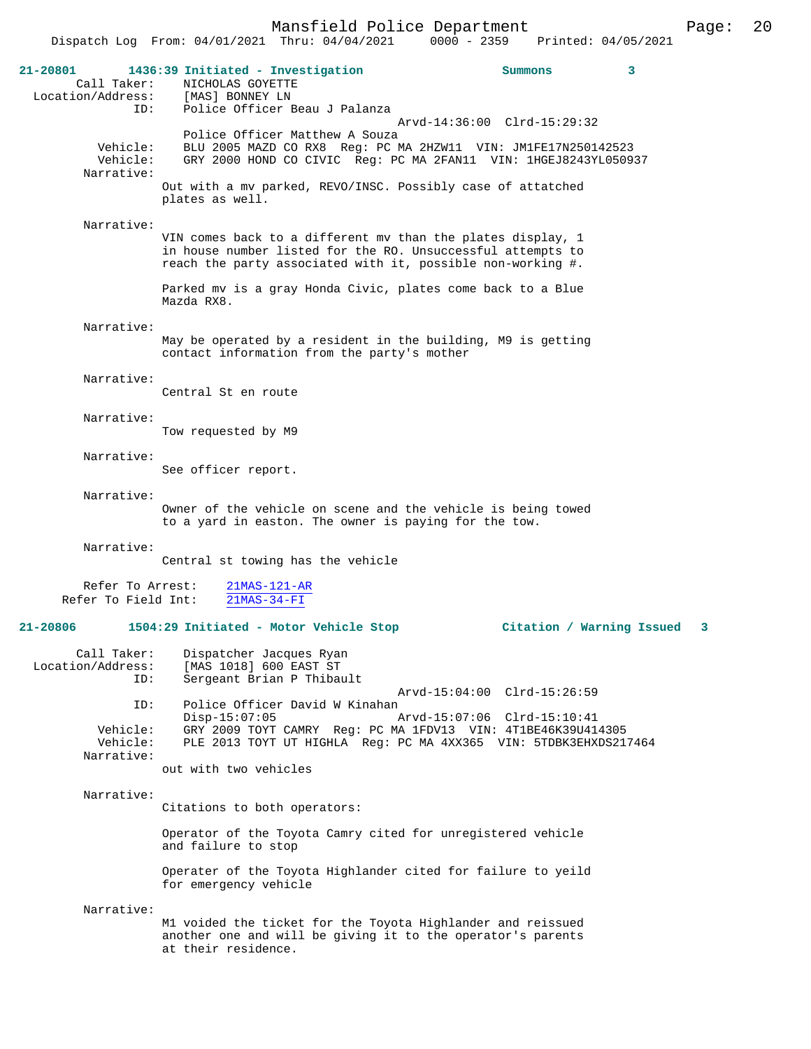**21-20801** **1436:39 Initiated - Investigation** **Summons** **3**

Call Taker: NICHOLAS GOYETTE
Location/Address: [MAS] BONNEY LN
ID: Police Officer Beau J Palanza
Arvd-14:36:00 Clrd-15:29:32
Police Officer Matthew A Souza
Vehicle: BLU 2005 MAZD CO RX8 Reg: PC MA 2HZW11 VIN: JM1FE17N250142523
Vehicle: GRY 2000 HOND CO CIVIC Reg: PC MA 2FAN11 VIN: 1HGEJ8243YL050937

Narrative:
Out with a mv parked, REVO/INSC. Possibly case of attatched plates as well.

Narrative:
VIN comes back to a different mv than the plates display, 1 in house number listed for the RO. Unsuccessful attempts to reach the party associated with it, possible non-working #.

Parked mv is a gray Honda Civic, plates come back to a Blue Mazda RX8.

Narrative:
May be operated by a resident in the building, M9 is getting contact information from the party's mother

Narrative:
Central St en route

Narrative:
Tow requested by M9

Narrative:
See officer report.

Narrative:
Owner of the vehicle on scene and the vehicle is being towed to a yard in easton. The owner is paying for the tow.

Narrative:
Central st towing has the vehicle

Refer To Arrest: 21MAS-121-AR
Refer To Field Int: 21MAS-34-FI

**21-20806** **1504:29 Initiated - Motor Vehicle Stop** **Citation / Warning Issued** **3**

Call Taker: Dispatcher Jacques Ryan
Location/Address: [MAS 1018] 600 EAST ST
ID: Sergeant Brian P Thibault
Arvd-15:04:00 Clrd-15:26:59
ID: Police Officer David W Kinahan
Disp-15:07:05 Arvd-15:07:06 Clrd-15:10:41
Vehicle: GRY 2009 TOYT CAMRY Reg: PC MA 1FDV13 VIN: 4T1BE46K39U414305
Vehicle: PLE 2013 TOYT UT HIGHLA Reg: PC MA 4XX365 VIN: 5TDBK3EHXDS217464

Narrative:
out with two vehicles

Narrative:
Citations to both operators:

Operator of the Toyota Camry cited for unregistered vehicle and failure to stop

Operater of the Toyota Highlander cited for failure to yeild for emergency vehicle

Narrative:
M1 voided the ticket for the Toyota Highlander and reissued another one and will be giving it to the operator's parents at their residence.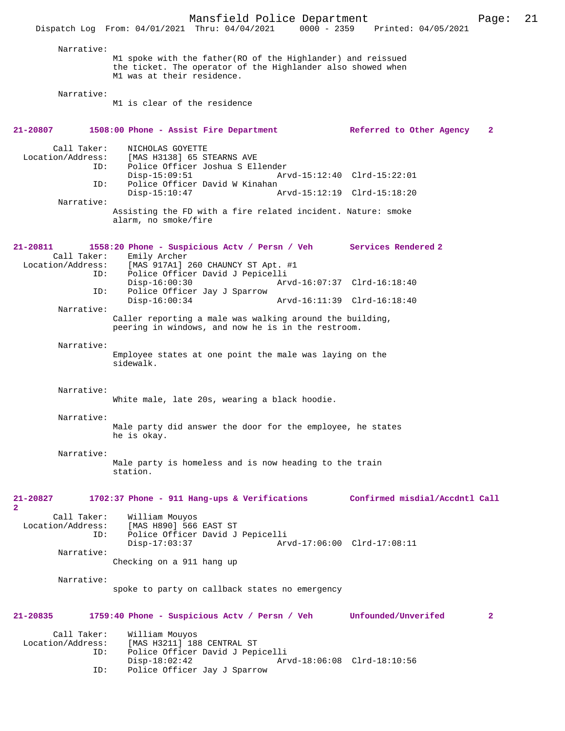Narrative:
M1 spoke with the father(RO of the Highlander) and reissued the ticket. The operator of the Highlander also showed when M1 was at their residence.

Narrative:
M1 is clear of the residence

**21-20807 1508:00 Phone - Assist Fire Department Referred to Other Agency 2**

Call Taker: NICHOLAS GOYETTE
Location/Address: [MAS H3138] 65 STEARNS AVE
ID: Police Officer Joshua S Ellender
Disp-15:09:51 Arvd-15:12:40 Clrd-15:22:01
ID: Police Officer David W Kinahan
Disp-15:10:47 Arvd-15:12:19 Clrd-15:18:20
Narrative:
Assisting the FD with a fire related incident. Nature: smoke alarm, no smoke/fire

**21-20811 1558:20 Phone - Suspicious Actv / Persn / Veh Services Rendered 2**

Call Taker: Emily Archer
Location/Address: [MAS 917A1] 260 CHAUNCY ST Apt. #1
ID: Police Officer David J Pepicelli
Disp-16:00:30 Arvd-16:07:37 Clrd-16:18:40
ID: Police Officer Jay J Sparrow
Disp-16:00:34 Arvd-16:11:39 Clrd-16:18:40
Narrative:
Caller reporting a male was walking around the building, peering in windows, and now he is in the restroom.

Narrative:
Employee states at one point the male was laying on the sidewalk.

Narrative:
White male, late 20s, wearing a black hoodie.

Narrative:
Male party did answer the door for the employee, he states he is okay.

Narrative:
Male party is homeless and is now heading to the train station.

**21-20827 1702:37 Phone - 911 Hang-ups & Verifications Confirmed misdial/Accdntl Call 2**

Call Taker: William Mouyos
Location/Address: [MAS H890] 566 EAST ST
ID: Police Officer David J Pepicelli
Disp-17:03:37 Arvd-17:06:00 Clrd-17:08:11
Narrative:
Checking on a 911 hang up

Narrative:
spoke to party on callback states no emergency

**21-20835 1759:40 Phone - Suspicious Actv / Persn / Veh Unfounded/Unverifed 2**

Call Taker: William Mouyos
Location/Address: [MAS H3211] 188 CENTRAL ST
ID: Police Officer David J Pepicelli
Disp-18:02:42 Arvd-18:06:08 Clrd-18:10:56
ID: Police Officer Jay J Sparrow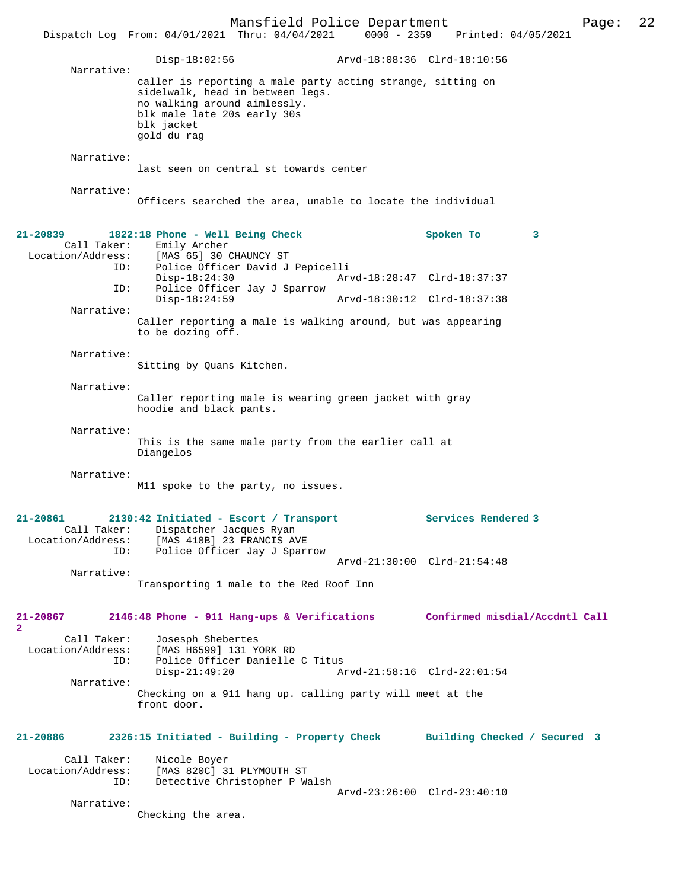Disp-18:02:56 Arvd-18:08:36 Clrd-18:10:56

Narrative:
caller is reporting a male party acting strange, sitting on sidelwalk, head in between legs.
no walking around aimlessly.
blk male late 20s early 30s
blk jacket
gold du rag

Narrative:
last seen on central st towards center

Narrative:
Officers searched the area, unable to locate the individual

**21-20839 1822:18 Phone - Well Being Check Spoken To 3**

Call Taker: Emily Archer
Location/Address: [MAS 65] 30 CHAUNCY ST
ID: Police Officer David J Pepicelli
Disp-18:24:30 Arvd-18:28:47 Clrd-18:37:37
ID: Police Officer Jay J Sparrow
Disp-18:24:59 Arvd-18:30:12 Clrd-18:37:38

Narrative:
Caller reporting a male is walking around, but was appearing to be dozing off.

Narrative:
Sitting by Quans Kitchen.

Narrative:
Caller reporting male is wearing green jacket with gray hoodie and black pants.

Narrative:
This is the same male party from the earlier call at Diangelos

Narrative:
M11 spoke to the party, no issues.

**21-20861 2130:42 Initiated - Escort / Transport Services Rendered 3**

Call Taker: Dispatcher Jacques Ryan
Location/Address: [MAS 418B] 23 FRANCIS AVE
ID: Police Officer Jay J Sparrow
Arvd-21:30:00 Clrd-21:54:48

Narrative:
Transporting 1 male to the Red Roof Inn

**21-20867 2146:48 Phone - 911 Hang-ups & Verifications Confirmed misdial/Accdntl Call 2**

Call Taker: Josesph Shebertes
Location/Address: [MAS H6599] 131 YORK RD
ID: Police Officer Danielle C Titus
Disp-21:49:20 Arvd-21:58:16 Clrd-22:01:54

Narrative:
Checking on a 911 hang up. calling party will meet at the front door.

**21-20886 2326:15 Initiated - Building - Property Check Building Checked / Secured 3**

Call Taker: Nicole Boyer
Location/Address: [MAS 820C] 31 PLYMOUTH ST
ID: Detective Christopher P Walsh
Arvd-23:26:00 Clrd-23:40:10

Narrative:
Checking the area.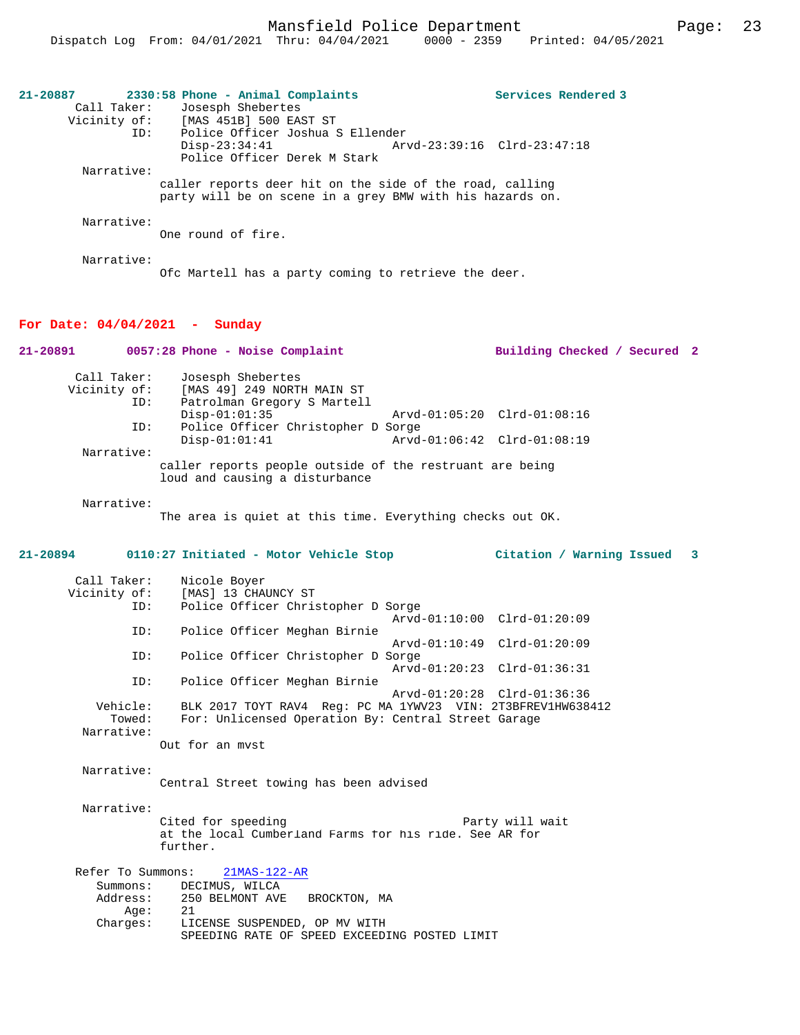**21-20887** 2330:58 Phone - Animal Complaints **Services Rendered 3**

```
 Call Taker:    Josesph Shebertes
 Vicinity of:   [MAS 451B] 500 EAST ST
         ID:    Police Officer Joshua S Ellender
                Disp-23:34:41                Arvd-23:39:16  Clrd-23:47:18
                Police Officer Derek M Stark
  Narrative:
              caller reports deer hit on the side of the road, calling
              party will be on scene in a grey BMW with his hazards on.

  Narrative:
              One round of fire.

  Narrative:
              Ofc Martell has a party coming to retrieve the deer.
```

## For Date: 04/04/2021 - Sunday

**21-20891** 0057:28 Phone - Noise Complaint **Building Checked / Secured 2**

```
 Call Taker:    Josesph Shebertes
 Vicinity of:   [MAS 49] 249 NORTH MAIN ST
         ID:    Patrolman Gregory S Martell
                Disp-01:01:35                Arvd-01:05:20  Clrd-01:08:16
         ID:    Police Officer Christopher D Sorge
                Disp-01:01:41                Arvd-01:06:42  Clrd-01:08:19
  Narrative:
              caller reports people outside of the restruant are being
              loud and causing a disturbance

  Narrative:
              The area is quiet at this time. Everything checks out OK.
```

**21-20894** 0110:27 Initiated - Motor Vehicle Stop **Citation / Warning Issued 3**

```
 Call Taker:    Nicole Boyer
 Vicinity of:   [MAS] 13 CHAUNCY ST
         ID:    Police Officer Christopher D Sorge
                                             Arvd-01:10:00  Clrd-01:20:09
         ID:    Police Officer Meghan Birnie
                                             Arvd-01:10:49  Clrd-01:20:09
         ID:    Police Officer Christopher D Sorge
                                             Arvd-01:20:23  Clrd-01:36:31
         ID:    Police Officer Meghan Birnie
                                             Arvd-01:20:28  Clrd-01:36:36
    Vehicle:    BLK 2017 TOYT RAV4  Reg: PC MA 1YWV23  VIN: 2T3BFREV1HW638412
      Towed:    For: Unlicensed Operation By: Central Street Garage
  Narrative:
              Out for an mvst

  Narrative:
              Central Street towing has been advised

  Narrative:
              Cited for speeding                          Party will wait
              at the local Cumberland Farms for his ride. See AR for
              further.

 Refer To Summons:   21MAS-122-AR
    Summons:    DECIMUS, WILCA
    Address:    250 BELMONT AVE   BROCKTON, MA
        Age:    21
    Charges:    LICENSE SUSPENDED, OP MV WITH
                SPEEDING RATE OF SPEED EXCEEDING POSTED LIMIT
```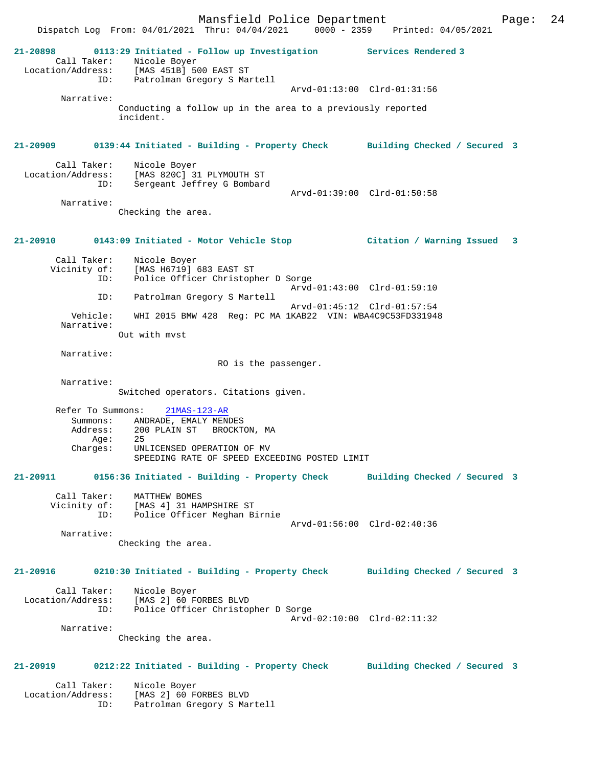**21-20898 0113:29 Initiated - Follow up Investigation Services Rendered 3**

Call Taker: Nicole Boyer
Location/Address: [MAS 451B] 500 EAST ST
ID: Patrolman Gregory S Martell
Arvd-01:13:00 Clrd-01:31:56

Narrative:
Conducting a follow up in the area to a previously reported incident.

**21-20909 0139:44 Initiated - Building - Property Check Building Checked / Secured 3**

Call Taker: Nicole Boyer
Location/Address: [MAS 820C] 31 PLYMOUTH ST
ID: Sergeant Jeffrey G Bombard
Arvd-01:39:00 Clrd-01:50:58

Narrative:
Checking the area.

**21-20910 0143:09 Initiated - Motor Vehicle Stop Citation / Warning Issued 3**

Call Taker: Nicole Boyer
Vicinity of: [MAS H6719] 683 EAST ST
ID: Police Officer Christopher D Sorge
Arvd-01:43:00 Clrd-01:59:10
ID: Patrolman Gregory S Martell
Arvd-01:45:12 Clrd-01:57:54
Vehicle: WHI 2015 BMW 428 Reg: PC MA 1KAB22 VIN: WBA4C9C53FD331948

Narrative:
Out with mvst

Narrative:
RO is the passenger.

Narrative:
Switched operators. Citations given.

Refer To Summons: 21MAS-123-AR
Summons: ANDRADE, EMALY MENDES
Address: 200 PLAIN ST BROCKTON, MA
Age: 25
Charges: UNLICENSED OPERATION OF MV
SPEEDING RATE OF SPEED EXCEEDING POSTED LIMIT

**21-20911 0156:36 Initiated - Building - Property Check Building Checked / Secured 3**

Call Taker: MATTHEW BOMES
Vicinity of: [MAS 4] 31 HAMPSHIRE ST
ID: Police Officer Meghan Birnie
Arvd-01:56:00 Clrd-02:40:36

Narrative:
Checking the area.

**21-20916 0210:30 Initiated - Building - Property Check Building Checked / Secured 3**

Call Taker: Nicole Boyer
Location/Address: [MAS 2] 60 FORBES BLVD
ID: Police Officer Christopher D Sorge
Arvd-02:10:00 Clrd-02:11:32

Narrative:
Checking the area.

**21-20919 0212:22 Initiated - Building - Property Check Building Checked / Secured 3**

Call Taker: Nicole Boyer
Location/Address: [MAS 2] 60 FORBES BLVD
ID: Patrolman Gregory S Martell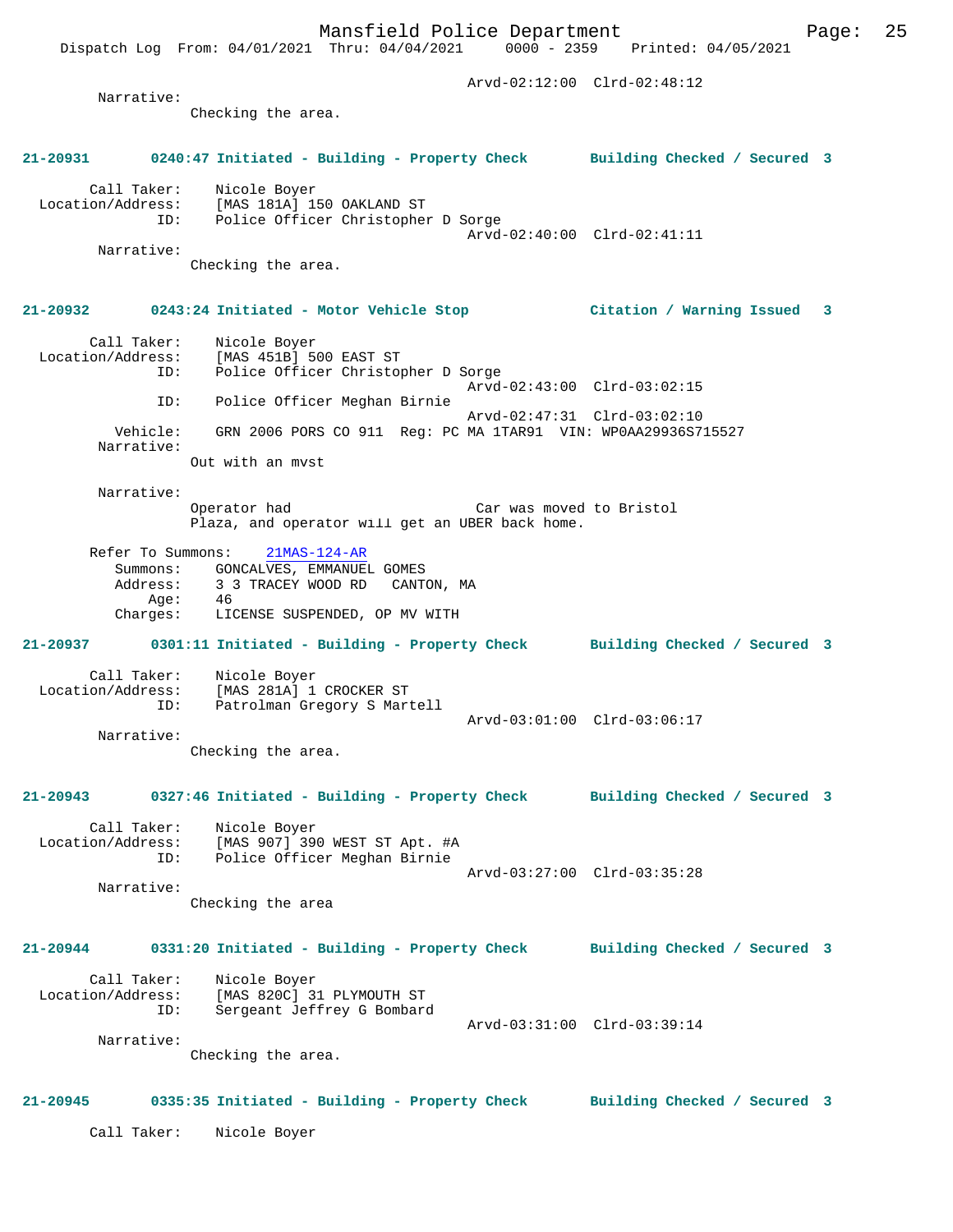Arvd-02:12:00 Clrd-02:48:12

Narrative:
Checking the area.

**21-20931 0240:47 Initiated - Building - Property Check Building Checked / Secured 3**

Call Taker: Nicole Boyer
Location/Address: [MAS 181A] 150 OAKLAND ST
ID: Police Officer Christopher D Sorge
Arvd-02:40:00 Clrd-02:41:11

Narrative:
Checking the area.

**21-20932 0243:24 Initiated - Motor Vehicle Stop Citation / Warning Issued 3**

Call Taker: Nicole Boyer
Location/Address: [MAS 451B] 500 EAST ST
ID: Police Officer Christopher D Sorge
Arvd-02:43:00 Clrd-03:02:15
ID: Police Officer Meghan Birnie
Arvd-02:47:31 Clrd-03:02:10
Vehicle: GRN 2006 PORS CO 911 Reg: PC MA 1TAR91 VIN: WP0AA29936S715527

Narrative:
Out with an mvst

Narrative:
Operator had Car was moved to Bristol Plaza, and operator will get an UBER back home.

Refer To Summons: 21MAS-124-AR
Summons: GONCALVES, EMMANUEL GOMES
Address: 3 3 TRACEY WOOD RD CANTON, MA
Age: 46
Charges: LICENSE SUSPENDED, OP MV WITH

**21-20937 0301:11 Initiated - Building - Property Check Building Checked / Secured 3**

Call Taker: Nicole Boyer
Location/Address: [MAS 281A] 1 CROCKER ST
ID: Patrolman Gregory S Martell
Arvd-03:01:00 Clrd-03:06:17

Narrative:
Checking the area.

**21-20943 0327:46 Initiated - Building - Property Check Building Checked / Secured 3**

Call Taker: Nicole Boyer
Location/Address: [MAS 907] 390 WEST ST Apt. #A
ID: Police Officer Meghan Birnie
Arvd-03:27:00 Clrd-03:35:28

Narrative:
Checking the area

**21-20944 0331:20 Initiated - Building - Property Check Building Checked / Secured 3**

Call Taker: Nicole Boyer
Location/Address: [MAS 820C] 31 PLYMOUTH ST
ID: Sergeant Jeffrey G Bombard
Arvd-03:31:00 Clrd-03:39:14

Narrative:
Checking the area.

**21-20945 0335:35 Initiated - Building - Property Check Building Checked / Secured 3**

Call Taker: Nicole Boyer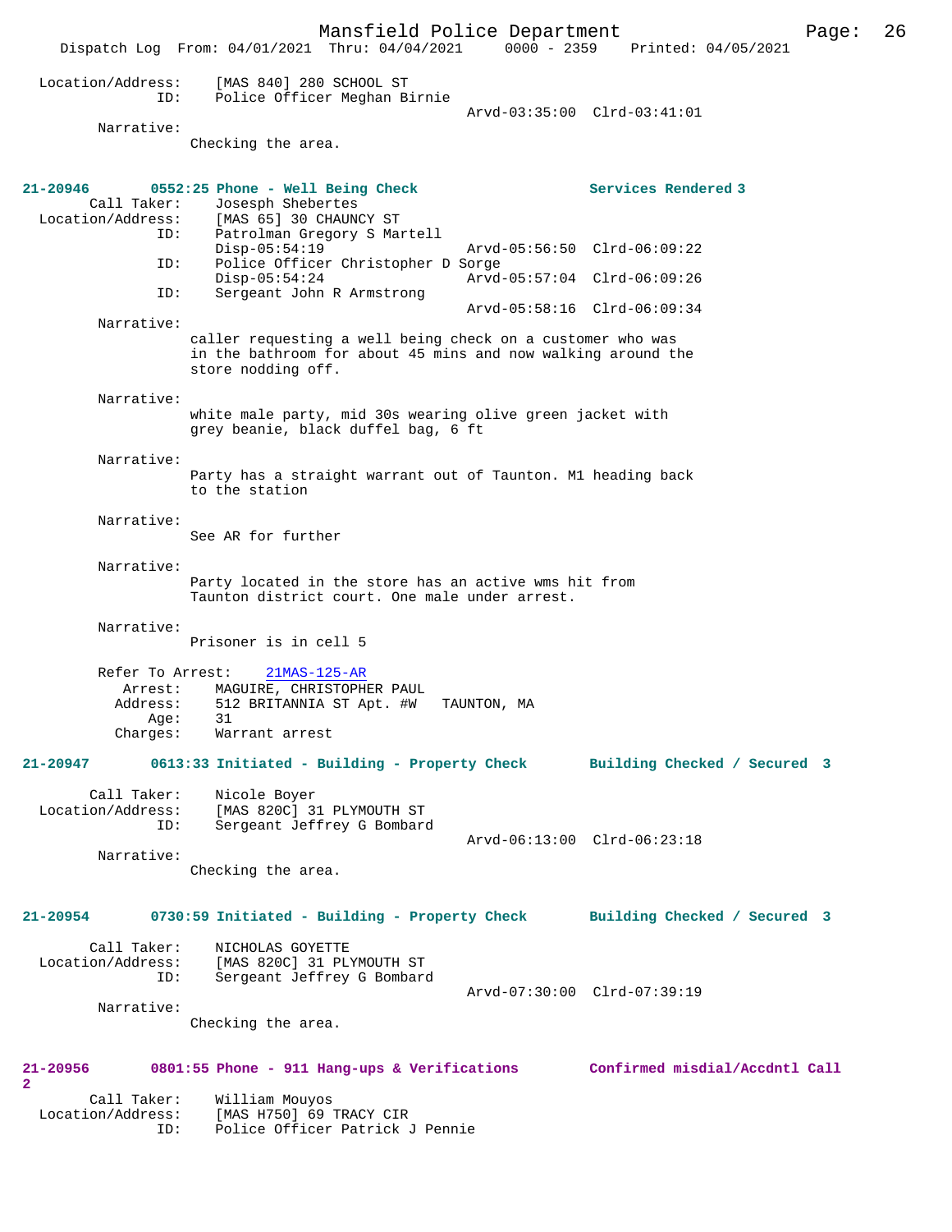```
 Location/Address:     [MAS 840] 280 SCHOOL ST
               ID:     Police Officer Meghan Birnie
                                                   Arvd-03:35:00  Clrd-03:41:01
        Narrative:
                  Checking the area.


21-20946        0552:25 Phone - Well Being Check                      Services Rendered 3
        Call Taker:    Josesph Shebertes
  Location/Address:    [MAS 65] 30 CHAUNCY ST
               ID:     Patrolman Gregory S Martell
                       Disp-05:54:19               Arvd-05:56:50  Clrd-06:09:22
               ID:     Police Officer Christopher D Sorge
                       Disp-05:54:24               Arvd-05:57:04  Clrd-06:09:26
               ID:     Sergeant John R Armstrong
                                                   Arvd-05:58:16  Clrd-06:09:34
        Narrative:
                  caller requesting a well being check on a customer who was
                  in the bathroom for about 45 mins and now walking around the
                  store nodding off.

        Narrative:
                  white male party, mid 30s wearing olive green jacket with
                  grey beanie, black duffel bag, 6 ft

        Narrative:
                  Party has a straight warrant out of Taunton. M1 heading back
                  to the station

        Narrative:
                  See AR for further

        Narrative:
                  Party located in the store has an active wms hit from
                  Taunton district court. One male under arrest.

        Narrative:
                  Prisoner is in cell 5

        Refer To Arrest:    21MAS-125-AR
            Arrest:    MAGUIRE, CHRISTOPHER PAUL
           Address:    512 BRITANNIA ST Apt. #W   TAUNTON, MA
               Age:    31
           Charges:    Warrant arrest

21-20947        0613:33 Initiated - Building - Property Check       Building Checked / Secured 3

        Call Taker:    Nicole Boyer
  Location/Address:    [MAS 820C] 31 PLYMOUTH ST
               ID:     Sergeant Jeffrey G Bombard
                                                   Arvd-06:13:00  Clrd-06:23:18
        Narrative:
                  Checking the area.


21-20954        0730:59 Initiated - Building - Property Check       Building Checked / Secured 3

        Call Taker:    NICHOLAS GOYETTE
  Location/Address:    [MAS 820C] 31 PLYMOUTH ST
               ID:     Sergeant Jeffrey G Bombard
                                                   Arvd-07:30:00  Clrd-07:39:19
        Narrative:
                  Checking the area.


21-20956        0801:55 Phone - 911 Hang-ups & Verifications        Confirmed misdial/Accdntl Call
2
        Call Taker:    William Mouyos
  Location/Address:    [MAS H750] 69 TRACY CIR
               ID:     Police Officer Patrick J Pennie
```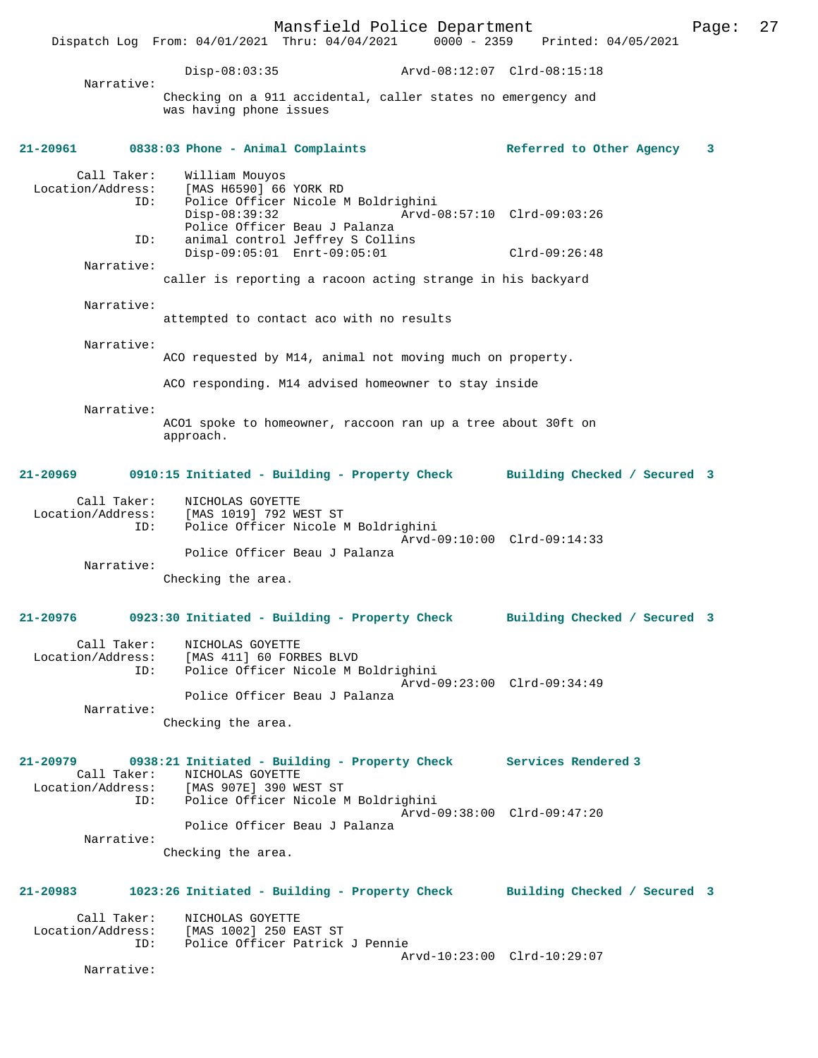Disp-08:03:35 Arvd-08:12:07 Clrd-08:15:18

Narrative:
Checking on a 911 accidental, caller states no emergency and was having phone issues

**21-20961 0838:03 Phone - Animal Complaints Referred to Other Agency 3**

Call Taker: William Mouyos
Location/Address: [MAS H6590] 66 YORK RD
ID: Police Officer Nicole M Boldrighini
Disp-08:39:32 Arvd-08:57:10 Clrd-09:03:26
Police Officer Beau J Palanza
ID: animal control Jeffrey S Collins
Disp-09:05:01 Enrt-09:05:01 Clrd-09:26:48

Narrative:
caller is reporting a racoon acting strange in his backyard

Narrative:
attempted to contact aco with no results

Narrative:
ACO requested by M14, animal not moving much on property.

ACO responding. M14 advised homeowner to stay inside

Narrative:
ACO1 spoke to homeowner, raccoon ran up a tree about 30ft on approach.

**21-20969 0910:15 Initiated - Building - Property Check Building Checked / Secured 3**

Call Taker: NICHOLAS GOYETTE
Location/Address: [MAS 1019] 792 WEST ST
ID: Police Officer Nicole M Boldrighini
Arvd-09:10:00 Clrd-09:14:33
Police Officer Beau J Palanza

Narrative:
Checking the area.

**21-20976 0923:30 Initiated - Building - Property Check Building Checked / Secured 3**

Call Taker: NICHOLAS GOYETTE
Location/Address: [MAS 411] 60 FORBES BLVD
ID: Police Officer Nicole M Boldrighini
Arvd-09:23:00 Clrd-09:34:49
Police Officer Beau J Palanza

Narrative:
Checking the area.

**21-20979 0938:21 Initiated - Building - Property Check Services Rendered 3**

Call Taker: NICHOLAS GOYETTE
Location/Address: [MAS 907E] 390 WEST ST
ID: Police Officer Nicole M Boldrighini
Arvd-09:38:00 Clrd-09:47:20
Police Officer Beau J Palanza

Narrative:
Checking the area.

**21-20983 1023:26 Initiated - Building - Property Check Building Checked / Secured 3**

Call Taker: NICHOLAS GOYETTE
Location/Address: [MAS 1002] 250 EAST ST
ID: Police Officer Patrick J Pennie
Arvd-10:23:00 Clrd-10:29:07

Narrative: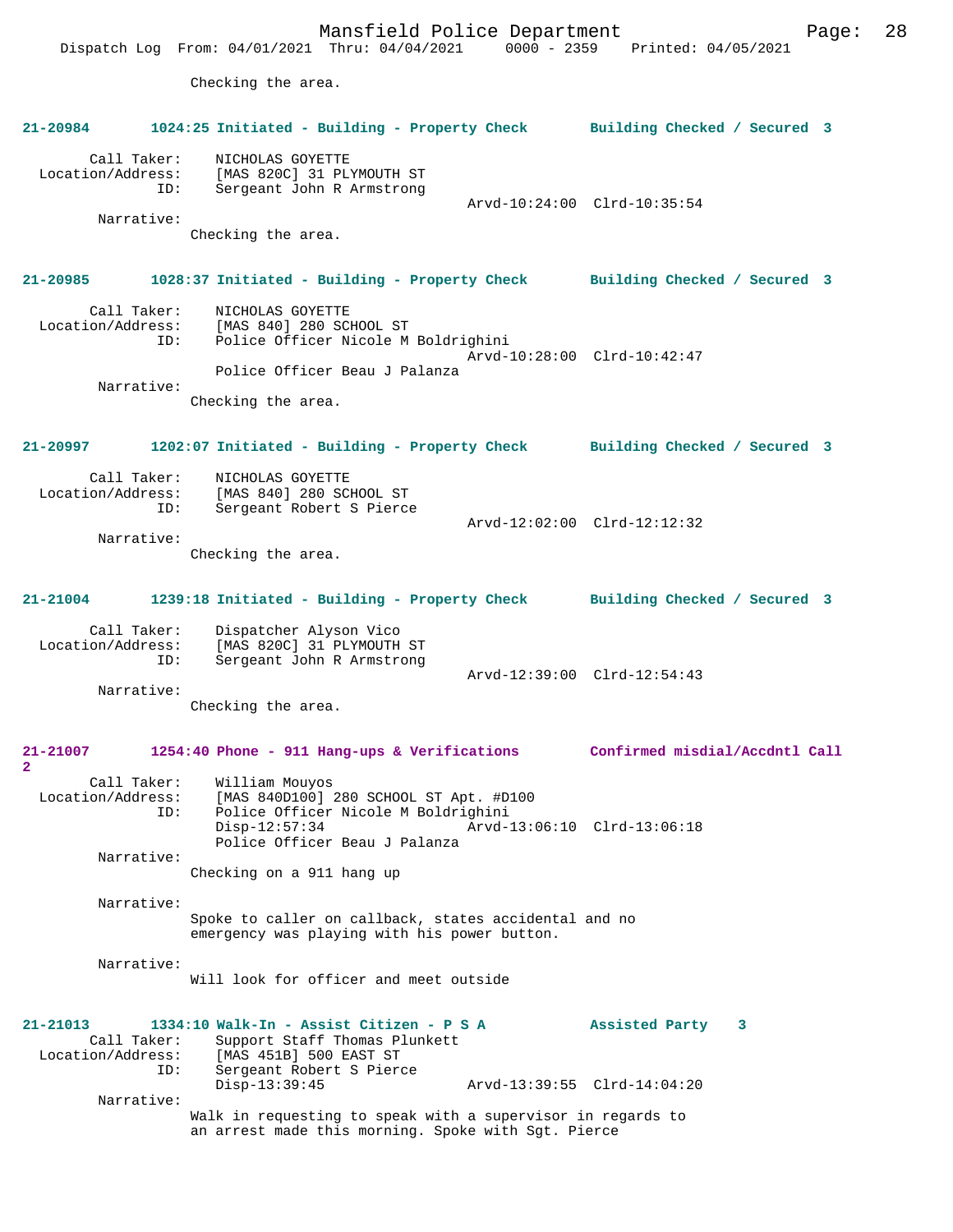Checking the area.

**21-20984 1024:25 Initiated - Building - Property Check Building Checked / Secured 3**

Call Taker: NICHOLAS GOYETTE
Location/Address: [MAS 820C] 31 PLYMOUTH ST
ID: Sergeant John R Armstrong
Arvd-10:24:00 Clrd-10:35:54

Narrative:
Checking the area.

**21-20985 1028:37 Initiated - Building - Property Check Building Checked / Secured 3**

Call Taker: NICHOLAS GOYETTE
Location/Address: [MAS 840] 280 SCHOOL ST
ID: Police Officer Nicole M Boldrighini
Arvd-10:28:00 Clrd-10:42:47
Police Officer Beau J Palanza

Narrative:
Checking the area.

**21-20997 1202:07 Initiated - Building - Property Check Building Checked / Secured 3**

Call Taker: NICHOLAS GOYETTE
Location/Address: [MAS 840] 280 SCHOOL ST
ID: Sergeant Robert S Pierce
Arvd-12:02:00 Clrd-12:12:32

Narrative:
Checking the area.

**21-21004 1239:18 Initiated - Building - Property Check Building Checked / Secured 3**

Call Taker: Dispatcher Alyson Vico
Location/Address: [MAS 820C] 31 PLYMOUTH ST
ID: Sergeant John R Armstrong
Arvd-12:39:00 Clrd-12:54:43

Narrative:
Checking the area.

**21-21007 1254:40 Phone - 911 Hang-ups & Verifications Confirmed misdial/Accdntl Call 2**

Call Taker: William Mouyos
Location/Address: [MAS 840D100] 280 SCHOOL ST Apt. #D100
ID: Police Officer Nicole M Boldrighini
Disp-12:57:34 Arvd-13:06:10 Clrd-13:06:18
Police Officer Beau J Palanza

Narrative:
Checking on a 911 hang up

Narrative:
Spoke to caller on callback, states accidental and no emergency was playing with his power button.

Narrative:
Will look for officer and meet outside

**21-21013 1334:10 Walk-In - Assist Citizen - P S A Assisted Party 3**

Call Taker: Support Staff Thomas Plunkett
Location/Address: [MAS 451B] 500 EAST ST
ID: Sergeant Robert S Pierce
Disp-13:39:45 Arvd-13:39:55 Clrd-14:04:20

Narrative:
Walk in requesting to speak with a supervisor in regards to an arrest made this morning. Spoke with Sgt. Pierce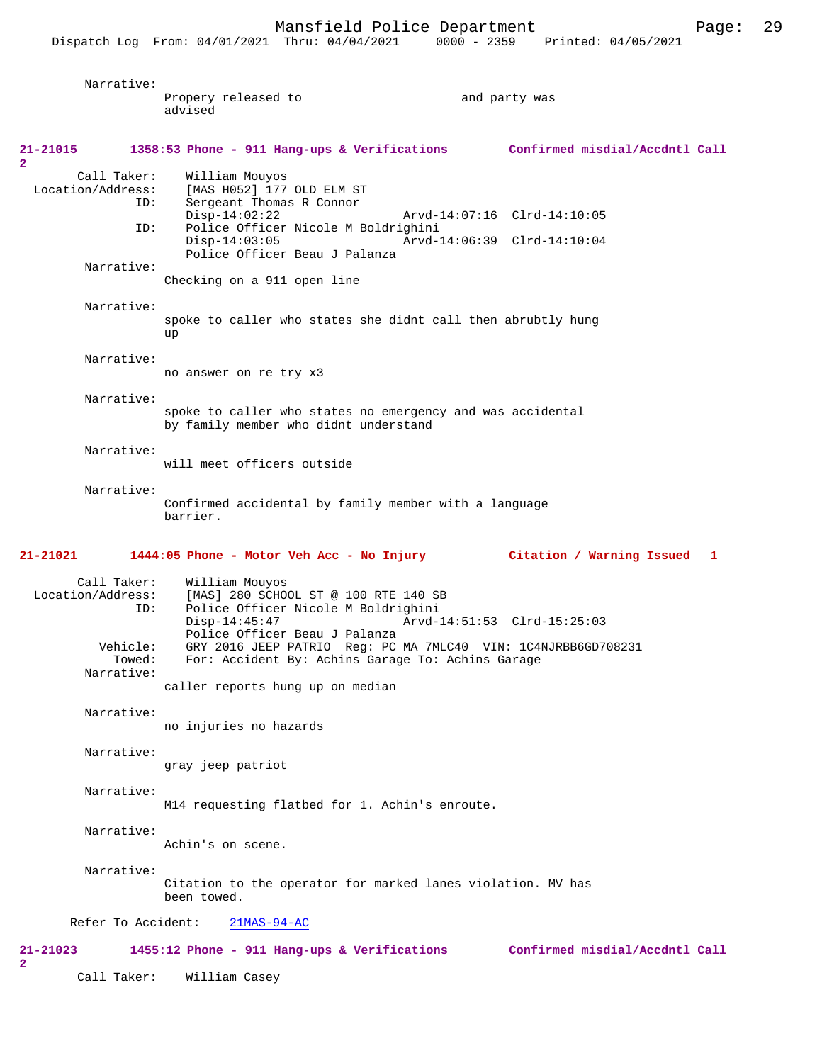Narrative:
Propery released to                      and party was advised

**21-21015        1358:53 Phone - 911 Hang-ups & Verifications        Confirmed misdial/Accdntl Call 2**

Call Taker: William Mouyos
Location/Address: [MAS H052] 177 OLD ELM ST
ID: Sergeant Thomas R Connor
Disp-14:02:22        Arvd-14:07:16  Clrd-14:10:05
ID: Police Officer Nicole M Boldrighini
Disp-14:03:05        Arvd-14:06:39  Clrd-14:10:04
Police Officer Beau J Palanza

Narrative:
Checking on a 911 open line

Narrative:
spoke to caller who states she didnt call then abrubtly hung up

Narrative:
no answer on re try x3

Narrative:
spoke to caller who states no emergency and was accidental by family member who didnt understand

Narrative:
will meet officers outside

Narrative:
Confirmed accidental by family member with a language barrier.

**21-21021        1444:05 Phone - Motor Veh Acc - No Injury        Citation / Warning Issued 1**

Call Taker: William Mouyos
Location/Address: [MAS] 280 SCHOOL ST @ 100 RTE 140 SB
ID: Police Officer Nicole M Boldrighini
Disp-14:45:47        Arvd-14:51:53  Clrd-15:25:03
Police Officer Beau J Palanza
Vehicle: GRY 2016 JEEP PATRIO  Reg: PC MA 7MLC40  VIN: 1C4NJRBB6GD708231
Towed: For: Accident By: Achins Garage To: Achins Garage

Narrative:
caller reports hung up on median

Narrative:
no injuries no hazards

Narrative:
gray jeep patriot

Narrative:
M14 requesting flatbed for 1. Achin's enroute.

Narrative:
Achin's on scene.

Narrative:
Citation to the operator for marked lanes violation. MV has been towed.

Refer To Accident: 21MAS-94-AC

**21-21023        1455:12 Phone - 911 Hang-ups & Verifications        Confirmed misdial/Accdntl Call 2**

Call Taker: William Casey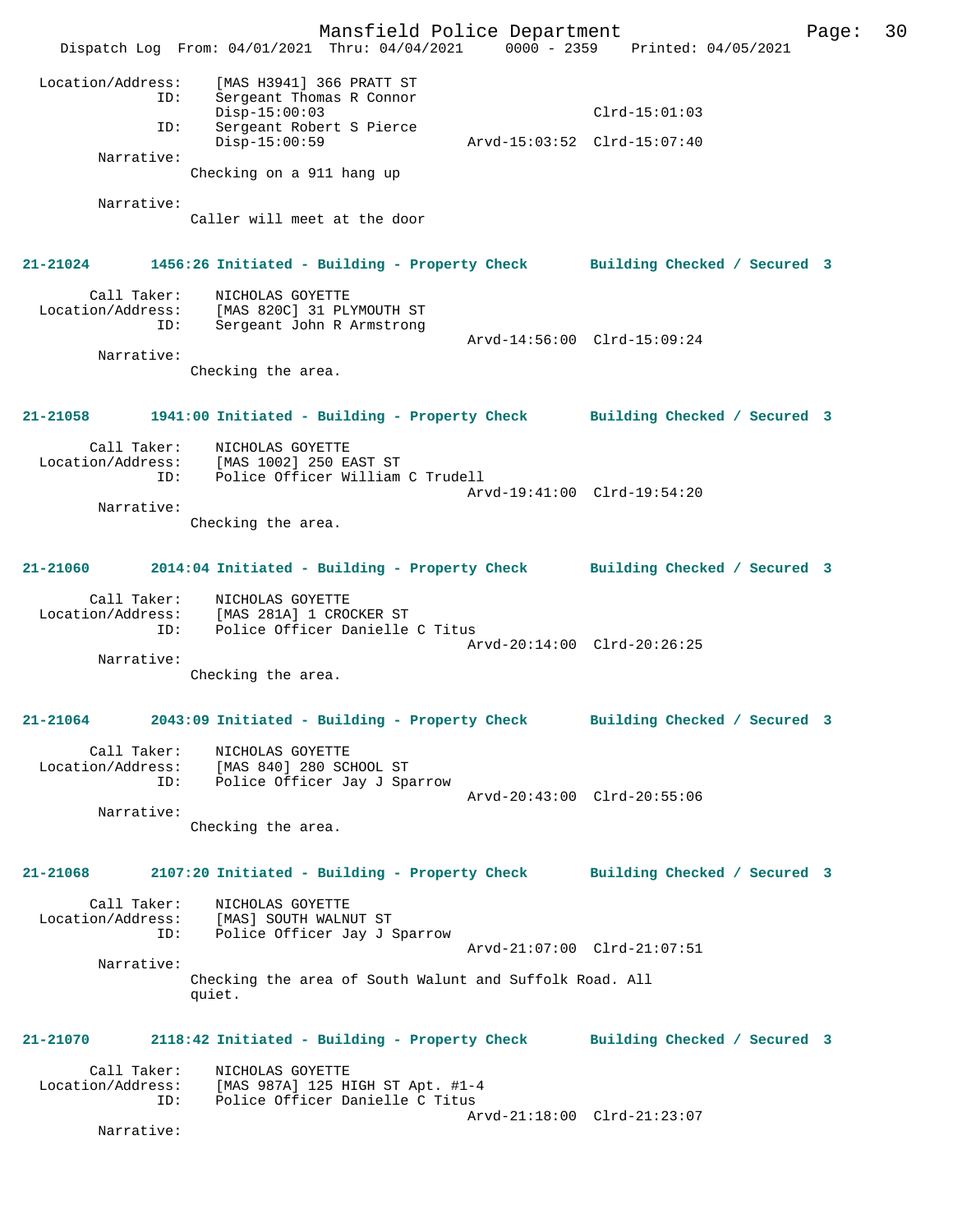```
Location/Address:    [MAS H3941] 366 PRATT ST
              ID:    Sergeant Thomas R Connor
                     Disp-15:00:03                          Clrd-15:01:03
              ID:    Sergeant Robert S Pierce
                     Disp-15:00:59              Arvd-15:03:52  Clrd-15:07:40
       Narrative:
                   Checking on a 911 hang up

       Narrative:
                   Caller will meet at the door
```

**21-21024 1456:26 Initiated - Building - Property Check Building Checked / Secured 3**

```
      Call Taker:    NICHOLAS GOYETTE
Location/Address:    [MAS 820C] 31 PLYMOUTH ST
              ID:    Sergeant John R Armstrong
                                                Arvd-14:56:00  Clrd-15:09:24
       Narrative:
                   Checking the area.
```

**21-21058 1941:00 Initiated - Building - Property Check Building Checked / Secured 3**

```
      Call Taker:    NICHOLAS GOYETTE
Location/Address:    [MAS 1002] 250 EAST ST
              ID:    Police Officer William C Trudell
                                                Arvd-19:41:00  Clrd-19:54:20
       Narrative:
                   Checking the area.
```

**21-21060 2014:04 Initiated - Building - Property Check Building Checked / Secured 3**

```
      Call Taker:    NICHOLAS GOYETTE
Location/Address:    [MAS 281A] 1 CROCKER ST
              ID:    Police Officer Danielle C Titus
                                                Arvd-20:14:00  Clrd-20:26:25
       Narrative:
                   Checking the area.
```

**21-21064 2043:09 Initiated - Building - Property Check Building Checked / Secured 3**

```
      Call Taker:    NICHOLAS GOYETTE
Location/Address:    [MAS 840] 280 SCHOOL ST
              ID:    Police Officer Jay J Sparrow
                                                Arvd-20:43:00  Clrd-20:55:06
       Narrative:
                   Checking the area.
```

**21-21068 2107:20 Initiated - Building - Property Check Building Checked / Secured 3**

```
      Call Taker:    NICHOLAS GOYETTE
Location/Address:    [MAS] SOUTH WALNUT ST
              ID:    Police Officer Jay J Sparrow
                                                Arvd-21:07:00  Clrd-21:07:51
       Narrative:
                   Checking the area of South Walunt and Suffolk Road. All
                   quiet.
```

**21-21070 2118:42 Initiated - Building - Property Check Building Checked / Secured 3**

```
      Call Taker:    NICHOLAS GOYETTE
Location/Address:    [MAS 987A] 125 HIGH ST Apt. #1-4
              ID:    Police Officer Danielle C Titus
                                                Arvd-21:18:00  Clrd-21:23:07
       Narrative:
```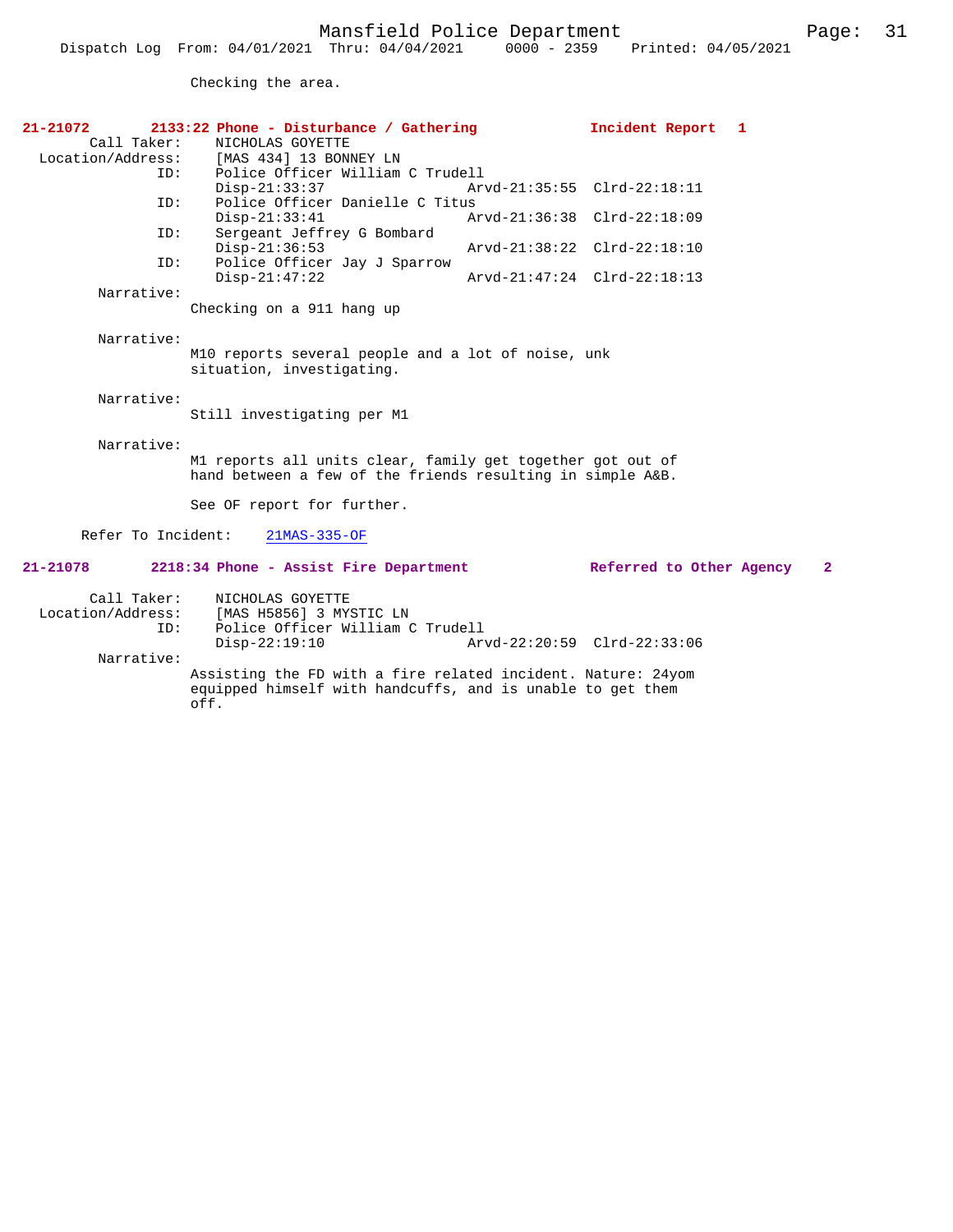Checking the area.

**21-21072 2133:22 Phone - Disturbance / Gathering Incident Report 1**

Call Taker: NICHOLAS GOYETTE
Location/Address: [MAS 434] 13 BONNEY LN
ID: Police Officer William C Trudell
Disp-21:33:37 Arvd-21:35:55 Clrd-22:18:11
ID: Police Officer Danielle C Titus
Disp-21:33:41 Arvd-21:36:38 Clrd-22:18:09
ID: Sergeant Jeffrey G Bombard
Disp-21:36:53 Arvd-21:38:22 Clrd-22:18:10
ID: Police Officer Jay J Sparrow
Disp-21:47:22 Arvd-21:47:24 Clrd-22:18:13

Narrative:
Checking on a 911 hang up

Narrative:
M10 reports several people and a lot of noise, unk situation, investigating.

Narrative:
Still investigating per M1

Narrative:
M1 reports all units clear, family get together got out of hand between a few of the friends resulting in simple A&B.

See OF report for further.

Refer To Incident: 21MAS-335-OF

**21-21078 2218:34 Phone - Assist Fire Department Referred to Other Agency 2**

Call Taker: NICHOLAS GOYETTE
Location/Address: [MAS H5856] 3 MYSTIC LN
ID: Police Officer William C Trudell
Disp-22:19:10 Arvd-22:20:59 Clrd-22:33:06

Narrative:
Assisting the FD with a fire related incident. Nature: 24yom equipped himself with handcuffs, and is unable to get them off.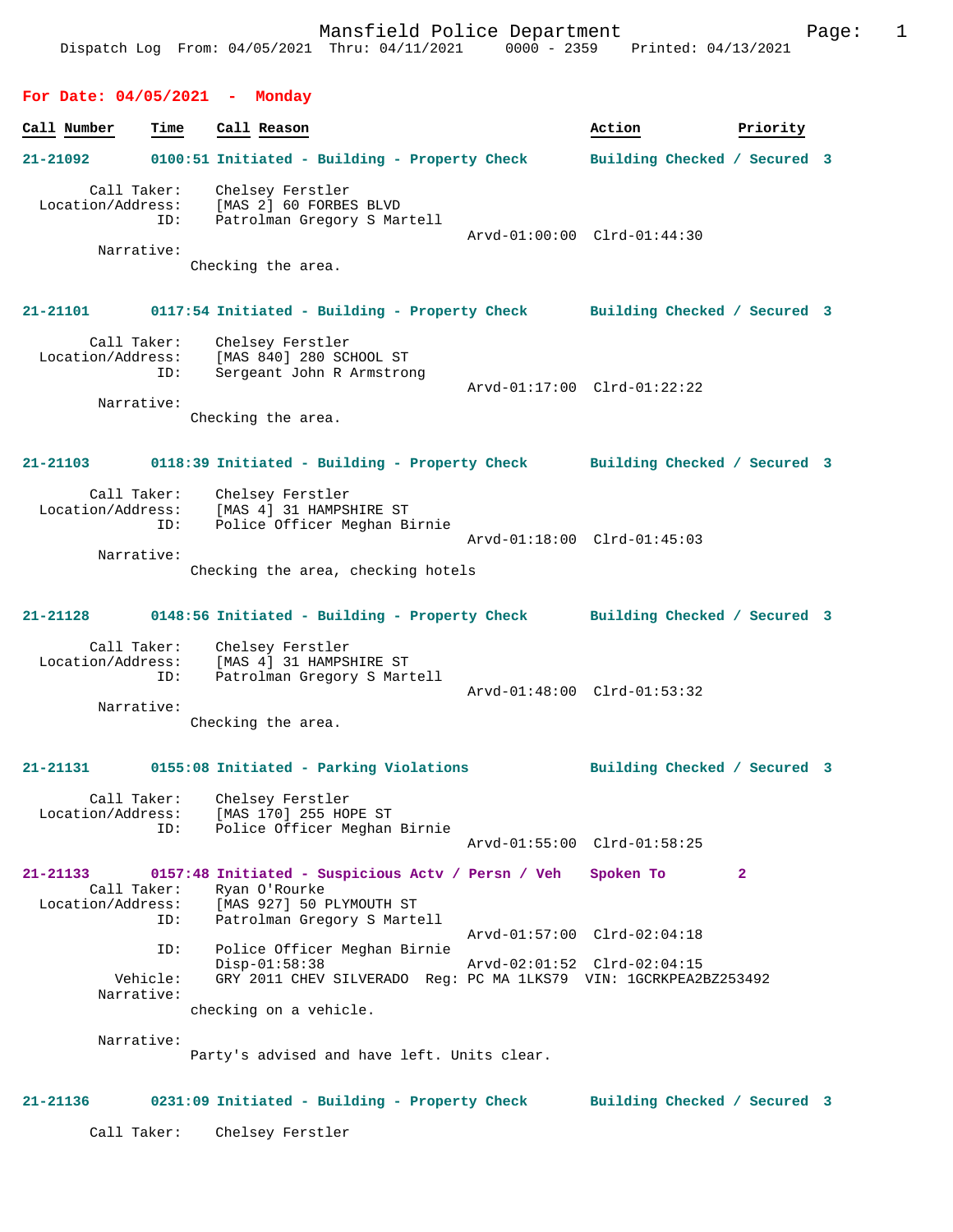Dispatch Log From: 04/05/2021 Thru: 04/11/2021 0000 - 2359 Printed: 04/13/2021

## For Date: 04/05/2021 - Monday

| Call Number | Time | Call Reason | Action | Priority |
|---|---|---|---|---|

**21-21092** 0100:51 Initiated - Building - Property Check — Building Checked / Secured 3

Call Taker: Chelsey Ferstler
Location/Address: [MAS 2] 60 FORBES BLVD
ID: Patrolman Gregory S Martell
Arvd-01:00:00 Clrd-01:44:30
Narrative:
Checking the area.

**21-21101** 0117:54 Initiated - Building - Property Check — Building Checked / Secured 3

Call Taker: Chelsey Ferstler
Location/Address: [MAS 840] 280 SCHOOL ST
ID: Sergeant John R Armstrong
Arvd-01:17:00 Clrd-01:22:22
Narrative:
Checking the area.

**21-21103** 0118:39 Initiated - Building - Property Check — Building Checked / Secured 3

Call Taker: Chelsey Ferstler
Location/Address: [MAS 4] 31 HAMPSHIRE ST
ID: Police Officer Meghan Birnie
Arvd-01:18:00 Clrd-01:45:03
Narrative:
Checking the area, checking hotels

**21-21128** 0148:56 Initiated - Building - Property Check — Building Checked / Secured 3

Call Taker: Chelsey Ferstler
Location/Address: [MAS 4] 31 HAMPSHIRE ST
ID: Patrolman Gregory S Martell
Arvd-01:48:00 Clrd-01:53:32
Narrative:
Checking the area.

**21-21131** 0155:08 Initiated - Parking Violations — Building Checked / Secured 3

Call Taker: Chelsey Ferstler
Location/Address: [MAS 170] 255 HOPE ST
ID: Police Officer Meghan Birnie
Arvd-01:55:00 Clrd-01:58:25

**21-21133** 0157:48 Initiated - Suspicious Actv / Persn / Veh — Spoken To 2

Call Taker: Ryan O'Rourke
Location/Address: [MAS 927] 50 PLYMOUTH ST
ID: Patrolman Gregory S Martell
Arvd-01:57:00 Clrd-02:04:18
ID: Police Officer Meghan Birnie
Disp-01:58:38 Arvd-02:01:52 Clrd-02:04:15
Vehicle: GRY 2011 CHEV SILVERADO Reg: PC MA 1LKS79 VIN: 1GCRKPEA2BZ253492
Narrative:
checking on a vehicle.

Narrative:
Party's advised and have left. Units clear.

**21-21136** 0231:09 Initiated - Building - Property Check — Building Checked / Secured 3

Call Taker: Chelsey Ferstler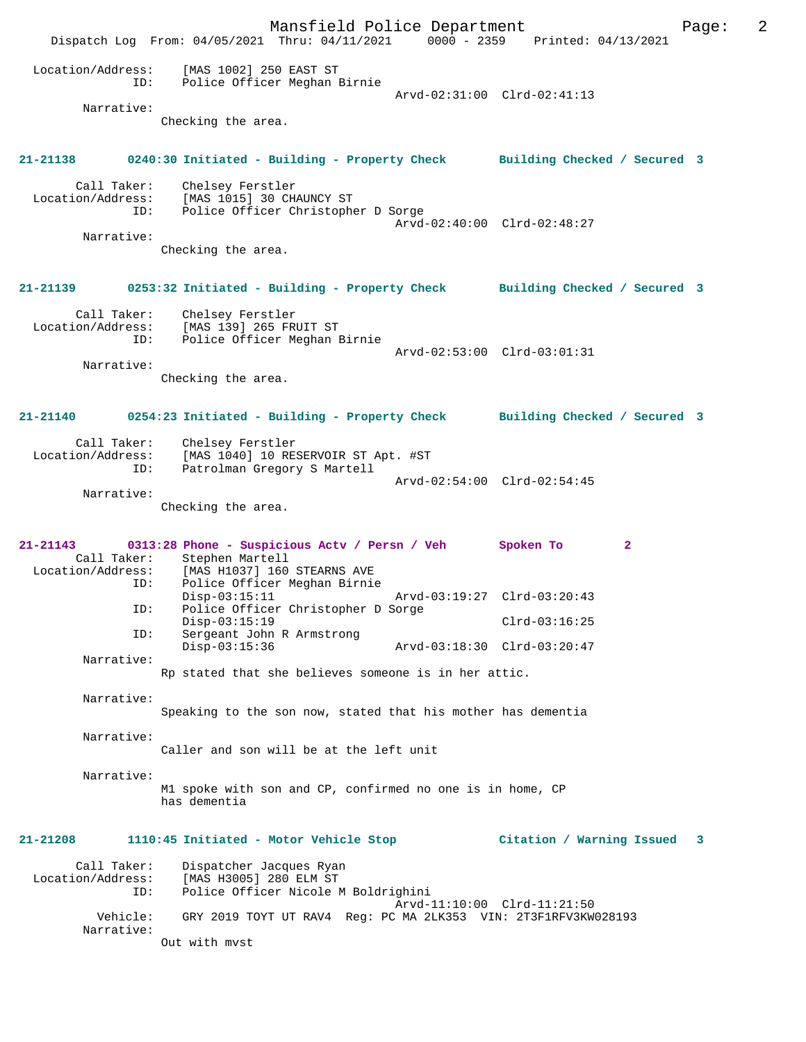Location/Address: [MAS 1002] 250 EAST ST
ID: Police Officer Meghan Birnie
Arvd-02:31:00 Clrd-02:41:13
Narrative:
Checking the area.

**21-21138 0240:30 Initiated - Building - Property Check Building Checked / Secured 3**

Call Taker: Chelsey Ferstler
Location/Address: [MAS 1015] 30 CHAUNCY ST
ID: Police Officer Christopher D Sorge
Arvd-02:40:00 Clrd-02:48:27
Narrative:
Checking the area.

**21-21139 0253:32 Initiated - Building - Property Check Building Checked / Secured 3**

Call Taker: Chelsey Ferstler
Location/Address: [MAS 139] 265 FRUIT ST
ID: Police Officer Meghan Birnie
Arvd-02:53:00 Clrd-03:01:31
Narrative:
Checking the area.

**21-21140 0254:23 Initiated - Building - Property Check Building Checked / Secured 3**

Call Taker: Chelsey Ferstler
Location/Address: [MAS 1040] 10 RESERVOIR ST Apt. #ST
ID: Patrolman Gregory S Martell
Arvd-02:54:00 Clrd-02:54:45
Narrative:
Checking the area.

**21-21143 0313:28 Phone - Suspicious Actv / Persn / Veh Spoken To 2**

Call Taker: Stephen Martell
Location/Address: [MAS H1037] 160 STEARNS AVE
ID: Police Officer Meghan Birnie
Disp-03:15:11 Arvd-03:19:27 Clrd-03:20:43
ID: Police Officer Christopher D Sorge
Disp-03:15:19 Clrd-03:16:25
ID: Sergeant John R Armstrong
Disp-03:15:36 Arvd-03:18:30 Clrd-03:20:47
Narrative:
Rp stated that she believes someone is in her attic.

Narrative:
Speaking to the son now, stated that his mother has dementia

Narrative:
Caller and son will be at the left unit

Narrative:
M1 spoke with son and CP, confirmed no one is in home, CP has dementia

**21-21208 1110:45 Initiated - Motor Vehicle Stop Citation / Warning Issued 3**

Call Taker: Dispatcher Jacques Ryan
Location/Address: [MAS H3005] 280 ELM ST
ID: Police Officer Nicole M Boldrighini
Arvd-11:10:00 Clrd-11:21:50
Vehicle: GRY 2019 TOYT UT RAV4 Reg: PC MA 2LK353 VIN: 2T3F1RFV3KW028193
Narrative:
Out with mvst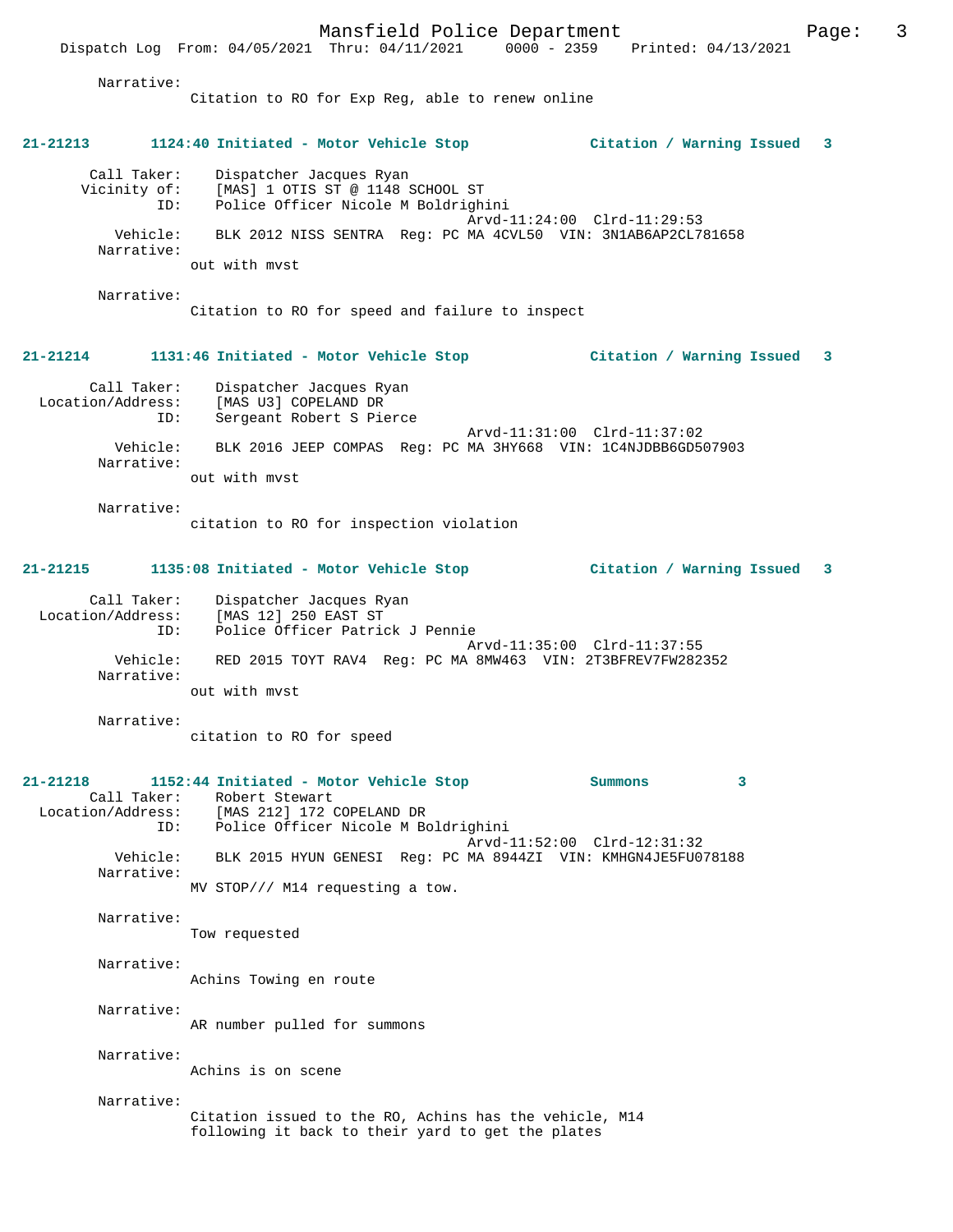Narrative:
Citation to RO for Exp Reg, able to renew online

**21-21213 1124:40 Initiated - Motor Vehicle Stop Citation / Warning Issued 3**

Call Taker: Dispatcher Jacques Ryan
Vicinity of: [MAS] 1 OTIS ST @ 1148 SCHOOL ST
ID: Police Officer Nicole M Boldrighini
Arvd-11:24:00 Clrd-11:29:53
Vehicle: BLK 2012 NISS SENTRA Reg: PC MA 4CVL50 VIN: 3N1AB6AP2CL781658
Narrative:
out with mvst

Narrative:
Citation to RO for speed and failure to inspect

**21-21214 1131:46 Initiated - Motor Vehicle Stop Citation / Warning Issued 3**

Call Taker: Dispatcher Jacques Ryan
Location/Address: [MAS U3] COPELAND DR
ID: Sergeant Robert S Pierce
Arvd-11:31:00 Clrd-11:37:02
Vehicle: BLK 2016 JEEP COMPAS Reg: PC MA 3HY668 VIN: 1C4NJDBB6GD507903
Narrative:
out with mvst

Narrative:
citation to RO for inspection violation

**21-21215 1135:08 Initiated - Motor Vehicle Stop Citation / Warning Issued 3**

Call Taker: Dispatcher Jacques Ryan
Location/Address: [MAS 12] 250 EAST ST
ID: Police Officer Patrick J Pennie
Arvd-11:35:00 Clrd-11:37:55
Vehicle: RED 2015 TOYT RAV4 Reg: PC MA 8MW463 VIN: 2T3BFREV7FW282352
Narrative:
out with mvst

Narrative:
citation to RO for speed

**21-21218 1152:44 Initiated - Motor Vehicle Stop Summons 3**

Call Taker: Robert Stewart
Location/Address: [MAS 212] 172 COPELAND DR
ID: Police Officer Nicole M Boldrighini
Arvd-11:52:00 Clrd-12:31:32
Vehicle: BLK 2015 HYUN GENESI Reg: PC MA 8944ZI VIN: KMHGN4JE5FU078188
Narrative:
MV STOP/// M14 requesting a tow.

Narrative:
Tow requested

Narrative:
Achins Towing en route

Narrative:
AR number pulled for summons

Narrative:
Achins is on scene

Narrative:
Citation issued to the RO, Achins has the vehicle, M14 following it back to their yard to get the plates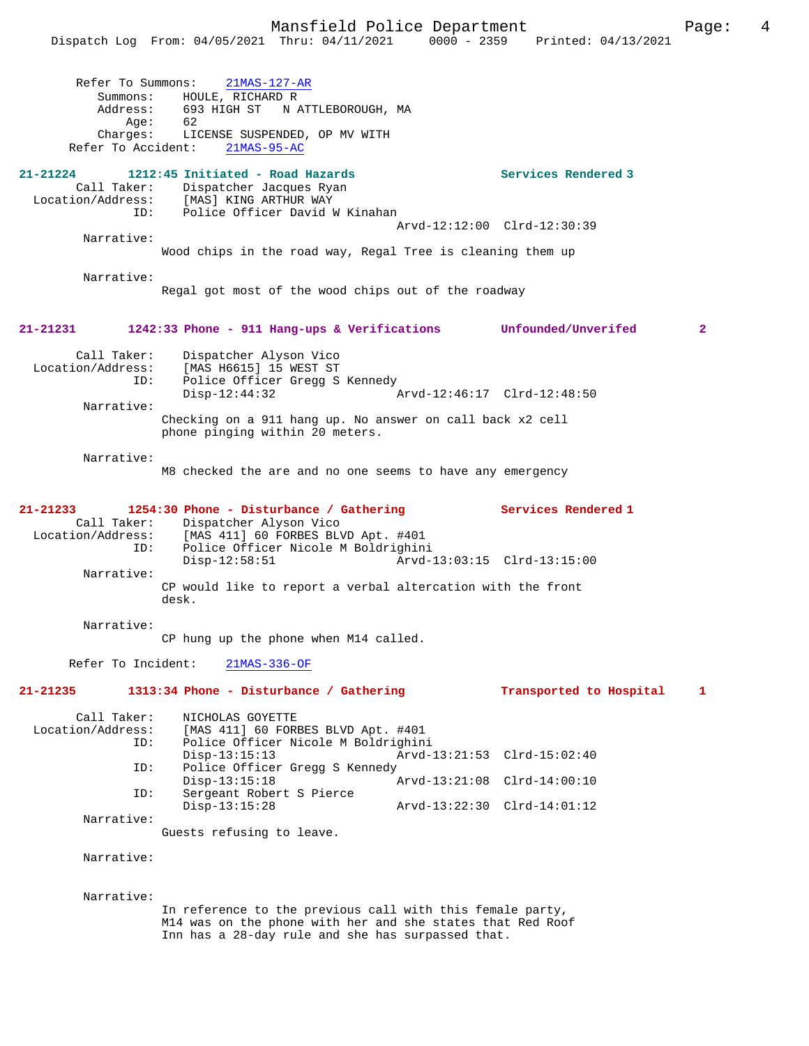Refer To Summons: 21MAS-127-AR
Summons: HOULE, RICHARD R
Address: 693 HIGH ST N ATTLEBOROUGH, MA
Age: 62
Charges: LICENSE SUSPENDED, OP MV WITH
Refer To Accident: 21MAS-95-AC

**21-21224 1212:45 Initiated - Road Hazards Services Rendered 3**

Call Taker: Dispatcher Jacques Ryan
Location/Address: [MAS] KING ARTHUR WAY
ID: Police Officer David W Kinahan
Arvd-12:12:00 Clrd-12:30:39

Narrative:
Wood chips in the road way, Regal Tree is cleaning them up

Narrative:
Regal got most of the wood chips out of the roadway

**21-21231 1242:33 Phone - 911 Hang-ups & Verifications Unfounded/Unverifed 2**

Call Taker: Dispatcher Alyson Vico
Location/Address: [MAS H6615] 15 WEST ST
ID: Police Officer Gregg S Kennedy
Disp-12:44:32 Arvd-12:46:17 Clrd-12:48:50

Narrative:
Checking on a 911 hang up. No answer on call back x2 cell phone pinging within 20 meters.

Narrative:
M8 checked the are and no one seems to have any emergency

**21-21233 1254:30 Phone - Disturbance / Gathering Services Rendered 1**

Call Taker: Dispatcher Alyson Vico
Location/Address: [MAS 411] 60 FORBES BLVD Apt. #401
ID: Police Officer Nicole M Boldrighini
Disp-12:58:51 Arvd-13:03:15 Clrd-13:15:00

Narrative:
CP would like to report a verbal altercation with the front desk.

Narrative:
CP hung up the phone when M14 called.

Refer To Incident: 21MAS-336-OF

**21-21235 1313:34 Phone - Disturbance / Gathering Transported to Hospital 1**

Call Taker: NICHOLAS GOYETTE
Location/Address: [MAS 411] 60 FORBES BLVD Apt. #401
ID: Police Officer Nicole M Boldrighini
Disp-13:15:13 Arvd-13:21:53 Clrd-15:02:40
ID: Police Officer Gregg S Kennedy
Disp-13:15:18 Arvd-13:21:08 Clrd-14:00:10
ID: Sergeant Robert S Pierce
Disp-13:15:28 Arvd-13:22:30 Clrd-14:01:12

Narrative:
Guests refusing to leave.

Narrative:

Narrative:
In reference to the previous call with this female party, M14 was on the phone with her and she states that Red Roof Inn has a 28-day rule and she has surpassed that.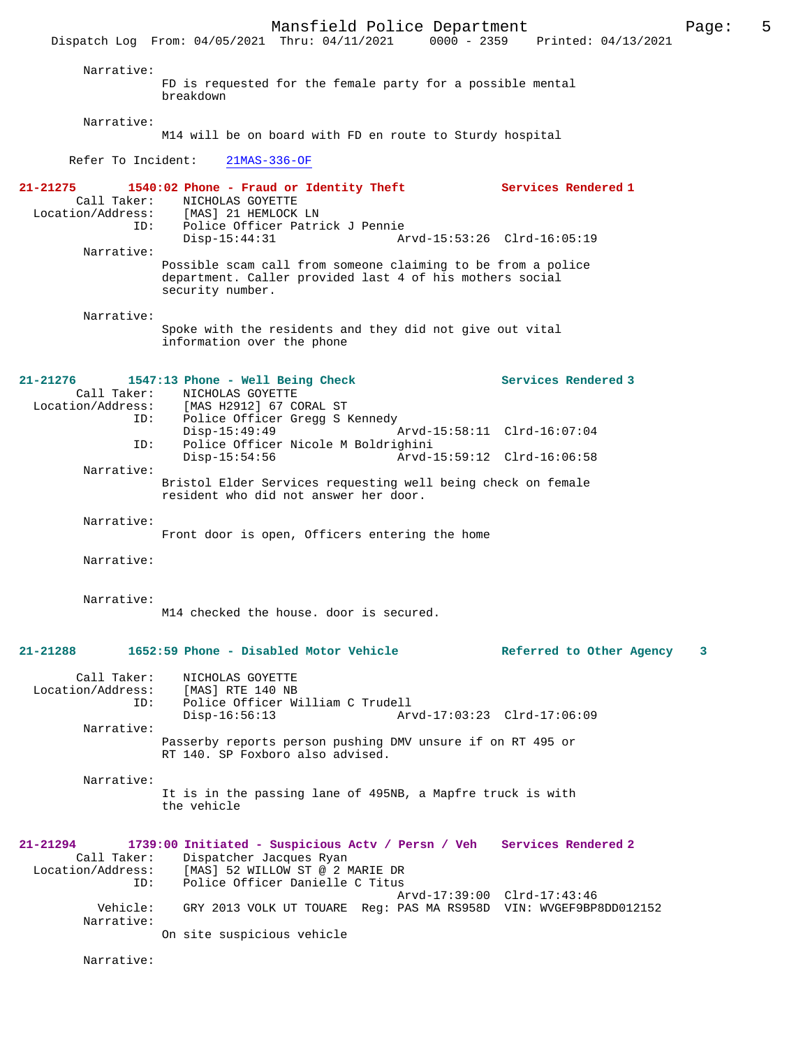Narrative:
FD is requested for the female party for a possible mental breakdown

Narrative:
M14 will be on board with FD en route to Sturdy hospital

Refer To Incident: 21MAS-336-OF

**21-21275 1540:02 Phone - Fraud or Identity Theft Services Rendered 1**

Call Taker: NICHOLAS GOYETTE
Location/Address: [MAS] 21 HEMLOCK LN
ID: Police Officer Patrick J Pennie
Disp-15:44:31 Arvd-15:53:26 Clrd-16:05:19

Narrative:
Possible scam call from someone claiming to be from a police department. Caller provided last 4 of his mothers social security number.

Narrative:
Spoke with the residents and they did not give out vital information over the phone

**21-21276 1547:13 Phone - Well Being Check Services Rendered 3**

Call Taker: NICHOLAS GOYETTE
Location/Address: [MAS H2912] 67 CORAL ST
ID: Police Officer Gregg S Kennedy
Disp-15:49:49 Arvd-15:58:11 Clrd-16:07:04
ID: Police Officer Nicole M Boldrighini
Disp-15:54:56 Arvd-15:59:12 Clrd-16:06:58

Narrative:
Bristol Elder Services requesting well being check on female resident who did not answer her door.

Narrative:
Front door is open, Officers entering the home

Narrative:

Narrative:
M14 checked the house. door is secured.

**21-21288 1652:59 Phone - Disabled Motor Vehicle Referred to Other Agency 3**

Call Taker: NICHOLAS GOYETTE
Location/Address: [MAS] RTE 140 NB
ID: Police Officer William C Trudell
Disp-16:56:13 Arvd-17:03:23 Clrd-17:06:09

Narrative:
Passerby reports person pushing DMV unsure if on RT 495 or RT 140. SP Foxboro also advised.

Narrative:
It is in the passing lane of 495NB, a Mapfre truck is with the vehicle

**21-21294 1739:00 Initiated - Suspicious Actv / Persn / Veh Services Rendered 2**

Call Taker: Dispatcher Jacques Ryan
Location/Address: [MAS] 52 WILLOW ST @ 2 MARIE DR
ID: Police Officer Danielle C Titus
Arvd-17:39:00 Clrd-17:43:46
Vehicle: GRY 2013 VOLK UT TOUARE Reg: PAS MA RS958D VIN: WVGEF9BP8DD012152

Narrative:
On site suspicious vehicle

Narrative: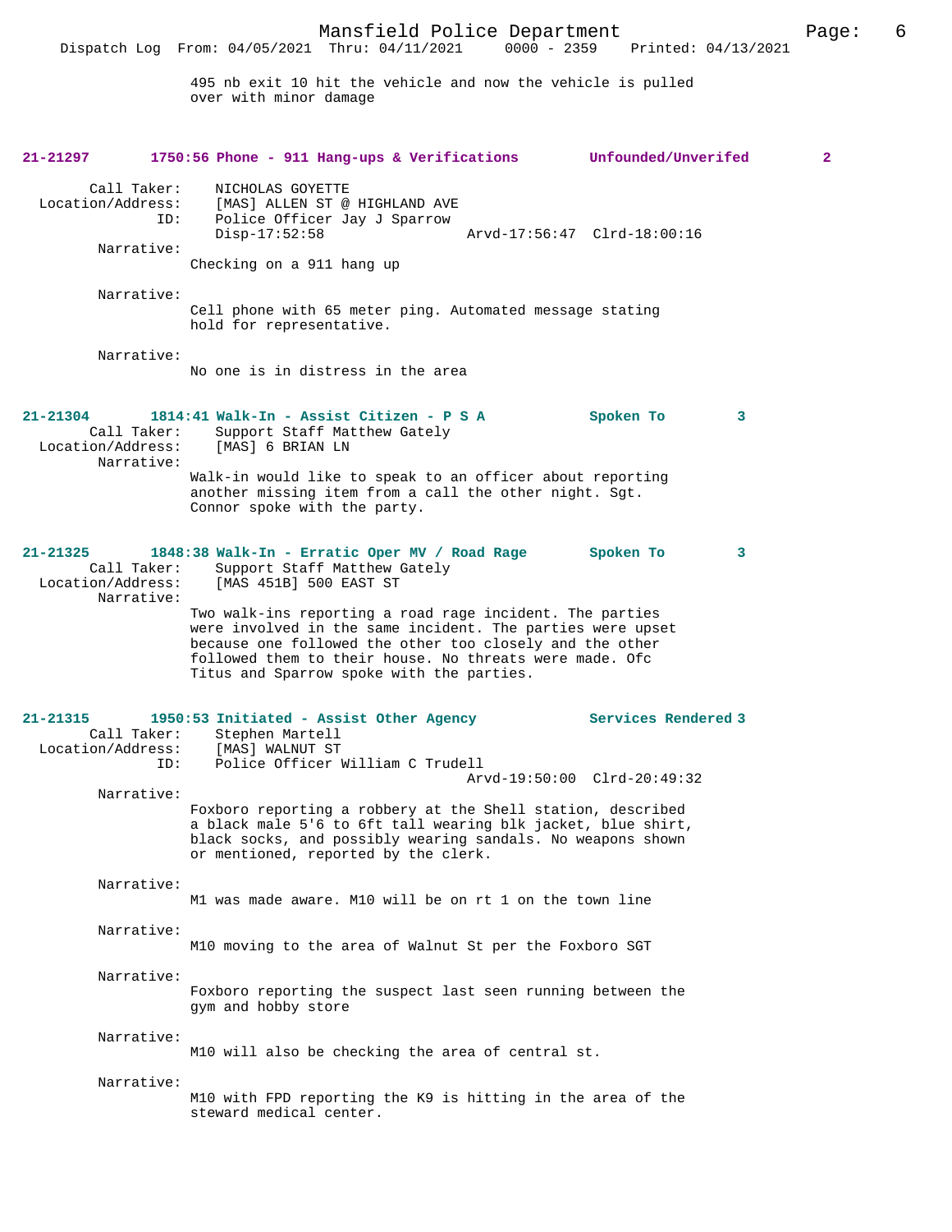495 nb exit 10 hit the vehicle and now the vehicle is pulled over with minor damage

**21-21297 1750:56 Phone - 911 Hang-ups & Verifications Unfounded/Unverifed 2**

Call Taker: NICHOLAS GOYETTE
Location/Address: [MAS] ALLEN ST @ HIGHLAND AVE
ID: Police Officer Jay J Sparrow
Disp-17:52:58 Arvd-17:56:47 Clrd-18:00:16

Narrative:
Checking on a 911 hang up

Narrative:
Cell phone with 65 meter ping. Automated message stating hold for representative.

Narrative:
No one is in distress in the area

**21-21304 1814:41 Walk-In - Assist Citizen - P S A Spoken To 3**

Call Taker: Support Staff Matthew Gately
Location/Address: [MAS] 6 BRIAN LN

Narrative:
Walk-in would like to speak to an officer about reporting another missing item from a call the other night. Sgt. Connor spoke with the party.

**21-21325 1848:38 Walk-In - Erratic Oper MV / Road Rage Spoken To 3**

Call Taker: Support Staff Matthew Gately
Location/Address: [MAS 451B] 500 EAST ST

Narrative:
Two walk-ins reporting a road rage incident. The parties were involved in the same incident. The parties were upset because one followed the other too closely and the other followed them to their house. No threats were made. Ofc Titus and Sparrow spoke with the parties.

**21-21315 1950:53 Initiated - Assist Other Agency Services Rendered 3**

Call Taker: Stephen Martell
Location/Address: [MAS] WALNUT ST
ID: Police Officer William C Trudell
Arvd-19:50:00 Clrd-20:49:32

Narrative:
Foxboro reporting a robbery at the Shell station, described a black male 5'6 to 6ft tall wearing blk jacket, blue shirt, black socks, and possibly wearing sandals. No weapons shown or mentioned, reported by the clerk.

Narrative:
M1 was made aware. M10 will be on rt 1 on the town line

Narrative:
M10 moving to the area of Walnut St per the Foxboro SGT

Narrative:
Foxboro reporting the suspect last seen running between the gym and hobby store

Narrative:
M10 will also be checking the area of central st.

Narrative:
M10 with FPD reporting the K9 is hitting in the area of the steward medical center.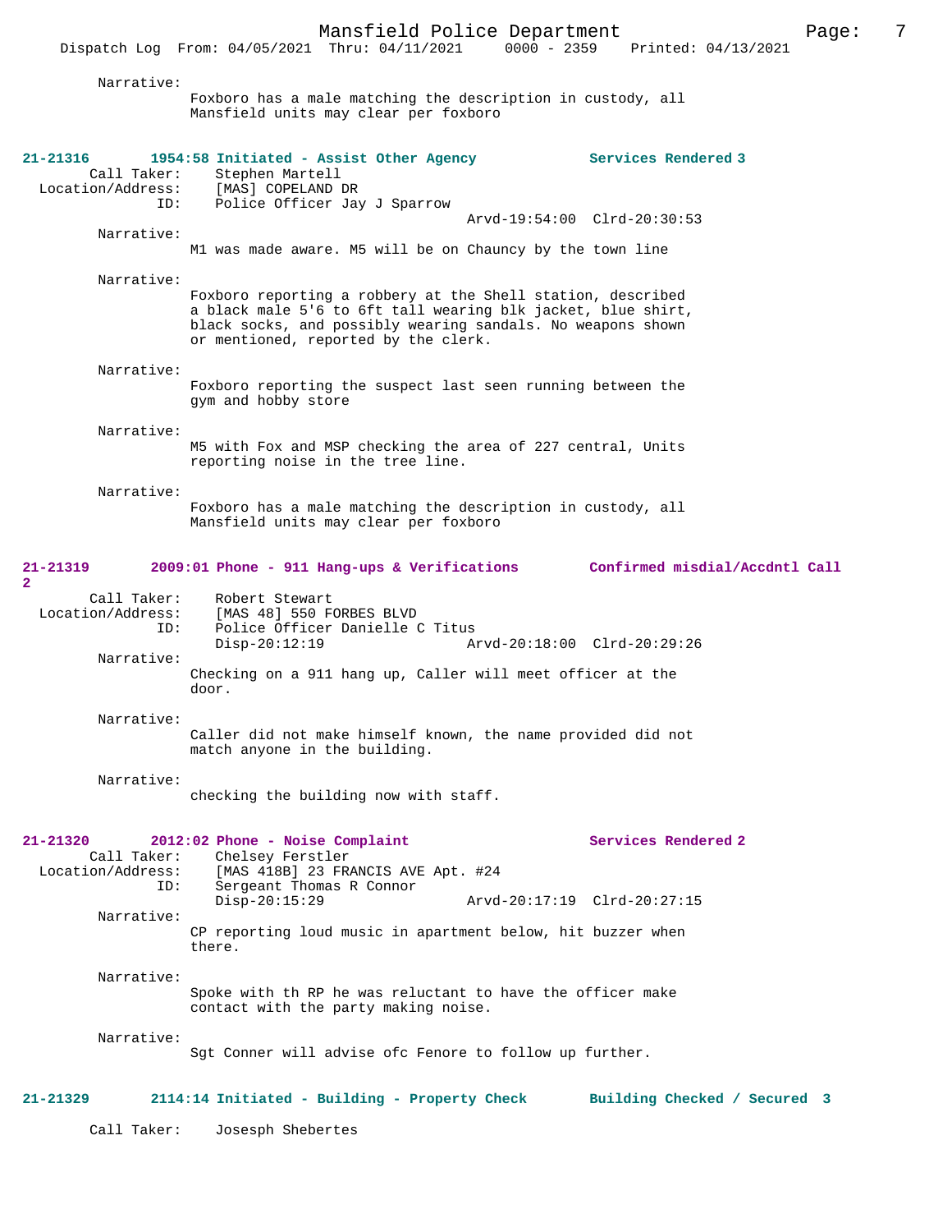Narrative:
Foxboro has a male matching the description in custody, all Mansfield units may clear per foxboro

**21-21316 1954:58 Initiated - Assist Other Agency Services Rendered 3**

Call Taker: Stephen Martell
Location/Address: [MAS] COPELAND DR
ID: Police Officer Jay J Sparrow
Arvd-19:54:00 Clrd-20:30:53

Narrative:
M1 was made aware. M5 will be on Chauncy by the town line

Narrative:
Foxboro reporting a robbery at the Shell station, described a black male 5'6 to 6ft tall wearing blk jacket, blue shirt, black socks, and possibly wearing sandals. No weapons shown or mentioned, reported by the clerk.

Narrative:
Foxboro reporting the suspect last seen running between the gym and hobby store

Narrative:
M5 with Fox and MSP checking the area of 227 central, Units reporting noise in the tree line.

Narrative:
Foxboro has a male matching the description in custody, all Mansfield units may clear per foxboro

**21-21319 2009:01 Phone - 911 Hang-ups & Verifications Confirmed misdial/Accdntl Call 2**

Call Taker: Robert Stewart
Location/Address: [MAS 48] 550 FORBES BLVD
ID: Police Officer Danielle C Titus
Disp-20:12:19 Arvd-20:18:00 Clrd-20:29:26

Narrative:
Checking on a 911 hang up, Caller will meet officer at the door.

Narrative:
Caller did not make himself known, the name provided did not match anyone in the building.

Narrative:
checking the building now with staff.

**21-21320 2012:02 Phone - Noise Complaint Services Rendered 2**

Call Taker: Chelsey Ferstler
Location/Address: [MAS 418B] 23 FRANCIS AVE Apt. #24
ID: Sergeant Thomas R Connor
Disp-20:15:29 Arvd-20:17:19 Clrd-20:27:15

Narrative:
CP reporting loud music in apartment below, hit buzzer when there.

Narrative:
Spoke with th RP he was reluctant to have the officer make contact with the party making noise.

Narrative:
Sgt Conner will advise ofc Fenore to follow up further.

**21-21329 2114:14 Initiated - Building - Property Check Building Checked / Secured 3**

Call Taker: Josesph Shebertes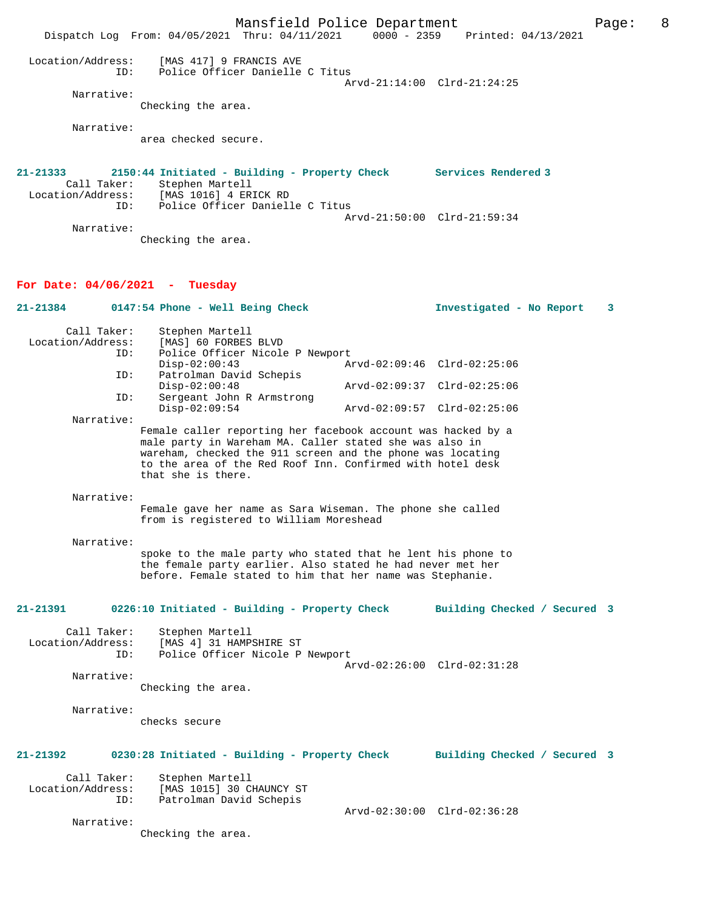Location/Address: [MAS 417] 9 FRANCIS AVE
ID: Police Officer Danielle C Titus
Arvd-21:14:00 Clrd-21:24:25

Narrative:
Checking the area.

Narrative:
area checked secure.

**21-21333 2150:44 Initiated - Building - Property Check Services Rendered 3**

Call Taker: Stephen Martell
Location/Address: [MAS 1016] 4 ERICK RD
ID: Police Officer Danielle C Titus
Arvd-21:50:00 Clrd-21:59:34

Narrative:
Checking the area.

## For Date: 04/06/2021 - Tuesday

**21-21384 0147:54 Phone - Well Being Check Investigated - No Report 3**

Call Taker: Stephen Martell
Location/Address: [MAS] 60 FORBES BLVD
ID: Police Officer Nicole P Newport
Disp-02:00:43 Arvd-02:09:46 Clrd-02:25:06
ID: Patrolman David Schepis
Disp-02:00:48 Arvd-02:09:37 Clrd-02:25:06
ID: Sergeant John R Armstrong
Disp-02:09:54 Arvd-02:09:57 Clrd-02:25:06

Narrative:
Female caller reporting her facebook account was hacked by a male party in Wareham MA. Caller stated she was also in wareham, checked the 911 screen and the phone was locating to the area of the Red Roof Inn. Confirmed with hotel desk that she is there.

Narrative:
Female gave her name as Sara Wiseman. The phone she called from is registered to William Moreshead

Narrative:
spoke to the male party who stated that he lent his phone to the female party earlier. Also stated he had never met her before. Female stated to him that her name was Stephanie.

**21-21391 0226:10 Initiated - Building - Property Check Building Checked / Secured 3**

Call Taker: Stephen Martell
Location/Address: [MAS 4] 31 HAMPSHIRE ST
ID: Police Officer Nicole P Newport
Arvd-02:26:00 Clrd-02:31:28

Narrative:
Checking the area.

Narrative:
checks secure

**21-21392 0230:28 Initiated - Building - Property Check Building Checked / Secured 3**

Call Taker: Stephen Martell
Location/Address: [MAS 1015] 30 CHAUNCY ST
ID: Patrolman David Schepis
Arvd-02:30:00 Clrd-02:36:28

Narrative:
Checking the area.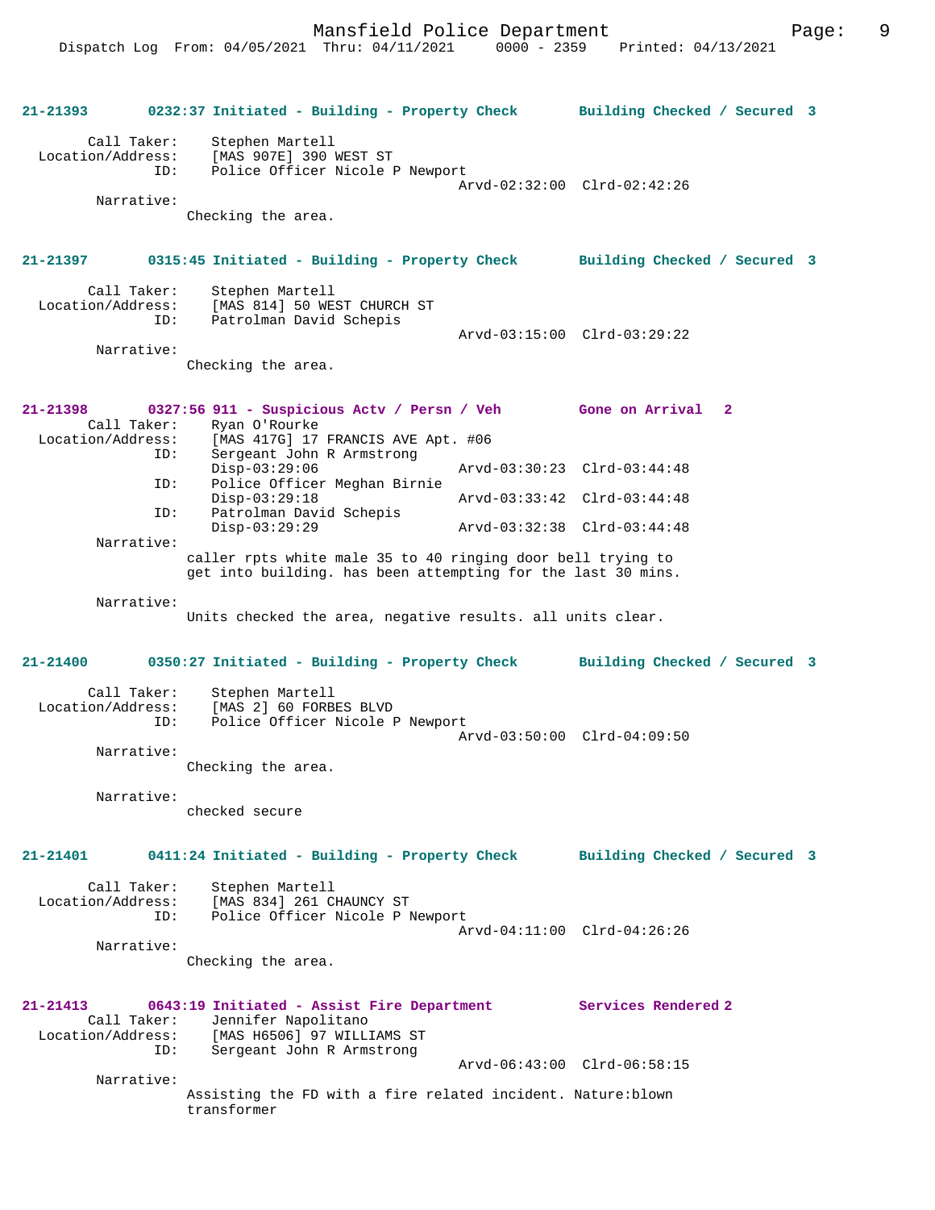21-21393 0232:37 Initiated - Building - Property Check Building Checked / Secured 3

Call Taker: Stephen Martell
Location/Address: [MAS 907E] 390 WEST ST
ID: Police Officer Nicole P Newport
Arvd-02:32:00 Clrd-02:42:26
Narrative:
Checking the area.

21-21397 0315:45 Initiated - Building - Property Check Building Checked / Secured 3

Call Taker: Stephen Martell
Location/Address: [MAS 814] 50 WEST CHURCH ST
ID: Patrolman David Schepis
Arvd-03:15:00 Clrd-03:29:22
Narrative:
Checking the area.

21-21398 0327:56 911 - Suspicious Actv / Persn / Veh Gone on Arrival 2
Call Taker: Ryan O'Rourke
Location/Address: [MAS 417G] 17 FRANCIS AVE Apt. #06
ID: Sergeant John R Armstrong
Disp-03:29:06 Arvd-03:30:23 Clrd-03:44:48
ID: Police Officer Meghan Birnie
Disp-03:29:18 Arvd-03:33:42 Clrd-03:44:48
ID: Patrolman David Schepis
Disp-03:29:29 Arvd-03:32:38 Clrd-03:44:48
Narrative:
caller rpts white male 35 to 40 ringing door bell trying to get into building. has been attempting for the last 30 mins.

Narrative:
Units checked the area, negative results. all units clear.

21-21400 0350:27 Initiated - Building - Property Check Building Checked / Secured 3

Call Taker: Stephen Martell
Location/Address: [MAS 2] 60 FORBES BLVD
ID: Police Officer Nicole P Newport
Arvd-03:50:00 Clrd-04:09:50
Narrative:
Checking the area.

Narrative:
checked secure

21-21401 0411:24 Initiated - Building - Property Check Building Checked / Secured 3

Call Taker: Stephen Martell
Location/Address: [MAS 834] 261 CHAUNCY ST
ID: Police Officer Nicole P Newport
Arvd-04:11:00 Clrd-04:26:26
Narrative:
Checking the area.

21-21413 0643:19 Initiated - Assist Fire Department Services Rendered 2
Call Taker: Jennifer Napolitano
Location/Address: [MAS H6506] 97 WILLIAMS ST
ID: Sergeant John R Armstrong
Arvd-06:43:00 Clrd-06:58:15
Narrative:
Assisting the FD with a fire related incident. Nature:blown transformer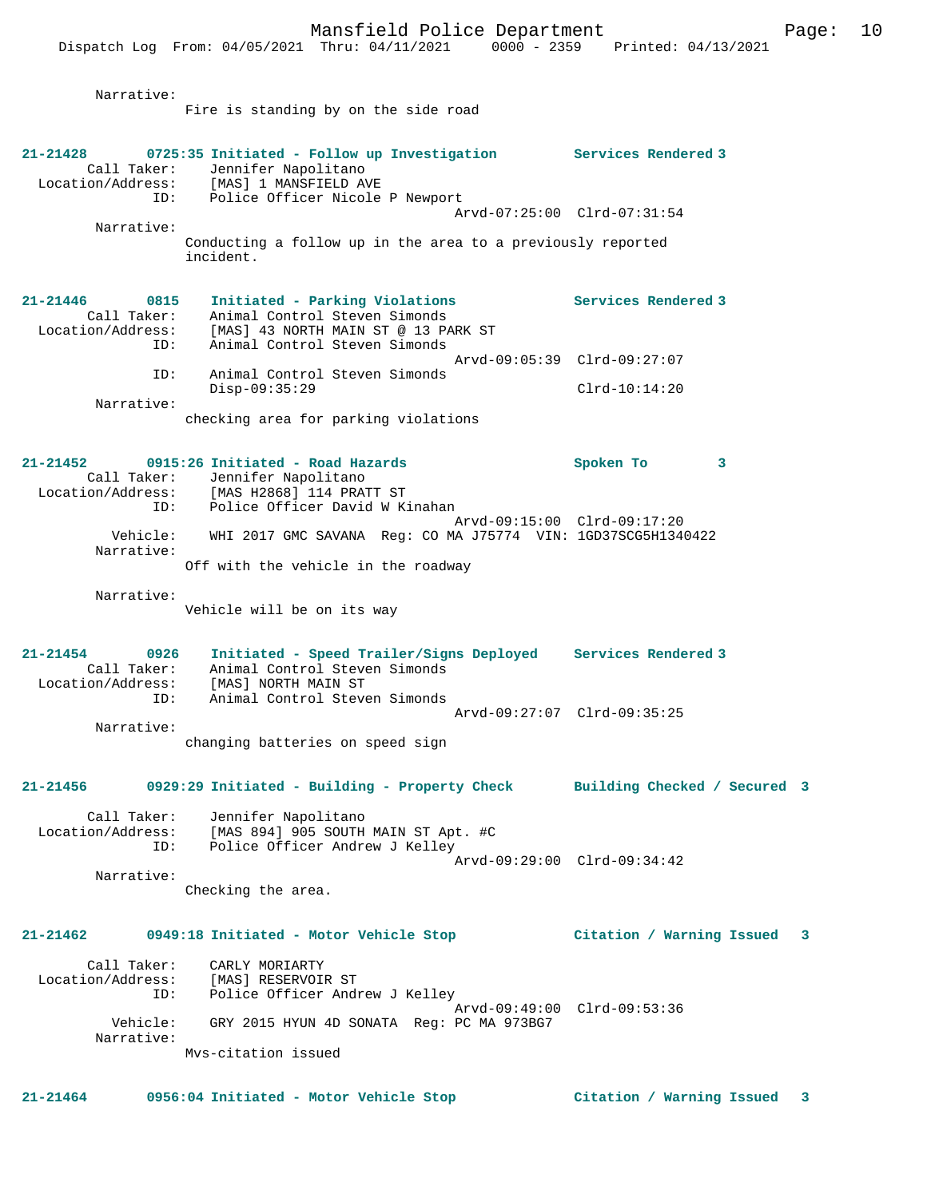Narrative:
Fire is standing by on the side road

**21-21428 0725:35 Initiated - Follow up Investigation Services Rendered 3**
Call Taker: Jennifer Napolitano
Location/Address: [MAS] 1 MANSFIELD AVE
ID: Police Officer Nicole P Newport
Arvd-07:25:00 Clrd-07:31:54
Narrative:
Conducting a follow up in the area to a previously reported incident.

**21-21446 0815 Initiated - Parking Violations Services Rendered 3**
Call Taker: Animal Control Steven Simonds
Location/Address: [MAS] 43 NORTH MAIN ST @ 13 PARK ST
ID: Animal Control Steven Simonds
Arvd-09:05:39 Clrd-09:27:07
ID: Animal Control Steven Simonds
Disp-09:35:29 Clrd-10:14:20
Narrative:
checking area for parking violations

**21-21452 0915:26 Initiated - Road Hazards Spoken To 3**
Call Taker: Jennifer Napolitano
Location/Address: [MAS H2868] 114 PRATT ST
ID: Police Officer David W Kinahan
Arvd-09:15:00 Clrd-09:17:20
Vehicle: WHI 2017 GMC SAVANA Reg: CO MA J75774 VIN: 1GD37SCG5H1340422
Narrative:
Off with the vehicle in the roadway

Narrative:
Vehicle will be on its way

**21-21454 0926 Initiated - Speed Trailer/Signs Deployed Services Rendered 3**
Call Taker: Animal Control Steven Simonds
Location/Address: [MAS] NORTH MAIN ST
ID: Animal Control Steven Simonds
Arvd-09:27:07 Clrd-09:35:25
Narrative:
changing batteries on speed sign

**21-21456 0929:29 Initiated - Building - Property Check Building Checked / Secured 3**
Call Taker: Jennifer Napolitano
Location/Address: [MAS 894] 905 SOUTH MAIN ST Apt. #C
ID: Police Officer Andrew J Kelley
Arvd-09:29:00 Clrd-09:34:42
Narrative:
Checking the area.

**21-21462 0949:18 Initiated - Motor Vehicle Stop Citation / Warning Issued 3**
Call Taker: CARLY MORIARTY
Location/Address: [MAS] RESERVOIR ST
ID: Police Officer Andrew J Kelley
Arvd-09:49:00 Clrd-09:53:36
Vehicle: GRY 2015 HYUN 4D SONATA Reg: PC MA 973BG7
Narrative:
Mvs-citation issued

**21-21464 0956:04 Initiated - Motor Vehicle Stop Citation / Warning Issued 3**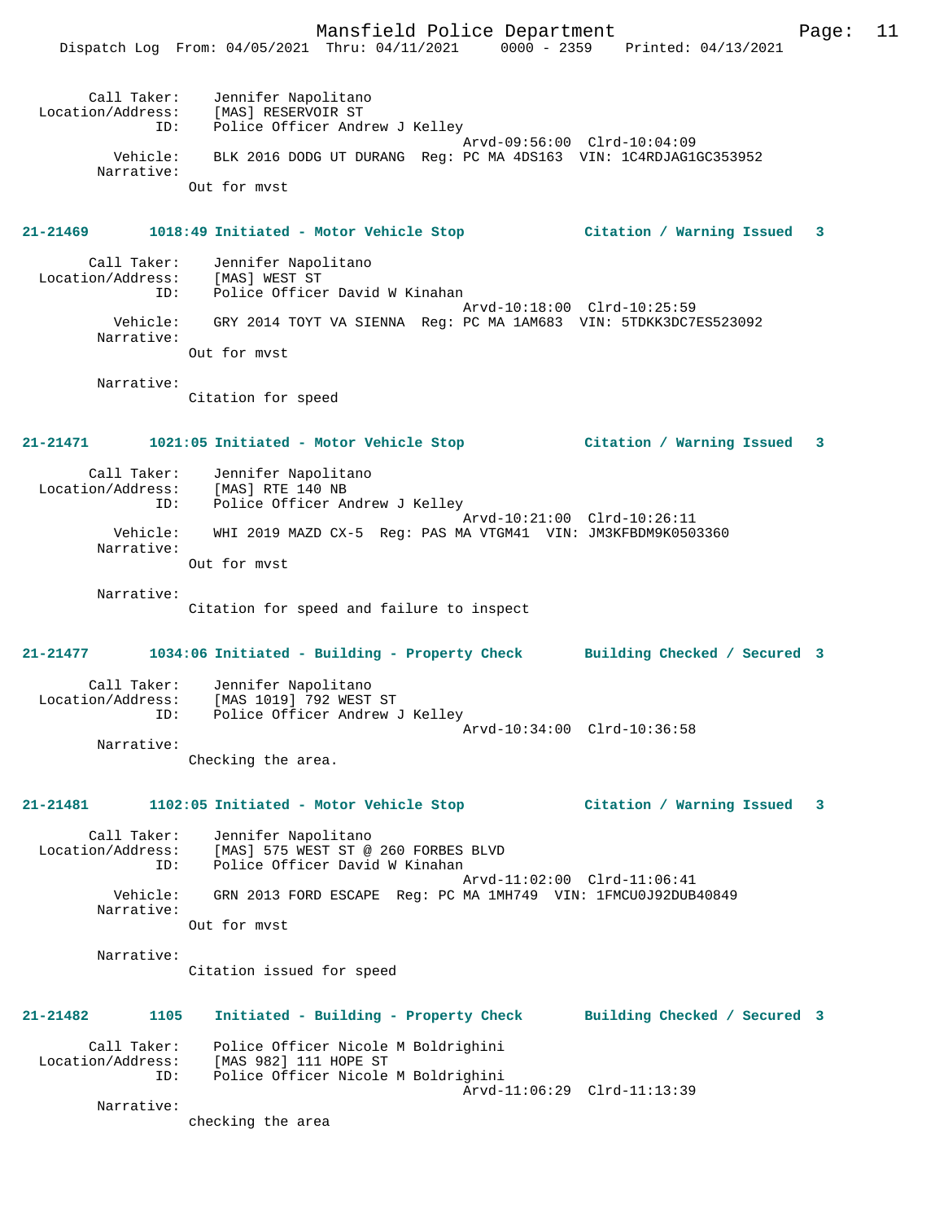Call Taker: Jennifer Napolitano
Location/Address: [MAS] RESERVOIR ST
ID: Police Officer Andrew J Kelley
Arvd-09:56:00 Clrd-10:04:09
Vehicle: BLK 2016 DODG UT DURANG Reg: PC MA 4DS163 VIN: 1C4RDJAG1GC353952
Narrative:
Out for mvst

**21-21469 1018:49 Initiated - Motor Vehicle Stop Citation / Warning Issued 3**

Call Taker: Jennifer Napolitano
Location/Address: [MAS] WEST ST
ID: Police Officer David W Kinahan
Arvd-10:18:00 Clrd-10:25:59
Vehicle: GRY 2014 TOYT VA SIENNA Reg: PC MA 1AM683 VIN: 5TDKK3DC7ES523092
Narrative:
Out for mvst

Narrative:
Citation for speed

**21-21471 1021:05 Initiated - Motor Vehicle Stop Citation / Warning Issued 3**

Call Taker: Jennifer Napolitano
Location/Address: [MAS] RTE 140 NB
ID: Police Officer Andrew J Kelley
Arvd-10:21:00 Clrd-10:26:11
Vehicle: WHI 2019 MAZD CX-5 Reg: PAS MA VTGM41 VIN: JM3KFBDM9K0503360
Narrative:
Out for mvst

Narrative:
Citation for speed and failure to inspect

**21-21477 1034:06 Initiated - Building - Property Check Building Checked / Secured 3**

Call Taker: Jennifer Napolitano
Location/Address: [MAS 1019] 792 WEST ST
ID: Police Officer Andrew J Kelley
Arvd-10:34:00 Clrd-10:36:58
Narrative:
Checking the area.

**21-21481 1102:05 Initiated - Motor Vehicle Stop Citation / Warning Issued 3**

Call Taker: Jennifer Napolitano
Location/Address: [MAS] 575 WEST ST @ 260 FORBES BLVD
ID: Police Officer David W Kinahan
Arvd-11:02:00 Clrd-11:06:41
Vehicle: GRN 2013 FORD ESCAPE Reg: PC MA 1MH749 VIN: 1FMCU0J92DUB40849
Narrative:
Out for mvst

Narrative:
Citation issued for speed

**21-21482 1105 Initiated - Building - Property Check Building Checked / Secured 3**

Call Taker: Police Officer Nicole M Boldrighini
Location/Address: [MAS 982] 111 HOPE ST
ID: Police Officer Nicole M Boldrighini
Arvd-11:06:29 Clrd-11:13:39
Narrative:
checking the area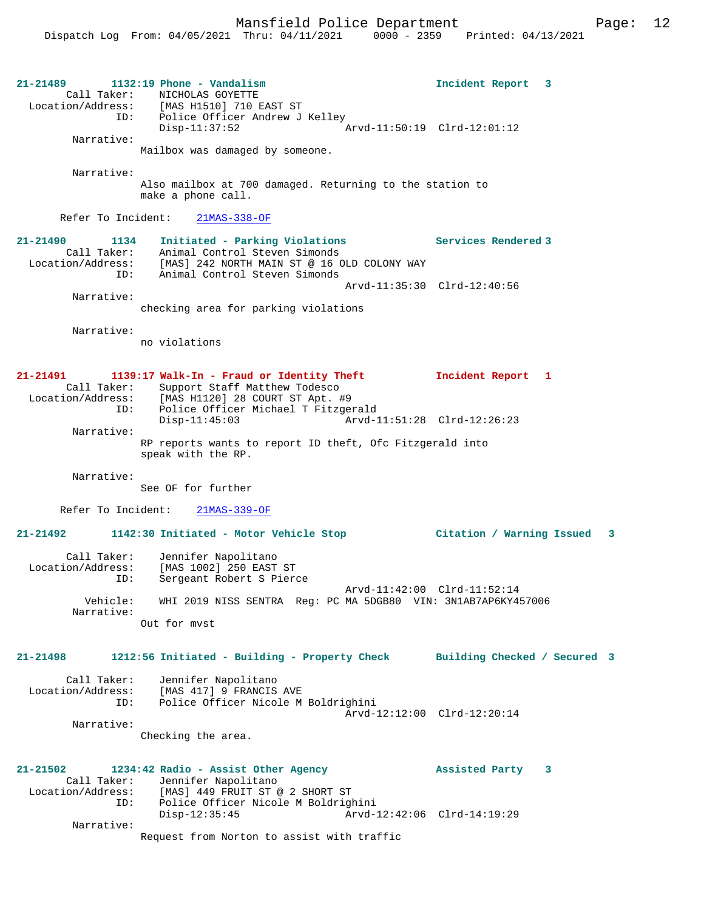**21-21489** 1132:19 Phone - Vandalism — Incident Report 3

Call Taker: NICHOLAS GOYETTE
Location/Address: [MAS H1510] 710 EAST ST
ID: Police Officer Andrew J Kelley
Disp-11:37:52 Arvd-11:50:19 Clrd-12:01:12

Narrative:
Mailbox was damaged by someone.

Narrative:
Also mailbox at 700 damaged. Returning to the station to make a phone call.

Refer To Incident: 21MAS-338-OF

**21-21490** 1134 Initiated - Parking Violations — Services Rendered 3

Call Taker: Animal Control Steven Simonds
Location/Address: [MAS] 242 NORTH MAIN ST @ 16 OLD COLONY WAY
ID: Animal Control Steven Simonds
Arvd-11:35:30 Clrd-12:40:56

Narrative:
checking area for parking violations

Narrative:
no violations

**21-21491** 1139:17 Walk-In - Fraud or Identity Theft — Incident Report 1

Call Taker: Support Staff Matthew Todesco
Location/Address: [MAS H1120] 28 COURT ST Apt. #9
ID: Police Officer Michael T Fitzgerald
Disp-11:45:03 Arvd-11:51:28 Clrd-12:26:23

Narrative:
RP reports wants to report ID theft, Ofc Fitzgerald into speak with the RP.

Narrative:
See OF for further

Refer To Incident: 21MAS-339-OF

**21-21492** 1142:30 Initiated - Motor Vehicle Stop — Citation / Warning Issued 3

Call Taker: Jennifer Napolitano
Location/Address: [MAS 1002] 250 EAST ST
ID: Sergeant Robert S Pierce
Arvd-11:42:00 Clrd-11:52:14
Vehicle: WHI 2019 NISS SENTRA Reg: PC MA 5DGB80 VIN: 3N1AB7AP6KY457006

Narrative:
Out for mvst

**21-21498** 1212:56 Initiated - Building - Property Check — Building Checked / Secured 3

Call Taker: Jennifer Napolitano
Location/Address: [MAS 417] 9 FRANCIS AVE
ID: Police Officer Nicole M Boldrighini
Arvd-12:12:00 Clrd-12:20:14

Narrative:
Checking the area.

**21-21502** 1234:42 Radio - Assist Other Agency — Assisted Party 3

Call Taker: Jennifer Napolitano
Location/Address: [MAS] 449 FRUIT ST @ 2 SHORT ST
ID: Police Officer Nicole M Boldrighini
Disp-12:35:45 Arvd-12:42:06 Clrd-14:19:29

Narrative:
Request from Norton to assist with traffic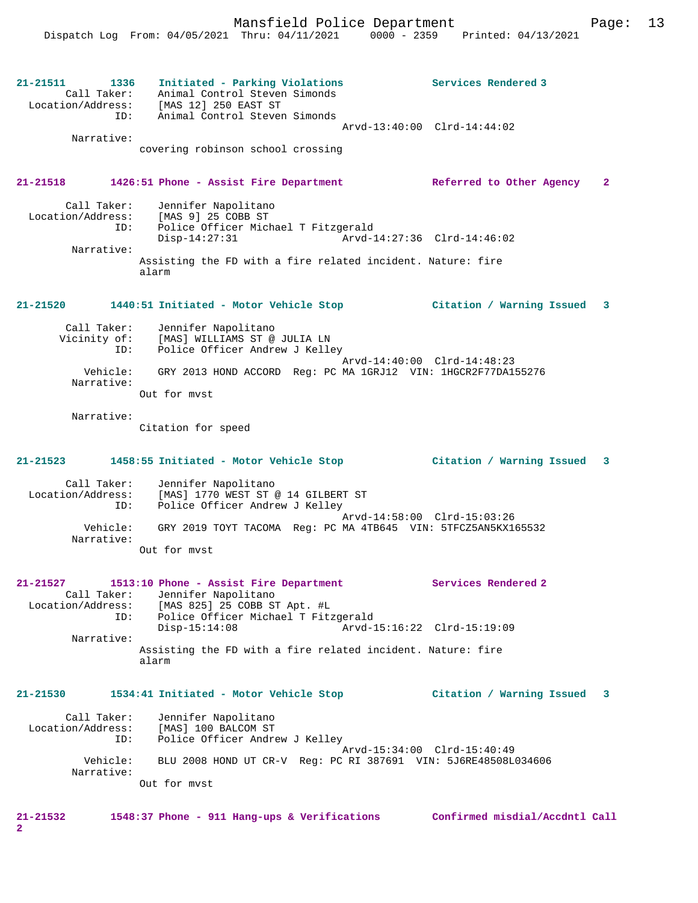**21-21511 1336 Initiated - Parking Violations Services Rendered 3**

```
        Call Taker:    Animal Control Steven Simonds
  Location/Address:    [MAS 12] 250 EAST ST
                ID:    Animal Control Steven Simonds
                                               Arvd-13:40:00  Clrd-14:44:02
         Narrative:
                covering robinson school crossing
```

**21-21518 1426:51 Phone - Assist Fire Department Referred to Other Agency 2**

```
        Call Taker:    Jennifer Napolitano
  Location/Address:    [MAS 9] 25 COBB ST
                ID:    Police Officer Michael T Fitzgerald
                       Disp-14:27:31           Arvd-14:27:36  Clrd-14:46:02
         Narrative:
                Assisting the FD with a fire related incident. Nature: fire
                alarm
```

**21-21520 1440:51 Initiated - Motor Vehicle Stop Citation / Warning Issued 3**

```
        Call Taker:    Jennifer Napolitano
       Vicinity of:    [MAS] WILLIAMS ST @ JULIA LN
                ID:    Police Officer Andrew J Kelley
                                               Arvd-14:40:00  Clrd-14:48:23
           Vehicle:    GRY 2013 HOND ACCORD  Reg: PC MA 1GRJ12  VIN: 1HGCR2F77DA155276
         Narrative:
                Out for mvst

         Narrative:
                Citation for speed
```

**21-21523 1458:55 Initiated - Motor Vehicle Stop Citation / Warning Issued 3**

```
        Call Taker:    Jennifer Napolitano
  Location/Address:    [MAS] 1770 WEST ST @ 14 GILBERT ST
                ID:    Police Officer Andrew J Kelley
                                               Arvd-14:58:00  Clrd-15:03:26
           Vehicle:    GRY 2019 TOYT TACOMA  Reg: PC MA 4TB645  VIN: 5TFCZ5AN5KX165532
         Narrative:
                Out for mvst
```

**21-21527 1513:10 Phone - Assist Fire Department Services Rendered 2**

```
        Call Taker:    Jennifer Napolitano
  Location/Address:    [MAS 825] 25 COBB ST Apt. #L
                ID:    Police Officer Michael T Fitzgerald
                       Disp-15:14:08           Arvd-15:16:22  Clrd-15:19:09
         Narrative:
                Assisting the FD with a fire related incident. Nature: fire
                alarm
```

**21-21530 1534:41 Initiated - Motor Vehicle Stop Citation / Warning Issued 3**

```
        Call Taker:    Jennifer Napolitano
  Location/Address:    [MAS] 100 BALCOM ST
                ID:    Police Officer Andrew J Kelley
                                               Arvd-15:34:00  Clrd-15:40:49
           Vehicle:    BLU 2008 HOND UT CR-V  Reg: PC RI 387691  VIN: 5J6RE48508L034606
         Narrative:
                Out for mvst
```

**21-21532 1548:37 Phone - 911 Hang-ups & Verifications Confirmed misdial/Accdntl Call 2**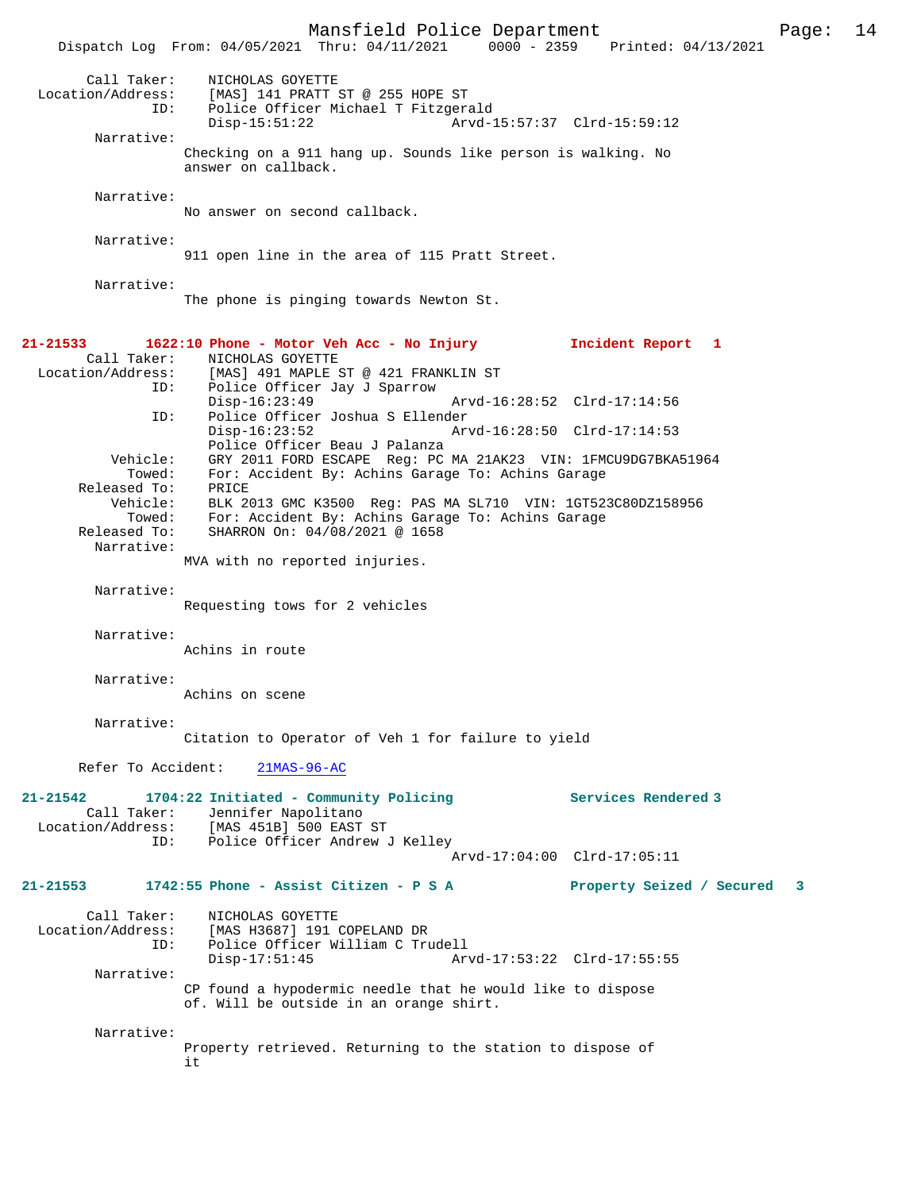Call Taker: NICHOLAS GOYETTE
Location/Address: [MAS] 141 PRATT ST @ 255 HOPE ST
ID: Police Officer Michael T Fitzgerald
Disp-15:51:22 Arvd-15:57:37 Clrd-15:59:12

Narrative:
Checking on a 911 hang up. Sounds like person is walking. No answer on callback.

Narrative:
No answer on second callback.

Narrative:
911 open line in the area of 115 Pratt Street.

Narrative:
The phone is pinging towards Newton St.

**21-21533 1622:10 Phone - Motor Veh Acc - No Injury** **Incident Report 1**

Call Taker: NICHOLAS GOYETTE
Location/Address: [MAS] 491 MAPLE ST @ 421 FRANKLIN ST
ID: Police Officer Jay J Sparrow
Disp-16:23:49 Arvd-16:28:52 Clrd-17:14:56
ID: Police Officer Joshua S Ellender
Disp-16:23:52 Arvd-16:28:50 Clrd-17:14:53
Police Officer Beau J Palanza
Vehicle: GRY 2011 FORD ESCAPE Reg: PC MA 21AK23 VIN: 1FMCU9DG7BKA51964
Towed: For: Accident By: Achins Garage To: Achins Garage
Released To: PRICE
Vehicle: BLK 2013 GMC K3500 Reg: PAS MA SL710 VIN: 1GT523C80DZ158956
Towed: For: Accident By: Achins Garage To: Achins Garage
Released To: SHARRON On: 04/08/2021 @ 1658

Narrative:
MVA with no reported injuries.

Narrative:
Requesting tows for 2 vehicles

Narrative:
Achins in route

Narrative:
Achins on scene

Narrative:
Citation to Operator of Veh 1 for failure to yield

Refer To Accident: 21MAS-96-AC

**21-21542 1704:22 Initiated - Community Policing** **Services Rendered 3**

Call Taker: Jennifer Napolitano
Location/Address: [MAS 451B] 500 EAST ST
ID: Police Officer Andrew J Kelley
Arvd-17:04:00 Clrd-17:05:11

**21-21553 1742:55 Phone - Assist Citizen - P S A** **Property Seized / Secured 3**

Call Taker: NICHOLAS GOYETTE
Location/Address: [MAS H3687] 191 COPELAND DR
ID: Police Officer William C Trudell
Disp-17:51:45 Arvd-17:53:22 Clrd-17:55:55

Narrative:
CP found a hypodermic needle that he would like to dispose of. Will be outside in an orange shirt.

Narrative:
Property retrieved. Returning to the station to dispose of it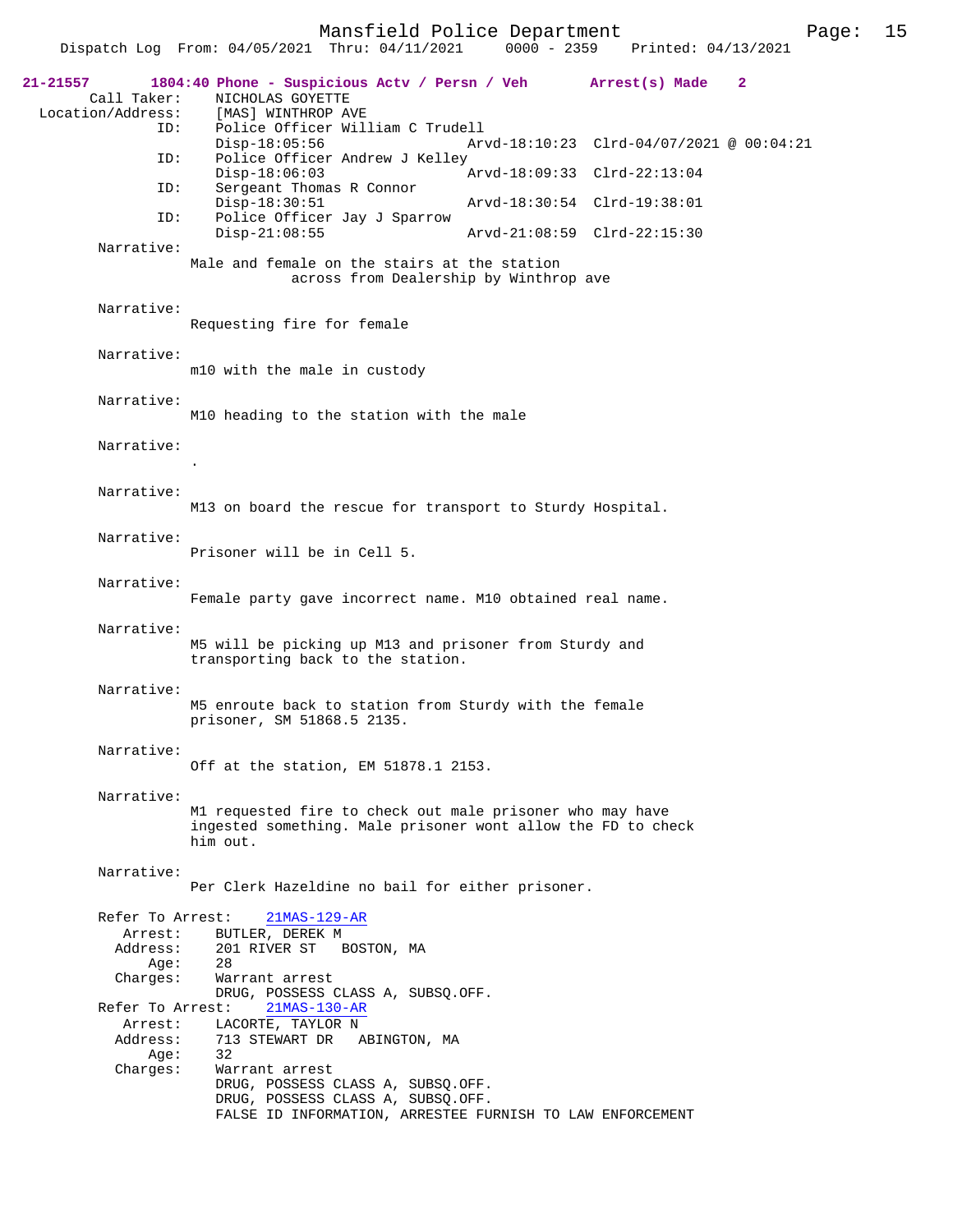**21-21557** 1804:40 Phone - Suspicious Actv / Persn / Veh Arrest(s) Made 2

Call Taker: NICHOLAS GOYETTE
Location/Address: [MAS] WINTHROP AVE
ID: Police Officer William C Trudell
Disp-18:05:56 Arvd-18:10:23 Clrd-04/07/2021 @ 00:04:21
ID: Police Officer Andrew J Kelley
Disp-18:06:03 Arvd-18:09:33 Clrd-22:13:04
ID: Sergeant Thomas R Connor
Disp-18:30:51 Arvd-18:30:54 Clrd-19:38:01
ID: Police Officer Jay J Sparrow
Disp-21:08:55 Arvd-21:08:59 Clrd-22:15:30

Narrative:
Male and female on the stairs at the station across from Dealership by Winthrop ave

Narrative:
Requesting fire for female

Narrative:
m10 with the male in custody

Narrative:
M10 heading to the station with the male

Narrative:
.

Narrative:
M13 on board the rescue for transport to Sturdy Hospital.

Narrative:
Prisoner will be in Cell 5.

Narrative:
Female party gave incorrect name. M10 obtained real name.

Narrative:
M5 will be picking up M13 and prisoner from Sturdy and transporting back to the station.

Narrative:
M5 enroute back to station from Sturdy with the female prisoner, SM 51868.5 2135.

Narrative:
Off at the station, EM 51878.1 2153.

Narrative:
M1 requested fire to check out male prisoner who may have ingested something. Male prisoner wont allow the FD to check him out.

Narrative:
Per Clerk Hazeldine no bail for either prisoner.

Refer To Arrest: 21MAS-129-AR
Arrest: BUTLER, DEREK M
Address: 201 RIVER ST BOSTON, MA
Age: 28
Charges: Warrant arrest
DRUG, POSSESS CLASS A, SUBSQ.OFF.

Refer To Arrest: 21MAS-130-AR
Arrest: LACORTE, TAYLOR N
Address: 713 STEWART DR ABINGTON, MA
Age: 32
Charges: Warrant arrest
DRUG, POSSESS CLASS A, SUBSQ.OFF.
DRUG, POSSESS CLASS A, SUBSQ.OFF.
FALSE ID INFORMATION, ARRESTEE FURNISH TO LAW ENFORCEMENT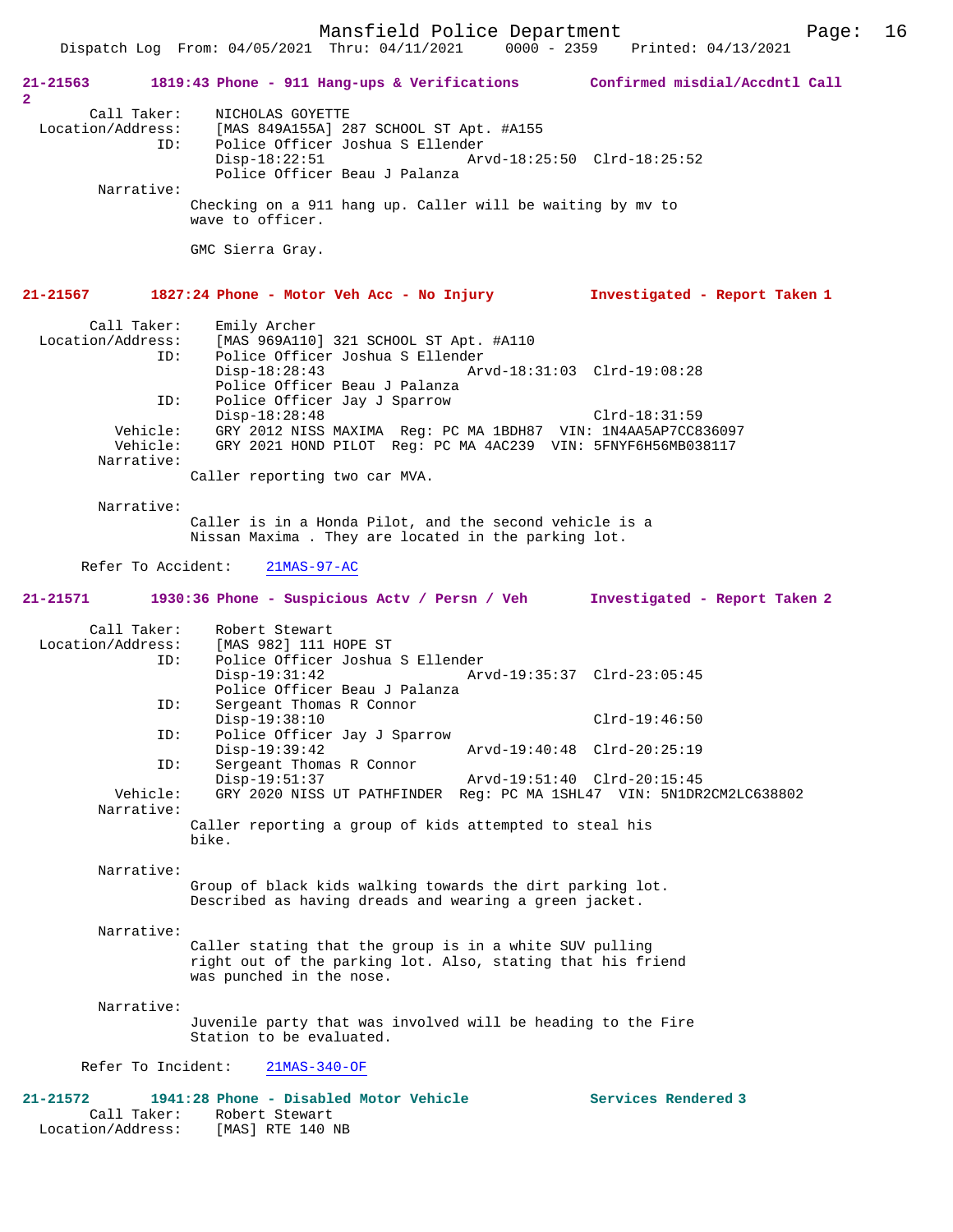**21-21563** 1819:43 Phone - 911 Hang-ups & Verifications — Confirmed misdial/Accdntl Call 2

Call Taker: NICHOLAS GOYETTE
Location/Address: [MAS 849A155A] 287 SCHOOL ST Apt. #A155
ID: Police Officer Joshua S Ellender
Disp-18:22:51 Arvd-18:25:50 Clrd-18:25:52
Police Officer Beau J Palanza

Narrative:
Checking on a 911 hang up. Caller will be waiting by mv to wave to officer.

GMC Sierra Gray.

**21-21567** 1827:24 Phone - Motor Veh Acc - No Injury — Investigated - Report Taken 1

Call Taker: Emily Archer
Location/Address: [MAS 969A110] 321 SCHOOL ST Apt. #A110
ID: Police Officer Joshua S Ellender
Disp-18:28:43 Arvd-18:31:03 Clrd-19:08:28
Police Officer Beau J Palanza
ID: Police Officer Jay J Sparrow
Disp-18:28:48 Clrd-18:31:59
Vehicle: GRY 2012 NISS MAXIMA Reg: PC MA 1BDH87 VIN: 1N4AA5AP7CC836097
Vehicle: GRY 2021 HOND PILOT Reg: PC MA 4AC239 VIN: 5FNYF6H56MB038117

Narrative:
Caller reporting two car MVA.

Narrative:
Caller is in a Honda Pilot, and the second vehicle is a Nissan Maxima . They are located in the parking lot.

Refer To Accident: 21MAS-97-AC

**21-21571** 1930:36 Phone - Suspicious Actv / Persn / Veh — Investigated - Report Taken 2

Call Taker: Robert Stewart
Location/Address: [MAS 982] 111 HOPE ST
ID: Police Officer Joshua S Ellender
Disp-19:31:42 Arvd-19:35:37 Clrd-23:05:45
Police Officer Beau J Palanza
ID: Sergeant Thomas R Connor
Disp-19:38:10 Clrd-19:46:50
ID: Police Officer Jay J Sparrow
Disp-19:39:42 Arvd-19:40:48 Clrd-20:25:19
ID: Sergeant Thomas R Connor
Disp-19:51:37 Arvd-19:51:40 Clrd-20:15:45
Vehicle: GRY 2020 NISS UT PATHFINDER Reg: PC MA 1SHL47 VIN: 5N1DR2CM2LC638802

Narrative:
Caller reporting a group of kids attempted to steal his bike.

Narrative:
Group of black kids walking towards the dirt parking lot. Described as having dreads and wearing a green jacket.

Narrative:
Caller stating that the group is in a white SUV pulling right out of the parking lot. Also, stating that his friend was punched in the nose.

Narrative:
Juvenile party that was involved will be heading to the Fire Station to be evaluated.

Refer To Incident: 21MAS-340-OF

**21-21572** 1941:28 Phone - Disabled Motor Vehicle — Services Rendered 3

Call Taker: Robert Stewart
Location/Address: [MAS] RTE 140 NB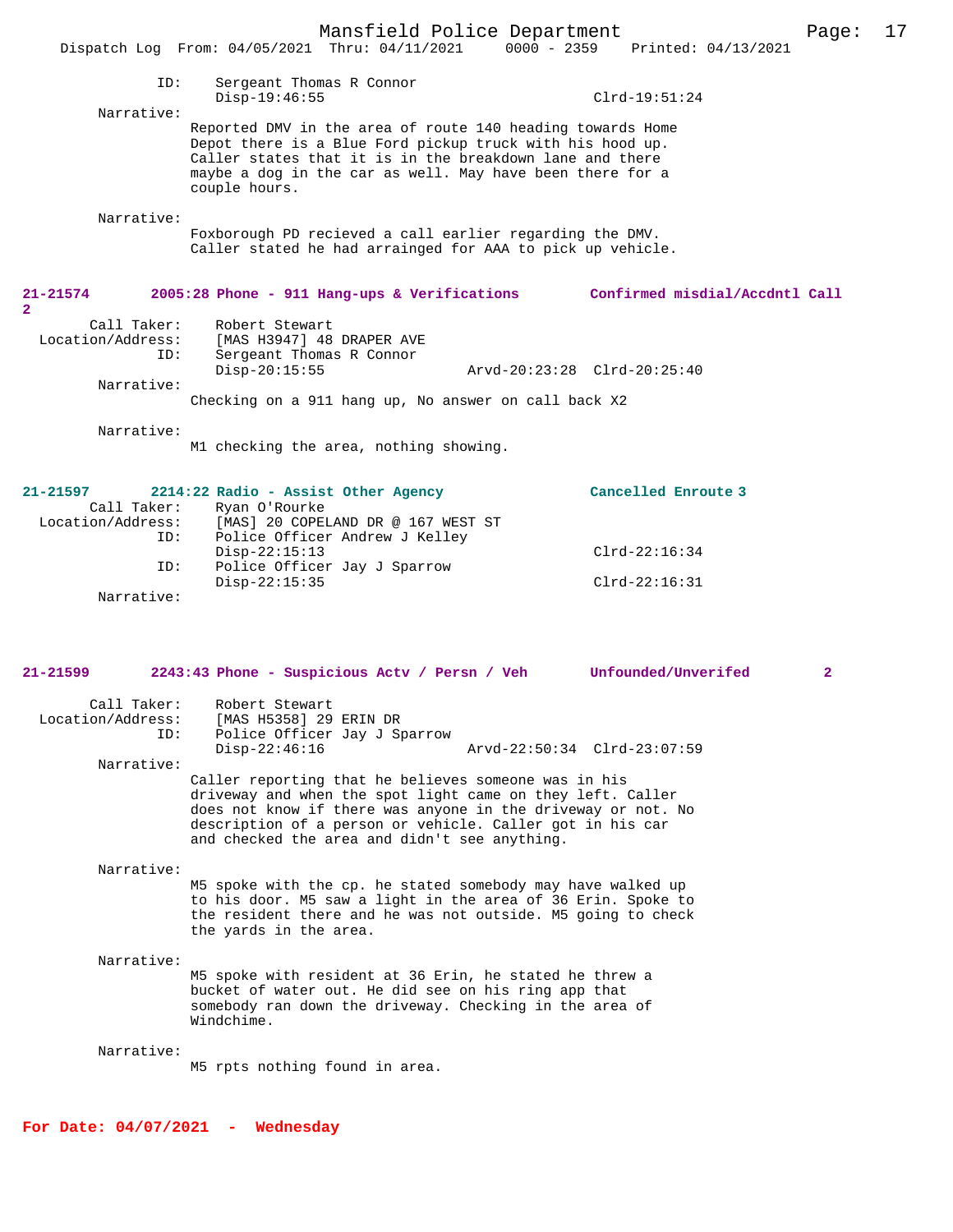ID: Sergeant Thomas R Connor
Disp-19:46:55 Clrd-19:51:24

Narrative:
Reported DMV in the area of route 140 heading towards Home Depot there is a Blue Ford pickup truck with his hood up. Caller states that it is in the breakdown lane and there maybe a dog in the car as well. May have been there for a couple hours.

Narrative:
Foxborough PD recieved a call earlier regarding the DMV. Caller stated he had arrainged for AAA to pick up vehicle.

**21-21574 2005:28 Phone - 911 Hang-ups & Verifications Confirmed misdial/Accdntl Call 2**

Call Taker: Robert Stewart
Location/Address: [MAS H3947] 48 DRAPER AVE
ID: Sergeant Thomas R Connor
Disp-20:15:55 Arvd-20:23:28 Clrd-20:25:40

Narrative:
Checking on a 911 hang up, No answer on call back X2

Narrative:
M1 checking the area, nothing showing.

**21-21597 2214:22 Radio - Assist Other Agency Cancelled Enroute 3**

Call Taker: Ryan O'Rourke
Location/Address: [MAS] 20 COPELAND DR @ 167 WEST ST
ID: Police Officer Andrew J Kelley
Disp-22:15:13 Clrd-22:16:34
ID: Police Officer Jay J Sparrow
Disp-22:15:35 Clrd-22:16:31

Narrative:

**21-21599 2243:43 Phone - Suspicious Actv / Persn / Veh Unfounded/Unverifed 2**

Call Taker: Robert Stewart
Location/Address: [MAS H5358] 29 ERIN DR
ID: Police Officer Jay J Sparrow
Disp-22:46:16 Arvd-22:50:34 Clrd-23:07:59

Narrative:
Caller reporting that he believes someone was in his driveway and when the spot light came on they left. Caller does not know if there was anyone in the driveway or not. No description of a person or vehicle. Caller got in his car and checked the area and didn't see anything.

Narrative:
M5 spoke with the cp. he stated somebody may have walked up to his door. M5 saw a light in the area of 36 Erin. Spoke to the resident there and he was not outside. M5 going to check the yards in the area.

Narrative:
M5 spoke with resident at 36 Erin, he stated he threw a bucket of water out. He did see on his ring app that somebody ran down the driveway. Checking in the area of Windchime.

Narrative:
M5 rpts nothing found in area.

**For Date: 04/07/2021 - Wednesday**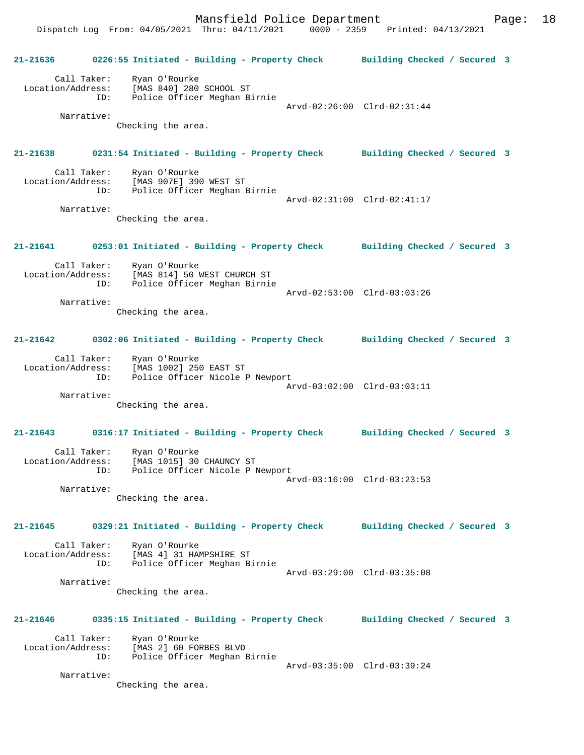**21-21636 0226:55 Initiated - Building - Property Check Building Checked / Secured 3**

Call Taker: Ryan O'Rourke
Location/Address: [MAS 840] 280 SCHOOL ST
ID: Police Officer Meghan Birnie
Arvd-02:26:00 Clrd-02:31:44
Narrative:
Checking the area.

**21-21638 0231:54 Initiated - Building - Property Check Building Checked / Secured 3**

Call Taker: Ryan O'Rourke
Location/Address: [MAS 907E] 390 WEST ST
ID: Police Officer Meghan Birnie
Arvd-02:31:00 Clrd-02:41:17
Narrative:
Checking the area.

**21-21641 0253:01 Initiated - Building - Property Check Building Checked / Secured 3**

Call Taker: Ryan O'Rourke
Location/Address: [MAS 814] 50 WEST CHURCH ST
ID: Police Officer Meghan Birnie
Arvd-02:53:00 Clrd-03:03:26
Narrative:
Checking the area.

**21-21642 0302:06 Initiated - Building - Property Check Building Checked / Secured 3**

Call Taker: Ryan O'Rourke
Location/Address: [MAS 1002] 250 EAST ST
ID: Police Officer Nicole P Newport
Arvd-03:02:00 Clrd-03:03:11
Narrative:
Checking the area.

**21-21643 0316:17 Initiated - Building - Property Check Building Checked / Secured 3**

Call Taker: Ryan O'Rourke
Location/Address: [MAS 1015] 30 CHAUNCY ST
ID: Police Officer Nicole P Newport
Arvd-03:16:00 Clrd-03:23:53
Narrative:
Checking the area.

**21-21645 0329:21 Initiated - Building - Property Check Building Checked / Secured 3**

Call Taker: Ryan O'Rourke
Location/Address: [MAS 4] 31 HAMPSHIRE ST
ID: Police Officer Meghan Birnie
Arvd-03:29:00 Clrd-03:35:08
Narrative:
Checking the area.

**21-21646 0335:15 Initiated - Building - Property Check Building Checked / Secured 3**

Call Taker: Ryan O'Rourke
Location/Address: [MAS 2] 60 FORBES BLVD
ID: Police Officer Meghan Birnie
Arvd-03:35:00 Clrd-03:39:24
Narrative:
Checking the area.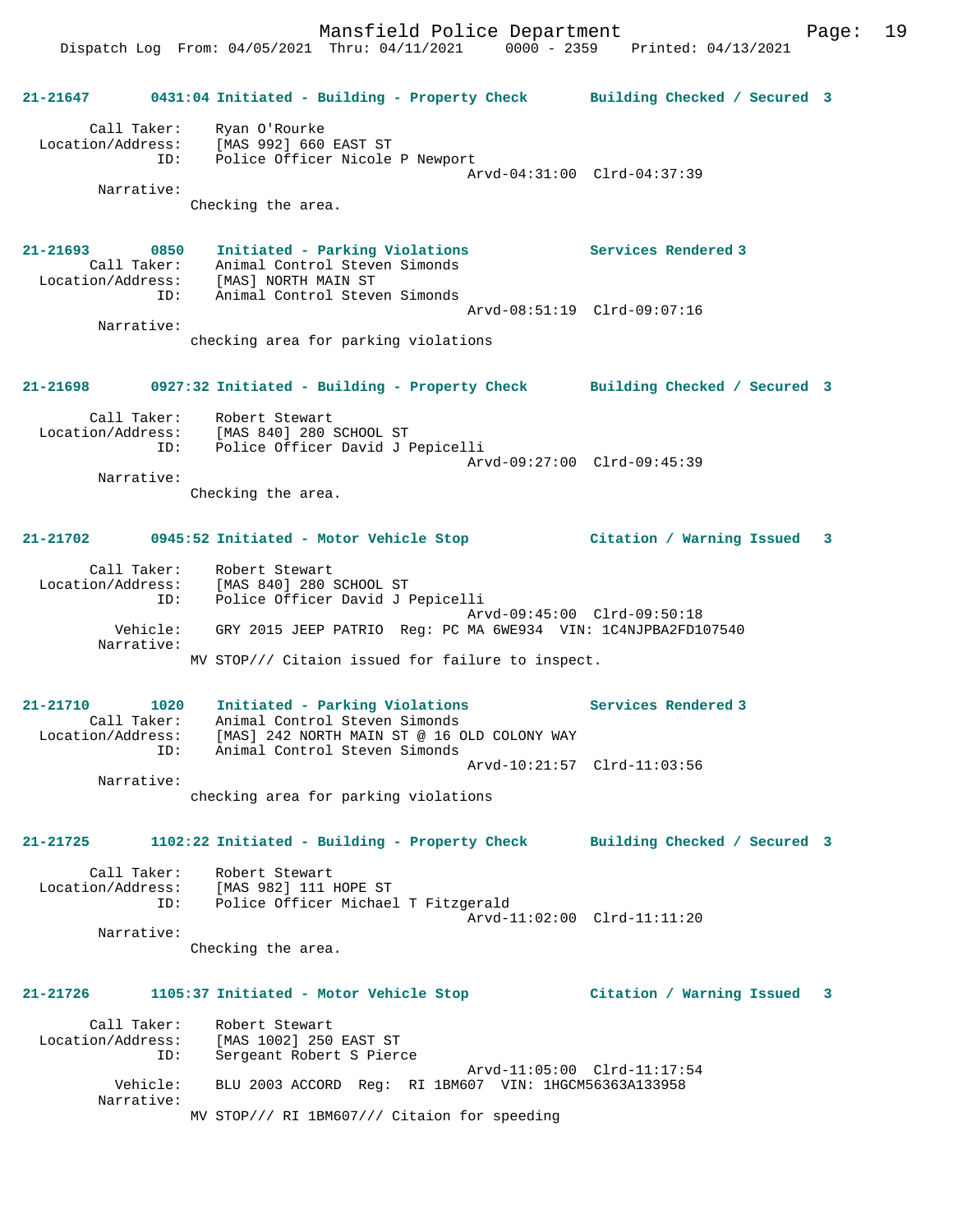**21-21647 0431:04 Initiated - Building - Property Check Building Checked / Secured 3**

Call Taker: Ryan O'Rourke
Location/Address: [MAS 992] 660 EAST ST
ID: Police Officer Nicole P Newport
Arvd-04:31:00 Clrd-04:37:39
Narrative:
Checking the area.

**21-21693 0850 Initiated - Parking Violations Services Rendered 3**

Call Taker: Animal Control Steven Simonds
Location/Address: [MAS] NORTH MAIN ST
ID: Animal Control Steven Simonds
Arvd-08:51:19 Clrd-09:07:16
Narrative:
checking area for parking violations

**21-21698 0927:32 Initiated - Building - Property Check Building Checked / Secured 3**

Call Taker: Robert Stewart
Location/Address: [MAS 840] 280 SCHOOL ST
ID: Police Officer David J Pepicelli
Arvd-09:27:00 Clrd-09:45:39
Narrative:
Checking the area.

**21-21702 0945:52 Initiated - Motor Vehicle Stop Citation / Warning Issued 3**

Call Taker: Robert Stewart
Location/Address: [MAS 840] 280 SCHOOL ST
ID: Police Officer David J Pepicelli
Arvd-09:45:00 Clrd-09:50:18
Vehicle: GRY 2015 JEEP PATRIO Reg: PC MA 6WE934 VIN: 1C4NJPBA2FD107540
Narrative:
MV STOP/// Citaion issued for failure to inspect.

**21-21710 1020 Initiated - Parking Violations Services Rendered 3**

Call Taker: Animal Control Steven Simonds
Location/Address: [MAS] 242 NORTH MAIN ST @ 16 OLD COLONY WAY
ID: Animal Control Steven Simonds
Arvd-10:21:57 Clrd-11:03:56
Narrative:
checking area for parking violations

**21-21725 1102:22 Initiated - Building - Property Check Building Checked / Secured 3**

Call Taker: Robert Stewart
Location/Address: [MAS 982] 111 HOPE ST
ID: Police Officer Michael T Fitzgerald
Arvd-11:02:00 Clrd-11:11:20
Narrative:
Checking the area.

**21-21726 1105:37 Initiated - Motor Vehicle Stop Citation / Warning Issued 3**

Call Taker: Robert Stewart
Location/Address: [MAS 1002] 250 EAST ST
ID: Sergeant Robert S Pierce
Arvd-11:05:00 Clrd-11:17:54
Vehicle: BLU 2003 ACCORD Reg: RI 1BM607 VIN: 1HGCM56363A133958
Narrative:
MV STOP/// RI 1BM607/// Citaion for speeding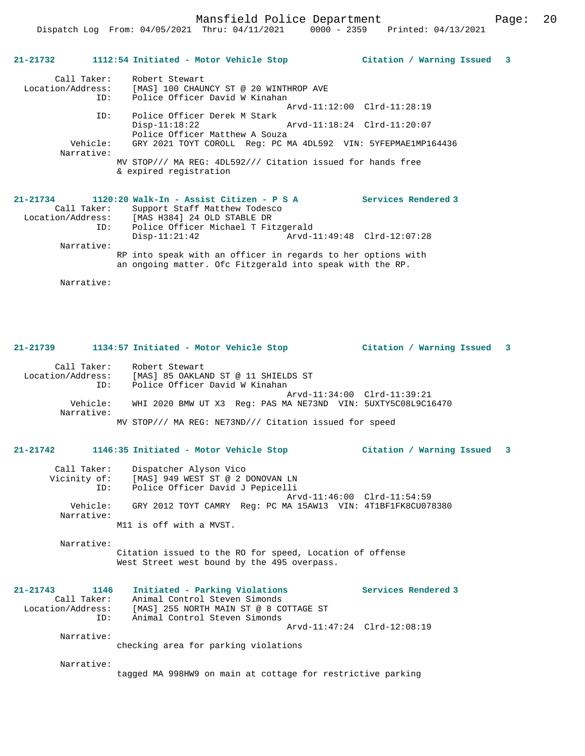**21-21732 1112:54 Initiated - Motor Vehicle Stop — Citation / Warning Issued 3**

Call Taker: Robert Stewart
Location/Address: [MAS] 100 CHAUNCY ST @ 20 WINTHROP AVE
ID: Police Officer David W Kinahan
Arvd-11:12:00 Clrd-11:28:19
ID: Police Officer Derek M Stark
Disp-11:18:22 Arvd-11:18:24 Clrd-11:20:07
Police Officer Matthew A Souza
Vehicle: GRY 2021 TOYT COROLL Reg: PC MA 4DL592 VIN: 5YFEPMAE1MP164436
Narrative:
MV STOP/// MA REG: 4DL592/// Citation issued for hands free & expired registration

**21-21734 1120:20 Walk-In - Assist Citizen - P S A — Services Rendered 3**

Call Taker: Support Staff Matthew Todesco
Location/Address: [MAS H384] 24 OLD STABLE DR
ID: Police Officer Michael T Fitzgerald
Disp-11:21:42 Arvd-11:49:48 Clrd-12:07:28
Narrative:
RP into speak with an officer in regards to her options with an ongoing matter. Ofc Fitzgerald into speak with the RP.

Narrative:

**21-21739 1134:57 Initiated - Motor Vehicle Stop — Citation / Warning Issued 3**

Call Taker: Robert Stewart
Location/Address: [MAS] 85 OAKLAND ST @ 11 SHIELDS ST
ID: Police Officer David W Kinahan
Arvd-11:34:00 Clrd-11:39:21
Vehicle: WHI 2020 BMW UT X3 Reg: PAS MA NE73ND VIN: 5UXTY5C08L9C16470
Narrative:
MV STOP/// MA REG: NE73ND/// Citation issued for speed

**21-21742 1146:35 Initiated - Motor Vehicle Stop — Citation / Warning Issued 3**

Call Taker: Dispatcher Alyson Vico
Vicinity of: [MAS] 949 WEST ST @ 2 DONOVAN LN
ID: Police Officer David J Pepicelli
Arvd-11:46:00 Clrd-11:54:59
Vehicle: GRY 2012 TOYT CAMRY Reg: PC MA 15AW13 VIN: 4T1BF1FK8CU078380
Narrative:
M11 is off with a MVST.

Narrative:
Citation issued to the RO for speed, Location of offense West Street west bound by the 495 overpass.

**21-21743 1146 Initiated - Parking Violations — Services Rendered 3**

Call Taker: Animal Control Steven Simonds
Location/Address: [MAS] 255 NORTH MAIN ST @ 8 COTTAGE ST
ID: Animal Control Steven Simonds
Arvd-11:47:24 Clrd-12:08:19
Narrative:
checking area for parking violations

Narrative:
tagged MA 998HW9 on main at cottage for restrictive parking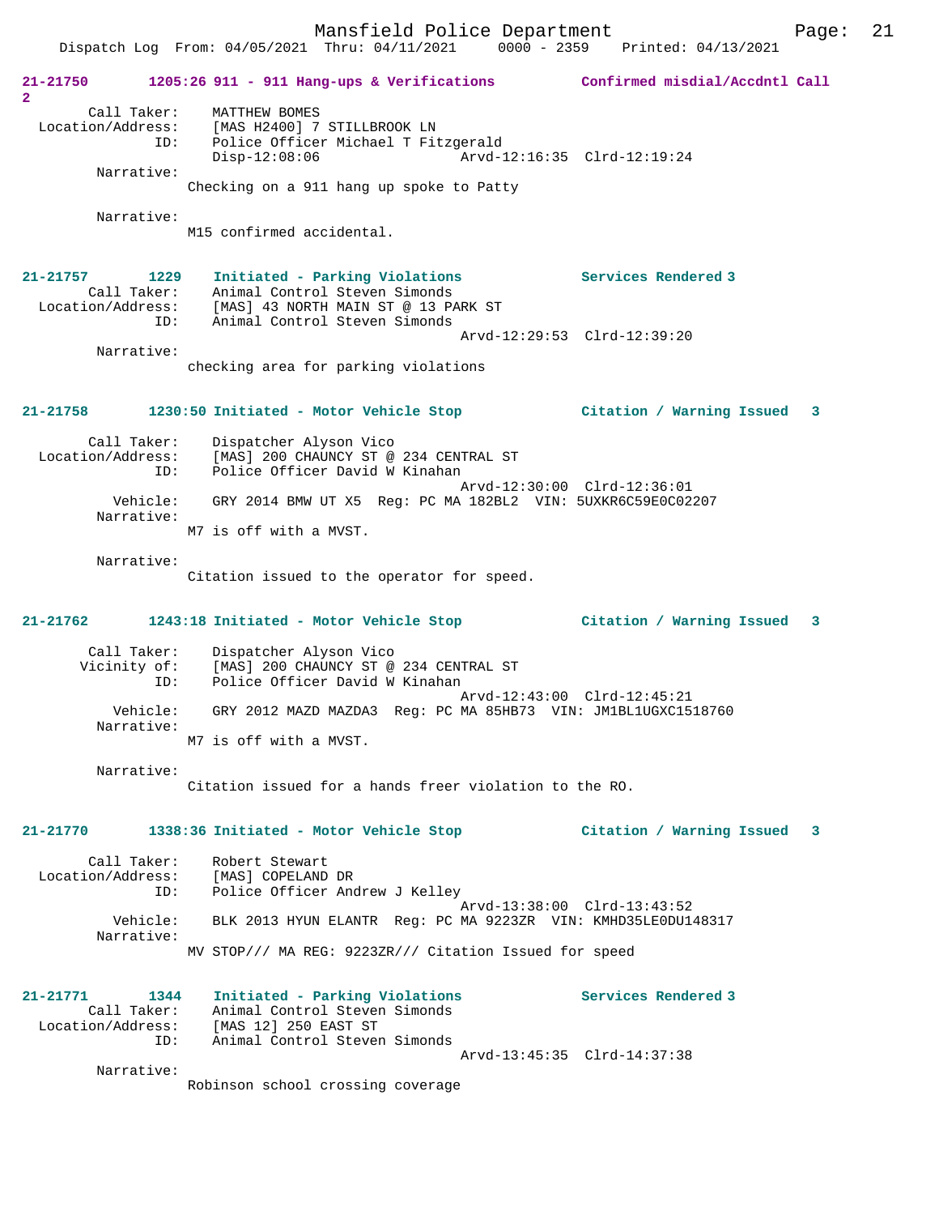**21-21750 1205:26 911 - 911 Hang-ups & Verifications — Confirmed misdial/Accdntl Call 2**

Call Taker: MATTHEW BOMES
Location/Address: [MAS H2400] 7 STILLBROOK LN
ID: Police Officer Michael T Fitzgerald
Disp-12:08:06 Arvd-12:16:35 Clrd-12:19:24

Narrative:
Checking on a 911 hang up spoke to Patty

Narrative:
M15 confirmed accidental.

**21-21757 1229 Initiated - Parking Violations — Services Rendered 3**

Call Taker: Animal Control Steven Simonds
Location/Address: [MAS] 43 NORTH MAIN ST @ 13 PARK ST
ID: Animal Control Steven Simonds
Arvd-12:29:53 Clrd-12:39:20

Narrative:
checking area for parking violations

**21-21758 1230:50 Initiated - Motor Vehicle Stop — Citation / Warning Issued 3**

Call Taker: Dispatcher Alyson Vico
Location/Address: [MAS] 200 CHAUNCY ST @ 234 CENTRAL ST
ID: Police Officer David W Kinahan
Arvd-12:30:00 Clrd-12:36:01
Vehicle: GRY 2014 BMW UT X5 Reg: PC MA 182BL2 VIN: 5UXKR6C59E0C02207

Narrative:
M7 is off with a MVST.

Narrative:
Citation issued to the operator for speed.

**21-21762 1243:18 Initiated - Motor Vehicle Stop — Citation / Warning Issued 3**

Call Taker: Dispatcher Alyson Vico
Vicinity of: [MAS] 200 CHAUNCY ST @ 234 CENTRAL ST
ID: Police Officer David W Kinahan
Arvd-12:43:00 Clrd-12:45:21
Vehicle: GRY 2012 MAZD MAZDA3 Reg: PC MA 85HB73 VIN: JM1BL1UGXC1518760

Narrative:
M7 is off with a MVST.

Narrative:
Citation issued for a hands freer violation to the RO.

**21-21770 1338:36 Initiated - Motor Vehicle Stop — Citation / Warning Issued 3**

Call Taker: Robert Stewart
Location/Address: [MAS] COPELAND DR
ID: Police Officer Andrew J Kelley
Arvd-13:38:00 Clrd-13:43:52
Vehicle: BLK 2013 HYUN ELANTR Reg: PC MA 9223ZR VIN: KMHD35LE0DU148317

Narrative:
MV STOP/// MA REG: 9223ZR/// Citation Issued for speed

**21-21771 1344 Initiated - Parking Violations — Services Rendered 3**

Call Taker: Animal Control Steven Simonds
Location/Address: [MAS 12] 250 EAST ST
ID: Animal Control Steven Simonds
Arvd-13:45:35 Clrd-14:37:38

Narrative:
Robinson school crossing coverage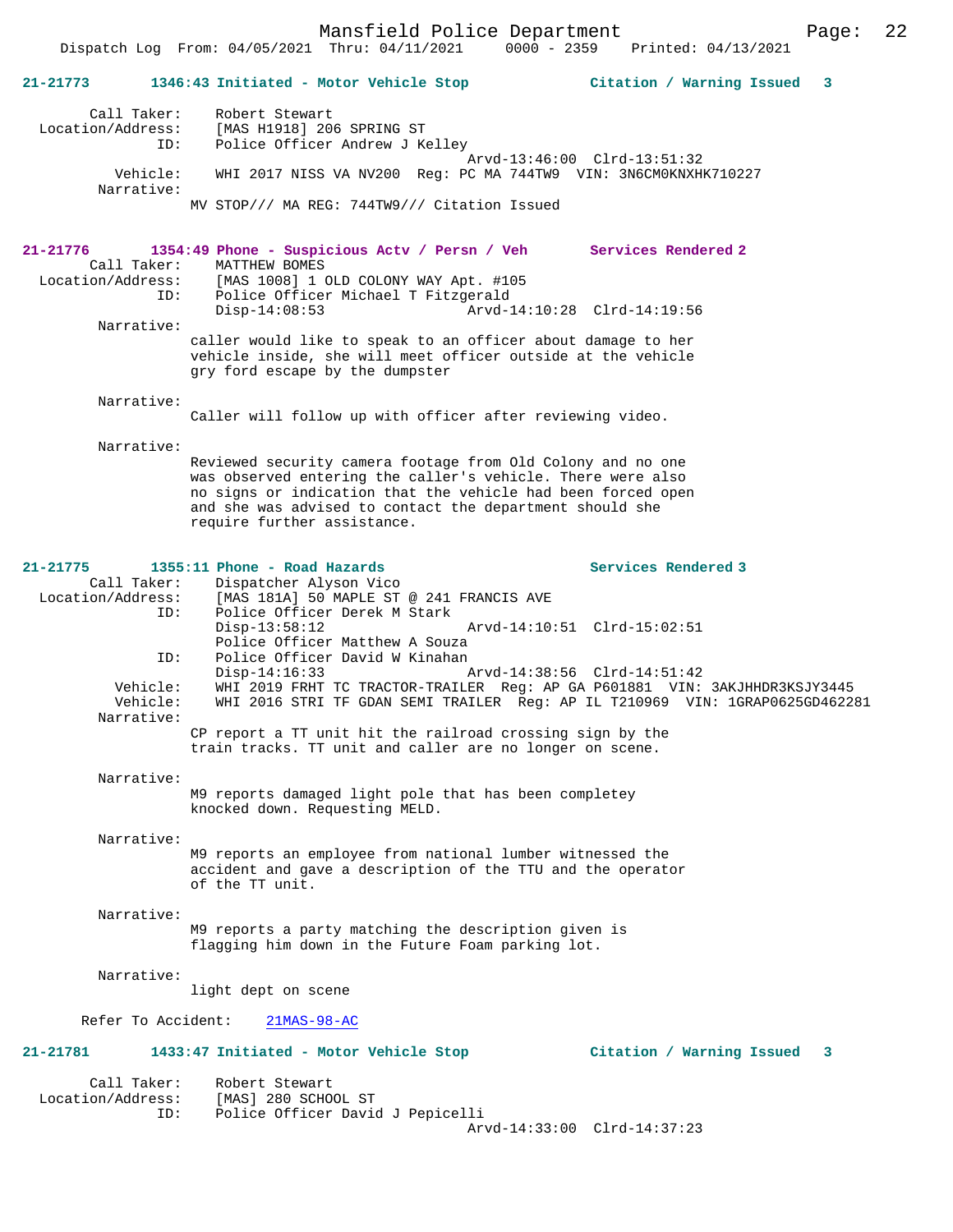**21-21773** 1346:43 Initiated - Motor Vehicle Stop **Citation / Warning Issued 3**

Call Taker: Robert Stewart
Location/Address: [MAS H1918] 206 SPRING ST
ID: Police Officer Andrew J Kelley
Arvd-13:46:00 Clrd-13:51:32
Vehicle: WHI 2017 NISS VA NV200 Reg: PC MA 744TW9 VIN: 3N6CM0KNXHK710227
Narrative:
MV STOP/// MA REG: 744TW9/// Citation Issued

**21-21776** 1354:49 Phone - Suspicious Actv / Persn / Veh **Services Rendered 2**

Call Taker: MATTHEW BOMES
Location/Address: [MAS 1008] 1 OLD COLONY WAY Apt. #105
ID: Police Officer Michael T Fitzgerald
Disp-14:08:53 Arvd-14:10:28 Clrd-14:19:56
Narrative:
caller would like to speak to an officer about damage to her vehicle inside, she will meet officer outside at the vehicle gry ford escape by the dumpster

Narrative:
Caller will follow up with officer after reviewing video.

Narrative:
Reviewed security camera footage from Old Colony and no one was observed entering the caller's vehicle. There were also no signs or indication that the vehicle had been forced open and she was advised to contact the department should she require further assistance.

**21-21775** 1355:11 Phone - Road Hazards **Services Rendered 3**

Call Taker: Dispatcher Alyson Vico
Location/Address: [MAS 181A] 50 MAPLE ST @ 241 FRANCIS AVE
ID: Police Officer Derek M Stark
Disp-13:58:12 Arvd-14:10:51 Clrd-15:02:51
Police Officer Matthew A Souza
ID: Police Officer David W Kinahan
Disp-14:16:33 Arvd-14:38:56 Clrd-14:51:42
Vehicle: WHI 2019 FRHT TC TRACTOR-TRAILER Reg: AP GA P601881 VIN: 3AKJHHDR3KSJY3445
Vehicle: WHI 2016 STRI TF GDAN SEMI TRAILER Reg: AP IL T210969 VIN: 1GRAP0625GD462281
Narrative:
CP report a TT unit hit the railroad crossing sign by the train tracks. TT unit and caller are no longer on scene.

Narrative:
M9 reports damaged light pole that has been completey knocked down. Requesting MELD.

Narrative:
M9 reports an employee from national lumber witnessed the accident and gave a description of the TTU and the operator of the TT unit.

Narrative:
M9 reports a party matching the description given is flagging him down in the Future Foam parking lot.

Narrative:
light dept on scene

Refer To Accident: 21MAS-98-AC

**21-21781** 1433:47 Initiated - Motor Vehicle Stop **Citation / Warning Issued 3**

Call Taker: Robert Stewart
Location/Address: [MAS] 280 SCHOOL ST
ID: Police Officer David J Pepicelli
Arvd-14:33:00 Clrd-14:37:23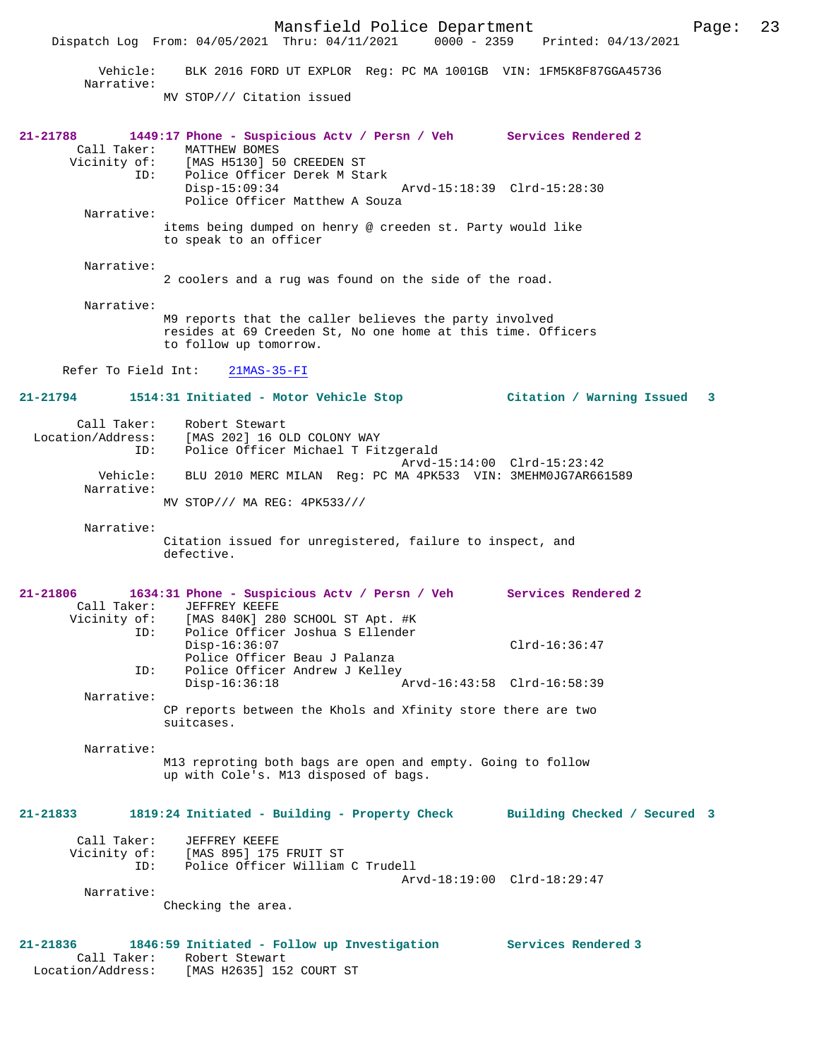Vehicle: BLK 2016 FORD UT EXPLOR Reg: PC MA 1001GB VIN: 1FM5K8F87GGA45736

Narrative:

MV STOP/// Citation issued

**21-21788** **1449:17 Phone - Suspicious Actv / Persn / Veh** **Services Rendered 2**

Call Taker: MATTHEW BOMES
Vicinity of: [MAS H5130] 50 CREEDEN ST
ID: Police Officer Derek M Stark
Disp-15:09:34 Arvd-15:18:39 Clrd-15:28:30
Police Officer Matthew A Souza

Narrative:

items being dumped on henry @ creeden st. Party would like to speak to an officer

Narrative:

2 coolers and a rug was found on the side of the road.

Narrative:

M9 reports that the caller believes the party involved resides at 69 Creeden St, No one home at this time. Officers to follow up tomorrow.

Refer To Field Int: 21MAS-35-FI

**21-21794** **1514:31 Initiated - Motor Vehicle Stop** **Citation / Warning Issued 3**

Call Taker: Robert Stewart
Location/Address: [MAS 202] 16 OLD COLONY WAY
ID: Police Officer Michael T Fitzgerald
Arvd-15:14:00 Clrd-15:23:42
Vehicle: BLU 2010 MERC MILAN Reg: PC MA 4PK533 VIN: 3MEHM0JG7AR661589

Narrative:

MV STOP/// MA REG: 4PK533///

Narrative:

Citation issued for unregistered, failure to inspect, and defective.

**21-21806** **1634:31 Phone - Suspicious Actv / Persn / Veh** **Services Rendered 2**

Call Taker: JEFFREY KEEFE
Vicinity of: [MAS 840K] 280 SCHOOL ST Apt. #K
ID: Police Officer Joshua S Ellender
Disp-16:36:07 Clrd-16:36:47
Police Officer Beau J Palanza
ID: Police Officer Andrew J Kelley
Disp-16:36:18 Arvd-16:43:58 Clrd-16:58:39

Narrative:

CP reports between the Khols and Xfinity store there are two suitcases.

Narrative:

M13 reproting both bags are open and empty. Going to follow up with Cole's. M13 disposed of bags.

**21-21833** **1819:24 Initiated - Building - Property Check** **Building Checked / Secured 3**

Call Taker: JEFFREY KEEFE
Vicinity of: [MAS 895] 175 FRUIT ST
ID: Police Officer William C Trudell
Arvd-18:19:00 Clrd-18:29:47

Narrative:

Checking the area.

**21-21836** **1846:59 Initiated - Follow up Investigation** **Services Rendered 3**

Call Taker: Robert Stewart
Location/Address: [MAS H2635] 152 COURT ST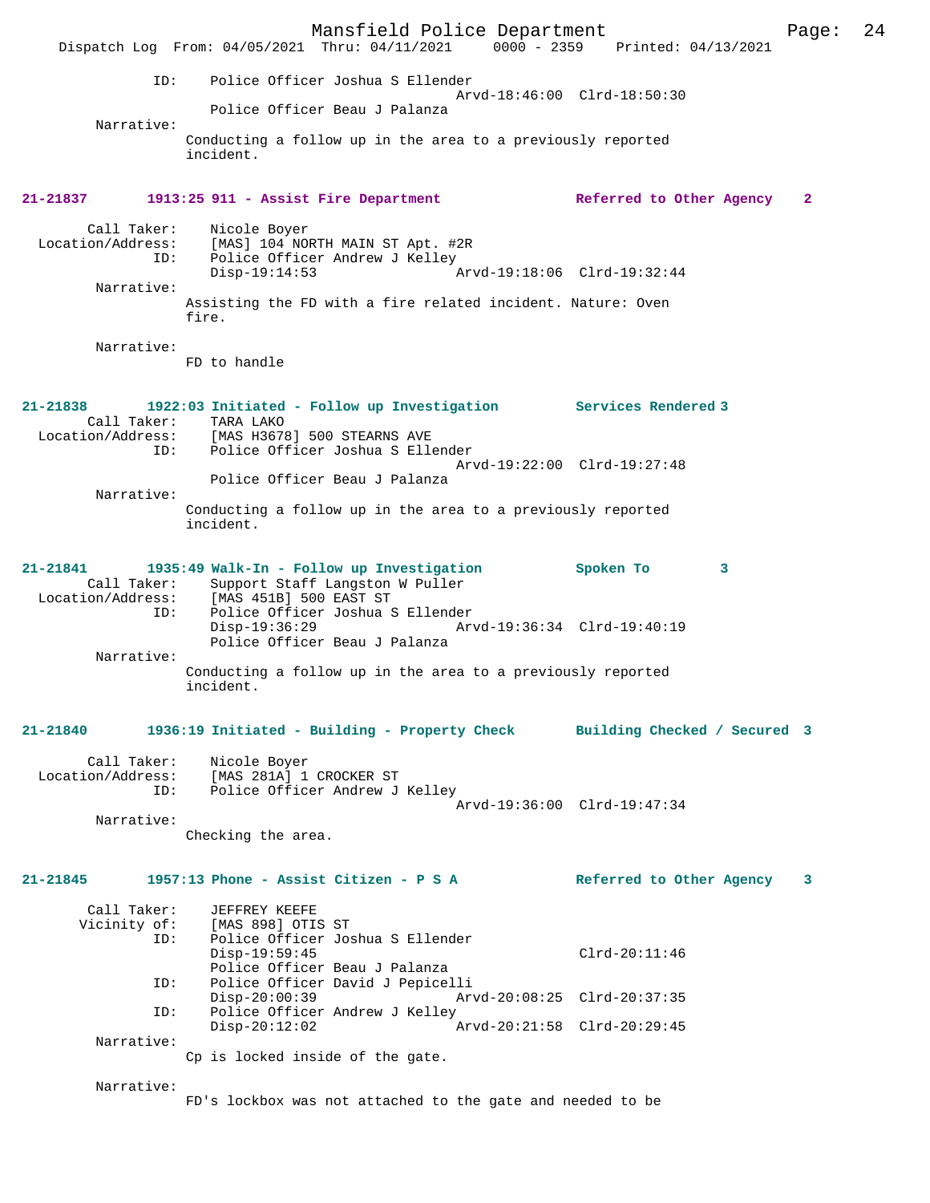ID: Police Officer Joshua S Ellender
Arvd-18:46:00 Clrd-18:50:30
Police Officer Beau J Palanza

Narrative:
Conducting a follow up in the area to a previously reported incident.

**21-21837 1913:25 911 - Assist Fire Department — Referred to Other Agency 2**

Call Taker: Nicole Boyer
Location/Address: [MAS] 104 NORTH MAIN ST Apt. #2R
ID: Police Officer Andrew J Kelley
Disp-19:14:53 Arvd-19:18:06 Clrd-19:32:44

Narrative:
Assisting the FD with a fire related incident. Nature: Oven fire.

Narrative:
FD to handle

**21-21838 1922:03 Initiated - Follow up Investigation — Services Rendered 3**

Call Taker: TARA LAKO
Location/Address: [MAS H3678] 500 STEARNS AVE
ID: Police Officer Joshua S Ellender
Arvd-19:22:00 Clrd-19:27:48
Police Officer Beau J Palanza

Narrative:
Conducting a follow up in the area to a previously reported incident.

**21-21841 1935:49 Walk-In - Follow up Investigation — Spoken To 3**

Call Taker: Support Staff Langston W Puller
Location/Address: [MAS 451B] 500 EAST ST
ID: Police Officer Joshua S Ellender
Disp-19:36:29 Arvd-19:36:34 Clrd-19:40:19
Police Officer Beau J Palanza

Narrative:
Conducting a follow up in the area to a previously reported incident.

**21-21840 1936:19 Initiated - Building - Property Check — Building Checked / Secured 3**

Call Taker: Nicole Boyer
Location/Address: [MAS 281A] 1 CROCKER ST
ID: Police Officer Andrew J Kelley
Arvd-19:36:00 Clrd-19:47:34

Narrative:
Checking the area.

**21-21845 1957:13 Phone - Assist Citizen - P S A — Referred to Other Agency 3**

Call Taker: JEFFREY KEEFE
Vicinity of: [MAS 898] OTIS ST
ID: Police Officer Joshua S Ellender
Disp-19:59:45 Clrd-20:11:46
Police Officer Beau J Palanza
ID: Police Officer David J Pepicelli
Disp-20:00:39 Arvd-20:08:25 Clrd-20:37:35
ID: Police Officer Andrew J Kelley
Disp-20:12:02 Arvd-20:21:58 Clrd-20:29:45

Narrative:
Cp is locked inside of the gate.

Narrative:
FD's lockbox was not attached to the gate and needed to be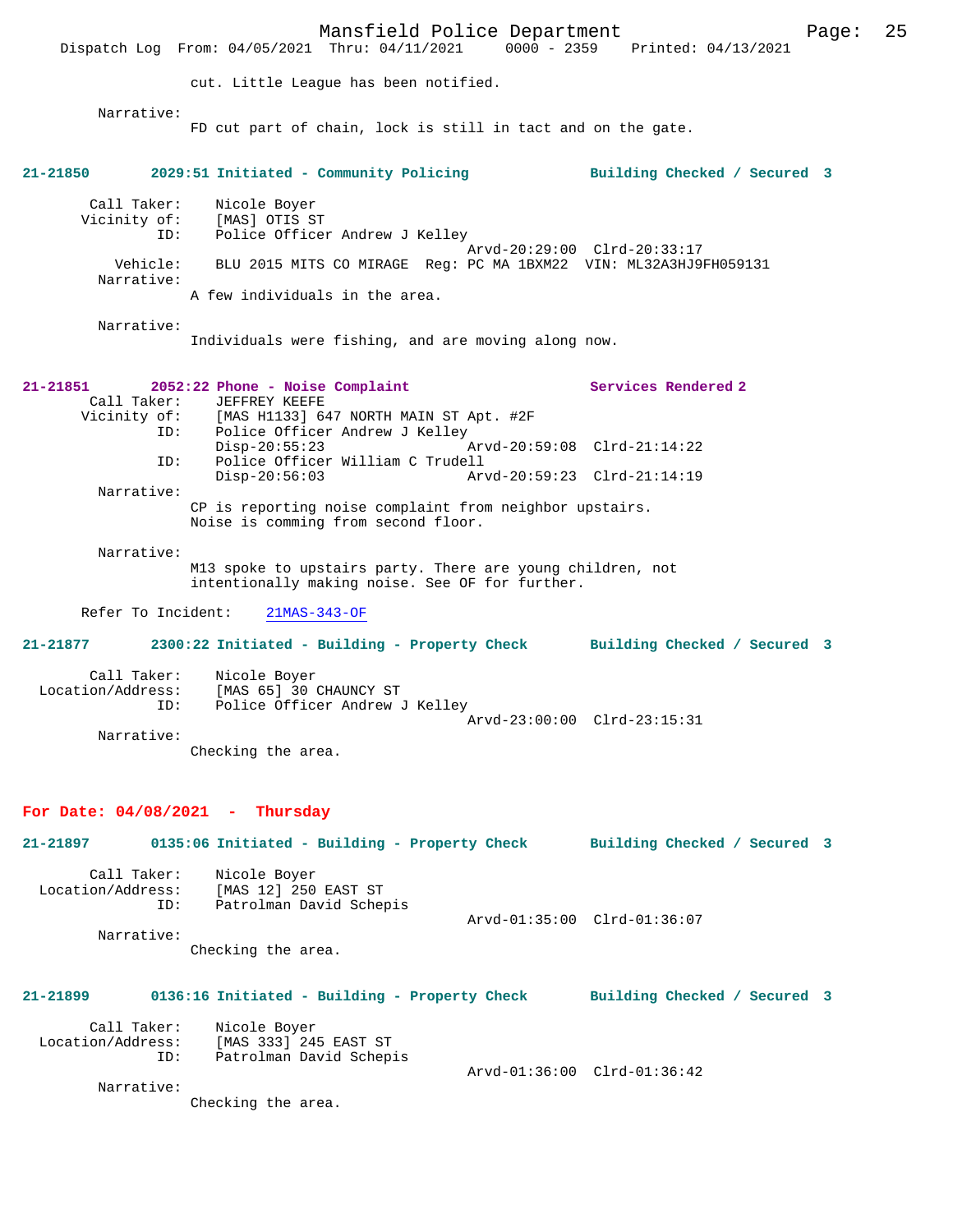cut. Little League has been notified.

Narrative:
FD cut part of chain, lock is still in tact and on the gate.

**21-21850 2029:51 Initiated - Community Policing — Building Checked / Secured 3**

Call Taker: Nicole Boyer
Vicinity of: [MAS] OTIS ST
ID: Police Officer Andrew J Kelley
Arvd-20:29:00 Clrd-20:33:17
Vehicle: BLU 2015 MITS CO MIRAGE Reg: PC MA 1BXM22 VIN: ML32A3HJ9FH059131
Narrative:
A few individuals in the area.

Narrative:
Individuals were fishing, and are moving along now.

**21-21851 2052:22 Phone - Noise Complaint — Services Rendered 2**

Call Taker: JEFFREY KEEFE
Vicinity of: [MAS H1133] 647 NORTH MAIN ST Apt. #2F
ID: Police Officer Andrew J Kelley
Disp-20:55:23 Arvd-20:59:08 Clrd-21:14:22
ID: Police Officer William C Trudell
Disp-20:56:03 Arvd-20:59:23 Clrd-21:14:19
Narrative:
CP is reporting noise complaint from neighbor upstairs.
Noise is comming from second floor.

Narrative:
M13 spoke to upstairs party. There are young children, not intentionally making noise. See OF for further.

Refer To Incident: 21MAS-343-OF

**21-21877 2300:22 Initiated - Building - Property Check — Building Checked / Secured 3**

Call Taker: Nicole Boyer
Location/Address: [MAS 65] 30 CHAUNCY ST
ID: Police Officer Andrew J Kelley
Arvd-23:00:00 Clrd-23:15:31
Narrative:
Checking the area.

## For Date: 04/08/2021 - Thursday

**21-21897 0135:06 Initiated - Building - Property Check — Building Checked / Secured 3**

Call Taker: Nicole Boyer
Location/Address: [MAS 12] 250 EAST ST
ID: Patrolman David Schepis
Arvd-01:35:00 Clrd-01:36:07
Narrative:
Checking the area.

**21-21899 0136:16 Initiated - Building - Property Check — Building Checked / Secured 3**

Call Taker: Nicole Boyer
Location/Address: [MAS 333] 245 EAST ST
ID: Patrolman David Schepis
Arvd-01:36:00 Clrd-01:36:42
Narrative:
Checking the area.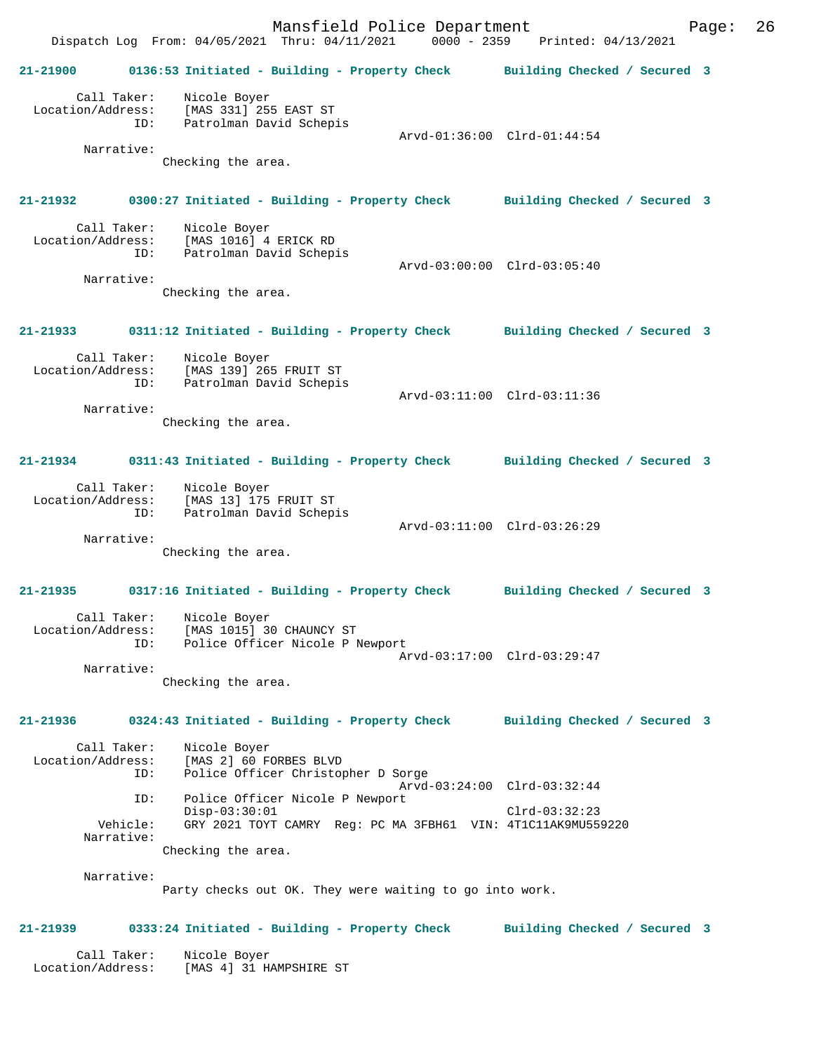**21-21900 0136:53 Initiated - Building - Property Check Building Checked / Secured 3**

```
        Call Taker:    Nicole Boyer
  Location/Address:    [MAS 331] 255 EAST ST
                ID:    Patrolman David Schepis
                                             Arvd-01:36:00  Clrd-01:44:54
         Narrative:
                Checking the area.
```

**21-21932 0300:27 Initiated - Building - Property Check Building Checked / Secured 3**

```
        Call Taker:    Nicole Boyer
  Location/Address:    [MAS 1016] 4 ERICK RD
                ID:    Patrolman David Schepis
                                             Arvd-03:00:00  Clrd-03:05:40
         Narrative:
                Checking the area.
```

**21-21933 0311:12 Initiated - Building - Property Check Building Checked / Secured 3**

```
        Call Taker:    Nicole Boyer
  Location/Address:    [MAS 139] 265 FRUIT ST
                ID:    Patrolman David Schepis
                                             Arvd-03:11:00  Clrd-03:11:36
         Narrative:
                Checking the area.
```

**21-21934 0311:43 Initiated - Building - Property Check Building Checked / Secured 3**

```
        Call Taker:    Nicole Boyer
  Location/Address:    [MAS 13] 175 FRUIT ST
                ID:    Patrolman David Schepis
                                             Arvd-03:11:00  Clrd-03:26:29
         Narrative:
                Checking the area.
```

**21-21935 0317:16 Initiated - Building - Property Check Building Checked / Secured 3**

```
        Call Taker:    Nicole Boyer
  Location/Address:    [MAS 1015] 30 CHAUNCY ST
                ID:    Police Officer Nicole P Newport
                                             Arvd-03:17:00  Clrd-03:29:47
         Narrative:
                Checking the area.
```

**21-21936 0324:43 Initiated - Building - Property Check Building Checked / Secured 3**

```
        Call Taker:    Nicole Boyer
  Location/Address:    [MAS 2] 60 FORBES BLVD
                ID:    Police Officer Christopher D Sorge
                                             Arvd-03:24:00  Clrd-03:32:44
                ID:    Police Officer Nicole P Newport
                       Disp-03:30:01                        Clrd-03:32:23
           Vehicle:    GRY 2021 TOYT CAMRY  Reg: PC MA 3FBH61  VIN: 4T1C11AK9MU559220
         Narrative:
                Checking the area.

         Narrative:
                Party checks out OK. They were waiting to go into work.
```

**21-21939 0333:24 Initiated - Building - Property Check Building Checked / Secured 3**

```
        Call Taker:    Nicole Boyer
  Location/Address:    [MAS 4] 31 HAMPSHIRE ST
```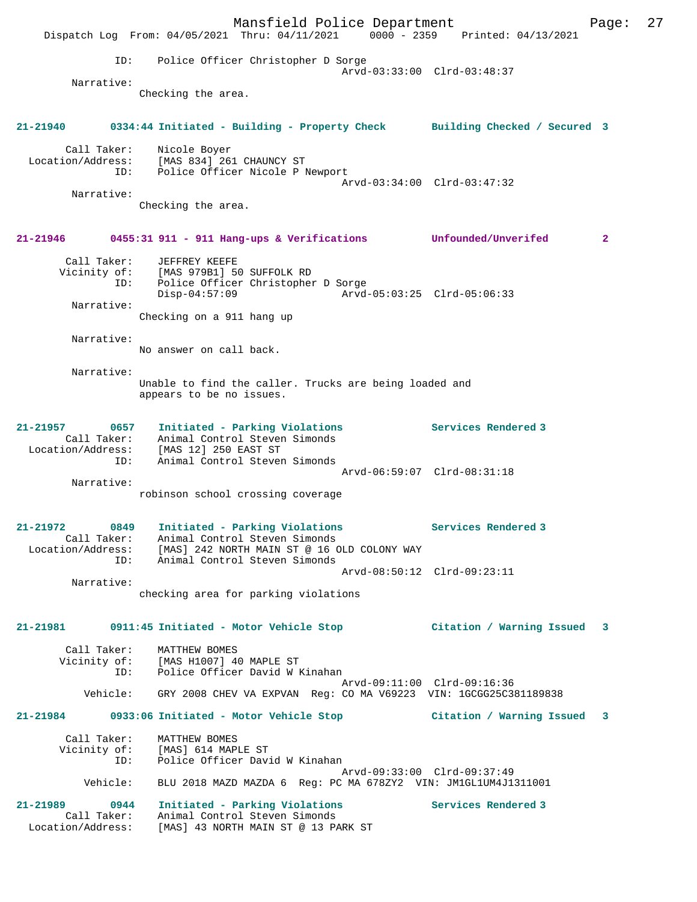ID: Police Officer Christopher D Sorge
Arvd-03:33:00 Clrd-03:48:37

Narrative:
Checking the area.

**21-21940 0334:44 Initiated - Building - Property Check Building Checked / Secured 3**

Call Taker: Nicole Boyer
Location/Address: [MAS 834] 261 CHAUNCY ST
ID: Police Officer Nicole P Newport
Arvd-03:34:00 Clrd-03:47:32

Narrative:
Checking the area.

**21-21946 0455:31 911 - 911 Hang-ups & Verifications Unfounded/Unverifed 2**

Call Taker: JEFFREY KEEFE
Vicinity of: [MAS 979B1] 50 SUFFOLK RD
ID: Police Officer Christopher D Sorge
Disp-04:57:09 Arvd-05:03:25 Clrd-05:06:33

Narrative:
Checking on a 911 hang up

Narrative:
No answer on call back.

Narrative:
Unable to find the caller. Trucks are being loaded and appears to be no issues.

**21-21957 0657 Initiated - Parking Violations Services Rendered 3**

Call Taker: Animal Control Steven Simonds
Location/Address: [MAS 12] 250 EAST ST
ID: Animal Control Steven Simonds
Arvd-06:59:07 Clrd-08:31:18

Narrative:
robinson school crossing coverage

**21-21972 0849 Initiated - Parking Violations Services Rendered 3**

Call Taker: Animal Control Steven Simonds
Location/Address: [MAS] 242 NORTH MAIN ST @ 16 OLD COLONY WAY
ID: Animal Control Steven Simonds
Arvd-08:50:12 Clrd-09:23:11

Narrative:
checking area for parking violations

**21-21981 0911:45 Initiated - Motor Vehicle Stop Citation / Warning Issued 3**

Call Taker: MATTHEW BOMES
Vicinity of: [MAS H1007] 40 MAPLE ST
ID: Police Officer David W Kinahan
Arvd-09:11:00 Clrd-09:16:36
Vehicle: GRY 2008 CHEV VA EXPVAN Reg: CO MA V69223 VIN: 1GCGG25C381189838

**21-21984 0933:06 Initiated - Motor Vehicle Stop Citation / Warning Issued 3**

Call Taker: MATTHEW BOMES
Vicinity of: [MAS] 614 MAPLE ST
ID: Police Officer David W Kinahan
Arvd-09:33:00 Clrd-09:37:49
Vehicle: BLU 2018 MAZD MAZDA 6 Reg: PC MA 678ZY2 VIN: JM1GL1UM4J1311001

**21-21989 0944 Initiated - Parking Violations Services Rendered 3**

Call Taker: Animal Control Steven Simonds
Location/Address: [MAS] 43 NORTH MAIN ST @ 13 PARK ST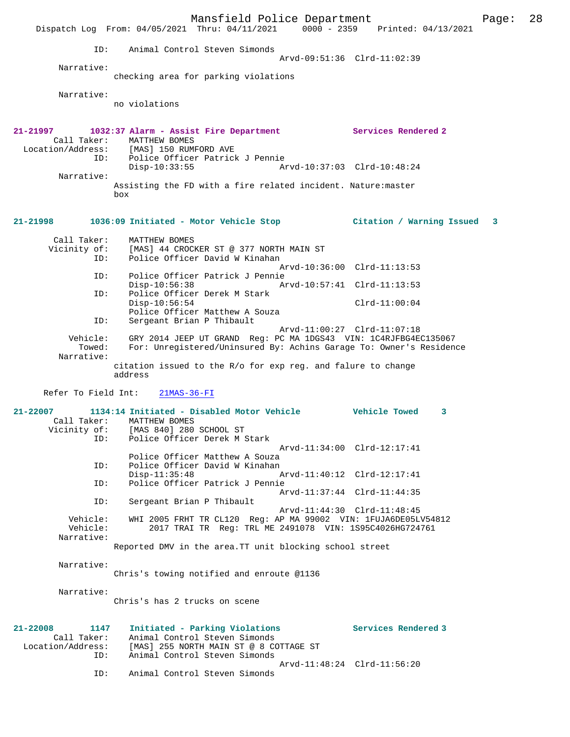ID: Animal Control Steven Simonds
Arvd-09:51:36 Clrd-11:02:39

Narrative:
checking area for parking violations

Narrative:
no violations

**21-21997 1032:37 Alarm - Assist Fire Department — Services Rendered 2**

Call Taker: MATTHEW BOMES
Location/Address: [MAS] 150 RUMFORD AVE
ID: Police Officer Patrick J Pennie
Disp-10:33:55 Arvd-10:37:03 Clrd-10:48:24

Narrative:
Assisting the FD with a fire related incident. Nature:master box

**21-21998 1036:09 Initiated - Motor Vehicle Stop — Citation / Warning Issued 3**

Call Taker: MATTHEW BOMES
Vicinity of: [MAS] 44 CROCKER ST @ 377 NORTH MAIN ST
ID: Police Officer David W Kinahan
Arvd-10:36:00 Clrd-11:13:53
ID: Police Officer Patrick J Pennie
Disp-10:56:38 Arvd-10:57:41 Clrd-11:13:53
ID: Police Officer Derek M Stark
Disp-10:56:54 Clrd-11:00:04
Police Officer Matthew A Souza
ID: Sergeant Brian P Thibault
Arvd-11:00:27 Clrd-11:07:18
Vehicle: GRY 2014 JEEP UT GRAND Reg: PC MA 1DGS43 VIN: 1C4RJFBG4EC135067
Towed: For: Unregistered/Uninsured By: Achins Garage To: Owner's Residence

Narrative:
citation issued to the R/o for exp reg. and falure to change address

Refer To Field Int: 21MAS-36-FI

**21-22007 1134:14 Initiated - Disabled Motor Vehicle — Vehicle Towed 3**

Call Taker: MATTHEW BOMES
Vicinity of: [MAS 840] 280 SCHOOL ST
ID: Police Officer Derek M Stark
Arvd-11:34:00 Clrd-12:17:41
Police Officer Matthew A Souza
ID: Police Officer David W Kinahan
Disp-11:35:48 Arvd-11:40:12 Clrd-12:17:41
ID: Police Officer Patrick J Pennie
Arvd-11:37:44 Clrd-11:44:35
ID: Sergeant Brian P Thibault
Arvd-11:44:30 Clrd-11:48:45
Vehicle: WHI 2005 FRHT TR CL120 Reg: AP MA 99002 VIN: 1FUJA6DE05LV54812
Vehicle: 2017 TRAI TR Reg: TRL ME 2491078 VIN: 1S95C4026HG724761

Narrative:
Reported DMV in the area.TT unit blocking school street

Narrative:
Chris's towing notified and enroute @1136

Narrative:
Chris's has 2 trucks on scene

**21-22008 1147 Initiated - Parking Violations — Services Rendered 3**

Call Taker: Animal Control Steven Simonds
Location/Address: [MAS] 255 NORTH MAIN ST @ 8 COTTAGE ST
ID: Animal Control Steven Simonds
Arvd-11:48:24 Clrd-11:56:20
ID: Animal Control Steven Simonds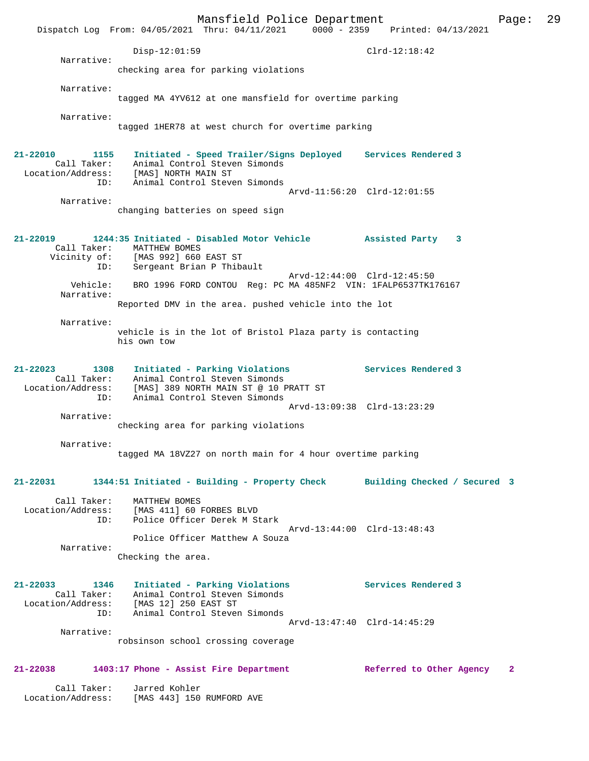Disp-12:01:59 Clrd-12:18:42

Narrative:
checking area for parking violations

Narrative:
tagged MA 4YV612 at one mansfield for overtime parking

Narrative:
tagged 1HER78 at west church for overtime parking

**21-22010 1155 Initiated - Speed Trailer/Signs Deployed Services Rendered 3**

Call Taker: Animal Control Steven Simonds
Location/Address: [MAS] NORTH MAIN ST
ID: Animal Control Steven Simonds
Arvd-11:56:20 Clrd-12:01:55

Narrative:
changing batteries on speed sign

**21-22019 1244:35 Initiated - Disabled Motor Vehicle Assisted Party 3**

Call Taker: MATTHEW BOMES
Vicinity of: [MAS 992] 660 EAST ST
ID: Sergeant Brian P Thibault
Arvd-12:44:00 Clrd-12:45:50
Vehicle: BRO 1996 FORD CONTOU Reg: PC MA 485NF2 VIN: 1FALP6537TK176167

Narrative:
Reported DMV in the area. pushed vehicle into the lot

Narrative:
vehicle is in the lot of Bristol Plaza party is contacting his own tow

**21-22023 1308 Initiated - Parking Violations Services Rendered 3**

Call Taker: Animal Control Steven Simonds
Location/Address: [MAS] 389 NORTH MAIN ST @ 10 PRATT ST
ID: Animal Control Steven Simonds
Arvd-13:09:38 Clrd-13:23:29

Narrative:
checking area for parking violations

Narrative:
tagged MA 18VZ27 on north main for 4 hour overtime parking

**21-22031 1344:51 Initiated - Building - Property Check Building Checked / Secured 3**

Call Taker: MATTHEW BOMES
Location/Address: [MAS 411] 60 FORBES BLVD
ID: Police Officer Derek M Stark
Arvd-13:44:00 Clrd-13:48:43
Police Officer Matthew A Souza

Narrative:
Checking the area.

**21-22033 1346 Initiated - Parking Violations Services Rendered 3**

Call Taker: Animal Control Steven Simonds
Location/Address: [MAS 12] 250 EAST ST
ID: Animal Control Steven Simonds
Arvd-13:47:40 Clrd-14:45:29

Narrative:
robsinson school crossing coverage

**21-22038 1403:17 Phone - Assist Fire Department Referred to Other Agency 2**

Call Taker: Jarred Kohler
Location/Address: [MAS 443] 150 RUMFORD AVE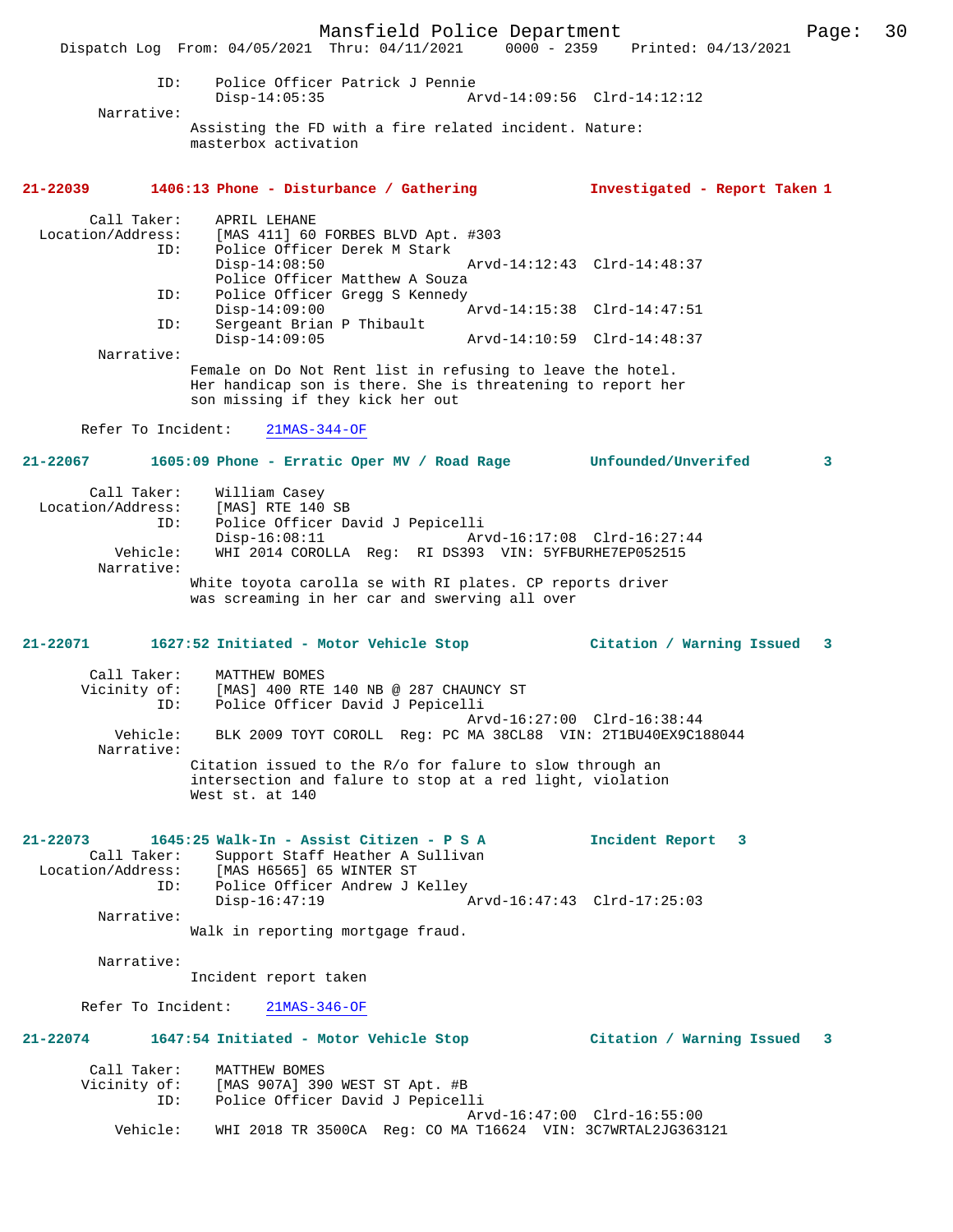ID: Police Officer Patrick J Pennie
Disp-14:05:35 Arvd-14:09:56 Clrd-14:12:12

Narrative:
Assisting the FD with a fire related incident. Nature: masterbox activation

**21-22039 1406:13 Phone - Disturbance / Gathering — Investigated - Report Taken 1**

Call Taker: APRIL LEHANE
Location/Address: [MAS 411] 60 FORBES BLVD Apt. #303
ID: Police Officer Derek M Stark
Disp-14:08:50 Arvd-14:12:43 Clrd-14:48:37
Police Officer Matthew A Souza
ID: Police Officer Gregg S Kennedy
Disp-14:09:00 Arvd-14:15:38 Clrd-14:47:51
ID: Sergeant Brian P Thibault
Disp-14:09:05 Arvd-14:10:59 Clrd-14:48:37

Narrative:
Female on Do Not Rent list in refusing to leave the hotel. Her handicap son is there. She is threatening to report her son missing if they kick her out

Refer To Incident: 21MAS-344-OF

**21-22067 1605:09 Phone - Erratic Oper MV / Road Rage — Unfounded/Unverifed 3**

Call Taker: William Casey
Location/Address: [MAS] RTE 140 SB
ID: Police Officer David J Pepicelli
Disp-16:08:11 Arvd-16:17:08 Clrd-16:27:44
Vehicle: WHI 2014 COROLLA Reg: RI DS393 VIN: 5YFBURHE7EP052515

Narrative:
White toyota carolla se with RI plates. CP reports driver was screaming in her car and swerving all over

**21-22071 1627:52 Initiated - Motor Vehicle Stop — Citation / Warning Issued 3**

Call Taker: MATTHEW BOMES
Vicinity of: [MAS] 400 RTE 140 NB @ 287 CHAUNCY ST
ID: Police Officer David J Pepicelli
Arvd-16:27:00 Clrd-16:38:44
Vehicle: BLK 2009 TOYT COROLL Reg: PC MA 38CL88 VIN: 2T1BU40EX9C188044

Narrative:
Citation issued to the R/o for falure to slow through an intersection and falure to stop at a red light, violation West st. at 140

**21-22073 1645:25 Walk-In - Assist Citizen - P S A — Incident Report 3**

Call Taker: Support Staff Heather A Sullivan
Location/Address: [MAS H6565] 65 WINTER ST
ID: Police Officer Andrew J Kelley
Disp-16:47:19 Arvd-16:47:43 Clrd-17:25:03

Narrative:
Walk in reporting mortgage fraud.

Narrative:
Incident report taken

Refer To Incident: 21MAS-346-OF

**21-22074 1647:54 Initiated - Motor Vehicle Stop — Citation / Warning Issued 3**

Call Taker: MATTHEW BOMES
Vicinity of: [MAS 907A] 390 WEST ST Apt. #B
ID: Police Officer David J Pepicelli
Arvd-16:47:00 Clrd-16:55:00
Vehicle: WHI 2018 TR 3500CA Reg: CO MA T16624 VIN: 3C7WRTAL2JG363121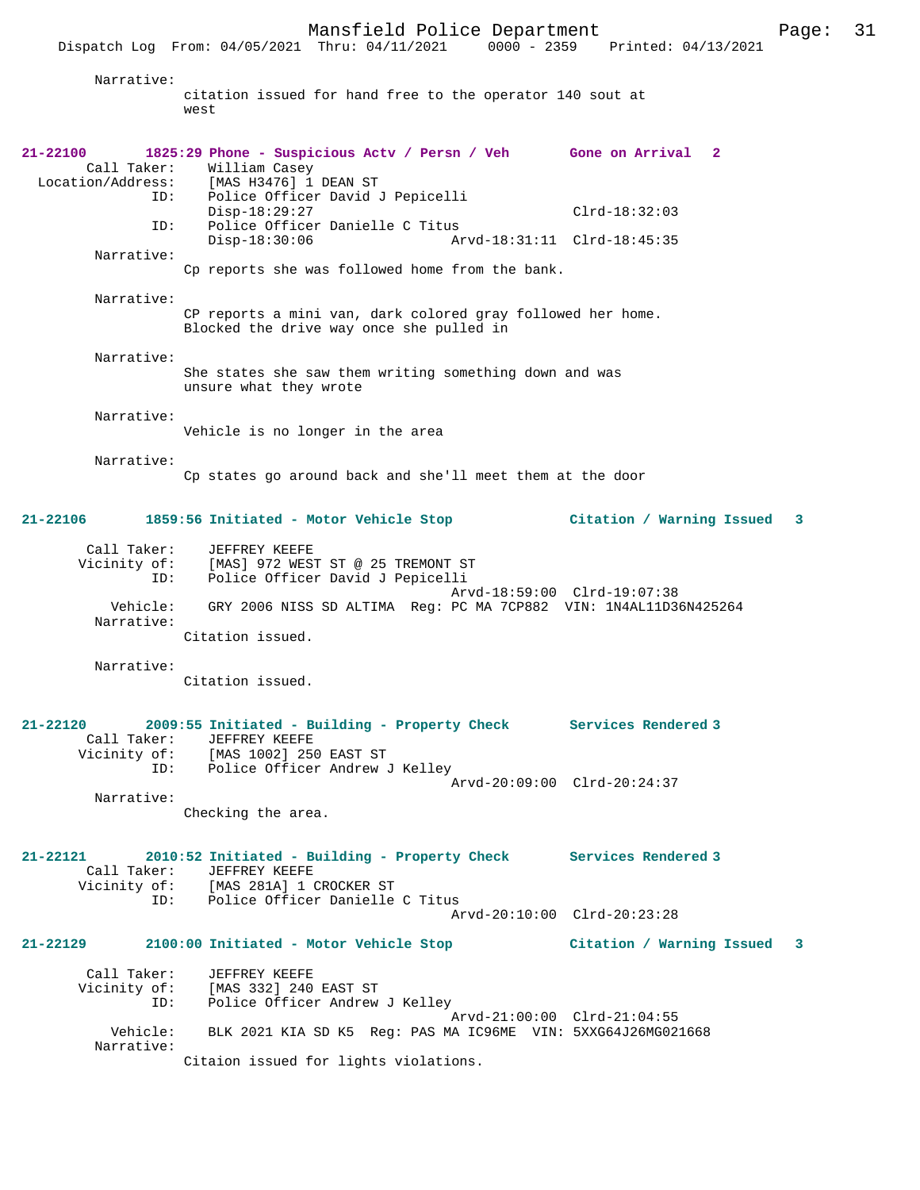Narrative:
citation issued for hand free to the operator 140 sout at west

**21-22100 1825:29 Phone - Suspicious Actv / Persn / Veh Gone on Arrival 2**

Call Taker: William Casey
Location/Address: [MAS H3476] 1 DEAN ST
ID: Police Officer David J Pepicelli
Disp-18:29:27 Clrd-18:32:03
ID: Police Officer Danielle C Titus
Disp-18:30:06 Arvd-18:31:11 Clrd-18:45:35

Narrative:
Cp reports she was followed home from the bank.

Narrative:
CP reports a mini van, dark colored gray followed her home. Blocked the drive way once she pulled in

Narrative:
She states she saw them writing something down and was unsure what they wrote

Narrative:
Vehicle is no longer in the area

Narrative:
Cp states go around back and she'll meet them at the door

**21-22106 1859:56 Initiated - Motor Vehicle Stop Citation / Warning Issued 3**

Call Taker: JEFFREY KEEFE
Vicinity of: [MAS] 972 WEST ST @ 25 TREMONT ST
ID: Police Officer David J Pepicelli
Arvd-18:59:00 Clrd-19:07:38
Vehicle: GRY 2006 NISS SD ALTIMA Reg: PC MA 7CP882 VIN: 1N4AL11D36N425264

Narrative:
Citation issued.

Narrative:
Citation issued.

**21-22120 2009:55 Initiated - Building - Property Check Services Rendered 3**

Call Taker: JEFFREY KEEFE
Vicinity of: [MAS 1002] 250 EAST ST
ID: Police Officer Andrew J Kelley
Arvd-20:09:00 Clrd-20:24:37

Narrative:
Checking the area.

**21-22121 2010:52 Initiated - Building - Property Check Services Rendered 3**

Call Taker: JEFFREY KEEFE
Vicinity of: [MAS 281A] 1 CROCKER ST
ID: Police Officer Danielle C Titus
Arvd-20:10:00 Clrd-20:23:28

**21-22129 2100:00 Initiated - Motor Vehicle Stop Citation / Warning Issued 3**

Call Taker: JEFFREY KEEFE
Vicinity of: [MAS 332] 240 EAST ST
ID: Police Officer Andrew J Kelley
Arvd-21:00:00 Clrd-21:04:55
Vehicle: BLK 2021 KIA SD K5 Reg: PAS MA IC96ME VIN: 5XXG64J26MG021668

Narrative:
Citaion issued for lights violations.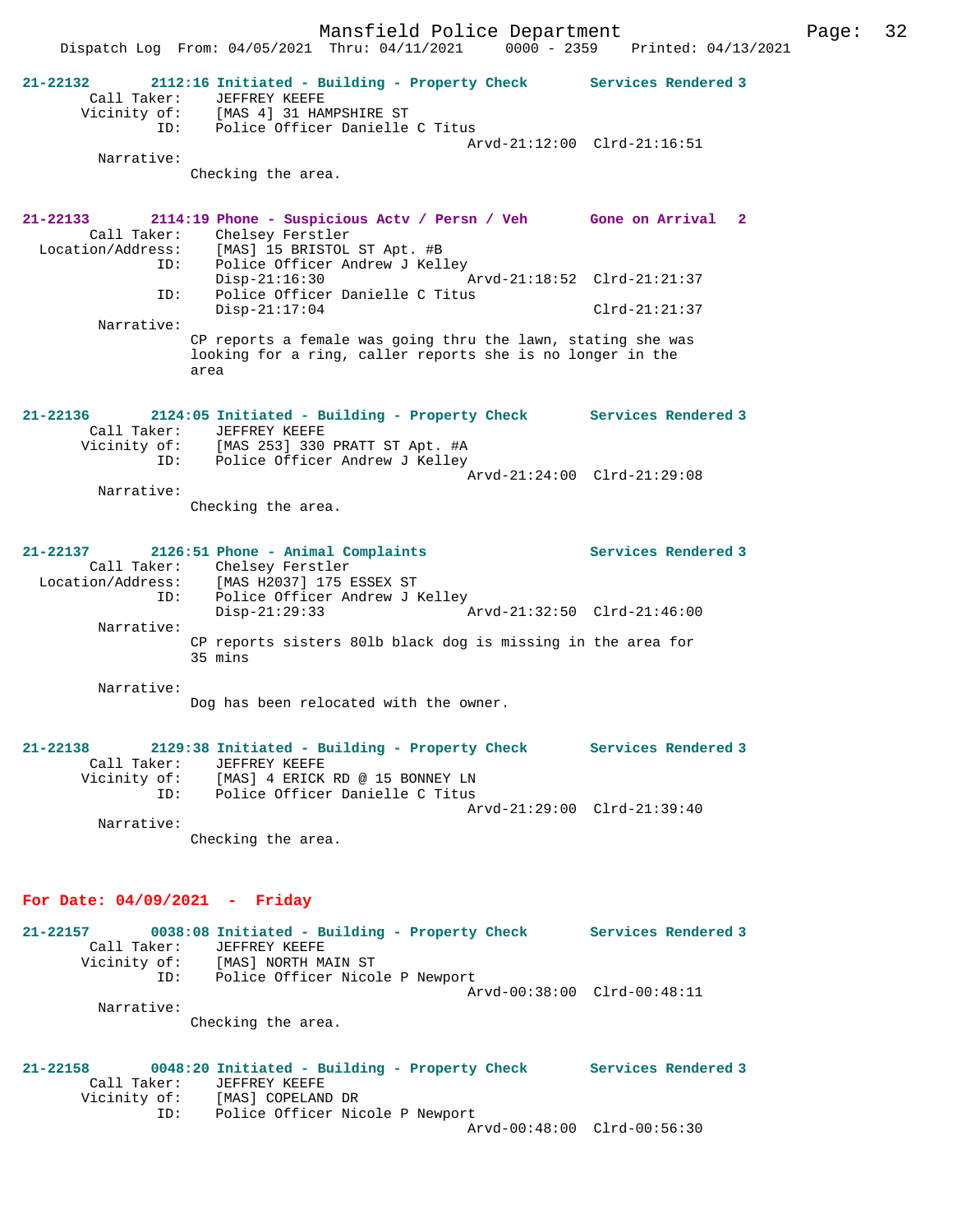**21-22132** 2112:16 Initiated - Building - Property Check Services Rendered 3

```
        Call Taker:     JEFFREY KEEFE
       Vicinity of:     [MAS 4] 31 HAMPSHIRE ST
                ID:     Police Officer Danielle C Titus
                                                Arvd-21:12:00  Clrd-21:16:51
         Narrative:
                  Checking the area.
```

**21-22133** 2114:19 Phone - Suspicious Actv / Persn / Veh Gone on Arrival 2

```
        Call Taker:     Chelsey Ferstler
  Location/Address:     [MAS] 15 BRISTOL ST Apt. #B
                ID:     Police Officer Andrew J Kelley
                        Disp-21:16:30           Arvd-21:18:52  Clrd-21:21:37
                ID:     Police Officer Danielle C Titus
                        Disp-21:17:04                          Clrd-21:21:37
         Narrative:
                  CP reports a female was going thru the lawn, stating she was
                  looking for a ring, caller reports she is no longer in the
                  area
```

**21-22136** 2124:05 Initiated - Building - Property Check Services Rendered 3

```
        Call Taker:     JEFFREY KEEFE
       Vicinity of:     [MAS 253] 330 PRATT ST Apt. #A
                ID:     Police Officer Andrew J Kelley
                                                Arvd-21:24:00  Clrd-21:29:08
         Narrative:
                  Checking the area.
```

**21-22137** 2126:51 Phone - Animal Complaints Services Rendered 3

```
        Call Taker:     Chelsey Ferstler
  Location/Address:     [MAS H2037] 175 ESSEX ST
                ID:     Police Officer Andrew J Kelley
                        Disp-21:29:33           Arvd-21:32:50  Clrd-21:46:00
         Narrative:
                  CP reports sisters 80lb black dog is missing in the area for
                  35 mins

         Narrative:
                  Dog has been relocated with the owner.
```

**21-22138** 2129:38 Initiated - Building - Property Check Services Rendered 3

```
        Call Taker:     JEFFREY KEEFE
       Vicinity of:     [MAS] 4 ERICK RD @ 15 BONNEY LN
                ID:     Police Officer Danielle C Titus
                                                Arvd-21:29:00  Clrd-21:39:40
         Narrative:
                  Checking the area.
```

## For Date: 04/09/2021 - Friday

**21-22157** 0038:08 Initiated - Building - Property Check Services Rendered 3

```
        Call Taker:     JEFFREY KEEFE
       Vicinity of:     [MAS] NORTH MAIN ST
                ID:     Police Officer Nicole P Newport
                                                Arvd-00:38:00  Clrd-00:48:11
         Narrative:
                  Checking the area.
```

**21-22158** 0048:20 Initiated - Building - Property Check Services Rendered 3

```
        Call Taker:     JEFFREY KEEFE
       Vicinity of:     [MAS] COPELAND DR
                ID:     Police Officer Nicole P Newport
                                                Arvd-00:48:00  Clrd-00:56:30
```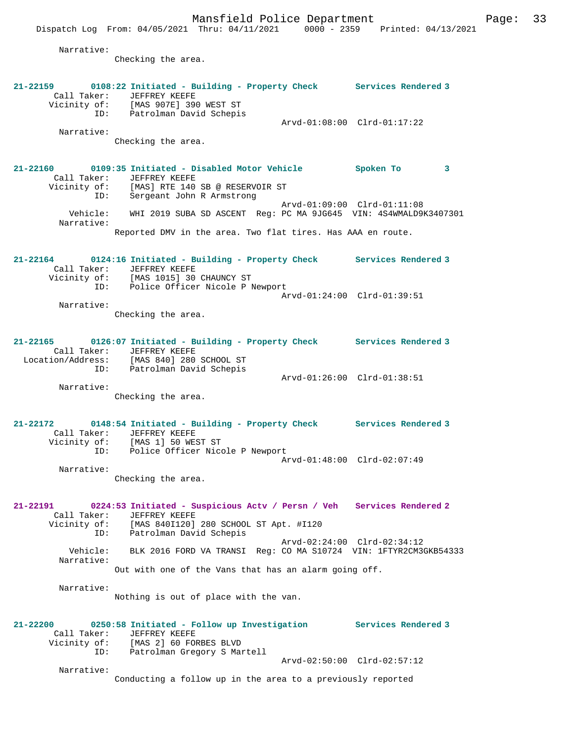Narrative:
Checking the area.

**21-22159 0108:22 Initiated - Building - Property Check Services Rendered 3**
Call Taker: JEFFREY KEEFE
Vicinity of: [MAS 907E] 390 WEST ST
ID: Patrolman David Schepis
Arvd-01:08:00 Clrd-01:17:22
Narrative:
Checking the area.

**21-22160 0109:35 Initiated - Disabled Motor Vehicle Spoken To 3**
Call Taker: JEFFREY KEEFE
Vicinity of: [MAS] RTE 140 SB @ RESERVOIR ST
ID: Sergeant John R Armstrong
Arvd-01:09:00 Clrd-01:11:08
Vehicle: WHI 2019 SUBA SD ASCENT Reg: PC MA 9JG645 VIN: 4S4WMALD9K3407301
Narrative:
Reported DMV in the area. Two flat tires. Has AAA en route.

**21-22164 0124:16 Initiated - Building - Property Check Services Rendered 3**
Call Taker: JEFFREY KEEFE
Vicinity of: [MAS 1015] 30 CHAUNCY ST
ID: Police Officer Nicole P Newport
Arvd-01:24:00 Clrd-01:39:51
Narrative:
Checking the area.

**21-22165 0126:07 Initiated - Building - Property Check Services Rendered 3**
Call Taker: JEFFREY KEEFE
Location/Address: [MAS 840] 280 SCHOOL ST
ID: Patrolman David Schepis
Arvd-01:26:00 Clrd-01:38:51
Narrative:
Checking the area.

**21-22172 0148:54 Initiated - Building - Property Check Services Rendered 3**
Call Taker: JEFFREY KEEFE
Vicinity of: [MAS 1] 50 WEST ST
ID: Police Officer Nicole P Newport
Arvd-01:48:00 Clrd-02:07:49
Narrative:
Checking the area.

**21-22191 0224:53 Initiated - Suspicious Actv / Persn / Veh Services Rendered 2**
Call Taker: JEFFREY KEEFE
Vicinity of: [MAS 840I120] 280 SCHOOL ST Apt. #I120
ID: Patrolman David Schepis
Arvd-02:24:00 Clrd-02:34:12
Vehicle: BLK 2016 FORD VA TRANSI Reg: CO MA S10724 VIN: 1FTYR2CM3GKB54333
Narrative:
Out with one of the Vans that has an alarm going off.

Narrative:
Nothing is out of place with the van.

**21-22200 0250:58 Initiated - Follow up Investigation Services Rendered 3**
Call Taker: JEFFREY KEEFE
Vicinity of: [MAS 2] 60 FORBES BLVD
ID: Patrolman Gregory S Martell
Arvd-02:50:00 Clrd-02:57:12
Narrative:
Conducting a follow up in the area to a previously reported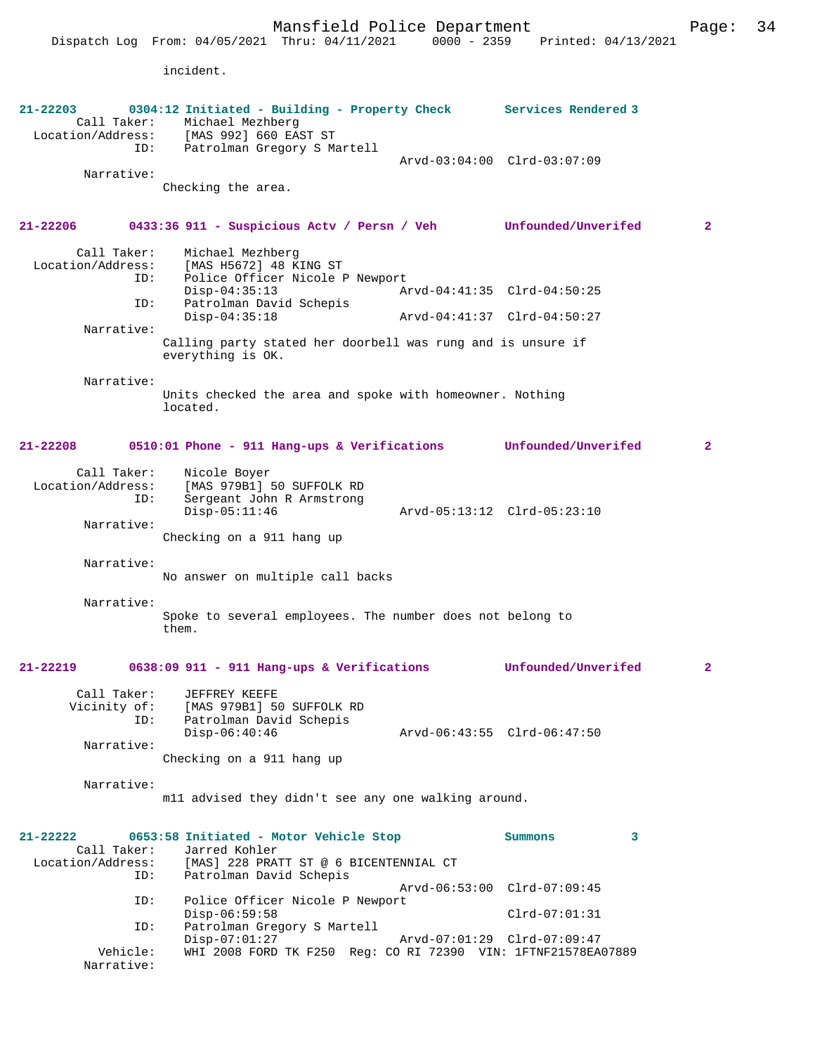incident.

**21-22203 0304:12 Initiated - Building - Property Check Services Rendered 3**

Call Taker: Michael Mezhberg
Location/Address: [MAS 992] 660 EAST ST
ID: Patrolman Gregory S Martell
Arvd-03:04:00 Clrd-03:07:09
Narrative:
Checking the area.

**21-22206 0433:36 911 - Suspicious Actv / Persn / Veh Unfounded/Unverifed 2**

Call Taker: Michael Mezhberg
Location/Address: [MAS H5672] 48 KING ST
ID: Police Officer Nicole P Newport
Disp-04:35:13 Arvd-04:41:35 Clrd-04:50:25
ID: Patrolman David Schepis
Disp-04:35:18 Arvd-04:41:37 Clrd-04:50:27
Narrative:
Calling party stated her doorbell was rung and is unsure if everything is OK.

Narrative:
Units checked the area and spoke with homeowner. Nothing located.

**21-22208 0510:01 Phone - 911 Hang-ups & Verifications Unfounded/Unverifed 2**

Call Taker: Nicole Boyer
Location/Address: [MAS 979B1] 50 SUFFOLK RD
ID: Sergeant John R Armstrong
Disp-05:11:46 Arvd-05:13:12 Clrd-05:23:10
Narrative:
Checking on a 911 hang up

Narrative:
No answer on multiple call backs

Narrative:
Spoke to several employees. The number does not belong to them.

**21-22219 0638:09 911 - 911 Hang-ups & Verifications Unfounded/Unverifed 2**

Call Taker: JEFFREY KEEFE
Vicinity of: [MAS 979B1] 50 SUFFOLK RD
ID: Patrolman David Schepis
Disp-06:40:46 Arvd-06:43:55 Clrd-06:47:50
Narrative:
Checking on a 911 hang up

Narrative:
m11 advised they didn't see any one walking around.

**21-22222 0653:58 Initiated - Motor Vehicle Stop Summons 3**

Call Taker: Jarred Kohler
Location/Address: [MAS] 228 PRATT ST @ 6 BICENTENNIAL CT
ID: Patrolman David Schepis
Arvd-06:53:00 Clrd-07:09:45
ID: Police Officer Nicole P Newport
Disp-06:59:58 Clrd-07:01:31
ID: Patrolman Gregory S Martell
Disp-07:01:27 Arvd-07:01:29 Clrd-07:09:47
Vehicle: WHI 2008 FORD TK F250 Reg: CO RI 72390 VIN: 1FTNF21578EA07889
Narrative: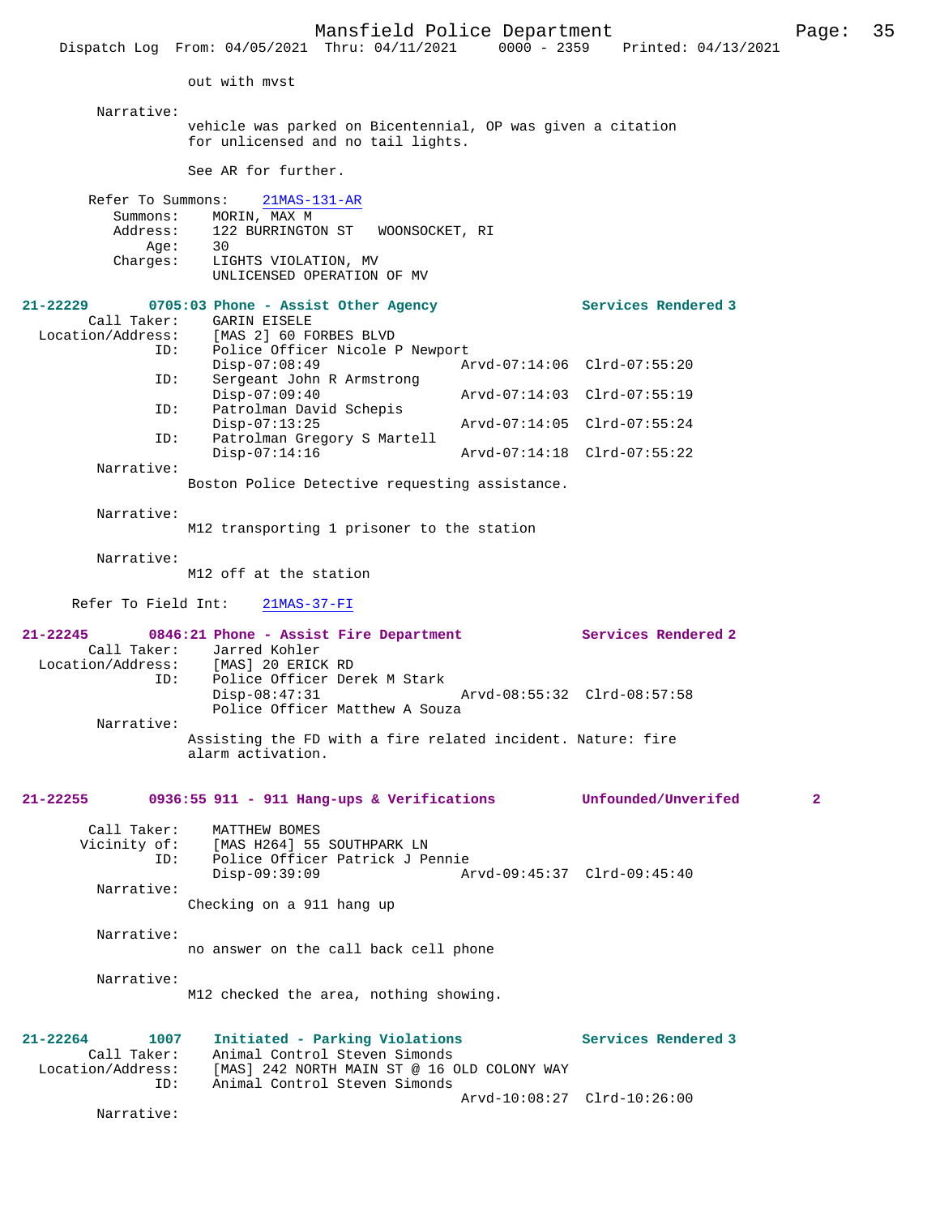out with mvst

Narrative:
vehicle was parked on Bicentennial, OP was given a citation for unlicensed and no tail lights.

See AR for further.

Refer To Summons: 21MAS-131-AR
Summons: MORIN, MAX M
Address: 122 BURRINGTON ST WOONSOCKET, RI
Age: 30
Charges: LIGHTS VIOLATION, MV
UNLICENSED OPERATION OF MV

**21-22229 0705:03 Phone - Assist Other Agency Services Rendered 3**

Call Taker: GARIN EISELE
Location/Address: [MAS 2] 60 FORBES BLVD
ID: Police Officer Nicole P Newport
Disp-07:08:49 Arvd-07:14:06 Clrd-07:55:20
ID: Sergeant John R Armstrong
Disp-07:09:40 Arvd-07:14:03 Clrd-07:55:19
ID: Patrolman David Schepis
Disp-07:13:25 Arvd-07:14:05 Clrd-07:55:24
ID: Patrolman Gregory S Martell
Disp-07:14:16 Arvd-07:14:18 Clrd-07:55:22

Narrative:
Boston Police Detective requesting assistance.

Narrative:
M12 transporting 1 prisoner to the station

Narrative:
M12 off at the station

Refer To Field Int: 21MAS-37-FI

**21-22245 0846:21 Phone - Assist Fire Department Services Rendered 2**

Call Taker: Jarred Kohler
Location/Address: [MAS] 20 ERICK RD
ID: Police Officer Derek M Stark
Disp-08:47:31 Arvd-08:55:32 Clrd-08:57:58
Police Officer Matthew A Souza

Narrative:
Assisting the FD with a fire related incident. Nature: fire alarm activation.

**21-22255 0936:55 911 - 911 Hang-ups & Verifications Unfounded/Unverifed 2**

Call Taker: MATTHEW BOMES
Vicinity of: [MAS H264] 55 SOUTHPARK LN
ID: Police Officer Patrick J Pennie
Disp-09:39:09 Arvd-09:45:37 Clrd-09:45:40

Narrative:
Checking on a 911 hang up

Narrative:
no answer on the call back cell phone

Narrative:
M12 checked the area, nothing showing.

**21-22264 1007 Initiated - Parking Violations Services Rendered 3**

Call Taker: Animal Control Steven Simonds
Location/Address: [MAS] 242 NORTH MAIN ST @ 16 OLD COLONY WAY
ID: Animal Control Steven Simonds
Arvd-10:08:27 Clrd-10:26:00

Narrative: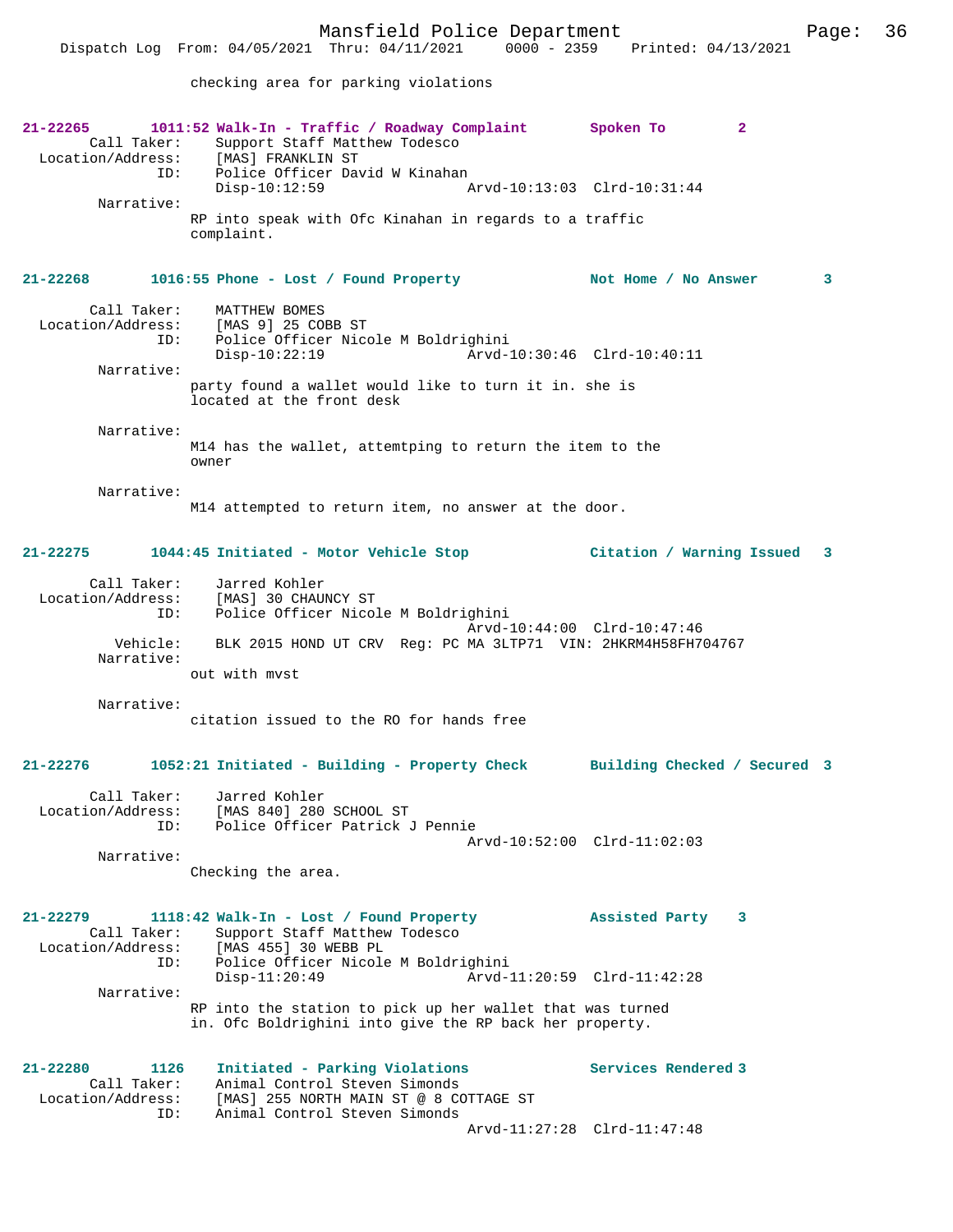checking area for parking violations

**21-22265 1011:52 Walk-In - Traffic / Roadway Complaint Spoken To 2**

Call Taker: Support Staff Matthew Todesco
Location/Address: [MAS] FRANKLIN ST
ID: Police Officer David W Kinahan
Disp-10:12:59 Arvd-10:13:03 Clrd-10:31:44
Narrative:
RP into speak with Ofc Kinahan in regards to a traffic complaint.

**21-22268 1016:55 Phone - Lost / Found Property Not Home / No Answer 3**

Call Taker: MATTHEW BOMES
Location/Address: [MAS 9] 25 COBB ST
ID: Police Officer Nicole M Boldrighini
Disp-10:22:19 Arvd-10:30:46 Clrd-10:40:11
Narrative:
party found a wallet would like to turn it in. she is located at the front desk

Narrative:
M14 has the wallet, attemtping to return the item to the owner

Narrative:
M14 attempted to return item, no answer at the door.

**21-22275 1044:45 Initiated - Motor Vehicle Stop Citation / Warning Issued 3**

Call Taker: Jarred Kohler
Location/Address: [MAS] 30 CHAUNCY ST
ID: Police Officer Nicole M Boldrighini
Arvd-10:44:00 Clrd-10:47:46
Vehicle: BLK 2015 HOND UT CRV Reg: PC MA 3LTP71 VIN: 2HKRM4H58FH704767
Narrative:
out with mvst

Narrative:
citation issued to the RO for hands free

**21-22276 1052:21 Initiated - Building - Property Check Building Checked / Secured 3**

Call Taker: Jarred Kohler
Location/Address: [MAS 840] 280 SCHOOL ST
ID: Police Officer Patrick J Pennie
Arvd-10:52:00 Clrd-11:02:03
Narrative:
Checking the area.

**21-22279 1118:42 Walk-In - Lost / Found Property Assisted Party 3**

Call Taker: Support Staff Matthew Todesco
Location/Address: [MAS 455] 30 WEBB PL
ID: Police Officer Nicole M Boldrighini
Disp-11:20:49 Arvd-11:20:59 Clrd-11:42:28
Narrative:
RP into the station to pick up her wallet that was turned in. Ofc Boldrighini into give the RP back her property.

**21-22280 1126 Initiated - Parking Violations Services Rendered 3**

Call Taker: Animal Control Steven Simonds
Location/Address: [MAS] 255 NORTH MAIN ST @ 8 COTTAGE ST
ID: Animal Control Steven Simonds
Arvd-11:27:28 Clrd-11:47:48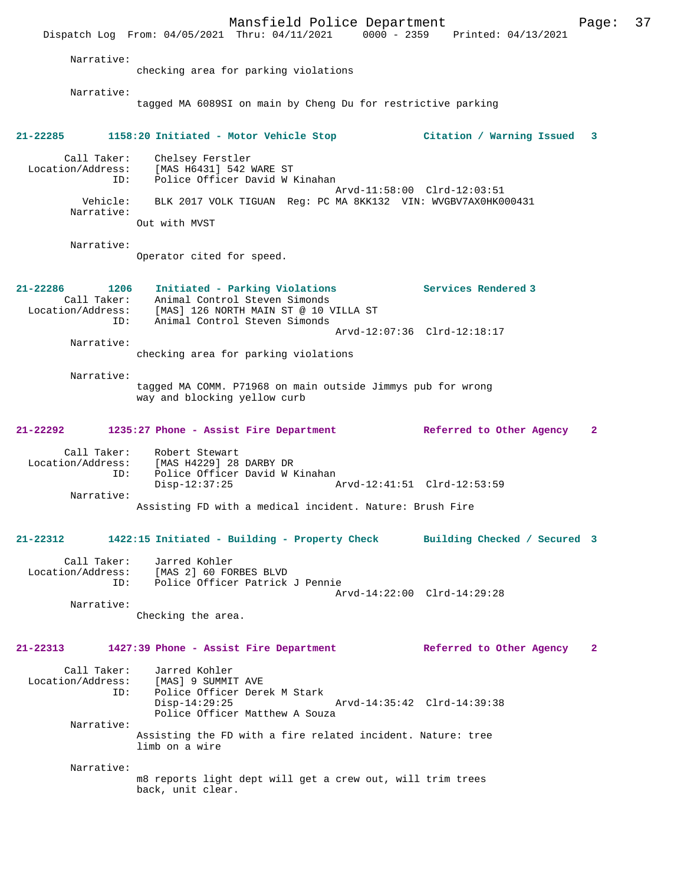Narrative:
checking area for parking violations

Narrative:
tagged MA 6089SI on main by Cheng Du for restrictive parking

**21-22285 1158:20 Initiated - Motor Vehicle Stop — Citation / Warning Issued 3**

Call Taker: Chelsey Ferstler
Location/Address: [MAS H6431] 542 WARE ST
ID: Police Officer David W Kinahan
Arvd-11:58:00 Clrd-12:03:51
Vehicle: BLK 2017 VOLK TIGUAN Reg: PC MA 8KK132 VIN: WVGBV7AX0HK000431
Narrative:
Out with MVST

Narrative:
Operator cited for speed.

**21-22286 1206 Initiated - Parking Violations — Services Rendered 3**

Call Taker: Animal Control Steven Simonds
Location/Address: [MAS] 126 NORTH MAIN ST @ 10 VILLA ST
ID: Animal Control Steven Simonds
Arvd-12:07:36 Clrd-12:18:17
Narrative:
checking area for parking violations

Narrative:
tagged MA COMM. P71968 on main outside Jimmys pub for wrong way and blocking yellow curb

**21-22292 1235:27 Phone - Assist Fire Department — Referred to Other Agency 2**

Call Taker: Robert Stewart
Location/Address: [MAS H4229] 28 DARBY DR
ID: Police Officer David W Kinahan
Disp-12:37:25 Arvd-12:41:51 Clrd-12:53:59
Narrative:
Assisting FD with a medical incident. Nature: Brush Fire

**21-22312 1422:15 Initiated - Building - Property Check — Building Checked / Secured 3**

Call Taker: Jarred Kohler
Location/Address: [MAS 2] 60 FORBES BLVD
ID: Police Officer Patrick J Pennie
Arvd-14:22:00 Clrd-14:29:28
Narrative:
Checking the area.

**21-22313 1427:39 Phone - Assist Fire Department — Referred to Other Agency 2**

Call Taker: Jarred Kohler
Location/Address: [MAS] 9 SUMMIT AVE
ID: Police Officer Derek M Stark
Disp-14:29:25 Arvd-14:35:42 Clrd-14:39:38
Police Officer Matthew A Souza
Narrative:
Assisting the FD with a fire related incident. Nature: tree limb on a wire

Narrative:
m8 reports light dept will get a crew out, will trim trees back, unit clear.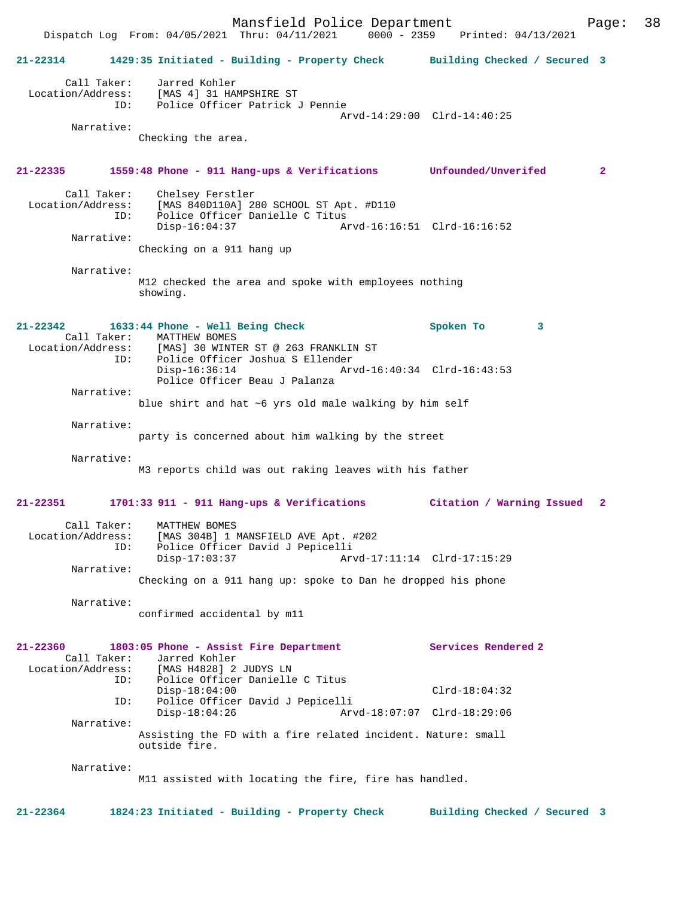**21-22314 1429:35 Initiated - Building - Property Check Building Checked / Secured 3**

Call Taker: Jarred Kohler
Location/Address: [MAS 4] 31 HAMPSHIRE ST
ID: Police Officer Patrick J Pennie
Arvd-14:29:00 Clrd-14:40:25
Narrative:
Checking the area.

**21-22335 1559:48 Phone - 911 Hang-ups & Verifications Unfounded/Unverifed 2**

Call Taker: Chelsey Ferstler
Location/Address: [MAS 840D110A] 280 SCHOOL ST Apt. #D110
ID: Police Officer Danielle C Titus
Disp-16:04:37 Arvd-16:16:51 Clrd-16:16:52
Narrative:
Checking on a 911 hang up

Narrative:
M12 checked the area and spoke with employees nothing showing.

**21-22342 1633:44 Phone - Well Being Check Spoken To 3**

Call Taker: MATTHEW BOMES
Location/Address: [MAS] 30 WINTER ST @ 263 FRANKLIN ST
ID: Police Officer Joshua S Ellender
Disp-16:36:14 Arvd-16:40:34 Clrd-16:43:53
Police Officer Beau J Palanza
Narrative:
blue shirt and hat ~6 yrs old male walking by him self

Narrative:
party is concerned about him walking by the street

Narrative:
M3 reports child was out raking leaves with his father

**21-22351 1701:33 911 - 911 Hang-ups & Verifications Citation / Warning Issued 2**

Call Taker: MATTHEW BOMES
Location/Address: [MAS 304B] 1 MANSFIELD AVE Apt. #202
ID: Police Officer David J Pepicelli
Disp-17:03:37 Arvd-17:11:14 Clrd-17:15:29
Narrative:
Checking on a 911 hang up: spoke to Dan he dropped his phone

Narrative:
confirmed accidental by m11

**21-22360 1803:05 Phone - Assist Fire Department Services Rendered 2**

Call Taker: Jarred Kohler
Location/Address: [MAS H4828] 2 JUDYS LN
ID: Police Officer Danielle C Titus
Disp-18:04:00 Clrd-18:04:32
ID: Police Officer David J Pepicelli
Disp-18:04:26 Arvd-18:07:07 Clrd-18:29:06
Narrative:
Assisting the FD with a fire related incident. Nature: small outside fire.

Narrative:
M11 assisted with locating the fire, fire has handled.

**21-22364 1824:23 Initiated - Building - Property Check Building Checked / Secured 3**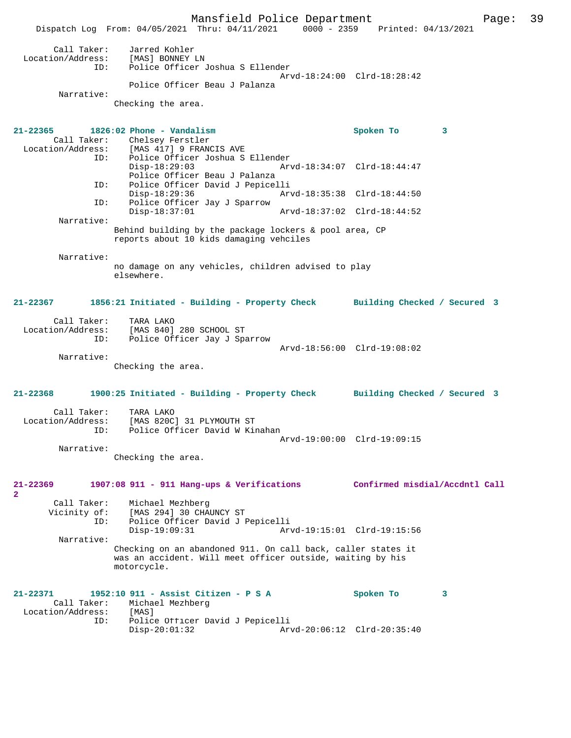```
        Call Taker:    Jarred Kohler
  Location/Address:    [MAS] BONNEY LN
                ID:    Police Officer Joshua S Ellender
                                              Arvd-18:24:00  Clrd-18:28:42
                       Police Officer Beau J Palanza
         Narrative:
                     Checking the area.


21-22365        1826:02 Phone - Vandalism                         Spoken To        3
        Call Taker:    Chelsey Ferstler
  Location/Address:    [MAS 417] 9 FRANCIS AVE
                ID:    Police Officer Joshua S Ellender
                       Disp-18:29:03                  Arvd-18:34:07  Clrd-18:44:47
                       Police Officer Beau J Palanza
                ID:    Police Officer David J Pepicelli
                       Disp-18:29:36                  Arvd-18:35:38  Clrd-18:44:50
                ID:    Police Officer Jay J Sparrow
                       Disp-18:37:01                  Arvd-18:37:02  Clrd-18:44:52
         Narrative:
                     Behind building by the package lockers & pool area, CP
                     reports about 10 kids damaging vehciles

         Narrative:
                     no damage on any vehicles, children advised to play
                     elsewhere.


21-22367        1856:21 Initiated - Building - Property Check      Building Checked / Secured  3

        Call Taker:    TARA LAKO
  Location/Address:    [MAS 840] 280 SCHOOL ST
                ID:    Police Officer Jay J Sparrow
                                              Arvd-18:56:00  Clrd-19:08:02
         Narrative:
                     Checking the area.


21-22368        1900:25 Initiated - Building - Property Check      Building Checked / Secured  3

        Call Taker:    TARA LAKO
  Location/Address:    [MAS 820C] 31 PLYMOUTH ST
                ID:    Police Officer David W Kinahan
                                              Arvd-19:00:00  Clrd-19:09:15
         Narrative:
                     Checking the area.


21-22369        1907:08 911 - 911 Hang-ups & Verifications         Confirmed misdial/Accdntl Call
2
        Call Taker:    Michael Mezhberg
       Vicinity of:    [MAS 294] 30 CHAUNCY ST
                ID:    Police Officer David J Pepicelli
                       Disp-19:09:31                  Arvd-19:15:01  Clrd-19:15:56
         Narrative:
                     Checking on an abandoned 911. On call back, caller states it
                     was an accident. Will meet officer outside, waiting by his
                     motorcycle.


21-22371        1952:10 911 - Assist Citizen - P S A              Spoken To        3
        Call Taker:    Michael Mezhberg
  Location/Address:    [MAS]
                ID:    Police Officer David J Pepicelli
                       Disp-20:01:32                  Arvd-20:06:12  Clrd-20:35:40
```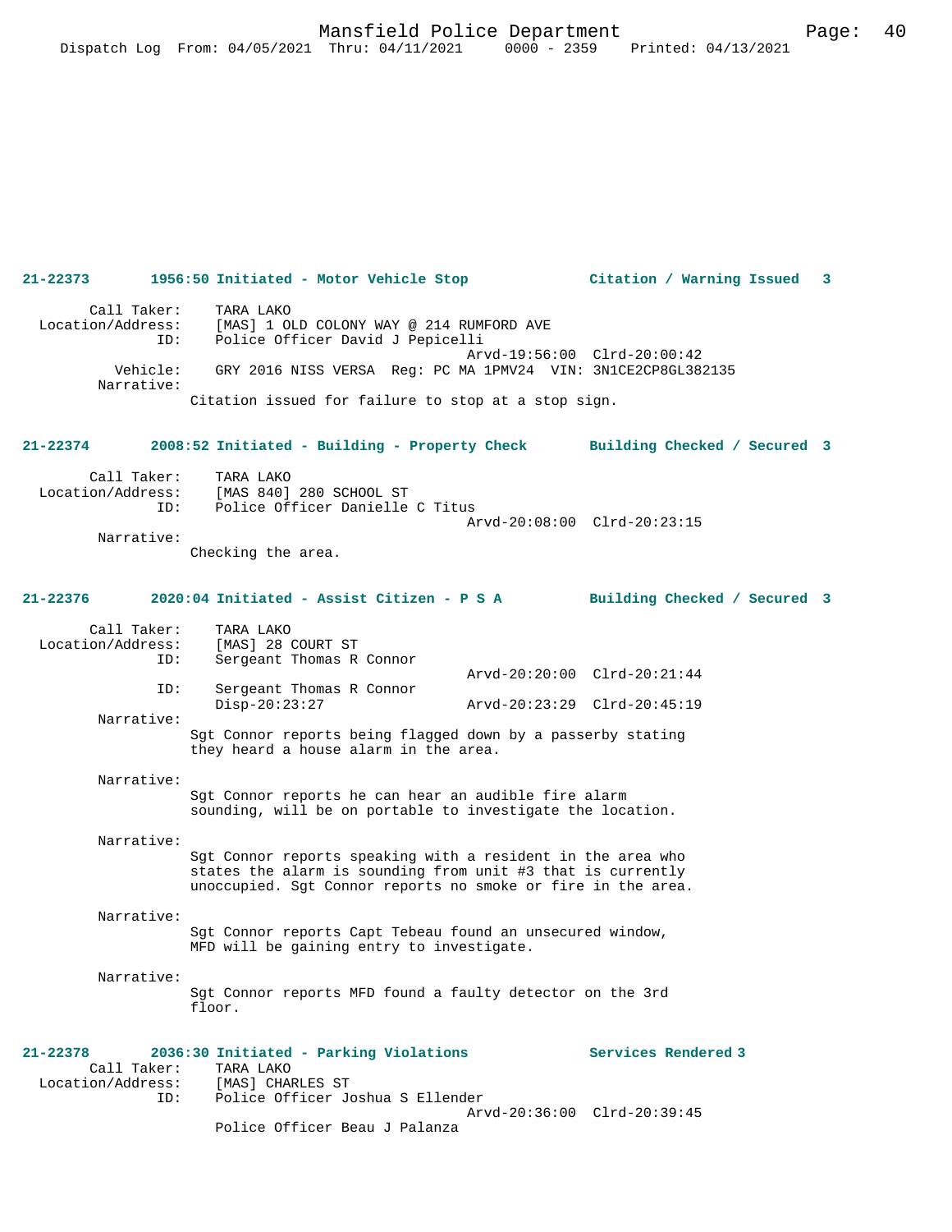**21-22373 1956:50 Initiated - Motor Vehicle Stop — Citation / Warning Issued 3**

Call Taker: TARA LAKO
Location/Address: [MAS] 1 OLD COLONY WAY @ 214 RUMFORD AVE
ID: Police Officer David J Pepicelli
Arvd-19:56:00 Clrd-20:00:42
Vehicle: GRY 2016 NISS VERSA Reg: PC MA 1PMV24 VIN: 3N1CE2CP8GL382135
Narrative:
Citation issued for failure to stop at a stop sign.

**21-22374 2008:52 Initiated - Building - Property Check — Building Checked / Secured 3**

Call Taker: TARA LAKO
Location/Address: [MAS 840] 280 SCHOOL ST
ID: Police Officer Danielle C Titus
Arvd-20:08:00 Clrd-20:23:15
Narrative:
Checking the area.

**21-22376 2020:04 Initiated - Assist Citizen - P S A — Building Checked / Secured 3**

Call Taker: TARA LAKO
Location/Address: [MAS] 28 COURT ST
ID: Sergeant Thomas R Connor
Arvd-20:20:00 Clrd-20:21:44
ID: Sergeant Thomas R Connor
Disp-20:23:27 Arvd-20:23:29 Clrd-20:45:19
Narrative:
Sgt Connor reports being flagged down by a passerby stating they heard a house alarm in the area.

Narrative:
Sgt Connor reports he can hear an audible fire alarm sounding, will be on portable to investigate the location.

Narrative:
Sgt Connor reports speaking with a resident in the area who states the alarm is sounding from unit #3 that is currently unoccupied. Sgt Connor reports no smoke or fire in the area.

Narrative:
Sgt Connor reports Capt Tebeau found an unsecured window, MFD will be gaining entry to investigate.

Narrative:
Sgt Connor reports MFD found a faulty detector on the 3rd floor.

**21-22378 2036:30 Initiated - Parking Violations — Services Rendered 3**

Call Taker: TARA LAKO
Location/Address: [MAS] CHARLES ST
ID: Police Officer Joshua S Ellender
Arvd-20:36:00 Clrd-20:39:45
Police Officer Beau J Palanza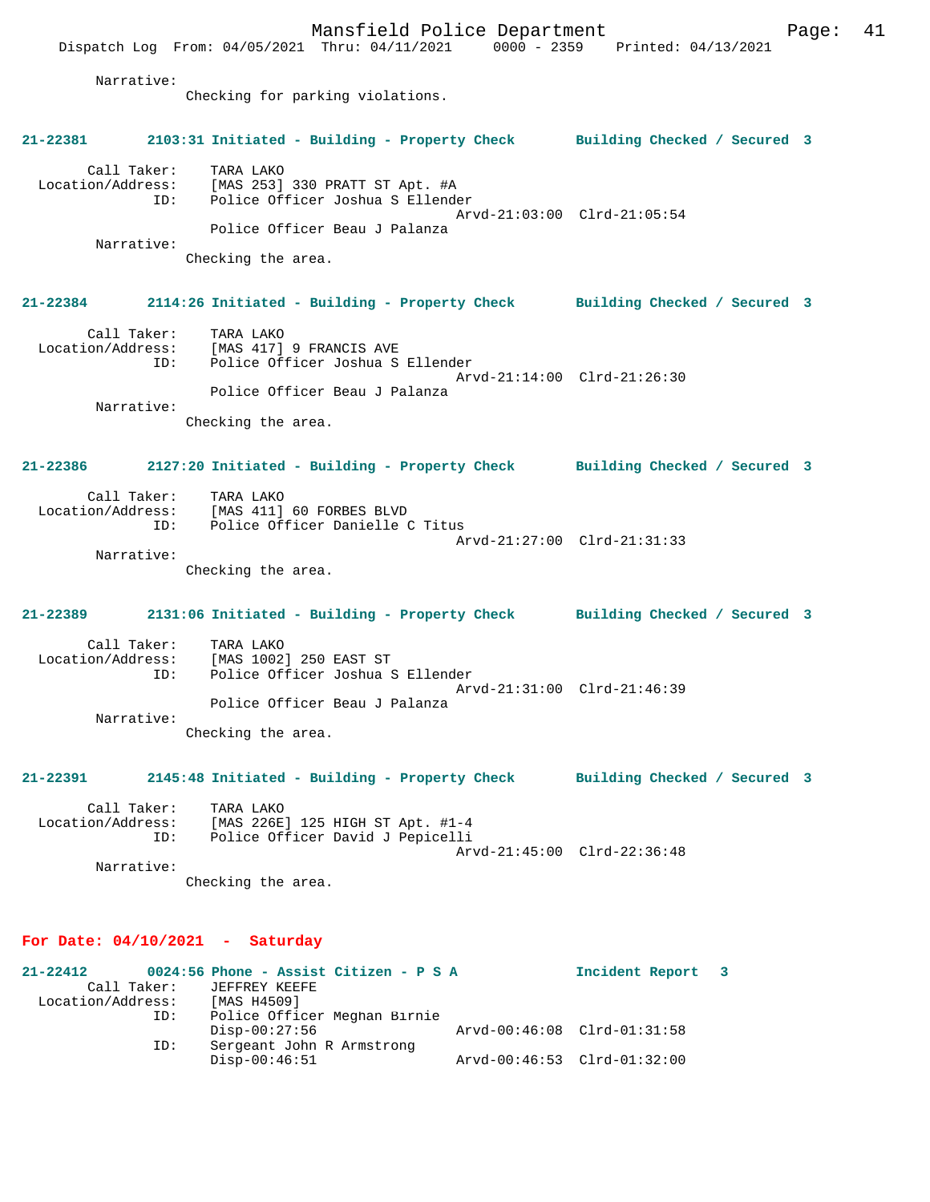Narrative:
Checking for parking violations.

**21-22381 2103:31 Initiated - Building - Property Check Building Checked / Secured 3**

Call Taker: TARA LAKO
Location/Address: [MAS 253] 330 PRATT ST Apt. #A
ID: Police Officer Joshua S Ellender
Arvd-21:03:00 Clrd-21:05:54
Police Officer Beau J Palanza
Narrative:
Checking the area.

**21-22384 2114:26 Initiated - Building - Property Check Building Checked / Secured 3**

Call Taker: TARA LAKO
Location/Address: [MAS 417] 9 FRANCIS AVE
ID: Police Officer Joshua S Ellender
Arvd-21:14:00 Clrd-21:26:30
Police Officer Beau J Palanza
Narrative:
Checking the area.

**21-22386 2127:20 Initiated - Building - Property Check Building Checked / Secured 3**

Call Taker: TARA LAKO
Location/Address: [MAS 411] 60 FORBES BLVD
ID: Police Officer Danielle C Titus
Arvd-21:27:00 Clrd-21:31:33
Narrative:
Checking the area.

**21-22389 2131:06 Initiated - Building - Property Check Building Checked / Secured 3**

Call Taker: TARA LAKO
Location/Address: [MAS 1002] 250 EAST ST
ID: Police Officer Joshua S Ellender
Arvd-21:31:00 Clrd-21:46:39
Police Officer Beau J Palanza
Narrative:
Checking the area.

**21-22391 2145:48 Initiated - Building - Property Check Building Checked / Secured 3**

Call Taker: TARA LAKO
Location/Address: [MAS 226E] 125 HIGH ST Apt. #1-4
ID: Police Officer David J Pepicelli
Arvd-21:45:00 Clrd-22:36:48
Narrative:
Checking the area.

## For Date: 04/10/2021 - Saturday

**21-22412 0024:56 Phone - Assist Citizen - P S A Incident Report 3**

Call Taker: JEFFREY KEEFE
Location/Address: [MAS H4509]
ID: Police Officer Meghan Birnie
Disp-00:27:56 Arvd-00:46:08 Clrd-01:31:58
ID: Sergeant John R Armstrong
Disp-00:46:51 Arvd-00:46:53 Clrd-01:32:00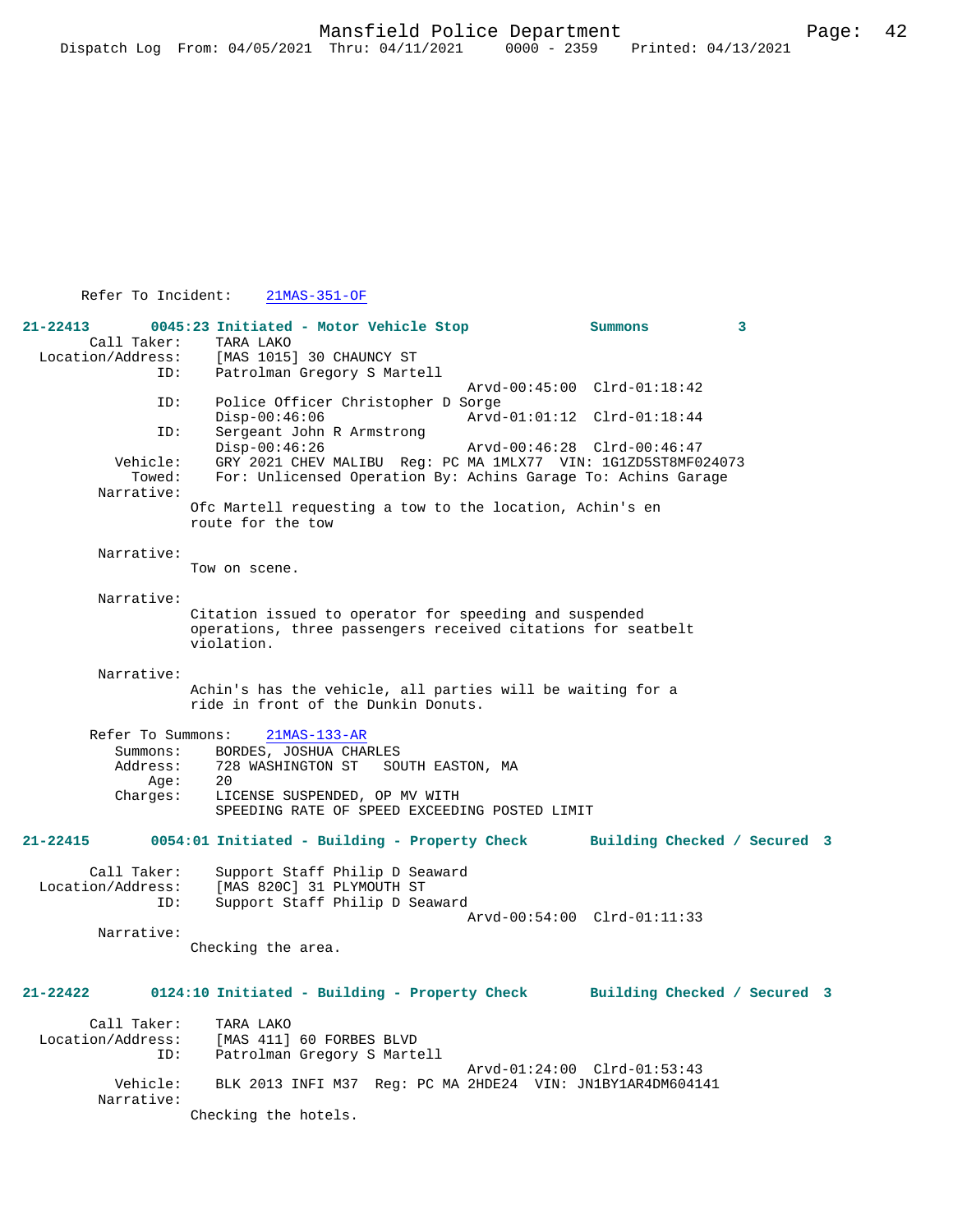Refer To Incident: 21MAS-351-OF

**21-22413 0045:23 Initiated - Motor Vehicle Stop Summons 3**

Call Taker: TARA LAKO
Location/Address: [MAS 1015] 30 CHAUNCY ST
ID: Patrolman Gregory S Martell
Arvd-00:45:00 Clrd-01:18:42
ID: Police Officer Christopher D Sorge
Disp-00:46:06 Arvd-01:01:12 Clrd-01:18:44
ID: Sergeant John R Armstrong
Disp-00:46:26 Arvd-00:46:28 Clrd-00:46:47
Vehicle: GRY 2021 CHEV MALIBU Reg: PC MA 1MLX77 VIN: 1G1ZD5ST8MF024073
Towed: For: Unlicensed Operation By: Achins Garage To: Achins Garage

Narrative:
Ofc Martell requesting a tow to the location, Achin's en route for the tow

Narrative:
Tow on scene.

Narrative:
Citation issued to operator for speeding and suspended operations, three passengers received citations for seatbelt violation.

Narrative:
Achin's has the vehicle, all parties will be waiting for a ride in front of the Dunkin Donuts.

Refer To Summons: 21MAS-133-AR
Summons: BORDES, JOSHUA CHARLES
Address: 728 WASHINGTON ST SOUTH EASTON, MA
Age: 20
Charges: LICENSE SUSPENDED, OP MV WITH
SPEEDING RATE OF SPEED EXCEEDING POSTED LIMIT

**21-22415 0054:01 Initiated - Building - Property Check Building Checked / Secured 3**

Call Taker: Support Staff Philip D Seaward
Location/Address: [MAS 820C] 31 PLYMOUTH ST
ID: Support Staff Philip D Seaward
Arvd-00:54:00 Clrd-01:11:33

Narrative:
Checking the area.

**21-22422 0124:10 Initiated - Building - Property Check Building Checked / Secured 3**

Call Taker: TARA LAKO
Location/Address: [MAS 411] 60 FORBES BLVD
ID: Patrolman Gregory S Martell
Arvd-01:24:00 Clrd-01:53:43
Vehicle: BLK 2013 INFI M37 Reg: PC MA 2HDE24 VIN: JN1BY1AR4DM604141

Narrative:
Checking the hotels.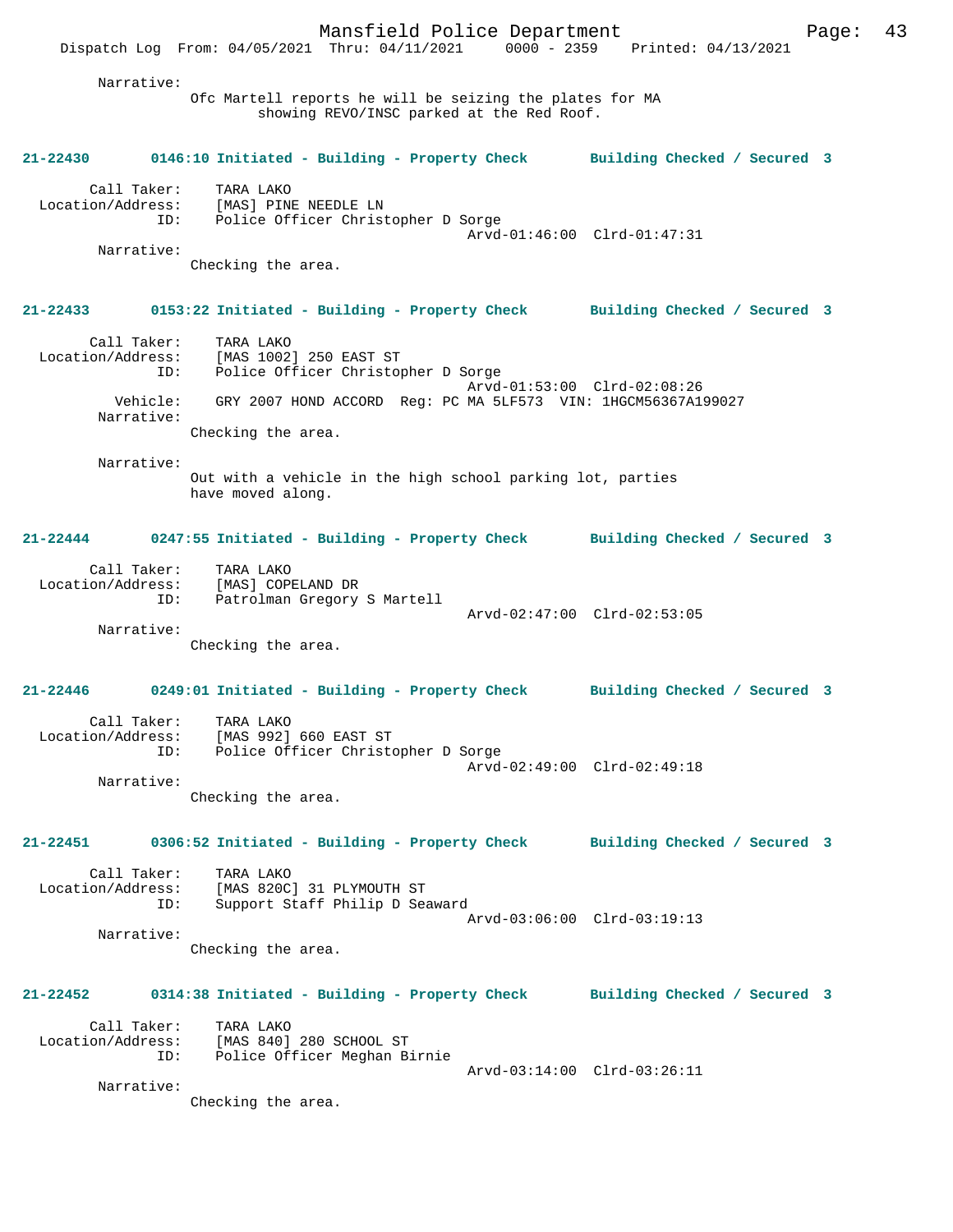Narrative:
Ofc Martell reports he will be seizing the plates for MA showing REVO/INSC parked at the Red Roof.

**21-22430 0146:10 Initiated - Building - Property Check Building Checked / Secured 3**

Call Taker: TARA LAKO
Location/Address: [MAS] PINE NEEDLE LN
ID: Police Officer Christopher D Sorge
Arvd-01:46:00 Clrd-01:47:31
Narrative:
Checking the area.

**21-22433 0153:22 Initiated - Building - Property Check Building Checked / Secured 3**

Call Taker: TARA LAKO
Location/Address: [MAS 1002] 250 EAST ST
ID: Police Officer Christopher D Sorge
Arvd-01:53:00 Clrd-02:08:26
Vehicle: GRY 2007 HOND ACCORD Reg: PC MA 5LF573 VIN: 1HGCM56367A199027
Narrative:
Checking the area.

Narrative:
Out with a vehicle in the high school parking lot, parties have moved along.

**21-22444 0247:55 Initiated - Building - Property Check Building Checked / Secured 3**

Call Taker: TARA LAKO
Location/Address: [MAS] COPELAND DR
ID: Patrolman Gregory S Martell
Arvd-02:47:00 Clrd-02:53:05
Narrative:
Checking the area.

**21-22446 0249:01 Initiated - Building - Property Check Building Checked / Secured 3**

Call Taker: TARA LAKO
Location/Address: [MAS 992] 660 EAST ST
ID: Police Officer Christopher D Sorge
Arvd-02:49:00 Clrd-02:49:18
Narrative:
Checking the area.

**21-22451 0306:52 Initiated - Building - Property Check Building Checked / Secured 3**

Call Taker: TARA LAKO
Location/Address: [MAS 820C] 31 PLYMOUTH ST
ID: Support Staff Philip D Seaward
Arvd-03:06:00 Clrd-03:19:13
Narrative:
Checking the area.

**21-22452 0314:38 Initiated - Building - Property Check Building Checked / Secured 3**

Call Taker: TARA LAKO
Location/Address: [MAS 840] 280 SCHOOL ST
ID: Police Officer Meghan Birnie
Arvd-03:14:00 Clrd-03:26:11
Narrative:
Checking the area.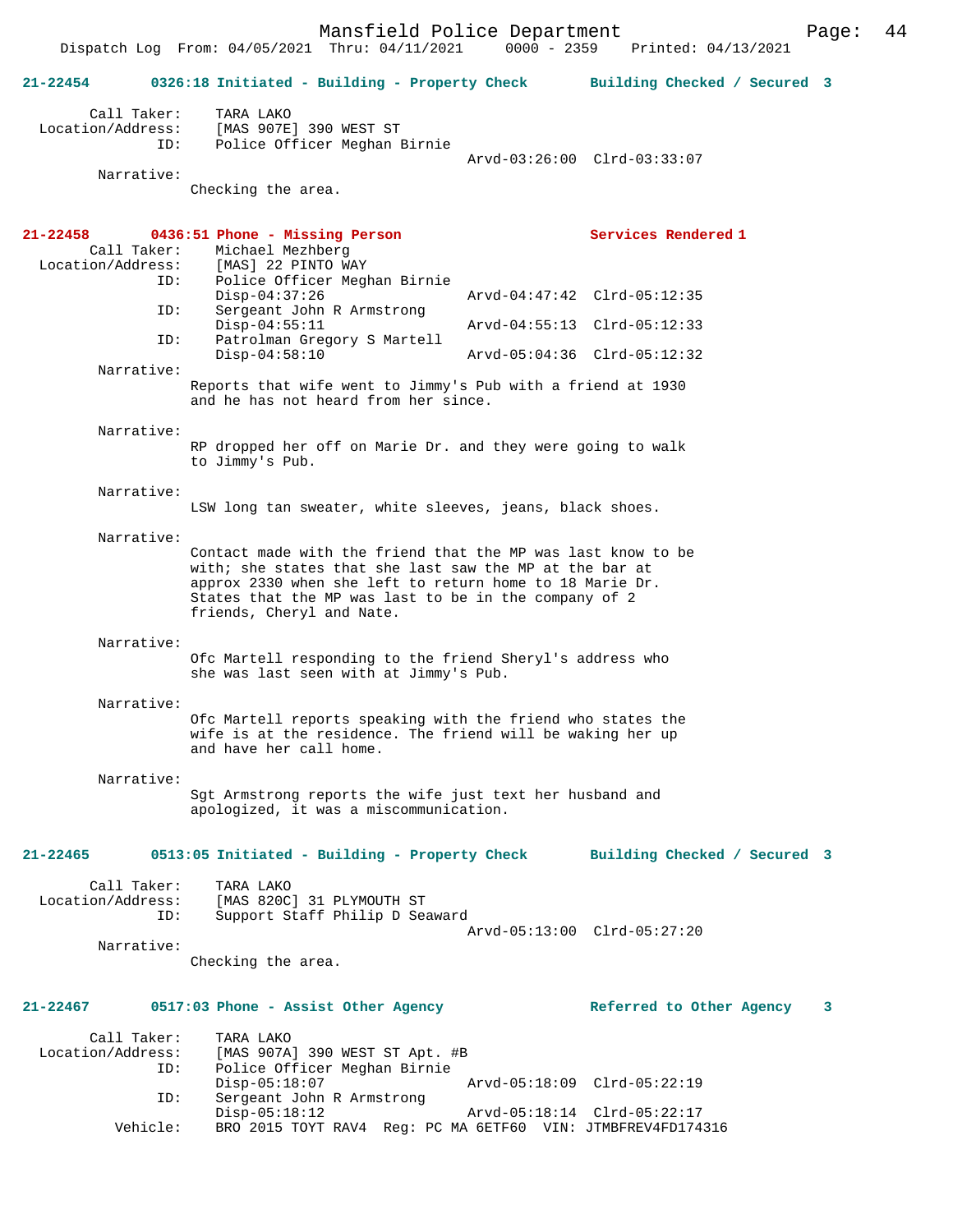**21-22454 0326:18 Initiated - Building - Property Check — Building Checked / Secured 3**

```
        Call Taker:    TARA LAKO
  Location/Address:    [MAS 907E] 390 WEST ST
                ID:    Police Officer Meghan Birnie
                                                Arvd-03:26:00  Clrd-03:33:07
         Narrative:
                       Checking the area.
```

**21-22458 0436:51 Phone - Missing Person — Services Rendered 1**

```
        Call Taker:    Michael Mezhberg
  Location/Address:    [MAS] 22 PINTO WAY
                ID:    Police Officer Meghan Birnie
                       Disp-04:37:26            Arvd-04:47:42  Clrd-05:12:35
                ID:    Sergeant John R Armstrong
                       Disp-04:55:11            Arvd-04:55:13  Clrd-05:12:33
                ID:    Patrolman Gregory S Martell
                       Disp-04:58:10            Arvd-05:04:36  Clrd-05:12:32
         Narrative:
                       Reports that wife went to Jimmy's Pub with a friend at 1930
                       and he has not heard from her since.

         Narrative:
                       RP dropped her off on Marie Dr. and they were going to walk
                       to Jimmy's Pub.

         Narrative:
                       LSW long tan sweater, white sleeves, jeans, black shoes.

         Narrative:
                       Contact made with the friend that the MP was last know to be
                       with; she states that she last saw the MP at the bar at
                       approx 2330 when she left to return home to 18 Marie Dr.
                       States that the MP was last to be in the company of 2
                       friends, Cheryl and Nate.

         Narrative:
                       Ofc Martell responding to the friend Sheryl's address who
                       she was last seen with at Jimmy's Pub.

         Narrative:
                       Ofc Martell reports speaking with the friend who states the
                       wife is at the residence. The friend will be waking her up
                       and have her call home.

         Narrative:
                       Sgt Armstrong reports the wife just text her husband and
                       apologized, it was a miscommunication.
```

**21-22465 0513:05 Initiated - Building - Property Check — Building Checked / Secured 3**

```
        Call Taker:    TARA LAKO
  Location/Address:    [MAS 820C] 31 PLYMOUTH ST
                ID:    Support Staff Philip D Seaward
                                                Arvd-05:13:00  Clrd-05:27:20
         Narrative:
                       Checking the area.
```

**21-22467 0517:03 Phone - Assist Other Agency — Referred to Other Agency 3**

```
        Call Taker:    TARA LAKO
  Location/Address:    [MAS 907A] 390 WEST ST Apt. #B
                ID:    Police Officer Meghan Birnie
                       Disp-05:18:07            Arvd-05:18:09  Clrd-05:22:19
                ID:    Sergeant John R Armstrong
                       Disp-05:18:12            Arvd-05:18:14  Clrd-05:22:17
           Vehicle:    BRO 2015 TOYT RAV4  Reg: PC MA 6ETF60  VIN: JTMBFREV4FD174316
```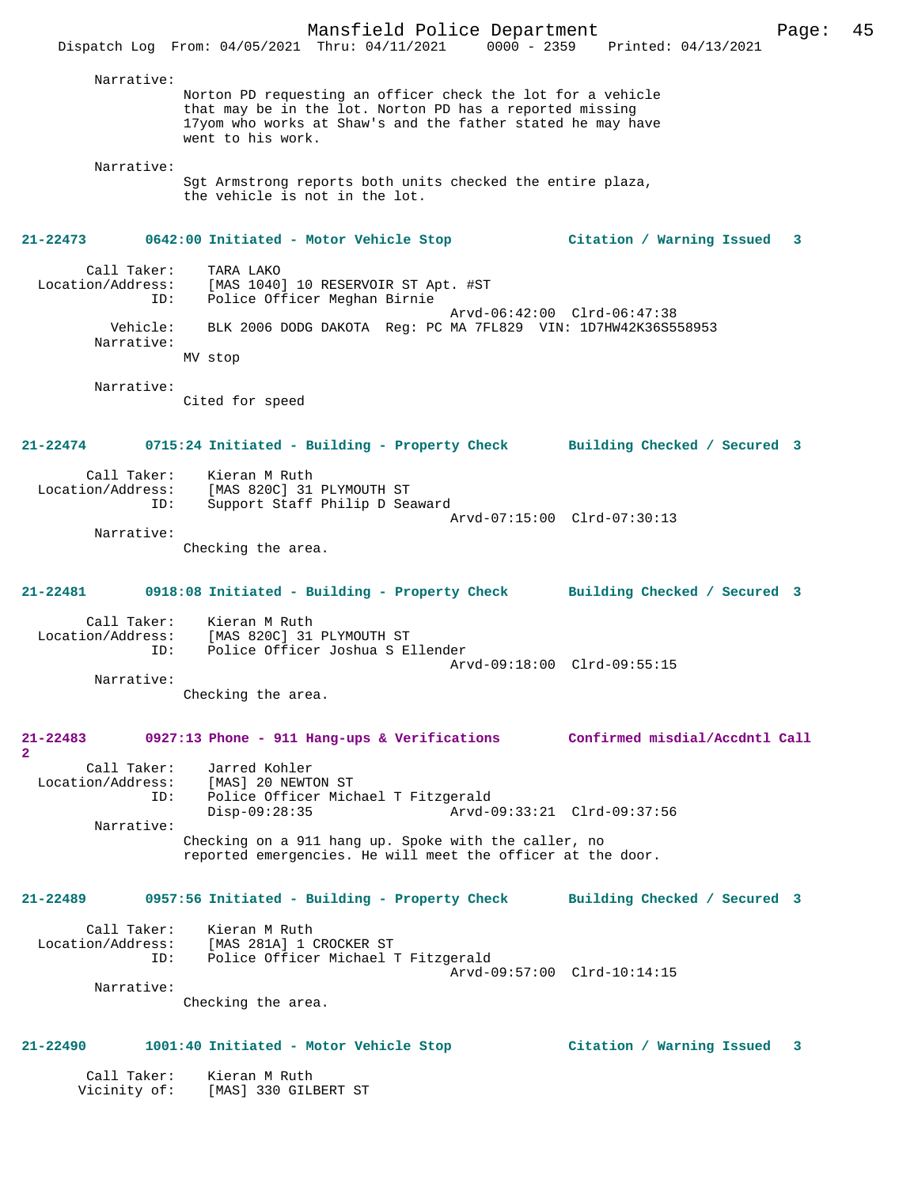Narrative:
Norton PD requesting an officer check the lot for a vehicle that may be in the lot. Norton PD has a reported missing 17yom who works at Shaw's and the father stated he may have went to his work.

Narrative:
Sgt Armstrong reports both units checked the entire plaza, the vehicle is not in the lot.

**21-22473 0642:00 Initiated - Motor Vehicle Stop — Citation / Warning Issued 3**

Call Taker: TARA LAKO
Location/Address: [MAS 1040] 10 RESERVOIR ST Apt. #ST
ID: Police Officer Meghan Birnie
Arvd-06:42:00 Clrd-06:47:38
Vehicle: BLK 2006 DODG DAKOTA Reg: PC MA 7FL829 VIN: 1D7HW42K36S558953
Narrative:
MV stop

Narrative:
Cited for speed

**21-22474 0715:24 Initiated - Building - Property Check — Building Checked / Secured 3**

Call Taker: Kieran M Ruth
Location/Address: [MAS 820C] 31 PLYMOUTH ST
ID: Support Staff Philip D Seaward
Arvd-07:15:00 Clrd-07:30:13
Narrative:
Checking the area.

**21-22481 0918:08 Initiated - Building - Property Check — Building Checked / Secured 3**

Call Taker: Kieran M Ruth
Location/Address: [MAS 820C] 31 PLYMOUTH ST
ID: Police Officer Joshua S Ellender
Arvd-09:18:00 Clrd-09:55:15
Narrative:
Checking the area.

**21-22483 0927:13 Phone - 911 Hang-ups & Verifications — Confirmed misdial/Accdntl Call 2**

Call Taker: Jarred Kohler
Location/Address: [MAS] 20 NEWTON ST
ID: Police Officer Michael T Fitzgerald
Disp-09:28:35 Arvd-09:33:21 Clrd-09:37:56
Narrative:
Checking on a 911 hang up. Spoke with the caller, no reported emergencies. He will meet the officer at the door.

**21-22489 0957:56 Initiated - Building - Property Check — Building Checked / Secured 3**

Call Taker: Kieran M Ruth
Location/Address: [MAS 281A] 1 CROCKER ST
ID: Police Officer Michael T Fitzgerald
Arvd-09:57:00 Clrd-10:14:15
Narrative:
Checking the area.

**21-22490 1001:40 Initiated - Motor Vehicle Stop — Citation / Warning Issued 3**

Call Taker: Kieran M Ruth
Vicinity of: [MAS] 330 GILBERT ST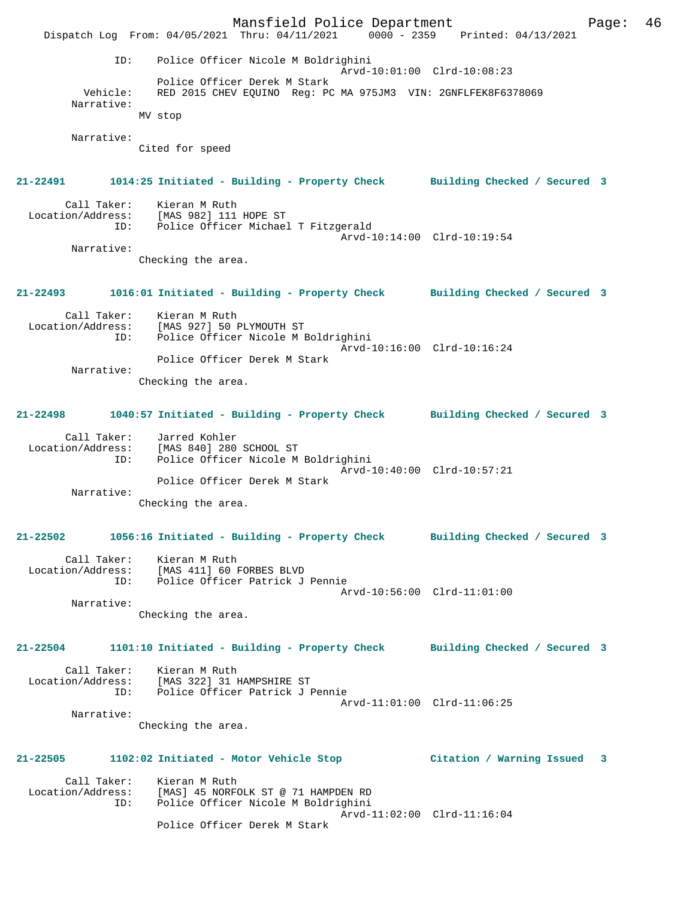ID: Police Officer Nicole M Boldrighini
Arvd-10:01:00 Clrd-10:08:23
Police Officer Derek M Stark
Vehicle: RED 2015 CHEV EQUINO Reg: PC MA 975JM3 VIN: 2GNFLFEK8F6378069
Narrative:
MV stop

Narrative:
Cited for speed

**21-22491 1014:25 Initiated - Building - Property Check Building Checked / Secured 3**

Call Taker: Kieran M Ruth
Location/Address: [MAS 982] 111 HOPE ST
ID: Police Officer Michael T Fitzgerald
Arvd-10:14:00 Clrd-10:19:54
Narrative:
Checking the area.

**21-22493 1016:01 Initiated - Building - Property Check Building Checked / Secured 3**

Call Taker: Kieran M Ruth
Location/Address: [MAS 927] 50 PLYMOUTH ST
ID: Police Officer Nicole M Boldrighini
Arvd-10:16:00 Clrd-10:16:24
Police Officer Derek M Stark
Narrative:
Checking the area.

**21-22498 1040:57 Initiated - Building - Property Check Building Checked / Secured 3**

Call Taker: Jarred Kohler
Location/Address: [MAS 840] 280 SCHOOL ST
ID: Police Officer Nicole M Boldrighini
Arvd-10:40:00 Clrd-10:57:21
Police Officer Derek M Stark
Narrative:
Checking the area.

**21-22502 1056:16 Initiated - Building - Property Check Building Checked / Secured 3**

Call Taker: Kieran M Ruth
Location/Address: [MAS 411] 60 FORBES BLVD
ID: Police Officer Patrick J Pennie
Arvd-10:56:00 Clrd-11:01:00
Narrative:
Checking the area.

**21-22504 1101:10 Initiated - Building - Property Check Building Checked / Secured 3**

Call Taker: Kieran M Ruth
Location/Address: [MAS 322] 31 HAMPSHIRE ST
ID: Police Officer Patrick J Pennie
Arvd-11:01:00 Clrd-11:06:25
Narrative:
Checking the area.

**21-22505 1102:02 Initiated - Motor Vehicle Stop Citation / Warning Issued 3**

Call Taker: Kieran M Ruth
Location/Address: [MAS] 45 NORFOLK ST @ 71 HAMPDEN RD
ID: Police Officer Nicole M Boldrighini
Arvd-11:02:00 Clrd-11:16:04
Police Officer Derek M Stark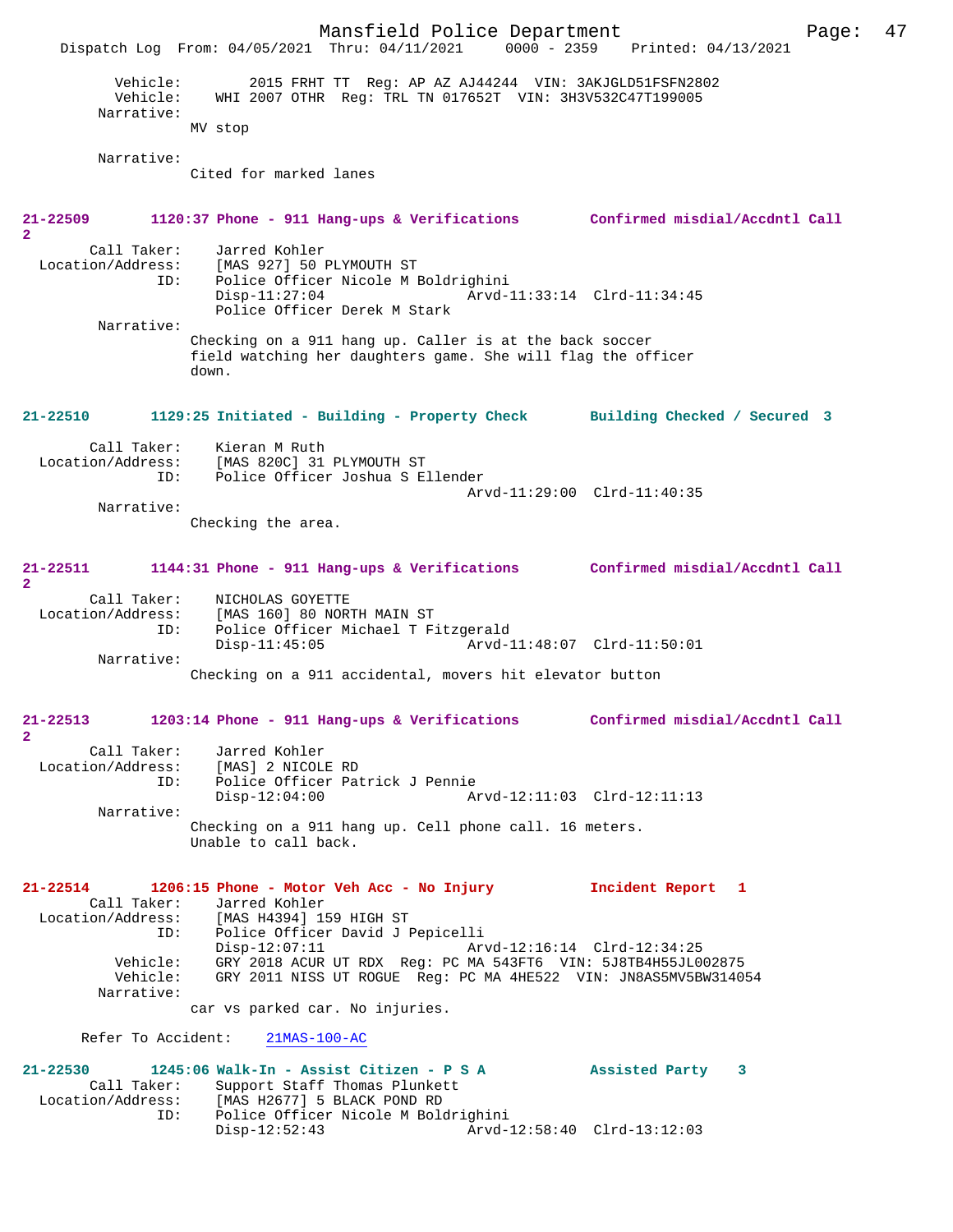Vehicle: 2015 FRHT TT Reg: AP AZ AJ44244 VIN: 3AKJGLD51FSFN2802
Vehicle: WHI 2007 OTHR Reg: TRL TN 017652T VIN: 3H3V532C47T199005

Narrative:
MV stop

Narrative:
Cited for marked lanes

**21-22509 1120:37 Phone - 911 Hang-ups & Verifications Confirmed misdial/Accdntl Call 2**

Call Taker: Jarred Kohler
Location/Address: [MAS 927] 50 PLYMOUTH ST
ID: Police Officer Nicole M Boldrighini
Disp-11:27:04 Arvd-11:33:14 Clrd-11:34:45
Police Officer Derek M Stark

Narrative:
Checking on a 911 hang up. Caller is at the back soccer field watching her daughters game. She will flag the officer down.

**21-22510 1129:25 Initiated - Building - Property Check Building Checked / Secured 3**

Call Taker: Kieran M Ruth
Location/Address: [MAS 820C] 31 PLYMOUTH ST
ID: Police Officer Joshua S Ellender
Arvd-11:29:00 Clrd-11:40:35

Narrative:
Checking the area.

**21-22511 1144:31 Phone - 911 Hang-ups & Verifications Confirmed misdial/Accdntl Call 2**

Call Taker: NICHOLAS GOYETTE
Location/Address: [MAS 160] 80 NORTH MAIN ST
ID: Police Officer Michael T Fitzgerald
Disp-11:45:05 Arvd-11:48:07 Clrd-11:50:01

Narrative:
Checking on a 911 accidental, movers hit elevator button

**21-22513 1203:14 Phone - 911 Hang-ups & Verifications Confirmed misdial/Accdntl Call 2**

Call Taker: Jarred Kohler
Location/Address: [MAS] 2 NICOLE RD
ID: Police Officer Patrick J Pennie
Disp-12:04:00 Arvd-12:11:03 Clrd-12:11:13

Narrative:
Checking on a 911 hang up. Cell phone call. 16 meters. Unable to call back.

**21-22514 1206:15 Phone - Motor Veh Acc - No Injury Incident Report 1**

Call Taker: Jarred Kohler
Location/Address: [MAS H4394] 159 HIGH ST
ID: Police Officer David J Pepicelli
Disp-12:07:11 Arvd-12:16:14 Clrd-12:34:25
Vehicle: GRY 2018 ACUR UT RDX Reg: PC MA 543FT6 VIN: 5J8TB4H55JL002875
Vehicle: GRY 2011 NISS UT ROGUE Reg: PC MA 4HE522 VIN: JN8AS5MV5BW314054

Narrative:
car vs parked car. No injuries.

Refer To Accident: 21MAS-100-AC

**21-22530 1245:06 Walk-In - Assist Citizen - P S A Assisted Party 3**

Call Taker: Support Staff Thomas Plunkett
Location/Address: [MAS H2677] 5 BLACK POND RD
ID: Police Officer Nicole M Boldrighini
Disp-12:52:43 Arvd-12:58:40 Clrd-13:12:03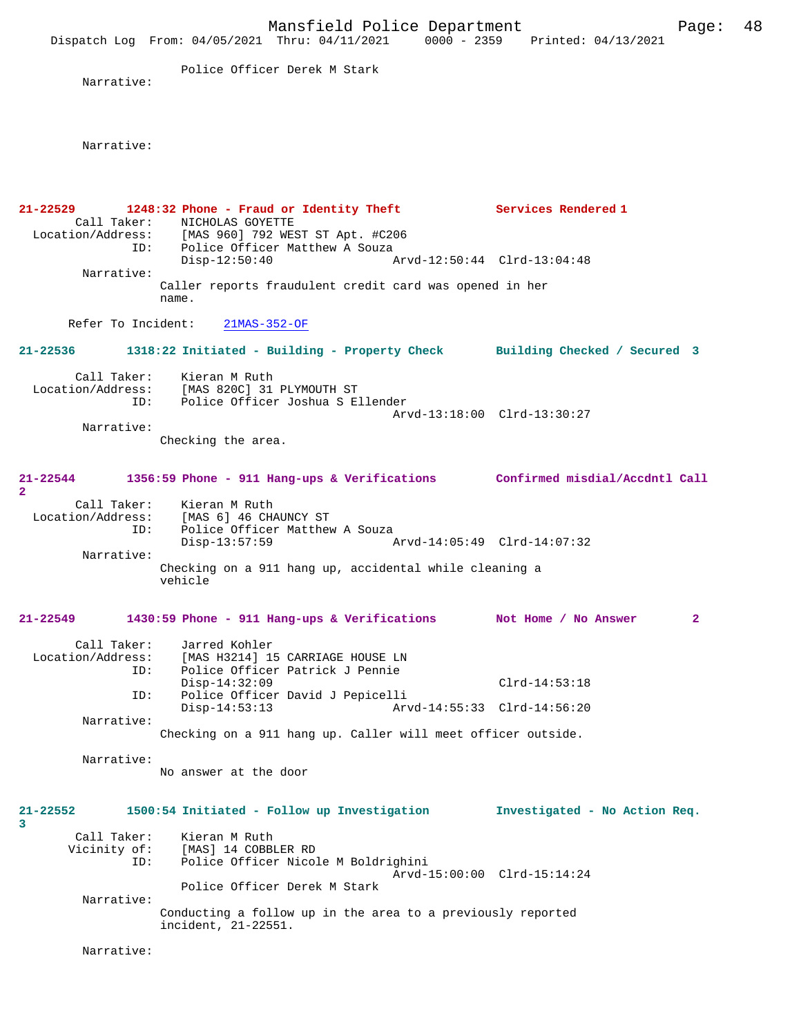Police Officer Derek M Stark

Narrative:

Narrative:

**21-22529 1248:32 Phone - Fraud or Identity Theft Services Rendered 1**

Call Taker: NICHOLAS GOYETTE
Location/Address: [MAS 960] 792 WEST ST Apt. #C206
ID: Police Officer Matthew A Souza
Disp-12:50:40 Arvd-12:50:44 Clrd-13:04:48

Narrative:
Caller reports fraudulent credit card was opened in her name.

Refer To Incident: 21MAS-352-OF

**21-22536 1318:22 Initiated - Building - Property Check Building Checked / Secured 3**

Call Taker: Kieran M Ruth
Location/Address: [MAS 820C] 31 PLYMOUTH ST
ID: Police Officer Joshua S Ellender
Arvd-13:18:00 Clrd-13:30:27

Narrative:
Checking the area.

**21-22544 1356:59 Phone - 911 Hang-ups & Verifications Confirmed misdial/Accdntl Call 2**

Call Taker: Kieran M Ruth
Location/Address: [MAS 6] 46 CHAUNCY ST
ID: Police Officer Matthew A Souza
Disp-13:57:59 Arvd-14:05:49 Clrd-14:07:32

Narrative:
Checking on a 911 hang up, accidental while cleaning a vehicle

**21-22549 1430:59 Phone - 911 Hang-ups & Verifications Not Home / No Answer 2**

Call Taker: Jarred Kohler
Location/Address: [MAS H3214] 15 CARRIAGE HOUSE LN
ID: Police Officer Patrick J Pennie
Disp-14:32:09 Clrd-14:53:18
ID: Police Officer David J Pepicelli
Disp-14:53:13 Arvd-14:55:33 Clrd-14:56:20

Narrative:
Checking on a 911 hang up. Caller will meet officer outside.

Narrative:
No answer at the door

**21-22552 1500:54 Initiated - Follow up Investigation Investigated - No Action Req. 3**

Call Taker: Kieran M Ruth
Vicinity of: [MAS] 14 COBBLER RD
ID: Police Officer Nicole M Boldrighini
Arvd-15:00:00 Clrd-15:14:24
Police Officer Derek M Stark

Narrative:
Conducting a follow up in the area to a previously reported incident, 21-22551.

Narrative: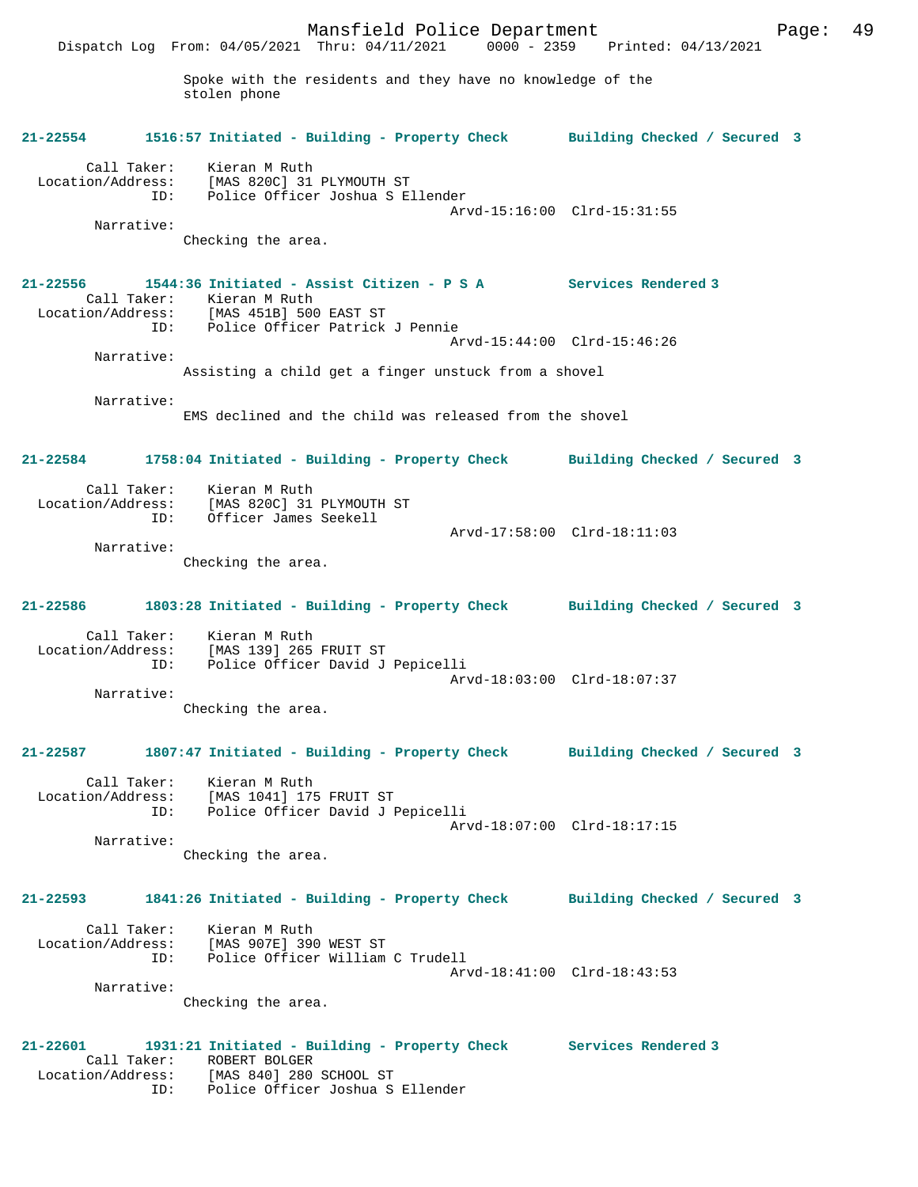Spoke with the residents and they have no knowledge of the stolen phone

**21-22554 1516:57 Initiated - Building - Property Check Building Checked / Secured 3**

Call Taker: Kieran M Ruth
Location/Address: [MAS 820C] 31 PLYMOUTH ST
ID: Police Officer Joshua S Ellender
Arvd-15:16:00 Clrd-15:31:55
Narrative:
Checking the area.

**21-22556 1544:36 Initiated - Assist Citizen - P S A Services Rendered 3**

Call Taker: Kieran M Ruth
Location/Address: [MAS 451B] 500 EAST ST
ID: Police Officer Patrick J Pennie
Arvd-15:44:00 Clrd-15:46:26
Narrative:
Assisting a child get a finger unstuck from a shovel

Narrative:
EMS declined and the child was released from the shovel

**21-22584 1758:04 Initiated - Building - Property Check Building Checked / Secured 3**

Call Taker: Kieran M Ruth
Location/Address: [MAS 820C] 31 PLYMOUTH ST
ID: Officer James Seekell
Arvd-17:58:00 Clrd-18:11:03
Narrative:
Checking the area.

**21-22586 1803:28 Initiated - Building - Property Check Building Checked / Secured 3**

Call Taker: Kieran M Ruth
Location/Address: [MAS 139] 265 FRUIT ST
ID: Police Officer David J Pepicelli
Arvd-18:03:00 Clrd-18:07:37
Narrative:
Checking the area.

**21-22587 1807:47 Initiated - Building - Property Check Building Checked / Secured 3**

Call Taker: Kieran M Ruth
Location/Address: [MAS 1041] 175 FRUIT ST
ID: Police Officer David J Pepicelli
Arvd-18:07:00 Clrd-18:17:15
Narrative:
Checking the area.

**21-22593 1841:26 Initiated - Building - Property Check Building Checked / Secured 3**

Call Taker: Kieran M Ruth
Location/Address: [MAS 907E] 390 WEST ST
ID: Police Officer William C Trudell
Arvd-18:41:00 Clrd-18:43:53
Narrative:
Checking the area.

**21-22601 1931:21 Initiated - Building - Property Check Services Rendered 3**

Call Taker: ROBERT BOLGER
Location/Address: [MAS 840] 280 SCHOOL ST
ID: Police Officer Joshua S Ellender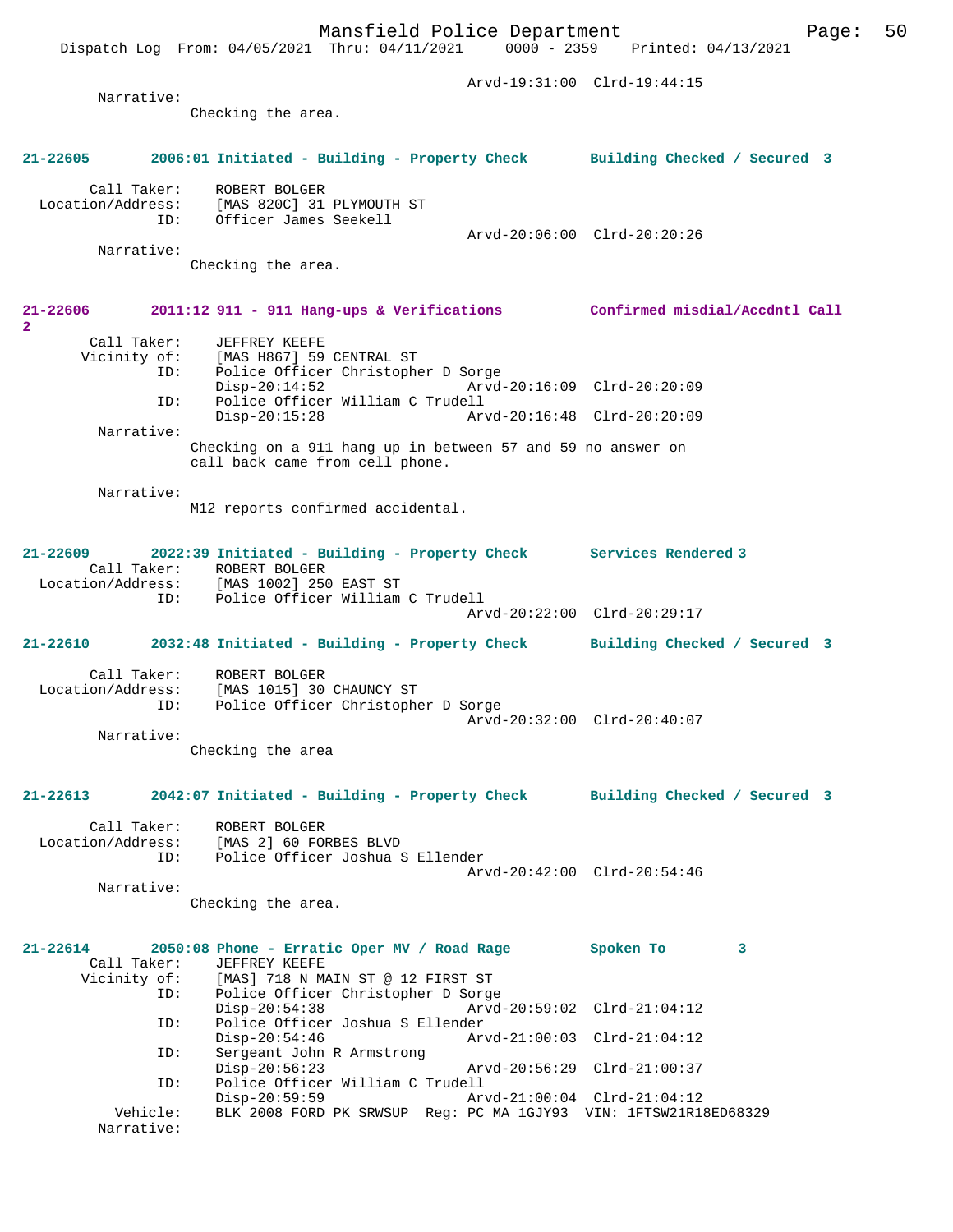Arvd-19:31:00  Clrd-19:44:15

Narrative:
Checking the area.

**21-22605    2006:01 Initiated - Building - Property Check    Building Checked / Secured 3**

Call Taker: ROBERT BOLGER
Location/Address: [MAS 820C] 31 PLYMOUTH ST
ID: Officer James Seekell
Arvd-20:06:00  Clrd-20:20:26

Narrative:
Checking the area.

**21-22606    2011:12 911 - 911 Hang-ups & Verifications    Confirmed misdial/Accdntl Call 2**

Call Taker: JEFFREY KEEFE
Vicinity of: [MAS H867] 59 CENTRAL ST
ID: Police Officer Christopher D Sorge
Disp-20:14:52  Arvd-20:16:09  Clrd-20:20:09
ID: Police Officer William C Trudell
Disp-20:15:28  Arvd-20:16:48  Clrd-20:20:09

Narrative:
Checking on a 911 hang up in between 57 and 59 no answer on call back came from cell phone.

Narrative:
M12 reports confirmed accidental.

**21-22609    2022:39 Initiated - Building - Property Check    Services Rendered 3**

Call Taker: ROBERT BOLGER
Location/Address: [MAS 1002] 250 EAST ST
ID: Police Officer William C Trudell
Arvd-20:22:00  Clrd-20:29:17

**21-22610    2032:48 Initiated - Building - Property Check    Building Checked / Secured 3**

Call Taker: ROBERT BOLGER
Location/Address: [MAS 1015] 30 CHAUNCY ST
ID: Police Officer Christopher D Sorge
Arvd-20:32:00  Clrd-20:40:07

Narrative:
Checking the area

**21-22613    2042:07 Initiated - Building - Property Check    Building Checked / Secured 3**

Call Taker: ROBERT BOLGER
Location/Address: [MAS 2] 60 FORBES BLVD
ID: Police Officer Joshua S Ellender
Arvd-20:42:00  Clrd-20:54:46

Narrative:
Checking the area.

**21-22614    2050:08 Phone - Erratic Oper MV / Road Rage    Spoken To    3**

Call Taker: JEFFREY KEEFE
Vicinity of: [MAS] 718 N MAIN ST @ 12 FIRST ST
ID: Police Officer Christopher D Sorge
Disp-20:54:38  Arvd-20:59:02  Clrd-21:04:12
ID: Police Officer Joshua S Ellender
Disp-20:54:46  Arvd-21:00:03  Clrd-21:04:12
ID: Sergeant John R Armstrong
Disp-20:56:23  Arvd-20:56:29  Clrd-21:00:37
ID: Police Officer William C Trudell
Disp-20:59:59  Arvd-21:00:04  Clrd-21:04:12
Vehicle: BLK 2008 FORD PK SRWSUP  Reg: PC MA 1GJY93  VIN: 1FTSW21R18ED68329
Narrative: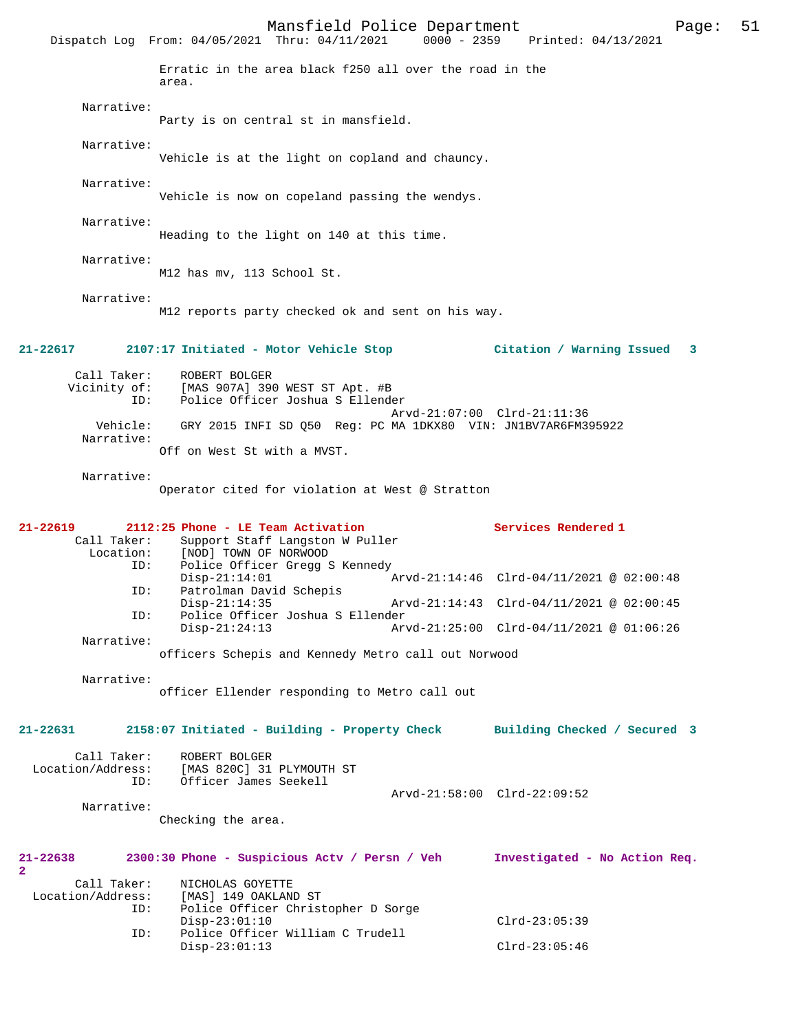Erratic in the area black f250 all over the road in the area.

Narrative:
Party is on central st in mansfield.

Narrative:
Vehicle is at the light on copland and chauncy.

Narrative:
Vehicle is now on copeland passing the wendys.

Narrative:
Heading to the light on 140 at this time.

Narrative:
M12 has mv, 113 School St.

Narrative:
M12 reports party checked ok and sent on his way.

**21-22617    2107:17 Initiated - Motor Vehicle Stop    Citation / Warning Issued 3**

```
        Call Taker:    ROBERT BOLGER
       Vicinity of:    [MAS 907A] 390 WEST ST Apt. #B
                ID:    Police Officer Joshua S Ellender
                                            Arvd-21:07:00  Clrd-21:11:36
           Vehicle:    GRY 2015 INFI SD Q50  Reg: PC MA 1DKX80  VIN: JN1BV7AR6FM395922
         Narrative:
                Off on West St with a MVST.

         Narrative:
                Operator cited for violation at West @ Stratton
```

**21-22619    2112:25 Phone - LE Team Activation    Services Rendered 1**

```
        Call Taker:    Support Staff Langston W Puller
          Location:    [NOD] TOWN OF NORWOOD
                ID:    Police Officer Gregg S Kennedy
                       Disp-21:14:01        Arvd-21:14:46  Clrd-04/11/2021 @ 02:00:48
                ID:    Patrolman David Schepis
                       Disp-21:14:35        Arvd-21:14:43  Clrd-04/11/2021 @ 02:00:45
                ID:    Police Officer Joshua S Ellender
                       Disp-21:24:13        Arvd-21:25:00  Clrd-04/11/2021 @ 01:06:26
         Narrative:
                officers Schepis and Kennedy Metro call out Norwood

         Narrative:
                officer Ellender responding to Metro call out
```

**21-22631    2158:07 Initiated - Building - Property Check    Building Checked / Secured 3**

```
        Call Taker:    ROBERT BOLGER
  Location/Address:    [MAS 820C] 31 PLYMOUTH ST
                ID:    Officer James Seekell
                                            Arvd-21:58:00  Clrd-22:09:52
         Narrative:
                Checking the area.
```

**21-22638    2300:30 Phone - Suspicious Actv / Persn / Veh    Investigated - No Action Req. 2**

```
        Call Taker:    NICHOLAS GOYETTE
  Location/Address:    [MAS] 149 OAKLAND ST
                ID:    Police Officer Christopher D Sorge
                       Disp-23:01:10                       Clrd-23:05:39
                ID:    Police Officer William C Trudell
                       Disp-23:01:13                       Clrd-23:05:46
```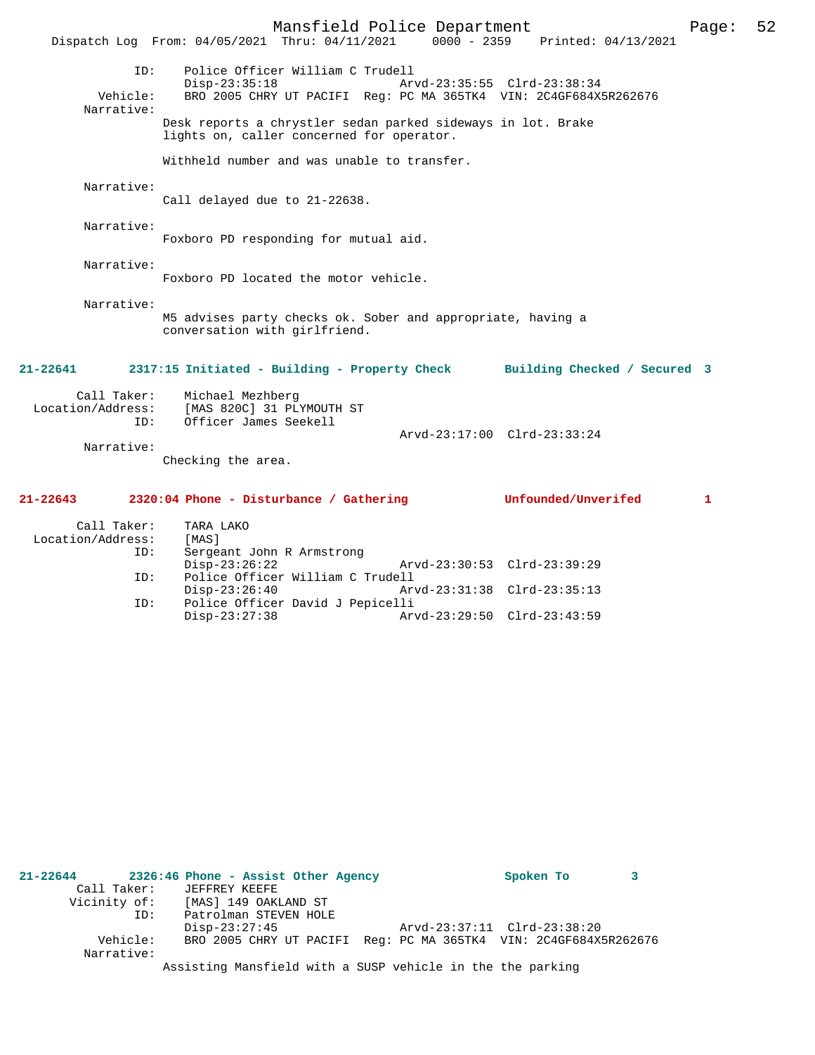ID: Police Officer William C Trudell
Disp-23:35:18 Arvd-23:35:55 Clrd-23:38:34
Vehicle: BRO 2005 CHRY UT PACIFI Reg: PC MA 365TK4 VIN: 2C4GF684X5R262676
Narrative:
Desk reports a chrystler sedan parked sideways in lot. Brake lights on, caller concerned for operator.

Withheld number and was unable to transfer.

Narrative:
Call delayed due to 21-22638.

Narrative:
Foxboro PD responding for mutual aid.

Narrative:
Foxboro PD located the motor vehicle.

Narrative:
M5 advises party checks ok. Sober and appropriate, having a conversation with girlfriend.

**21-22641 2317:15 Initiated - Building - Property Check Building Checked / Secured 3**

Call Taker: Michael Mezhberg
Location/Address: [MAS 820C] 31 PLYMOUTH ST
ID: Officer James Seekell
Arvd-23:17:00 Clrd-23:33:24
Narrative:
Checking the area.

**21-22643 2320:04 Phone - Disturbance / Gathering Unfounded/Unverifed 1**

Call Taker: TARA LAKO
Location/Address: [MAS]
ID: Sergeant John R Armstrong
Disp-23:26:22 Arvd-23:30:53 Clrd-23:39:29
ID: Police Officer William C Trudell
Disp-23:26:40 Arvd-23:31:38 Clrd-23:35:13
ID: Police Officer David J Pepicelli
Disp-23:27:38 Arvd-23:29:50 Clrd-23:43:59

**21-22644 2326:46 Phone - Assist Other Agency Spoken To 3**

Call Taker: JEFFREY KEEFE
Vicinity of: [MAS] 149 OAKLAND ST
ID: Patrolman STEVEN HOLE
Disp-23:27:45 Arvd-23:37:11 Clrd-23:38:20
Vehicle: BRO 2005 CHRY UT PACIFI Reg: PC MA 365TK4 VIN: 2C4GF684X5R262676
Narrative:
Assisting Mansfield with a SUSP vehicle in the the parking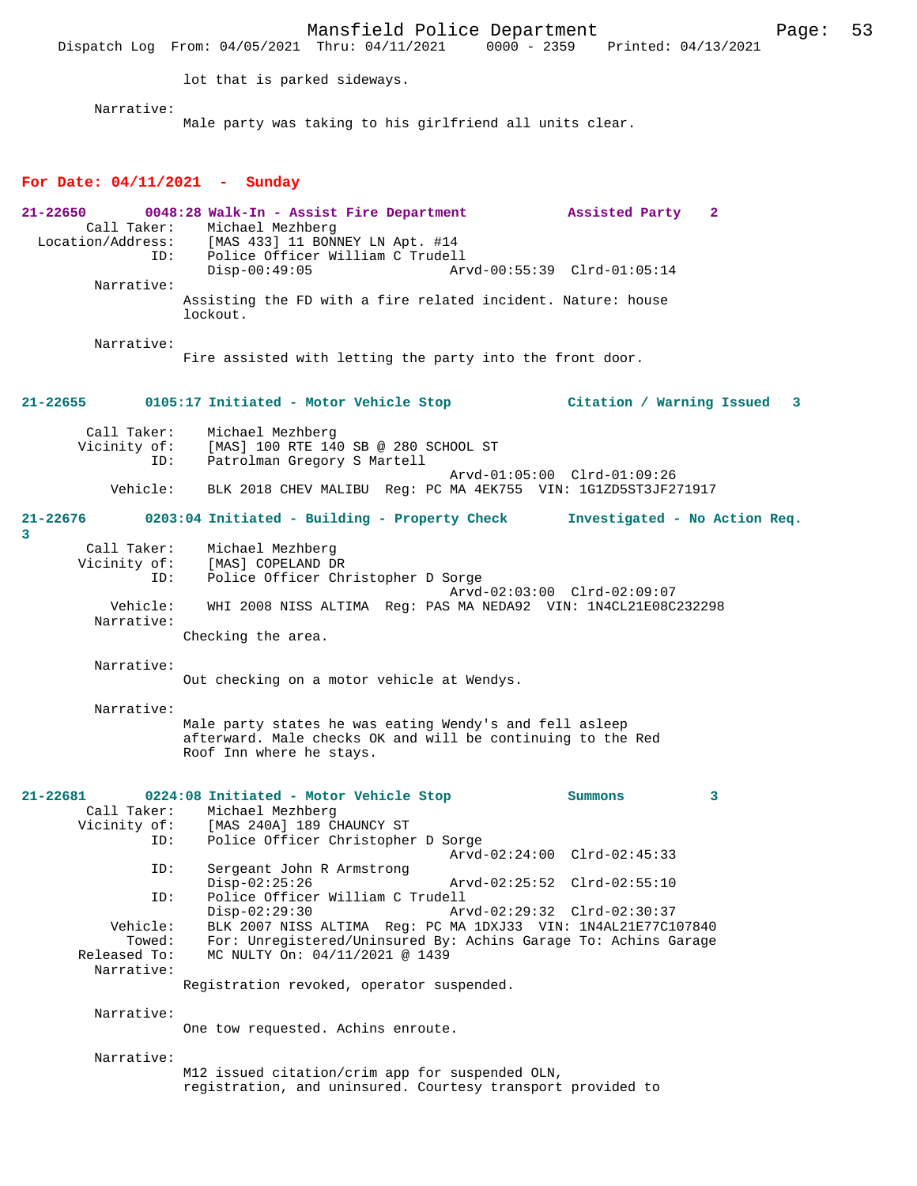lot that is parked sideways.

Narrative:
Male party was taking to his girlfriend all units clear.

## For Date: 04/11/2021 - Sunday

**21-22650 0048:28 Walk-In - Assist Fire Department Assisted Party 2**

Call Taker: Michael Mezhberg
Location/Address: [MAS 433] 11 BONNEY LN Apt. #14
ID: Police Officer William C Trudell
Disp-00:49:05 Arvd-00:55:39 Clrd-01:05:14

Narrative:
Assisting the FD with a fire related incident. Nature: house lockout.

Narrative:
Fire assisted with letting the party into the front door.

**21-22655 0105:17 Initiated - Motor Vehicle Stop Citation / Warning Issued 3**

Call Taker: Michael Mezhberg
Vicinity of: [MAS] 100 RTE 140 SB @ 280 SCHOOL ST
ID: Patrolman Gregory S Martell
Arvd-01:05:00 Clrd-01:09:26
Vehicle: BLK 2018 CHEV MALIBU Reg: PC MA 4EK755 VIN: 1G1ZD5ST3JF271917

**21-22676 0203:04 Initiated - Building - Property Check Investigated - No Action Req. 3**

Call Taker: Michael Mezhberg
Vicinity of: [MAS] COPELAND DR
ID: Police Officer Christopher D Sorge
Arvd-02:03:00 Clrd-02:09:07
Vehicle: WHI 2008 NISS ALTIMA Reg: PAS MA NEDA92 VIN: 1N4CL21E08C232298

Narrative:
Checking the area.

Narrative:
Out checking on a motor vehicle at Wendys.

Narrative:
Male party states he was eating Wendy's and fell asleep afterward. Male checks OK and will be continuing to the Red Roof Inn where he stays.

**21-22681 0224:08 Initiated - Motor Vehicle Stop Summons 3**

Call Taker: Michael Mezhberg
Vicinity of: [MAS 240A] 189 CHAUNCY ST
ID: Police Officer Christopher D Sorge
Arvd-02:24:00 Clrd-02:45:33
ID: Sergeant John R Armstrong
Disp-02:25:26 Arvd-02:25:52 Clrd-02:55:10
ID: Police Officer William C Trudell
Disp-02:29:30 Arvd-02:29:32 Clrd-02:30:37
Vehicle: BLK 2007 NISS ALTIMA Reg: PC MA 1DXJ33 VIN: 1N4AL21E77C107840
Towed: For: Unregistered/Uninsured By: Achins Garage To: Achins Garage
Released To: MC NULTY On: 04/11/2021 @ 1439

Narrative:
Registration revoked, operator suspended.

Narrative:
One tow requested. Achins enroute.

Narrative:
M12 issued citation/crim app for suspended OLN, registration, and uninsured. Courtesy transport provided to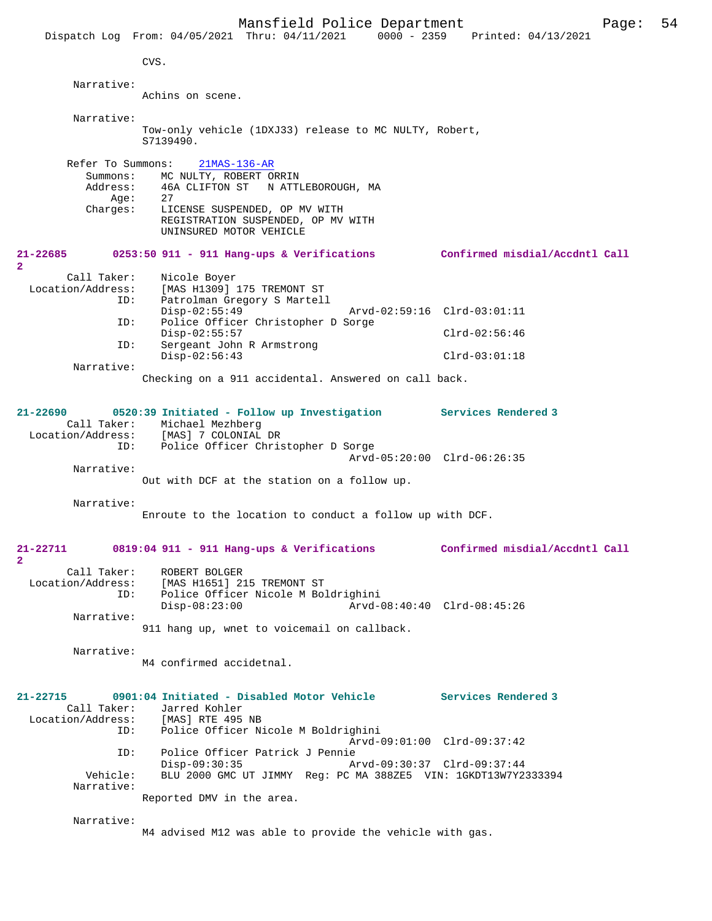CVS.

Narrative:
Achins on scene.

Narrative:
Tow-only vehicle (1DXJ33) release to MC NULTY, Robert, S7139490.

Refer To Summons: 21MAS-136-AR
Summons: MC NULTY, ROBERT ORRIN
Address: 46A CLIFTON ST N ATTLEBOROUGH, MA
Age: 27
Charges: LICENSE SUSPENDED, OP MV WITH REGISTRATION SUSPENDED, OP MV WITH UNINSURED MOTOR VEHICLE

**21-22685 0253:50 911 - 911 Hang-ups & Verifications Confirmed misdial/Accdntl Call 2**

Call Taker: Nicole Boyer
Location/Address: [MAS H1309] 175 TREMONT ST
ID: Patrolman Gregory S Martell
Disp-02:55:49 Arvd-02:59:16 Clrd-03:01:11
ID: Police Officer Christopher D Sorge
Disp-02:55:57 Clrd-02:56:46
ID: Sergeant John R Armstrong
Disp-02:56:43 Clrd-03:01:18
Narrative:
Checking on a 911 accidental. Answered on call back.

**21-22690 0520:39 Initiated - Follow up Investigation Services Rendered 3**

Call Taker: Michael Mezhberg
Location/Address: [MAS] 7 COLONIAL DR
ID: Police Officer Christopher D Sorge
Arvd-05:20:00 Clrd-06:26:35
Narrative:
Out with DCF at the station on a follow up.

Narrative:
Enroute to the location to conduct a follow up with DCF.

**21-22711 0819:04 911 - 911 Hang-ups & Verifications Confirmed misdial/Accdntl Call 2**

Call Taker: ROBERT BOLGER
Location/Address: [MAS H1651] 215 TREMONT ST
ID: Police Officer Nicole M Boldrighini
Disp-08:23:00 Arvd-08:40:40 Clrd-08:45:26
Narrative:
911 hang up, wnet to voicemail on callback.

Narrative:
M4 confirmed accidetnal.

**21-22715 0901:04 Initiated - Disabled Motor Vehicle Services Rendered 3**

Call Taker: Jarred Kohler
Location/Address: [MAS] RTE 495 NB
ID: Police Officer Nicole M Boldrighini
Arvd-09:01:00 Clrd-09:37:42
ID: Police Officer Patrick J Pennie
Disp-09:30:35 Arvd-09:30:37 Clrd-09:37:44
Vehicle: BLU 2000 GMC UT JIMMY Reg: PC MA 388ZE5 VIN: 1GKDT13W7Y2333394
Narrative:
Reported DMV in the area.

Narrative:
M4 advised M12 was able to provide the vehicle with gas.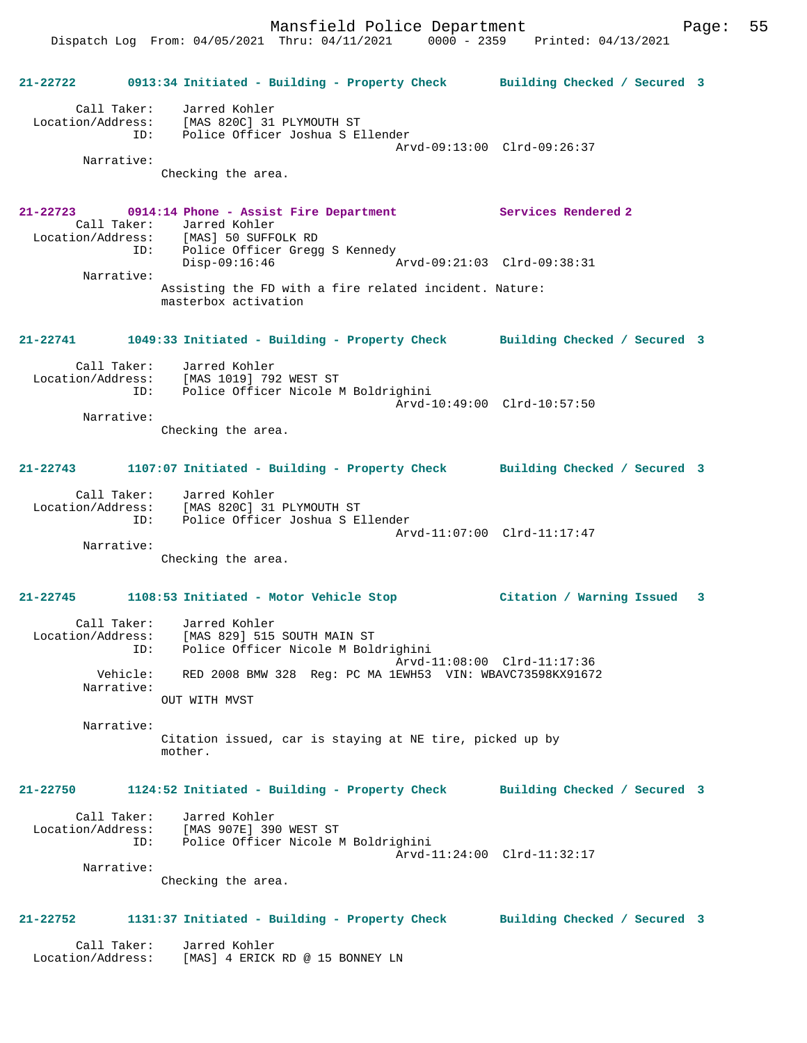21-22722 0913:34 Initiated - Building - Property Check Building Checked / Secured 3

Call Taker: Jarred Kohler
Location/Address: [MAS 820C] 31 PLYMOUTH ST
ID: Police Officer Joshua S Ellender
Arvd-09:13:00 Clrd-09:26:37
Narrative:
Checking the area.

21-22723 0914:14 Phone - Assist Fire Department Services Rendered 2
Call Taker: Jarred Kohler
Location/Address: [MAS] 50 SUFFOLK RD
ID: Police Officer Gregg S Kennedy
Disp-09:16:46 Arvd-09:21:03 Clrd-09:38:31
Narrative:
Assisting the FD with a fire related incident. Nature: masterbox activation

21-22741 1049:33 Initiated - Building - Property Check Building Checked / Secured 3

Call Taker: Jarred Kohler
Location/Address: [MAS 1019] 792 WEST ST
ID: Police Officer Nicole M Boldrighini
Arvd-10:49:00 Clrd-10:57:50
Narrative:
Checking the area.

21-22743 1107:07 Initiated - Building - Property Check Building Checked / Secured 3

Call Taker: Jarred Kohler
Location/Address: [MAS 820C] 31 PLYMOUTH ST
ID: Police Officer Joshua S Ellender
Arvd-11:07:00 Clrd-11:17:47
Narrative:
Checking the area.

21-22745 1108:53 Initiated - Motor Vehicle Stop Citation / Warning Issued 3

Call Taker: Jarred Kohler
Location/Address: [MAS 829] 515 SOUTH MAIN ST
ID: Police Officer Nicole M Boldrighini
Arvd-11:08:00 Clrd-11:17:36
Vehicle: RED 2008 BMW 328 Reg: PC MA 1EWH53 VIN: WBAVC73598KX91672
Narrative:
OUT WITH MVST

Narrative:
Citation issued, car is staying at NE tire, picked up by mother.

21-22750 1124:52 Initiated - Building - Property Check Building Checked / Secured 3

Call Taker: Jarred Kohler
Location/Address: [MAS 907E] 390 WEST ST
ID: Police Officer Nicole M Boldrighini
Arvd-11:24:00 Clrd-11:32:17
Narrative:
Checking the area.

21-22752 1131:37 Initiated - Building - Property Check Building Checked / Secured 3

Call Taker: Jarred Kohler
Location/Address: [MAS] 4 ERICK RD @ 15 BONNEY LN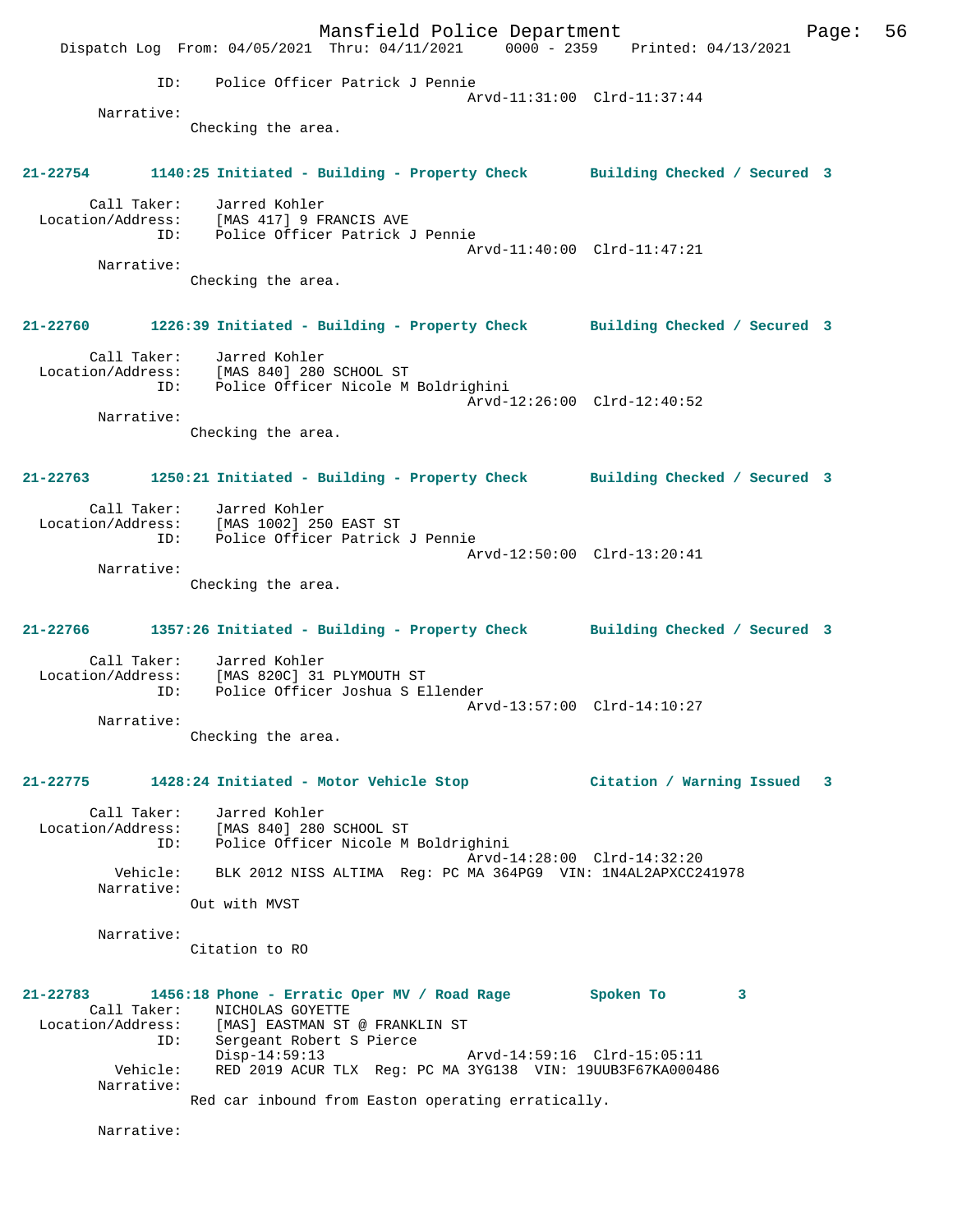ID: Police Officer Patrick J Pennie
Arvd-11:31:00 Clrd-11:37:44

Narrative:
Checking the area.

**21-22754 1140:25 Initiated - Building - Property Check Building Checked / Secured 3**

Call Taker: Jarred Kohler
Location/Address: [MAS 417] 9 FRANCIS AVE
ID: Police Officer Patrick J Pennie
Arvd-11:40:00 Clrd-11:47:21

Narrative:
Checking the area.

**21-22760 1226:39 Initiated - Building - Property Check Building Checked / Secured 3**

Call Taker: Jarred Kohler
Location/Address: [MAS 840] 280 SCHOOL ST
ID: Police Officer Nicole M Boldrighini
Arvd-12:26:00 Clrd-12:40:52

Narrative:
Checking the area.

**21-22763 1250:21 Initiated - Building - Property Check Building Checked / Secured 3**

Call Taker: Jarred Kohler
Location/Address: [MAS 1002] 250 EAST ST
ID: Police Officer Patrick J Pennie
Arvd-12:50:00 Clrd-13:20:41

Narrative:
Checking the area.

**21-22766 1357:26 Initiated - Building - Property Check Building Checked / Secured 3**

Call Taker: Jarred Kohler
Location/Address: [MAS 820C] 31 PLYMOUTH ST
ID: Police Officer Joshua S Ellender
Arvd-13:57:00 Clrd-14:10:27

Narrative:
Checking the area.

**21-22775 1428:24 Initiated - Motor Vehicle Stop Citation / Warning Issued 3**

Call Taker: Jarred Kohler
Location/Address: [MAS 840] 280 SCHOOL ST
ID: Police Officer Nicole M Boldrighini
Arvd-14:28:00 Clrd-14:32:20
Vehicle: BLK 2012 NISS ALTIMA Reg: PC MA 364PG9 VIN: 1N4AL2APXCC241978

Narrative:
Out with MVST

Narrative:
Citation to RO

**21-22783 1456:18 Phone - Erratic Oper MV / Road Rage Spoken To 3**

Call Taker: NICHOLAS GOYETTE
Location/Address: [MAS] EASTMAN ST @ FRANKLIN ST
ID: Sergeant Robert S Pierce
Disp-14:59:13 Arvd-14:59:16 Clrd-15:05:11
Vehicle: RED 2019 ACUR TLX Reg: PC MA 3YG138 VIN: 19UUB3F67KA000486

Narrative:
Red car inbound from Easton operating erratically.

Narrative: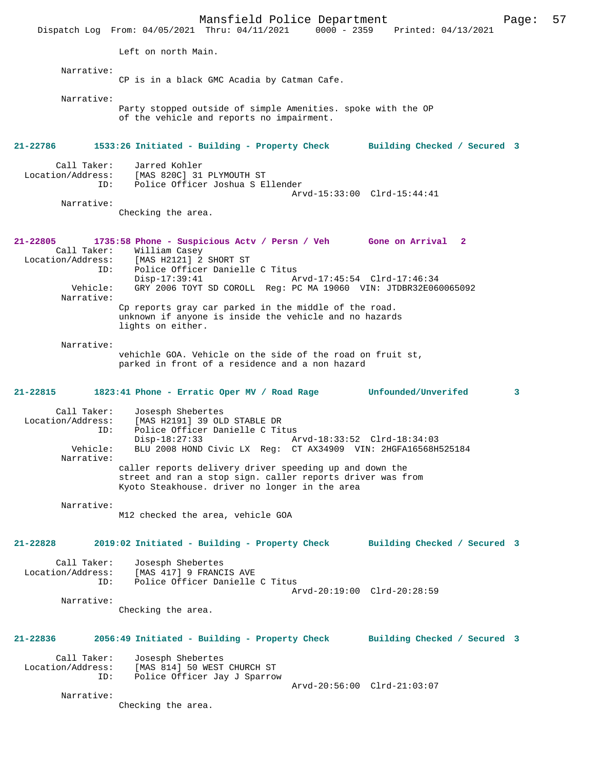Left on north Main.

Narrative:
CP is in a black GMC Acadia by Catman Cafe.

Narrative:
Party stopped outside of simple Amenities. spoke with the OP of the vehicle and reports no impairment.

**21-22786 1533:26 Initiated - Building - Property Check Building Checked / Secured 3**

Call Taker: Jarred Kohler
Location/Address: [MAS 820C] 31 PLYMOUTH ST
ID: Police Officer Joshua S Ellender
Arvd-15:33:00 Clrd-15:44:41
Narrative:
Checking the area.

**21-22805 1735:58 Phone - Suspicious Actv / Persn / Veh Gone on Arrival 2**

Call Taker: William Casey
Location/Address: [MAS H2121] 2 SHORT ST
ID: Police Officer Danielle C Titus
Disp-17:39:41 Arvd-17:45:54 Clrd-17:46:34
Vehicle: GRY 2006 TOYT SD COROLL Reg: PC MA 19060 VIN: JTDBR32E060065092
Narrative:
Cp reports gray car parked in the middle of the road. unknown if anyone is inside the vehicle and no hazards lights on either.

Narrative:
vehichle GOA. Vehicle on the side of the road on fruit st, parked in front of a residence and a non hazard

**21-22815 1823:41 Phone - Erratic Oper MV / Road Rage Unfounded/Unverifed 3**

Call Taker: Josesph Shebertes
Location/Address: [MAS H2191] 39 OLD STABLE DR
ID: Police Officer Danielle C Titus
Disp-18:27:33 Arvd-18:33:52 Clrd-18:34:03
Vehicle: BLU 2008 HOND Civic LX Reg: CT AX34909 VIN: 2HGFA16568H525184
Narrative:
caller reports delivery driver speeding up and down the street and ran a stop sign. caller reports driver was from Kyoto Steakhouse. driver no longer in the area

Narrative:
M12 checked the area, vehicle GOA

**21-22828 2019:02 Initiated - Building - Property Check Building Checked / Secured 3**

Call Taker: Josesph Shebertes
Location/Address: [MAS 417] 9 FRANCIS AVE
ID: Police Officer Danielle C Titus
Arvd-20:19:00 Clrd-20:28:59
Narrative:
Checking the area.

**21-22836 2056:49 Initiated - Building - Property Check Building Checked / Secured 3**

Call Taker: Josesph Shebertes
Location/Address: [MAS 814] 50 WEST CHURCH ST
ID: Police Officer Jay J Sparrow
Arvd-20:56:00 Clrd-21:03:07
Narrative:
Checking the area.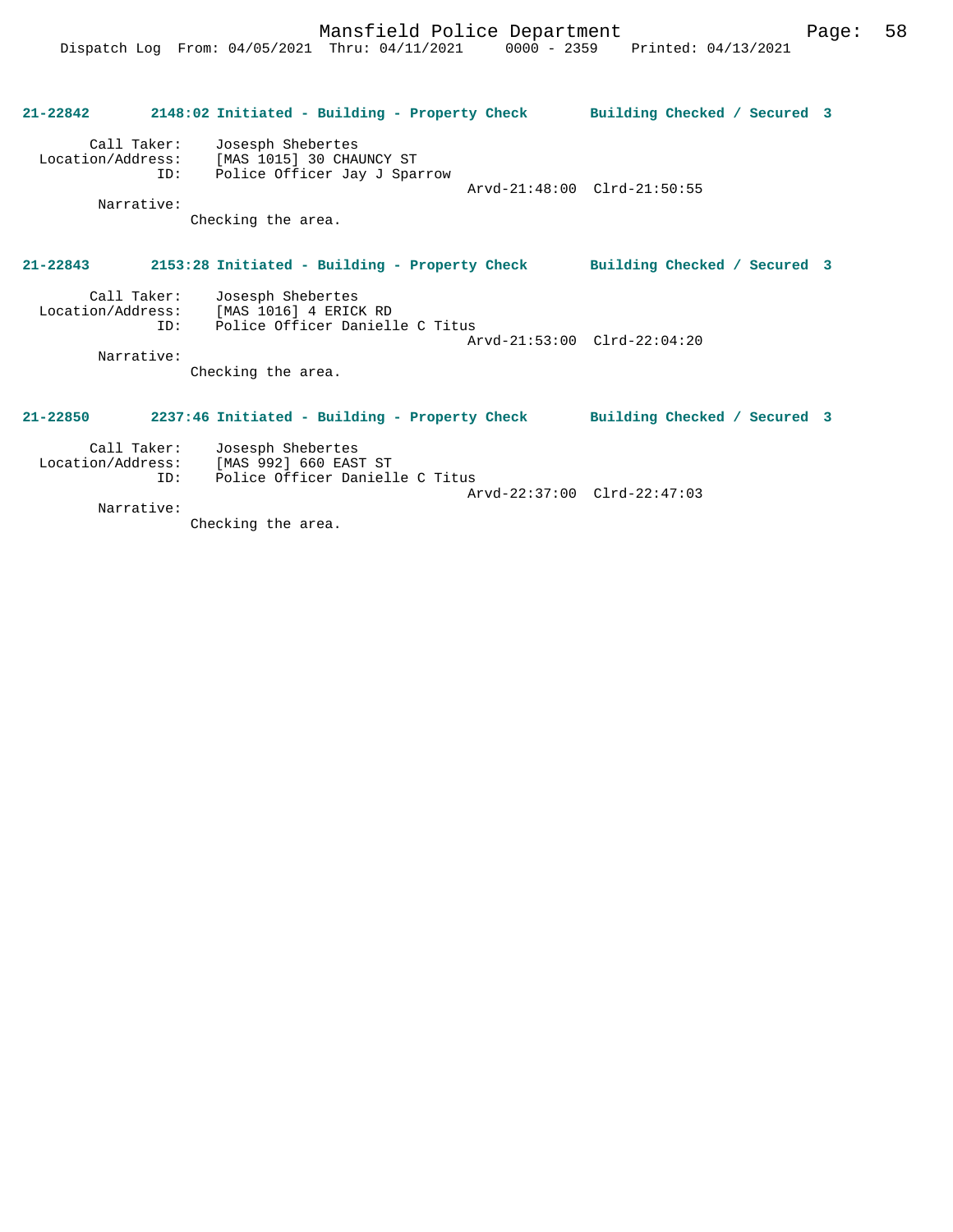**21-22842 2148:02 Initiated - Building - Property Check Building Checked / Secured 3**

Call Taker: Josesph Shebertes
Location/Address: [MAS 1015] 30 CHAUNCY ST
ID: Police Officer Jay J Sparrow
Arvd-21:48:00 Clrd-21:50:55
Narrative:
Checking the area.

**21-22843 2153:28 Initiated - Building - Property Check Building Checked / Secured 3**

Call Taker: Josesph Shebertes
Location/Address: [MAS 1016] 4 ERICK RD
ID: Police Officer Danielle C Titus
Arvd-21:53:00 Clrd-22:04:20
Narrative:
Checking the area.

**21-22850 2237:46 Initiated - Building - Property Check Building Checked / Secured 3**

Call Taker: Josesph Shebertes
Location/Address: [MAS 992] 660 EAST ST
ID: Police Officer Danielle C Titus
Arvd-22:37:00 Clrd-22:47:03
Narrative:
Checking the area.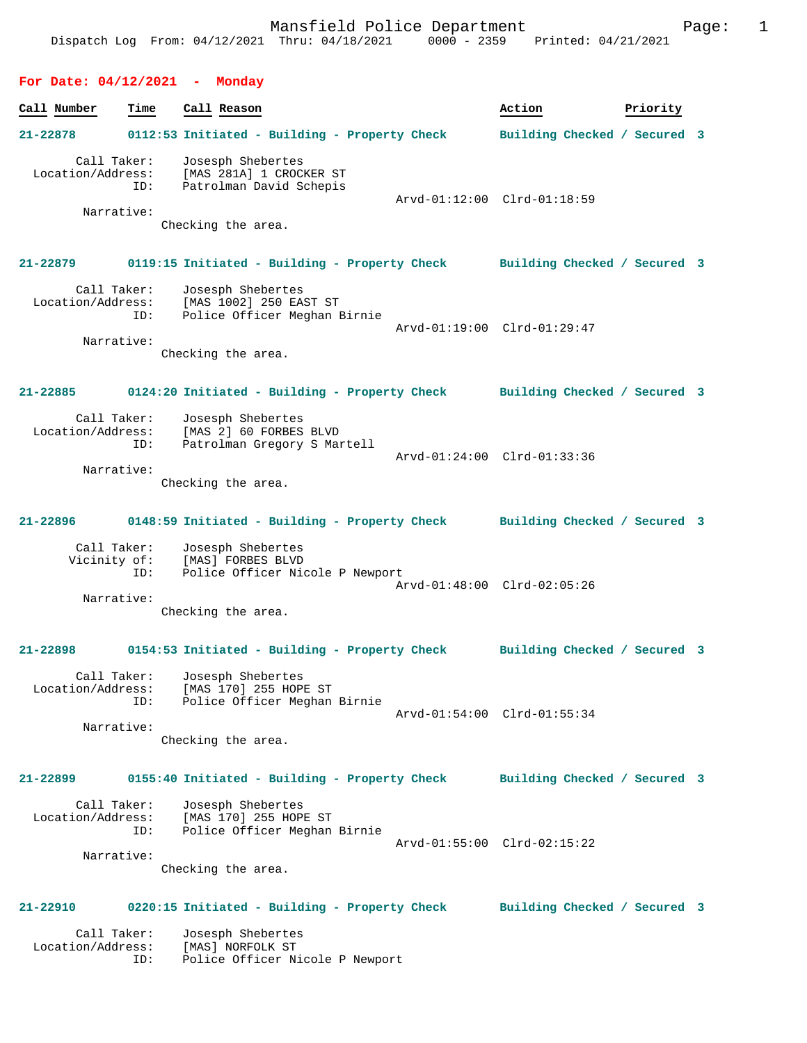Mansfield Police Department
Dispatch Log From: 04/12/2021 Thru: 04/18/2021 0000 - 2359 Printed: 04/21/2021

## For Date: 04/12/2021 - Monday

| Call Number | Time | Call Reason | Action | Priority |
|---|---|---|---|---|

**21-22878 0112:53 Initiated - Building - Property Check Building Checked / Secured 3**

Call Taker: Josesph Shebertes
Location/Address: [MAS 281A] 1 CROCKER ST
ID: Patrolman David Schepis
Arvd-01:12:00 Clrd-01:18:59
Narrative:
Checking the area.

**21-22879 0119:15 Initiated - Building - Property Check Building Checked / Secured 3**

Call Taker: Josesph Shebertes
Location/Address: [MAS 1002] 250 EAST ST
ID: Police Officer Meghan Birnie
Arvd-01:19:00 Clrd-01:29:47
Narrative:
Checking the area.

**21-22885 0124:20 Initiated - Building - Property Check Building Checked / Secured 3**

Call Taker: Josesph Shebertes
Location/Address: [MAS 2] 60 FORBES BLVD
ID: Patrolman Gregory S Martell
Arvd-01:24:00 Clrd-01:33:36
Narrative:
Checking the area.

**21-22896 0148:59 Initiated - Building - Property Check Building Checked / Secured 3**

Call Taker: Josesph Shebertes
Vicinity of: [MAS] FORBES BLVD
ID: Police Officer Nicole P Newport
Arvd-01:48:00 Clrd-02:05:26
Narrative:
Checking the area.

**21-22898 0154:53 Initiated - Building - Property Check Building Checked / Secured 3**

Call Taker: Josesph Shebertes
Location/Address: [MAS 170] 255 HOPE ST
ID: Police Officer Meghan Birnie
Arvd-01:54:00 Clrd-01:55:34
Narrative:
Checking the area.

**21-22899 0155:40 Initiated - Building - Property Check Building Checked / Secured 3**

Call Taker: Josesph Shebertes
Location/Address: [MAS 170] 255 HOPE ST
ID: Police Officer Meghan Birnie
Arvd-01:55:00 Clrd-02:15:22
Narrative:
Checking the area.

**21-22910 0220:15 Initiated - Building - Property Check Building Checked / Secured 3**

Call Taker: Josesph Shebertes
Location/Address: [MAS] NORFOLK ST
ID: Police Officer Nicole P Newport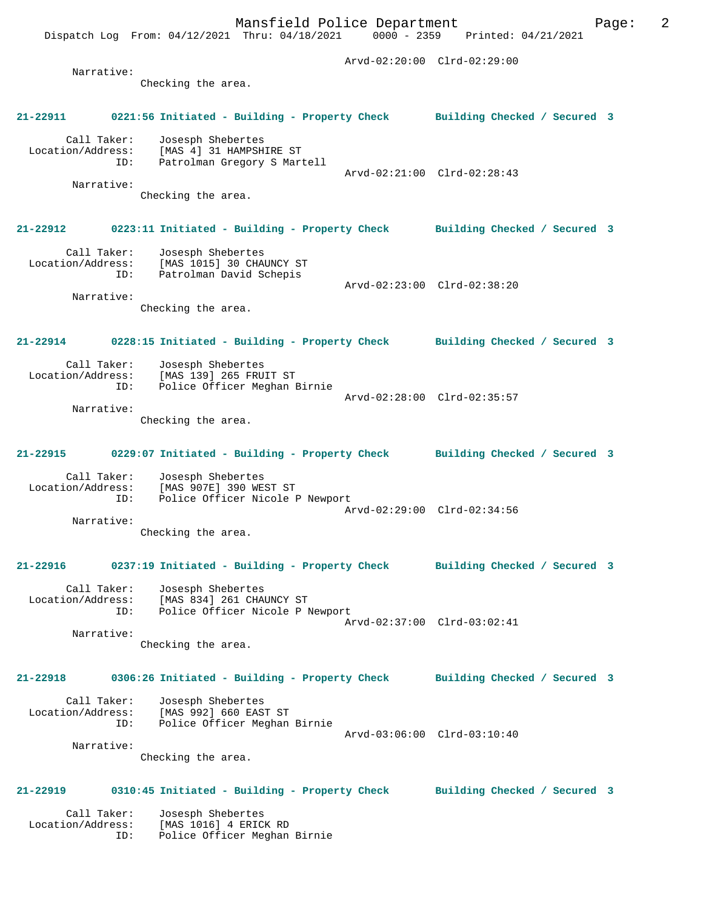Arvd-02:20:00 Clrd-02:29:00

Narrative:
Checking the area.

**21-22911 0221:56 Initiated - Building - Property Check Building Checked / Secured 3**

Call Taker: Josesph Shebertes
Location/Address: [MAS 4] 31 HAMPSHIRE ST
ID: Patrolman Gregory S Martell
Arvd-02:21:00 Clrd-02:28:43
Narrative:
Checking the area.

**21-22912 0223:11 Initiated - Building - Property Check Building Checked / Secured 3**

Call Taker: Josesph Shebertes
Location/Address: [MAS 1015] 30 CHAUNCY ST
ID: Patrolman David Schepis
Arvd-02:23:00 Clrd-02:38:20
Narrative:
Checking the area.

**21-22914 0228:15 Initiated - Building - Property Check Building Checked / Secured 3**

Call Taker: Josesph Shebertes
Location/Address: [MAS 139] 265 FRUIT ST
ID: Police Officer Meghan Birnie
Arvd-02:28:00 Clrd-02:35:57
Narrative:
Checking the area.

**21-22915 0229:07 Initiated - Building - Property Check Building Checked / Secured 3**

Call Taker: Josesph Shebertes
Location/Address: [MAS 907E] 390 WEST ST
ID: Police Officer Nicole P Newport
Arvd-02:29:00 Clrd-02:34:56
Narrative:
Checking the area.

**21-22916 0237:19 Initiated - Building - Property Check Building Checked / Secured 3**

Call Taker: Josesph Shebertes
Location/Address: [MAS 834] 261 CHAUNCY ST
ID: Police Officer Nicole P Newport
Arvd-02:37:00 Clrd-03:02:41
Narrative:
Checking the area.

**21-22918 0306:26 Initiated - Building - Property Check Building Checked / Secured 3**

Call Taker: Josesph Shebertes
Location/Address: [MAS 992] 660 EAST ST
ID: Police Officer Meghan Birnie
Arvd-03:06:00 Clrd-03:10:40
Narrative:
Checking the area.

**21-22919 0310:45 Initiated - Building - Property Check Building Checked / Secured 3**

Call Taker: Josesph Shebertes
Location/Address: [MAS 1016] 4 ERICK RD
ID: Police Officer Meghan Birnie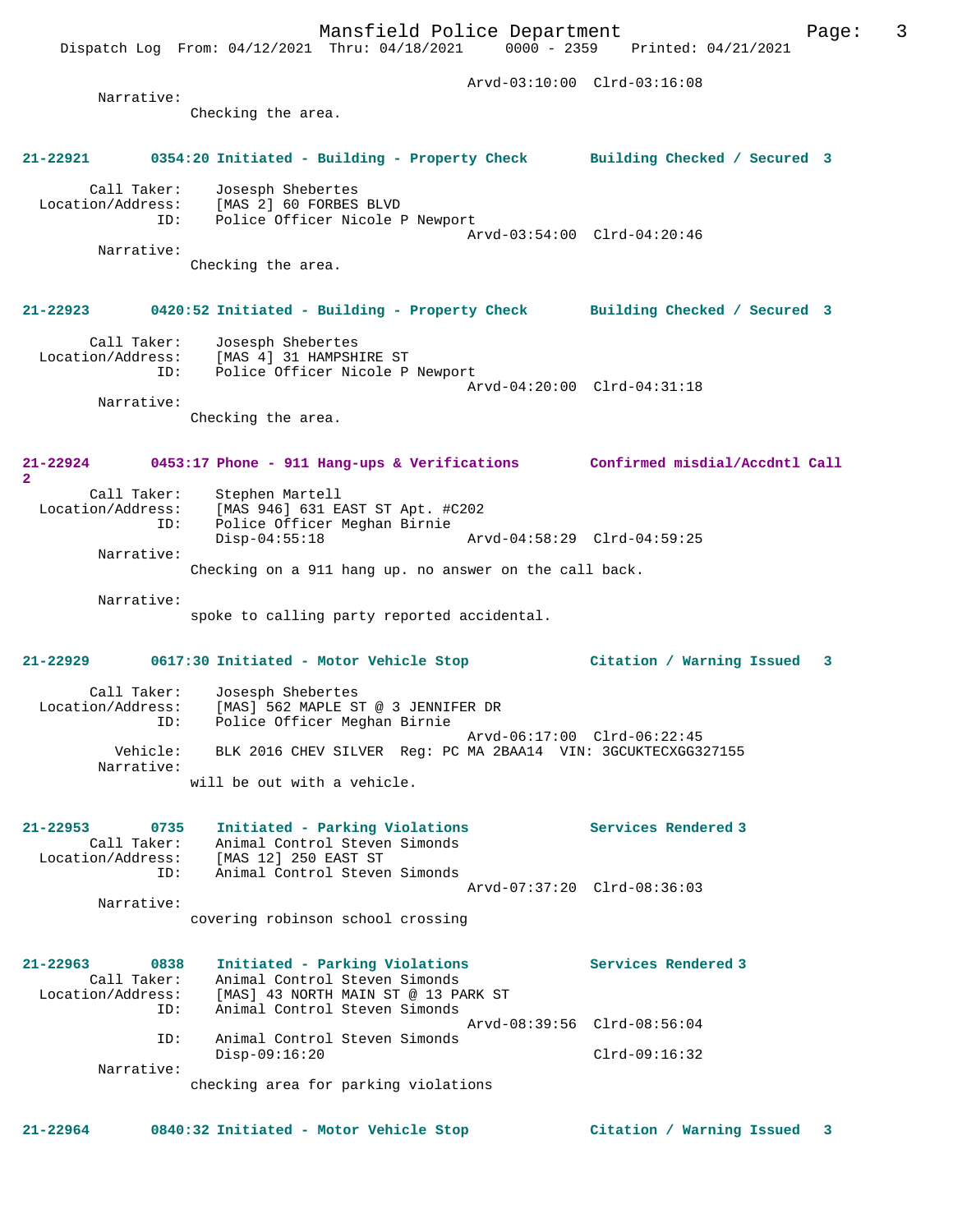Arvd-03:10:00 Clrd-03:16:08

Narrative:
Checking the area.

**21-22921 0354:20 Initiated - Building - Property Check Building Checked / Secured 3**

Call Taker: Josesph Shebertes
Location/Address: [MAS 2] 60 FORBES BLVD
ID: Police Officer Nicole P Newport
Arvd-03:54:00 Clrd-04:20:46

Narrative:
Checking the area.

**21-22923 0420:52 Initiated - Building - Property Check Building Checked / Secured 3**

Call Taker: Josesph Shebertes
Location/Address: [MAS 4] 31 HAMPSHIRE ST
ID: Police Officer Nicole P Newport
Arvd-04:20:00 Clrd-04:31:18

Narrative:
Checking the area.

**21-22924 0453:17 Phone - 911 Hang-ups & Verifications Confirmed misdial/Accdntl Call 2**

Call Taker: Stephen Martell
Location/Address: [MAS 946] 631 EAST ST Apt. #C202
ID: Police Officer Meghan Birnie
Disp-04:55:18 Arvd-04:58:29 Clrd-04:59:25

Narrative:
Checking on a 911 hang up. no answer on the call back.

Narrative:
spoke to calling party reported accidental.

**21-22929 0617:30 Initiated - Motor Vehicle Stop Citation / Warning Issued 3**

Call Taker: Josesph Shebertes
Location/Address: [MAS] 562 MAPLE ST @ 3 JENNIFER DR
ID: Police Officer Meghan Birnie
Arvd-06:17:00 Clrd-06:22:45
Vehicle: BLK 2016 CHEV SILVER Reg: PC MA 2BAA14 VIN: 3GCUKTECXGG327155

Narrative:
will be out with a vehicle.

**21-22953 0735 Initiated - Parking Violations Services Rendered 3**

Call Taker: Animal Control Steven Simonds
Location/Address: [MAS 12] 250 EAST ST
ID: Animal Control Steven Simonds
Arvd-07:37:20 Clrd-08:36:03

Narrative:
covering robinson school crossing

**21-22963 0838 Initiated - Parking Violations Services Rendered 3**

Call Taker: Animal Control Steven Simonds
Location/Address: [MAS] 43 NORTH MAIN ST @ 13 PARK ST
ID: Animal Control Steven Simonds
Arvd-08:39:56 Clrd-08:56:04
ID: Animal Control Steven Simonds
Disp-09:16:20 Clrd-09:16:32

Narrative:
checking area for parking violations

**21-22964 0840:32 Initiated - Motor Vehicle Stop Citation / Warning Issued 3**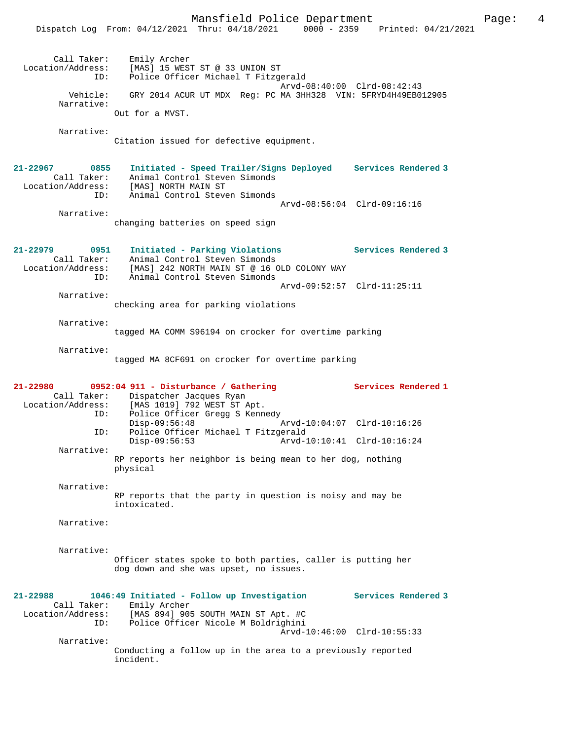```
        Call Taker:    Emily Archer
  Location/Address:    [MAS] 15 WEST ST @ 33 UNION ST
                ID:    Police Officer Michael T Fitzgerald
                                             Arvd-08:40:00  Clrd-08:42:43
           Vehicle:    GRY 2014 ACUR UT MDX  Reg: PC MA 3HH328  VIN: 5FRYD4H49EB012905
         Narrative:
                   Out for a MVST.

         Narrative:
                   Citation issued for defective equipment.


21-22967        0855   Initiated - Speed Trailer/Signs Deployed     Services Rendered 3
        Call Taker:    Animal Control Steven Simonds
  Location/Address:    [MAS] NORTH MAIN ST
                ID:    Animal Control Steven Simonds
                                             Arvd-08:56:04  Clrd-09:16:16
         Narrative:
                   changing batteries on speed sign


21-22979        0951   Initiated - Parking Violations               Services Rendered 3
        Call Taker:    Animal Control Steven Simonds
  Location/Address:    [MAS] 242 NORTH MAIN ST @ 16 OLD COLONY WAY
                ID:    Animal Control Steven Simonds
                                             Arvd-09:52:57  Clrd-11:25:11
         Narrative:
                   checking area for parking violations

         Narrative:
                   tagged MA COMM S96194 on crocker for overtime parking

         Narrative:
                   tagged MA 8CF691 on crocker for overtime parking


21-22980      0952:04 911 - Disturbance / Gathering                 Services Rendered 1
        Call Taker:    Dispatcher Jacques Ryan
  Location/Address:    [MAS 1019] 792 WEST ST Apt.
                ID:    Police Officer Gregg S Kennedy
                       Disp-09:56:48                 Arvd-10:04:07  Clrd-10:16:26
                ID:    Police Officer Michael T Fitzgerald
                       Disp-09:56:53                 Arvd-10:10:41  Clrd-10:16:24
         Narrative:
                   RP reports her neighbor is being mean to her dog, nothing
                   physical

         Narrative:
                   RP reports that the party in question is noisy and may be
                   intoxicated.

         Narrative:


         Narrative:
                   Officer states spoke to both parties, caller is putting her
                   dog down and she was upset, no issues.


21-22988      1046:49 Initiated - Follow up Investigation           Services Rendered 3
        Call Taker:    Emily Archer
  Location/Address:    [MAS 894] 905 SOUTH MAIN ST Apt. #C
                ID:    Police Officer Nicole M Boldrighini
                                             Arvd-10:46:00  Clrd-10:55:33
         Narrative:
                   Conducting a follow up in the area to a previously reported
                   incident.
```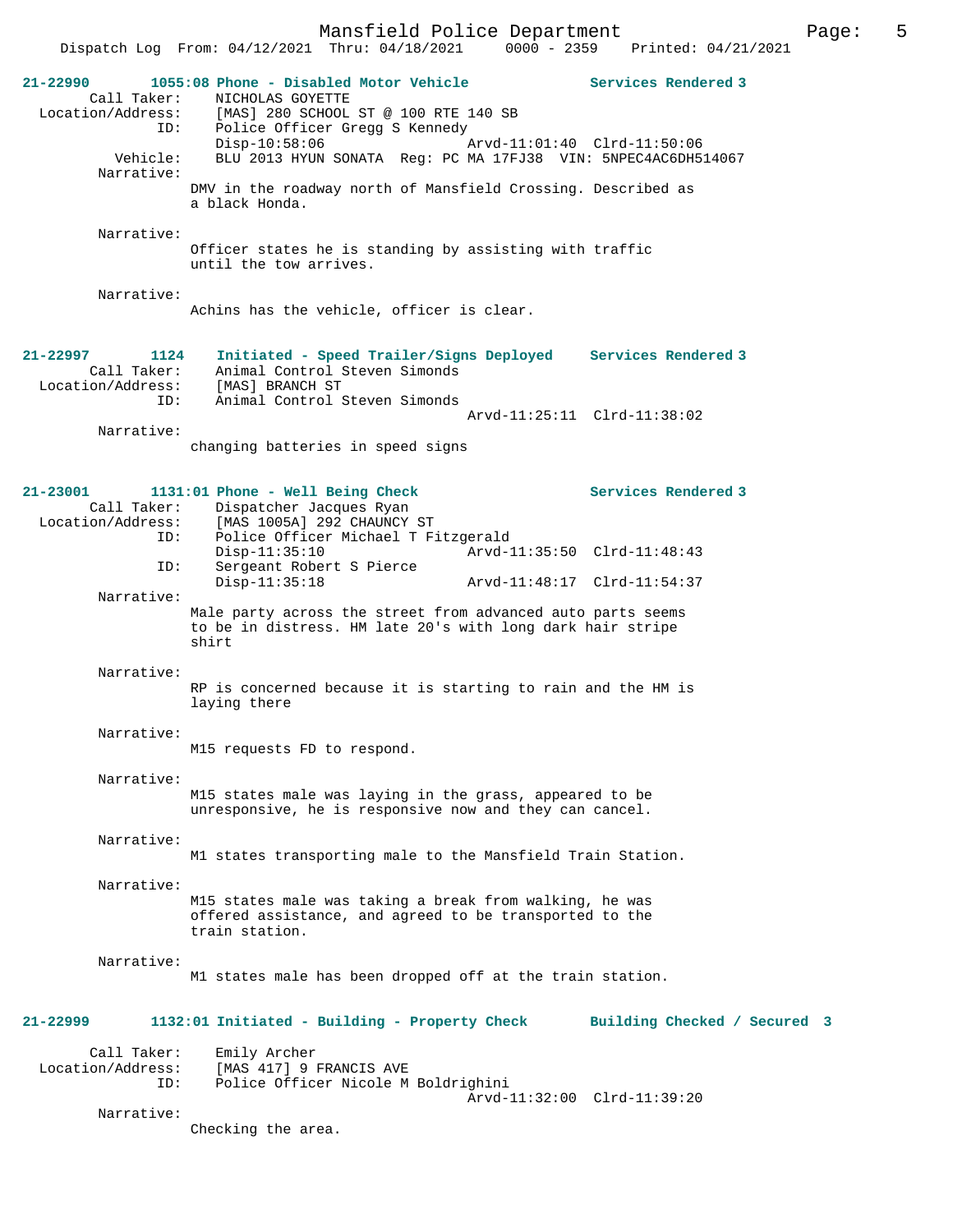**21-22990 1055:08 Phone - Disabled Motor Vehicle — Services Rendered 3**

Call Taker: NICHOLAS GOYETTE
Location/Address: [MAS] 280 SCHOOL ST @ 100 RTE 140 SB
ID: Police Officer Gregg S Kennedy
Disp-10:58:06 Arvd-11:01:40 Clrd-11:50:06
Vehicle: BLU 2013 HYUN SONATA Reg: PC MA 17FJ38 VIN: 5NPEC4AC6DH514067

Narrative:
DMV in the roadway north of Mansfield Crossing. Described as a black Honda.

Narrative:
Officer states he is standing by assisting with traffic until the tow arrives.

Narrative:
Achins has the vehicle, officer is clear.

**21-22997 1124 Initiated - Speed Trailer/Signs Deployed — Services Rendered 3**

Call Taker: Animal Control Steven Simonds
Location/Address: [MAS] BRANCH ST
ID: Animal Control Steven Simonds
Arvd-11:25:11 Clrd-11:38:02

Narrative:
changing batteries in speed signs

**21-23001 1131:01 Phone - Well Being Check — Services Rendered 3**

Call Taker: Dispatcher Jacques Ryan
Location/Address: [MAS 1005A] 292 CHAUNCY ST
ID: Police Officer Michael T Fitzgerald
Disp-11:35:10 Arvd-11:35:50 Clrd-11:48:43
ID: Sergeant Robert S Pierce
Disp-11:35:18 Arvd-11:48:17 Clrd-11:54:37

Narrative:
Male party across the street from advanced auto parts seems to be in distress. HM late 20's with long dark hair stripe shirt

Narrative:
RP is concerned because it is starting to rain and the HM is laying there

Narrative:
M15 requests FD to respond.

Narrative:
M15 states male was laying in the grass, appeared to be unresponsive, he is responsive now and they can cancel.

Narrative:
M1 states transporting male to the Mansfield Train Station.

Narrative:
M15 states male was taking a break from walking, he was offered assistance, and agreed to be transported to the train station.

Narrative:
M1 states male has been dropped off at the train station.

**21-22999 1132:01 Initiated - Building - Property Check — Building Checked / Secured 3**

Call Taker: Emily Archer
Location/Address: [MAS 417] 9 FRANCIS AVE
ID: Police Officer Nicole M Boldrighini
Arvd-11:32:00 Clrd-11:39:20

Narrative:
Checking the area.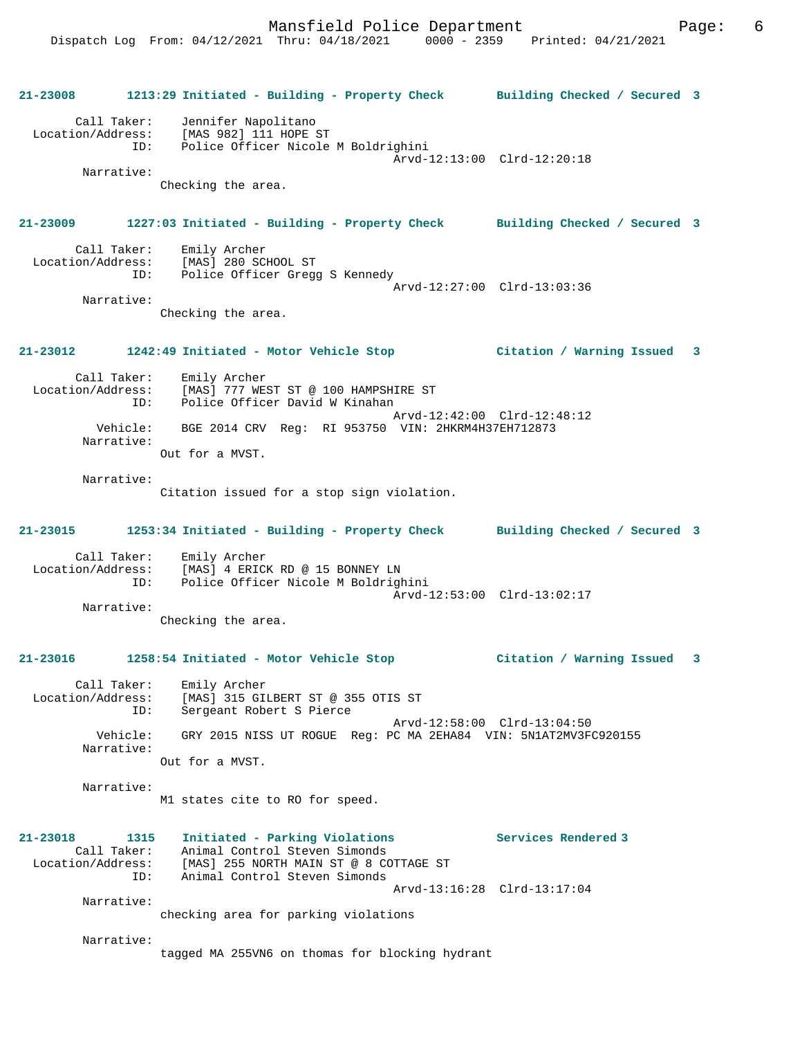**21-23008 1213:29 Initiated - Building - Property Check Building Checked / Secured 3**

Call Taker: Jennifer Napolitano
Location/Address: [MAS 982] 111 HOPE ST
ID: Police Officer Nicole M Boldrighini
Arvd-12:13:00 Clrd-12:20:18
Narrative:
Checking the area.

**21-23009 1227:03 Initiated - Building - Property Check Building Checked / Secured 3**

Call Taker: Emily Archer
Location/Address: [MAS] 280 SCHOOL ST
ID: Police Officer Gregg S Kennedy
Arvd-12:27:00 Clrd-13:03:36
Narrative:
Checking the area.

**21-23012 1242:49 Initiated - Motor Vehicle Stop Citation / Warning Issued 3**

Call Taker: Emily Archer
Location/Address: [MAS] 777 WEST ST @ 100 HAMPSHIRE ST
ID: Police Officer David W Kinahan
Arvd-12:42:00 Clrd-12:48:12
Vehicle: BGE 2014 CRV Reg: RI 953750 VIN: 2HKRM4H37EH712873
Narrative:
Out for a MVST.

Narrative:
Citation issued for a stop sign violation.

**21-23015 1253:34 Initiated - Building - Property Check Building Checked / Secured 3**

Call Taker: Emily Archer
Location/Address: [MAS] 4 ERICK RD @ 15 BONNEY LN
ID: Police Officer Nicole M Boldrighini
Arvd-12:53:00 Clrd-13:02:17
Narrative:
Checking the area.

**21-23016 1258:54 Initiated - Motor Vehicle Stop Citation / Warning Issued 3**

Call Taker: Emily Archer
Location/Address: [MAS] 315 GILBERT ST @ 355 OTIS ST
ID: Sergeant Robert S Pierce
Arvd-12:58:00 Clrd-13:04:50
Vehicle: GRY 2015 NISS UT ROGUE Reg: PC MA 2EHA84 VIN: 5N1AT2MV3FC920155
Narrative:
Out for a MVST.

Narrative:
M1 states cite to RO for speed.

**21-23018 1315 Initiated - Parking Violations Services Rendered 3**

Call Taker: Animal Control Steven Simonds
Location/Address: [MAS] 255 NORTH MAIN ST @ 8 COTTAGE ST
ID: Animal Control Steven Simonds
Arvd-13:16:28 Clrd-13:17:04
Narrative:
checking area for parking violations

Narrative:
tagged MA 255VN6 on thomas for blocking hydrant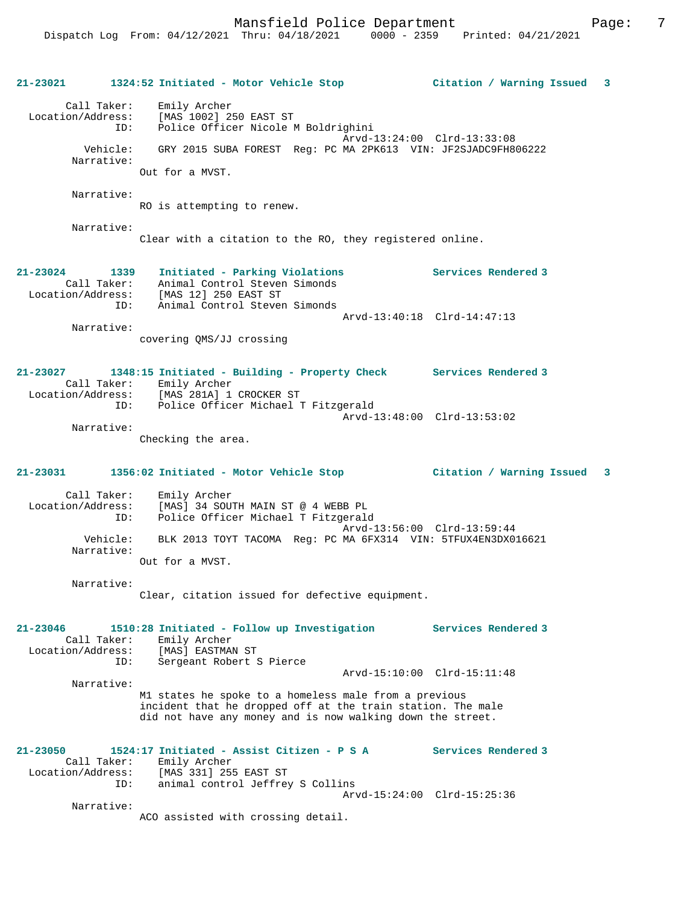**21-23021 1324:52 Initiated - Motor Vehicle Stop Citation / Warning Issued 3**

Call Taker: Emily Archer
Location/Address: [MAS 1002] 250 EAST ST
ID: Police Officer Nicole M Boldrighini
Arvd-13:24:00 Clrd-13:33:08
Vehicle: GRY 2015 SUBA FOREST Reg: PC MA 2PK613 VIN: JF2SJADC9FH806222
Narrative:
Out for a MVST.

Narrative:
RO is attempting to renew.

Narrative:
Clear with a citation to the RO, they registered online.

**21-23024 1339 Initiated - Parking Violations Services Rendered 3**

Call Taker: Animal Control Steven Simonds
Location/Address: [MAS 12] 250 EAST ST
ID: Animal Control Steven Simonds
Arvd-13:40:18 Clrd-14:47:13
Narrative:
covering QMS/JJ crossing

**21-23027 1348:15 Initiated - Building - Property Check Services Rendered 3**

Call Taker: Emily Archer
Location/Address: [MAS 281A] 1 CROCKER ST
ID: Police Officer Michael T Fitzgerald
Arvd-13:48:00 Clrd-13:53:02
Narrative:
Checking the area.

**21-23031 1356:02 Initiated - Motor Vehicle Stop Citation / Warning Issued 3**

Call Taker: Emily Archer
Location/Address: [MAS] 34 SOUTH MAIN ST @ 4 WEBB PL
ID: Police Officer Michael T Fitzgerald
Arvd-13:56:00 Clrd-13:59:44
Vehicle: BLK 2013 TOYT TACOMA Reg: PC MA 6FX314 VIN: 5TFUX4EN3DX016621
Narrative:
Out for a MVST.

Narrative:
Clear, citation issued for defective equipment.

**21-23046 1510:28 Initiated - Follow up Investigation Services Rendered 3**

Call Taker: Emily Archer
Location/Address: [MAS] EASTMAN ST
ID: Sergeant Robert S Pierce
Arvd-15:10:00 Clrd-15:11:48
Narrative:
M1 states he spoke to a homeless male from a previous incident that he dropped off at the train station. The male did not have any money and is now walking down the street.

**21-23050 1524:17 Initiated - Assist Citizen - P S A Services Rendered 3**

Call Taker: Emily Archer
Location/Address: [MAS 331] 255 EAST ST
ID: animal control Jeffrey S Collins
Arvd-15:24:00 Clrd-15:25:36
Narrative:
ACO assisted with crossing detail.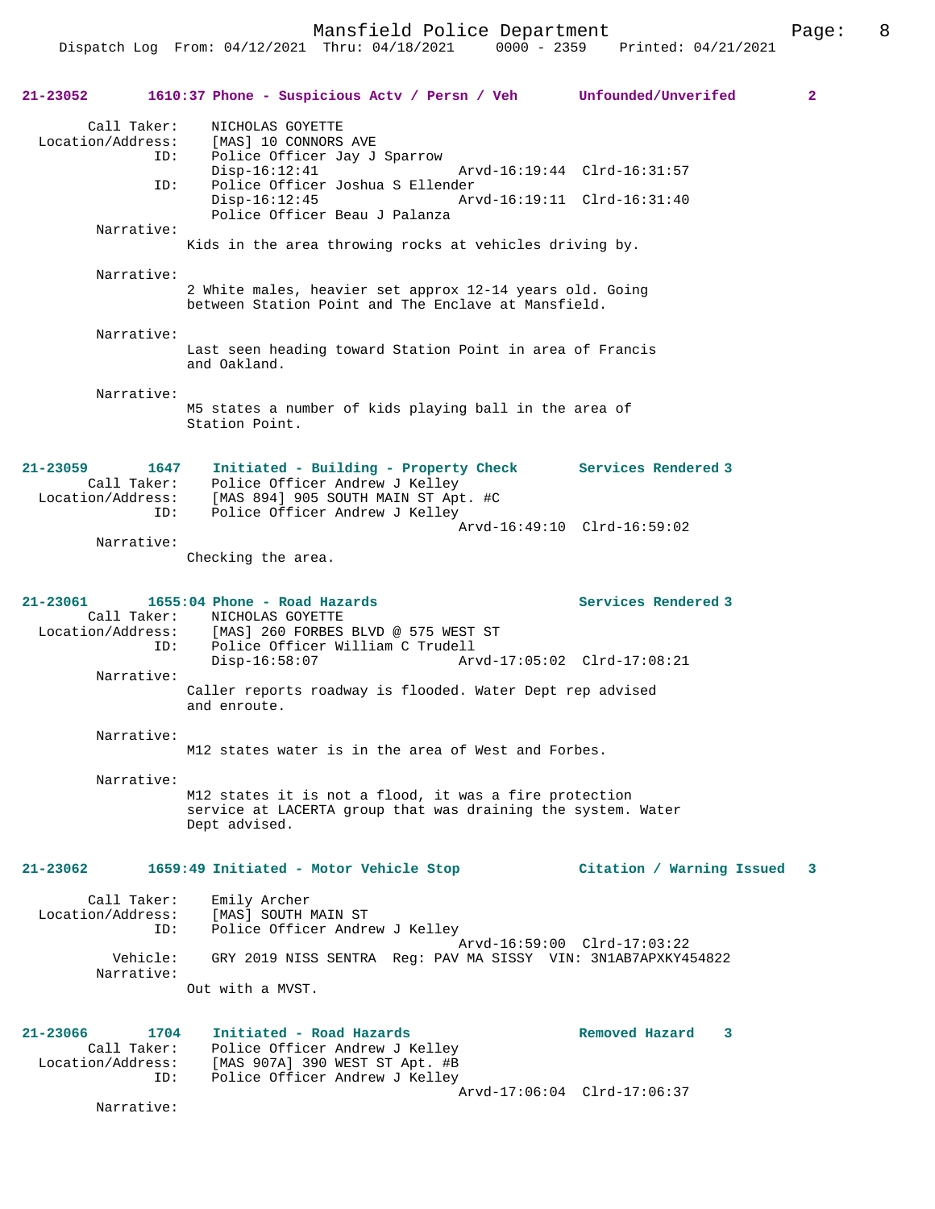**21-23052 1610:37 Phone - Suspicious Actv / Persn / Veh Unfounded/Unverifed 2**

```
        Call Taker:    NICHOLAS GOYETTE
  Location/Address:    [MAS] 10 CONNORS AVE
               ID:    Police Officer Jay J Sparrow
                      Disp-16:12:41                 Arvd-16:19:44  Clrd-16:31:57
               ID:    Police Officer Joshua S Ellender
                      Disp-16:12:45                 Arvd-16:19:11  Clrd-16:31:40
                      Police Officer Beau J Palanza
         Narrative:
                   Kids in the area throwing rocks at vehicles driving by.

         Narrative:
                   2 White males, heavier set approx 12-14 years old. Going
                   between Station Point and The Enclave at Mansfield.

         Narrative:
                   Last seen heading toward Station Point in area of Francis
                   and Oakland.

         Narrative:
                   M5 states a number of kids playing ball in the area of
                   Station Point.
```

**21-23059 1647 Initiated - Building - Property Check Services Rendered 3**

```
        Call Taker:    Police Officer Andrew J Kelley
  Location/Address:    [MAS 894] 905 SOUTH MAIN ST Apt. #C
               ID:    Police Officer Andrew J Kelley
                                                    Arvd-16:49:10  Clrd-16:59:02
         Narrative:
                   Checking the area.
```

**21-23061 1655:04 Phone - Road Hazards Services Rendered 3**

```
        Call Taker:    NICHOLAS GOYETTE
  Location/Address:    [MAS] 260 FORBES BLVD @ 575 WEST ST
               ID:    Police Officer William C Trudell
                      Disp-16:58:07                 Arvd-17:05:02  Clrd-17:08:21
         Narrative:
                   Caller reports roadway is flooded. Water Dept rep advised
                   and enroute.

         Narrative:
                   M12 states water is in the area of West and Forbes.

         Narrative:
                   M12 states it is not a flood, it was a fire protection
                   service at LACERTA group that was draining the system. Water
                   Dept advised.
```

**21-23062 1659:49 Initiated - Motor Vehicle Stop Citation / Warning Issued 3**

```
        Call Taker:    Emily Archer
  Location/Address:    [MAS] SOUTH MAIN ST
               ID:    Police Officer Andrew J Kelley
                                                    Arvd-16:59:00  Clrd-17:03:22
           Vehicle:    GRY 2019 NISS SENTRA  Reg: PAV MA SISSY  VIN: 3N1AB7APXKY454822
         Narrative:
                   Out with a MVST.
```

**21-23066 1704 Initiated - Road Hazards Removed Hazard 3**

```
        Call Taker:    Police Officer Andrew J Kelley
  Location/Address:    [MAS 907A] 390 WEST ST Apt. #B
               ID:    Police Officer Andrew J Kelley
                                                    Arvd-17:06:04  Clrd-17:06:37
         Narrative:
```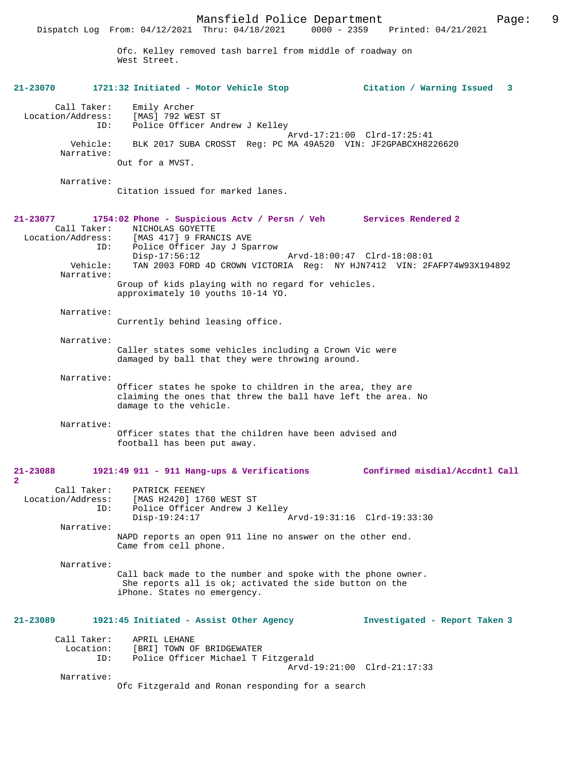Ofc. Kelley removed tash barrel from middle of roadway on West Street.

**21-23070 1721:32 Initiated - Motor Vehicle Stop Citation / Warning Issued 3**

Call Taker: Emily Archer
Location/Address: [MAS] 792 WEST ST
ID: Police Officer Andrew J Kelley
Arvd-17:21:00 Clrd-17:25:41
Vehicle: BLK 2017 SUBA CROSST Reg: PC MA 49A520 VIN: JF2GPABCXH8226620
Narrative:
Out for a MVST.

Narrative:
Citation issued for marked lanes.

**21-23077 1754:02 Phone - Suspicious Actv / Persn / Veh Services Rendered 2**

Call Taker: NICHOLAS GOYETTE
Location/Address: [MAS 417] 9 FRANCIS AVE
ID: Police Officer Jay J Sparrow
Disp-17:56:12 Arvd-18:00:47 Clrd-18:08:01
Vehicle: TAN 2003 FORD 4D CROWN VICTORIA Reg: NY HJN7412 VIN: 2FAFP74W93X194892
Narrative:
Group of kids playing with no regard for vehicles. approximately 10 youths 10-14 YO.

Narrative:
Currently behind leasing office.

Narrative:
Caller states some vehicles including a Crown Vic were damaged by ball that they were throwing around.

Narrative:
Officer states he spoke to children in the area, they are claiming the ones that threw the ball have left the area. No damage to the vehicle.

Narrative:
Officer states that the children have been advised and football has been put away.

**21-23088 1921:49 911 - 911 Hang-ups & Verifications Confirmed misdial/Accdntl Call 2**

Call Taker: PATRICK FEENEY
Location/Address: [MAS H2420] 1760 WEST ST
ID: Police Officer Andrew J Kelley
Disp-19:24:17 Arvd-19:31:16 Clrd-19:33:30
Narrative:
NAPD reports an open 911 line no answer on the other end. Came from cell phone.

Narrative:
Call back made to the number and spoke with the phone owner. She reports all is ok; activated the side button on the iPhone. States no emergency.

**21-23089 1921:45 Initiated - Assist Other Agency Investigated - Report Taken 3**

Call Taker: APRIL LEHANE
Location: [BRI] TOWN OF BRIDGEWATER
ID: Police Officer Michael T Fitzgerald
Arvd-19:21:00 Clrd-21:17:33
Narrative:
Ofc Fitzgerald and Ronan responding for a search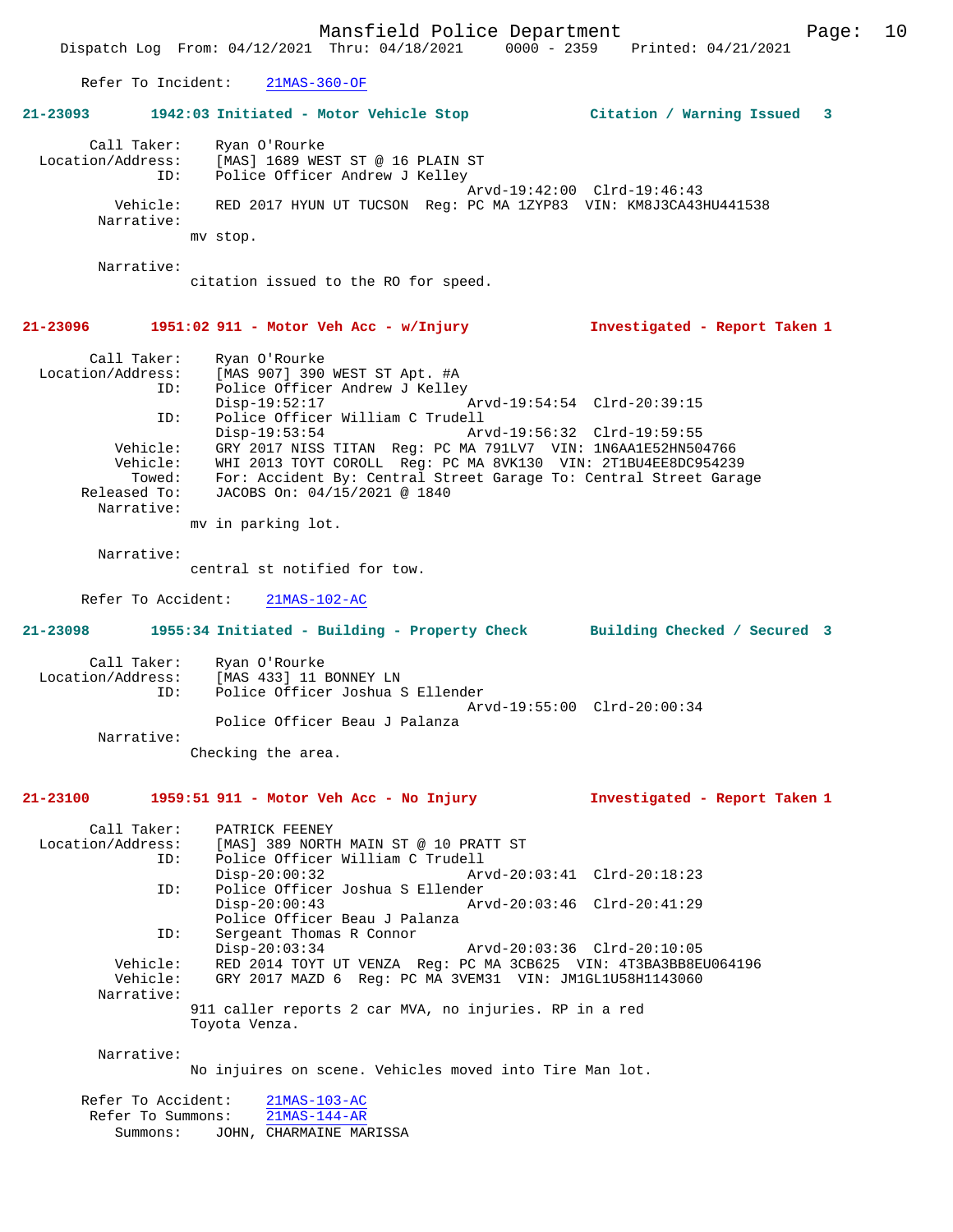Refer To Incident: 21MAS-360-OF

**21-23093 1942:03 Initiated - Motor Vehicle Stop Citation / Warning Issued 3**

```
     Call Taker:    Ryan O'Rourke
Location/Address:   [MAS] 1689 WEST ST @ 16 PLAIN ST
             ID:    Police Officer Andrew J Kelley
                                         Arvd-19:42:00  Clrd-19:46:43
        Vehicle:    RED 2017 HYUN UT TUCSON  Reg: PC MA 1ZYP83  VIN: KM8J3CA43HU441538
      Narrative:
                  mv stop.

      Narrative:
                  citation issued to the RO for speed.
```

**21-23096 1951:02 911 - Motor Veh Acc - w/Injury Investigated - Report Taken 1**

```
     Call Taker:    Ryan O'Rourke
Location/Address:   [MAS 907] 390 WEST ST Apt. #A
             ID:    Police Officer Andrew J Kelley
                    Disp-19:52:17        Arvd-19:54:54  Clrd-20:39:15
             ID:    Police Officer William C Trudell
                    Disp-19:53:54        Arvd-19:56:32  Clrd-19:59:55
        Vehicle:    GRY 2017 NISS TITAN  Reg: PC MA 791LV7  VIN: 1N6AA1E52HN504766
        Vehicle:    WHI 2013 TOYT COROLL  Reg: PC MA 8VK130  VIN: 2T1BU4EE8DC954239
          Towed:    For: Accident By: Central Street Garage To: Central Street Garage
    Released To:    JACOBS On: 04/15/2021 @ 1840
      Narrative:
                  mv in parking lot.

      Narrative:
                  central st notified for tow.
```

Refer To Accident: 21MAS-102-AC

**21-23098 1955:34 Initiated - Building - Property Check Building Checked / Secured 3**

```
     Call Taker:    Ryan O'Rourke
Location/Address:   [MAS 433] 11 BONNEY LN
             ID:    Police Officer Joshua S Ellender
                                         Arvd-19:55:00  Clrd-20:00:34
                    Police Officer Beau J Palanza
      Narrative:
                  Checking the area.
```

**21-23100 1959:51 911 - Motor Veh Acc - No Injury Investigated - Report Taken 1**

```
     Call Taker:    PATRICK FEENEY
Location/Address:   [MAS] 389 NORTH MAIN ST @ 10 PRATT ST
             ID:    Police Officer William C Trudell
                    Disp-20:00:32        Arvd-20:03:41  Clrd-20:18:23
             ID:    Police Officer Joshua S Ellender
                    Disp-20:00:43        Arvd-20:03:46  Clrd-20:41:29
                    Police Officer Beau J Palanza
             ID:    Sergeant Thomas R Connor
                    Disp-20:03:34        Arvd-20:03:36  Clrd-20:10:05
        Vehicle:    RED 2014 TOYT UT VENZA  Reg: PC MA 3CB625  VIN: 4T3BA3BB8EU064196
        Vehicle:    GRY 2017 MAZD 6  Reg: PC MA 3VEM31  VIN: JM1GL1U58H1143060
      Narrative:
                  911 caller reports 2 car MVA, no injuries. RP in a red
                  Toyota Venza.

      Narrative:
                  No injuires on scene. Vehicles moved into Tire Man lot.
```

Refer To Accident: 21MAS-103-AC
Refer To Summons: 21MAS-144-AR
Summons: JOHN, CHARMAINE MARISSA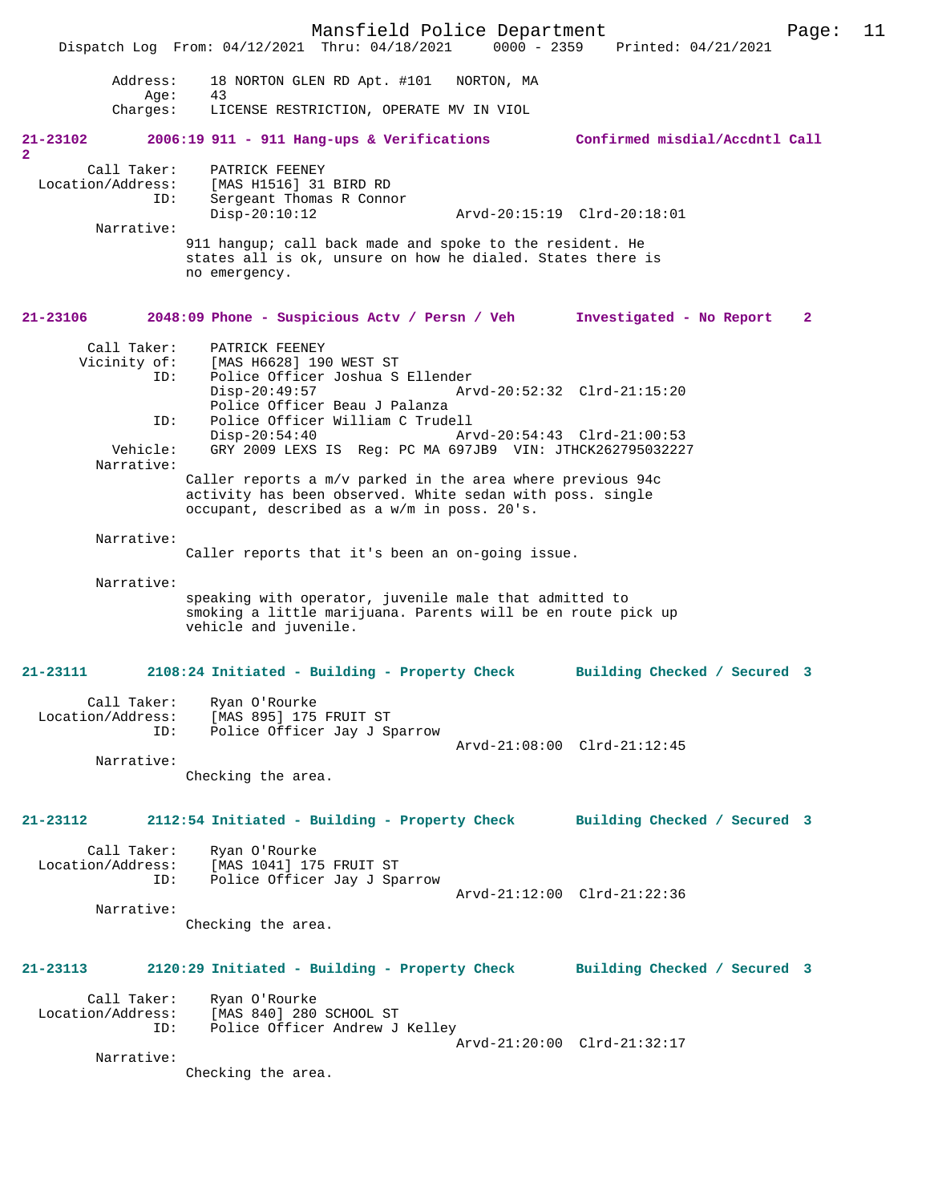Dispatch Log From: 04/12/2021 Thru: 04/18/2021 0000 - 2359 Printed: 04/21/2021

Address: 18 NORTON GLEN RD Apt. #101 NORTON, MA
Age: 43
Charges: LICENSE RESTRICTION, OPERATE MV IN VIOL

**21-23102 2006:19 911 - 911 Hang-ups & Verifications Confirmed misdial/Accdntl Call 2**

Call Taker: PATRICK FEENEY
Location/Address: [MAS H1516] 31 BIRD RD
ID: Sergeant Thomas R Connor
Disp-20:10:12 Arvd-20:15:19 Clrd-20:18:01

Narrative:
911 hangup; call back made and spoke to the resident. He states all is ok, unsure on how he dialed. States there is no emergency.

**21-23106 2048:09 Phone - Suspicious Actv / Persn / Veh Investigated - No Report 2**

Call Taker: PATRICK FEENEY
Vicinity of: [MAS H6628] 190 WEST ST
ID: Police Officer Joshua S Ellender
Disp-20:49:57 Arvd-20:52:32 Clrd-21:15:20
Police Officer Beau J Palanza
ID: Police Officer William C Trudell
Disp-20:54:40 Arvd-20:54:43 Clrd-21:00:53
Vehicle: GRY 2009 LEXS IS Reg: PC MA 697JB9 VIN: JTHCK262795032227

Narrative:
Caller reports a m/v parked in the area where previous 94c activity has been observed. White sedan with poss. single occupant, described as a w/m in poss. 20's.

Narrative:
Caller reports that it's been an on-going issue.

Narrative:
speaking with operator, juvenile male that admitted to smoking a little marijuana. Parents will be en route pick up vehicle and juvenile.

**21-23111 2108:24 Initiated - Building - Property Check Building Checked / Secured 3**

Call Taker: Ryan O'Rourke
Location/Address: [MAS 895] 175 FRUIT ST
ID: Police Officer Jay J Sparrow
Arvd-21:08:00 Clrd-21:12:45

Narrative:
Checking the area.

**21-23112 2112:54 Initiated - Building - Property Check Building Checked / Secured 3**

Call Taker: Ryan O'Rourke
Location/Address: [MAS 1041] 175 FRUIT ST
ID: Police Officer Jay J Sparrow
Arvd-21:12:00 Clrd-21:22:36

Narrative:
Checking the area.

**21-23113 2120:29 Initiated - Building - Property Check Building Checked / Secured 3**

Call Taker: Ryan O'Rourke
Location/Address: [MAS 840] 280 SCHOOL ST
ID: Police Officer Andrew J Kelley
Arvd-21:20:00 Clrd-21:32:17

Narrative:
Checking the area.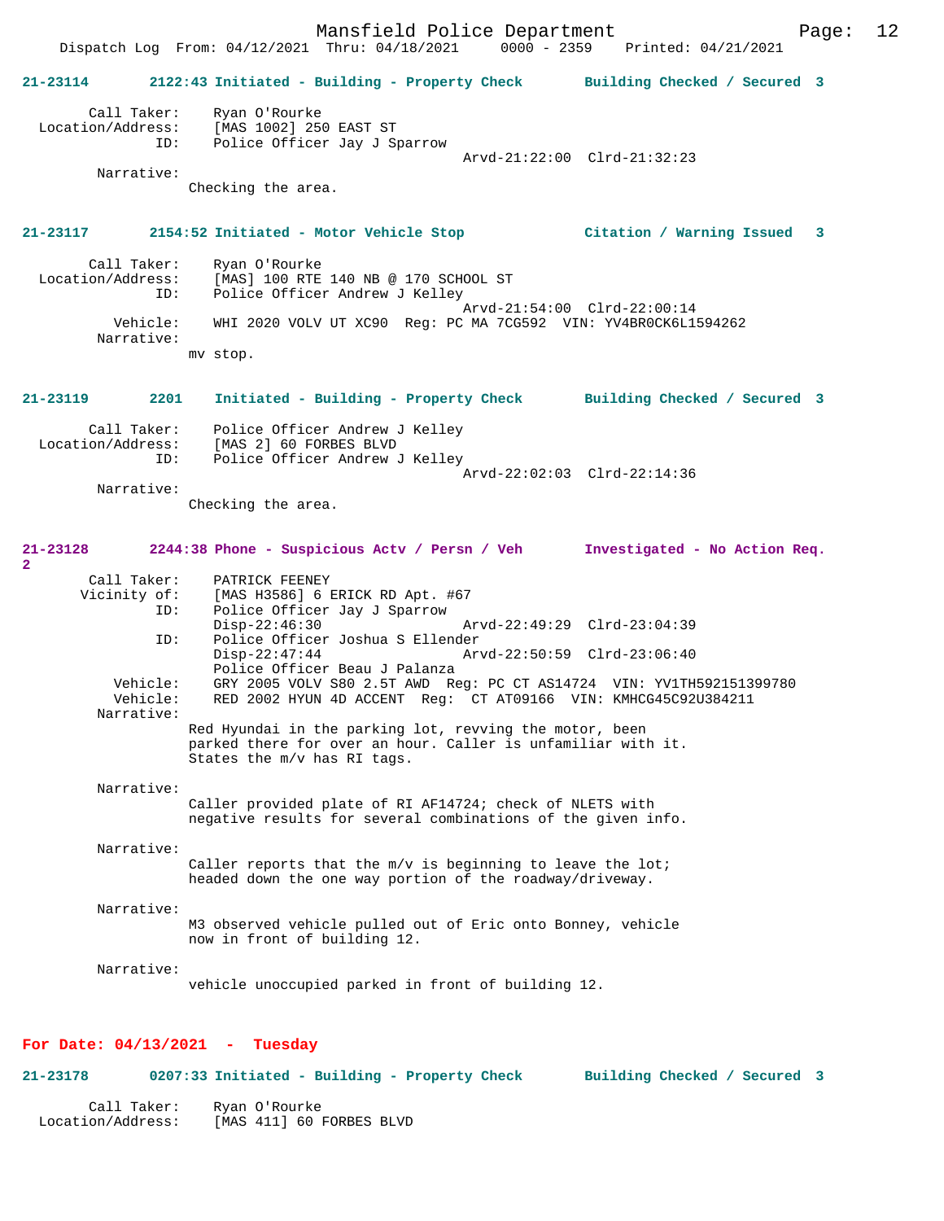**21-23114 2122:43 Initiated - Building - Property Check Building Checked / Secured 3**

```
        Call Taker:    Ryan O'Rourke
  Location/Address:    [MAS 1002] 250 EAST ST
                ID:    Police Officer Jay J Sparrow
                                            Arvd-21:22:00  Clrd-21:32:23
         Narrative:
                Checking the area.
```

**21-23117 2154:52 Initiated - Motor Vehicle Stop Citation / Warning Issued 3**

```
        Call Taker:    Ryan O'Rourke
  Location/Address:    [MAS] 100 RTE 140 NB @ 170 SCHOOL ST
                ID:    Police Officer Andrew J Kelley
                                            Arvd-21:54:00  Clrd-22:00:14
           Vehicle:    WHI 2020 VOLV UT XC90  Reg: PC MA 7CG592  VIN: YV4BR0CK6L1594262
         Narrative:
                mv stop.
```

**21-23119 2201 Initiated - Building - Property Check Building Checked / Secured 3**

```
        Call Taker:    Police Officer Andrew J Kelley
  Location/Address:    [MAS 2] 60 FORBES BLVD
                ID:    Police Officer Andrew J Kelley
                                            Arvd-22:02:03  Clrd-22:14:36
         Narrative:
                Checking the area.
```

**21-23128 2244:38 Phone - Suspicious Actv / Persn / Veh Investigated - No Action Req. 2**

```
        Call Taker:    PATRICK FEENEY
       Vicinity of:    [MAS H3586] 6 ERICK RD Apt. #67
                ID:    Police Officer Jay J Sparrow
                       Disp-22:46:30                Arvd-22:49:29  Clrd-23:04:39
                ID:    Police Officer Joshua S Ellender
                       Disp-22:47:44                Arvd-22:50:59  Clrd-23:06:40
                       Police Officer Beau J Palanza
           Vehicle:    GRY 2005 VOLV S80 2.5T AWD  Reg: PC CT AS14724  VIN: YV1TH592151399780
           Vehicle:    RED 2002 HYUN 4D ACCENT  Reg:  CT AT09166  VIN: KMHCG45C92U384211
         Narrative:
                Red Hyundai in the parking lot, revving the motor, been
                parked there for over an hour. Caller is unfamiliar with it.
                States the m/v has RI tags.

         Narrative:
                Caller provided plate of RI AF14724; check of NLETS with
                negative results for several combinations of the given info.

         Narrative:
                Caller reports that the m/v is beginning to leave the lot;
                headed down the one way portion of the roadway/driveway.

         Narrative:
                M3 observed vehicle pulled out of Eric onto Bonney, vehicle
                now in front of building 12.

         Narrative:
                vehicle unoccupied parked in front of building 12.
```

**For Date: 04/13/2021 - Tuesday**

**21-23178 0207:33 Initiated - Building - Property Check Building Checked / Secured 3**

```
        Call Taker:    Ryan O'Rourke
  Location/Address:    [MAS 411] 60 FORBES BLVD
```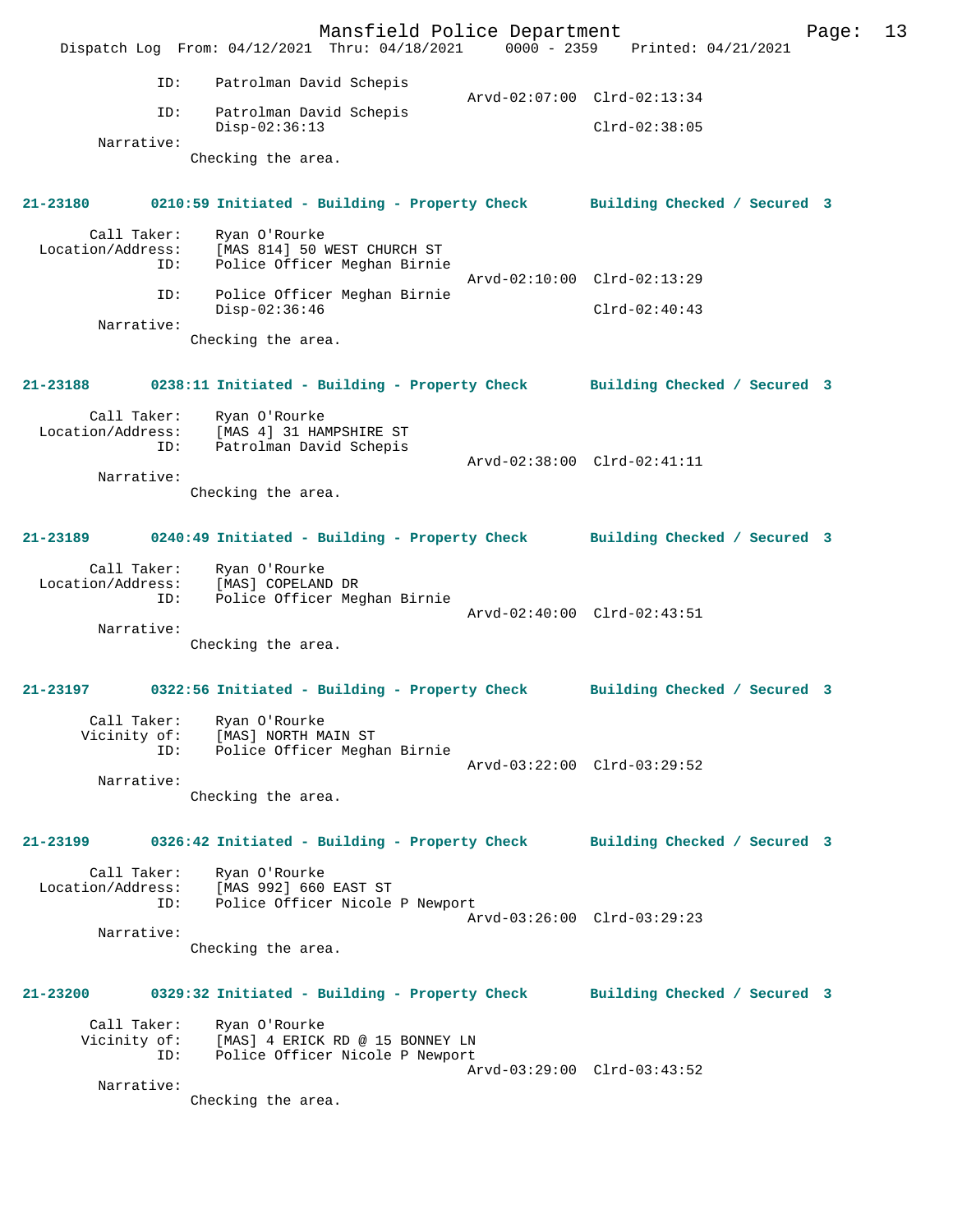ID: Patrolman David Schepis
Arvd-02:07:00 Clrd-02:13:34
ID: Patrolman David Schepis
Disp-02:36:13 Clrd-02:38:05
Narrative:
Checking the area.

**21-23180 0210:59 Initiated - Building - Property Check Building Checked / Secured 3**

Call Taker: Ryan O'Rourke
Location/Address: [MAS 814] 50 WEST CHURCH ST
ID: Police Officer Meghan Birnie
Arvd-02:10:00 Clrd-02:13:29
ID: Police Officer Meghan Birnie
Disp-02:36:46 Clrd-02:40:43
Narrative:
Checking the area.

**21-23188 0238:11 Initiated - Building - Property Check Building Checked / Secured 3**

Call Taker: Ryan O'Rourke
Location/Address: [MAS 4] 31 HAMPSHIRE ST
ID: Patrolman David Schepis
Arvd-02:38:00 Clrd-02:41:11
Narrative:
Checking the area.

**21-23189 0240:49 Initiated - Building - Property Check Building Checked / Secured 3**

Call Taker: Ryan O'Rourke
Location/Address: [MAS] COPELAND DR
ID: Police Officer Meghan Birnie
Arvd-02:40:00 Clrd-02:43:51
Narrative:
Checking the area.

**21-23197 0322:56 Initiated - Building - Property Check Building Checked / Secured 3**

Call Taker: Ryan O'Rourke
Vicinity of: [MAS] NORTH MAIN ST
ID: Police Officer Meghan Birnie
Arvd-03:22:00 Clrd-03:29:52
Narrative:
Checking the area.

**21-23199 0326:42 Initiated - Building - Property Check Building Checked / Secured 3**

Call Taker: Ryan O'Rourke
Location/Address: [MAS 992] 660 EAST ST
ID: Police Officer Nicole P Newport
Arvd-03:26:00 Clrd-03:29:23
Narrative:
Checking the area.

**21-23200 0329:32 Initiated - Building - Property Check Building Checked / Secured 3**

Call Taker: Ryan O'Rourke
Vicinity of: [MAS] 4 ERICK RD @ 15 BONNEY LN
ID: Police Officer Nicole P Newport
Arvd-03:29:00 Clrd-03:43:52
Narrative:
Checking the area.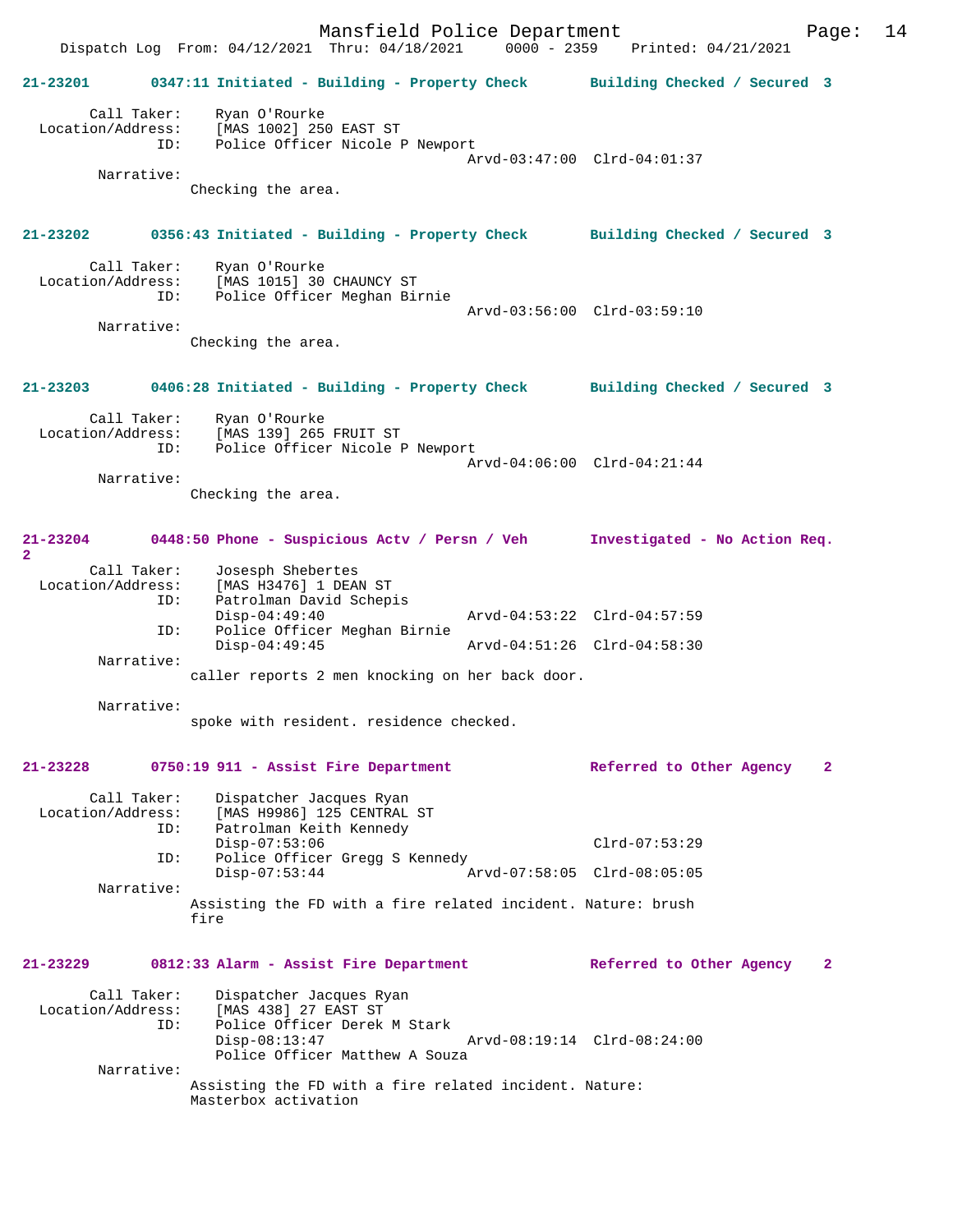21-23201 0347:11 Initiated - Building - Property Check Building Checked / Secured 3

Call Taker: Ryan O'Rourke
Location/Address: [MAS 1002] 250 EAST ST
ID: Police Officer Nicole P Newport
Arvd-03:47:00 Clrd-04:01:37
Narrative:
Checking the area.

21-23202 0356:43 Initiated - Building - Property Check Building Checked / Secured 3

Call Taker: Ryan O'Rourke
Location/Address: [MAS 1015] 30 CHAUNCY ST
ID: Police Officer Meghan Birnie
Arvd-03:56:00 Clrd-03:59:10
Narrative:
Checking the area.

21-23203 0406:28 Initiated - Building - Property Check Building Checked / Secured 3

Call Taker: Ryan O'Rourke
Location/Address: [MAS 139] 265 FRUIT ST
ID: Police Officer Nicole P Newport
Arvd-04:06:00 Clrd-04:21:44
Narrative:
Checking the area.

21-23204 0448:50 Phone - Suspicious Actv / Persn / Veh Investigated - No Action Req. 2

Call Taker: Josesph Shebertes
Location/Address: [MAS H3476] 1 DEAN ST
ID: Patrolman David Schepis
Disp-04:49:40 Arvd-04:53:22 Clrd-04:57:59
ID: Police Officer Meghan Birnie
Disp-04:49:45 Arvd-04:51:26 Clrd-04:58:30
Narrative:
caller reports 2 men knocking on her back door.

Narrative:
spoke with resident. residence checked.

21-23228 0750:19 911 - Assist Fire Department Referred to Other Agency 2

Call Taker: Dispatcher Jacques Ryan
Location/Address: [MAS H9986] 125 CENTRAL ST
ID: Patrolman Keith Kennedy
Disp-07:53:06 Clrd-07:53:29
ID: Police Officer Gregg S Kennedy
Disp-07:53:44 Arvd-07:58:05 Clrd-08:05:05
Narrative:
Assisting the FD with a fire related incident. Nature: brush fire

21-23229 0812:33 Alarm - Assist Fire Department Referred to Other Agency 2

Call Taker: Dispatcher Jacques Ryan
Location/Address: [MAS 438] 27 EAST ST
ID: Police Officer Derek M Stark
Disp-08:13:47 Arvd-08:19:14 Clrd-08:24:00
Police Officer Matthew A Souza
Narrative:
Assisting the FD with a fire related incident. Nature: Masterbox activation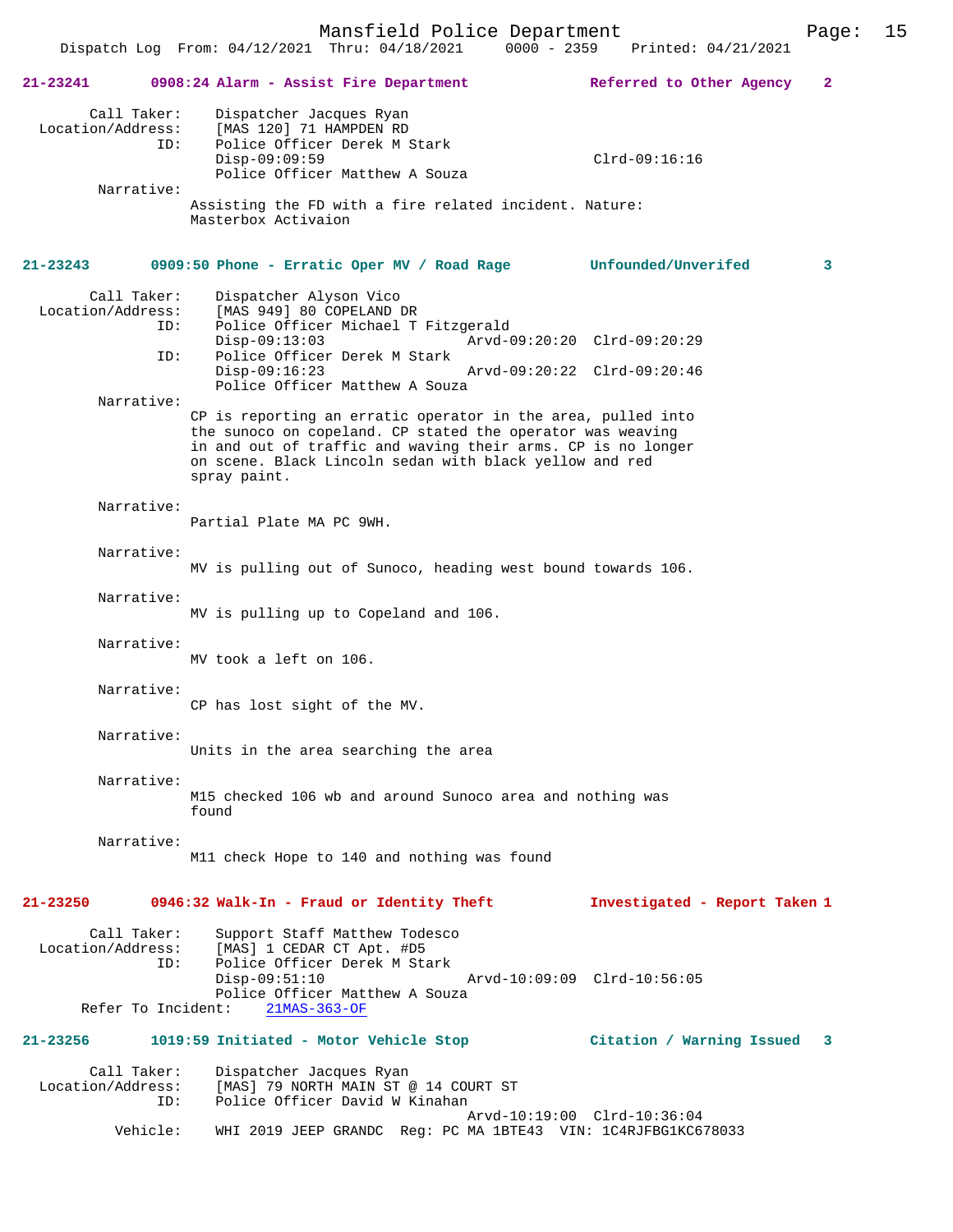**21-23241 0908:24 Alarm - Assist Fire Department Referred to Other Agency 2**

```
        Call Taker:    Dispatcher Jacques Ryan
  Location/Address:    [MAS 120] 71 HAMPDEN RD
                ID:    Police Officer Derek M Stark
                       Disp-09:09:59                           Clrd-09:16:16
                       Police Officer Matthew A Souza
         Narrative:
                    Assisting the FD with a fire related incident. Nature:
                    Masterbox Activaion
```

**21-23243 0909:50 Phone - Erratic Oper MV / Road Rage Unfounded/Unverifed 3**

```
        Call Taker:    Dispatcher Alyson Vico
  Location/Address:    [MAS 949] 80 COPELAND DR
                ID:    Police Officer Michael T Fitzgerald
                       Disp-09:13:03              Arvd-09:20:20  Clrd-09:20:29
                ID:    Police Officer Derek M Stark
                       Disp-09:16:23              Arvd-09:20:22  Clrd-09:20:46
                       Police Officer Matthew A Souza
         Narrative:
                    CP is reporting an erratic operator in the area, pulled into
                    the sunoco on copeland. CP stated the operator was weaving
                    in and out of traffic and waving their arms. CP is no longer
                    on scene. Black Lincoln sedan with black yellow and red
                    spray paint.

         Narrative:
                    Partial Plate MA PC 9WH.

         Narrative:
                    MV is pulling out of Sunoco, heading west bound towards 106.

         Narrative:
                    MV is pulling up to Copeland and 106.

         Narrative:
                    MV took a left on 106.

         Narrative:
                    CP has lost sight of the MV.

         Narrative:
                    Units in the area searching the area

         Narrative:
                    M15 checked 106 wb and around Sunoco area and nothing was
                    found

         Narrative:
                    M11 check Hope to 140 and nothing was found
```

**21-23250 0946:32 Walk-In - Fraud or Identity Theft Investigated - Report Taken 1**

```
        Call Taker:    Support Staff Matthew Todesco
  Location/Address:    [MAS] 1 CEDAR CT Apt. #D5
                ID:    Police Officer Derek M Stark
                       Disp-09:51:10              Arvd-10:09:09  Clrd-10:56:05
                       Police Officer Matthew A Souza
      Refer To Incident:   21MAS-363-OF
```

**21-23256 1019:59 Initiated - Motor Vehicle Stop Citation / Warning Issued 3**

```
        Call Taker:    Dispatcher Jacques Ryan
  Location/Address:    [MAS] 79 NORTH MAIN ST @ 14 COURT ST
                ID:    Police Officer David W Kinahan
                                                  Arvd-10:19:00  Clrd-10:36:04
           Vehicle:    WHI 2019 JEEP GRANDC  Reg: PC MA 1BTE43  VIN: 1C4RJFBG1KC678033
```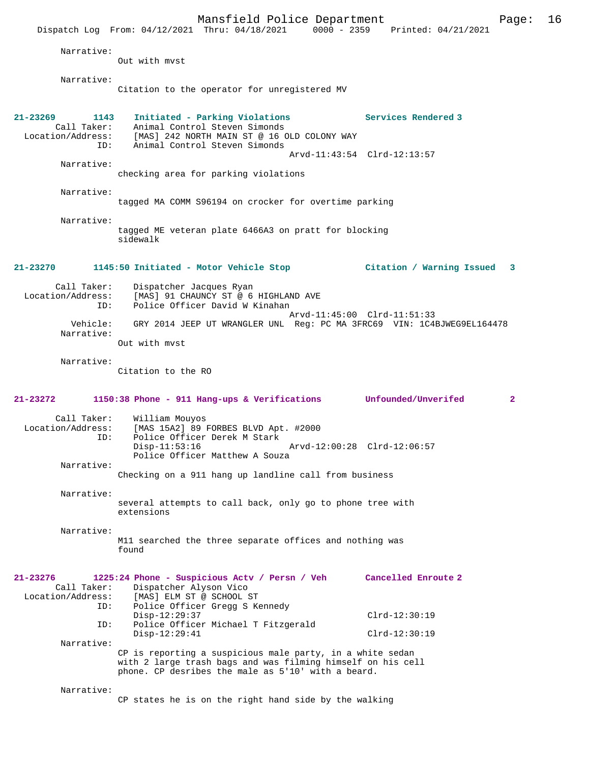Narrative:
Out with mvst

Narrative:
Citation to the operator for unregistered MV

**21-23269 1143 Initiated - Parking Violations Services Rendered 3**

Call Taker: Animal Control Steven Simonds
Location/Address: [MAS] 242 NORTH MAIN ST @ 16 OLD COLONY WAY
ID: Animal Control Steven Simonds
Arvd-11:43:54 Clrd-12:13:57

Narrative:
checking area for parking violations

Narrative:
tagged MA COMM S96194 on crocker for overtime parking

Narrative:
tagged ME veteran plate 6466A3 on pratt for blocking sidewalk

**21-23270 1145:50 Initiated - Motor Vehicle Stop Citation / Warning Issued 3**

Call Taker: Dispatcher Jacques Ryan
Location/Address: [MAS] 91 CHAUNCY ST @ 6 HIGHLAND AVE
ID: Police Officer David W Kinahan
Arvd-11:45:00 Clrd-11:51:33
Vehicle: GRY 2014 JEEP UT WRANGLER UNL Reg: PC MA 3FRC69 VIN: 1C4BJWEG9EL164478

Narrative:
Out with mvst

Narrative:
Citation to the RO

**21-23272 1150:38 Phone - 911 Hang-ups & Verifications Unfounded/Unverifed 2**

Call Taker: William Mouyos
Location/Address: [MAS 15A2] 89 FORBES BLVD Apt. #2000
ID: Police Officer Derek M Stark
Disp-11:53:16 Arvd-12:00:28 Clrd-12:06:57
Police Officer Matthew A Souza

Narrative:
Checking on a 911 hang up landline call from business

Narrative:
several attempts to call back, only go to phone tree with extensions

Narrative:
M11 searched the three separate offices and nothing was found

**21-23276 1225:24 Phone - Suspicious Actv / Persn / Veh Cancelled Enroute 2**

Call Taker: Dispatcher Alyson Vico
Location/Address: [MAS] ELM ST @ SCHOOL ST
ID: Police Officer Gregg S Kennedy
Disp-12:29:37 Clrd-12:30:19
ID: Police Officer Michael T Fitzgerald
Disp-12:29:41 Clrd-12:30:19

Narrative:
CP is reporting a suspicious male party, in a white sedan with 2 large trash bags and was filming himself on his cell phone. CP desribes the male as 5'10' with a beard.

Narrative:
CP states he is on the right hand side by the walking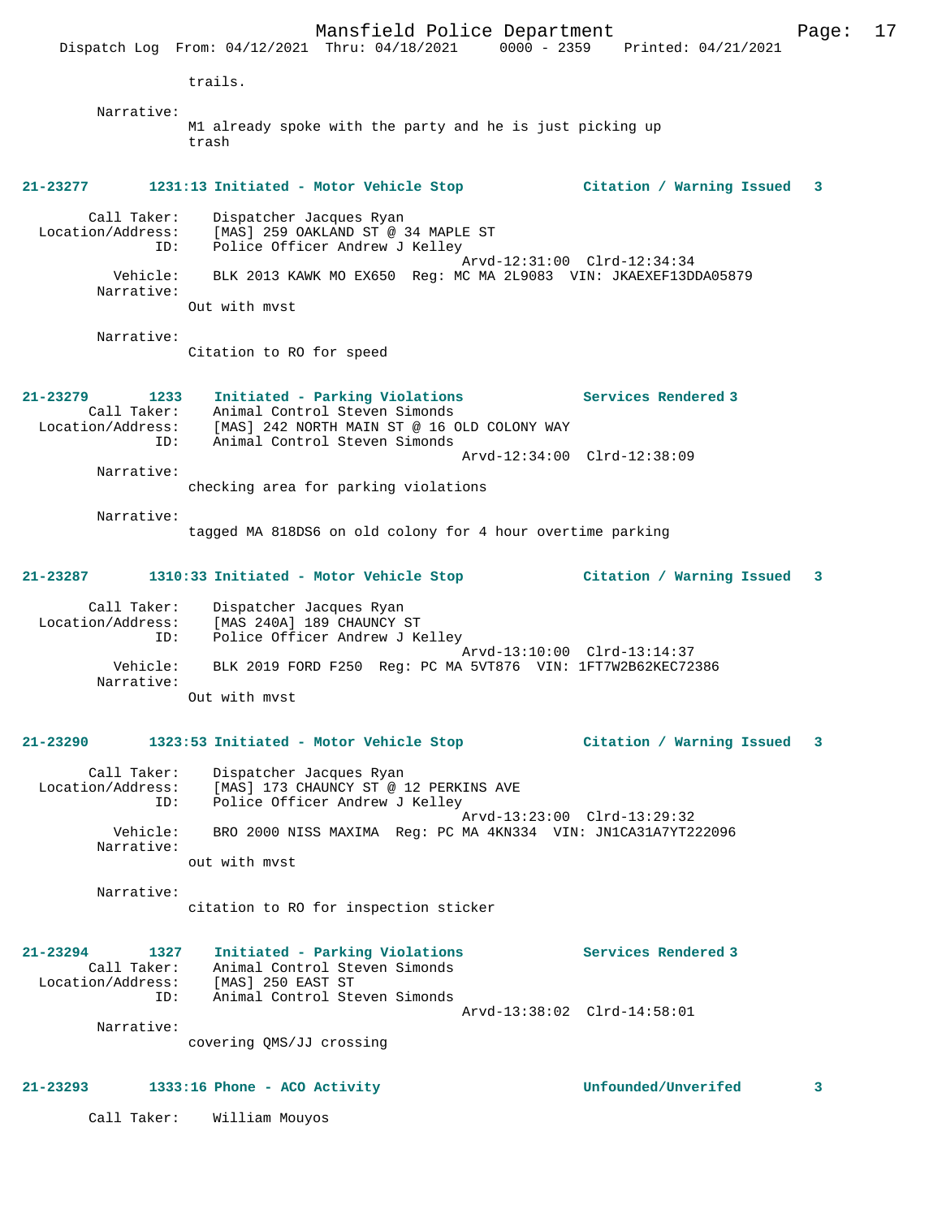trails.

Narrative:
M1 already spoke with the party and he is just picking up trash

**21-23277 1231:13 Initiated - Motor Vehicle Stop — Citation / Warning Issued 3**

Call Taker: Dispatcher Jacques Ryan
Location/Address: [MAS] 259 OAKLAND ST @ 34 MAPLE ST
ID: Police Officer Andrew J Kelley
Arvd-12:31:00 Clrd-12:34:34
Vehicle: BLK 2013 KAWK MO EX650 Reg: MC MA 2L9083 VIN: JKAEXEF13DDA05879
Narrative:
Out with mvst

Narrative:
Citation to RO for speed

**21-23279 1233 Initiated - Parking Violations — Services Rendered 3**

Call Taker: Animal Control Steven Simonds
Location/Address: [MAS] 242 NORTH MAIN ST @ 16 OLD COLONY WAY
ID: Animal Control Steven Simonds
Arvd-12:34:00 Clrd-12:38:09
Narrative:
checking area for parking violations

Narrative:
tagged MA 818DS6 on old colony for 4 hour overtime parking

**21-23287 1310:33 Initiated - Motor Vehicle Stop — Citation / Warning Issued 3**

Call Taker: Dispatcher Jacques Ryan
Location/Address: [MAS 240A] 189 CHAUNCY ST
ID: Police Officer Andrew J Kelley
Arvd-13:10:00 Clrd-13:14:37
Vehicle: BLK 2019 FORD F250 Reg: PC MA 5VT876 VIN: 1FT7W2B62KEC72386
Narrative:
Out with mvst

**21-23290 1323:53 Initiated - Motor Vehicle Stop — Citation / Warning Issued 3**

Call Taker: Dispatcher Jacques Ryan
Location/Address: [MAS] 173 CHAUNCY ST @ 12 PERKINS AVE
ID: Police Officer Andrew J Kelley
Arvd-13:23:00 Clrd-13:29:32
Vehicle: BRO 2000 NISS MAXIMA Reg: PC MA 4KN334 VIN: JN1CA31A7YT222096
Narrative:
out with mvst

Narrative:
citation to RO for inspection sticker

**21-23294 1327 Initiated - Parking Violations — Services Rendered 3**

Call Taker: Animal Control Steven Simonds
Location/Address: [MAS] 250 EAST ST
ID: Animal Control Steven Simonds
Arvd-13:38:02 Clrd-14:58:01
Narrative:
covering QMS/JJ crossing

**21-23293 1333:16 Phone - ACO Activity — Unfounded/Unverifed 3**

Call Taker: William Mouyos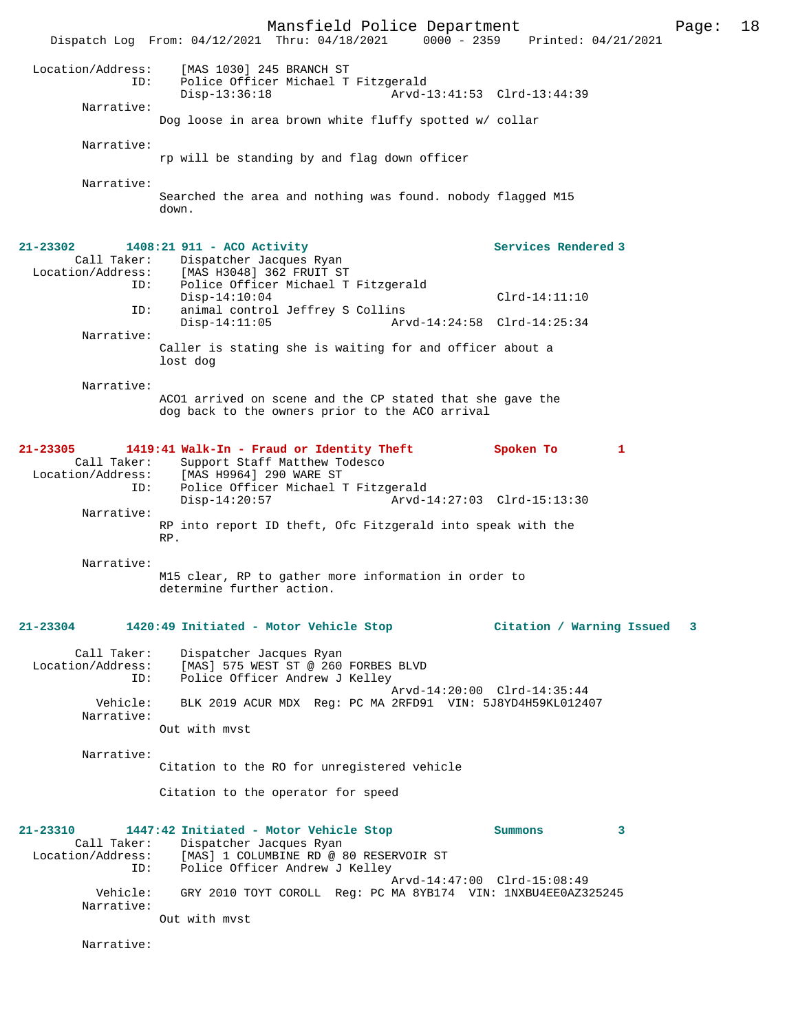Location/Address: [MAS 1030] 245 BRANCH ST
ID: Police Officer Michael T Fitzgerald
Disp-13:36:18 Arvd-13:41:53 Clrd-13:44:39

Narrative:
Dog loose in area brown white fluffy spotted w/ collar

Narrative:
rp will be standing by and flag down officer

Narrative:
Searched the area and nothing was found. nobody flagged M15 down.

**21-23302 1408:21 911 - ACO Activity Services Rendered 3**

Call Taker: Dispatcher Jacques Ryan
Location/Address: [MAS H3048] 362 FRUIT ST
ID: Police Officer Michael T Fitzgerald
Disp-14:10:04 Clrd-14:11:10
ID: animal control Jeffrey S Collins
Disp-14:11:05 Arvd-14:24:58 Clrd-14:25:34

Narrative:
Caller is stating she is waiting for and officer about a lost dog

Narrative:
ACO1 arrived on scene and the CP stated that she gave the dog back to the owners prior to the ACO arrival

**21-23305 1419:41 Walk-In - Fraud or Identity Theft Spoken To 1**

Call Taker: Support Staff Matthew Todesco
Location/Address: [MAS H9964] 290 WARE ST
ID: Police Officer Michael T Fitzgerald
Disp-14:20:57 Arvd-14:27:03 Clrd-15:13:30

Narrative:
RP into report ID theft, Ofc Fitzgerald into speak with the RP.

Narrative:
M15 clear, RP to gather more information in order to determine further action.

**21-23304 1420:49 Initiated - Motor Vehicle Stop Citation / Warning Issued 3**

Call Taker: Dispatcher Jacques Ryan
Location/Address: [MAS] 575 WEST ST @ 260 FORBES BLVD
ID: Police Officer Andrew J Kelley
Arvd-14:20:00 Clrd-14:35:44
Vehicle: BLK 2019 ACUR MDX Reg: PC MA 2RFD91 VIN: 5J8YD4H59KL012407

Narrative:
Out with mvst

Narrative:
Citation to the RO for unregistered vehicle

Citation to the operator for speed

**21-23310 1447:42 Initiated - Motor Vehicle Stop Summons 3**

Call Taker: Dispatcher Jacques Ryan
Location/Address: [MAS] 1 COLUMBINE RD @ 80 RESERVOIR ST
ID: Police Officer Andrew J Kelley
Arvd-14:47:00 Clrd-15:08:49
Vehicle: GRY 2010 TOYT COROLL Reg: PC MA 8YB174 VIN: 1NXBU4EE0AZ325245

Narrative:
Out with mvst

Narrative: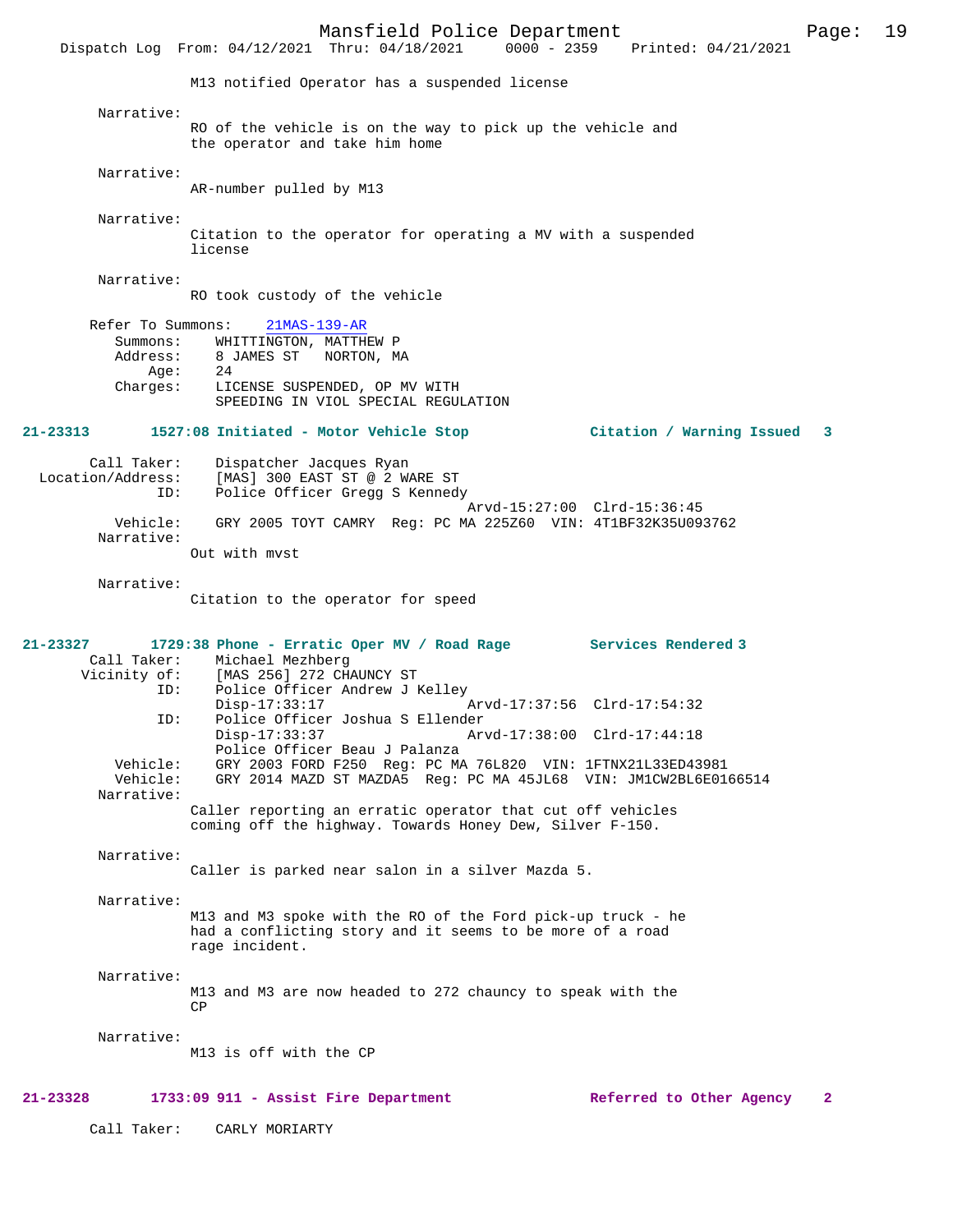M13 notified Operator has a suspended license

Narrative:
RO of the vehicle is on the way to pick up the vehicle and the operator and take him home

Narrative:
AR-number pulled by M13

Narrative:
Citation to the operator for operating a MV with a suspended license

Narrative:
RO took custody of the vehicle

Refer To Summons: 21MAS-139-AR
Summons: WHITTINGTON, MATTHEW P
Address: 8 JAMES ST NORTON, MA
Age: 24
Charges: LICENSE SUSPENDED, OP MV WITH
SPEEDING IN VIOL SPECIAL REGULATION

**21-23313 1527:08 Initiated - Motor Vehicle Stop — Citation / Warning Issued 3**

Call Taker: Dispatcher Jacques Ryan
Location/Address: [MAS] 300 EAST ST @ 2 WARE ST
ID: Police Officer Gregg S Kennedy
Arvd-15:27:00 Clrd-15:36:45
Vehicle: GRY 2005 TOYT CAMRY Reg: PC MA 225Z60 VIN: 4T1BF32K35U093762
Narrative:
Out with mvst

Narrative:
Citation to the operator for speed

**21-23327 1729:38 Phone - Erratic Oper MV / Road Rage — Services Rendered 3**

Call Taker: Michael Mezhberg
Vicinity of: [MAS 256] 272 CHAUNCY ST
ID: Police Officer Andrew J Kelley
Disp-17:33:17 Arvd-17:37:56 Clrd-17:54:32
ID: Police Officer Joshua S Ellender
Disp-17:33:37 Arvd-17:38:00 Clrd-17:44:18
Police Officer Beau J Palanza
Vehicle: GRY 2003 FORD F250 Reg: PC MA 76L820 VIN: 1FTNX21L33ED43981
Vehicle: GRY 2014 MAZD ST MAZDA5 Reg: PC MA 45JL68 VIN: JM1CW2BL6E0166514
Narrative:
Caller reporting an erratic operator that cut off vehicles coming off the highway. Towards Honey Dew, Silver F-150.

Narrative:
Caller is parked near salon in a silver Mazda 5.

Narrative:
M13 and M3 spoke with the RO of the Ford pick-up truck - he had a conflicting story and it seems to be more of a road rage incident.

Narrative:
M13 and M3 are now headed to 272 chauncy to speak with the CP

Narrative:
M13 is off with the CP

**21-23328 1733:09 911 - Assist Fire Department — Referred to Other Agency 2**

Call Taker: CARLY MORIARTY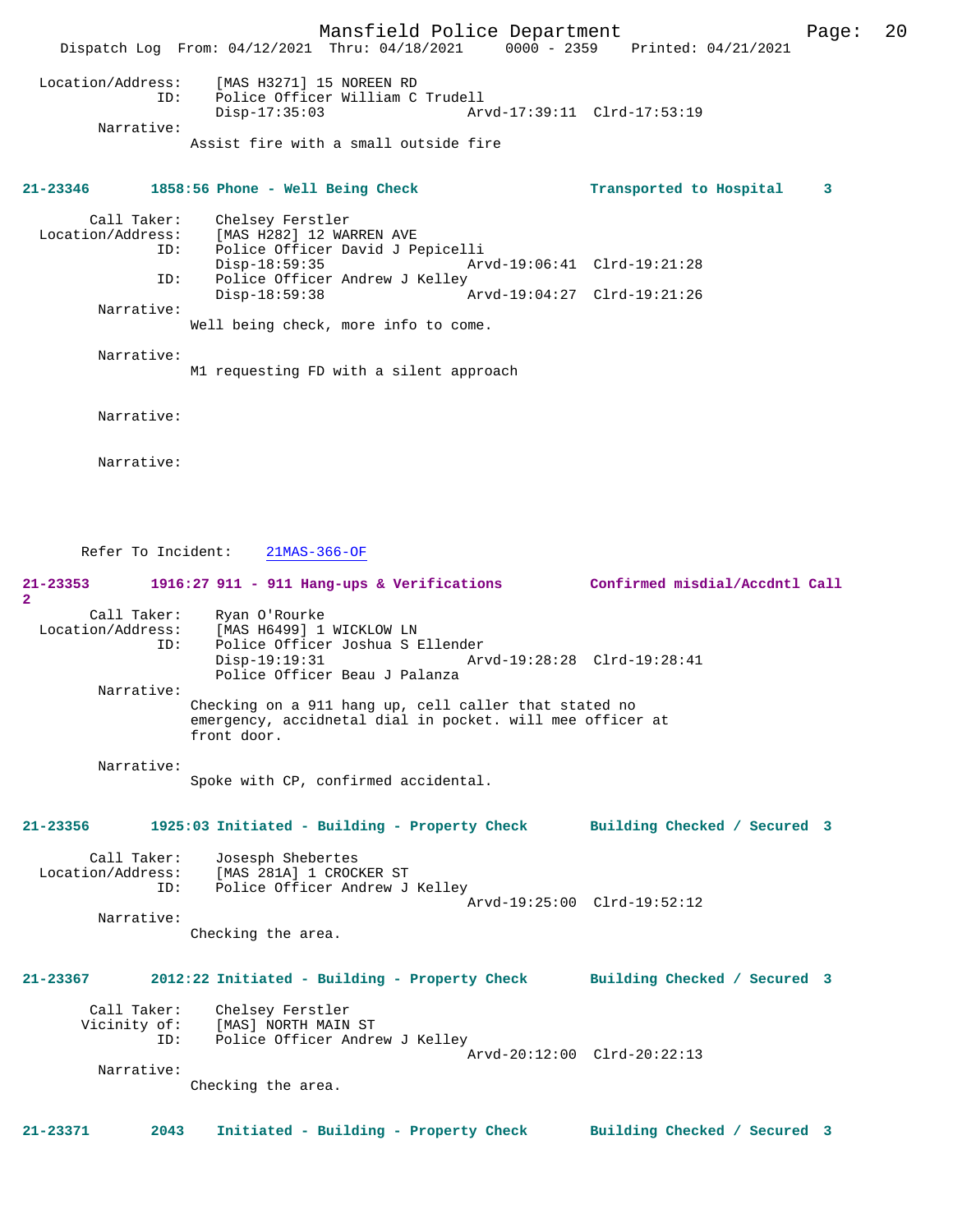Location/Address: [MAS H3271] 15 NOREEN RD
ID: Police Officer William C Trudell
Disp-17:35:03 Arvd-17:39:11 Clrd-17:53:19
Narrative:
Assist fire with a small outside fire

**21-23346 1858:56 Phone - Well Being Check Transported to Hospital 3**

Call Taker: Chelsey Ferstler
Location/Address: [MAS H282] 12 WARREN AVE
ID: Police Officer David J Pepicelli
Disp-18:59:35 Arvd-19:06:41 Clrd-19:21:28
ID: Police Officer Andrew J Kelley
Disp-18:59:38 Arvd-19:04:27 Clrd-19:21:26
Narrative:
Well being check, more info to come.

Narrative:
M1 requesting FD with a silent approach

Narrative:

Narrative:

Refer To Incident: 21MAS-366-OF

**21-23353 1916:27 911 - 911 Hang-ups & Verifications Confirmed misdial/Accdntl Call 2**

Call Taker: Ryan O'Rourke
Location/Address: [MAS H6499] 1 WICKLOW LN
ID: Police Officer Joshua S Ellender
Disp-19:19:31 Arvd-19:28:28 Clrd-19:28:41
Police Officer Beau J Palanza
Narrative:
Checking on a 911 hang up, cell caller that stated no emergency, accidnetal dial in pocket. will mee officer at front door.

Narrative:
Spoke with CP, confirmed accidental.

**21-23356 1925:03 Initiated - Building - Property Check Building Checked / Secured 3**

Call Taker: Josesph Shebertes
Location/Address: [MAS 281A] 1 CROCKER ST
ID: Police Officer Andrew J Kelley
Arvd-19:25:00 Clrd-19:52:12
Narrative:
Checking the area.

**21-23367 2012:22 Initiated - Building - Property Check Building Checked / Secured 3**

Call Taker: Chelsey Ferstler
Vicinity of: [MAS] NORTH MAIN ST
ID: Police Officer Andrew J Kelley
Arvd-20:12:00 Clrd-20:22:13
Narrative:
Checking the area.

**21-23371 2043 Initiated - Building - Property Check Building Checked / Secured 3**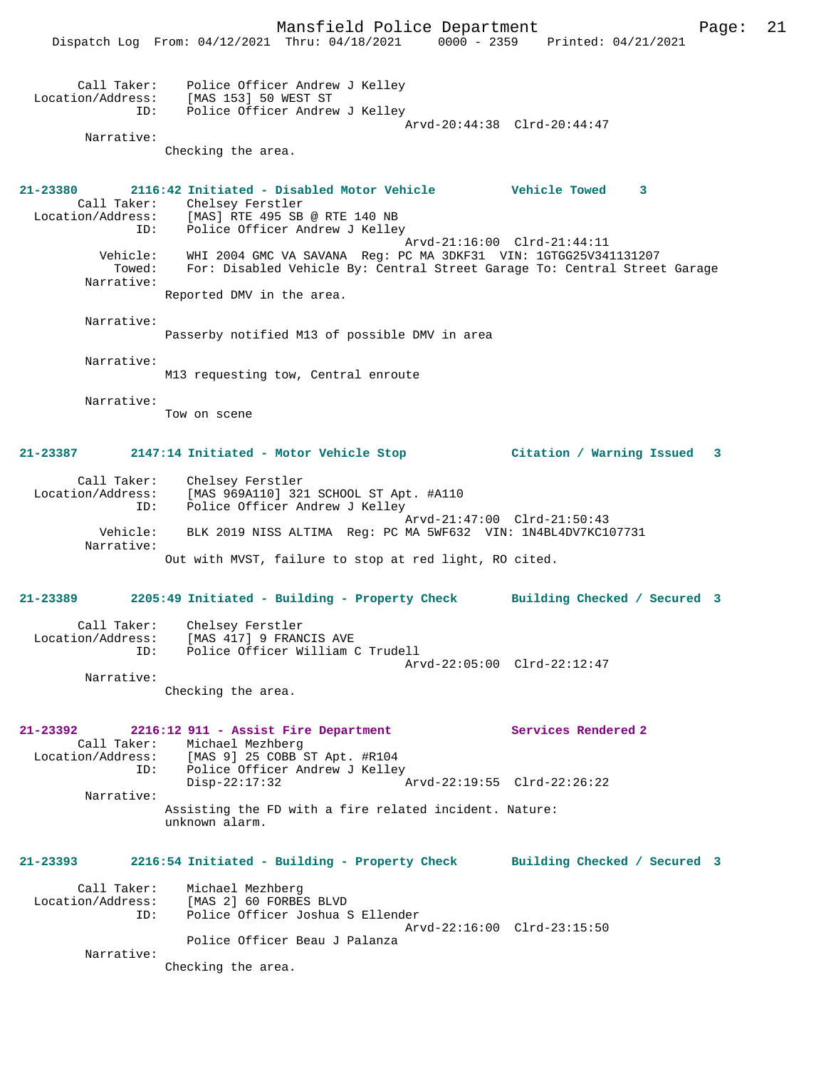```
        Call Taker:    Police Officer Andrew J Kelley
  Location/Address:    [MAS 153] 50 WEST ST
                ID:    Police Officer Andrew J Kelley
                                         Arvd-20:44:38  Clrd-20:44:47
         Narrative:
                Checking the area.
```

**21-23380  2116:42 Initiated - Disabled Motor Vehicle  Vehicle Towed  3**

```
        Call Taker:    Chelsey Ferstler
  Location/Address:    [MAS] RTE 495 SB @ RTE 140 NB
                ID:    Police Officer Andrew J Kelley
                                         Arvd-21:16:00  Clrd-21:44:11
           Vehicle:    WHI 2004 GMC VA SAVANA  Reg: PC MA 3DKF31  VIN: 1GTGG25V341131207
             Towed:    For: Disabled Vehicle By: Central Street Garage To: Central Street Garage
         Narrative:
                Reported DMV in the area.

         Narrative:
                Passerby notified M13 of possible DMV in area

         Narrative:
                M13 requesting tow, Central enroute

         Narrative:
                Tow on scene
```

**21-23387  2147:14 Initiated - Motor Vehicle Stop  Citation / Warning Issued  3**

```
        Call Taker:    Chelsey Ferstler
  Location/Address:    [MAS 969A110] 321 SCHOOL ST Apt. #A110
                ID:    Police Officer Andrew J Kelley
                                         Arvd-21:47:00  Clrd-21:50:43
           Vehicle:    BLK 2019 NISS ALTIMA  Reg: PC MA 5WF632  VIN: 1N4BL4DV7KC107731
         Narrative:
                Out with MVST, failure to stop at red light, RO cited.
```

**21-23389  2205:49 Initiated - Building - Property Check  Building Checked / Secured  3**

```
        Call Taker:    Chelsey Ferstler
  Location/Address:    [MAS 417] 9 FRANCIS AVE
                ID:    Police Officer William C Trudell
                                         Arvd-22:05:00  Clrd-22:12:47
         Narrative:
                Checking the area.
```

**21-23392  2216:12 911 - Assist Fire Department  Services Rendered 2**

```
        Call Taker:    Michael Mezhberg
  Location/Address:    [MAS 9] 25 COBB ST Apt. #R104
                ID:    Police Officer Andrew J Kelley
                       Disp-22:17:32             Arvd-22:19:55  Clrd-22:26:22
         Narrative:
                Assisting the FD with a fire related incident. Nature:
                unknown alarm.
```

**21-23393  2216:54 Initiated - Building - Property Check  Building Checked / Secured  3**

```
        Call Taker:    Michael Mezhberg
  Location/Address:    [MAS 2] 60 FORBES BLVD
                ID:    Police Officer Joshua S Ellender
                                         Arvd-22:16:00  Clrd-23:15:50
                       Police Officer Beau J Palanza
         Narrative:
                Checking the area.
```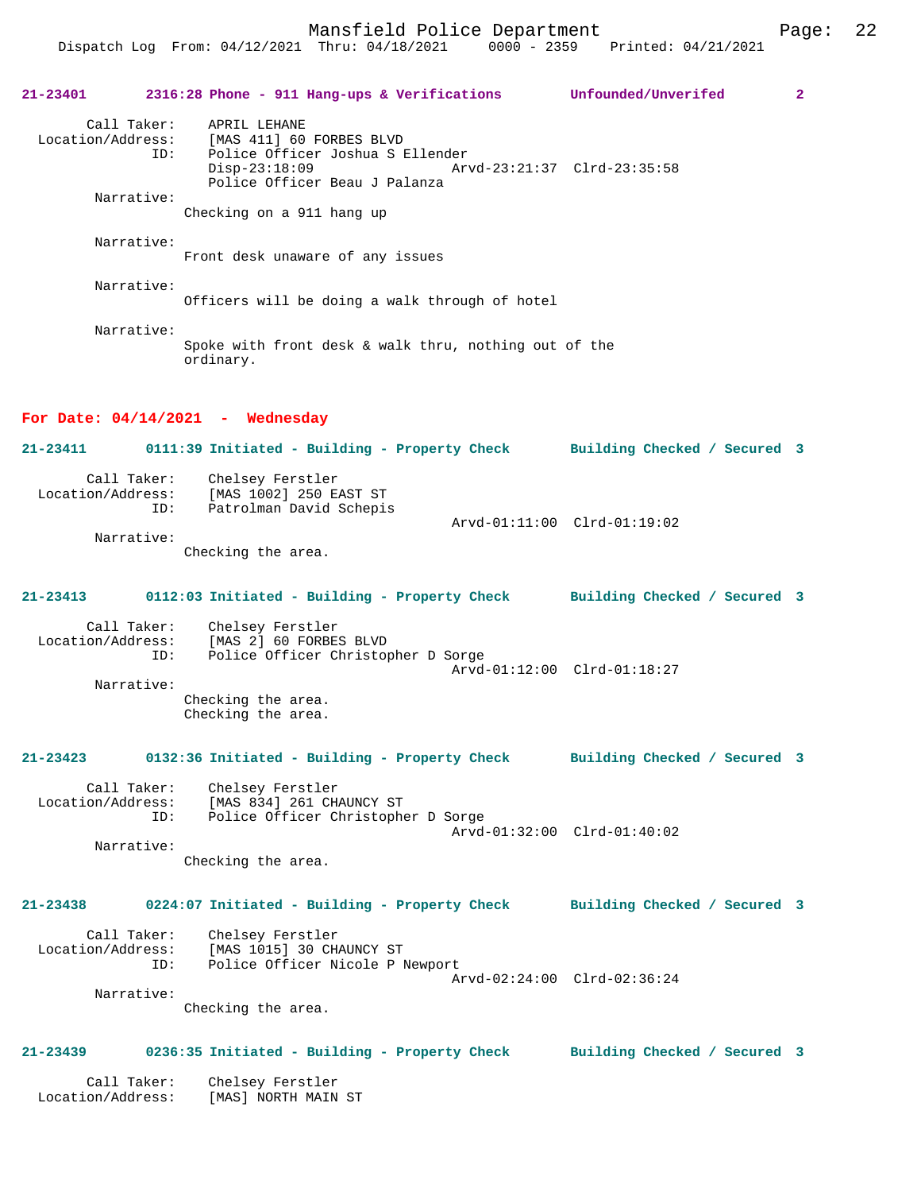**21-23401 2316:28 Phone - 911 Hang-ups & Verifications Unfounded/Unverifed 2**

```
        Call Taker:    APRIL LEHANE
  Location/Address:    [MAS 411] 60 FORBES BLVD
                ID:    Police Officer Joshua S Ellender
                       Disp-23:18:09                 Arvd-23:21:37  Clrd-23:35:58
                       Police Officer Beau J Palanza
         Narrative:
                    Checking on a 911 hang up

         Narrative:
                    Front desk unaware of any issues

         Narrative:
                    Officers will be doing a walk through of hotel

         Narrative:
                    Spoke with front desk & walk thru, nothing out of the
                    ordinary.
```

## For Date: 04/14/2021 - Wednesday

**21-23411 0111:39 Initiated - Building - Property Check Building Checked / Secured 3**

```
        Call Taker:    Chelsey Ferstler
  Location/Address:    [MAS 1002] 250 EAST ST
                ID:    Patrolman David Schepis
                                                     Arvd-01:11:00  Clrd-01:19:02
         Narrative:
                    Checking the area.
```

**21-23413 0112:03 Initiated - Building - Property Check Building Checked / Secured 3**

```
        Call Taker:    Chelsey Ferstler
  Location/Address:    [MAS 2] 60 FORBES BLVD
                ID:    Police Officer Christopher D Sorge
                                                     Arvd-01:12:00  Clrd-01:18:27
         Narrative:
                    Checking the area.
                    Checking the area.
```

**21-23423 0132:36 Initiated - Building - Property Check Building Checked / Secured 3**

```
        Call Taker:    Chelsey Ferstler
  Location/Address:    [MAS 834] 261 CHAUNCY ST
                ID:    Police Officer Christopher D Sorge
                                                     Arvd-01:32:00  Clrd-01:40:02
         Narrative:
                    Checking the area.
```

**21-23438 0224:07 Initiated - Building - Property Check Building Checked / Secured 3**

```
        Call Taker:    Chelsey Ferstler
  Location/Address:    [MAS 1015] 30 CHAUNCY ST
                ID:    Police Officer Nicole P Newport
                                                     Arvd-02:24:00  Clrd-02:36:24
         Narrative:
                    Checking the area.
```

**21-23439 0236:35 Initiated - Building - Property Check Building Checked / Secured 3**

```
        Call Taker:    Chelsey Ferstler
  Location/Address:    [MAS] NORTH MAIN ST
```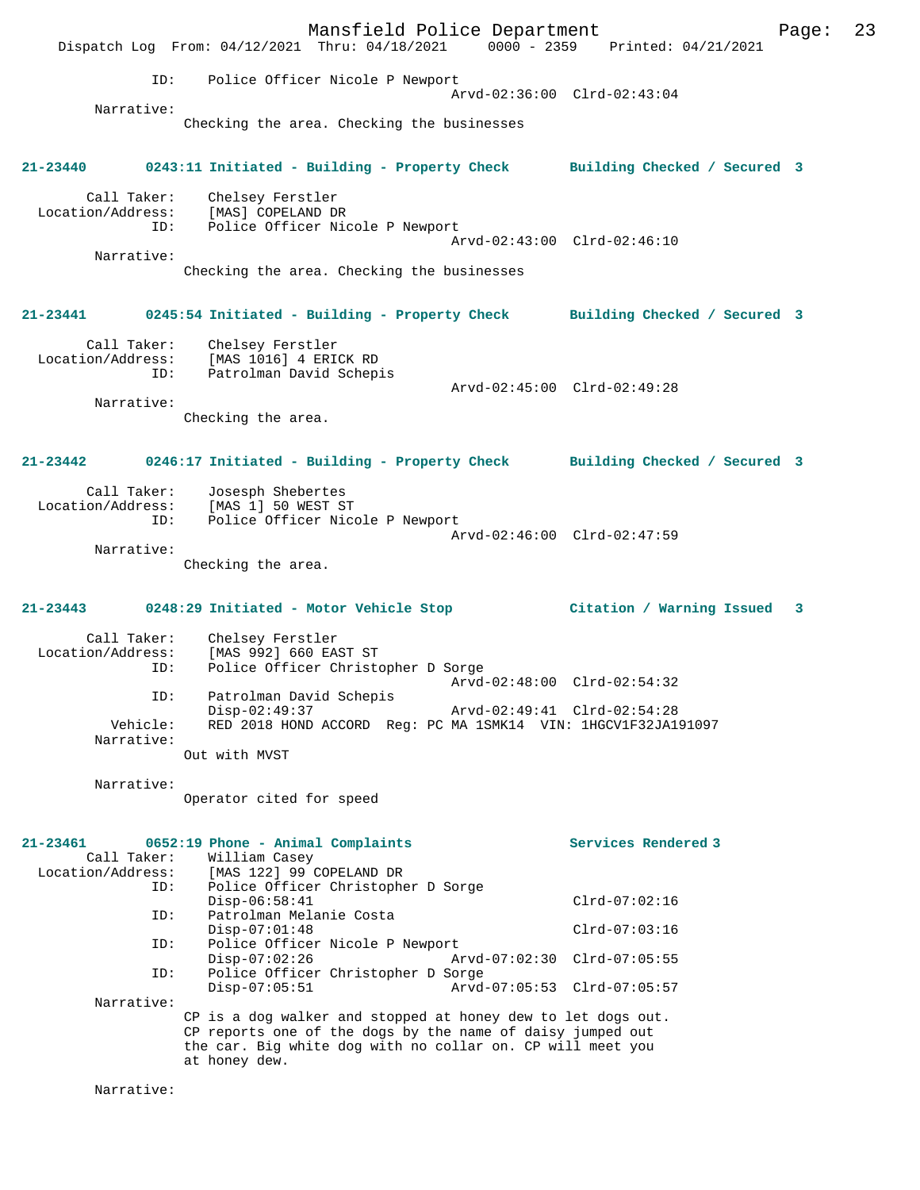ID: Police Officer Nicole P Newport
Arvd-02:36:00 Clrd-02:43:04

Narrative:
Checking the area. Checking the businesses

**21-23440 0243:11 Initiated - Building - Property Check Building Checked / Secured 3**

Call Taker: Chelsey Ferstler
Location/Address: [MAS] COPELAND DR
ID: Police Officer Nicole P Newport
Arvd-02:43:00 Clrd-02:46:10

Narrative:
Checking the area. Checking the businesses

**21-23441 0245:54 Initiated - Building - Property Check Building Checked / Secured 3**

Call Taker: Chelsey Ferstler
Location/Address: [MAS 1016] 4 ERICK RD
ID: Patrolman David Schepis
Arvd-02:45:00 Clrd-02:49:28

Narrative:
Checking the area.

**21-23442 0246:17 Initiated - Building - Property Check Building Checked / Secured 3**

Call Taker: Josesph Shebertes
Location/Address: [MAS 1] 50 WEST ST
ID: Police Officer Nicole P Newport
Arvd-02:46:00 Clrd-02:47:59

Narrative:
Checking the area.

**21-23443 0248:29 Initiated - Motor Vehicle Stop Citation / Warning Issued 3**

Call Taker: Chelsey Ferstler
Location/Address: [MAS 992] 660 EAST ST
ID: Police Officer Christopher D Sorge
Arvd-02:48:00 Clrd-02:54:32
ID: Patrolman David Schepis
Disp-02:49:37 Arvd-02:49:41 Clrd-02:54:28
Vehicle: RED 2018 HOND ACCORD Reg: PC MA 1SMK14 VIN: 1HGCV1F32JA191097

Narrative:
Out with MVST

Narrative:
Operator cited for speed

**21-23461 0652:19 Phone - Animal Complaints Services Rendered 3**

Call Taker: William Casey
Location/Address: [MAS 122] 99 COPELAND DR
ID: Police Officer Christopher D Sorge
Disp-06:58:41 Clrd-07:02:16
ID: Patrolman Melanie Costa
Disp-07:01:48 Clrd-07:03:16
ID: Police Officer Nicole P Newport
Disp-07:02:26 Arvd-07:02:30 Clrd-07:05:55
ID: Police Officer Christopher D Sorge
Disp-07:05:51 Arvd-07:05:53 Clrd-07:05:57

Narrative:
CP is a dog walker and stopped at honey dew to let dogs out. CP reports one of the dogs by the name of daisy jumped out the car. Big white dog with no collar on. CP will meet you at honey dew.

Narrative: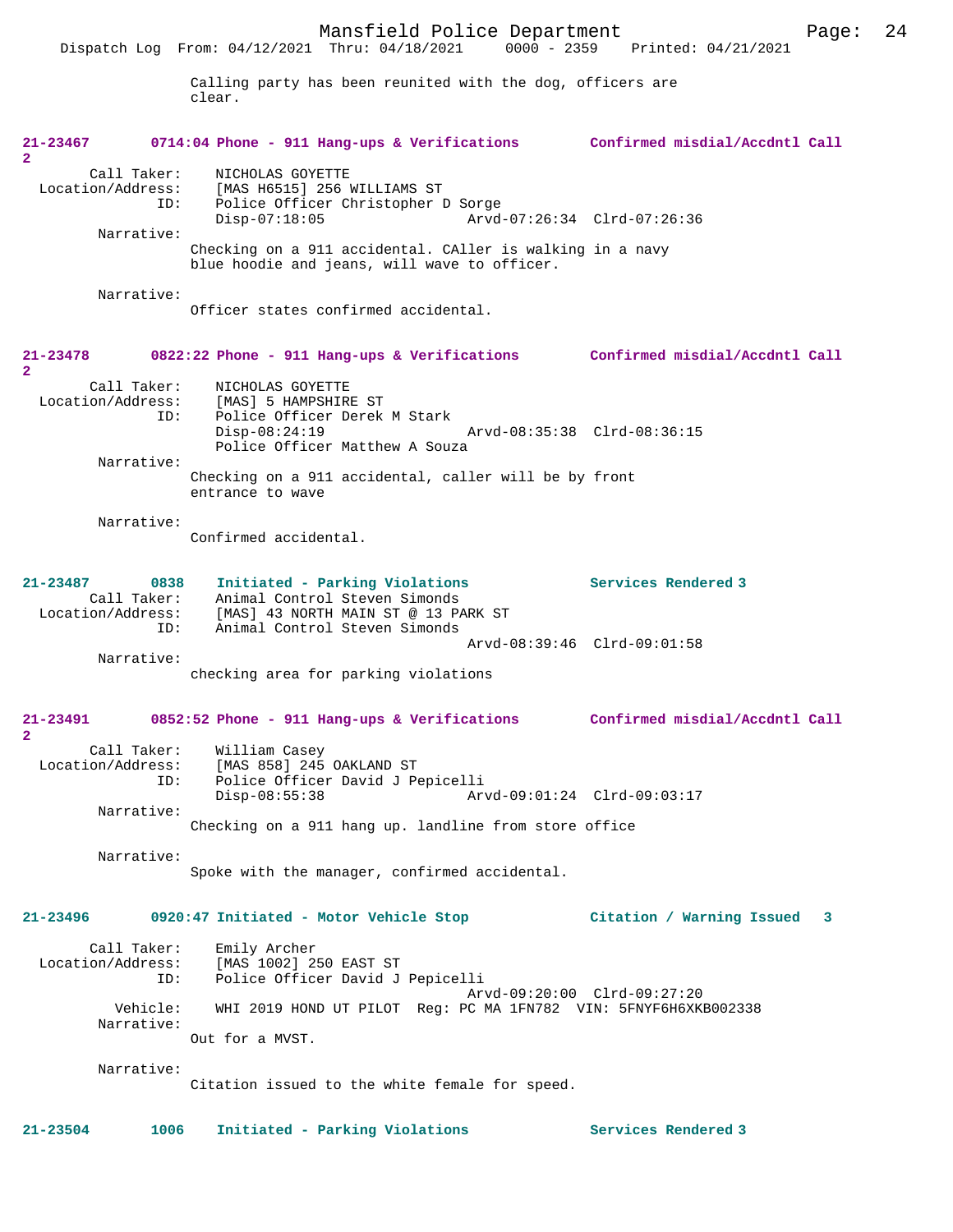Calling party has been reunited with the dog, officers are clear.

**21-23467 0714:04 Phone - 911 Hang-ups & Verifications — Confirmed misdial/Accdntl Call 2**

Call Taker: NICHOLAS GOYETTE
Location/Address: [MAS H6515] 256 WILLIAMS ST
ID: Police Officer Christopher D Sorge
Disp-07:18:05 Arvd-07:26:34 Clrd-07:26:36

Narrative:
Checking on a 911 accidental. CAller is walking in a navy blue hoodie and jeans, will wave to officer.

Narrative:
Officer states confirmed accidental.

**21-23478 0822:22 Phone - 911 Hang-ups & Verifications — Confirmed misdial/Accdntl Call 2**

Call Taker: NICHOLAS GOYETTE
Location/Address: [MAS] 5 HAMPSHIRE ST
ID: Police Officer Derek M Stark
Disp-08:24:19 Arvd-08:35:38 Clrd-08:36:15
Police Officer Matthew A Souza

Narrative:
Checking on a 911 accidental, caller will be by front entrance to wave

Narrative:
Confirmed accidental.

**21-23487 0838 Initiated - Parking Violations — Services Rendered 3**

Call Taker: Animal Control Steven Simonds
Location/Address: [MAS] 43 NORTH MAIN ST @ 13 PARK ST
ID: Animal Control Steven Simonds
Arvd-08:39:46 Clrd-09:01:58

Narrative:
checking area for parking violations

**21-23491 0852:52 Phone - 911 Hang-ups & Verifications — Confirmed misdial/Accdntl Call 2**

Call Taker: William Casey
Location/Address: [MAS 858] 245 OAKLAND ST
ID: Police Officer David J Pepicelli
Disp-08:55:38 Arvd-09:01:24 Clrd-09:03:17

Narrative:
Checking on a 911 hang up. landline from store office

Narrative:
Spoke with the manager, confirmed accidental.

**21-23496 0920:47 Initiated - Motor Vehicle Stop — Citation / Warning Issued 3**

Call Taker: Emily Archer
Location/Address: [MAS 1002] 250 EAST ST
ID: Police Officer David J Pepicelli
Arvd-09:20:00 Clrd-09:27:20
Vehicle: WHI 2019 HOND UT PILOT Reg: PC MA 1FN782 VIN: 5FNYF6H6XKB002338

Narrative:
Out for a MVST.

Narrative:
Citation issued to the white female for speed.

**21-23504 1006 Initiated - Parking Violations — Services Rendered 3**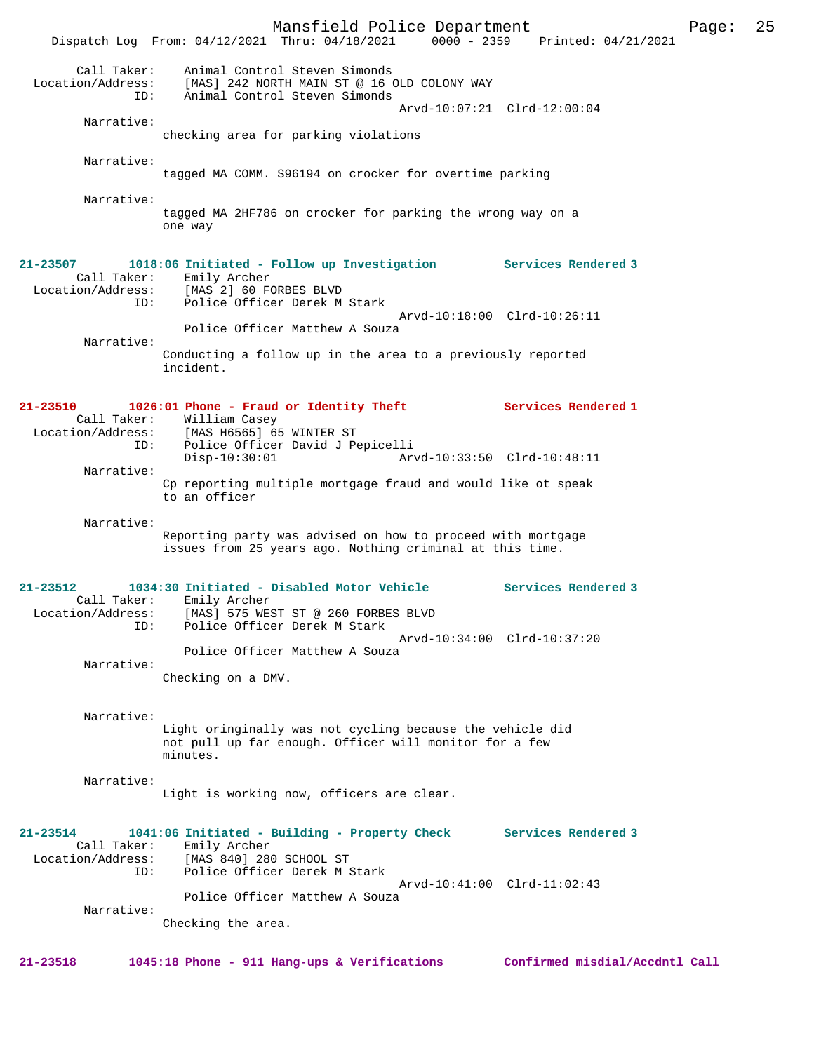Call Taker: Animal Control Steven Simonds
Location/Address: [MAS] 242 NORTH MAIN ST @ 16 OLD COLONY WAY
ID: Animal Control Steven Simonds
Arvd-10:07:21 Clrd-12:00:04

Narrative:
checking area for parking violations

Narrative:
tagged MA COMM. S96194 on crocker for overtime parking

Narrative:
tagged MA 2HF786 on crocker for parking the wrong way on a one way

**21-23507 1018:06 Initiated - Follow up Investigation Services Rendered 3**

Call Taker: Emily Archer
Location/Address: [MAS 2] 60 FORBES BLVD
ID: Police Officer Derek M Stark
Arvd-10:18:00 Clrd-10:26:11
Police Officer Matthew A Souza

Narrative:
Conducting a follow up in the area to a previously reported incident.

**21-23510 1026:01 Phone - Fraud or Identity Theft Services Rendered 1**

Call Taker: William Casey
Location/Address: [MAS H6565] 65 WINTER ST
ID: Police Officer David J Pepicelli
Disp-10:30:01 Arvd-10:33:50 Clrd-10:48:11

Narrative:
Cp reporting multiple mortgage fraud and would like ot speak to an officer

Narrative:
Reporting party was advised on how to proceed with mortgage issues from 25 years ago. Nothing criminal at this time.

**21-23512 1034:30 Initiated - Disabled Motor Vehicle Services Rendered 3**

Call Taker: Emily Archer
Location/Address: [MAS] 575 WEST ST @ 260 FORBES BLVD
ID: Police Officer Derek M Stark
Arvd-10:34:00 Clrd-10:37:20
Police Officer Matthew A Souza

Narrative:
Checking on a DMV.

Narrative:
Light oringinally was not cycling because the vehicle did not pull up far enough. Officer will monitor for a few minutes.

Narrative:
Light is working now, officers are clear.

**21-23514 1041:06 Initiated - Building - Property Check Services Rendered 3**

Call Taker: Emily Archer
Location/Address: [MAS 840] 280 SCHOOL ST
ID: Police Officer Derek M Stark
Arvd-10:41:00 Clrd-11:02:43
Police Officer Matthew A Souza

Narrative:
Checking the area.

**21-23518 1045:18 Phone - 911 Hang-ups & Verifications Confirmed misdial/Accdntl Call**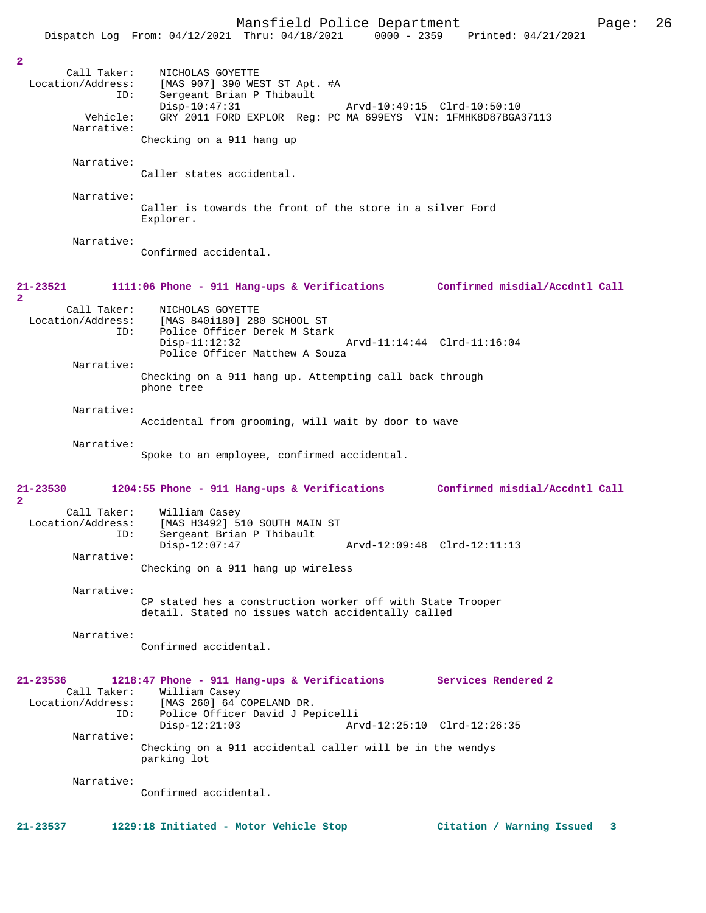2

```
        Call Taker:    NICHOLAS GOYETTE
  Location/Address:    [MAS 907] 390 WEST ST Apt. #A
                ID:    Sergeant Brian P Thibault
                       Disp-10:47:31                 Arvd-10:49:15  Clrd-10:50:10
           Vehicle:    GRY 2011 FORD EXPLOR  Reg: PC MA 699EYS  VIN: 1FMHK8D87BGA37113
         Narrative:
                    Checking on a 911 hang up

         Narrative:
                    Caller states accidental.

         Narrative:
                    Caller is towards the front of the store in a silver Ford
                    Explorer.

         Narrative:
                    Confirmed accidental.
```

**21-23521        1111:06 Phone - 911 Hang-ups & Verifications        Confirmed misdial/Accdntl Call 2**

```
        Call Taker:    NICHOLAS GOYETTE
  Location/Address:    [MAS 840i180] 280 SCHOOL ST
                ID:    Police Officer Derek M Stark
                       Disp-11:12:32                 Arvd-11:14:44  Clrd-11:16:04
                       Police Officer Matthew A Souza
         Narrative:
                    Checking on a 911 hang up. Attempting call back through
                    phone tree

         Narrative:
                    Accidental from grooming, will wait by door to wave

         Narrative:
                    Spoke to an employee, confirmed accidental.
```

**21-23530        1204:55 Phone - 911 Hang-ups & Verifications        Confirmed misdial/Accdntl Call 2**

```
        Call Taker:    William Casey
  Location/Address:    [MAS H3492] 510 SOUTH MAIN ST
                ID:    Sergeant Brian P Thibault
                       Disp-12:07:47                 Arvd-12:09:48  Clrd-12:11:13
         Narrative:
                    Checking on a 911 hang up wireless

         Narrative:
                    CP stated hes a construction worker off with State Trooper
                    detail. Stated no issues watch accidentally called

         Narrative:
                    Confirmed accidental.
```

**21-23536        1218:47 Phone - 911 Hang-ups & Verifications        Services Rendered 2**

```
        Call Taker:    William Casey
  Location/Address:    [MAS 260] 64 COPELAND DR.
                ID:    Police Officer David J Pepicelli
                       Disp-12:21:03                 Arvd-12:25:10  Clrd-12:26:35
         Narrative:
                    Checking on a 911 accidental caller will be in the wendys
                    parking lot

         Narrative:
                    Confirmed accidental.
```

**21-23537        1229:18 Initiated - Motor Vehicle Stop        Citation / Warning Issued   3**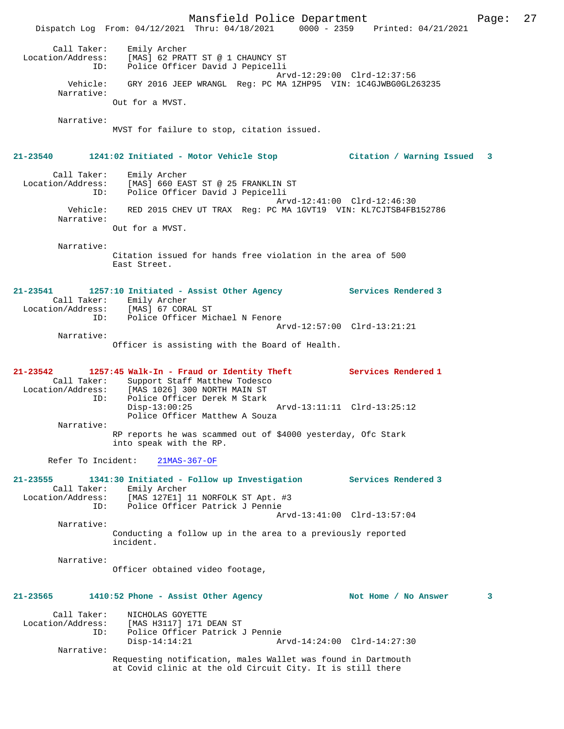Call Taker: Emily Archer
Location/Address: [MAS] 62 PRATT ST @ 1 CHAUNCY ST
ID: Police Officer David J Pepicelli
Arvd-12:29:00 Clrd-12:37:56
Vehicle: GRY 2016 JEEP WRANGL Reg: PC MA 1ZHP95 VIN: 1C4GJWBG0GL263235
Narrative:
Out for a MVST.

Narrative:
MVST for failure to stop, citation issued.

**21-23540 1241:02 Initiated - Motor Vehicle Stop — Citation / Warning Issued 3**

Call Taker: Emily Archer
Location/Address: [MAS] 660 EAST ST @ 25 FRANKLIN ST
ID: Police Officer David J Pepicelli
Arvd-12:41:00 Clrd-12:46:30
Vehicle: RED 2015 CHEV UT TRAX Reg: PC MA 1GVT19 VIN: KL7CJTSB4FB152786
Narrative:
Out for a MVST.

Narrative:
Citation issued for hands free violation in the area of 500 East Street.

**21-23541 1257:10 Initiated - Assist Other Agency — Services Rendered 3**

Call Taker: Emily Archer
Location/Address: [MAS] 67 CORAL ST
ID: Police Officer Michael N Fenore
Arvd-12:57:00 Clrd-13:21:21
Narrative:
Officer is assisting with the Board of Health.

**21-23542 1257:45 Walk-In - Fraud or Identity Theft — Services Rendered 1**

Call Taker: Support Staff Matthew Todesco
Location/Address: [MAS 1026] 300 NORTH MAIN ST
ID: Police Officer Derek M Stark
Disp-13:00:25 Arvd-13:11:11 Clrd-13:25:12
Police Officer Matthew A Souza
Narrative:
RP reports he was scammed out of $4000 yesterday, Ofc Stark into speak with the RP.

Refer To Incident: 21MAS-367-OF

**21-23555 1341:30 Initiated - Follow up Investigation — Services Rendered 3**

Call Taker: Emily Archer
Location/Address: [MAS 127E1] 11 NORFOLK ST Apt. #3
ID: Police Officer Patrick J Pennie
Arvd-13:41:00 Clrd-13:57:04
Narrative:
Conducting a follow up in the area to a previously reported incident.

Narrative:
Officer obtained video footage,

**21-23565 1410:52 Phone - Assist Other Agency — Not Home / No Answer 3**

Call Taker: NICHOLAS GOYETTE
Location/Address: [MAS H3117] 171 DEAN ST
ID: Police Officer Patrick J Pennie
Disp-14:14:21 Arvd-14:24:00 Clrd-14:27:30
Narrative:
Requesting notification, males Wallet was found in Dartmouth at Covid clinic at the old Circuit City. It is still there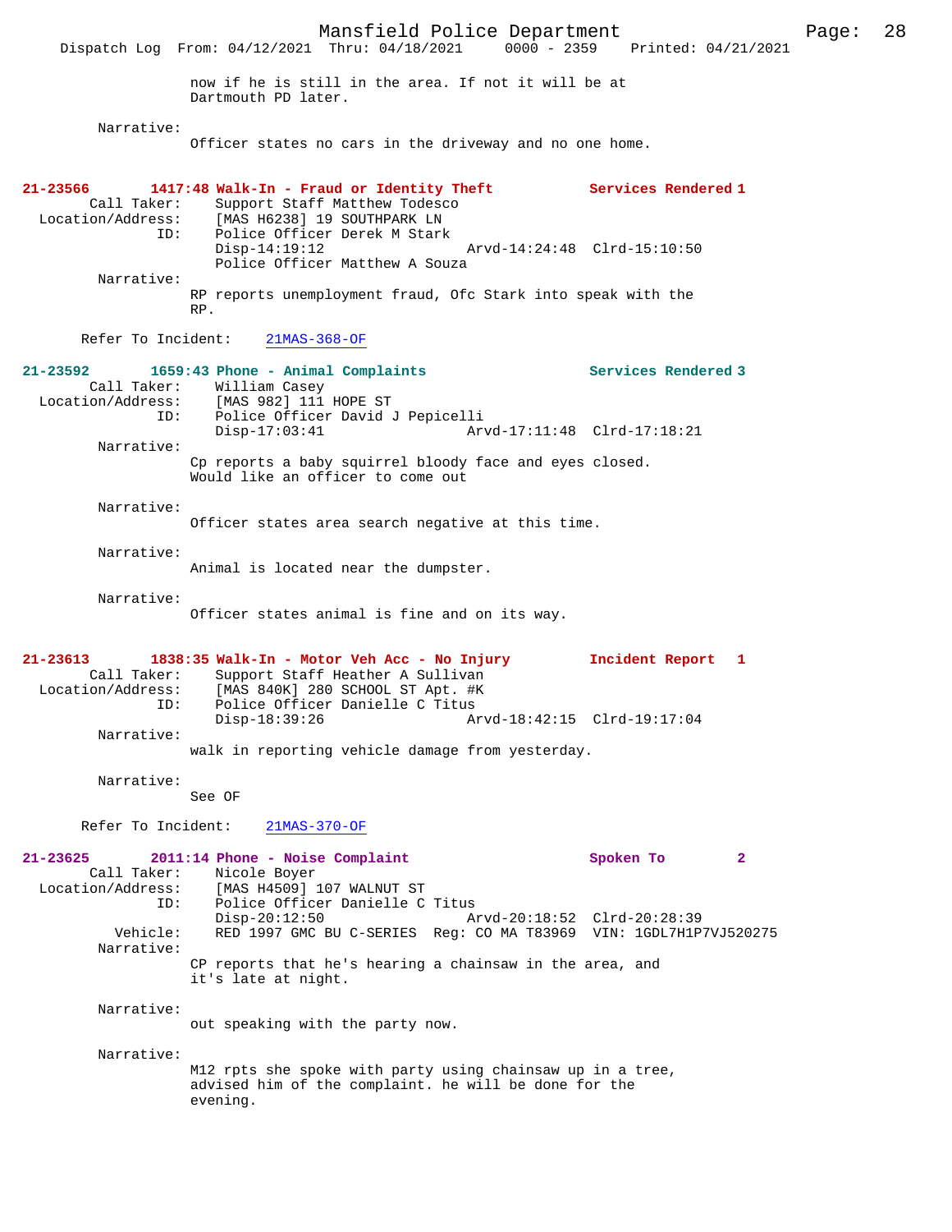now if he is still in the area. If not it will be at Dartmouth PD later.

Narrative:
Officer states no cars in the driveway and no one home.

**21-23566 1417:48 Walk-In - Fraud or Identity Theft Services Rendered 1**

Call Taker: Support Staff Matthew Todesco
Location/Address: [MAS H6238] 19 SOUTHPARK LN
ID: Police Officer Derek M Stark
Disp-14:19:12 Arvd-14:24:48 Clrd-15:10:50
Police Officer Matthew A Souza

Narrative:
RP reports unemployment fraud, Ofc Stark into speak with the RP.

Refer To Incident: 21MAS-368-OF

**21-23592 1659:43 Phone - Animal Complaints Services Rendered 3**

Call Taker: William Casey
Location/Address: [MAS 982] 111 HOPE ST
ID: Police Officer David J Pepicelli
Disp-17:03:41 Arvd-17:11:48 Clrd-17:18:21

Narrative:
Cp reports a baby squirrel bloody face and eyes closed. Would like an officer to come out

Narrative:
Officer states area search negative at this time.

Narrative:
Animal is located near the dumpster.

Narrative:
Officer states animal is fine and on its way.

**21-23613 1838:35 Walk-In - Motor Veh Acc - No Injury Incident Report 1**

Call Taker: Support Staff Heather A Sullivan
Location/Address: [MAS 840K] 280 SCHOOL ST Apt. #K
ID: Police Officer Danielle C Titus
Disp-18:39:26 Arvd-18:42:15 Clrd-19:17:04

Narrative:
walk in reporting vehicle damage from yesterday.

Narrative:
See OF

Refer To Incident: 21MAS-370-OF

**21-23625 2011:14 Phone - Noise Complaint Spoken To 2**

Call Taker: Nicole Boyer
Location/Address: [MAS H4509] 107 WALNUT ST
ID: Police Officer Danielle C Titus
Disp-20:12:50 Arvd-20:18:52 Clrd-20:28:39
Vehicle: RED 1997 GMC BU C-SERIES Reg: CO MA T83969 VIN: 1GDL7H1P7VJ520275

Narrative:
CP reports that he's hearing a chainsaw in the area, and it's late at night.

Narrative:
out speaking with the party now.

Narrative:
M12 rpts she spoke with party using chainsaw up in a tree, advised him of the complaint. he will be done for the evening.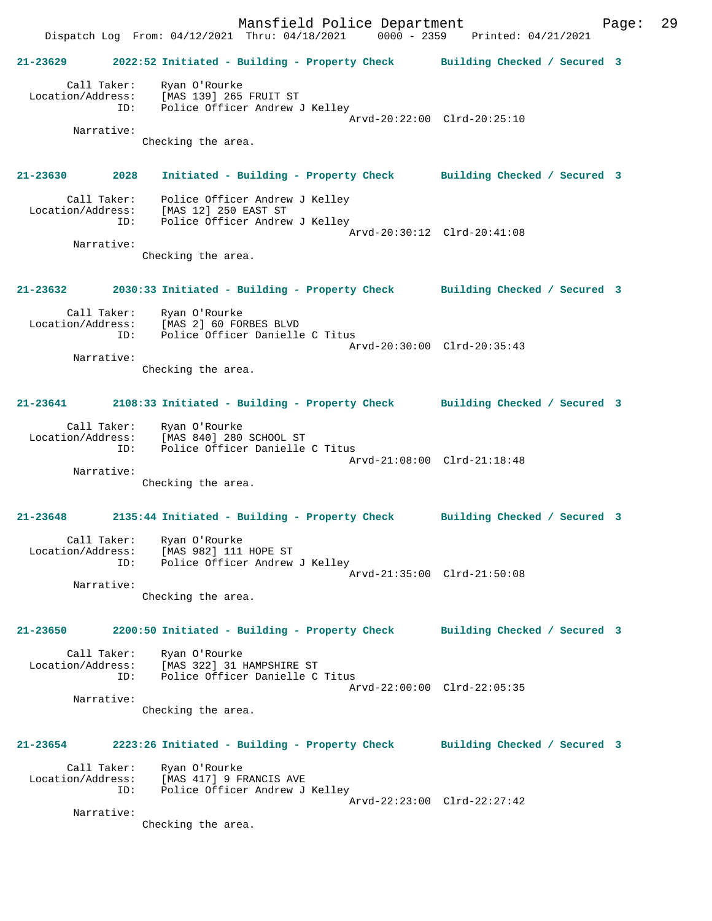**21-23629 2022:52 Initiated - Building - Property Check Building Checked / Secured 3**

Call Taker: Ryan O'Rourke
Location/Address: [MAS 139] 265 FRUIT ST
ID: Police Officer Andrew J Kelley
Arvd-20:22:00 Clrd-20:25:10
Narrative:
Checking the area.

**21-23630 2028 Initiated - Building - Property Check Building Checked / Secured 3**

Call Taker: Police Officer Andrew J Kelley
Location/Address: [MAS 12] 250 EAST ST
ID: Police Officer Andrew J Kelley
Arvd-20:30:12 Clrd-20:41:08
Narrative:
Checking the area.

**21-23632 2030:33 Initiated - Building - Property Check Building Checked / Secured 3**

Call Taker: Ryan O'Rourke
Location/Address: [MAS 2] 60 FORBES BLVD
ID: Police Officer Danielle C Titus
Arvd-20:30:00 Clrd-20:35:43
Narrative:
Checking the area.

**21-23641 2108:33 Initiated - Building - Property Check Building Checked / Secured 3**

Call Taker: Ryan O'Rourke
Location/Address: [MAS 840] 280 SCHOOL ST
ID: Police Officer Danielle C Titus
Arvd-21:08:00 Clrd-21:18:48
Narrative:
Checking the area.

**21-23648 2135:44 Initiated - Building - Property Check Building Checked / Secured 3**

Call Taker: Ryan O'Rourke
Location/Address: [MAS 982] 111 HOPE ST
ID: Police Officer Andrew J Kelley
Arvd-21:35:00 Clrd-21:50:08
Narrative:
Checking the area.

**21-23650 2200:50 Initiated - Building - Property Check Building Checked / Secured 3**

Call Taker: Ryan O'Rourke
Location/Address: [MAS 322] 31 HAMPSHIRE ST
ID: Police Officer Danielle C Titus
Arvd-22:00:00 Clrd-22:05:35
Narrative:
Checking the area.

**21-23654 2223:26 Initiated - Building - Property Check Building Checked / Secured 3**

Call Taker: Ryan O'Rourke
Location/Address: [MAS 417] 9 FRANCIS AVE
ID: Police Officer Andrew J Kelley
Arvd-22:23:00 Clrd-22:27:42
Narrative:
Checking the area.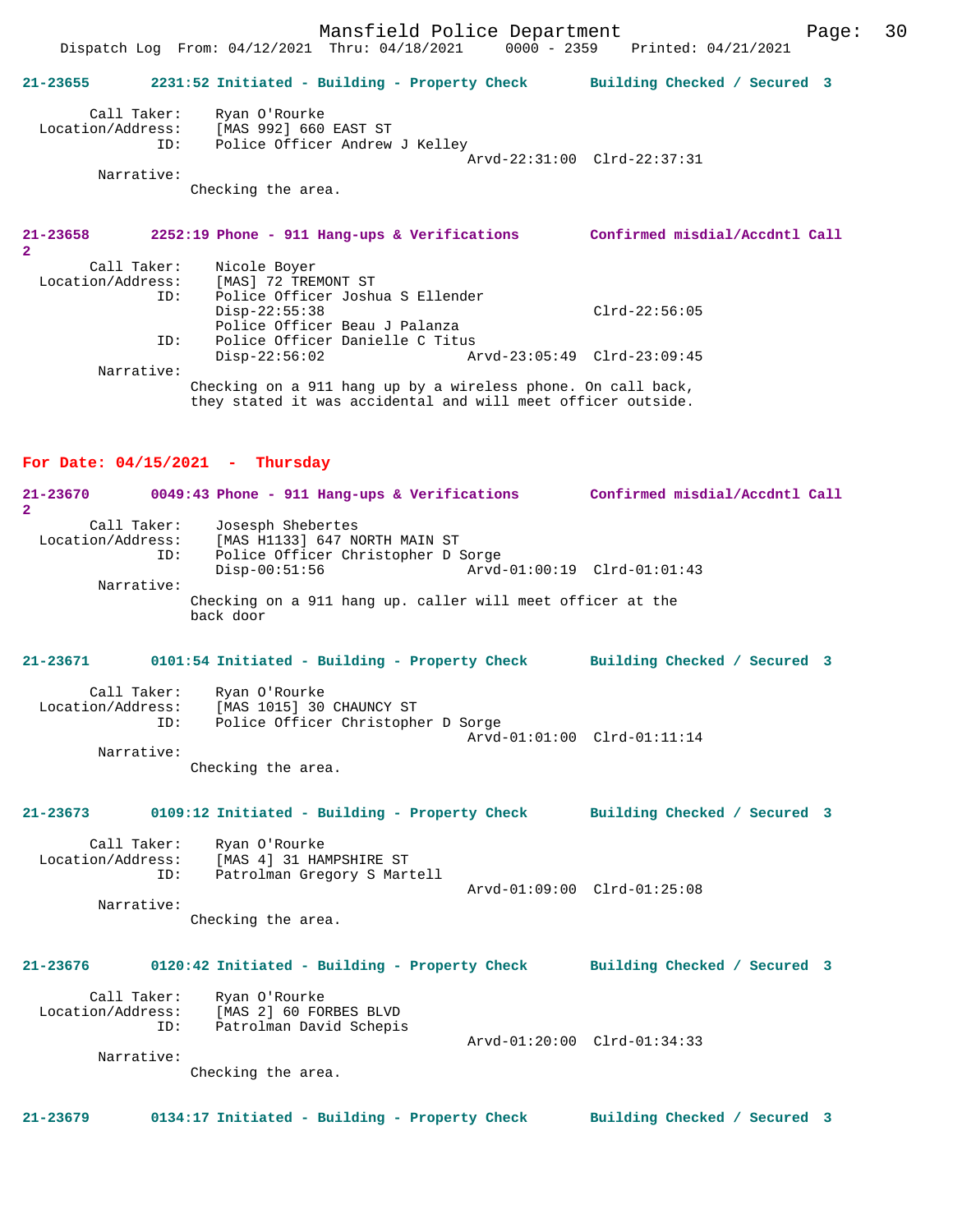**21-23655 2231:52 Initiated - Building - Property Check Building Checked / Secured 3**

```
        Call Taker:     Ryan O'Rourke
  Location/Address:     [MAS 992] 660 EAST ST
                ID:     Police Officer Andrew J Kelley
                                                   Arvd-22:31:00  Clrd-22:37:31
         Narrative:
                    Checking the area.
```

**21-23658 2252:19 Phone - 911 Hang-ups & Verifications Confirmed misdial/Accdntl Call 2**

```
        Call Taker:     Nicole Boyer
  Location/Address:     [MAS] 72 TREMONT ST
                ID:     Police Officer Joshua S Ellender
                        Disp-22:55:38                             Clrd-22:56:05
                        Police Officer Beau J Palanza
                ID:     Police Officer Danielle C Titus
                        Disp-22:56:02              Arvd-23:05:49  Clrd-23:09:45
         Narrative:
                    Checking on a 911 hang up by a wireless phone. On call back,
                    they stated it was accidental and will meet officer outside.
```

## For Date: 04/15/2021 - Thursday

**21-23670 0049:43 Phone - 911 Hang-ups & Verifications Confirmed misdial/Accdntl Call 2**

```
        Call Taker:     Josesph Shebertes
  Location/Address:     [MAS H1133] 647 NORTH MAIN ST
                ID:     Police Officer Christopher D Sorge
                        Disp-00:51:56              Arvd-01:00:19  Clrd-01:01:43
         Narrative:
                    Checking on a 911 hang up. caller will meet officer at the
                    back door
```

**21-23671 0101:54 Initiated - Building - Property Check Building Checked / Secured 3**

```
        Call Taker:     Ryan O'Rourke
  Location/Address:     [MAS 1015] 30 CHAUNCY ST
                ID:     Police Officer Christopher D Sorge
                                                   Arvd-01:01:00  Clrd-01:11:14
         Narrative:
                    Checking the area.
```

**21-23673 0109:12 Initiated - Building - Property Check Building Checked / Secured 3**

```
        Call Taker:     Ryan O'Rourke
  Location/Address:     [MAS 4] 31 HAMPSHIRE ST
                ID:     Patrolman Gregory S Martell
                                                   Arvd-01:09:00  Clrd-01:25:08
         Narrative:
                    Checking the area.
```

**21-23676 0120:42 Initiated - Building - Property Check Building Checked / Secured 3**

```
        Call Taker:     Ryan O'Rourke
  Location/Address:     [MAS 2] 60 FORBES BLVD
                ID:     Patrolman David Schepis
                                                   Arvd-01:20:00  Clrd-01:34:33
         Narrative:
                    Checking the area.
```

**21-23679 0134:17 Initiated - Building - Property Check Building Checked / Secured 3**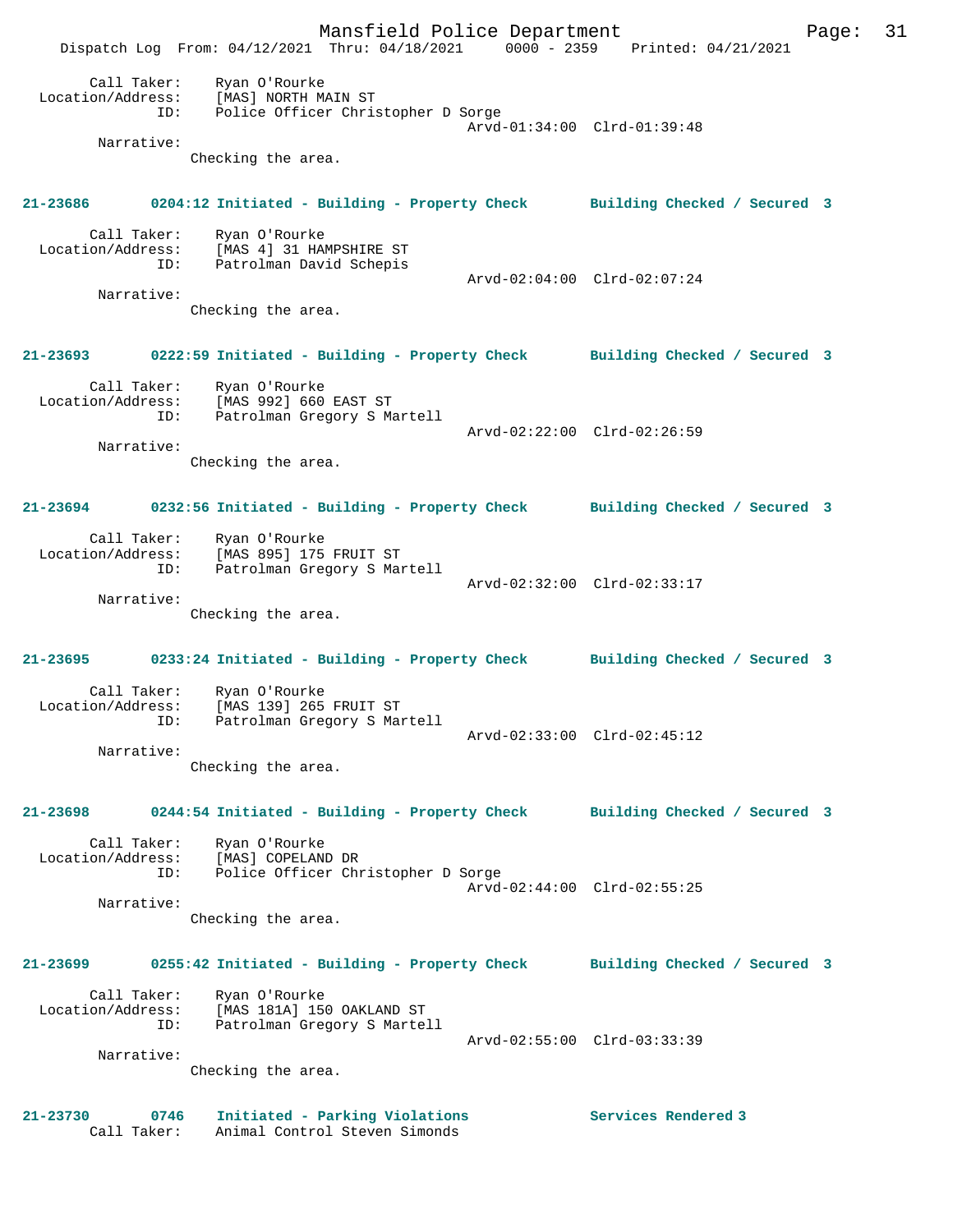Call Taker: Ryan O'Rourke
Location/Address: [MAS] NORTH MAIN ST
ID: Police Officer Christopher D Sorge
Arvd-01:34:00 Clrd-01:39:48
Narrative:
Checking the area.

**21-23686 0204:12 Initiated - Building - Property Check Building Checked / Secured 3**

Call Taker: Ryan O'Rourke
Location/Address: [MAS 4] 31 HAMPSHIRE ST
ID: Patrolman David Schepis
Arvd-02:04:00 Clrd-02:07:24
Narrative:
Checking the area.

**21-23693 0222:59 Initiated - Building - Property Check Building Checked / Secured 3**

Call Taker: Ryan O'Rourke
Location/Address: [MAS 992] 660 EAST ST
ID: Patrolman Gregory S Martell
Arvd-02:22:00 Clrd-02:26:59
Narrative:
Checking the area.

**21-23694 0232:56 Initiated - Building - Property Check Building Checked / Secured 3**

Call Taker: Ryan O'Rourke
Location/Address: [MAS 895] 175 FRUIT ST
ID: Patrolman Gregory S Martell
Arvd-02:32:00 Clrd-02:33:17
Narrative:
Checking the area.

**21-23695 0233:24 Initiated - Building - Property Check Building Checked / Secured 3**

Call Taker: Ryan O'Rourke
Location/Address: [MAS 139] 265 FRUIT ST
ID: Patrolman Gregory S Martell
Arvd-02:33:00 Clrd-02:45:12
Narrative:
Checking the area.

**21-23698 0244:54 Initiated - Building - Property Check Building Checked / Secured 3**

Call Taker: Ryan O'Rourke
Location/Address: [MAS] COPELAND DR
ID: Police Officer Christopher D Sorge
Arvd-02:44:00 Clrd-02:55:25
Narrative:
Checking the area.

**21-23699 0255:42 Initiated - Building - Property Check Building Checked / Secured 3**

Call Taker: Ryan O'Rourke
Location/Address: [MAS 181A] 150 OAKLAND ST
ID: Patrolman Gregory S Martell
Arvd-02:55:00 Clrd-03:33:39
Narrative:
Checking the area.

**21-23730 0746 Initiated - Parking Violations Services Rendered 3**

Call Taker: Animal Control Steven Simonds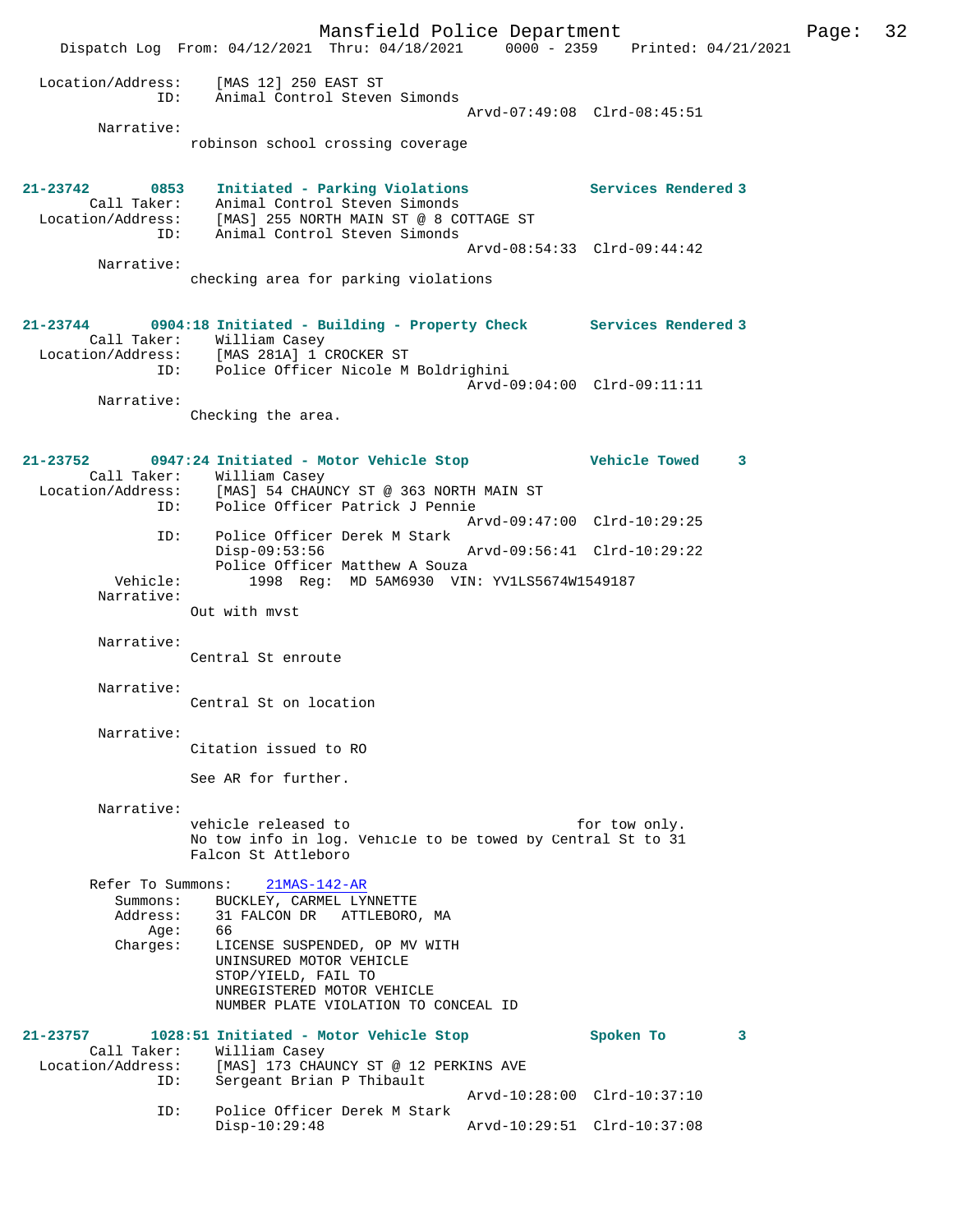```
Location/Address:    [MAS 12] 250 EAST ST
              ID:    Animal Control Steven Simonds
                                             Arvd-07:49:08  Clrd-08:45:51
       Narrative:
                 robinson school crossing coverage


21-23742       0853   Initiated - Parking Violations           Services Rendered 3
       Call Taker:    Animal Control Steven Simonds
 Location/Address:    [MAS] 255 NORTH MAIN ST @ 8 COTTAGE ST
              ID:    Animal Control Steven Simonds
                                             Arvd-08:54:33  Clrd-09:44:42
       Narrative:
                 checking area for parking violations


21-23744       0904:18 Initiated - Building - Property Check      Services Rendered 3
       Call Taker:    William Casey
 Location/Address:    [MAS 281A] 1 CROCKER ST
              ID:    Police Officer Nicole M Boldrighini
                                             Arvd-09:04:00  Clrd-09:11:11
       Narrative:
                 Checking the area.


21-23752       0947:24 Initiated - Motor Vehicle Stop             Vehicle Towed      3
       Call Taker:    William Casey
 Location/Address:    [MAS] 54 CHAUNCY ST @ 363 NORTH MAIN ST
              ID:    Police Officer Patrick J Pennie
                                             Arvd-09:47:00  Clrd-10:29:25
              ID:    Police Officer Derek M Stark
                     Disp-09:53:56           Arvd-09:56:41  Clrd-10:29:22
                     Police Officer Matthew A Souza
          Vehicle:       1998  Reg:  MD 5AM6930  VIN: YV1LS5674W1549187
       Narrative:
                 Out with mvst

       Narrative:
                 Central St enroute

       Narrative:
                 Central St on location

       Narrative:
                 Citation issued to RO

                 See AR for further.

       Narrative:
                 vehicle released to                            for tow only.
                 No tow info in log. Vehicle to be towed by Central St to 31
                 Falcon St Attleboro

      Refer To Summons:    21MAS-142-AR
          Summons:    BUCKLEY, CARMEL LYNNETTE
          Address:    31 FALCON DR   ATTLEBORO, MA
              Age:    66
          Charges:    LICENSE SUSPENDED, OP MV WITH
                      UNINSURED MOTOR VEHICLE
                      STOP/YIELD, FAIL TO
                      UNREGISTERED MOTOR VEHICLE
                      NUMBER PLATE VIOLATION TO CONCEAL ID

21-23757       1028:51 Initiated - Motor Vehicle Stop             Spoken To          3
       Call Taker:    William Casey
 Location/Address:    [MAS] 173 CHAUNCY ST @ 12 PERKINS AVE
              ID:    Sergeant Brian P Thibault
                                             Arvd-10:28:00  Clrd-10:37:10
              ID:    Police Officer Derek M Stark
                     Disp-10:29:48           Arvd-10:29:51  Clrd-10:37:08
```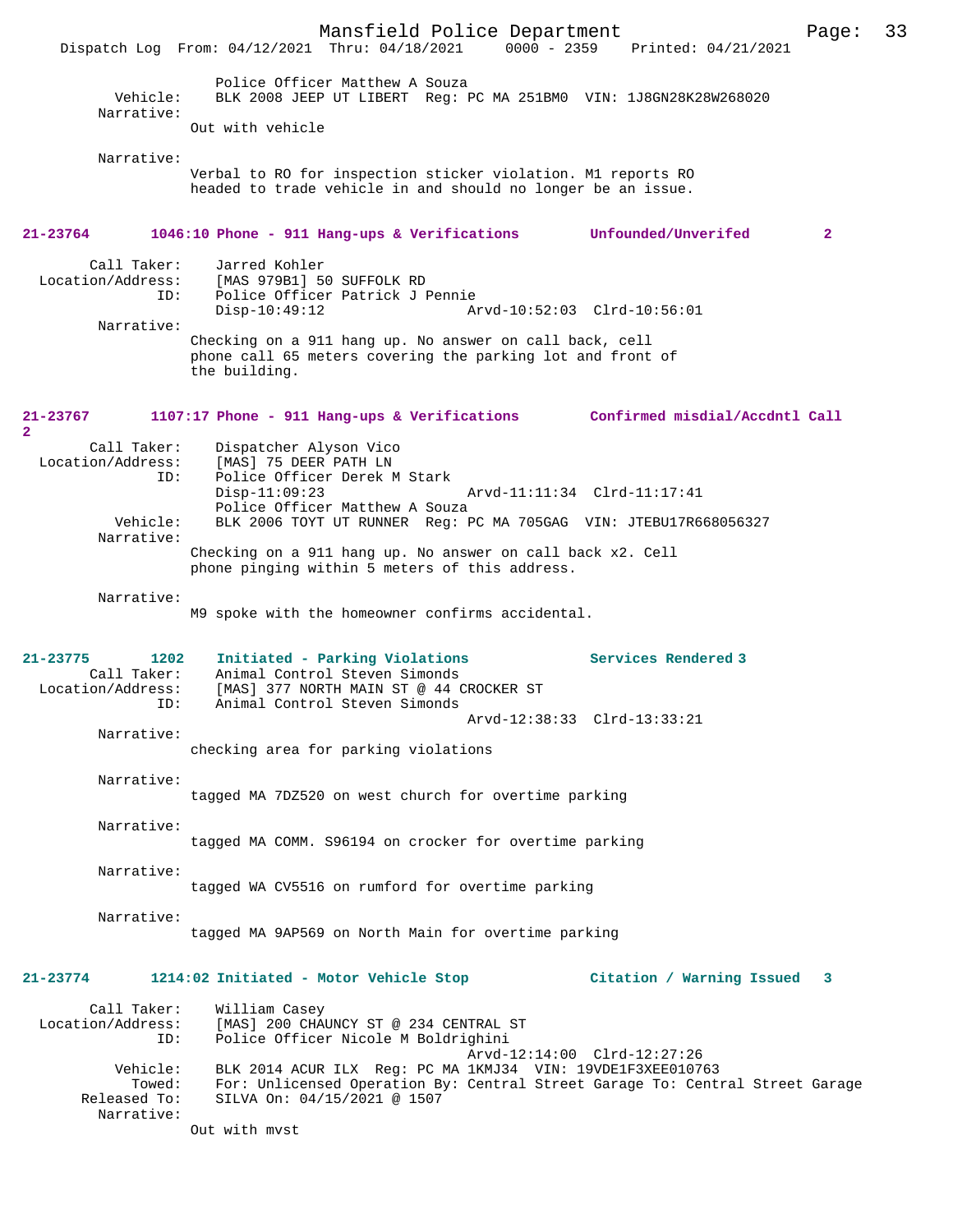Police Officer Matthew A Souza
Vehicle: BLK 2008 JEEP UT LIBERT Reg: PC MA 251BM0 VIN: 1J8GN28K28W268020
Narrative:
Out with vehicle

Narrative:
Verbal to RO for inspection sticker violation. M1 reports RO headed to trade vehicle in and should no longer be an issue.

**21-23764 1046:10 Phone - 911 Hang-ups & Verifications Unfounded/Unverifed 2**

Call Taker: Jarred Kohler
Location/Address: [MAS 979B1] 50 SUFFOLK RD
ID: Police Officer Patrick J Pennie
Disp-10:49:12 Arvd-10:52:03 Clrd-10:56:01
Narrative:
Checking on a 911 hang up. No answer on call back, cell phone call 65 meters covering the parking lot and front of the building.

**21-23767 1107:17 Phone - 911 Hang-ups & Verifications Confirmed misdial/Accdntl Call 2**

Call Taker: Dispatcher Alyson Vico
Location/Address: [MAS] 75 DEER PATH LN
ID: Police Officer Derek M Stark
Disp-11:09:23 Arvd-11:11:34 Clrd-11:17:41
Police Officer Matthew A Souza
Vehicle: BLK 2006 TOYT UT RUNNER Reg: PC MA 705GAG VIN: JTEBU17R668056327
Narrative:
Checking on a 911 hang up. No answer on call back x2. Cell phone pinging within 5 meters of this address.

Narrative:
M9 spoke with the homeowner confirms accidental.

**21-23775 1202 Initiated - Parking Violations Services Rendered 3**

Call Taker: Animal Control Steven Simonds
Location/Address: [MAS] 377 NORTH MAIN ST @ 44 CROCKER ST
ID: Animal Control Steven Simonds
Arvd-12:38:33 Clrd-13:33:21
Narrative:
checking area for parking violations

Narrative:
tagged MA 7DZ520 on west church for overtime parking

Narrative:
tagged MA COMM. S96194 on crocker for overtime parking

Narrative:
tagged WA CV5516 on rumford for overtime parking

Narrative:
tagged MA 9AP569 on North Main for overtime parking

**21-23774 1214:02 Initiated - Motor Vehicle Stop Citation / Warning Issued 3**

Call Taker: William Casey
Location/Address: [MAS] 200 CHAUNCY ST @ 234 CENTRAL ST
ID: Police Officer Nicole M Boldrighini
Arvd-12:14:00 Clrd-12:27:26
Vehicle: BLK 2014 ACUR ILX Reg: PC MA 1KMJ34 VIN: 19VDE1F3XEE010763
Towed: For: Unlicensed Operation By: Central Street Garage To: Central Street Garage
Released To: SILVA On: 04/15/2021 @ 1507
Narrative:
Out with mvst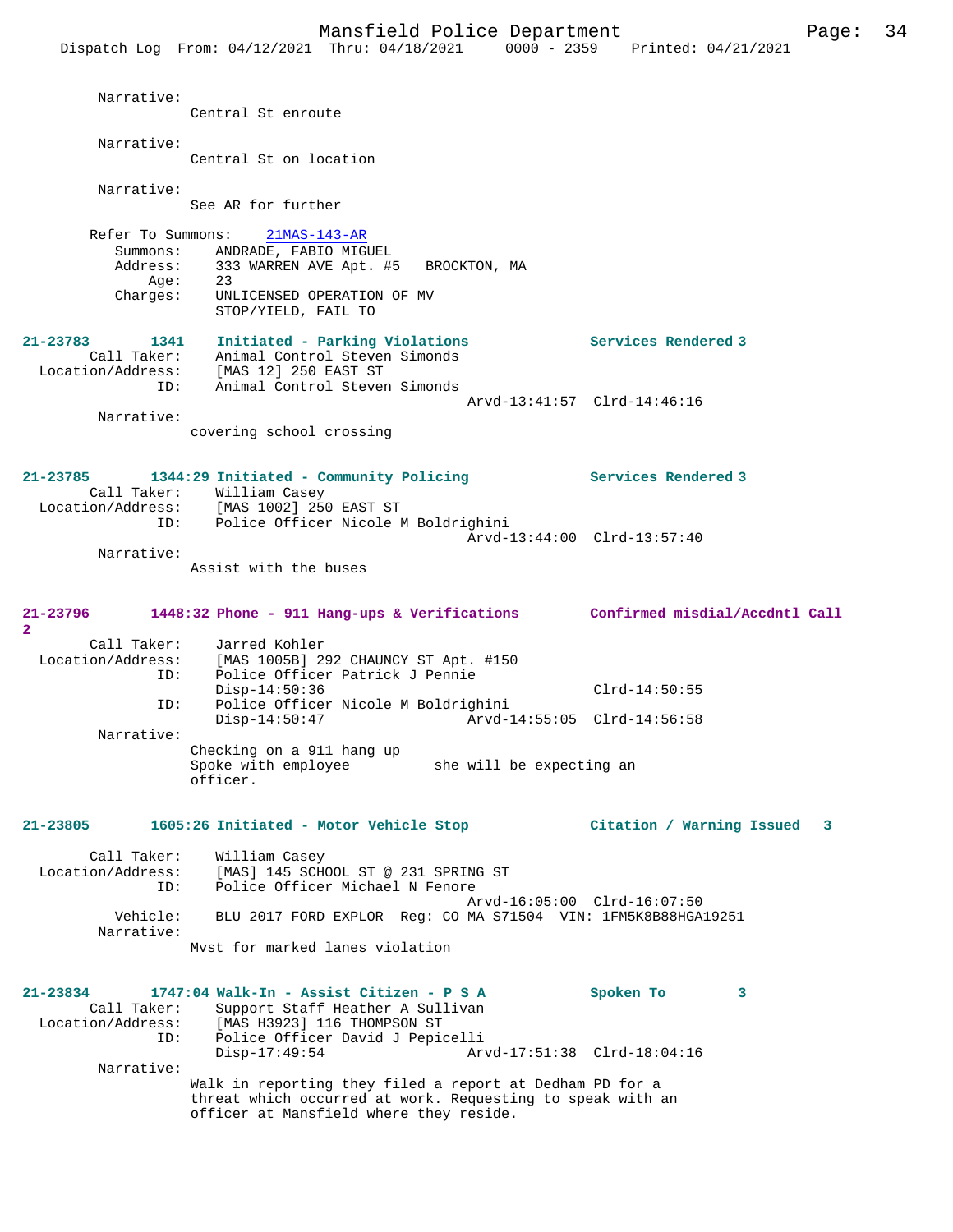Narrative:
Central St enroute

Narrative:
Central St on location

Narrative:
See AR for further

Refer To Summons: 21MAS-143-AR
Summons: ANDRADE, FABIO MIGUEL
Address: 333 WARREN AVE Apt. #5 BROCKTON, MA
Age: 23
Charges: UNLICENSED OPERATION OF MV
STOP/YIELD, FAIL TO

**21-23783 1341 Initiated - Parking Violations Services Rendered 3**
Call Taker: Animal Control Steven Simonds
Location/Address: [MAS 12] 250 EAST ST
ID: Animal Control Steven Simonds
Arvd-13:41:57 Clrd-14:46:16
Narrative:
covering school crossing

**21-23785 1344:29 Initiated - Community Policing Services Rendered 3**
Call Taker: William Casey
Location/Address: [MAS 1002] 250 EAST ST
ID: Police Officer Nicole M Boldrighini
Arvd-13:44:00 Clrd-13:57:40
Narrative:
Assist with the buses

**21-23796 1448:32 Phone - 911 Hang-ups & Verifications Confirmed misdial/Accdntl Call 2**
Call Taker: Jarred Kohler
Location/Address: [MAS 1005B] 292 CHAUNCY ST Apt. #150
ID: Police Officer Patrick J Pennie
Disp-14:50:36 Clrd-14:50:55
ID: Police Officer Nicole M Boldrighini
Disp-14:50:47 Arvd-14:55:05 Clrd-14:56:58
Narrative:
Checking on a 911 hang up
Spoke with employee she will be expecting an officer.

**21-23805 1605:26 Initiated - Motor Vehicle Stop Citation / Warning Issued 3**
Call Taker: William Casey
Location/Address: [MAS] 145 SCHOOL ST @ 231 SPRING ST
ID: Police Officer Michael N Fenore
Arvd-16:05:00 Clrd-16:07:50
Vehicle: BLU 2017 FORD EXPLOR Reg: CO MA S71504 VIN: 1FM5K8B88HGA19251
Narrative:
Mvst for marked lanes violation

**21-23834 1747:04 Walk-In - Assist Citizen - P S A Spoken To 3**
Call Taker: Support Staff Heather A Sullivan
Location/Address: [MAS H3923] 116 THOMPSON ST
ID: Police Officer David J Pepicelli
Disp-17:49:54 Arvd-17:51:38 Clrd-18:04:16
Narrative:
Walk in reporting they filed a report at Dedham PD for a threat which occurred at work. Requesting to speak with an officer at Mansfield where they reside.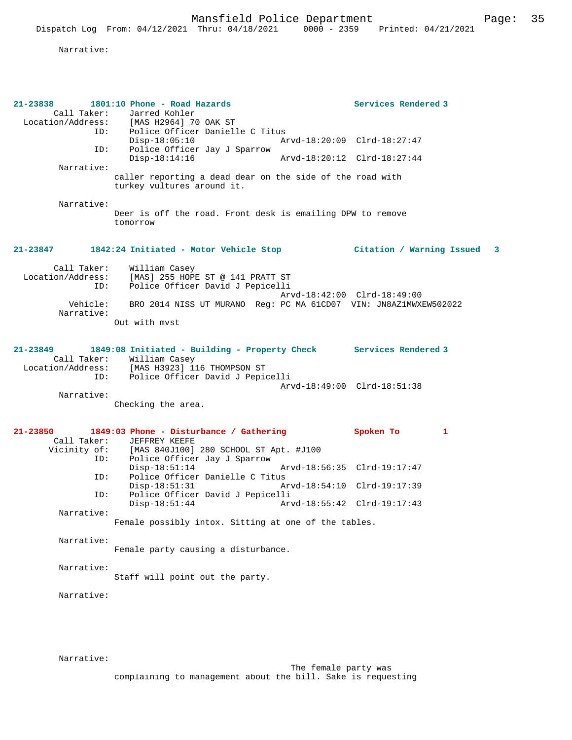Narrative:

**21-23838 1801:10 Phone - Road Hazards — Services Rendered 3**

Call Taker: Jarred Kohler
Location/Address: [MAS H2964] 70 OAK ST
ID: Police Officer Danielle C Titus
Disp-18:05:10 Arvd-18:20:09 Clrd-18:27:47
ID: Police Officer Jay J Sparrow
Disp-18:14:16 Arvd-18:20:12 Clrd-18:27:44

Narrative:
caller reporting a dead dear on the side of the road with turkey vultures around it.

Narrative:
Deer is off the road. Front desk is emailing DPW to remove tomorrow

**21-23847 1842:24 Initiated - Motor Vehicle Stop — Citation / Warning Issued 3**

Call Taker: William Casey
Location/Address: [MAS] 255 HOPE ST @ 141 PRATT ST
ID: Police Officer David J Pepicelli
Arvd-18:42:00 Clrd-18:49:00
Vehicle: BRO 2014 NISS UT MURANO Reg: PC MA 61CD07 VIN: JN8AZ1MWXEW502022

Narrative:
Out with mvst

**21-23849 1849:08 Initiated - Building - Property Check — Services Rendered 3**

Call Taker: William Casey
Location/Address: [MAS H3923] 116 THOMPSON ST
ID: Police Officer David J Pepicelli
Arvd-18:49:00 Clrd-18:51:38

Narrative:
Checking the area.

**21-23850 1849:03 Phone - Disturbance / Gathering — Spoken To 1**

Call Taker: JEFFREY KEEFE
Vicinity of: [MAS 840J100] 280 SCHOOL ST Apt. #J100
ID: Police Officer Jay J Sparrow
Disp-18:51:14 Arvd-18:56:35 Clrd-19:17:47
ID: Police Officer Danielle C Titus
Disp-18:51:31 Arvd-18:54:10 Clrd-19:17:39
ID: Police Officer David J Pepicelli
Disp-18:51:44 Arvd-18:55:42 Clrd-19:17:43

Narrative:
Female possibly intox. Sitting at one of the tables.

Narrative:
Female party causing a disturbance.

Narrative:
Staff will point out the party.

Narrative:

Narrative:
The female party was complaining to management about the bill. Sake is requesting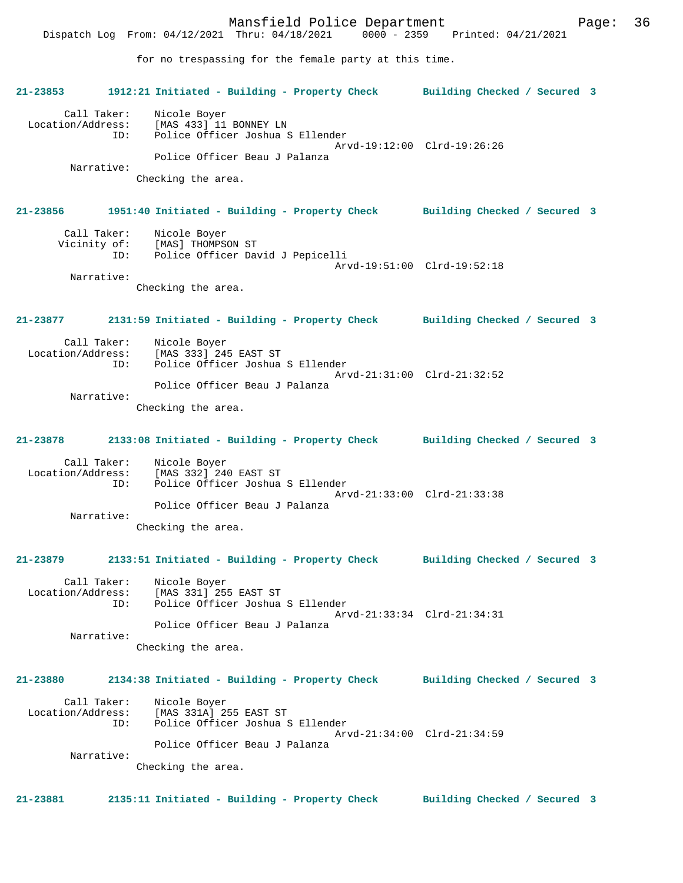for no trespassing for the female party at this time.

**21-23853 1912:21 Initiated - Building - Property Check Building Checked / Secured 3**

Call Taker: Nicole Boyer
Location/Address: [MAS 433] 11 BONNEY LN
ID: Police Officer Joshua S Ellender
Arvd-19:12:00 Clrd-19:26:26
Police Officer Beau J Palanza
Narrative:
Checking the area.

**21-23856 1951:40 Initiated - Building - Property Check Building Checked / Secured 3**

Call Taker: Nicole Boyer
Vicinity of: [MAS] THOMPSON ST
ID: Police Officer David J Pepicelli
Arvd-19:51:00 Clrd-19:52:18
Narrative:
Checking the area.

**21-23877 2131:59 Initiated - Building - Property Check Building Checked / Secured 3**

Call Taker: Nicole Boyer
Location/Address: [MAS 333] 245 EAST ST
ID: Police Officer Joshua S Ellender
Arvd-21:31:00 Clrd-21:32:52
Police Officer Beau J Palanza
Narrative:
Checking the area.

**21-23878 2133:08 Initiated - Building - Property Check Building Checked / Secured 3**

Call Taker: Nicole Boyer
Location/Address: [MAS 332] 240 EAST ST
ID: Police Officer Joshua S Ellender
Arvd-21:33:00 Clrd-21:33:38
Police Officer Beau J Palanza
Narrative:
Checking the area.

**21-23879 2133:51 Initiated - Building - Property Check Building Checked / Secured 3**

Call Taker: Nicole Boyer
Location/Address: [MAS 331] 255 EAST ST
ID: Police Officer Joshua S Ellender
Arvd-21:33:34 Clrd-21:34:31
Police Officer Beau J Palanza
Narrative:
Checking the area.

**21-23880 2134:38 Initiated - Building - Property Check Building Checked / Secured 3**

Call Taker: Nicole Boyer
Location/Address: [MAS 331A] 255 EAST ST
ID: Police Officer Joshua S Ellender
Arvd-21:34:00 Clrd-21:34:59
Police Officer Beau J Palanza
Narrative:
Checking the area.

**21-23881 2135:11 Initiated - Building - Property Check Building Checked / Secured 3**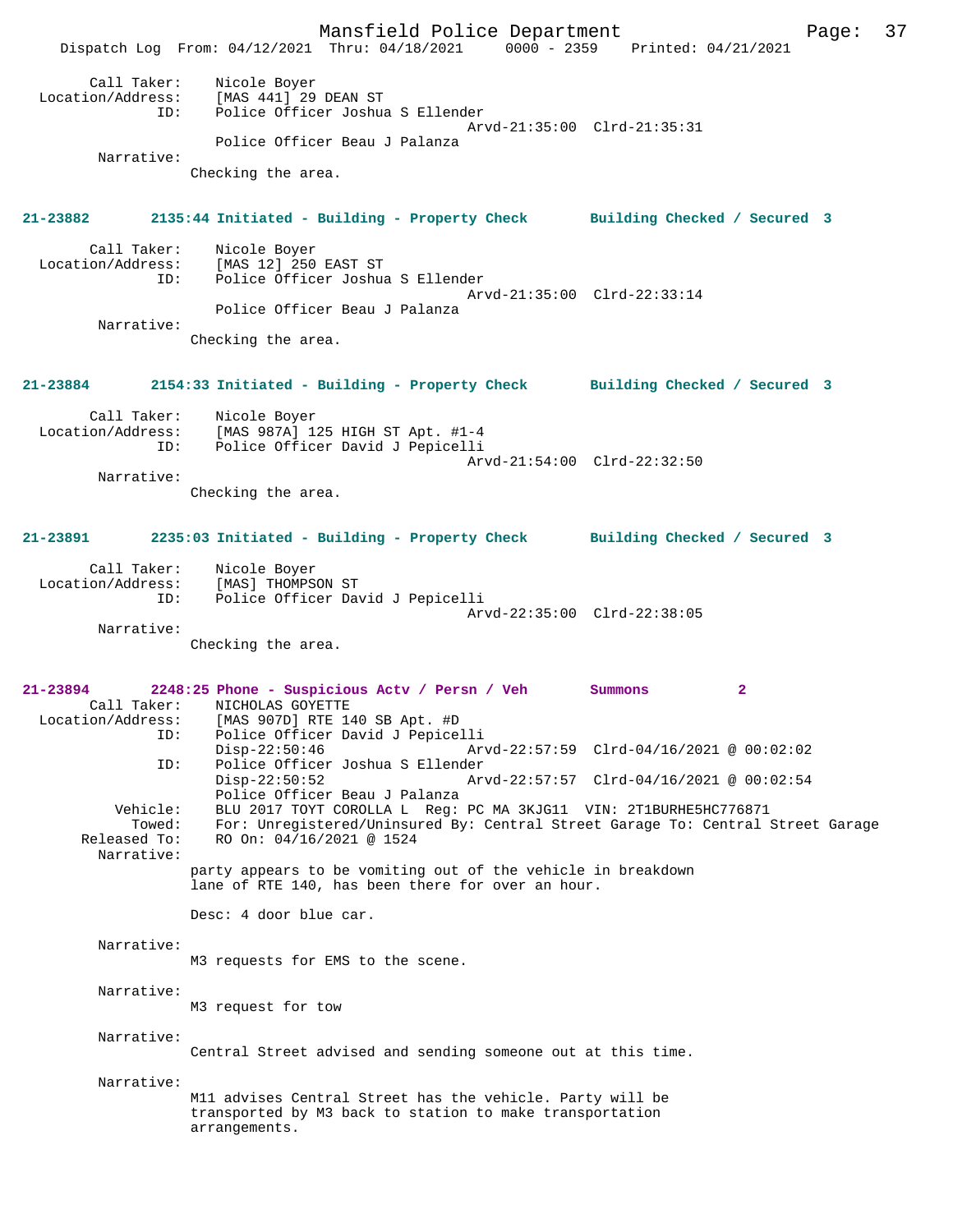```
        Call Taker:    Nicole Boyer
  Location/Address:    [MAS 441] 29 DEAN ST
               ID:     Police Officer Joshua S Ellender
                                                  Arvd-21:35:00  Clrd-21:35:31
                       Police Officer Beau J Palanza
         Narrative:
                     Checking the area.
```

**21-23882 2135:44 Initiated - Building - Property Check Building Checked / Secured 3**

```
        Call Taker:    Nicole Boyer
  Location/Address:    [MAS 12] 250 EAST ST
               ID:     Police Officer Joshua S Ellender
                                                  Arvd-21:35:00  Clrd-22:33:14
                       Police Officer Beau J Palanza
         Narrative:
                     Checking the area.
```

**21-23884 2154:33 Initiated - Building - Property Check Building Checked / Secured 3**

```
        Call Taker:    Nicole Boyer
  Location/Address:    [MAS 987A] 125 HIGH ST Apt. #1-4
               ID:     Police Officer David J Pepicelli
                                                  Arvd-21:54:00  Clrd-22:32:50
         Narrative:
                     Checking the area.
```

**21-23891 2235:03 Initiated - Building - Property Check Building Checked / Secured 3**

```
        Call Taker:    Nicole Boyer
  Location/Address:    [MAS] THOMPSON ST
               ID:     Police Officer David J Pepicelli
                                                  Arvd-22:35:00  Clrd-22:38:05
         Narrative:
                     Checking the area.
```

**21-23894 2248:25 Phone - Suspicious Actv / Persn / Veh Summons 2**

```
        Call Taker:    NICHOLAS GOYETTE
  Location/Address:    [MAS 907D] RTE 140 SB Apt. #D
               ID:     Police Officer David J Pepicelli
                       Disp-22:50:46              Arvd-22:57:59  Clrd-04/16/2021 @ 00:02:02
               ID:     Police Officer Joshua S Ellender
                       Disp-22:50:52              Arvd-22:57:57  Clrd-04/16/2021 @ 00:02:54
                       Police Officer Beau J Palanza
           Vehicle:    BLU 2017 TOYT COROLLA L  Reg: PC MA 3KJG11  VIN: 2T1BURHE5HC776871
             Towed:    For: Unregistered/Uninsured By: Central Street Garage To: Central Street Garage
       Released To:    RO On: 04/16/2021 @ 1524
         Narrative:
                     party appears to be vomiting out of the vehicle in breakdown
                     lane of RTE 140, has been there for over an hour.

                     Desc: 4 door blue car.

         Narrative:
                     M3 requests for EMS to the scene.

         Narrative:
                     M3 request for tow

         Narrative:
                     Central Street advised and sending someone out at this time.

         Narrative:
                     M11 advises Central Street has the vehicle. Party will be
                     transported by M3 back to station to make transportation
                     arrangements.
```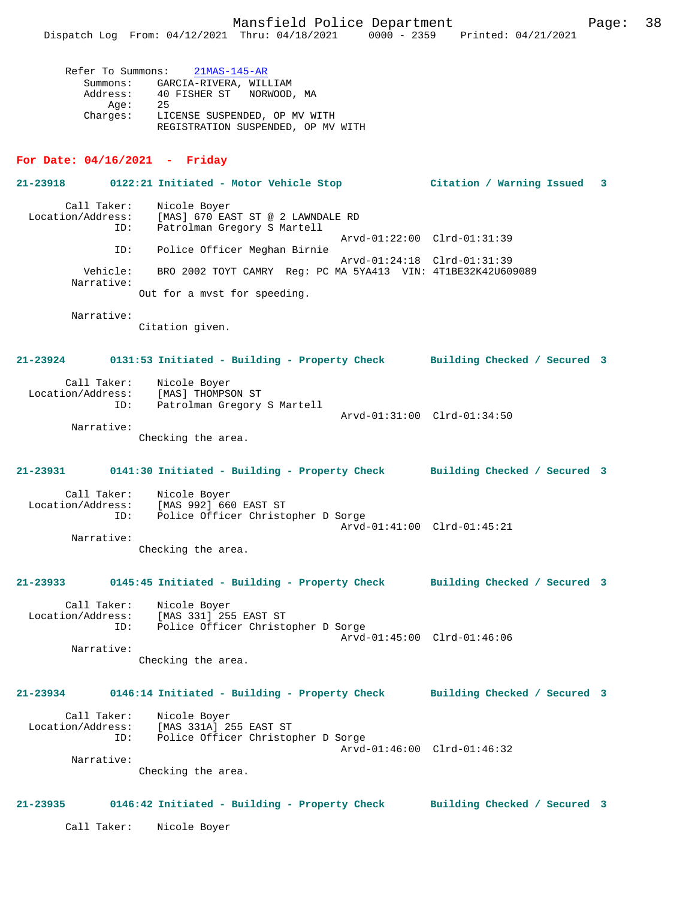Refer To Summons: 21MAS-145-AR
Summons: GARCIA-RIVERA, WILLIAM
Address: 40 FISHER ST NORWOOD, MA
Age: 25
Charges: LICENSE SUSPENDED, OP MV WITH
REGISTRATION SUSPENDED, OP MV WITH

## For Date: 04/16/2021 - Friday

**21-23918 0122:21 Initiated - Motor Vehicle Stop Citation / Warning Issued 3**

Call Taker: Nicole Boyer
Location/Address: [MAS] 670 EAST ST @ 2 LAWNDALE RD
ID: Patrolman Gregory S Martell
Arvd-01:22:00 Clrd-01:31:39
ID: Police Officer Meghan Birnie
Arvd-01:24:18 Clrd-01:31:39
Vehicle: BRO 2002 TOYT CAMRY Reg: PC MA 5YA413 VIN: 4T1BE32K42U609089
Narrative:
Out for a mvst for speeding.

Narrative:
Citation given.

**21-23924 0131:53 Initiated - Building - Property Check Building Checked / Secured 3**

Call Taker: Nicole Boyer
Location/Address: [MAS] THOMPSON ST
ID: Patrolman Gregory S Martell
Arvd-01:31:00 Clrd-01:34:50
Narrative:
Checking the area.

**21-23931 0141:30 Initiated - Building - Property Check Building Checked / Secured 3**

Call Taker: Nicole Boyer
Location/Address: [MAS 992] 660 EAST ST
ID: Police Officer Christopher D Sorge
Arvd-01:41:00 Clrd-01:45:21
Narrative:
Checking the area.

**21-23933 0145:45 Initiated - Building - Property Check Building Checked / Secured 3**

Call Taker: Nicole Boyer
Location/Address: [MAS 331] 255 EAST ST
ID: Police Officer Christopher D Sorge
Arvd-01:45:00 Clrd-01:46:06
Narrative:
Checking the area.

**21-23934 0146:14 Initiated - Building - Property Check Building Checked / Secured 3**

Call Taker: Nicole Boyer
Location/Address: [MAS 331A] 255 EAST ST
ID: Police Officer Christopher D Sorge
Arvd-01:46:00 Clrd-01:46:32
Narrative:
Checking the area.

**21-23935 0146:42 Initiated - Building - Property Check Building Checked / Secured 3**

Call Taker: Nicole Boyer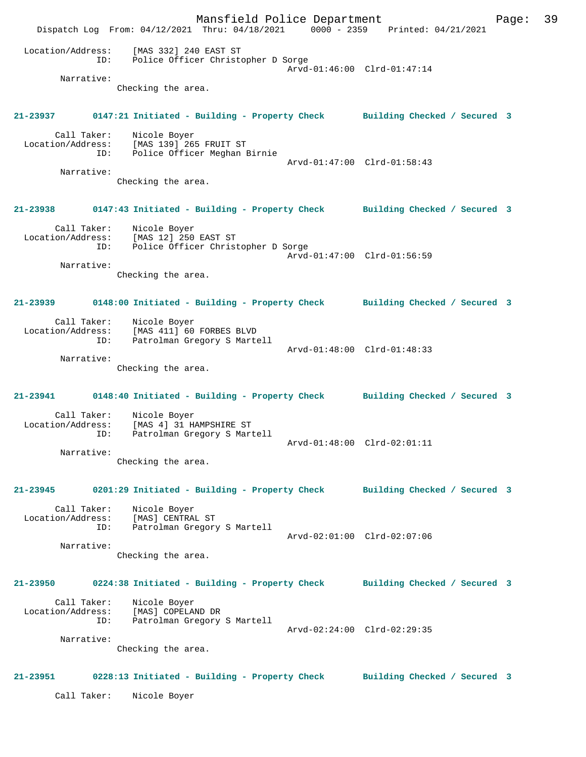Location/Address: [MAS 332] 240 EAST ST
ID: Police Officer Christopher D Sorge
Arvd-01:46:00 Clrd-01:47:14
Narrative:
Checking the area.

**21-23937 0147:21 Initiated - Building - Property Check Building Checked / Secured 3**

Call Taker: Nicole Boyer
Location/Address: [MAS 139] 265 FRUIT ST
ID: Police Officer Meghan Birnie
Arvd-01:47:00 Clrd-01:58:43
Narrative:
Checking the area.

**21-23938 0147:43 Initiated - Building - Property Check Building Checked / Secured 3**

Call Taker: Nicole Boyer
Location/Address: [MAS 12] 250 EAST ST
ID: Police Officer Christopher D Sorge
Arvd-01:47:00 Clrd-01:56:59
Narrative:
Checking the area.

**21-23939 0148:00 Initiated - Building - Property Check Building Checked / Secured 3**

Call Taker: Nicole Boyer
Location/Address: [MAS 411] 60 FORBES BLVD
ID: Patrolman Gregory S Martell
Arvd-01:48:00 Clrd-01:48:33
Narrative:
Checking the area.

**21-23941 0148:40 Initiated - Building - Property Check Building Checked / Secured 3**

Call Taker: Nicole Boyer
Location/Address: [MAS 4] 31 HAMPSHIRE ST
ID: Patrolman Gregory S Martell
Arvd-01:48:00 Clrd-02:01:11
Narrative:
Checking the area.

**21-23945 0201:29 Initiated - Building - Property Check Building Checked / Secured 3**

Call Taker: Nicole Boyer
Location/Address: [MAS] CENTRAL ST
ID: Patrolman Gregory S Martell
Arvd-02:01:00 Clrd-02:07:06
Narrative:
Checking the area.

**21-23950 0224:38 Initiated - Building - Property Check Building Checked / Secured 3**

Call Taker: Nicole Boyer
Location/Address: [MAS] COPELAND DR
ID: Patrolman Gregory S Martell
Arvd-02:24:00 Clrd-02:29:35
Narrative:
Checking the area.

**21-23951 0228:13 Initiated - Building - Property Check Building Checked / Secured 3**

Call Taker: Nicole Boyer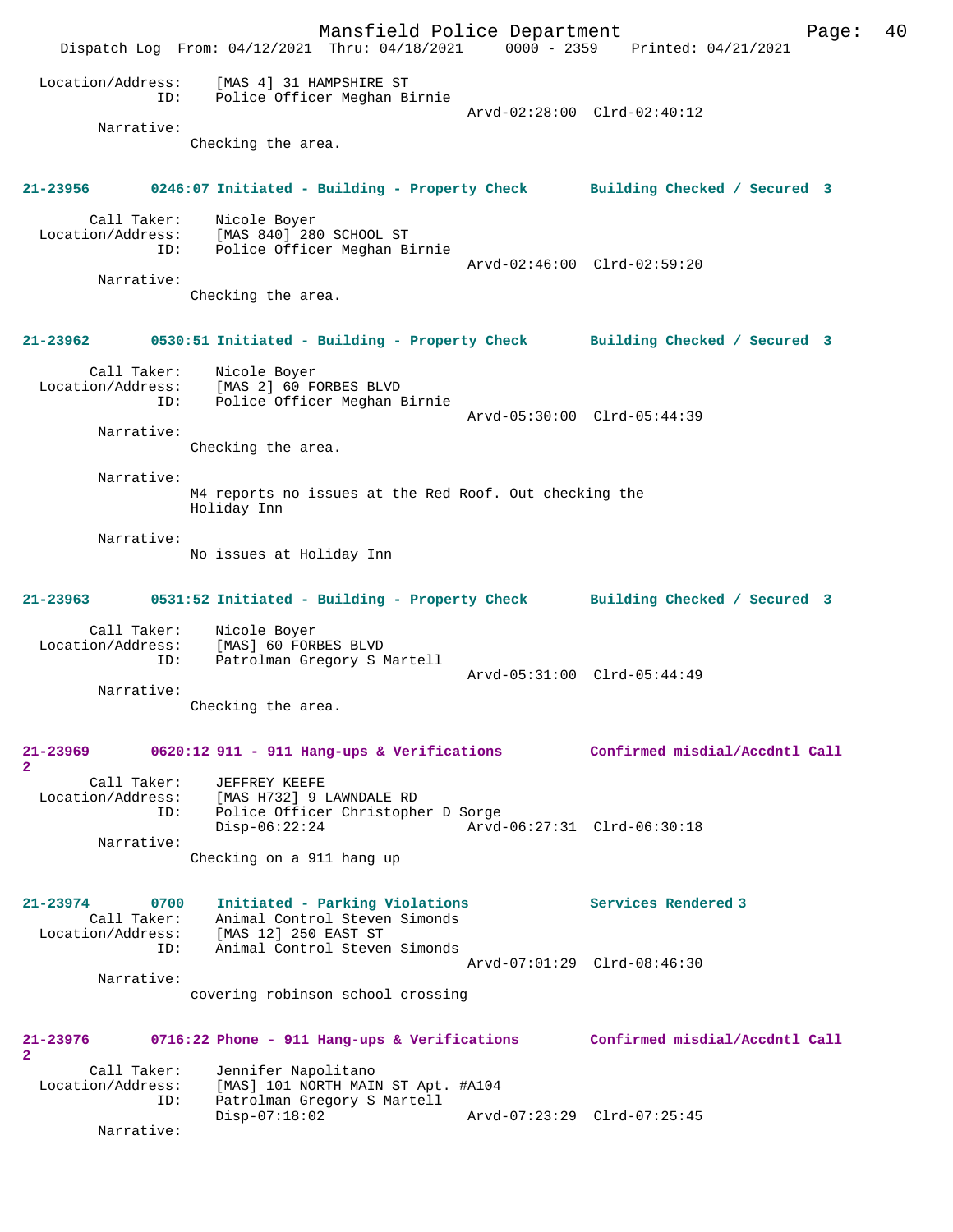Location/Address: [MAS 4] 31 HAMPSHIRE ST
ID: Police Officer Meghan Birnie
Arvd-02:28:00 Clrd-02:40:12

Narrative:
Checking the area.

**21-23956 0246:07 Initiated - Building - Property Check Building Checked / Secured 3**

Call Taker: Nicole Boyer
Location/Address: [MAS 840] 280 SCHOOL ST
ID: Police Officer Meghan Birnie
Arvd-02:46:00 Clrd-02:59:20

Narrative:
Checking the area.

**21-23962 0530:51 Initiated - Building - Property Check Building Checked / Secured 3**

Call Taker: Nicole Boyer
Location/Address: [MAS 2] 60 FORBES BLVD
ID: Police Officer Meghan Birnie
Arvd-05:30:00 Clrd-05:44:39

Narrative:
Checking the area.

Narrative:
M4 reports no issues at the Red Roof. Out checking the Holiday Inn

Narrative:
No issues at Holiday Inn

**21-23963 0531:52 Initiated - Building - Property Check Building Checked / Secured 3**

Call Taker: Nicole Boyer
Location/Address: [MAS] 60 FORBES BLVD
ID: Patrolman Gregory S Martell
Arvd-05:31:00 Clrd-05:44:49

Narrative:
Checking the area.

**21-23969 0620:12 911 - 911 Hang-ups & Verifications Confirmed misdial/Accdntl Call 2**

Call Taker: JEFFREY KEEFE
Location/Address: [MAS H732] 9 LAWNDALE RD
ID: Police Officer Christopher D Sorge
Disp-06:22:24 Arvd-06:27:31 Clrd-06:30:18

Narrative:
Checking on a 911 hang up

**21-23974 0700 Initiated - Parking Violations Services Rendered 3**

Call Taker: Animal Control Steven Simonds
Location/Address: [MAS 12] 250 EAST ST
ID: Animal Control Steven Simonds
Arvd-07:01:29 Clrd-08:46:30

Narrative:
covering robinson school crossing

**21-23976 0716:22 Phone - 911 Hang-ups & Verifications Confirmed misdial/Accdntl Call 2**

Call Taker: Jennifer Napolitano
Location/Address: [MAS] 101 NORTH MAIN ST Apt. #A104
ID: Patrolman Gregory S Martell
Disp-07:18:02 Arvd-07:23:29 Clrd-07:25:45

Narrative: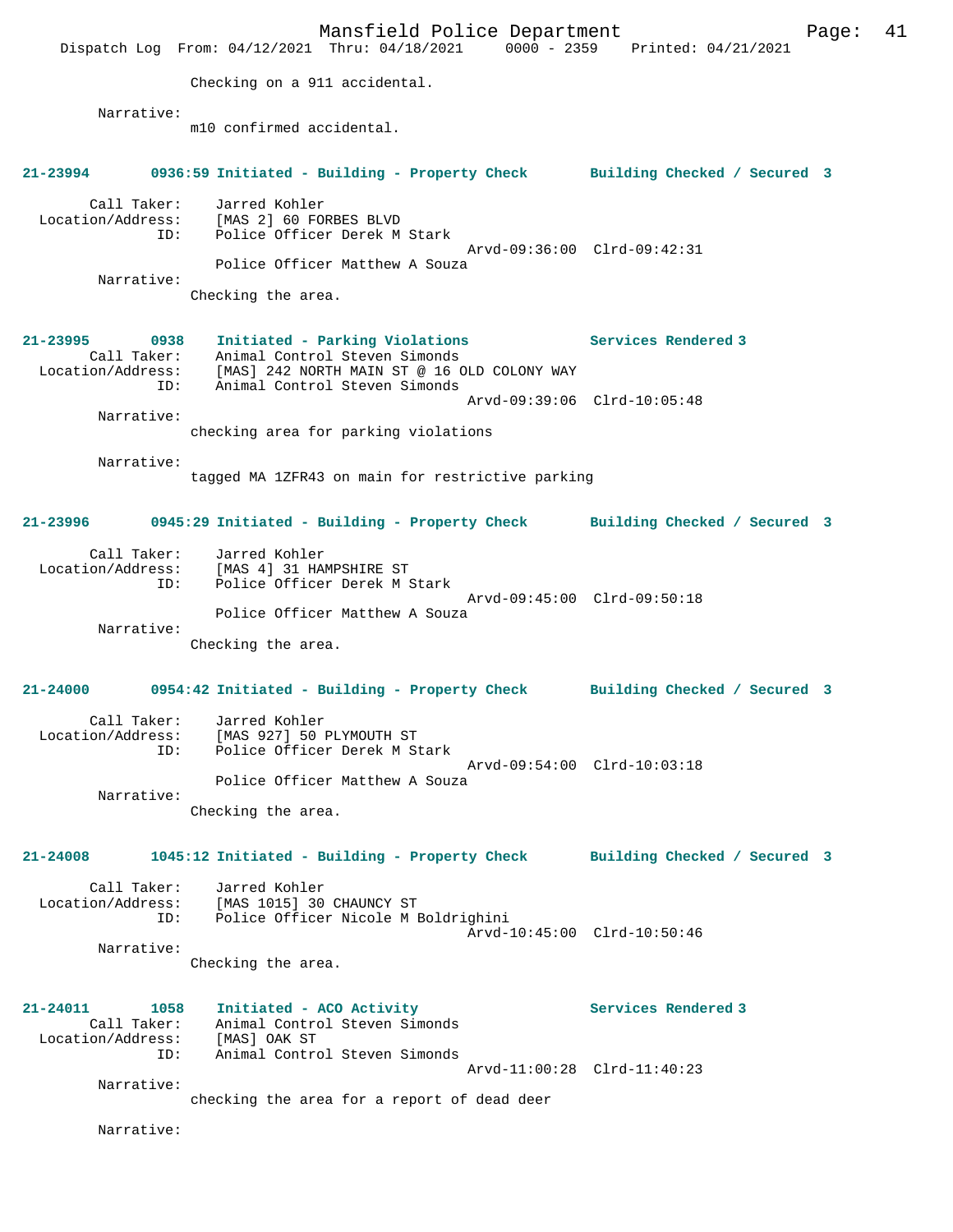Checking on a 911 accidental.

Narrative:
m10 confirmed accidental.

**21-23994 0936:59 Initiated - Building - Property Check Building Checked / Secured 3**

Call Taker: Jarred Kohler
Location/Address: [MAS 2] 60 FORBES BLVD
ID: Police Officer Derek M Stark
Arvd-09:36:00 Clrd-09:42:31
Police Officer Matthew A Souza
Narrative:
Checking the area.

**21-23995 0938 Initiated - Parking Violations Services Rendered 3**
Call Taker: Animal Control Steven Simonds
Location/Address: [MAS] 242 NORTH MAIN ST @ 16 OLD COLONY WAY
ID: Animal Control Steven Simonds
Arvd-09:39:06 Clrd-10:05:48
Narrative:
checking area for parking violations

Narrative:
tagged MA 1ZFR43 on main for restrictive parking

**21-23996 0945:29 Initiated - Building - Property Check Building Checked / Secured 3**

Call Taker: Jarred Kohler
Location/Address: [MAS 4] 31 HAMPSHIRE ST
ID: Police Officer Derek M Stark
Arvd-09:45:00 Clrd-09:50:18
Police Officer Matthew A Souza
Narrative:
Checking the area.

**21-24000 0954:42 Initiated - Building - Property Check Building Checked / Secured 3**

Call Taker: Jarred Kohler
Location/Address: [MAS 927] 50 PLYMOUTH ST
ID: Police Officer Derek M Stark
Arvd-09:54:00 Clrd-10:03:18
Police Officer Matthew A Souza
Narrative:
Checking the area.

**21-24008 1045:12 Initiated - Building - Property Check Building Checked / Secured 3**

Call Taker: Jarred Kohler
Location/Address: [MAS 1015] 30 CHAUNCY ST
ID: Police Officer Nicole M Boldrighini
Arvd-10:45:00 Clrd-10:50:46
Narrative:
Checking the area.

**21-24011 1058 Initiated - ACO Activity Services Rendered 3**
Call Taker: Animal Control Steven Simonds
Location/Address: [MAS] OAK ST
ID: Animal Control Steven Simonds
Arvd-11:00:28 Clrd-11:40:23
Narrative:
checking the area for a report of dead deer

Narrative: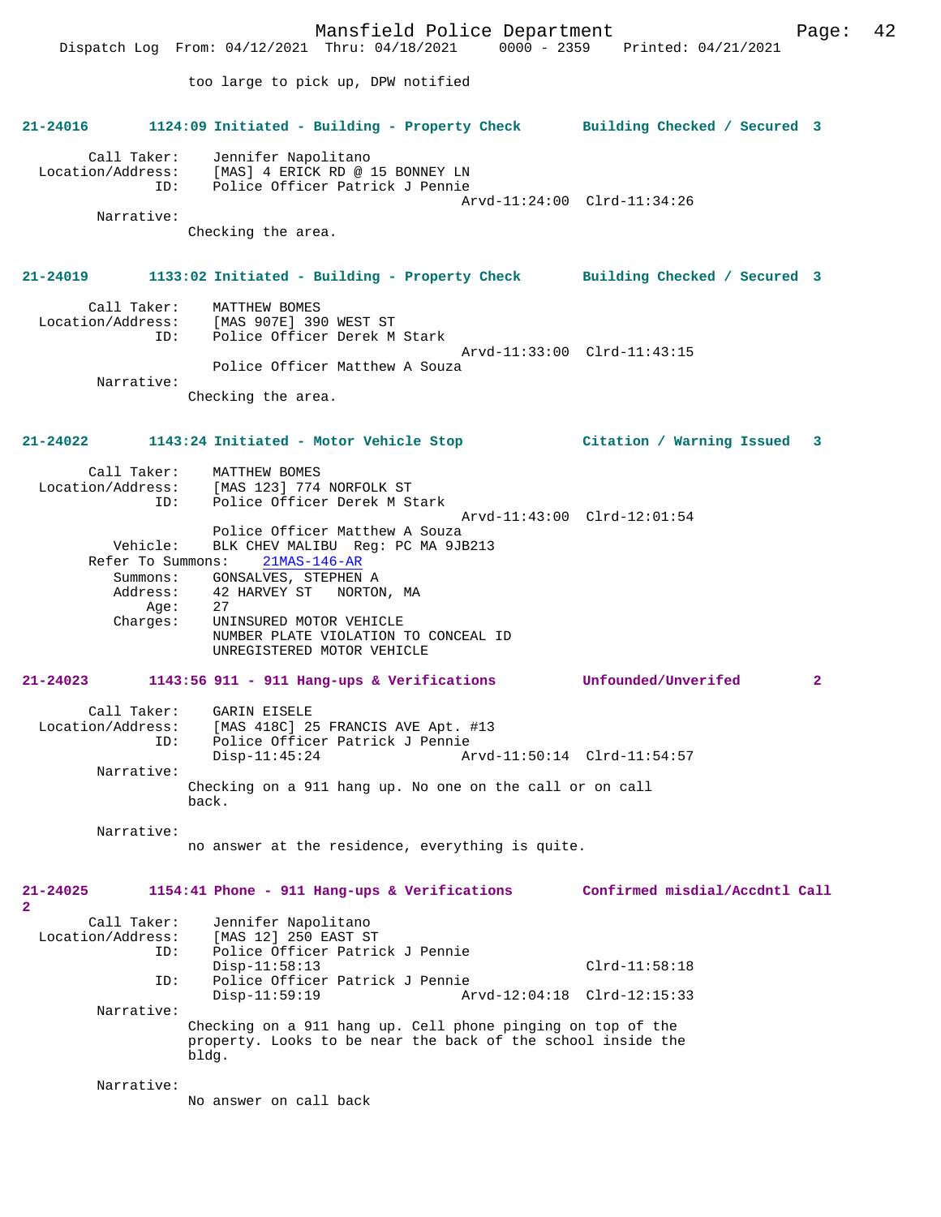too large to pick up, DPW notified

**21-24016 1124:09 Initiated - Building - Property Check Building Checked / Secured 3**

Call Taker: Jennifer Napolitano
Location/Address: [MAS] 4 ERICK RD @ 15 BONNEY LN
ID: Police Officer Patrick J Pennie
Arvd-11:24:00 Clrd-11:34:26

Narrative:
Checking the area.

**21-24019 1133:02 Initiated - Building - Property Check Building Checked / Secured 3**

Call Taker: MATTHEW BOMES
Location/Address: [MAS 907E] 390 WEST ST
ID: Police Officer Derek M Stark
Arvd-11:33:00 Clrd-11:43:15
Police Officer Matthew A Souza

Narrative:
Checking the area.

**21-24022 1143:24 Initiated - Motor Vehicle Stop Citation / Warning Issued 3**

Call Taker: MATTHEW BOMES
Location/Address: [MAS 123] 774 NORFOLK ST
ID: Police Officer Derek M Stark
Arvd-11:43:00 Clrd-12:01:54
Police Officer Matthew A Souza
Vehicle: BLK CHEV MALIBU Reg: PC MA 9JB213
Refer To Summons: 21MAS-146-AR
Summons: GONSALVES, STEPHEN A
Address: 42 HARVEY ST NORTON, MA
Age: 27
Charges: UNINSURED MOTOR VEHICLE
NUMBER PLATE VIOLATION TO CONCEAL ID
UNREGISTERED MOTOR VEHICLE

**21-24023 1143:56 911 - 911 Hang-ups & Verifications Unfounded/Unverifed 2**

Call Taker: GARIN EISELE
Location/Address: [MAS 418C] 25 FRANCIS AVE Apt. #13
ID: Police Officer Patrick J Pennie
Disp-11:45:24 Arvd-11:50:14 Clrd-11:54:57

Narrative:
Checking on a 911 hang up. No one on the call or on call back.

Narrative:
no answer at the residence, everything is quite.

**21-24025 1154:41 Phone - 911 Hang-ups & Verifications Confirmed misdial/Accdntl Call 2**

Call Taker: Jennifer Napolitano
Location/Address: [MAS 12] 250 EAST ST
ID: Police Officer Patrick J Pennie
Disp-11:58:13 Clrd-11:58:18
ID: Police Officer Patrick J Pennie
Disp-11:59:19 Arvd-12:04:18 Clrd-12:15:33

Narrative:
Checking on a 911 hang up. Cell phone pinging on top of the property. Looks to be near the back of the school inside the bldg.

Narrative:
No answer on call back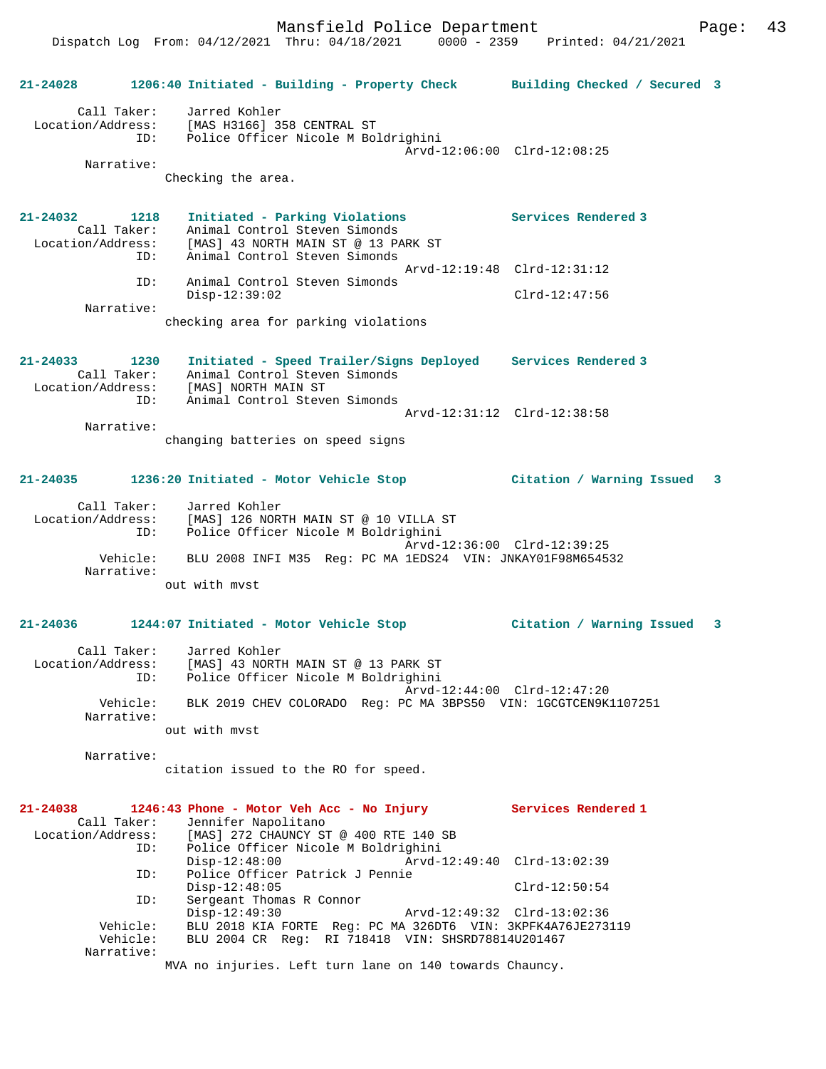**21-24028** 1206:40 Initiated - Building - Property Check Building Checked / Secured 3

```
        Call Taker:    Jarred Kohler
  Location/Address:    [MAS H3166] 358 CENTRAL ST
                ID:    Police Officer Nicole M Boldrighini
                                              Arvd-12:06:00  Clrd-12:08:25
         Narrative:
                     Checking the area.
```

**21-24032** 1218 Initiated - Parking Violations Services Rendered 3

```
        Call Taker:    Animal Control Steven Simonds
  Location/Address:    [MAS] 43 NORTH MAIN ST @ 13 PARK ST
                ID:    Animal Control Steven Simonds
                                              Arvd-12:19:48  Clrd-12:31:12
                ID:    Animal Control Steven Simonds
                       Disp-12:39:02                         Clrd-12:47:56
         Narrative:
                     checking area for parking violations
```

**21-24033** 1230 Initiated - Speed Trailer/Signs Deployed Services Rendered 3

```
        Call Taker:    Animal Control Steven Simonds
  Location/Address:    [MAS] NORTH MAIN ST
                ID:    Animal Control Steven Simonds
                                              Arvd-12:31:12  Clrd-12:38:58
         Narrative:
                     changing batteries on speed signs
```

**21-24035** 1236:20 Initiated - Motor Vehicle Stop Citation / Warning Issued 3

```
        Call Taker:    Jarred Kohler
  Location/Address:    [MAS] 126 NORTH MAIN ST @ 10 VILLA ST
                ID:    Police Officer Nicole M Boldrighini
                                              Arvd-12:36:00  Clrd-12:39:25
           Vehicle:    BLU 2008 INFI M35  Reg: PC MA 1EDS24  VIN: JNKAY01F98M654532
         Narrative:
                     out with mvst
```

**21-24036** 1244:07 Initiated - Motor Vehicle Stop Citation / Warning Issued 3

```
        Call Taker:    Jarred Kohler
  Location/Address:    [MAS] 43 NORTH MAIN ST @ 13 PARK ST
                ID:    Police Officer Nicole M Boldrighini
                                              Arvd-12:44:00  Clrd-12:47:20
           Vehicle:    BLK 2019 CHEV COLORADO  Reg: PC MA 3BPS50  VIN: 1GCGTCEN9K1107251
         Narrative:
                     out with mvst

         Narrative:
                     citation issued to the RO for speed.
```

**21-24038** 1246:43 Phone - Motor Veh Acc - No Injury Services Rendered 1

```
        Call Taker:    Jennifer Napolitano
  Location/Address:    [MAS] 272 CHAUNCY ST @ 400 RTE 140 SB
                ID:    Police Officer Nicole M Boldrighini
                       Disp-12:48:00          Arvd-12:49:40  Clrd-13:02:39
                ID:    Police Officer Patrick J Pennie
                       Disp-12:48:05                         Clrd-12:50:54
                ID:    Sergeant Thomas R Connor
                       Disp-12:49:30          Arvd-12:49:32  Clrd-13:02:36
           Vehicle:    BLU 2018 KIA FORTE  Reg: PC MA 326DT6  VIN: 3KPFK4A76JE273119
           Vehicle:    BLU 2004 CR  Reg:  RI 718418  VIN: SHSRD78814U201467
         Narrative:
                     MVA no injuries. Left turn lane on 140 towards Chauncy.
```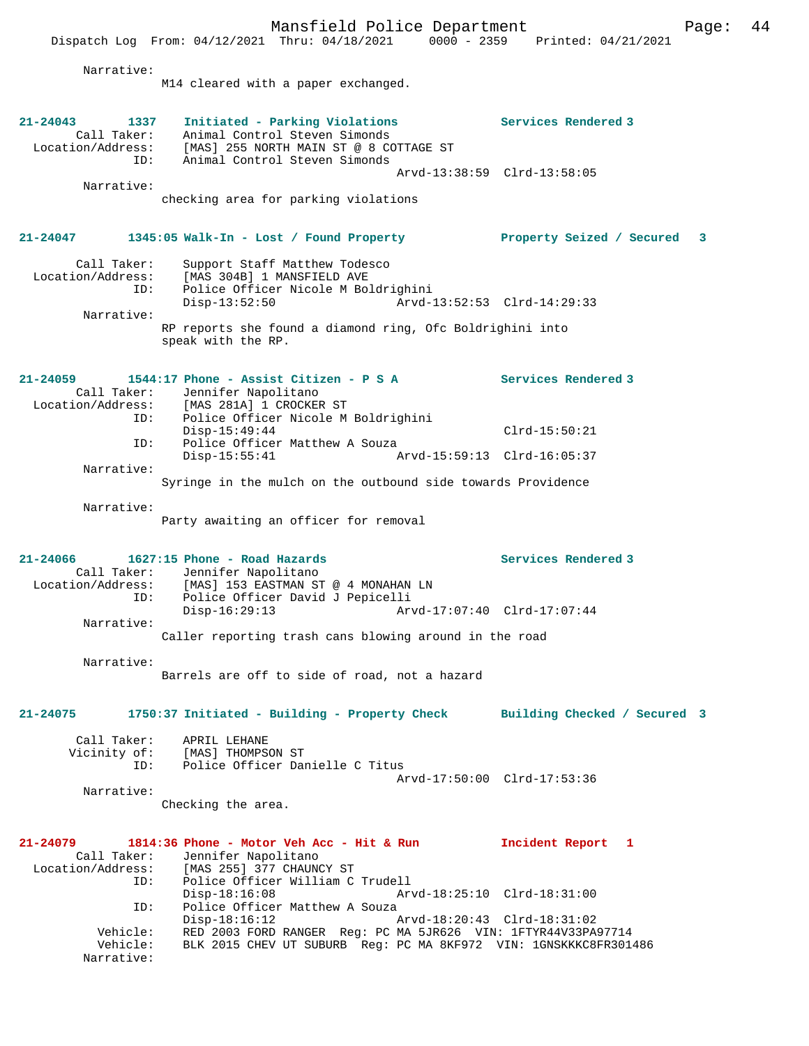Narrative:
M14 cleared with a paper exchanged.

**21-24043 1337 Initiated - Parking Violations** — **Services Rendered 3**

Call Taker: Animal Control Steven Simonds
Location/Address: [MAS] 255 NORTH MAIN ST @ 8 COTTAGE ST
ID: Animal Control Steven Simonds
Arvd-13:38:59 Clrd-13:58:05

Narrative:
checking area for parking violations

**21-24047 1345:05 Walk-In - Lost / Found Property** — **Property Seized / Secured 3**

Call Taker: Support Staff Matthew Todesco
Location/Address: [MAS 304B] 1 MANSFIELD AVE
ID: Police Officer Nicole M Boldrighini
Disp-13:52:50 Arvd-13:52:53 Clrd-14:29:33

Narrative:
RP reports she found a diamond ring, Ofc Boldrighini into speak with the RP.

**21-24059 1544:17 Phone - Assist Citizen - P S A** — **Services Rendered 3**

Call Taker: Jennifer Napolitano
Location/Address: [MAS 281A] 1 CROCKER ST
ID: Police Officer Nicole M Boldrighini
Disp-15:49:44 Clrd-15:50:21
ID: Police Officer Matthew A Souza
Disp-15:55:41 Arvd-15:59:13 Clrd-16:05:37

Narrative:
Syringe in the mulch on the outbound side towards Providence

Narrative:
Party awaiting an officer for removal

**21-24066 1627:15 Phone - Road Hazards** — **Services Rendered 3**

Call Taker: Jennifer Napolitano
Location/Address: [MAS] 153 EASTMAN ST @ 4 MONAHAN LN
ID: Police Officer David J Pepicelli
Disp-16:29:13 Arvd-17:07:40 Clrd-17:07:44

Narrative:
Caller reporting trash cans blowing around in the road

Narrative:
Barrels are off to side of road, not a hazard

**21-24075 1750:37 Initiated - Building - Property Check** — **Building Checked / Secured 3**

Call Taker: APRIL LEHANE
Vicinity of: [MAS] THOMPSON ST
ID: Police Officer Danielle C Titus
Arvd-17:50:00 Clrd-17:53:36

Narrative:
Checking the area.

**21-24079 1814:36 Phone - Motor Veh Acc - Hit & Run** — **Incident Report 1**

Call Taker: Jennifer Napolitano
Location/Address: [MAS 255] 377 CHAUNCY ST
ID: Police Officer William C Trudell
Disp-18:16:08 Arvd-18:25:10 Clrd-18:31:00
ID: Police Officer Matthew A Souza
Disp-18:16:12 Arvd-18:20:43 Clrd-18:31:02
Vehicle: RED 2003 FORD RANGER Reg: PC MA 5JR626 VIN: 1FTYR44V33PA97714
Vehicle: BLK 2015 CHEV UT SUBURB Reg: PC MA 8KF972 VIN: 1GNSKKKC8FR301486

Narrative: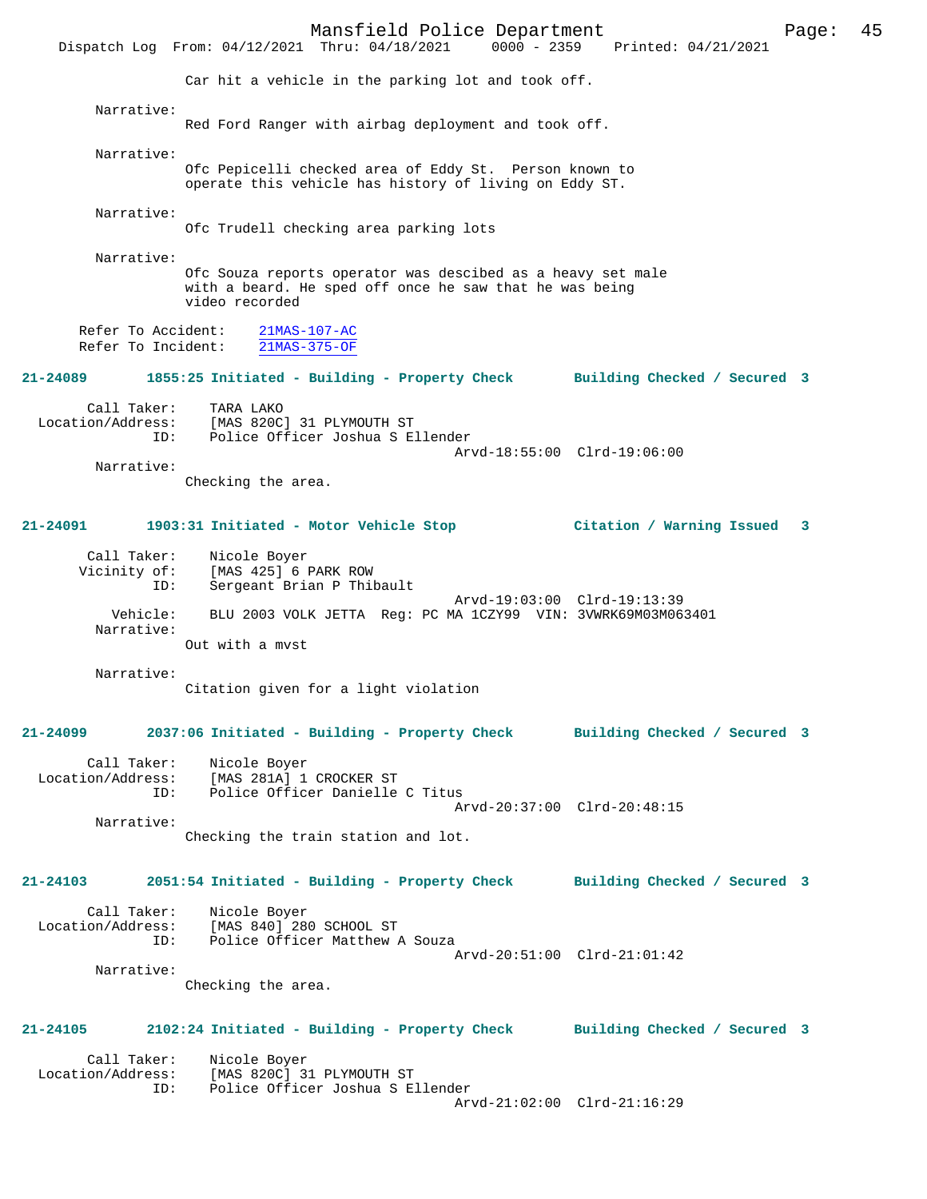Car hit a vehicle in the parking lot and took off.

Narrative:
Red Ford Ranger with airbag deployment and took off.

Narrative:
Ofc Pepicelli checked area of Eddy St. Person known to operate this vehicle has history of living on Eddy ST.

Narrative:
Ofc Trudell checking area parking lots

Narrative:
Ofc Souza reports operator was descibed as a heavy set male with a beard. He sped off once he saw that he was being video recorded

Refer To Accident: 21MAS-107-AC
Refer To Incident: 21MAS-375-OF

**21-24089 1855:25 Initiated - Building - Property Check Building Checked / Secured 3**

Call Taker: TARA LAKO
Location/Address: [MAS 820C] 31 PLYMOUTH ST
ID: Police Officer Joshua S Ellender
Arvd-18:55:00 Clrd-19:06:00
Narrative:
Checking the area.

**21-24091 1903:31 Initiated - Motor Vehicle Stop Citation / Warning Issued 3**

Call Taker: Nicole Boyer
Vicinity of: [MAS 425] 6 PARK ROW
ID: Sergeant Brian P Thibault
Arvd-19:03:00 Clrd-19:13:39
Vehicle: BLU 2003 VOLK JETTA Reg: PC MA 1CZY99 VIN: 3VWRK69M03M063401
Narrative:
Out with a mvst

Narrative:
Citation given for a light violation

**21-24099 2037:06 Initiated - Building - Property Check Building Checked / Secured 3**

Call Taker: Nicole Boyer
Location/Address: [MAS 281A] 1 CROCKER ST
ID: Police Officer Danielle C Titus
Arvd-20:37:00 Clrd-20:48:15
Narrative:
Checking the train station and lot.

**21-24103 2051:54 Initiated - Building - Property Check Building Checked / Secured 3**

Call Taker: Nicole Boyer
Location/Address: [MAS 840] 280 SCHOOL ST
ID: Police Officer Matthew A Souza
Arvd-20:51:00 Clrd-21:01:42
Narrative:
Checking the area.

**21-24105 2102:24 Initiated - Building - Property Check Building Checked / Secured 3**

Call Taker: Nicole Boyer
Location/Address: [MAS 820C] 31 PLYMOUTH ST
ID: Police Officer Joshua S Ellender
Arvd-21:02:00 Clrd-21:16:29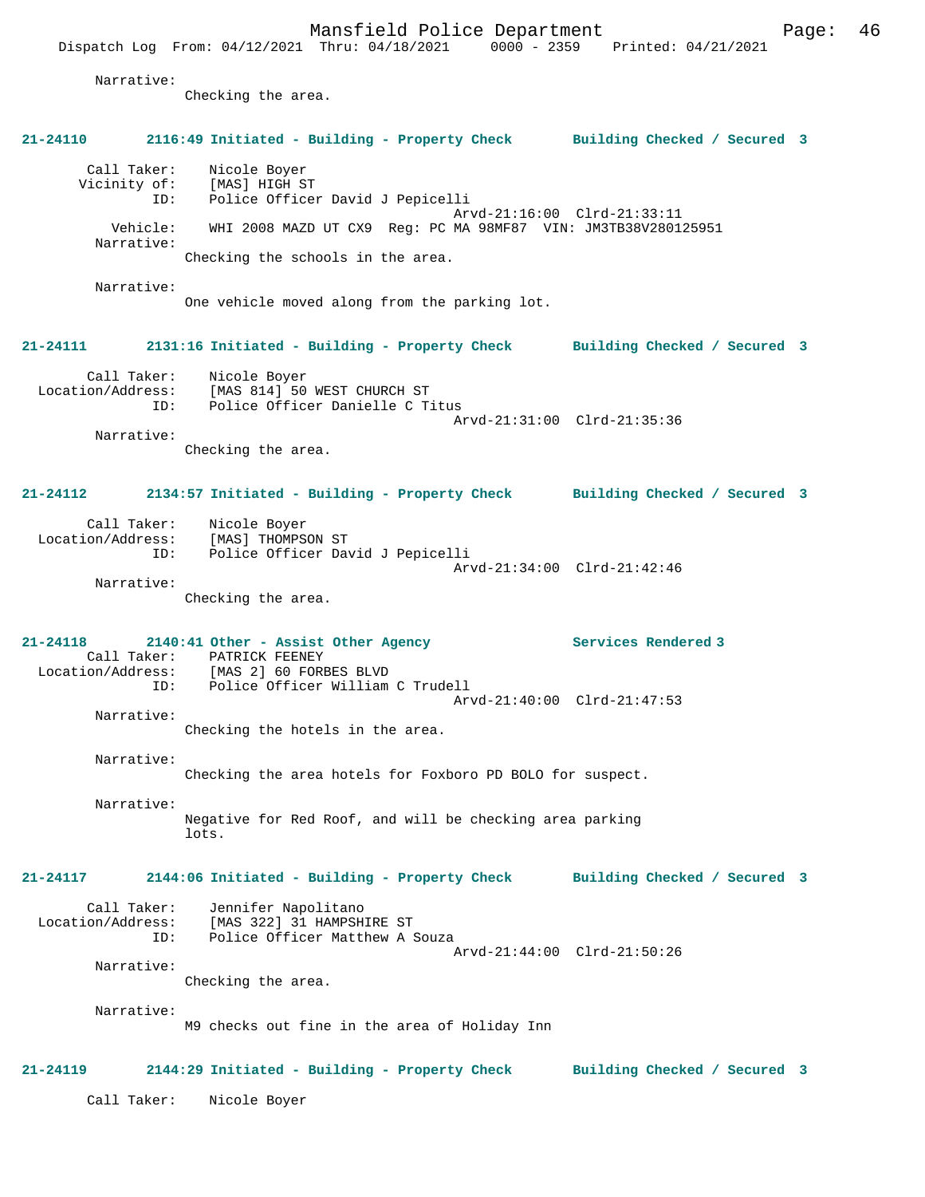Narrative:
Checking the area.

**21-24110 2116:49 Initiated - Building - Property Check Building Checked / Secured 3**

Call Taker: Nicole Boyer
Vicinity of: [MAS] HIGH ST
ID: Police Officer David J Pepicelli
Arvd-21:16:00 Clrd-21:33:11
Vehicle: WHI 2008 MAZD UT CX9 Reg: PC MA 98MF87 VIN: JM3TB38V280125951
Narrative:
Checking the schools in the area.

Narrative:
One vehicle moved along from the parking lot.

**21-24111 2131:16 Initiated - Building - Property Check Building Checked / Secured 3**

Call Taker: Nicole Boyer
Location/Address: [MAS 814] 50 WEST CHURCH ST
ID: Police Officer Danielle C Titus
Arvd-21:31:00 Clrd-21:35:36
Narrative:
Checking the area.

**21-24112 2134:57 Initiated - Building - Property Check Building Checked / Secured 3**

Call Taker: Nicole Boyer
Location/Address: [MAS] THOMPSON ST
ID: Police Officer David J Pepicelli
Arvd-21:34:00 Clrd-21:42:46
Narrative:
Checking the area.

**21-24118 2140:41 Other - Assist Other Agency Services Rendered 3**

Call Taker: PATRICK FEENEY
Location/Address: [MAS 2] 60 FORBES BLVD
ID: Police Officer William C Trudell
Arvd-21:40:00 Clrd-21:47:53
Narrative:
Checking the hotels in the area.

Narrative:
Checking the area hotels for Foxboro PD BOLO for suspect.

Narrative:
Negative for Red Roof, and will be checking area parking lots.

**21-24117 2144:06 Initiated - Building - Property Check Building Checked / Secured 3**

Call Taker: Jennifer Napolitano
Location/Address: [MAS 322] 31 HAMPSHIRE ST
ID: Police Officer Matthew A Souza
Arvd-21:44:00 Clrd-21:50:26
Narrative:
Checking the area.

Narrative:
M9 checks out fine in the area of Holiday Inn

**21-24119 2144:29 Initiated - Building - Property Check Building Checked / Secured 3**

Call Taker: Nicole Boyer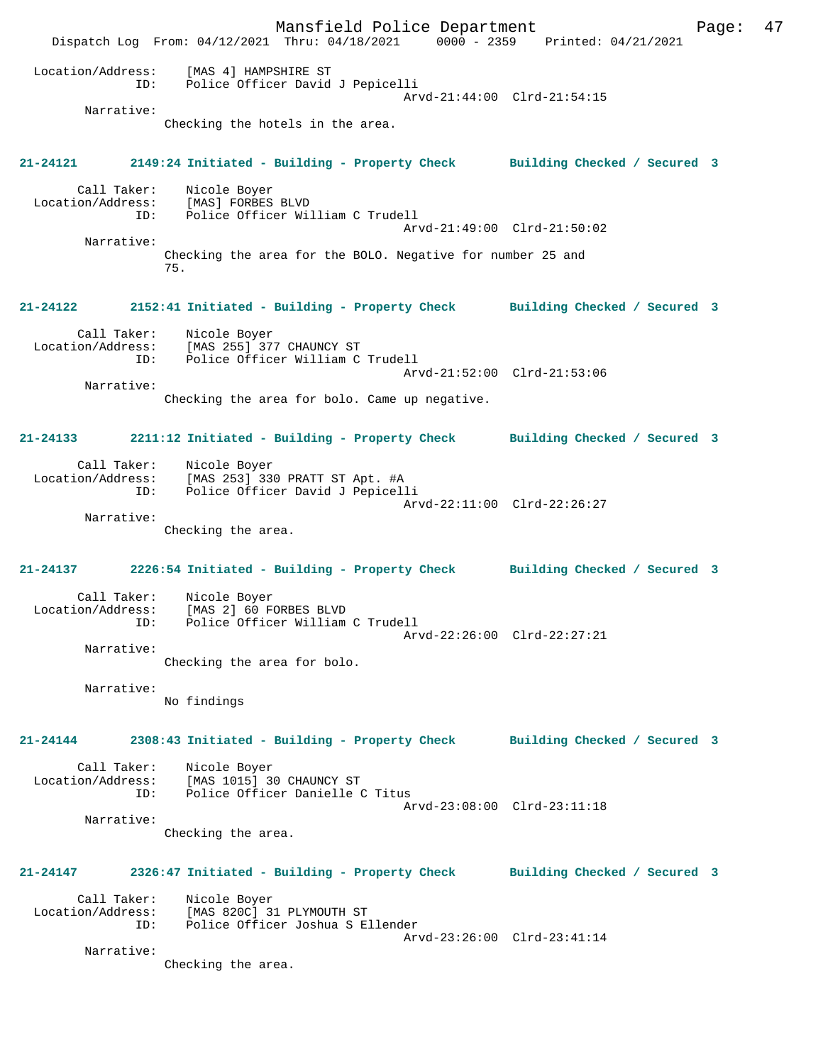Location/Address: [MAS 4] HAMPSHIRE ST
ID: Police Officer David J Pepicelli
Arvd-21:44:00 Clrd-21:54:15

Narrative:
Checking the hotels in the area.

**21-24121 2149:24 Initiated - Building - Property Check Building Checked / Secured 3**

Call Taker: Nicole Boyer
Location/Address: [MAS] FORBES BLVD
ID: Police Officer William C Trudell
Arvd-21:49:00 Clrd-21:50:02

Narrative:
Checking the area for the BOLO. Negative for number 25 and 75.

**21-24122 2152:41 Initiated - Building - Property Check Building Checked / Secured 3**

Call Taker: Nicole Boyer
Location/Address: [MAS 255] 377 CHAUNCY ST
ID: Police Officer William C Trudell
Arvd-21:52:00 Clrd-21:53:06

Narrative:
Checking the area for bolo. Came up negative.

**21-24133 2211:12 Initiated - Building - Property Check Building Checked / Secured 3**

Call Taker: Nicole Boyer
Location/Address: [MAS 253] 330 PRATT ST Apt. #A
ID: Police Officer David J Pepicelli
Arvd-22:11:00 Clrd-22:26:27

Narrative:
Checking the area.

**21-24137 2226:54 Initiated - Building - Property Check Building Checked / Secured 3**

Call Taker: Nicole Boyer
Location/Address: [MAS 2] 60 FORBES BLVD
ID: Police Officer William C Trudell
Arvd-22:26:00 Clrd-22:27:21

Narrative:
Checking the area for bolo.

Narrative:
No findings

**21-24144 2308:43 Initiated - Building - Property Check Building Checked / Secured 3**

Call Taker: Nicole Boyer
Location/Address: [MAS 1015] 30 CHAUNCY ST
ID: Police Officer Danielle C Titus
Arvd-23:08:00 Clrd-23:11:18

Narrative:
Checking the area.

**21-24147 2326:47 Initiated - Building - Property Check Building Checked / Secured 3**

Call Taker: Nicole Boyer
Location/Address: [MAS 820C] 31 PLYMOUTH ST
ID: Police Officer Joshua S Ellender
Arvd-23:26:00 Clrd-23:41:14

Narrative:
Checking the area.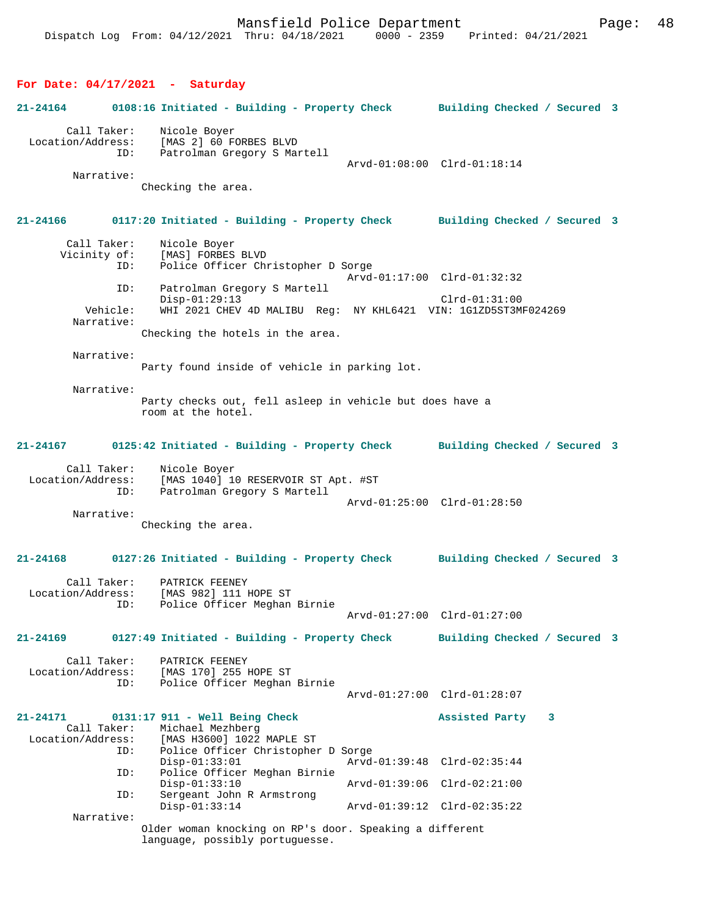**For Date: 04/17/2021 - Saturday**

**21-24164 0108:16 Initiated - Building - Property Check Building Checked / Secured 3**

```
        Call Taker:    Nicole Boyer
  Location/Address:    [MAS 2] 60 FORBES BLVD
                ID:    Patrolman Gregory S Martell
                                              Arvd-01:08:00  Clrd-01:18:14
         Narrative:
                Checking the area.
```

**21-24166 0117:20 Initiated - Building - Property Check Building Checked / Secured 3**

```
        Call Taker:    Nicole Boyer
       Vicinity of:    [MAS] FORBES BLVD
                ID:    Police Officer Christopher D Sorge
                                              Arvd-01:17:00  Clrd-01:32:32
                ID:    Patrolman Gregory S Martell
                       Disp-01:29:13                         Clrd-01:31:00
           Vehicle:    WHI 2021 CHEV 4D MALIBU  Reg:  NY KHL6421  VIN: 1G1ZD5ST3MF024269
         Narrative:
                Checking the hotels in the area.

         Narrative:
                Party found inside of vehicle in parking lot.

         Narrative:
                Party checks out, fell asleep in vehicle but does have a
                room at the hotel.
```

**21-24167 0125:42 Initiated - Building - Property Check Building Checked / Secured 3**

```
        Call Taker:    Nicole Boyer
  Location/Address:    [MAS 1040] 10 RESERVOIR ST Apt. #ST
                ID:    Patrolman Gregory S Martell
                                              Arvd-01:25:00  Clrd-01:28:50
         Narrative:
                Checking the area.
```

**21-24168 0127:26 Initiated - Building - Property Check Building Checked / Secured 3**

```
        Call Taker:    PATRICK FEENEY
  Location/Address:    [MAS 982] 111 HOPE ST
                ID:    Police Officer Meghan Birnie
                                              Arvd-01:27:00  Clrd-01:27:00
```

**21-24169 0127:49 Initiated - Building - Property Check Building Checked / Secured 3**

```
        Call Taker:    PATRICK FEENEY
  Location/Address:    [MAS 170] 255 HOPE ST
                ID:    Police Officer Meghan Birnie
                                              Arvd-01:27:00  Clrd-01:28:07
```

**21-24171 0131:17 911 - Well Being Check Assisted Party 3**

```
        Call Taker:    Michael Mezhberg
  Location/Address:    [MAS H3600] 1022 MAPLE ST
                ID:    Police Officer Christopher D Sorge
                       Disp-01:33:01          Arvd-01:39:48  Clrd-02:35:44
                ID:    Police Officer Meghan Birnie
                       Disp-01:33:10          Arvd-01:39:06  Clrd-02:21:00
                ID:    Sergeant John R Armstrong
                       Disp-01:33:14          Arvd-01:39:12  Clrd-02:35:22
         Narrative:
                Older woman knocking on RP's door. Speaking a different
                language, possibly portuguesse.
```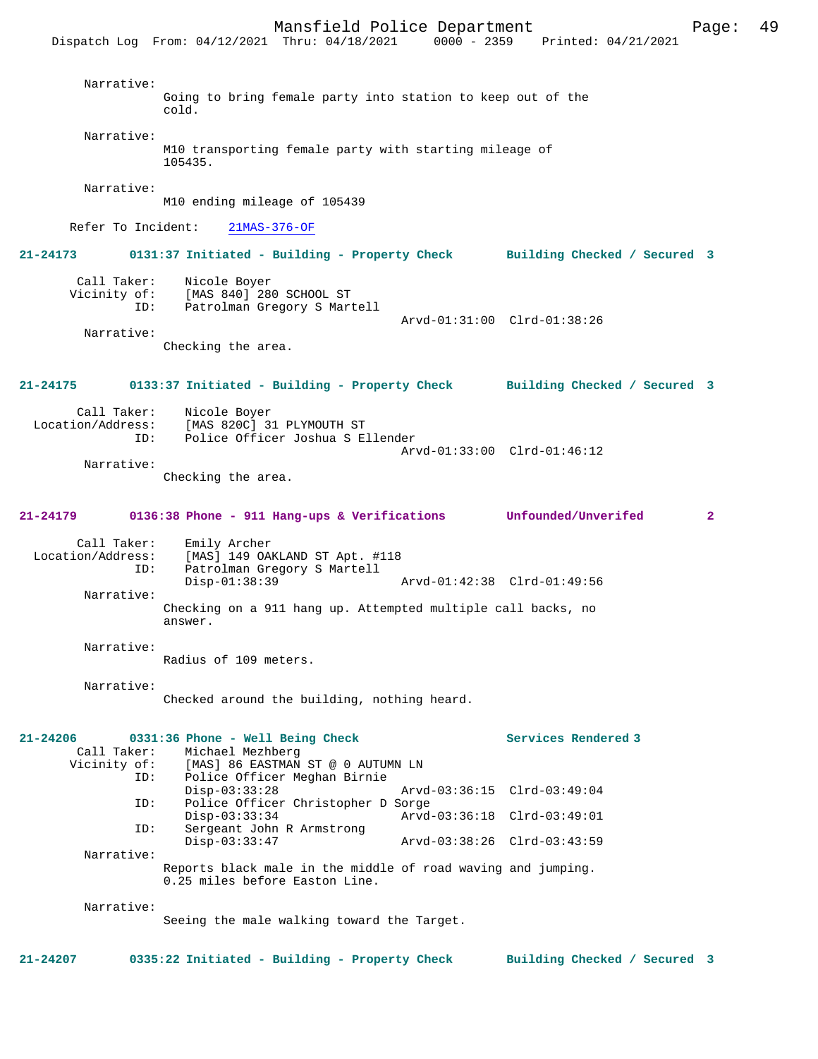Narrative:
Going to bring female party into station to keep out of the cold.

Narrative:
M10 transporting female party with starting mileage of 105435.

Narrative:
M10 ending mileage of 105439

Refer To Incident: 21MAS-376-OF

**21-24173 0131:37 Initiated - Building - Property Check Building Checked / Secured 3**

Call Taker: Nicole Boyer
Vicinity of: [MAS 840] 280 SCHOOL ST
ID: Patrolman Gregory S Martell
Arvd-01:31:00 Clrd-01:38:26

Narrative:
Checking the area.

**21-24175 0133:37 Initiated - Building - Property Check Building Checked / Secured 3**

Call Taker: Nicole Boyer
Location/Address: [MAS 820C] 31 PLYMOUTH ST
ID: Police Officer Joshua S Ellender
Arvd-01:33:00 Clrd-01:46:12

Narrative:
Checking the area.

**21-24179 0136:38 Phone - 911 Hang-ups & Verifications Unfounded/Unverifed 2**

Call Taker: Emily Archer
Location/Address: [MAS] 149 OAKLAND ST Apt. #118
ID: Patrolman Gregory S Martell
Disp-01:38:39 Arvd-01:42:38 Clrd-01:49:56

Narrative:
Checking on a 911 hang up. Attempted multiple call backs, no answer.

Narrative:
Radius of 109 meters.

Narrative:
Checked around the building, nothing heard.

**21-24206 0331:36 Phone - Well Being Check Services Rendered 3**

Call Taker: Michael Mezhberg
Vicinity of: [MAS] 86 EASTMAN ST @ 0 AUTUMN LN
ID: Police Officer Meghan Birnie
Disp-03:33:28 Arvd-03:36:15 Clrd-03:49:04
ID: Police Officer Christopher D Sorge
Disp-03:33:34 Arvd-03:36:18 Clrd-03:49:01
ID: Sergeant John R Armstrong
Disp-03:33:47 Arvd-03:38:26 Clrd-03:43:59

Narrative:
Reports black male in the middle of road waving and jumping. 0.25 miles before Easton Line.

Narrative:
Seeing the male walking toward the Target.

**21-24207 0335:22 Initiated - Building - Property Check Building Checked / Secured 3**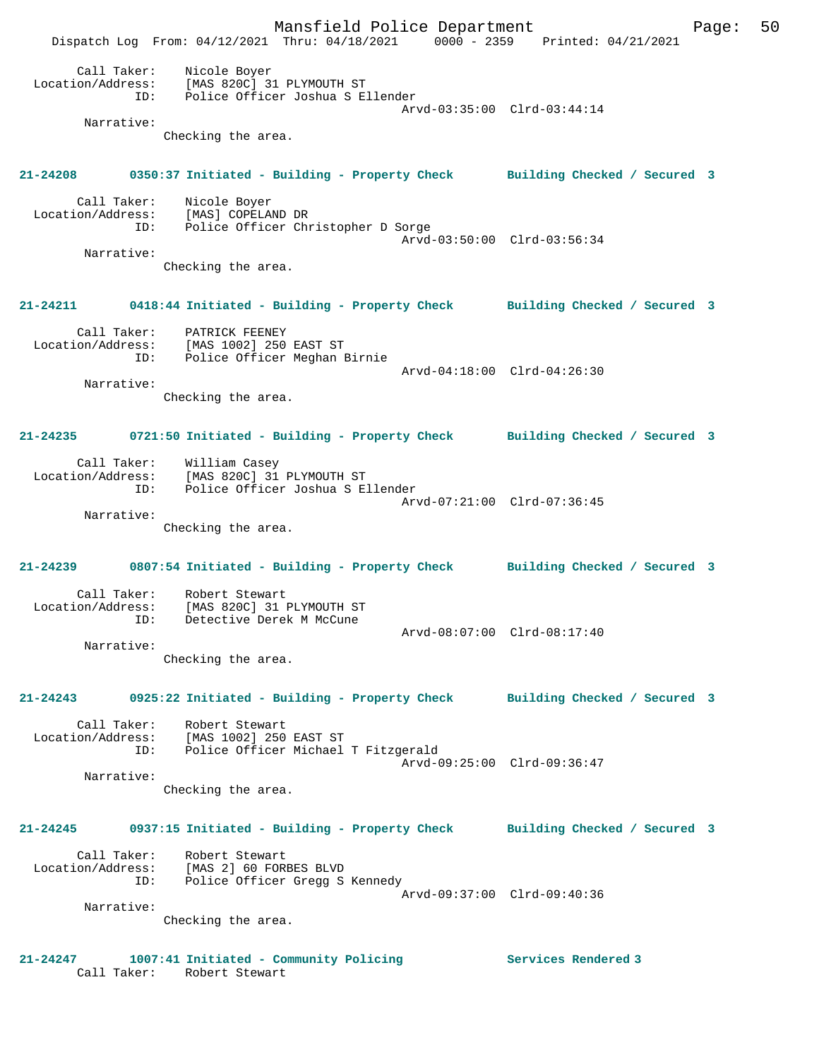Call Taker: Nicole Boyer
Location/Address: [MAS 820C] 31 PLYMOUTH ST
ID: Police Officer Joshua S Ellender
Arvd-03:35:00 Clrd-03:44:14
Narrative:
Checking the area.

**21-24208 0350:37 Initiated - Building - Property Check Building Checked / Secured 3**

Call Taker: Nicole Boyer
Location/Address: [MAS] COPELAND DR
ID: Police Officer Christopher D Sorge
Arvd-03:50:00 Clrd-03:56:34
Narrative:
Checking the area.

**21-24211 0418:44 Initiated - Building - Property Check Building Checked / Secured 3**

Call Taker: PATRICK FEENEY
Location/Address: [MAS 1002] 250 EAST ST
ID: Police Officer Meghan Birnie
Arvd-04:18:00 Clrd-04:26:30
Narrative:
Checking the area.

**21-24235 0721:50 Initiated - Building - Property Check Building Checked / Secured 3**

Call Taker: William Casey
Location/Address: [MAS 820C] 31 PLYMOUTH ST
ID: Police Officer Joshua S Ellender
Arvd-07:21:00 Clrd-07:36:45
Narrative:
Checking the area.

**21-24239 0807:54 Initiated - Building - Property Check Building Checked / Secured 3**

Call Taker: Robert Stewart
Location/Address: [MAS 820C] 31 PLYMOUTH ST
ID: Detective Derek M McCune
Arvd-08:07:00 Clrd-08:17:40
Narrative:
Checking the area.

**21-24243 0925:22 Initiated - Building - Property Check Building Checked / Secured 3**

Call Taker: Robert Stewart
Location/Address: [MAS 1002] 250 EAST ST
ID: Police Officer Michael T Fitzgerald
Arvd-09:25:00 Clrd-09:36:47
Narrative:
Checking the area.

**21-24245 0937:15 Initiated - Building - Property Check Building Checked / Secured 3**

Call Taker: Robert Stewart
Location/Address: [MAS 2] 60 FORBES BLVD
ID: Police Officer Gregg S Kennedy
Arvd-09:37:00 Clrd-09:40:36
Narrative:
Checking the area.

**21-24247 1007:41 Initiated - Community Policing Services Rendered 3**

Call Taker: Robert Stewart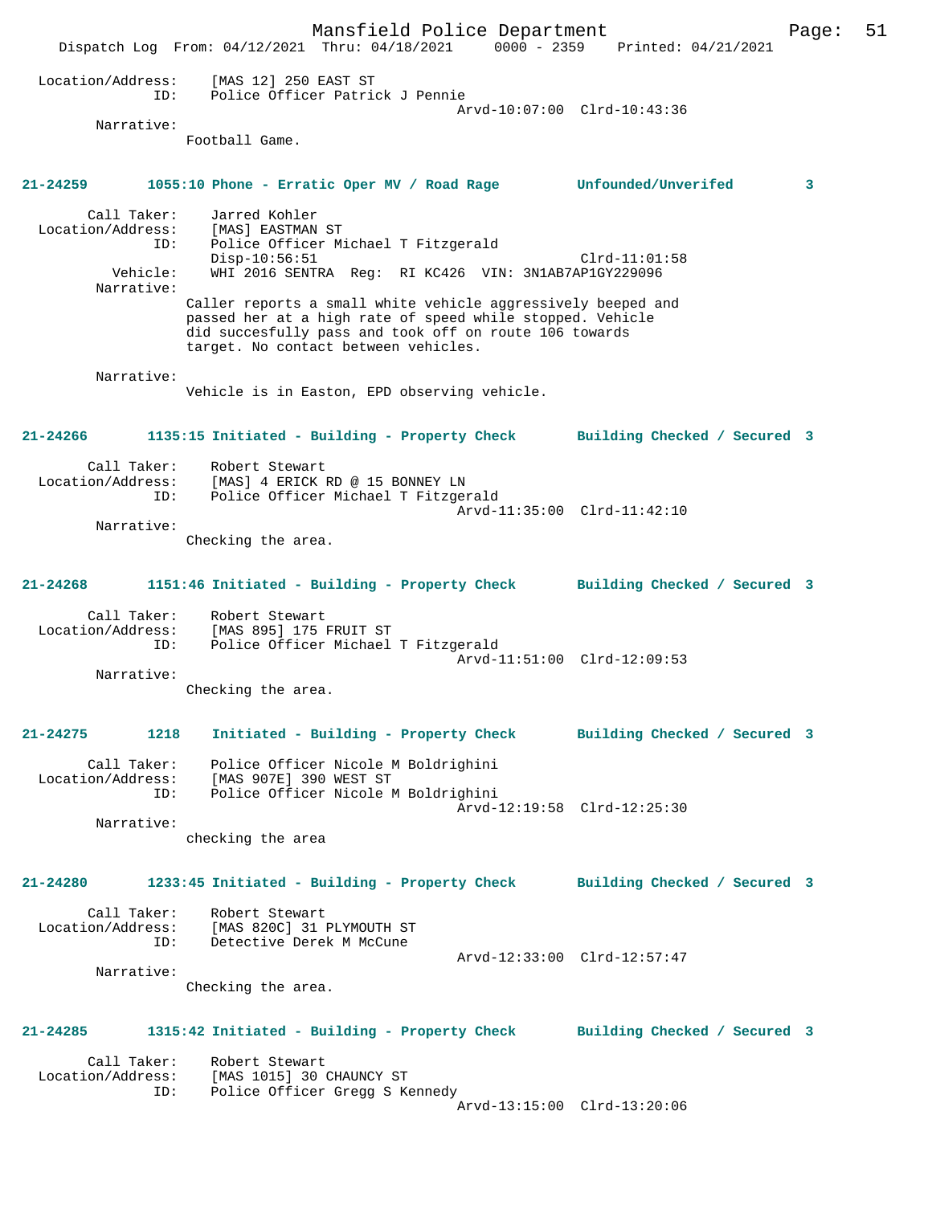Location/Address: [MAS 12] 250 EAST ST
ID: Police Officer Patrick J Pennie
Arvd-10:07:00 Clrd-10:43:36

Narrative:
Football Game.

**21-24259 1055:10 Phone - Erratic Oper MV / Road Rage Unfounded/Unverifed 3**

Call Taker: Jarred Kohler
Location/Address: [MAS] EASTMAN ST
ID: Police Officer Michael T Fitzgerald
Disp-10:56:51 Clrd-11:01:58
Vehicle: WHI 2016 SENTRA Reg: RI KC426 VIN: 3N1AB7AP1GY229096

Narrative:
Caller reports a small white vehicle aggressively beeped and passed her at a high rate of speed while stopped. Vehicle did succesfully pass and took off on route 106 towards target. No contact between vehicles.

Narrative:
Vehicle is in Easton, EPD observing vehicle.

**21-24266 1135:15 Initiated - Building - Property Check Building Checked / Secured 3**

Call Taker: Robert Stewart
Location/Address: [MAS] 4 ERICK RD @ 15 BONNEY LN
ID: Police Officer Michael T Fitzgerald
Arvd-11:35:00 Clrd-11:42:10

Narrative:
Checking the area.

**21-24268 1151:46 Initiated - Building - Property Check Building Checked / Secured 3**

Call Taker: Robert Stewart
Location/Address: [MAS 895] 175 FRUIT ST
ID: Police Officer Michael T Fitzgerald
Arvd-11:51:00 Clrd-12:09:53

Narrative:
Checking the area.

**21-24275 1218 Initiated - Building - Property Check Building Checked / Secured 3**

Call Taker: Police Officer Nicole M Boldrighini
Location/Address: [MAS 907E] 390 WEST ST
ID: Police Officer Nicole M Boldrighini
Arvd-12:19:58 Clrd-12:25:30

Narrative:
checking the area

**21-24280 1233:45 Initiated - Building - Property Check Building Checked / Secured 3**

Call Taker: Robert Stewart
Location/Address: [MAS 820C] 31 PLYMOUTH ST
ID: Detective Derek M McCune
Arvd-12:33:00 Clrd-12:57:47

Narrative:
Checking the area.

**21-24285 1315:42 Initiated - Building - Property Check Building Checked / Secured 3**

Call Taker: Robert Stewart
Location/Address: [MAS 1015] 30 CHAUNCY ST
ID: Police Officer Gregg S Kennedy
Arvd-13:15:00 Clrd-13:20:06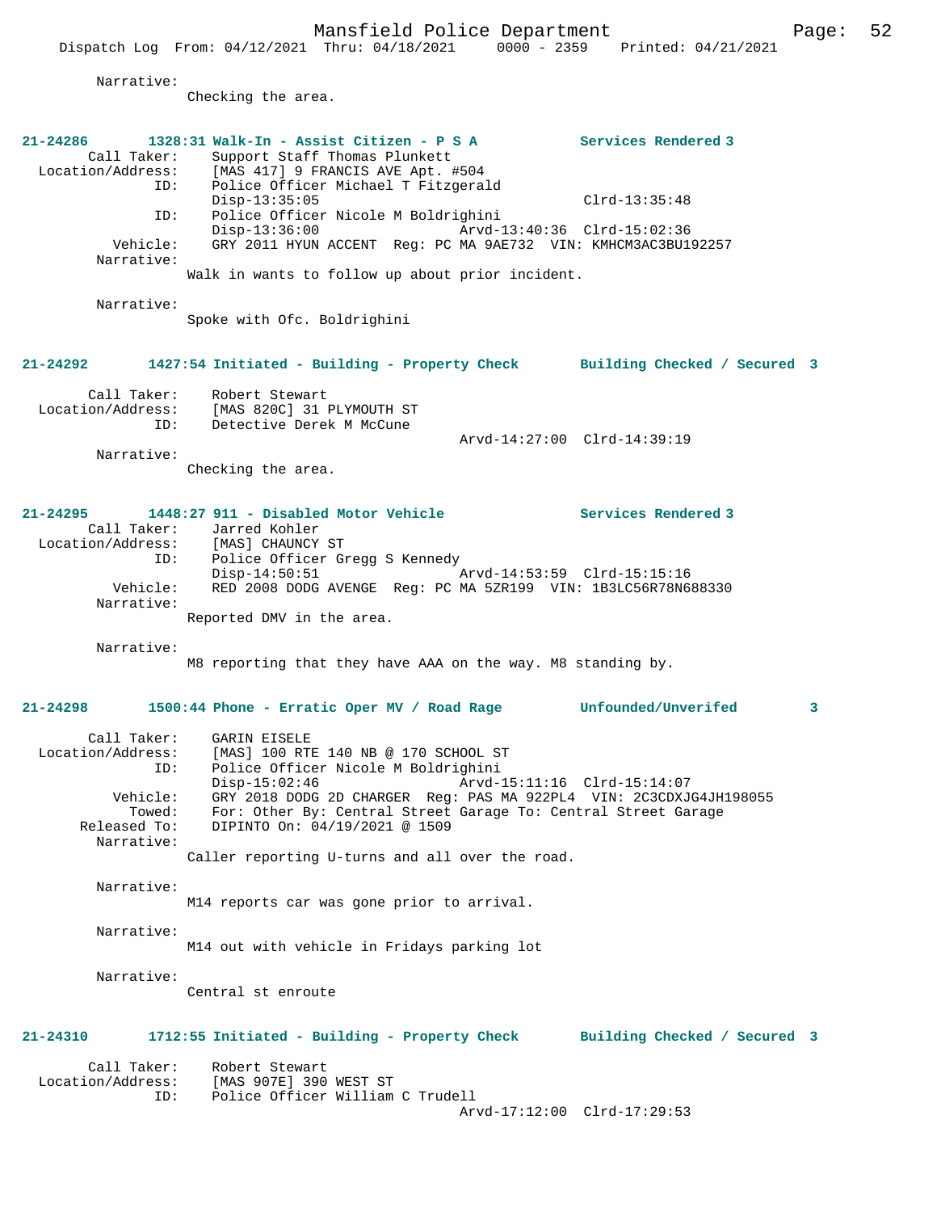Narrative:
Checking the area.

**21-24286 1328:31 Walk-In - Assist Citizen - P S A — Services Rendered 3**

Call Taker: Support Staff Thomas Plunkett
Location/Address: [MAS 417] 9 FRANCIS AVE Apt. #504
ID: Police Officer Michael T Fitzgerald
Disp-13:35:05 Clrd-13:35:48
ID: Police Officer Nicole M Boldrighini
Disp-13:36:00 Arvd-13:40:36 Clrd-15:02:36
Vehicle: GRY 2011 HYUN ACCENT Reg: PC MA 9AE732 VIN: KMHCM3AC3BU192257
Narrative:
Walk in wants to follow up about prior incident.

Narrative:
Spoke with Ofc. Boldrighini

**21-24292 1427:54 Initiated - Building - Property Check — Building Checked / Secured 3**

Call Taker: Robert Stewart
Location/Address: [MAS 820C] 31 PLYMOUTH ST
ID: Detective Derek M McCune
Arvd-14:27:00 Clrd-14:39:19
Narrative:
Checking the area.

**21-24295 1448:27 911 - Disabled Motor Vehicle — Services Rendered 3**

Call Taker: Jarred Kohler
Location/Address: [MAS] CHAUNCY ST
ID: Police Officer Gregg S Kennedy
Disp-14:50:51 Arvd-14:53:59 Clrd-15:15:16
Vehicle: RED 2008 DODG AVENGE Reg: PC MA 5ZR199 VIN: 1B3LC56R78N688330
Narrative:
Reported DMV in the area.

Narrative:
M8 reporting that they have AAA on the way. M8 standing by.

**21-24298 1500:44 Phone - Erratic Oper MV / Road Rage — Unfounded/Unverifed 3**

Call Taker: GARIN EISELE
Location/Address: [MAS] 100 RTE 140 NB @ 170 SCHOOL ST
ID: Police Officer Nicole M Boldrighini
Disp-15:02:46 Arvd-15:11:16 Clrd-15:14:07
Vehicle: GRY 2018 DODG 2D CHARGER Reg: PAS MA 922PL4 VIN: 2C3CDXJG4JH198055
Towed: For: Other By: Central Street Garage To: Central Street Garage
Released To: DIPINTO On: 04/19/2021 @ 1509
Narrative:
Caller reporting U-turns and all over the road.

Narrative:
M14 reports car was gone prior to arrival.

Narrative:
M14 out with vehicle in Fridays parking lot

Narrative:
Central st enroute

**21-24310 1712:55 Initiated - Building - Property Check — Building Checked / Secured 3**

Call Taker: Robert Stewart
Location/Address: [MAS 907E] 390 WEST ST
ID: Police Officer William C Trudell
Arvd-17:12:00 Clrd-17:29:53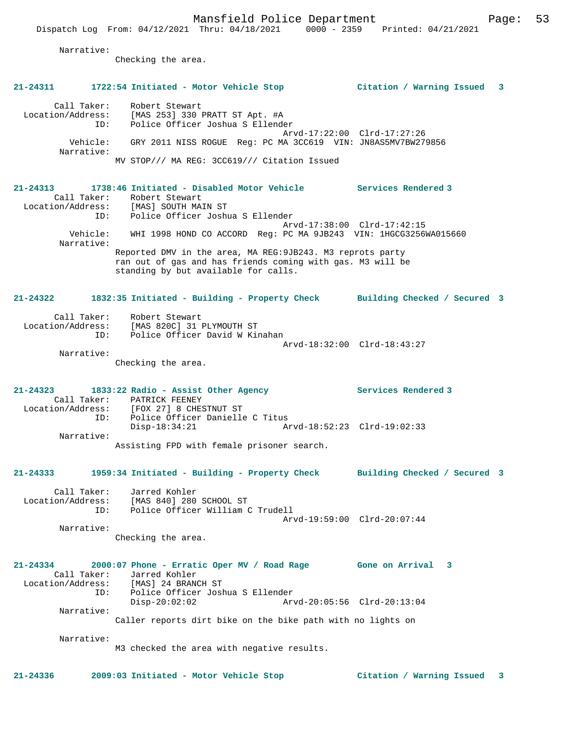Narrative:
Checking the area.

**21-24311 1722:54 Initiated - Motor Vehicle Stop Citation / Warning Issued 3**

Call Taker: Robert Stewart
Location/Address: [MAS 253] 330 PRATT ST Apt. #A
ID: Police Officer Joshua S Ellender
Arvd-17:22:00 Clrd-17:27:26
Vehicle: GRY 2011 NISS ROGUE Reg: PC MA 3CC619 VIN: JN8AS5MV7BW279856
Narrative:
MV STOP/// MA REG: 3CC619/// Citation Issued

**21-24313 1738:46 Initiated - Disabled Motor Vehicle Services Rendered 3**

Call Taker: Robert Stewart
Location/Address: [MAS] SOUTH MAIN ST
ID: Police Officer Joshua S Ellender
Arvd-17:38:00 Clrd-17:42:15
Vehicle: WHI 1998 HOND CO ACCORD Reg: PC MA 9JB243 VIN: 1HGCG3256WA015660
Narrative:
Reported DMV in the area, MA REG:9JB243. M3 reprots party ran out of gas and has friends coming with gas. M3 will be standing by but available for calls.

**21-24322 1832:35 Initiated - Building - Property Check Building Checked / Secured 3**

Call Taker: Robert Stewart
Location/Address: [MAS 820C] 31 PLYMOUTH ST
ID: Police Officer David W Kinahan
Arvd-18:32:00 Clrd-18:43:27
Narrative:
Checking the area.

**21-24323 1833:22 Radio - Assist Other Agency Services Rendered 3**

Call Taker: PATRICK FEENEY
Location/Address: [FOX 27] 8 CHESTNUT ST
ID: Police Officer Danielle C Titus
Disp-18:34:21 Arvd-18:52:23 Clrd-19:02:33
Narrative:
Assisting FPD with female prisoner search.

**21-24333 1959:34 Initiated - Building - Property Check Building Checked / Secured 3**

Call Taker: Jarred Kohler
Location/Address: [MAS 840] 280 SCHOOL ST
ID: Police Officer William C Trudell
Arvd-19:59:00 Clrd-20:07:44
Narrative:
Checking the area.

**21-24334 2000:07 Phone - Erratic Oper MV / Road Rage Gone on Arrival 3**

Call Taker: Jarred Kohler
Location/Address: [MAS] 24 BRANCH ST
ID: Police Officer Joshua S Ellender
Disp-20:02:02 Arvd-20:05:56 Clrd-20:13:04
Narrative:
Caller reports dirt bike on the bike path with no lights on

Narrative:
M3 checked the area with negative results.

**21-24336 2009:03 Initiated - Motor Vehicle Stop Citation / Warning Issued 3**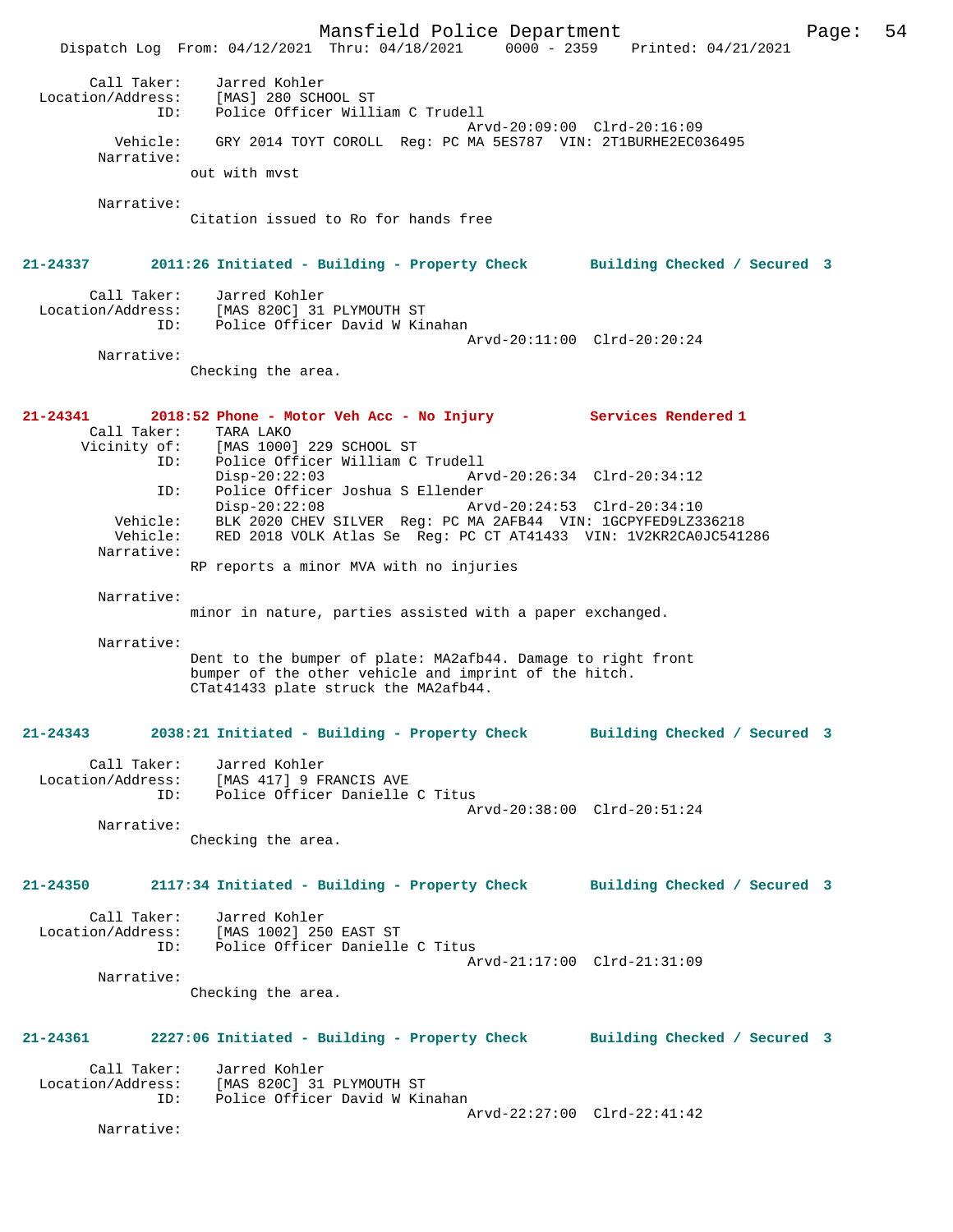Call Taker: Jarred Kohler
Location/Address: [MAS] 280 SCHOOL ST
ID: Police Officer William C Trudell
Arvd-20:09:00 Clrd-20:16:09
Vehicle: GRY 2014 TOYT COROLL Reg: PC MA 5ES787 VIN: 2T1BURHE2EC036495
Narrative:
out with mvst

Narrative:
Citation issued to Ro for hands free

**21-24337 2011:26 Initiated - Building - Property Check Building Checked / Secured 3**

Call Taker: Jarred Kohler
Location/Address: [MAS 820C] 31 PLYMOUTH ST
ID: Police Officer David W Kinahan
Arvd-20:11:00 Clrd-20:20:24
Narrative:
Checking the area.

**21-24341 2018:52 Phone - Motor Veh Acc - No Injury Services Rendered 1**

Call Taker: TARA LAKO
Vicinity of: [MAS 1000] 229 SCHOOL ST
ID: Police Officer William C Trudell
Disp-20:22:03 Arvd-20:26:34 Clrd-20:34:12
ID: Police Officer Joshua S Ellender
Disp-20:22:08 Arvd-20:24:53 Clrd-20:34:10
Vehicle: BLK 2020 CHEV SILVER Reg: PC MA 2AFB44 VIN: 1GCPYFED9LZ336218
Vehicle: RED 2018 VOLK Atlas Se Reg: PC CT AT41433 VIN: 1V2KR2CA0JC541286
Narrative:
RP reports a minor MVA with no injuries

Narrative:
minor in nature, parties assisted with a paper exchanged.

Narrative:
Dent to the bumper of plate: MA2afb44. Damage to right front bumper of the other vehicle and imprint of the hitch. CTat41433 plate struck the MA2afb44.

**21-24343 2038:21 Initiated - Building - Property Check Building Checked / Secured 3**

Call Taker: Jarred Kohler
Location/Address: [MAS 417] 9 FRANCIS AVE
ID: Police Officer Danielle C Titus
Arvd-20:38:00 Clrd-20:51:24
Narrative:
Checking the area.

**21-24350 2117:34 Initiated - Building - Property Check Building Checked / Secured 3**

Call Taker: Jarred Kohler
Location/Address: [MAS 1002] 250 EAST ST
ID: Police Officer Danielle C Titus
Arvd-21:17:00 Clrd-21:31:09
Narrative:
Checking the area.

**21-24361 2227:06 Initiated - Building - Property Check Building Checked / Secured 3**

Call Taker: Jarred Kohler
Location/Address: [MAS 820C] 31 PLYMOUTH ST
ID: Police Officer David W Kinahan
Arvd-22:27:00 Clrd-22:41:42
Narrative: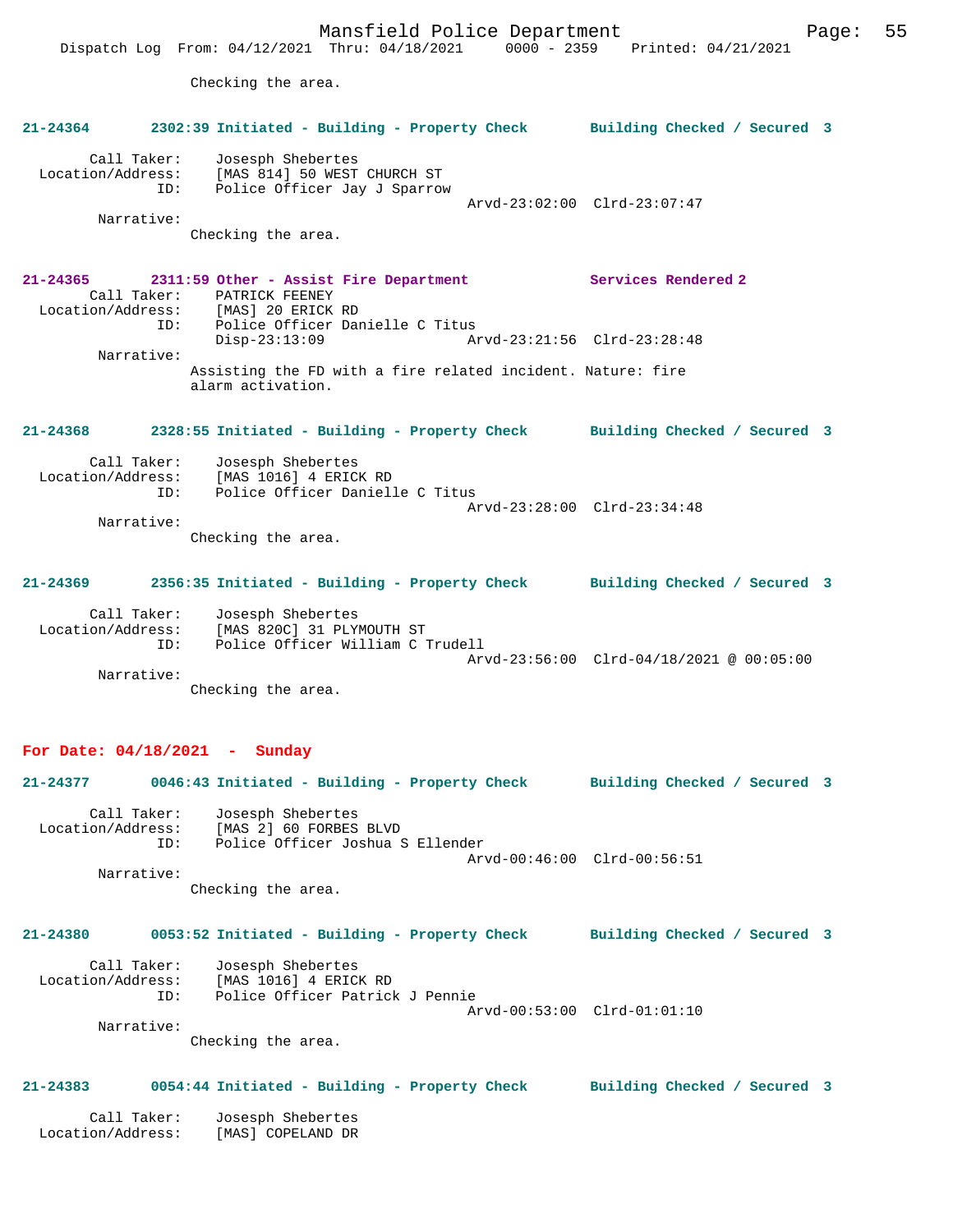Checking the area.

**21-24364 2302:39 Initiated - Building - Property Check Building Checked / Secured 3**

Call Taker: Josesph Shebertes
Location/Address: [MAS 814] 50 WEST CHURCH ST
ID: Police Officer Jay J Sparrow
Arvd-23:02:00 Clrd-23:07:47
Narrative:
Checking the area.

**21-24365 2311:59 Other - Assist Fire Department Services Rendered 2**
Call Taker: PATRICK FEENEY
Location/Address: [MAS] 20 ERICK RD
ID: Police Officer Danielle C Titus
Disp-23:13:09 Arvd-23:21:56 Clrd-23:28:48
Narrative:
Assisting the FD with a fire related incident. Nature: fire alarm activation.

**21-24368 2328:55 Initiated - Building - Property Check Building Checked / Secured 3**

Call Taker: Josesph Shebertes
Location/Address: [MAS 1016] 4 ERICK RD
ID: Police Officer Danielle C Titus
Arvd-23:28:00 Clrd-23:34:48
Narrative:
Checking the area.

**21-24369 2356:35 Initiated - Building - Property Check Building Checked / Secured 3**

Call Taker: Josesph Shebertes
Location/Address: [MAS 820C] 31 PLYMOUTH ST
ID: Police Officer William C Trudell
Arvd-23:56:00 Clrd-04/18/2021 @ 00:05:00
Narrative:
Checking the area.

## For Date: 04/18/2021 - Sunday

**21-24377 0046:43 Initiated - Building - Property Check Building Checked / Secured 3**

Call Taker: Josesph Shebertes
Location/Address: [MAS 2] 60 FORBES BLVD
ID: Police Officer Joshua S Ellender
Arvd-00:46:00 Clrd-00:56:51
Narrative:
Checking the area.

**21-24380 0053:52 Initiated - Building - Property Check Building Checked / Secured 3**

Call Taker: Josesph Shebertes
Location/Address: [MAS 1016] 4 ERICK RD
ID: Police Officer Patrick J Pennie
Arvd-00:53:00 Clrd-01:01:10
Narrative:
Checking the area.

**21-24383 0054:44 Initiated - Building - Property Check Building Checked / Secured 3**

Call Taker: Josesph Shebertes
Location/Address: [MAS] COPELAND DR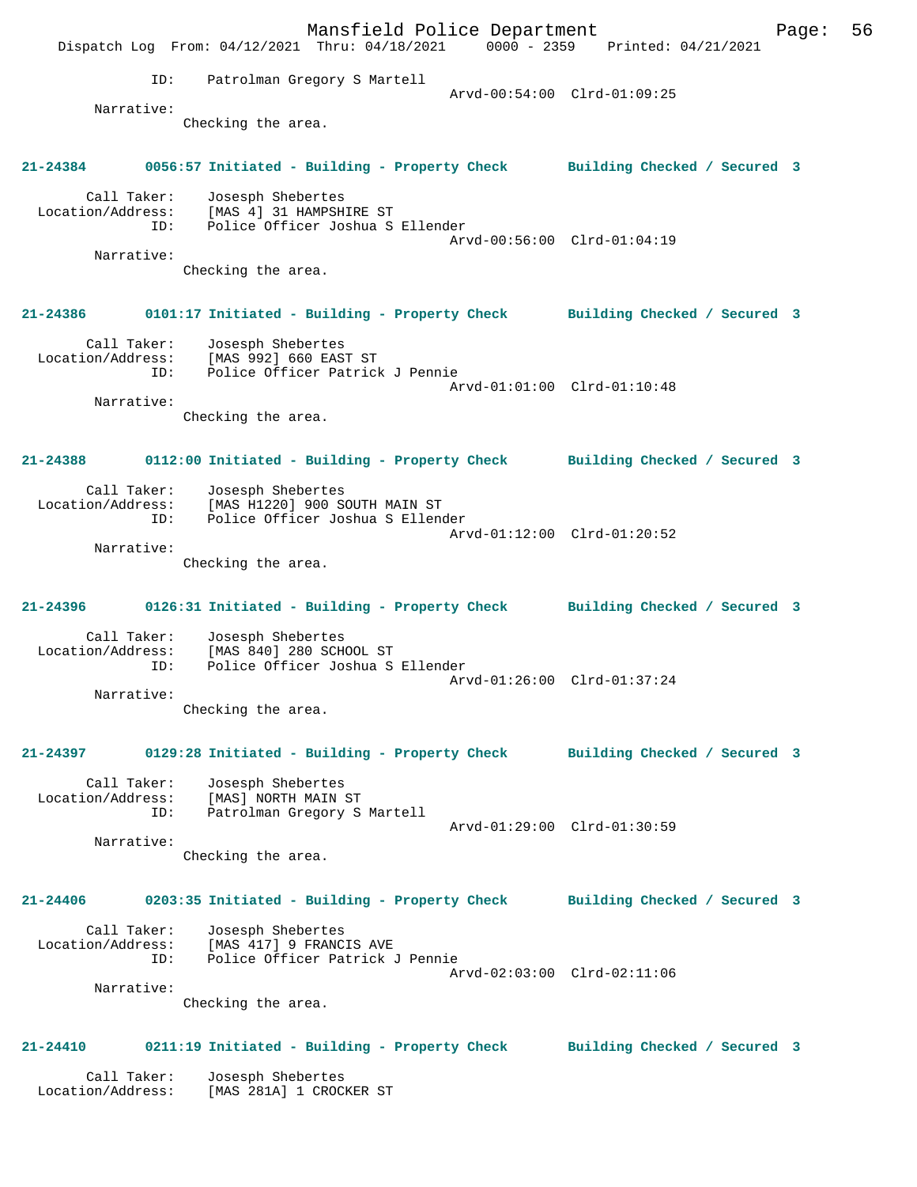ID: Patrolman Gregory S Martell
Arvd-00:54:00 Clrd-01:09:25

Narrative:
Checking the area.

**21-24384 0056:57 Initiated - Building - Property Check Building Checked / Secured 3**

Call Taker: Josesph Shebertes
Location/Address: [MAS 4] 31 HAMPSHIRE ST
ID: Police Officer Joshua S Ellender
Arvd-00:56:00 Clrd-01:04:19

Narrative:
Checking the area.

**21-24386 0101:17 Initiated - Building - Property Check Building Checked / Secured 3**

Call Taker: Josesph Shebertes
Location/Address: [MAS 992] 660 EAST ST
ID: Police Officer Patrick J Pennie
Arvd-01:01:00 Clrd-01:10:48

Narrative:
Checking the area.

**21-24388 0112:00 Initiated - Building - Property Check Building Checked / Secured 3**

Call Taker: Josesph Shebertes
Location/Address: [MAS H1220] 900 SOUTH MAIN ST
ID: Police Officer Joshua S Ellender
Arvd-01:12:00 Clrd-01:20:52

Narrative:
Checking the area.

**21-24396 0126:31 Initiated - Building - Property Check Building Checked / Secured 3**

Call Taker: Josesph Shebertes
Location/Address: [MAS 840] 280 SCHOOL ST
ID: Police Officer Joshua S Ellender
Arvd-01:26:00 Clrd-01:37:24

Narrative:
Checking the area.

**21-24397 0129:28 Initiated - Building - Property Check Building Checked / Secured 3**

Call Taker: Josesph Shebertes
Location/Address: [MAS] NORTH MAIN ST
ID: Patrolman Gregory S Martell
Arvd-01:29:00 Clrd-01:30:59

Narrative:
Checking the area.

**21-24406 0203:35 Initiated - Building - Property Check Building Checked / Secured 3**

Call Taker: Josesph Shebertes
Location/Address: [MAS 417] 9 FRANCIS AVE
ID: Police Officer Patrick J Pennie
Arvd-02:03:00 Clrd-02:11:06

Narrative:
Checking the area.

**21-24410 0211:19 Initiated - Building - Property Check Building Checked / Secured 3**

Call Taker: Josesph Shebertes
Location/Address: [MAS 281A] 1 CROCKER ST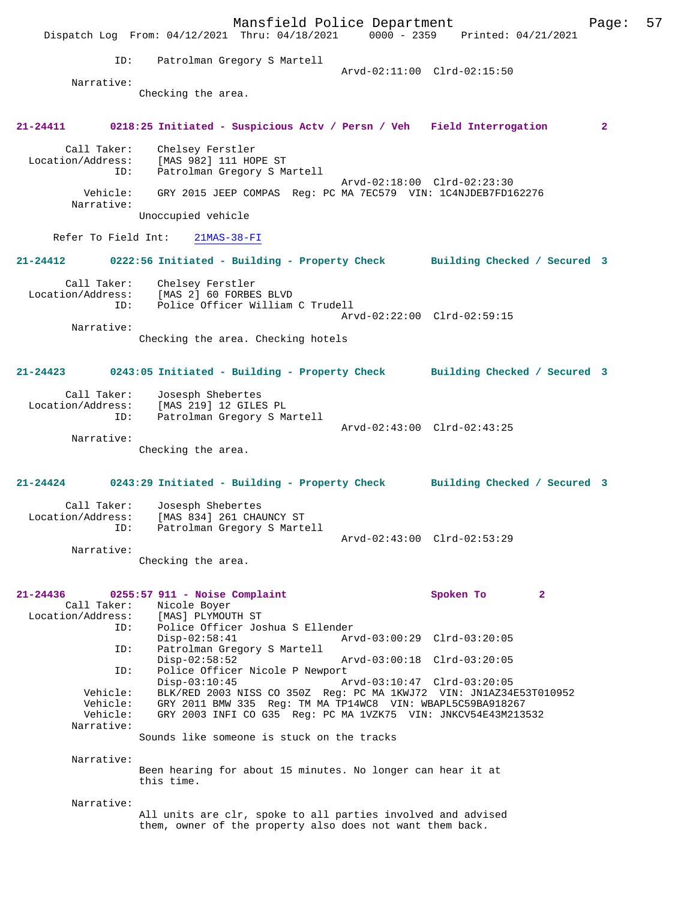ID: Patrolman Gregory S Martell
Arvd-02:11:00 Clrd-02:15:50

Narrative:
Checking the area.

**21-24411 0218:25 Initiated - Suspicious Actv / Persn / Veh Field Interrogation 2**

Call Taker: Chelsey Ferstler
Location/Address: [MAS 982] 111 HOPE ST
ID: Patrolman Gregory S Martell
Arvd-02:18:00 Clrd-02:23:30
Vehicle: GRY 2015 JEEP COMPAS Reg: PC MA 7EC579 VIN: 1C4NJDEB7FD162276
Narrative:
Unoccupied vehicle

Refer To Field Int: 21MAS-38-FI

**21-24412 0222:56 Initiated - Building - Property Check Building Checked / Secured 3**

Call Taker: Chelsey Ferstler
Location/Address: [MAS 2] 60 FORBES BLVD
ID: Police Officer William C Trudell
Arvd-02:22:00 Clrd-02:59:15
Narrative:
Checking the area. Checking hotels

**21-24423 0243:05 Initiated - Building - Property Check Building Checked / Secured 3**

Call Taker: Josesph Shebertes
Location/Address: [MAS 219] 12 GILES PL
ID: Patrolman Gregory S Martell
Arvd-02:43:00 Clrd-02:43:25
Narrative:
Checking the area.

**21-24424 0243:29 Initiated - Building - Property Check Building Checked / Secured 3**

Call Taker: Josesph Shebertes
Location/Address: [MAS 834] 261 CHAUNCY ST
ID: Patrolman Gregory S Martell
Arvd-02:43:00 Clrd-02:53:29
Narrative:
Checking the area.

**21-24436 0255:57 911 - Noise Complaint Spoken To 2**

Call Taker: Nicole Boyer
Location/Address: [MAS] PLYMOUTH ST
ID: Police Officer Joshua S Ellender
Disp-02:58:41 Arvd-03:00:29 Clrd-03:20:05
ID: Patrolman Gregory S Martell
Disp-02:58:52 Arvd-03:00:18 Clrd-03:20:05
ID: Police Officer Nicole P Newport
Disp-03:10:45 Arvd-03:10:47 Clrd-03:20:05
Vehicle: BLK/RED 2003 NISS CO 350Z Reg: PC MA 1KWJ72 VIN: JN1AZ34E53T010952
Vehicle: GRY 2011 BMW 335 Reg: TM MA TP14WC8 VIN: WBAPL5C59BA918267
Vehicle: GRY 2003 INFI CO G35 Reg: PC MA 1VZK75 VIN: JNKCV54E43M213532
Narrative:
Sounds like someone is stuck on the tracks

Narrative:
Been hearing for about 15 minutes. No longer can hear it at this time.

Narrative:
All units are clr, spoke to all parties involved and advised them, owner of the property also does not want them back.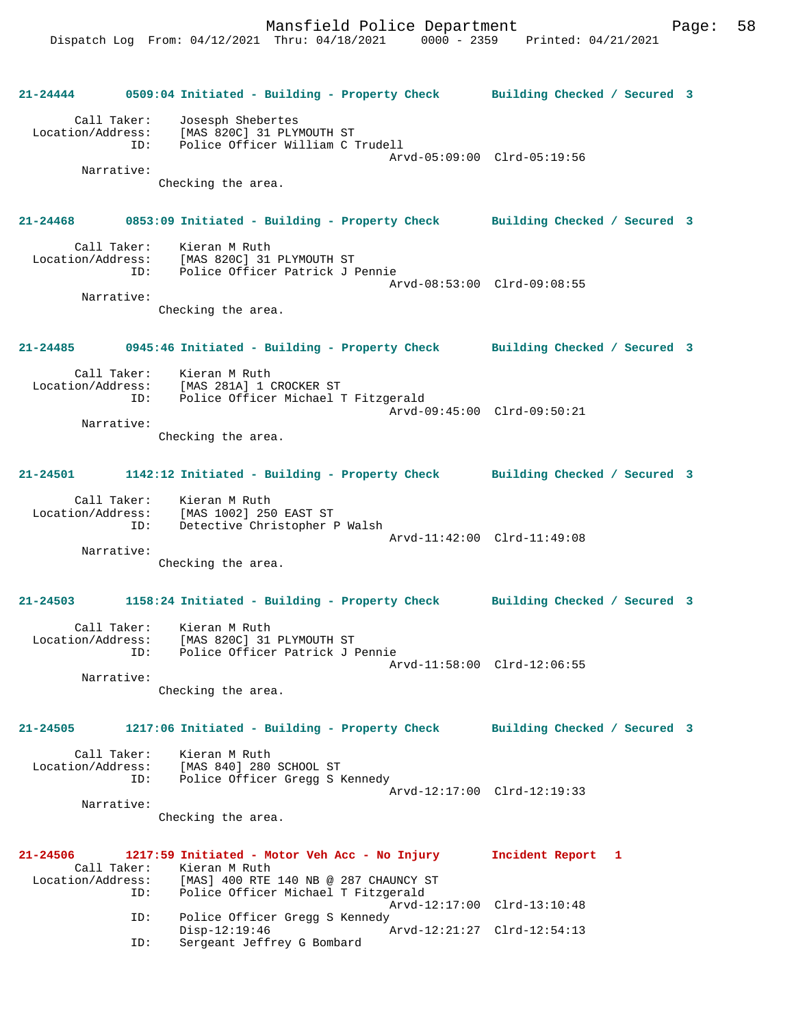**21-24444 0509:04 Initiated - Building - Property Check Building Checked / Secured 3**

Call Taker: Josesph Shebertes
Location/Address: [MAS 820C] 31 PLYMOUTH ST
ID: Police Officer William C Trudell
Arvd-05:09:00 Clrd-05:19:56
Narrative:
Checking the area.

**21-24468 0853:09 Initiated - Building - Property Check Building Checked / Secured 3**

Call Taker: Kieran M Ruth
Location/Address: [MAS 820C] 31 PLYMOUTH ST
ID: Police Officer Patrick J Pennie
Arvd-08:53:00 Clrd-09:08:55
Narrative:
Checking the area.

**21-24485 0945:46 Initiated - Building - Property Check Building Checked / Secured 3**

Call Taker: Kieran M Ruth
Location/Address: [MAS 281A] 1 CROCKER ST
ID: Police Officer Michael T Fitzgerald
Arvd-09:45:00 Clrd-09:50:21
Narrative:
Checking the area.

**21-24501 1142:12 Initiated - Building - Property Check Building Checked / Secured 3**

Call Taker: Kieran M Ruth
Location/Address: [MAS 1002] 250 EAST ST
ID: Detective Christopher P Walsh
Arvd-11:42:00 Clrd-11:49:08
Narrative:
Checking the area.

**21-24503 1158:24 Initiated - Building - Property Check Building Checked / Secured 3**

Call Taker: Kieran M Ruth
Location/Address: [MAS 820C] 31 PLYMOUTH ST
ID: Police Officer Patrick J Pennie
Arvd-11:58:00 Clrd-12:06:55
Narrative:
Checking the area.

**21-24505 1217:06 Initiated - Building - Property Check Building Checked / Secured 3**

Call Taker: Kieran M Ruth
Location/Address: [MAS 840] 280 SCHOOL ST
ID: Police Officer Gregg S Kennedy
Arvd-12:17:00 Clrd-12:19:33
Narrative:
Checking the area.

**21-24506 1217:59 Initiated - Motor Veh Acc - No Injury Incident Report 1**

Call Taker: Kieran M Ruth
Location/Address: [MAS] 400 RTE 140 NB @ 287 CHAUNCY ST
ID: Police Officer Michael T Fitzgerald
Arvd-12:17:00 Clrd-13:10:48
ID: Police Officer Gregg S Kennedy
Disp-12:19:46 Arvd-12:21:27 Clrd-12:54:13
ID: Sergeant Jeffrey G Bombard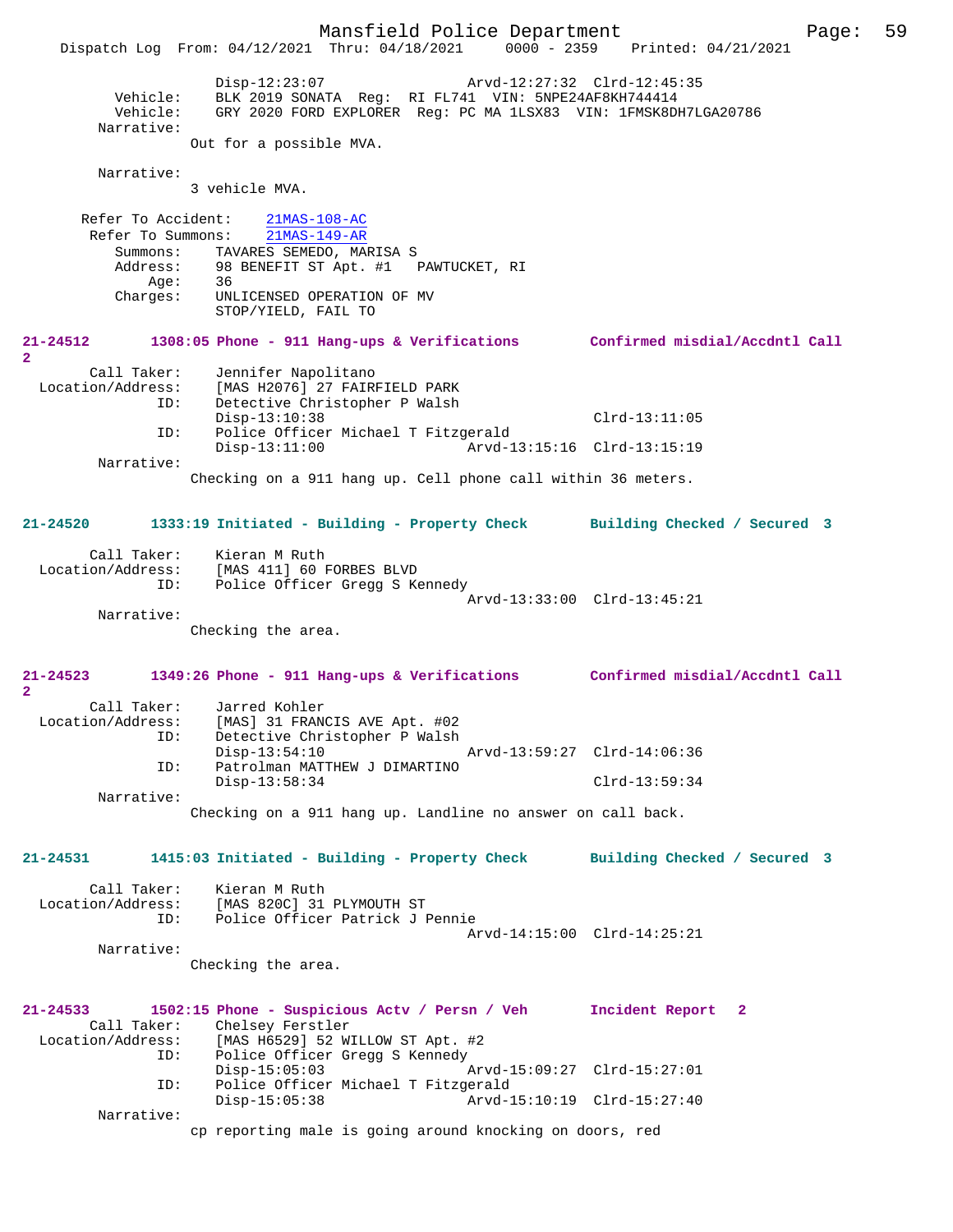Disp-12:23:07 Arvd-12:27:32 Clrd-12:45:35
Vehicle: BLK 2019 SONATA Reg: RI FL741 VIN: 5NPE24AF8KH744414
Vehicle: GRY 2020 FORD EXPLORER Reg: PC MA 1LSX83 VIN: 1FMSK8DH7LGA20786
Narrative:
Out for a possible MVA.

Narrative:
3 vehicle MVA.

Refer To Accident: 21MAS-108-AC
Refer To Summons: 21MAS-149-AR
Summons: TAVARES SEMEDO, MARISA S
Address: 98 BENEFIT ST Apt. #1 PAWTUCKET, RI
Age: 36
Charges: UNLICENSED OPERATION OF MV
STOP/YIELD, FAIL TO

**21-24512 1308:05 Phone - 911 Hang-ups & Verifications Confirmed misdial/Accdntl Call 2**
Call Taker: Jennifer Napolitano
Location/Address: [MAS H2076] 27 FAIRFIELD PARK
ID: Detective Christopher P Walsh
Disp-13:10:38 Clrd-13:11:05
ID: Police Officer Michael T Fitzgerald
Disp-13:11:00 Arvd-13:15:16 Clrd-13:15:19
Narrative:
Checking on a 911 hang up. Cell phone call within 36 meters.

**21-24520 1333:19 Initiated - Building - Property Check Building Checked / Secured 3**
Call Taker: Kieran M Ruth
Location/Address: [MAS 411] 60 FORBES BLVD
ID: Police Officer Gregg S Kennedy
Arvd-13:33:00 Clrd-13:45:21
Narrative:
Checking the area.

**21-24523 1349:26 Phone - 911 Hang-ups & Verifications Confirmed misdial/Accdntl Call 2**
Call Taker: Jarred Kohler
Location/Address: [MAS] 31 FRANCIS AVE Apt. #02
ID: Detective Christopher P Walsh
Disp-13:54:10 Arvd-13:59:27 Clrd-14:06:36
ID: Patrolman MATTHEW J DIMARTINO
Disp-13:58:34 Clrd-13:59:34
Narrative:
Checking on a 911 hang up. Landline no answer on call back.

**21-24531 1415:03 Initiated - Building - Property Check Building Checked / Secured 3**
Call Taker: Kieran M Ruth
Location/Address: [MAS 820C] 31 PLYMOUTH ST
ID: Police Officer Patrick J Pennie
Arvd-14:15:00 Clrd-14:25:21
Narrative:
Checking the area.

**21-24533 1502:15 Phone - Suspicious Actv / Persn / Veh Incident Report 2**
Call Taker: Chelsey Ferstler
Location/Address: [MAS H6529] 52 WILLOW ST Apt. #2
ID: Police Officer Gregg S Kennedy
Disp-15:05:03 Arvd-15:09:27 Clrd-15:27:01
ID: Police Officer Michael T Fitzgerald
Disp-15:05:38 Arvd-15:10:19 Clrd-15:27:40
Narrative:
cp reporting male is going around knocking on doors, red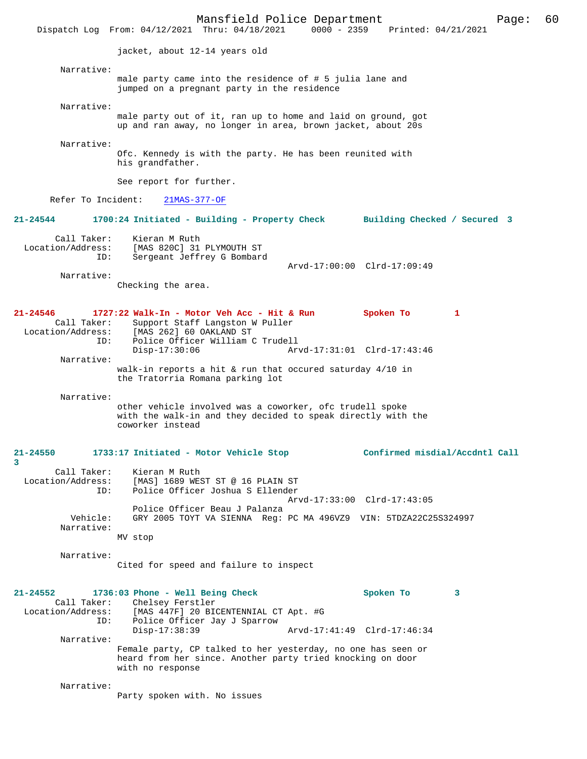jacket, about 12-14 years old

Narrative:
male party came into the residence of # 5 julia lane and jumped on a pregnant party in the residence

Narrative:
male party out of it, ran up to home and laid on ground, got up and ran away, no longer in area, brown jacket, about 20s

Narrative:
Ofc. Kennedy is with the party. He has been reunited with his grandfather.

See report for further.

Refer To Incident: 21MAS-377-OF

**21-24544 1700:24 Initiated - Building - Property Check Building Checked / Secured 3**

Call Taker: Kieran M Ruth
Location/Address: [MAS 820C] 31 PLYMOUTH ST
ID: Sergeant Jeffrey G Bombard
Arvd-17:00:00 Clrd-17:09:49

Narrative:
Checking the area.

**21-24546 1727:22 Walk-In - Motor Veh Acc - Hit & Run Spoken To 1**

Call Taker: Support Staff Langston W Puller
Location/Address: [MAS 262] 60 OAKLAND ST
ID: Police Officer William C Trudell
Disp-17:30:06 Arvd-17:31:01 Clrd-17:43:46

Narrative:
walk-in reports a hit & run that occured saturday 4/10 in the Tratorria Romana parking lot

Narrative:
other vehicle involved was a coworker, ofc trudell spoke with the walk-in and they decided to speak directly with the coworker instead

**21-24550 1733:17 Initiated - Motor Vehicle Stop Confirmed misdial/Accdntl Call 3**

Call Taker: Kieran M Ruth
Location/Address: [MAS] 1689 WEST ST @ 16 PLAIN ST
ID: Police Officer Joshua S Ellender
Arvd-17:33:00 Clrd-17:43:05
Police Officer Beau J Palanza
Vehicle: GRY 2005 TOYT VA SIENNA Reg: PC MA 496VZ9 VIN: 5TDZA22C25S324997

Narrative:
MV stop

Narrative:
Cited for speed and failure to inspect

**21-24552 1736:03 Phone - Well Being Check Spoken To 3**

Call Taker: Chelsey Ferstler
Location/Address: [MAS 447F] 20 BICENTENNIAL CT Apt. #G
ID: Police Officer Jay J Sparrow
Disp-17:38:39 Arvd-17:41:49 Clrd-17:46:34

Narrative:
Female party, CP talked to her yesterday, no one has seen or heard from her since. Another party tried knocking on door with no response

Narrative:
Party spoken with. No issues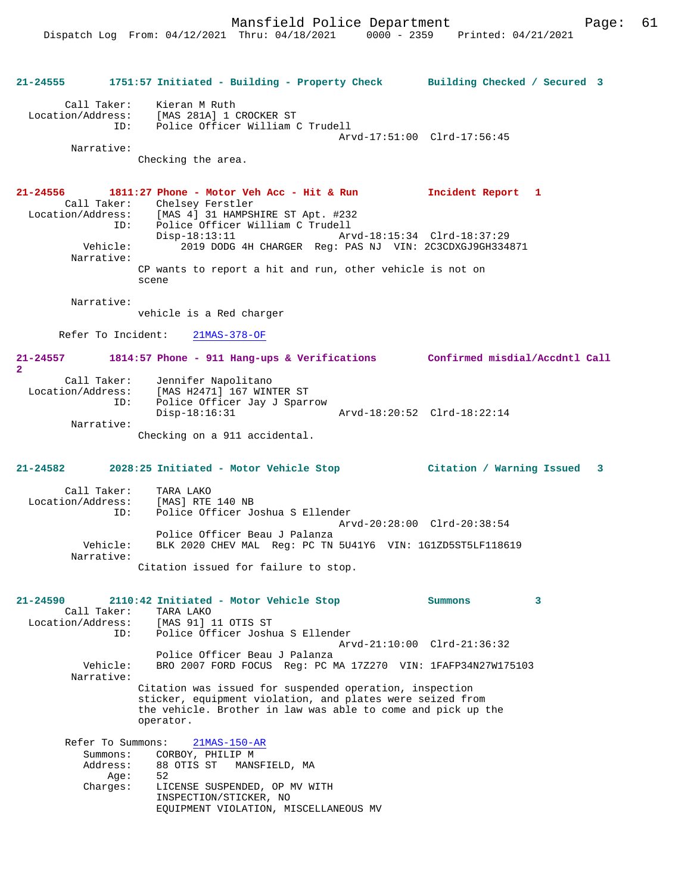**21-24555** **1751:57 Initiated - Building - Property Check** **Building Checked / Secured 3**

Call Taker: Kieran M Ruth
Location/Address: [MAS 281A] 1 CROCKER ST
ID: Police Officer William C Trudell
Arvd-17:51:00 Clrd-17:56:45
Narrative:
Checking the area.

**21-24556** **1811:27 Phone - Motor Veh Acc - Hit & Run** **Incident Report 1**
Call Taker: Chelsey Ferstler
Location/Address: [MAS 4] 31 HAMPSHIRE ST Apt. #232
ID: Police Officer William C Trudell
Disp-18:13:11 Arvd-18:15:34 Clrd-18:37:29
Vehicle: 2019 DODG 4H CHARGER Reg: PAS NJ VIN: 2C3CDXGJ9GH334871
Narrative:
CP wants to report a hit and run, other vehicle is not on scene

Narrative:
vehicle is a Red charger

Refer To Incident: 21MAS-378-OF

**21-24557** **1814:57 Phone - 911 Hang-ups & Verifications** **Confirmed misdial/Accdntl Call 2**
Call Taker: Jennifer Napolitano
Location/Address: [MAS H2471] 167 WINTER ST
ID: Police Officer Jay J Sparrow
Disp-18:16:31 Arvd-18:20:52 Clrd-18:22:14
Narrative:
Checking on a 911 accidental.

**21-24582** **2028:25 Initiated - Motor Vehicle Stop** **Citation / Warning Issued 3**

Call Taker: TARA LAKO
Location/Address: [MAS] RTE 140 NB
ID: Police Officer Joshua S Ellender
Arvd-20:28:00 Clrd-20:38:54
Police Officer Beau J Palanza
Vehicle: BLK 2020 CHEV MAL Reg: PC TN 5U41Y6 VIN: 1G1ZD5ST5LF118619
Narrative:
Citation issued for failure to stop.

**21-24590** **2110:42 Initiated - Motor Vehicle Stop** **Summons 3**
Call Taker: TARA LAKO
Location/Address: [MAS 91] 11 OTIS ST
ID: Police Officer Joshua S Ellender
Arvd-21:10:00 Clrd-21:36:32
Police Officer Beau J Palanza
Vehicle: BRO 2007 FORD FOCUS Reg: PC MA 17Z270 VIN: 1FAFP34N27W175103
Narrative:
Citation was issued for suspended operation, inspection sticker, equipment violation, and plates were seized from the vehicle. Brother in law was able to come and pick up the operator.

Refer To Summons: 21MAS-150-AR
Summons: CORBOY, PHILIP M
Address: 88 OTIS ST MANSFIELD, MA
Age: 52
Charges: LICENSE SUSPENDED, OP MV WITH
INSPECTION/STICKER, NO
EQUIPMENT VIOLATION, MISCELLANEOUS MV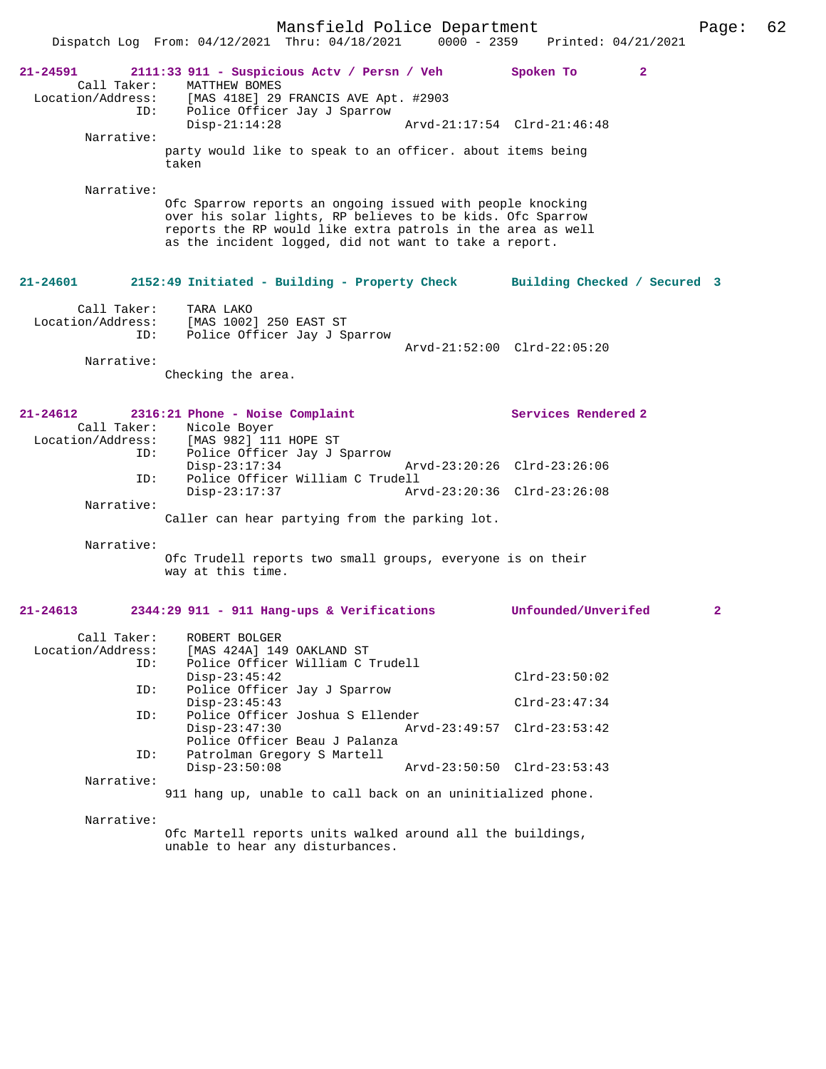**21-24591** 2111:33 911 - Suspicious Actv / Persn / Veh — Spoken To — 2

Call Taker: MATTHEW BOMES
Location/Address: [MAS 418E] 29 FRANCIS AVE Apt. #2903
ID: Police Officer Jay J Sparrow
Disp-21:14:28 Arvd-21:17:54 Clrd-21:46:48

Narrative:
party would like to speak to an officer. about items being taken

Narrative:
Ofc Sparrow reports an ongoing issued with people knocking over his solar lights, RP believes to be kids. Ofc Sparrow reports the RP would like extra patrols in the area as well as the incident logged, did not want to take a report.

**21-24601** 2152:49 Initiated - Building - Property Check — Building Checked / Secured — 3

Call Taker: TARA LAKO
Location/Address: [MAS 1002] 250 EAST ST
ID: Police Officer Jay J Sparrow
Arvd-21:52:00 Clrd-22:05:20

Narrative:
Checking the area.

**21-24612** 2316:21 Phone - Noise Complaint — Services Rendered — 2

Call Taker: Nicole Boyer
Location/Address: [MAS 982] 111 HOPE ST
ID: Police Officer Jay J Sparrow
Disp-23:17:34 Arvd-23:20:26 Clrd-23:26:06
ID: Police Officer William C Trudell
Disp-23:17:37 Arvd-23:20:36 Clrd-23:26:08

Narrative:
Caller can hear partying from the parking lot.

Narrative:
Ofc Trudell reports two small groups, everyone is on their way at this time.

**21-24613** 2344:29 911 - 911 Hang-ups & Verifications — Unfounded/Unverifed — 2

Call Taker: ROBERT BOLGER
Location/Address: [MAS 424A] 149 OAKLAND ST
ID: Police Officer William C Trudell
Disp-23:45:42 Clrd-23:50:02
ID: Police Officer Jay J Sparrow
Disp-23:45:43 Clrd-23:47:34
ID: Police Officer Joshua S Ellender
Disp-23:47:30 Arvd-23:49:57 Clrd-23:53:42
Police Officer Beau J Palanza
ID: Patrolman Gregory S Martell
Disp-23:50:08 Arvd-23:50:50 Clrd-23:53:43

Narrative:
911 hang up, unable to call back on an uninitialized phone.

Narrative:
Ofc Martell reports units walked around all the buildings, unable to hear any disturbances.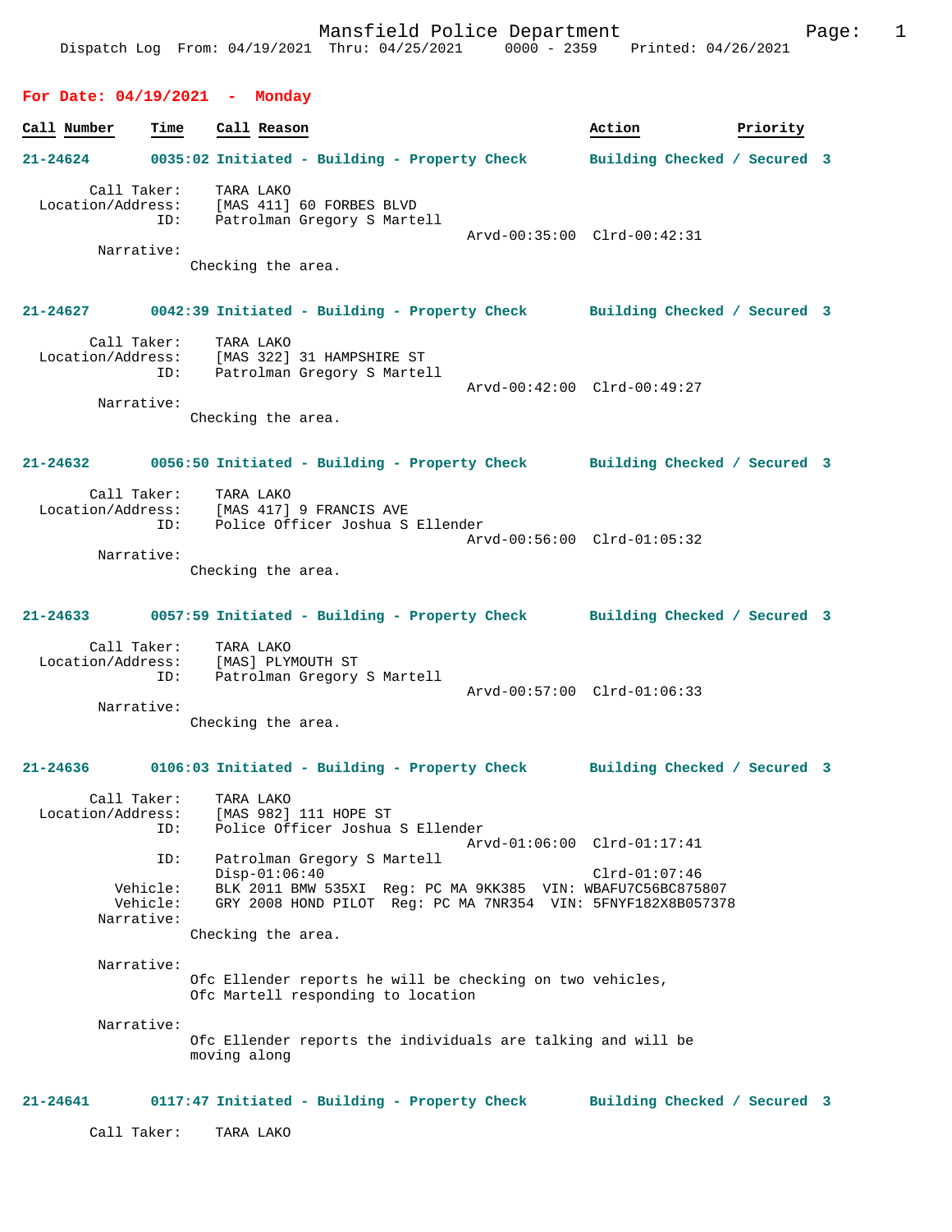Mansfield Police Department
Dispatch Log From: 04/19/2021 Thru: 04/25/2021 0000 - 2359 Printed: 04/26/2021

## For Date: 04/19/2021 - Monday

| Call Number | Time | Call Reason | Action | Priority |
|---|---|---|---|---|

**21-24624** 0035:02 Initiated - Building - Property Check — Building Checked / Secured 3

Call Taker: TARA LAKO
Location/Address: [MAS 411] 60 FORBES BLVD
ID: Patrolman Gregory S Martell
Arvd-00:35:00 Clrd-00:42:31
Narrative:
Checking the area.

**21-24627** 0042:39 Initiated - Building - Property Check — Building Checked / Secured 3

Call Taker: TARA LAKO
Location/Address: [MAS 322] 31 HAMPSHIRE ST
ID: Patrolman Gregory S Martell
Arvd-00:42:00 Clrd-00:49:27
Narrative:
Checking the area.

**21-24632** 0056:50 Initiated - Building - Property Check — Building Checked / Secured 3

Call Taker: TARA LAKO
Location/Address: [MAS 417] 9 FRANCIS AVE
ID: Police Officer Joshua S Ellender
Arvd-00:56:00 Clrd-01:05:32
Narrative:
Checking the area.

**21-24633** 0057:59 Initiated - Building - Property Check — Building Checked / Secured 3

Call Taker: TARA LAKO
Location/Address: [MAS] PLYMOUTH ST
ID: Patrolman Gregory S Martell
Arvd-00:57:00 Clrd-01:06:33
Narrative:
Checking the area.

**21-24636** 0106:03 Initiated - Building - Property Check — Building Checked / Secured 3

Call Taker: TARA LAKO
Location/Address: [MAS 982] 111 HOPE ST
ID: Police Officer Joshua S Ellender
Arvd-01:06:00 Clrd-01:17:41
ID: Patrolman Gregory S Martell
Disp-01:06:40 Clrd-01:07:46
Vehicle: BLK 2011 BMW 535XI Reg: PC MA 9KK385 VIN: WBAFU7C56BC875807
Vehicle: GRY 2008 HOND PILOT Reg: PC MA 7NR354 VIN: 5FNYF182X8B057378
Narrative:
Checking the area.

Narrative:
Ofc Ellender reports he will be checking on two vehicles, Ofc Martell responding to location

Narrative:
Ofc Ellender reports the individuals are talking and will be moving along

**21-24641** 0117:47 Initiated - Building - Property Check — Building Checked / Secured 3

Call Taker: TARA LAKO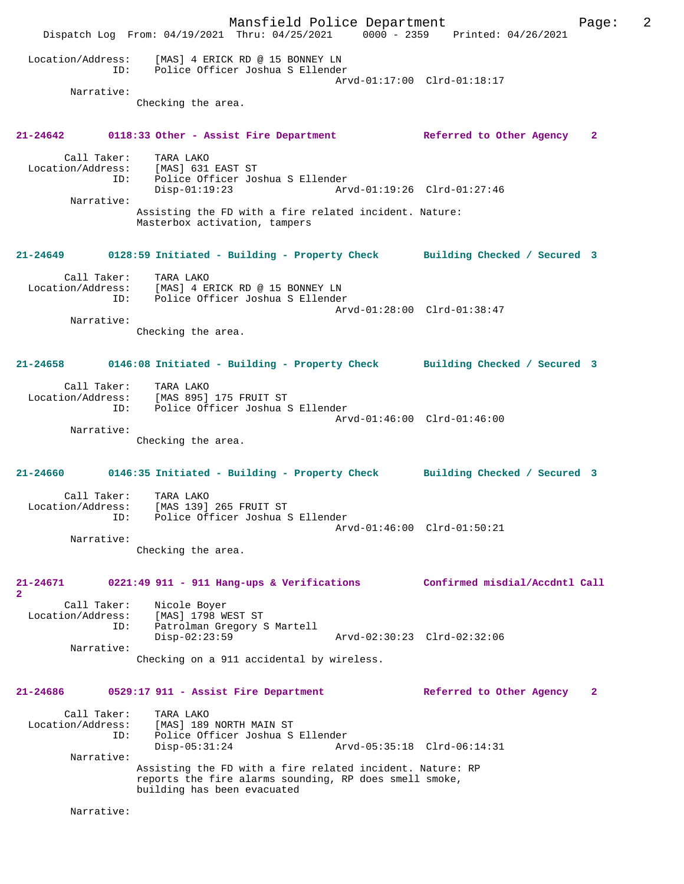Location/Address: [MAS] 4 ERICK RD @ 15 BONNEY LN
ID: Police Officer Joshua S Ellender
Arvd-01:17:00 Clrd-01:18:17

Narrative:
Checking the area.

**21-24642 0118:33 Other - Assist Fire Department Referred to Other Agency 2**

Call Taker: TARA LAKO
Location/Address: [MAS] 631 EAST ST
ID: Police Officer Joshua S Ellender
Disp-01:19:23 Arvd-01:19:26 Clrd-01:27:46

Narrative:
Assisting the FD with a fire related incident. Nature: Masterbox activation, tampers

**21-24649 0128:59 Initiated - Building - Property Check Building Checked / Secured 3**

Call Taker: TARA LAKO
Location/Address: [MAS] 4 ERICK RD @ 15 BONNEY LN
ID: Police Officer Joshua S Ellender
Arvd-01:28:00 Clrd-01:38:47

Narrative:
Checking the area.

**21-24658 0146:08 Initiated - Building - Property Check Building Checked / Secured 3**

Call Taker: TARA LAKO
Location/Address: [MAS 895] 175 FRUIT ST
ID: Police Officer Joshua S Ellender
Arvd-01:46:00 Clrd-01:46:00

Narrative:
Checking the area.

**21-24660 0146:35 Initiated - Building - Property Check Building Checked / Secured 3**

Call Taker: TARA LAKO
Location/Address: [MAS 139] 265 FRUIT ST
ID: Police Officer Joshua S Ellender
Arvd-01:46:00 Clrd-01:50:21

Narrative:
Checking the area.

**21-24671 0221:49 911 - 911 Hang-ups & Verifications Confirmed misdial/Accdntl Call 2**

Call Taker: Nicole Boyer
Location/Address: [MAS] 1798 WEST ST
ID: Patrolman Gregory S Martell
Disp-02:23:59 Arvd-02:30:23 Clrd-02:32:06

Narrative:
Checking on a 911 accidental by wireless.

**21-24686 0529:17 911 - Assist Fire Department Referred to Other Agency 2**

Call Taker: TARA LAKO
Location/Address: [MAS] 189 NORTH MAIN ST
ID: Police Officer Joshua S Ellender
Disp-05:31:24 Arvd-05:35:18 Clrd-06:14:31

Narrative:
Assisting the FD with a fire related incident. Nature: RP reports the fire alarms sounding, RP does smell smoke, building has been evacuated

Narrative: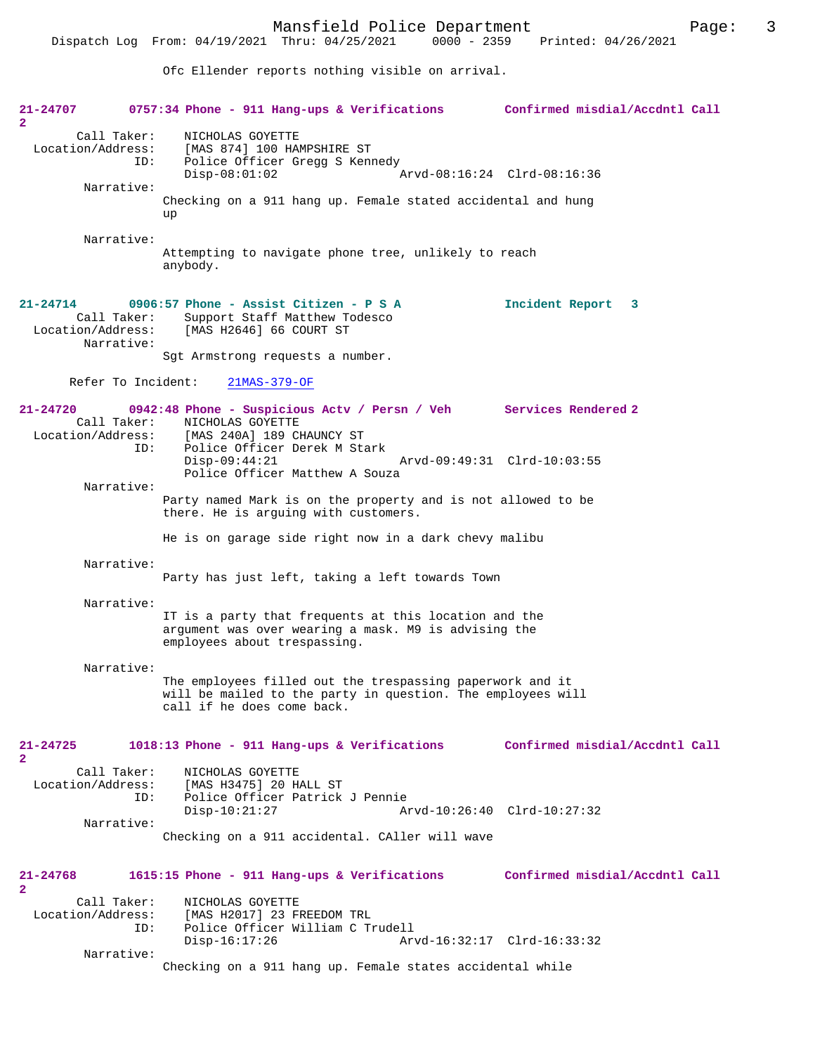Ofc Ellender reports nothing visible on arrival.

**21-24707 0757:34 Phone - 911 Hang-ups & Verifications Confirmed misdial/Accdntl Call 2**

Call Taker: NICHOLAS GOYETTE
Location/Address: [MAS 874] 100 HAMPSHIRE ST
ID: Police Officer Gregg S Kennedy
Disp-08:01:02 Arvd-08:16:24 Clrd-08:16:36

Narrative:
Checking on a 911 hang up. Female stated accidental and hung up

Narrative:
Attempting to navigate phone tree, unlikely to reach anybody.

**21-24714 0906:57 Phone - Assist Citizen - P S A Incident Report 3**

Call Taker: Support Staff Matthew Todesco
Location/Address: [MAS H2646] 66 COURT ST

Narrative:
Sgt Armstrong requests a number.

Refer To Incident: 21MAS-379-OF

**21-24720 0942:48 Phone - Suspicious Actv / Persn / Veh Services Rendered 2**

Call Taker: NICHOLAS GOYETTE
Location/Address: [MAS 240A] 189 CHAUNCY ST
ID: Police Officer Derek M Stark
Disp-09:44:21 Arvd-09:49:31 Clrd-10:03:55
Police Officer Matthew A Souza

Narrative:
Party named Mark is on the property and is not allowed to be there. He is arguing with customers.

He is on garage side right now in a dark chevy malibu

Narrative:
Party has just left, taking a left towards Town

Narrative:
IT is a party that frequents at this location and the argument was over wearing a mask. M9 is advising the employees about trespassing.

Narrative:
The employees filled out the trespassing paperwork and it will be mailed to the party in question. The employees will call if he does come back.

**21-24725 1018:13 Phone - 911 Hang-ups & Verifications Confirmed misdial/Accdntl Call 2**

Call Taker: NICHOLAS GOYETTE
Location/Address: [MAS H3475] 20 HALL ST
ID: Police Officer Patrick J Pennie
Disp-10:21:27 Arvd-10:26:40 Clrd-10:27:32

Narrative:
Checking on a 911 accidental. CAller will wave

**21-24768 1615:15 Phone - 911 Hang-ups & Verifications Confirmed misdial/Accdntl Call 2**

Call Taker: NICHOLAS GOYETTE
Location/Address: [MAS H2017] 23 FREEDOM TRL
ID: Police Officer William C Trudell
Disp-16:17:26 Arvd-16:32:17 Clrd-16:33:32

Narrative:
Checking on a 911 hang up. Female states accidental while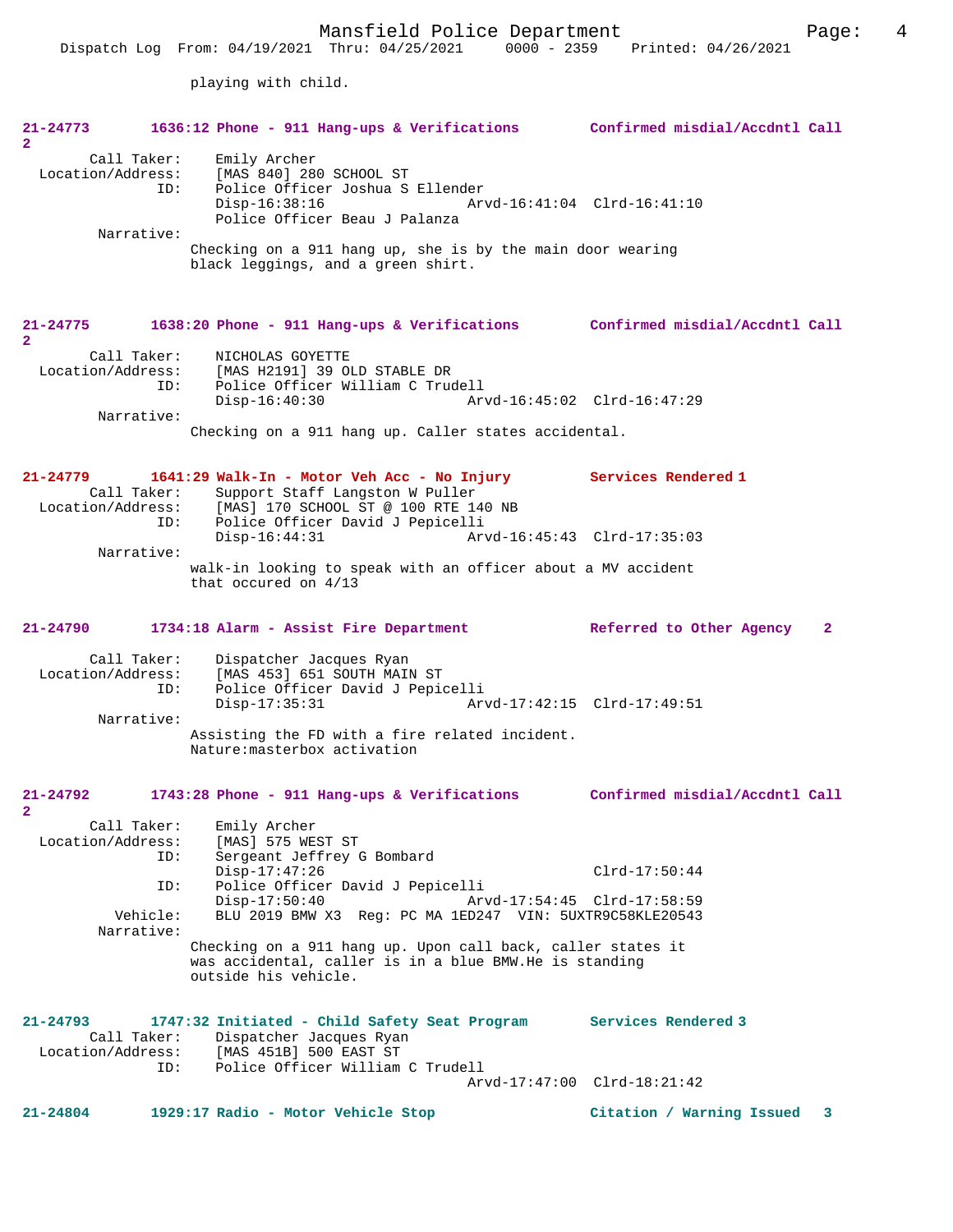playing with child.

**21-24773** **1636:12 Phone - 911 Hang-ups & Verifications** **Confirmed misdial/Accdntl Call 2**

```
        Call Taker:    Emily Archer
  Location/Address:    [MAS 840] 280 SCHOOL ST
                ID:    Police Officer Joshua S Ellender
                       Disp-16:38:16                Arvd-16:41:04  Clrd-16:41:10
                       Police Officer Beau J Palanza
         Narrative:
                     Checking on a 911 hang up, she is by the main door wearing
                     black leggings, and a green shirt.
```

**21-24775** **1638:20 Phone - 911 Hang-ups & Verifications** **Confirmed misdial/Accdntl Call 2**

```
        Call Taker:    NICHOLAS GOYETTE
  Location/Address:    [MAS H2191] 39 OLD STABLE DR
                ID:    Police Officer William C Trudell
                       Disp-16:40:30                Arvd-16:45:02  Clrd-16:47:29
         Narrative:
                     Checking on a 911 hang up. Caller states accidental.
```

**21-24779** **1641:29 Walk-In - Motor Veh Acc - No Injury** **Services Rendered 1**

```
        Call Taker:    Support Staff Langston W Puller
  Location/Address:    [MAS] 170 SCHOOL ST @ 100 RTE 140 NB
                ID:    Police Officer David J Pepicelli
                       Disp-16:44:31                Arvd-16:45:43  Clrd-17:35:03
         Narrative:
                     walk-in looking to speak with an officer about a MV accident
                     that occured on 4/13
```

**21-24790** **1734:18 Alarm - Assist Fire Department** **Referred to Other Agency 2**

```
        Call Taker:    Dispatcher Jacques Ryan
  Location/Address:    [MAS 453] 651 SOUTH MAIN ST
                ID:    Police Officer David J Pepicelli
                       Disp-17:35:31                Arvd-17:42:15  Clrd-17:49:51
         Narrative:
                     Assisting the FD with a fire related incident.
                     Nature:masterbox activation
```

**21-24792** **1743:28 Phone - 911 Hang-ups & Verifications** **Confirmed misdial/Accdntl Call 2**

```
        Call Taker:    Emily Archer
  Location/Address:    [MAS] 575 WEST ST
                ID:    Sergeant Jeffrey G Bombard
                       Disp-17:47:26                               Clrd-17:50:44
                ID:    Police Officer David J Pepicelli
                       Disp-17:50:40                Arvd-17:54:45  Clrd-17:58:59
           Vehicle:    BLU 2019 BMW X3  Reg: PC MA 1ED247  VIN: 5UXTR9C58KLE20543
         Narrative:
                     Checking on a 911 hang up. Upon call back, caller states it
                     was accidental, caller is in a blue BMW.He is standing
                     outside his vehicle.
```

**21-24793** **1747:32 Initiated - Child Safety Seat Program** **Services Rendered 3**

```
        Call Taker:    Dispatcher Jacques Ryan
  Location/Address:    [MAS 451B] 500 EAST ST
                ID:    Police Officer William C Trudell
                                                    Arvd-17:47:00  Clrd-18:21:42
```

**21-24804** **1929:17 Radio - Motor Vehicle Stop** **Citation / Warning Issued 3**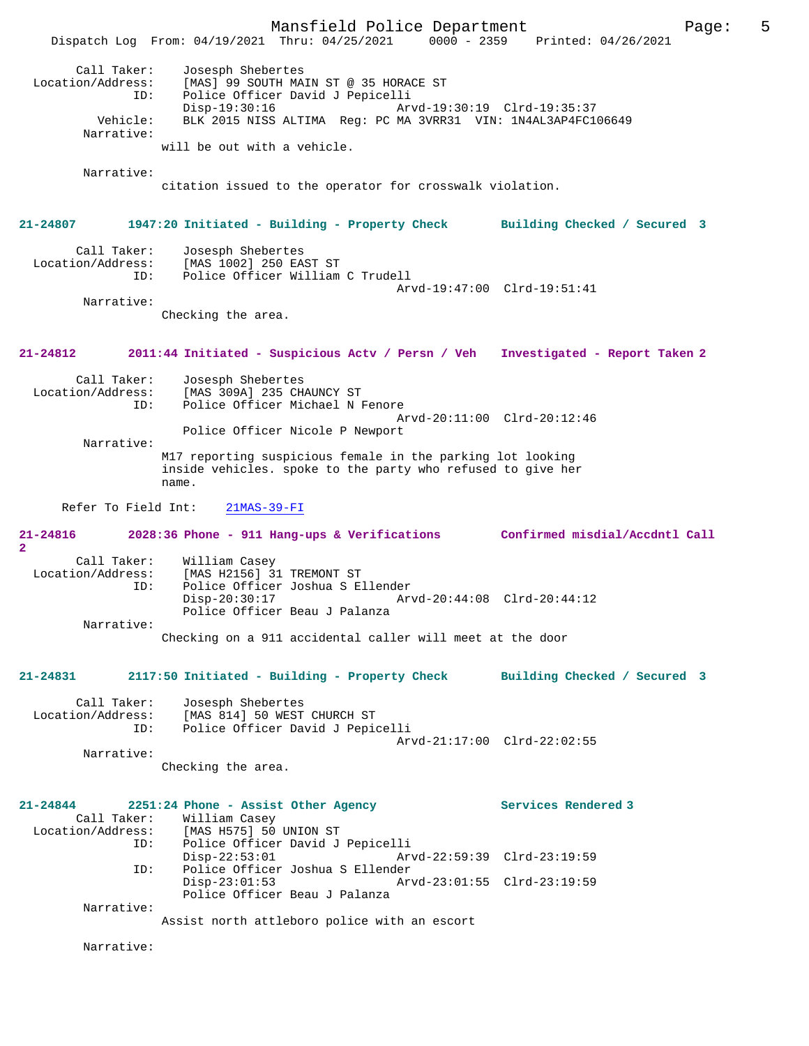Call Taker: Josesph Shebertes
Location/Address: [MAS] 99 SOUTH MAIN ST @ 35 HORACE ST
ID: Police Officer David J Pepicelli
Disp-19:30:16 Arvd-19:30:19 Clrd-19:35:37
Vehicle: BLK 2015 NISS ALTIMA Reg: PC MA 3VRR31 VIN: 1N4AL3AP4FC106649
Narrative:
will be out with a vehicle.

Narrative:
citation issued to the operator for crosswalk violation.

**21-24807 1947:20 Initiated - Building - Property Check Building Checked / Secured 3**

Call Taker: Josesph Shebertes
Location/Address: [MAS 1002] 250 EAST ST
ID: Police Officer William C Trudell
Arvd-19:47:00 Clrd-19:51:41
Narrative:
Checking the area.

**21-24812 2011:44 Initiated - Suspicious Actv / Persn / Veh Investigated - Report Taken 2**

Call Taker: Josesph Shebertes
Location/Address: [MAS 309A] 235 CHAUNCY ST
ID: Police Officer Michael N Fenore
Arvd-20:11:00 Clrd-20:12:46
Police Officer Nicole P Newport
Narrative:
M17 reporting suspicious female in the parking lot looking inside vehicles. spoke to the party who refused to give her name.

Refer To Field Int: 21MAS-39-FI

**21-24816 2028:36 Phone - 911 Hang-ups & Verifications Confirmed misdial/Accdntl Call 2**

Call Taker: William Casey
Location/Address: [MAS H2156] 31 TREMONT ST
ID: Police Officer Joshua S Ellender
Disp-20:30:17 Arvd-20:44:08 Clrd-20:44:12
Police Officer Beau J Palanza
Narrative:
Checking on a 911 accidental caller will meet at the door

**21-24831 2117:50 Initiated - Building - Property Check Building Checked / Secured 3**

Call Taker: Josesph Shebertes
Location/Address: [MAS 814] 50 WEST CHURCH ST
ID: Police Officer David J Pepicelli
Arvd-21:17:00 Clrd-22:02:55
Narrative:
Checking the area.

**21-24844 2251:24 Phone - Assist Other Agency Services Rendered 3**

Call Taker: William Casey
Location/Address: [MAS H575] 50 UNION ST
ID: Police Officer David J Pepicelli
Disp-22:53:01 Arvd-22:59:39 Clrd-23:19:59
ID: Police Officer Joshua S Ellender
Disp-23:01:53 Arvd-23:01:55 Clrd-23:19:59
Police Officer Beau J Palanza
Narrative:
Assist north attleboro police with an escort

Narrative: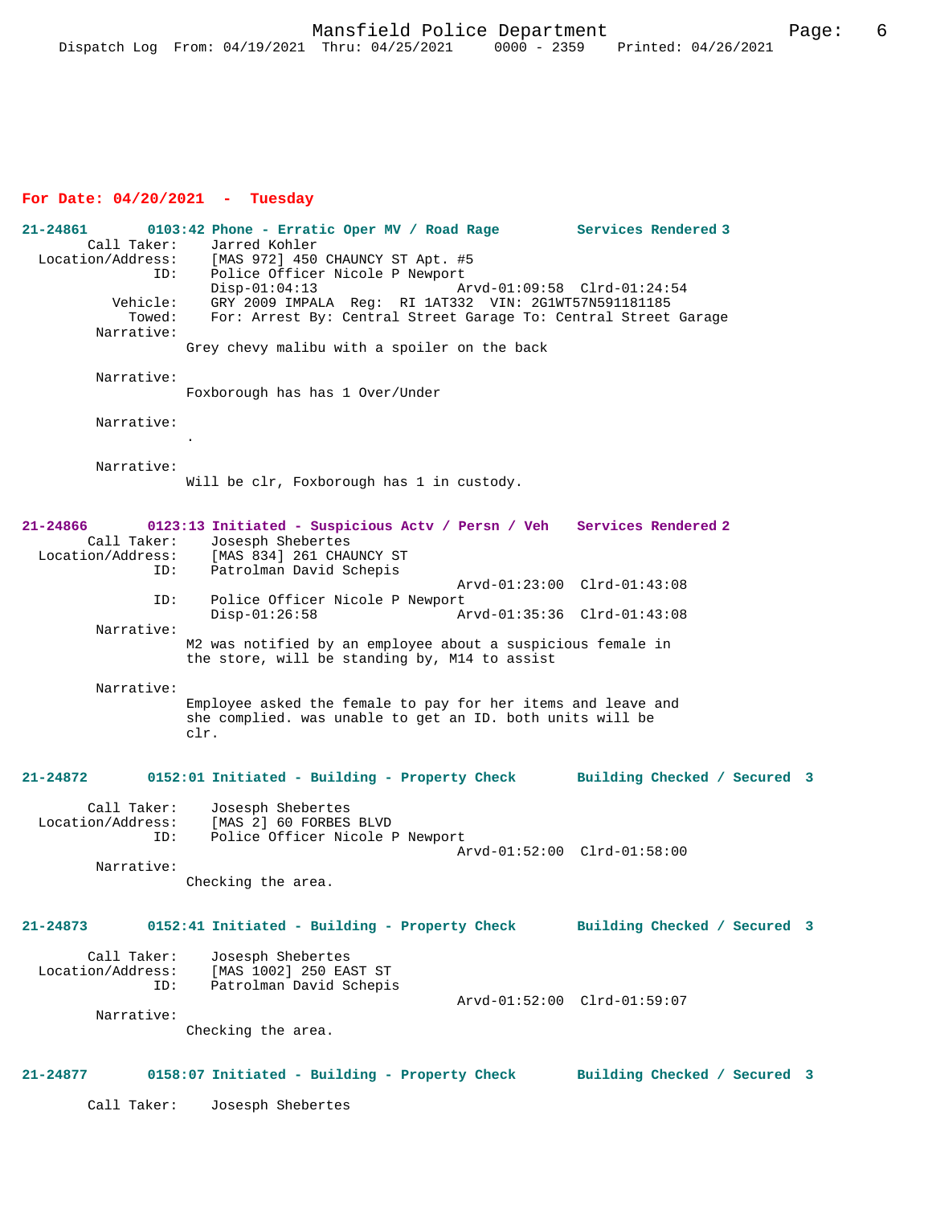**For Date: 04/20/2021 - Tuesday**

```
21-24861       0103:42 Phone - Erratic Oper MV / Road Rage         Services Rendered 3
        Call Taker:    Jarred Kohler
  Location/Address:    [MAS 972] 450 CHAUNCY ST Apt. #5
                ID:    Police Officer Nicole P Newport
                       Disp-01:04:13                  Arvd-01:09:58  Clrd-01:24:54
           Vehicle:    GRY 2009 IMPALA  Reg:  RI 1AT332  VIN: 2G1WT57N591181185
             Towed:    For: Arrest By: Central Street Garage To: Central Street Garage
         Narrative:
                    Grey chevy malibu with a spoiler on the back

         Narrative:
                    Foxborough has has 1 Over/Under

         Narrative:
                    .

         Narrative:
                    Will be clr, Foxborough has 1 in custody.


21-24866       0123:13 Initiated - Suspicious Actv / Persn / Veh   Services Rendered 2
        Call Taker:    Josesph Shebertes
  Location/Address:    [MAS 834] 261 CHAUNCY ST
                ID:    Patrolman David Schepis
                                                      Arvd-01:23:00  Clrd-01:43:08
                ID:    Police Officer Nicole P Newport
                       Disp-01:26:58                  Arvd-01:35:36  Clrd-01:43:08
         Narrative:
                    M2 was notified by an employee about a suspicious female in
                    the store, will be standing by, M14 to assist

         Narrative:
                    Employee asked the female to pay for her items and leave and
                    she complied. was unable to get an ID. both units will be
                    clr.


21-24872       0152:01 Initiated - Building - Property Check       Building Checked / Secured  3

        Call Taker:    Josesph Shebertes
  Location/Address:    [MAS 2] 60 FORBES BLVD
                ID:    Police Officer Nicole P Newport
                                                      Arvd-01:52:00  Clrd-01:58:00
         Narrative:
                    Checking the area.


21-24873       0152:41 Initiated - Building - Property Check       Building Checked / Secured  3

        Call Taker:    Josesph Shebertes
  Location/Address:    [MAS 1002] 250 EAST ST
                ID:    Patrolman David Schepis
                                                      Arvd-01:52:00  Clrd-01:59:07
         Narrative:
                    Checking the area.


21-24877       0158:07 Initiated - Building - Property Check       Building Checked / Secured  3

        Call Taker:    Josesph Shebertes
```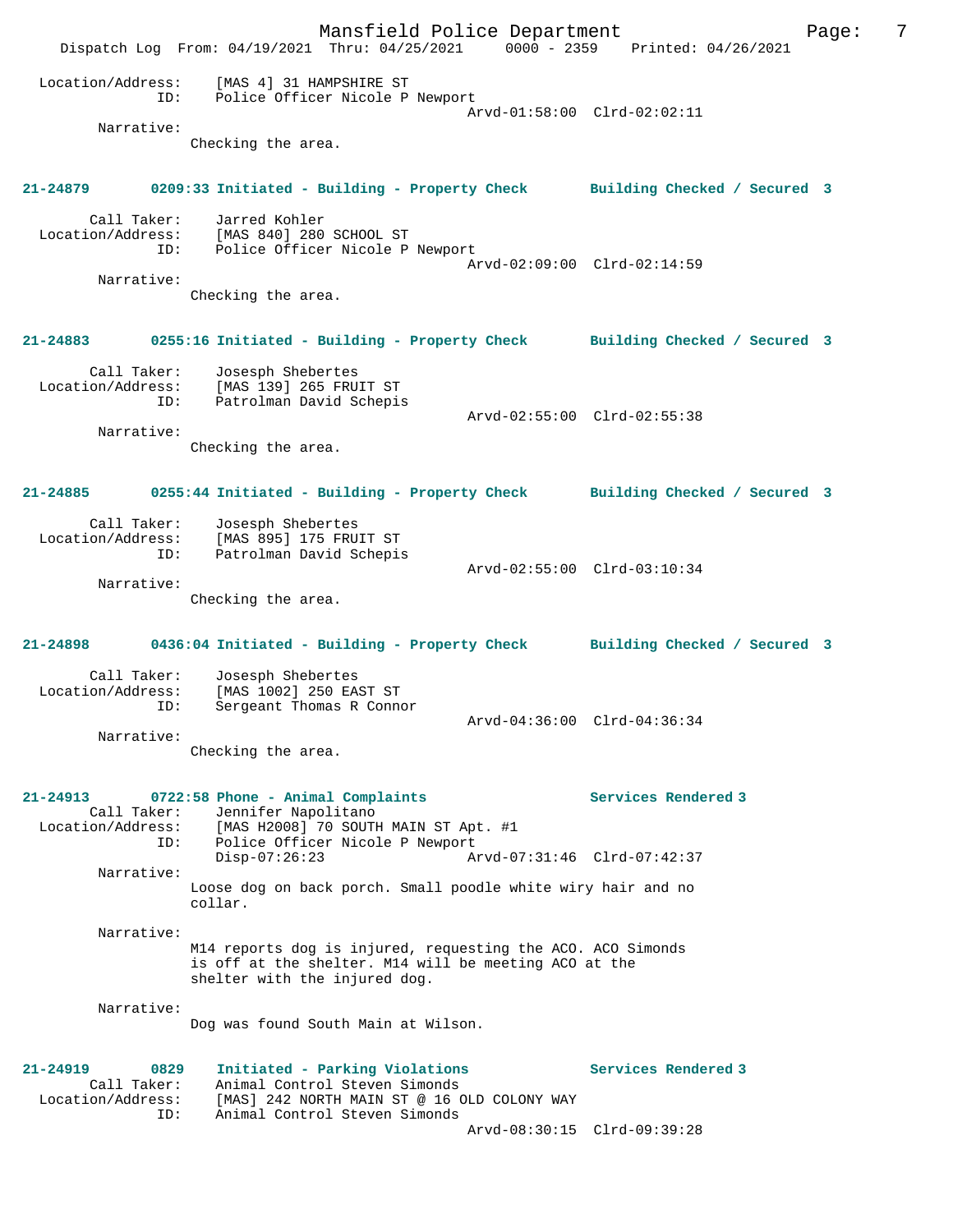Location/Address: [MAS 4] 31 HAMPSHIRE ST
ID: Police Officer Nicole P Newport
Arvd-01:58:00 Clrd-02:02:11

Narrative:
Checking the area.

**21-24879 0209:33 Initiated - Building - Property Check Building Checked / Secured 3**

Call Taker: Jarred Kohler
Location/Address: [MAS 840] 280 SCHOOL ST
ID: Police Officer Nicole P Newport
Arvd-02:09:00 Clrd-02:14:59

Narrative:
Checking the area.

**21-24883 0255:16 Initiated - Building - Property Check Building Checked / Secured 3**

Call Taker: Josesph Shebertes
Location/Address: [MAS 139] 265 FRUIT ST
ID: Patrolman David Schepis
Arvd-02:55:00 Clrd-02:55:38

Narrative:
Checking the area.

**21-24885 0255:44 Initiated - Building - Property Check Building Checked / Secured 3**

Call Taker: Josesph Shebertes
Location/Address: [MAS 895] 175 FRUIT ST
ID: Patrolman David Schepis
Arvd-02:55:00 Clrd-03:10:34

Narrative:
Checking the area.

**21-24898 0436:04 Initiated - Building - Property Check Building Checked / Secured 3**

Call Taker: Josesph Shebertes
Location/Address: [MAS 1002] 250 EAST ST
ID: Sergeant Thomas R Connor
Arvd-04:36:00 Clrd-04:36:34

Narrative:
Checking the area.

**21-24913 0722:58 Phone - Animal Complaints Services Rendered 3**

Call Taker: Jennifer Napolitano
Location/Address: [MAS H2008] 70 SOUTH MAIN ST Apt. #1
ID: Police Officer Nicole P Newport
Disp-07:26:23 Arvd-07:31:46 Clrd-07:42:37

Narrative:
Loose dog on back porch. Small poodle white wiry hair and no collar.

Narrative:
M14 reports dog is injured, requesting the ACO. ACO Simonds is off at the shelter. M14 will be meeting ACO at the shelter with the injured dog.

Narrative:
Dog was found South Main at Wilson.

**21-24919 0829 Initiated - Parking Violations Services Rendered 3**

Call Taker: Animal Control Steven Simonds
Location/Address: [MAS] 242 NORTH MAIN ST @ 16 OLD COLONY WAY
ID: Animal Control Steven Simonds
Arvd-08:30:15 Clrd-09:39:28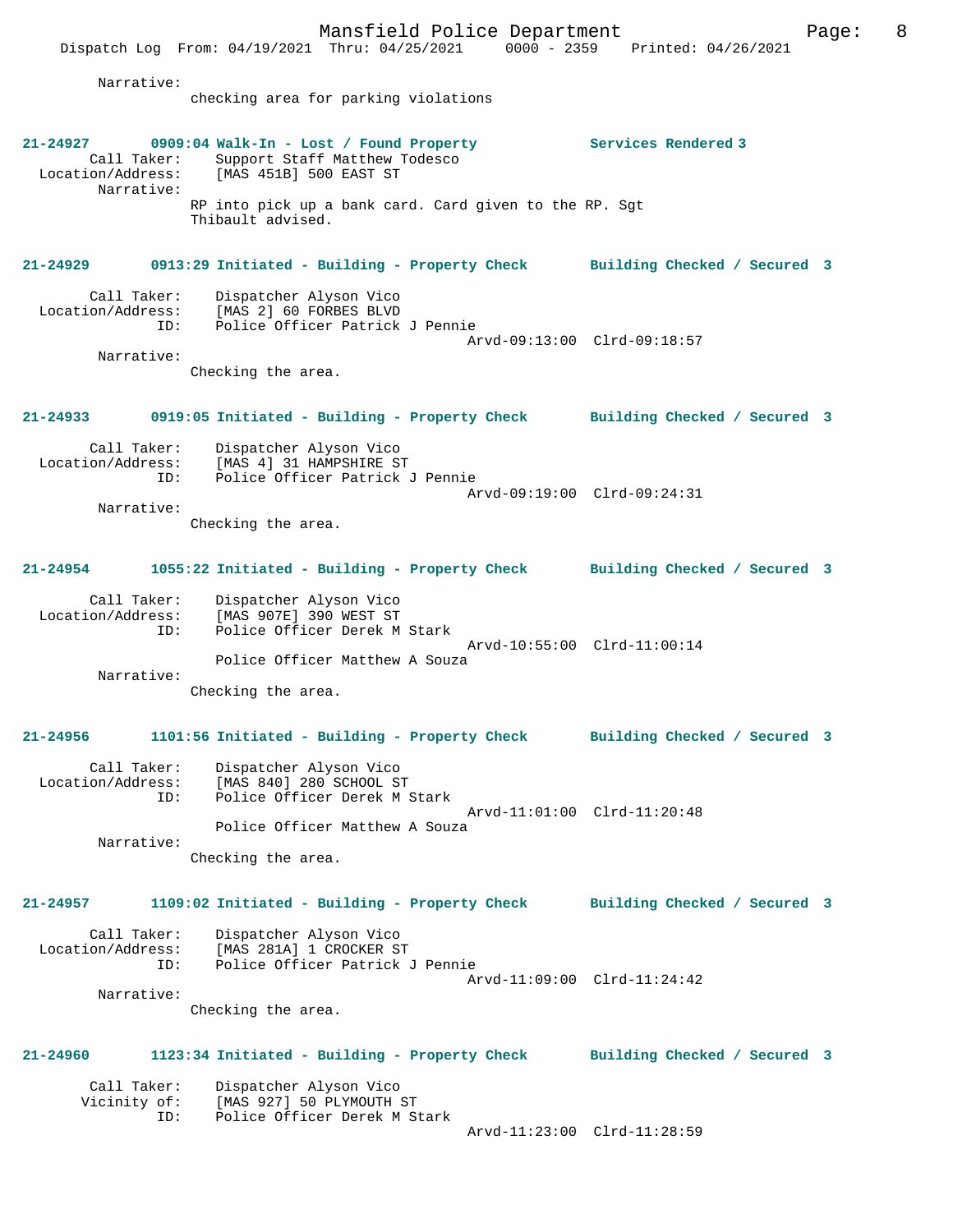Narrative:
checking area for parking violations

**21-24927 0909:04 Walk-In - Lost / Found Property Services Rendered 3**
Call Taker: Support Staff Matthew Todesco
Location/Address: [MAS 451B] 500 EAST ST
Narrative:
RP into pick up a bank card. Card given to the RP. Sgt Thibault advised.

**21-24929 0913:29 Initiated - Building - Property Check Building Checked / Secured 3**
Call Taker: Dispatcher Alyson Vico
Location/Address: [MAS 2] 60 FORBES BLVD
ID: Police Officer Patrick J Pennie
Arvd-09:13:00 Clrd-09:18:57
Narrative:
Checking the area.

**21-24933 0919:05 Initiated - Building - Property Check Building Checked / Secured 3**
Call Taker: Dispatcher Alyson Vico
Location/Address: [MAS 4] 31 HAMPSHIRE ST
ID: Police Officer Patrick J Pennie
Arvd-09:19:00 Clrd-09:24:31
Narrative:
Checking the area.

**21-24954 1055:22 Initiated - Building - Property Check Building Checked / Secured 3**
Call Taker: Dispatcher Alyson Vico
Location/Address: [MAS 907E] 390 WEST ST
ID: Police Officer Derek M Stark
Arvd-10:55:00 Clrd-11:00:14
Police Officer Matthew A Souza
Narrative:
Checking the area.

**21-24956 1101:56 Initiated - Building - Property Check Building Checked / Secured 3**
Call Taker: Dispatcher Alyson Vico
Location/Address: [MAS 840] 280 SCHOOL ST
ID: Police Officer Derek M Stark
Arvd-11:01:00 Clrd-11:20:48
Police Officer Matthew A Souza
Narrative:
Checking the area.

**21-24957 1109:02 Initiated - Building - Property Check Building Checked / Secured 3**
Call Taker: Dispatcher Alyson Vico
Location/Address: [MAS 281A] 1 CROCKER ST
ID: Police Officer Patrick J Pennie
Arvd-11:09:00 Clrd-11:24:42
Narrative:
Checking the area.

**21-24960 1123:34 Initiated - Building - Property Check Building Checked / Secured 3**
Call Taker: Dispatcher Alyson Vico
Vicinity of: [MAS 927] 50 PLYMOUTH ST
ID: Police Officer Derek M Stark
Arvd-11:23:00 Clrd-11:28:59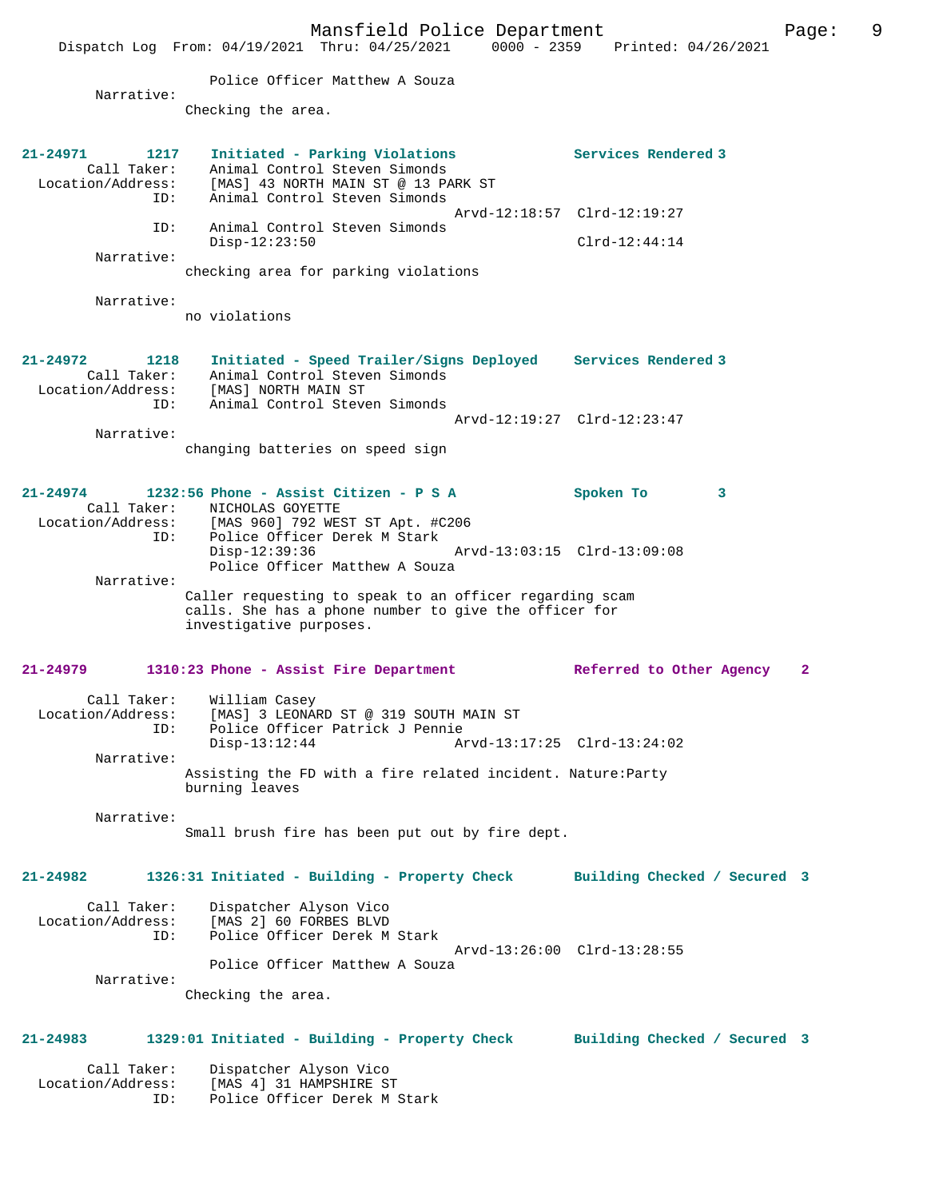Police Officer Matthew A Souza

Narrative:
Checking the area.

**21-24971 1217 Initiated - Parking Violations — Services Rendered 3**

Call Taker: Animal Control Steven Simonds
Location/Address: [MAS] 43 NORTH MAIN ST @ 13 PARK ST
ID: Animal Control Steven Simonds
Arvd-12:18:57 Clrd-12:19:27
ID: Animal Control Steven Simonds
Disp-12:23:50 Clrd-12:44:14

Narrative:
checking area for parking violations

Narrative:
no violations

**21-24972 1218 Initiated - Speed Trailer/Signs Deployed — Services Rendered 3**

Call Taker: Animal Control Steven Simonds
Location/Address: [MAS] NORTH MAIN ST
ID: Animal Control Steven Simonds
Arvd-12:19:27 Clrd-12:23:47

Narrative:
changing batteries on speed sign

**21-24974 1232:56 Phone - Assist Citizen - P S A — Spoken To 3**

Call Taker: NICHOLAS GOYETTE
Location/Address: [MAS 960] 792 WEST ST Apt. #C206
ID: Police Officer Derek M Stark
Disp-12:39:36 Arvd-13:03:15 Clrd-13:09:08
Police Officer Matthew A Souza

Narrative:
Caller requesting to speak to an officer regarding scam calls. She has a phone number to give the officer for investigative purposes.

**21-24979 1310:23 Phone - Assist Fire Department — Referred to Other Agency 2**

Call Taker: William Casey
Location/Address: [MAS] 3 LEONARD ST @ 319 SOUTH MAIN ST
ID: Police Officer Patrick J Pennie
Disp-13:12:44 Arvd-13:17:25 Clrd-13:24:02

Narrative:
Assisting the FD with a fire related incident. Nature:Party burning leaves

Narrative:
Small brush fire has been put out by fire dept.

**21-24982 1326:31 Initiated - Building - Property Check — Building Checked / Secured 3**

Call Taker: Dispatcher Alyson Vico
Location/Address: [MAS 2] 60 FORBES BLVD
ID: Police Officer Derek M Stark
Arvd-13:26:00 Clrd-13:28:55
Police Officer Matthew A Souza

Narrative:
Checking the area.

**21-24983 1329:01 Initiated - Building - Property Check — Building Checked / Secured 3**

Call Taker: Dispatcher Alyson Vico
Location/Address: [MAS 4] 31 HAMPSHIRE ST
ID: Police Officer Derek M Stark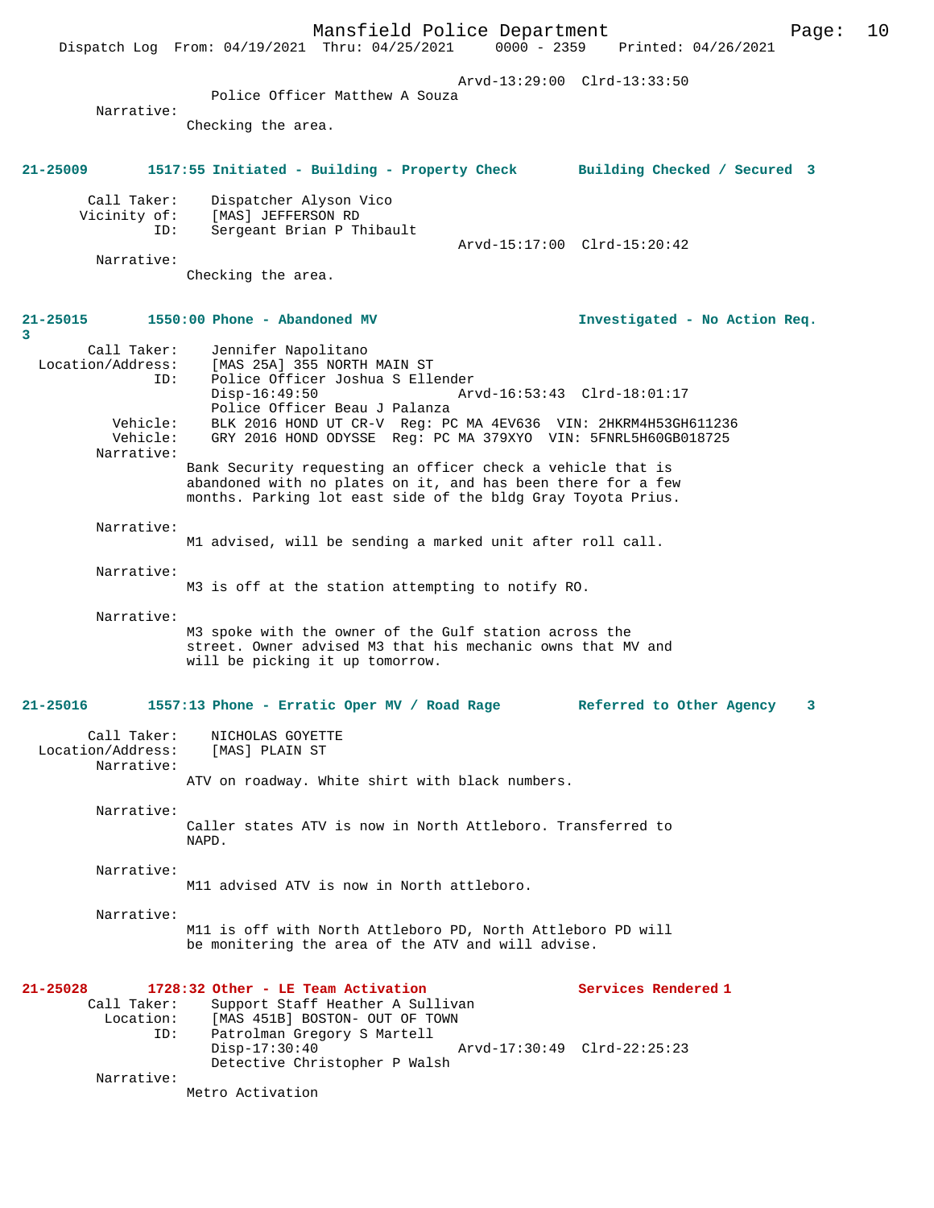Arvd-13:29:00 Clrd-13:33:50
Police Officer Matthew A Souza

Narrative:
Checking the area.

**21-25009 1517:55 Initiated - Building - Property Check Building Checked / Secured 3**

Call Taker: Dispatcher Alyson Vico
Vicinity of: [MAS] JEFFERSON RD
ID: Sergeant Brian P Thibault
Arvd-15:17:00 Clrd-15:20:42

Narrative:
Checking the area.

**21-25015 1550:00 Phone - Abandoned MV Investigated - No Action Req. 3**

Call Taker: Jennifer Napolitano
Location/Address: [MAS 25A] 355 NORTH MAIN ST
ID: Police Officer Joshua S Ellender
Disp-16:49:50 Arvd-16:53:43 Clrd-18:01:17
Police Officer Beau J Palanza
Vehicle: BLK 2016 HOND UT CR-V Reg: PC MA 4EV636 VIN: 2HKRM4H53GH611236
Vehicle: GRY 2016 HOND ODYSSE Reg: PC MA 379XYO VIN: 5FNRL5H60GB018725

Narrative:
Bank Security requesting an officer check a vehicle that is abandoned with no plates on it, and has been there for a few months. Parking lot east side of the bldg Gray Toyota Prius.

Narrative:
M1 advised, will be sending a marked unit after roll call.

Narrative:
M3 is off at the station attempting to notify RO.

Narrative:
M3 spoke with the owner of the Gulf station across the street. Owner advised M3 that his mechanic owns that MV and will be picking it up tomorrow.

**21-25016 1557:13 Phone - Erratic Oper MV / Road Rage Referred to Other Agency 3**

Call Taker: NICHOLAS GOYETTE
Location/Address: [MAS] PLAIN ST

Narrative:
ATV on roadway. White shirt with black numbers.

Narrative:
Caller states ATV is now in North Attleboro. Transferred to NAPD.

Narrative:
M11 advised ATV is now in North attleboro.

Narrative:
M11 is off with North Attleboro PD, North Attleboro PD will be monitering the area of the ATV and will advise.

**21-25028 1728:32 Other - LE Team Activation Services Rendered 1**

Call Taker: Support Staff Heather A Sullivan
Location: [MAS 451B] BOSTON- OUT OF TOWN
ID: Patrolman Gregory S Martell
Disp-17:30:40 Arvd-17:30:49 Clrd-22:25:23
Detective Christopher P Walsh

Narrative:
Metro Activation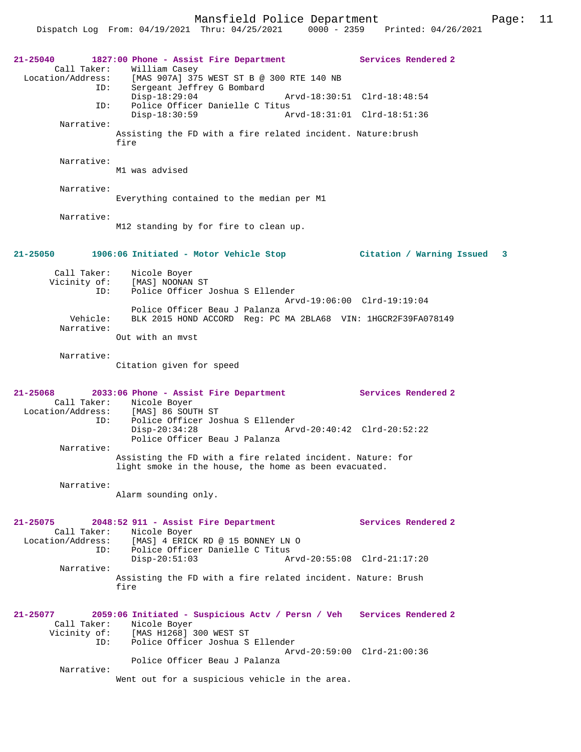**21-25040 1827:00 Phone - Assist Fire Department Services Rendered 2**

```
        Call Taker:    William Casey
  Location/Address:    [MAS 907A] 375 WEST ST B @ 300 RTE 140 NB
                ID:    Sergeant Jeffrey G Bombard
                       Disp-18:29:04                Arvd-18:30:51  Clrd-18:48:54
                ID:    Police Officer Danielle C Titus
                       Disp-18:30:59                Arvd-18:31:01  Clrd-18:51:36
         Narrative:
                    Assisting the FD with a fire related incident. Nature:brush
                    fire

         Narrative:
                    M1 was advised

         Narrative:
                    Everything contained to the median per M1

         Narrative:
                    M12 standing by for fire to clean up.
```

**21-25050 1906:06 Initiated - Motor Vehicle Stop Citation / Warning Issued 3**

```
        Call Taker:    Nicole Boyer
       Vicinity of:    [MAS] NOONAN ST
                ID:    Police Officer Joshua S Ellender
                                                    Arvd-19:06:00  Clrd-19:19:04
                       Police Officer Beau J Palanza
           Vehicle:    BLK 2015 HOND ACCORD  Reg: PC MA 2BLA68  VIN: 1HGCR2F39FA078149
         Narrative:
                    Out with an mvst

         Narrative:
                    Citation given for speed
```

**21-25068 2033:06 Phone - Assist Fire Department Services Rendered 2**

```
        Call Taker:    Nicole Boyer
  Location/Address:    [MAS] 86 SOUTH ST
                ID:    Police Officer Joshua S Ellender
                       Disp-20:34:28                Arvd-20:40:42  Clrd-20:52:22
                       Police Officer Beau J Palanza
         Narrative:
                    Assisting the FD with a fire related incident. Nature: for
                    light smoke in the house, the home as been evacuated.

         Narrative:
                    Alarm sounding only.
```

**21-25075 2048:52 911 - Assist Fire Department Services Rendered 2**

```
        Call Taker:    Nicole Boyer
  Location/Address:    [MAS] 4 ERICK RD @ 15 BONNEY LN O
                ID:    Police Officer Danielle C Titus
                       Disp-20:51:03                Arvd-20:55:08  Clrd-21:17:20
         Narrative:
                    Assisting the FD with a fire related incident. Nature: Brush
                    fire
```

**21-25077 2059:06 Initiated - Suspicious Actv / Persn / Veh Services Rendered 2**

```
        Call Taker:    Nicole Boyer
       Vicinity of:    [MAS H1268] 300 WEST ST
                ID:    Police Officer Joshua S Ellender
                                                    Arvd-20:59:00  Clrd-21:00:36
                       Police Officer Beau J Palanza
         Narrative:
                    Went out for a suspicious vehicle in the area.
```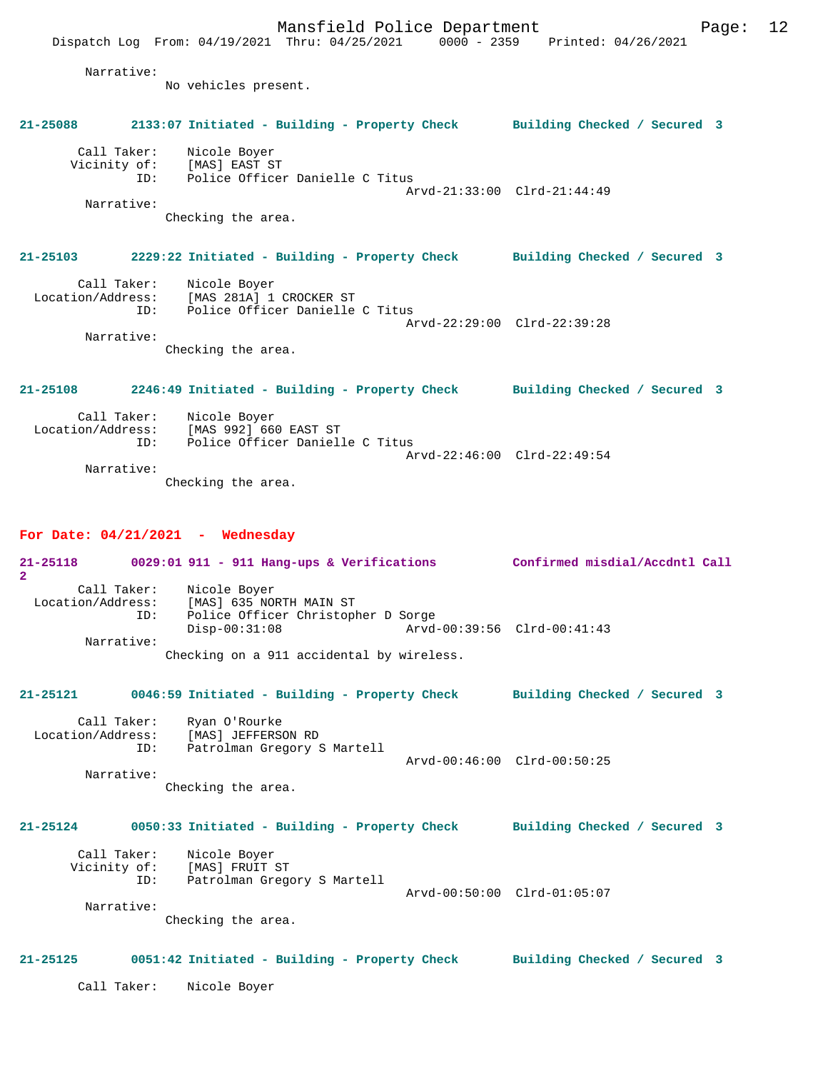Narrative:
No vehicles present.

**21-25088 2133:07 Initiated - Building - Property Check Building Checked / Secured 3**

Call Taker: Nicole Boyer
Vicinity of: [MAS] EAST ST
ID: Police Officer Danielle C Titus
Arvd-21:33:00 Clrd-21:44:49
Narrative:
Checking the area.

**21-25103 2229:22 Initiated - Building - Property Check Building Checked / Secured 3**

Call Taker: Nicole Boyer
Location/Address: [MAS 281A] 1 CROCKER ST
ID: Police Officer Danielle C Titus
Arvd-22:29:00 Clrd-22:39:28
Narrative:
Checking the area.

**21-25108 2246:49 Initiated - Building - Property Check Building Checked / Secured 3**

Call Taker: Nicole Boyer
Location/Address: [MAS 992] 660 EAST ST
ID: Police Officer Danielle C Titus
Arvd-22:46:00 Clrd-22:49:54
Narrative:
Checking the area.

## For Date: 04/21/2021 - Wednesday

**21-25118 0029:01 911 - 911 Hang-ups & Verifications Confirmed misdial/Accdntl Call 2**

Call Taker: Nicole Boyer
Location/Address: [MAS] 635 NORTH MAIN ST
ID: Police Officer Christopher D Sorge
Disp-00:31:08 Arvd-00:39:56 Clrd-00:41:43
Narrative:
Checking on a 911 accidental by wireless.

**21-25121 0046:59 Initiated - Building - Property Check Building Checked / Secured 3**

Call Taker: Ryan O'Rourke
Location/Address: [MAS] JEFFERSON RD
ID: Patrolman Gregory S Martell
Arvd-00:46:00 Clrd-00:50:25
Narrative:
Checking the area.

**21-25124 0050:33 Initiated - Building - Property Check Building Checked / Secured 3**

Call Taker: Nicole Boyer
Vicinity of: [MAS] FRUIT ST
ID: Patrolman Gregory S Martell
Arvd-00:50:00 Clrd-01:05:07
Narrative:
Checking the area.

**21-25125 0051:42 Initiated - Building - Property Check Building Checked / Secured 3**

Call Taker: Nicole Boyer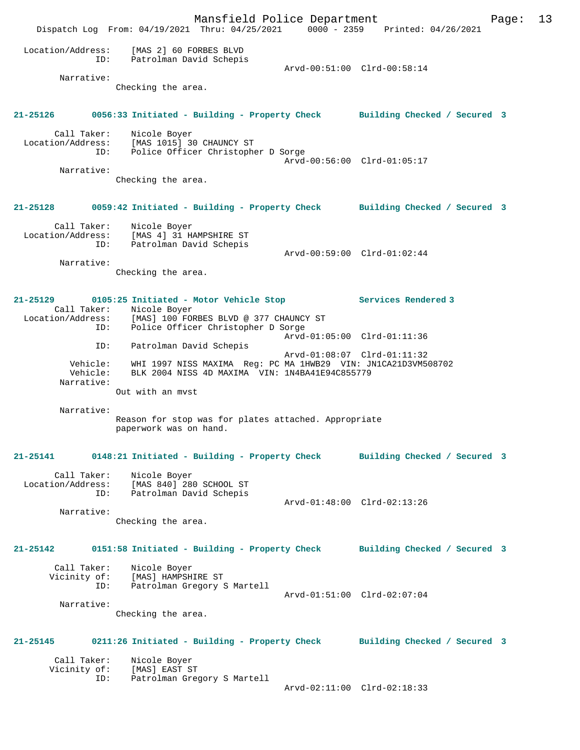Location/Address: [MAS 2] 60 FORBES BLVD
ID: Patrolman David Schepis
Arvd-00:51:00 Clrd-00:58:14
Narrative:
Checking the area.

**21-25126 0056:33 Initiated - Building - Property Check Building Checked / Secured 3**

Call Taker: Nicole Boyer
Location/Address: [MAS 1015] 30 CHAUNCY ST
ID: Police Officer Christopher D Sorge
Arvd-00:56:00 Clrd-01:05:17
Narrative:
Checking the area.

**21-25128 0059:42 Initiated - Building - Property Check Building Checked / Secured 3**

Call Taker: Nicole Boyer
Location/Address: [MAS 4] 31 HAMPSHIRE ST
ID: Patrolman David Schepis
Arvd-00:59:00 Clrd-01:02:44
Narrative:
Checking the area.

**21-25129 0105:25 Initiated - Motor Vehicle Stop Services Rendered 3**

Call Taker: Nicole Boyer
Location/Address: [MAS] 100 FORBES BLVD @ 377 CHAUNCY ST
ID: Police Officer Christopher D Sorge
Arvd-01:05:00 Clrd-01:11:36
ID: Patrolman David Schepis
Arvd-01:08:07 Clrd-01:11:32
Vehicle: WHI 1997 NISS MAXIMA Reg: PC MA 1HWB29 VIN: JN1CA21D3VM508702
Vehicle: BLK 2004 NISS 4D MAXIMA VIN: 1N4BA41E94C855779
Narrative:
Out with an mvst

Narrative:
Reason for stop was for plates attached. Appropriate paperwork was on hand.

**21-25141 0148:21 Initiated - Building - Property Check Building Checked / Secured 3**

Call Taker: Nicole Boyer
Location/Address: [MAS 840] 280 SCHOOL ST
ID: Patrolman David Schepis
Arvd-01:48:00 Clrd-02:13:26
Narrative:
Checking the area.

**21-25142 0151:58 Initiated - Building - Property Check Building Checked / Secured 3**

Call Taker: Nicole Boyer
Vicinity of: [MAS] HAMPSHIRE ST
ID: Patrolman Gregory S Martell
Arvd-01:51:00 Clrd-02:07:04
Narrative:
Checking the area.

**21-25145 0211:26 Initiated - Building - Property Check Building Checked / Secured 3**

Call Taker: Nicole Boyer
Vicinity of: [MAS] EAST ST
ID: Patrolman Gregory S Martell
Arvd-02:11:00 Clrd-02:18:33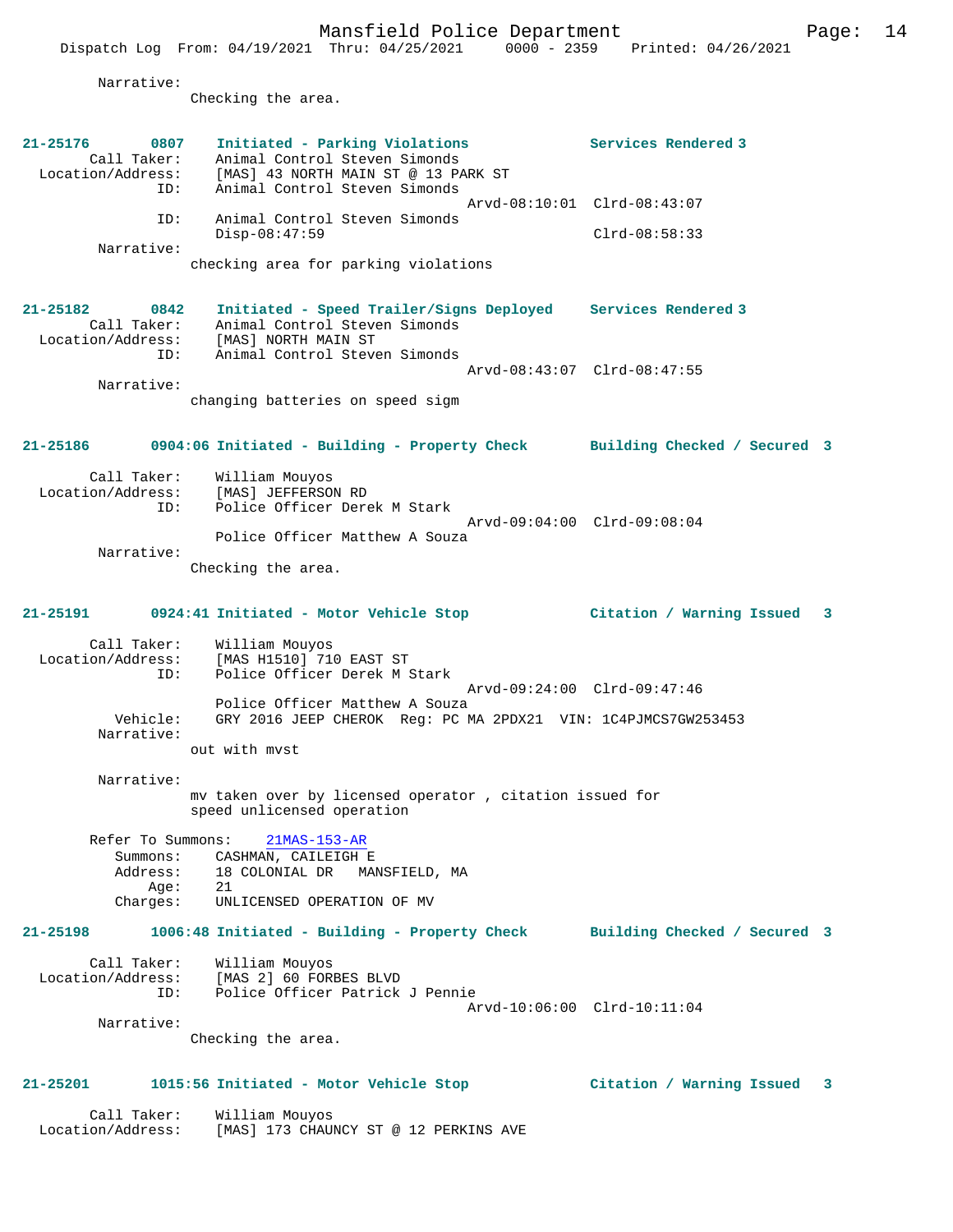Narrative:
Checking the area.

**21-25176 0807 Initiated - Parking Violations Services Rendered 3**

Call Taker: Animal Control Steven Simonds
Location/Address: [MAS] 43 NORTH MAIN ST @ 13 PARK ST
ID: Animal Control Steven Simonds
Arvd-08:10:01 Clrd-08:43:07
ID: Animal Control Steven Simonds
Disp-08:47:59 Clrd-08:58:33
Narrative:
checking area for parking violations

**21-25182 0842 Initiated - Speed Trailer/Signs Deployed Services Rendered 3**

Call Taker: Animal Control Steven Simonds
Location/Address: [MAS] NORTH MAIN ST
ID: Animal Control Steven Simonds
Arvd-08:43:07 Clrd-08:47:55
Narrative:
changing batteries on speed sigm

**21-25186 0904:06 Initiated - Building - Property Check Building Checked / Secured 3**

Call Taker: William Mouyos
Location/Address: [MAS] JEFFERSON RD
ID: Police Officer Derek M Stark
Arvd-09:04:00 Clrd-09:08:04
Police Officer Matthew A Souza
Narrative:
Checking the area.

**21-25191 0924:41 Initiated - Motor Vehicle Stop Citation / Warning Issued 3**

Call Taker: William Mouyos
Location/Address: [MAS H1510] 710 EAST ST
ID: Police Officer Derek M Stark
Arvd-09:24:00 Clrd-09:47:46
Police Officer Matthew A Souza
Vehicle: GRY 2016 JEEP CHEROK Reg: PC MA 2PDX21 VIN: 1C4PJMCS7GW253453
Narrative:
out with mvst

Narrative:
mv taken over by licensed operator , citation issued for speed unlicensed operation

Refer To Summons: 21MAS-153-AR
Summons: CASHMAN, CAILEIGH E
Address: 18 COLONIAL DR MANSFIELD, MA
Age: 21
Charges: UNLICENSED OPERATION OF MV

**21-25198 1006:48 Initiated - Building - Property Check Building Checked / Secured 3**

Call Taker: William Mouyos
Location/Address: [MAS 2] 60 FORBES BLVD
ID: Police Officer Patrick J Pennie
Arvd-10:06:00 Clrd-10:11:04
Narrative:
Checking the area.

**21-25201 1015:56 Initiated - Motor Vehicle Stop Citation / Warning Issued 3**

Call Taker: William Mouyos
Location/Address: [MAS] 173 CHAUNCY ST @ 12 PERKINS AVE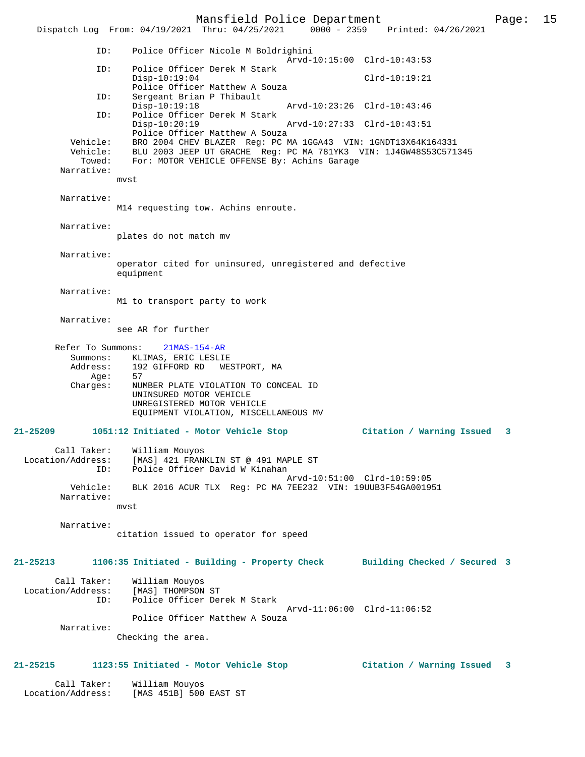```
            ID:    Police Officer Nicole M Boldrighini
                                                Arvd-10:15:00  Clrd-10:43:53
            ID:    Police Officer Derek M Stark
                   Disp-10:19:04                               Clrd-10:19:21
                   Police Officer Matthew A Souza
            ID:    Sergeant Brian P Thibault
                   Disp-10:19:18                Arvd-10:23:26  Clrd-10:43:46
            ID:    Police Officer Derek M Stark
                   Disp-10:20:19                Arvd-10:27:33  Clrd-10:43:51
                   Police Officer Matthew A Souza
       Vehicle:    BRO 2004 CHEV BLAZER  Reg: PC MA 1GGA43  VIN: 1GNDT13X64K164331
       Vehicle:    BLU 2003 JEEP UT GRACHE  Reg: PC MA 781YK3  VIN: 1J4GW48S53C571345
         Towed:    For: MOTOR VEHICLE OFFENSE By: Achins Garage
     Narrative:
                 mvst

     Narrative:
                 M14 requesting tow. Achins enroute.

     Narrative:
                 plates do not match mv

     Narrative:
                 operator cited for uninsured, unregistered and defective
                 equipment

     Narrative:
                 M1 to transport party to work

     Narrative:
                 see AR for further

     Refer To Summons:    21MAS-154-AR
       Summons:    KLIMAS, ERIC LESLIE
       Address:    192 GIFFORD RD   WESTPORT, MA
           Age:    57
       Charges:    NUMBER PLATE VIOLATION TO CONCEAL ID
                   UNINSURED MOTOR VEHICLE
                   UNREGISTERED MOTOR VEHICLE
                   EQUIPMENT VIOLATION, MISCELLANEOUS MV

21-25209       1051:12 Initiated - Motor Vehicle Stop            Citation / Warning Issued   3

     Call Taker:    William Mouyos
 Location/Address:    [MAS] 421 FRANKLIN ST @ 491 MAPLE ST
            ID:    Police Officer David W Kinahan
                                                Arvd-10:51:00  Clrd-10:59:05
       Vehicle:    BLK 2016 ACUR TLX  Reg: PC MA 7EE232  VIN: 19UUB3F54GA001951
     Narrative:
                 mvst

     Narrative:
                 citation issued to operator for speed


21-25213       1106:35 Initiated - Building - Property Check     Building Checked / Secured  3

     Call Taker:    William Mouyos
 Location/Address:    [MAS] THOMPSON ST
            ID:    Police Officer Derek M Stark
                                                Arvd-11:06:00  Clrd-11:06:52
                   Police Officer Matthew A Souza
     Narrative:
                 Checking the area.


21-25215       1123:55 Initiated - Motor Vehicle Stop            Citation / Warning Issued   3

     Call Taker:    William Mouyos
 Location/Address:    [MAS 451B] 500 EAST ST
```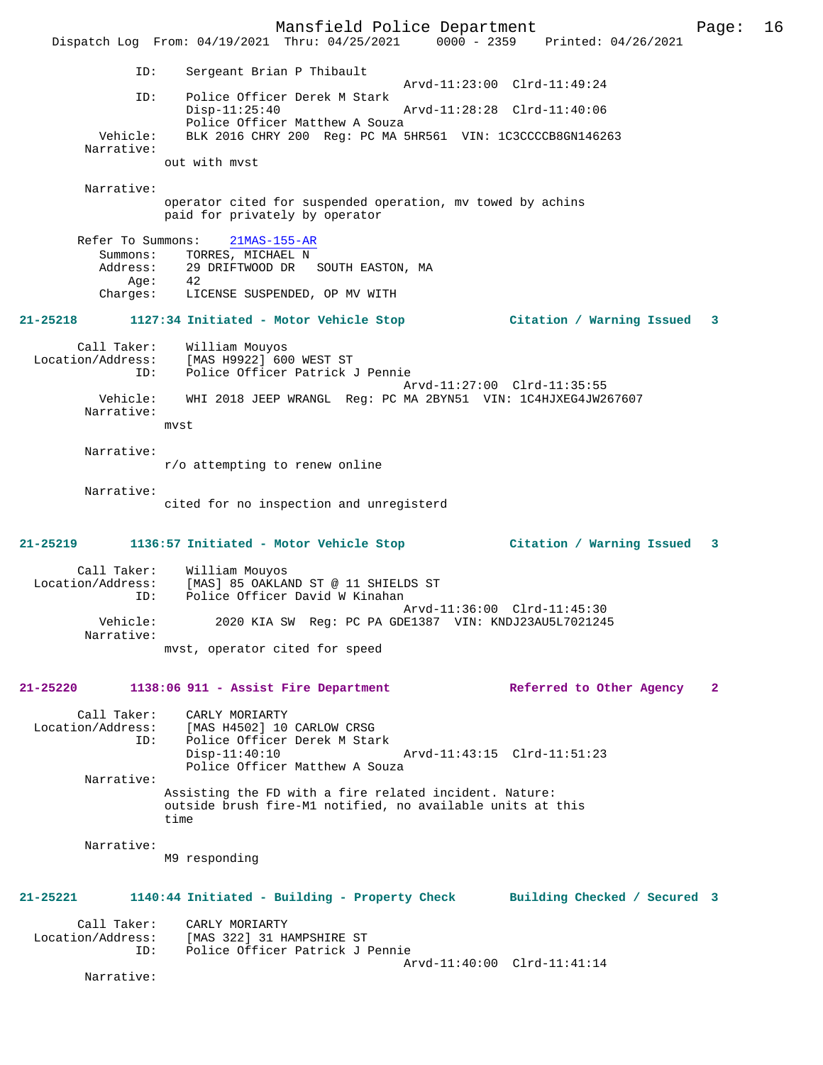```
            ID:    Sergeant Brian P Thibault
                                              Arvd-11:23:00  Clrd-11:49:24
            ID:    Police Officer Derek M Stark
                   Disp-11:25:40              Arvd-11:28:28  Clrd-11:40:06
                   Police Officer Matthew A Souza
       Vehicle:    BLK 2016 CHRY 200  Reg: PC MA 5HR561  VIN: 1C3CCCCB8GN146263
     Narrative:
                 out with mvst

     Narrative:
                 operator cited for suspended operation, mv towed by achins
                 paid for privately by operator

    Refer To Summons:   21MAS-155-AR
       Summons:    TORRES, MICHAEL N
       Address:    29 DRIFTWOOD DR   SOUTH EASTON, MA
           Age:    42
       Charges:    LICENSE SUSPENDED, OP MV WITH
```

**21-25218        1127:34 Initiated - Motor Vehicle Stop             Citation / Warning Issued   3**

```
    Call Taker:    William Mouyos
 Location/Address:    [MAS H9922] 600 WEST ST
            ID:    Police Officer Patrick J Pennie
                                              Arvd-11:27:00  Clrd-11:35:55
       Vehicle:    WHI 2018 JEEP WRANGL  Reg: PC MA 2BYN51  VIN: 1C4HJXEG4JW267607
     Narrative:
                 mvst

     Narrative:
                 r/o attempting to renew online

     Narrative:
                 cited for no inspection and unregisterd
```

**21-25219        1136:57 Initiated - Motor Vehicle Stop             Citation / Warning Issued   3**

```
    Call Taker:    William Mouyos
 Location/Address:    [MAS] 85 OAKLAND ST @ 11 SHIELDS ST
            ID:    Police Officer David W Kinahan
                                              Arvd-11:36:00  Clrd-11:45:30
       Vehicle:        2020 KIA SW  Reg: PC PA GDE1387  VIN: KNDJ23AU5L7021245
     Narrative:
                 mvst, operator cited for speed
```

**21-25220        1138:06 911 - Assist Fire Department               Referred to Other Agency    2**

```
    Call Taker:    CARLY MORIARTY
 Location/Address:    [MAS H4502] 10 CARLOW CRSG
            ID:    Police Officer Derek M Stark
                   Disp-11:40:10              Arvd-11:43:15  Clrd-11:51:23
                   Police Officer Matthew A Souza
     Narrative:
                 Assisting the FD with a fire related incident. Nature:
                 outside brush fire-M1 notified, no available units at this
                 time

     Narrative:
                 M9 responding
```

**21-25221        1140:44 Initiated - Building - Property Check      Building Checked / Secured  3**

```
    Call Taker:    CARLY MORIARTY
 Location/Address:    [MAS 322] 31 HAMPSHIRE ST
            ID:    Police Officer Patrick J Pennie
                                              Arvd-11:40:00  Clrd-11:41:14
     Narrative:
```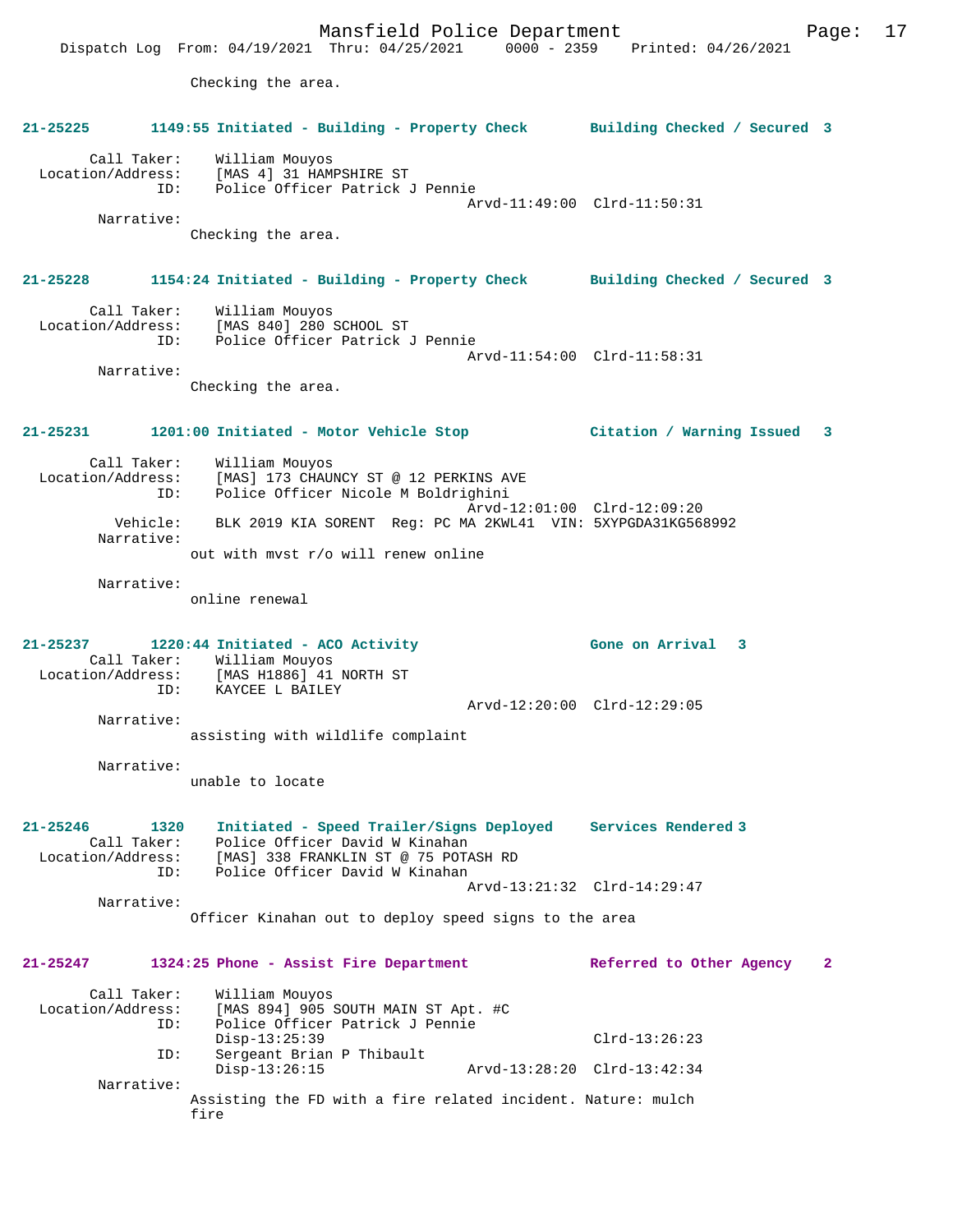Checking the area.

**21-25225 1149:55 Initiated - Building - Property Check Building Checked / Secured 3**

Call Taker: William Mouyos
Location/Address: [MAS 4] 31 HAMPSHIRE ST
ID: Police Officer Patrick J Pennie
Arvd-11:49:00 Clrd-11:50:31
Narrative:
Checking the area.

**21-25228 1154:24 Initiated - Building - Property Check Building Checked / Secured 3**

Call Taker: William Mouyos
Location/Address: [MAS 840] 280 SCHOOL ST
ID: Police Officer Patrick J Pennie
Arvd-11:54:00 Clrd-11:58:31
Narrative:
Checking the area.

**21-25231 1201:00 Initiated - Motor Vehicle Stop Citation / Warning Issued 3**

Call Taker: William Mouyos
Location/Address: [MAS] 173 CHAUNCY ST @ 12 PERKINS AVE
ID: Police Officer Nicole M Boldrighini
Arvd-12:01:00 Clrd-12:09:20
Vehicle: BLK 2019 KIA SORENT Reg: PC MA 2KWL41 VIN: 5XYPGDA31KG568992
Narrative:
out with mvst r/o will renew online

Narrative:
online renewal

**21-25237 1220:44 Initiated - ACO Activity Gone on Arrival 3**

Call Taker: William Mouyos
Location/Address: [MAS H1886] 41 NORTH ST
ID: KAYCEE L BAILEY
Arvd-12:20:00 Clrd-12:29:05
Narrative:
assisting with wildlife complaint

Narrative:
unable to locate

**21-25246 1320 Initiated - Speed Trailer/Signs Deployed Services Rendered 3**

Call Taker: Police Officer David W Kinahan
Location/Address: [MAS] 338 FRANKLIN ST @ 75 POTASH RD
ID: Police Officer David W Kinahan
Arvd-13:21:32 Clrd-14:29:47
Narrative:
Officer Kinahan out to deploy speed signs to the area

**21-25247 1324:25 Phone - Assist Fire Department Referred to Other Agency 2**

Call Taker: William Mouyos
Location/Address: [MAS 894] 905 SOUTH MAIN ST Apt. #C
ID: Police Officer Patrick J Pennie
Disp-13:25:39 Clrd-13:26:23
ID: Sergeant Brian P Thibault
Disp-13:26:15 Arvd-13:28:20 Clrd-13:42:34
Narrative:
Assisting the FD with a fire related incident. Nature: mulch fire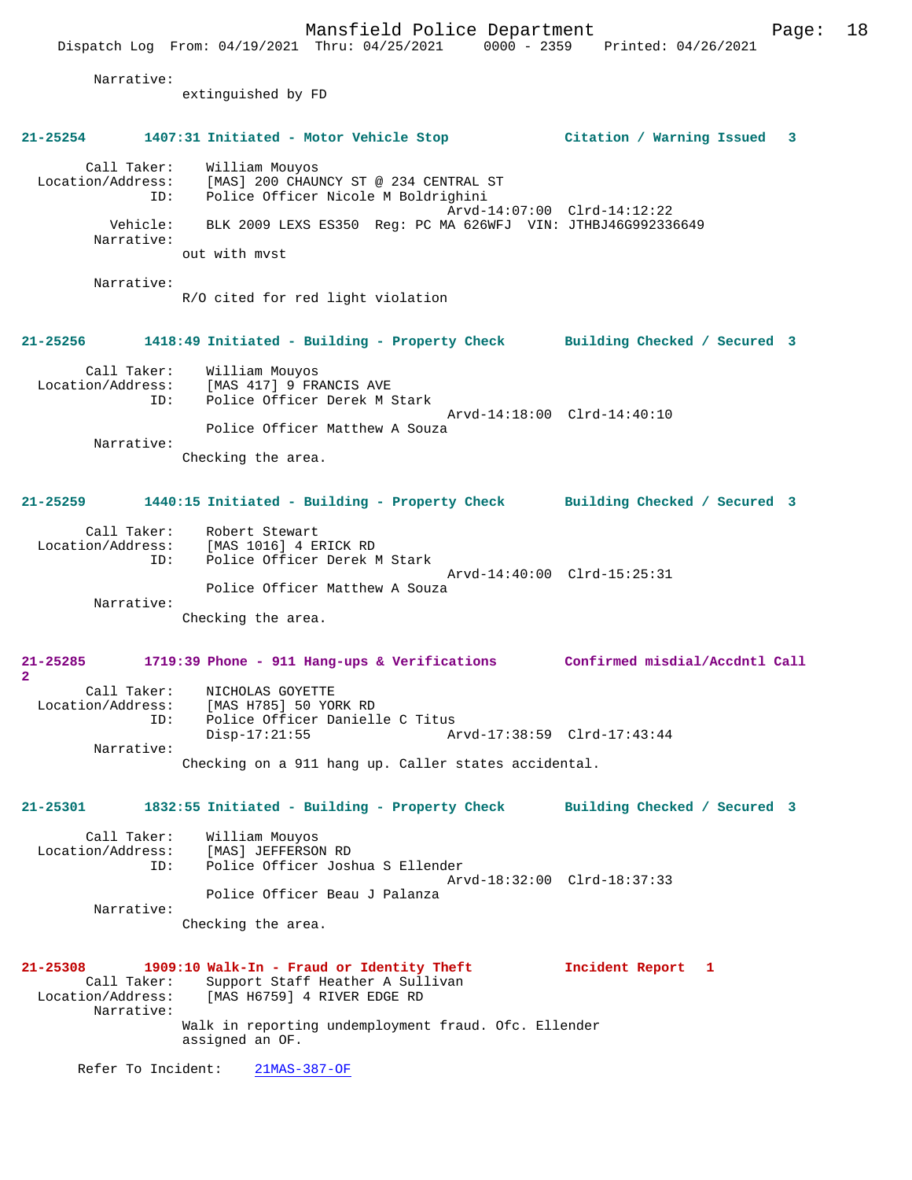Narrative:
extinguished by FD

**21-25254 1407:31 Initiated - Motor Vehicle Stop Citation / Warning Issued 3**

Call Taker: William Mouyos
Location/Address: [MAS] 200 CHAUNCY ST @ 234 CENTRAL ST
ID: Police Officer Nicole M Boldrighini
Arvd-14:07:00 Clrd-14:12:22
Vehicle: BLK 2009 LEXS ES350 Reg: PC MA 626WFJ VIN: JTHBJ46G992336649
Narrative:
out with mvst

Narrative:
R/O cited for red light violation

**21-25256 1418:49 Initiated - Building - Property Check Building Checked / Secured 3**

Call Taker: William Mouyos
Location/Address: [MAS 417] 9 FRANCIS AVE
ID: Police Officer Derek M Stark
Arvd-14:18:00 Clrd-14:40:10
Police Officer Matthew A Souza
Narrative:
Checking the area.

**21-25259 1440:15 Initiated - Building - Property Check Building Checked / Secured 3**

Call Taker: Robert Stewart
Location/Address: [MAS 1016] 4 ERICK RD
ID: Police Officer Derek M Stark
Arvd-14:40:00 Clrd-15:25:31
Police Officer Matthew A Souza
Narrative:
Checking the area.

**21-25285 1719:39 Phone - 911 Hang-ups & Verifications Confirmed misdial/Accdntl Call 2**

Call Taker: NICHOLAS GOYETTE
Location/Address: [MAS H785] 50 YORK RD
ID: Police Officer Danielle C Titus
Disp-17:21:55 Arvd-17:38:59 Clrd-17:43:44
Narrative:
Checking on a 911 hang up. Caller states accidental.

**21-25301 1832:55 Initiated - Building - Property Check Building Checked / Secured 3**

Call Taker: William Mouyos
Location/Address: [MAS] JEFFERSON RD
ID: Police Officer Joshua S Ellender
Arvd-18:32:00 Clrd-18:37:33
Police Officer Beau J Palanza
Narrative:
Checking the area.

**21-25308 1909:10 Walk-In - Fraud or Identity Theft Incident Report 1**

Call Taker: Support Staff Heather A Sullivan
Location/Address: [MAS H6759] 4 RIVER EDGE RD
Narrative:
Walk in reporting undemployment fraud. Ofc. Ellender assigned an OF.

Refer To Incident: 21MAS-387-OF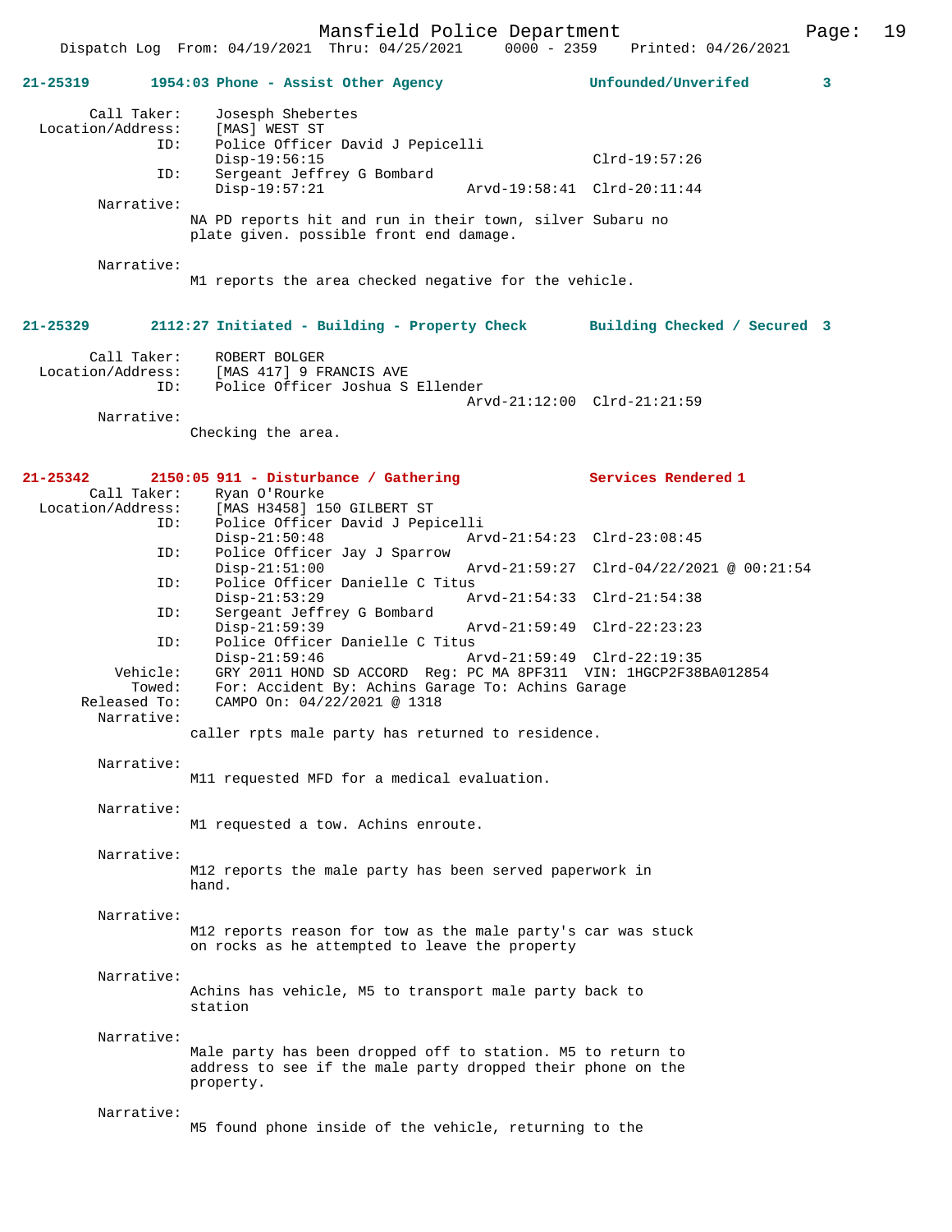**21-25319** 1954:03 Phone - Assist Other Agency — Unfounded/Unverifed 3

Call Taker: Josesph Shebertes
Location/Address: [MAS] WEST ST
ID: Police Officer David J Pepicelli
Disp-19:56:15 Clrd-19:57:26
ID: Sergeant Jeffrey G Bombard
Disp-19:57:21 Arvd-19:58:41 Clrd-20:11:44
Narrative:
NA PD reports hit and run in their town, silver Subaru no plate given. possible front end damage.

Narrative:
M1 reports the area checked negative for the vehicle.

**21-25329** 2112:27 Initiated - Building - Property Check — Building Checked / Secured 3

Call Taker: ROBERT BOLGER
Location/Address: [MAS 417] 9 FRANCIS AVE
ID: Police Officer Joshua S Ellender
Arvd-21:12:00 Clrd-21:21:59
Narrative:
Checking the area.

**21-25342** 2150:05 911 - Disturbance / Gathering — Services Rendered 1

Call Taker: Ryan O'Rourke
Location/Address: [MAS H3458] 150 GILBERT ST
ID: Police Officer David J Pepicelli
Disp-21:50:48 Arvd-21:54:23 Clrd-23:08:45
ID: Police Officer Jay J Sparrow
Disp-21:51:00 Arvd-21:59:27 Clrd-04/22/2021 @ 00:21:54
ID: Police Officer Danielle C Titus
Disp-21:53:29 Arvd-21:54:33 Clrd-21:54:38
ID: Sergeant Jeffrey G Bombard
Disp-21:59:39 Arvd-21:59:49 Clrd-22:23:23
ID: Police Officer Danielle C Titus
Disp-21:59:46 Arvd-21:59:49 Clrd-22:19:35
Vehicle: GRY 2011 HOND SD ACCORD Reg: PC MA 8PF311 VIN: 1HGCP2F38BA012854
Towed: For: Accident By: Achins Garage To: Achins Garage
Released To: CAMPO On: 04/22/2021 @ 1318
Narrative:
caller rpts male party has returned to residence.

Narrative:
M11 requested MFD for a medical evaluation.

Narrative:
M1 requested a tow. Achins enroute.

Narrative:
M12 reports the male party has been served paperwork in hand.

Narrative:
M12 reports reason for tow as the male party's car was stuck on rocks as he attempted to leave the property

Narrative:
Achins has vehicle, M5 to transport male party back to station

Narrative:
Male party has been dropped off to station. M5 to return to address to see if the male party dropped their phone on the property.

Narrative:
M5 found phone inside of the vehicle, returning to the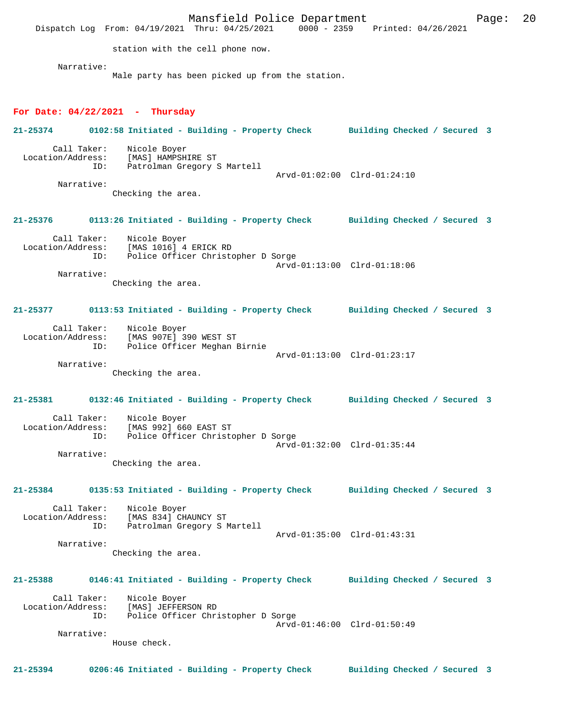station with the cell phone now.

Narrative:
Male party has been picked up from the station.

**For Date: 04/22/2021 - Thursday**

**21-25374 0102:58 Initiated - Building - Property Check Building Checked / Secured 3**

Call Taker: Nicole Boyer
Location/Address: [MAS] HAMPSHIRE ST
ID: Patrolman Gregory S Martell
Arvd-01:02:00 Clrd-01:24:10

Narrative:
Checking the area.

**21-25376 0113:26 Initiated - Building - Property Check Building Checked / Secured 3**

Call Taker: Nicole Boyer
Location/Address: [MAS 1016] 4 ERICK RD
ID: Police Officer Christopher D Sorge
Arvd-01:13:00 Clrd-01:18:06

Narrative:
Checking the area.

**21-25377 0113:53 Initiated - Building - Property Check Building Checked / Secured 3**

Call Taker: Nicole Boyer
Location/Address: [MAS 907E] 390 WEST ST
ID: Police Officer Meghan Birnie
Arvd-01:13:00 Clrd-01:23:17

Narrative:
Checking the area.

**21-25381 0132:46 Initiated - Building - Property Check Building Checked / Secured 3**

Call Taker: Nicole Boyer
Location/Address: [MAS 992] 660 EAST ST
ID: Police Officer Christopher D Sorge
Arvd-01:32:00 Clrd-01:35:44

Narrative:
Checking the area.

**21-25384 0135:53 Initiated - Building - Property Check Building Checked / Secured 3**

Call Taker: Nicole Boyer
Location/Address: [MAS 834] CHAUNCY ST
ID: Patrolman Gregory S Martell
Arvd-01:35:00 Clrd-01:43:31

Narrative:
Checking the area.

**21-25388 0146:41 Initiated - Building - Property Check Building Checked / Secured 3**

Call Taker: Nicole Boyer
Location/Address: [MAS] JEFFERSON RD
ID: Police Officer Christopher D Sorge
Arvd-01:46:00 Clrd-01:50:49

Narrative:
House check.

**21-25394 0206:46 Initiated - Building - Property Check Building Checked / Secured 3**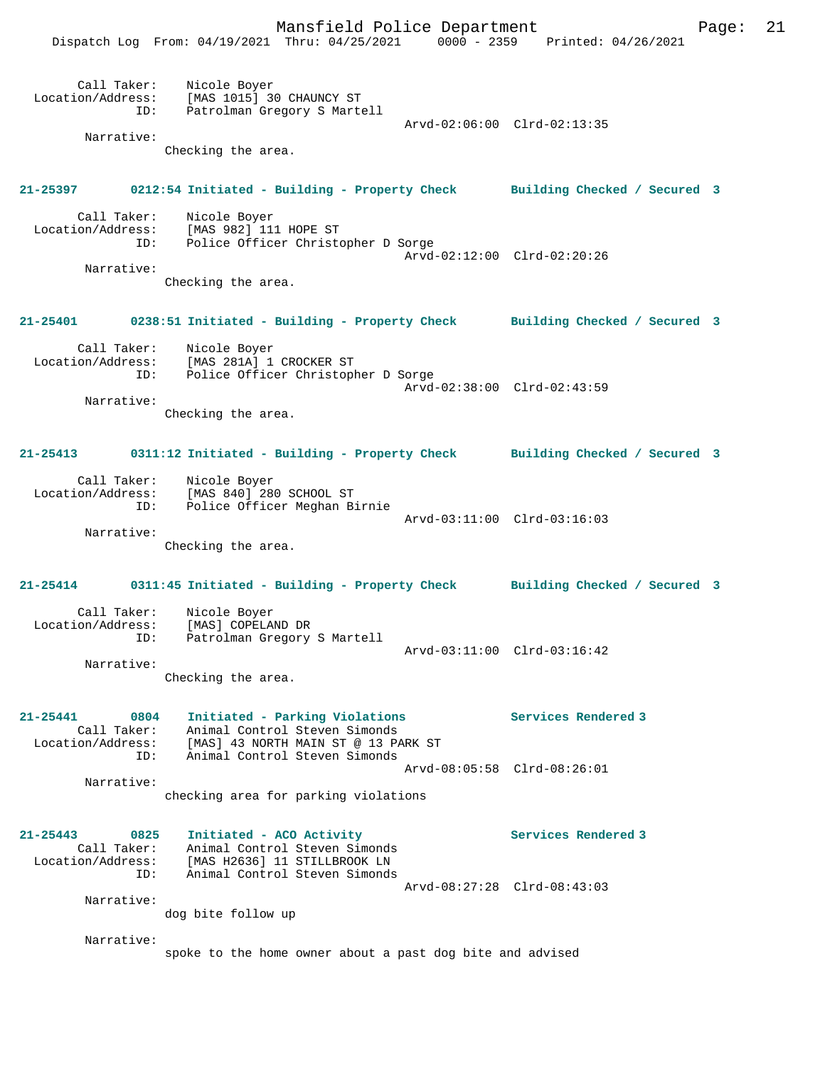Call Taker: Nicole Boyer
Location/Address: [MAS 1015] 30 CHAUNCY ST
ID: Patrolman Gregory S Martell
Arvd-02:06:00 Clrd-02:13:35

Narrative:
Checking the area.

**21-25397 0212:54 Initiated - Building - Property Check Building Checked / Secured 3**

Call Taker: Nicole Boyer
Location/Address: [MAS 982] 111 HOPE ST
ID: Police Officer Christopher D Sorge
Arvd-02:12:00 Clrd-02:20:26

Narrative:
Checking the area.

**21-25401 0238:51 Initiated - Building - Property Check Building Checked / Secured 3**

Call Taker: Nicole Boyer
Location/Address: [MAS 281A] 1 CROCKER ST
ID: Police Officer Christopher D Sorge
Arvd-02:38:00 Clrd-02:43:59

Narrative:
Checking the area.

**21-25413 0311:12 Initiated - Building - Property Check Building Checked / Secured 3**

Call Taker: Nicole Boyer
Location/Address: [MAS 840] 280 SCHOOL ST
ID: Police Officer Meghan Birnie
Arvd-03:11:00 Clrd-03:16:03

Narrative:
Checking the area.

**21-25414 0311:45 Initiated - Building - Property Check Building Checked / Secured 3**

Call Taker: Nicole Boyer
Location/Address: [MAS] COPELAND DR
ID: Patrolman Gregory S Martell
Arvd-03:11:00 Clrd-03:16:42

Narrative:
Checking the area.

**21-25441 0804 Initiated - Parking Violations Services Rendered 3**

Call Taker: Animal Control Steven Simonds
Location/Address: [MAS] 43 NORTH MAIN ST @ 13 PARK ST
ID: Animal Control Steven Simonds
Arvd-08:05:58 Clrd-08:26:01

Narrative:
checking area for parking violations

**21-25443 0825 Initiated - ACO Activity Services Rendered 3**

Call Taker: Animal Control Steven Simonds
Location/Address: [MAS H2636] 11 STILLBROOK LN
ID: Animal Control Steven Simonds
Arvd-08:27:28 Clrd-08:43:03

Narrative:
dog bite follow up

Narrative:
spoke to the home owner about a past dog bite and advised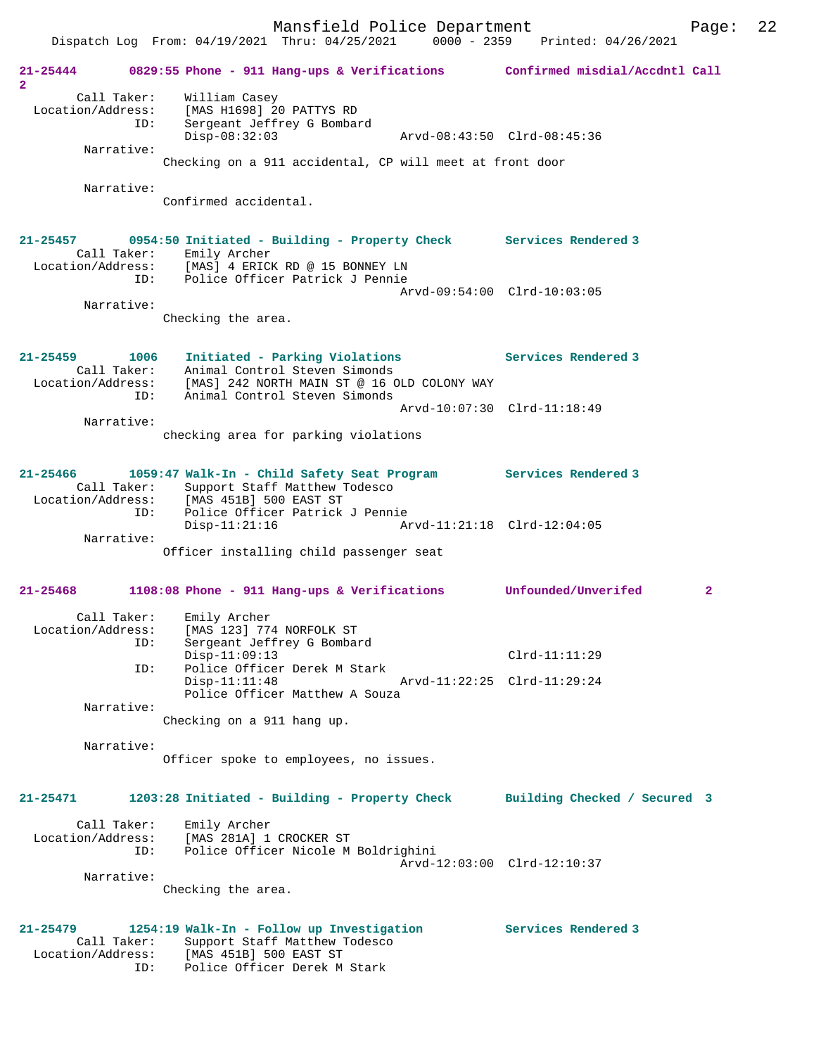**21-25444 0829:55 Phone - 911 Hang-ups & Verifications Confirmed misdial/Accdntl Call 2**

```
        Call Taker:    William Casey
  Location/Address:    [MAS H1698] 20 PATTYS RD
                ID:    Sergeant Jeffrey G Bombard
                       Disp-08:32:03                 Arvd-08:43:50  Clrd-08:45:36
         Narrative:
                     Checking on a 911 accidental, CP will meet at front door

         Narrative:
                     Confirmed accidental.
```

**21-25457 0954:50 Initiated - Building - Property Check Services Rendered 3**

```
        Call Taker:    Emily Archer
  Location/Address:    [MAS] 4 ERICK RD @ 15 BONNEY LN
                ID:    Police Officer Patrick J Pennie
                                                     Arvd-09:54:00  Clrd-10:03:05
         Narrative:
                     Checking the area.
```

**21-25459 1006 Initiated - Parking Violations Services Rendered 3**

```
        Call Taker:    Animal Control Steven Simonds
  Location/Address:    [MAS] 242 NORTH MAIN ST @ 16 OLD COLONY WAY
                ID:    Animal Control Steven Simonds
                                                     Arvd-10:07:30  Clrd-11:18:49
         Narrative:
                     checking area for parking violations
```

**21-25466 1059:47 Walk-In - Child Safety Seat Program Services Rendered 3**

```
        Call Taker:    Support Staff Matthew Todesco
  Location/Address:    [MAS 451B] 500 EAST ST
                ID:    Police Officer Patrick J Pennie
                       Disp-11:21:16                 Arvd-11:21:18  Clrd-12:04:05
         Narrative:
                     Officer installing child passenger seat
```

**21-25468 1108:08 Phone - 911 Hang-ups & Verifications Unfounded/Unverifed 2**

```
        Call Taker:    Emily Archer
  Location/Address:    [MAS 123] 774 NORFOLK ST
                ID:    Sergeant Jeffrey G Bombard
                       Disp-11:09:13                                Clrd-11:11:29
                ID:    Police Officer Derek M Stark
                       Disp-11:11:48                 Arvd-11:22:25  Clrd-11:29:24
                       Police Officer Matthew A Souza
         Narrative:
                     Checking on a 911 hang up.

         Narrative:
                     Officer spoke to employees, no issues.
```

**21-25471 1203:28 Initiated - Building - Property Check Building Checked / Secured 3**

```
        Call Taker:    Emily Archer
  Location/Address:    [MAS 281A] 1 CROCKER ST
                ID:    Police Officer Nicole M Boldrighini
                                                     Arvd-12:03:00  Clrd-12:10:37
         Narrative:
                     Checking the area.
```

**21-25479 1254:19 Walk-In - Follow up Investigation Services Rendered 3**

```
        Call Taker:    Support Staff Matthew Todesco
  Location/Address:    [MAS 451B] 500 EAST ST
                ID:    Police Officer Derek M Stark
```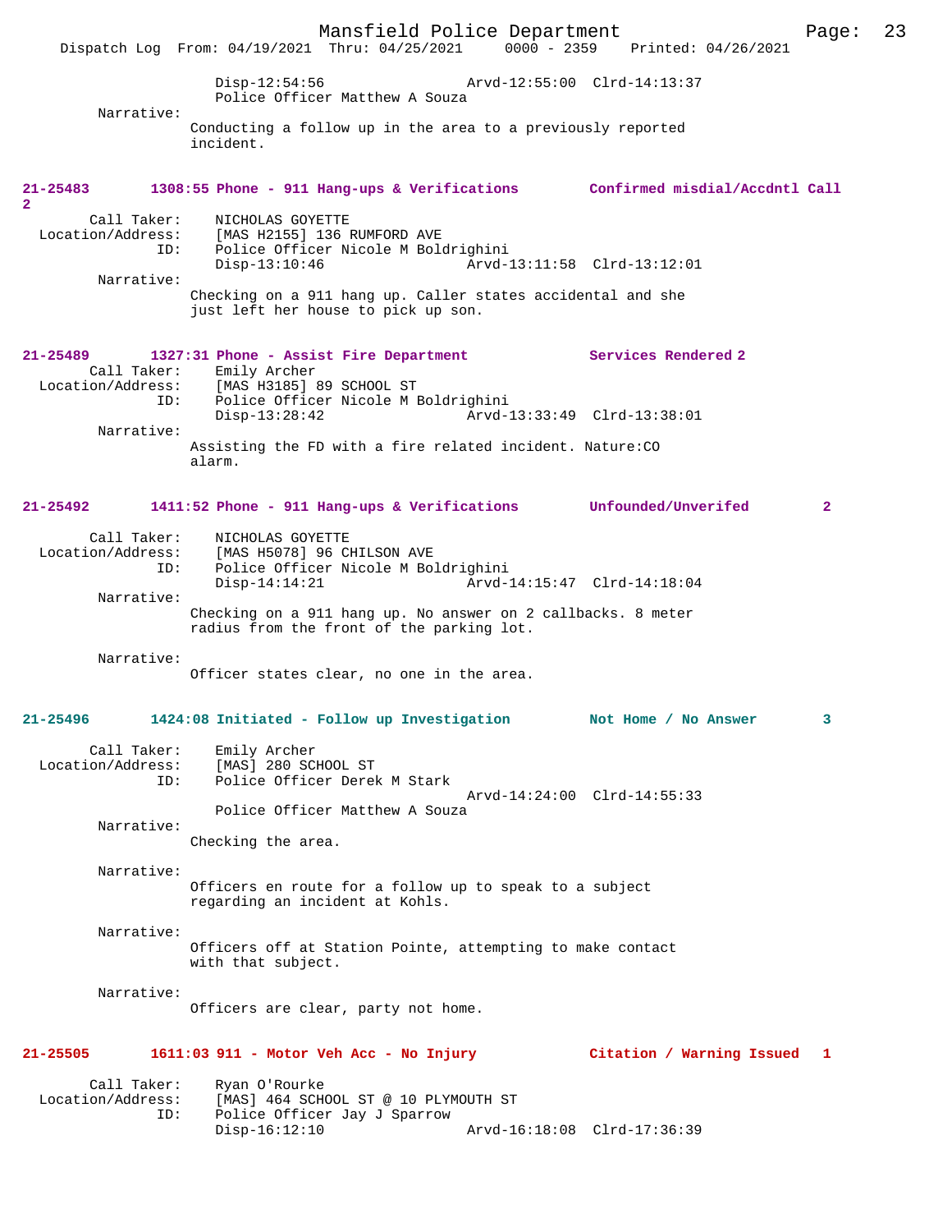Disp-12:54:56 Arvd-12:55:00 Clrd-14:13:37
Police Officer Matthew A Souza

Narrative:
Conducting a follow up in the area to a previously reported incident.

**21-25483 1308:55 Phone - 911 Hang-ups & Verifications Confirmed misdial/Accdntl Call 2**

Call Taker: NICHOLAS GOYETTE
Location/Address: [MAS H2155] 136 RUMFORD AVE
ID: Police Officer Nicole M Boldrighini
Disp-13:10:46 Arvd-13:11:58 Clrd-13:12:01

Narrative:
Checking on a 911 hang up. Caller states accidental and she just left her house to pick up son.

**21-25489 1327:31 Phone - Assist Fire Department Services Rendered 2**

Call Taker: Emily Archer
Location/Address: [MAS H3185] 89 SCHOOL ST
ID: Police Officer Nicole M Boldrighini
Disp-13:28:42 Arvd-13:33:49 Clrd-13:38:01

Narrative:
Assisting the FD with a fire related incident. Nature:CO alarm.

**21-25492 1411:52 Phone - 911 Hang-ups & Verifications Unfounded/Unverifed 2**

Call Taker: NICHOLAS GOYETTE
Location/Address: [MAS H5078] 96 CHILSON AVE
ID: Police Officer Nicole M Boldrighini
Disp-14:14:21 Arvd-14:15:47 Clrd-14:18:04

Narrative:
Checking on a 911 hang up. No answer on 2 callbacks. 8 meter radius from the front of the parking lot.

Narrative:
Officer states clear, no one in the area.

**21-25496 1424:08 Initiated - Follow up Investigation Not Home / No Answer 3**

Call Taker: Emily Archer
Location/Address: [MAS] 280 SCHOOL ST
ID: Police Officer Derek M Stark
Arvd-14:24:00 Clrd-14:55:33
Police Officer Matthew A Souza

Narrative:
Checking the area.

Narrative:
Officers en route for a follow up to speak to a subject regarding an incident at Kohls.

Narrative:
Officers off at Station Pointe, attempting to make contact with that subject.

Narrative:
Officers are clear, party not home.

**21-25505 1611:03 911 - Motor Veh Acc - No Injury Citation / Warning Issued 1**

Call Taker: Ryan O'Rourke
Location/Address: [MAS] 464 SCHOOL ST @ 10 PLYMOUTH ST
ID: Police Officer Jay J Sparrow
Disp-16:12:10 Arvd-16:18:08 Clrd-17:36:39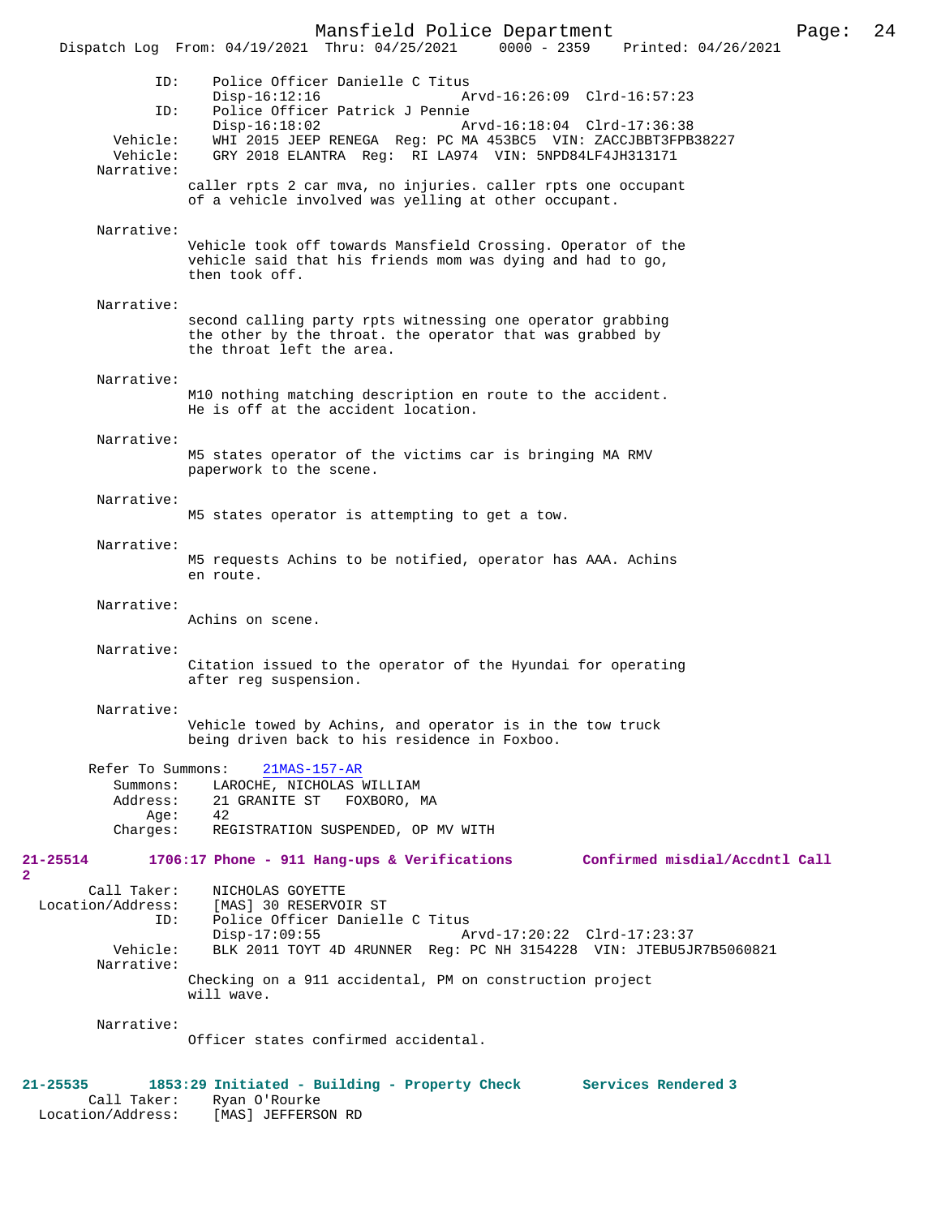```
              ID:    Police Officer Danielle C Titus
                     Disp-16:12:16              Arvd-16:26:09  Clrd-16:57:23
              ID:    Police Officer Patrick J Pennie
                     Disp-16:18:02              Arvd-16:18:04  Clrd-17:36:38
         Vehicle:    WHI 2015 JEEP RENEGA  Reg: PC MA 453BC5  VIN: ZACCJBBT3FPB38227
         Vehicle:    GRY 2018 ELANTRA  Reg:  RI LA974  VIN: 5NPD84LF4JH313171
       Narrative:
                   caller rpts 2 car mva, no injuries. caller rpts one occupant
                   of a vehicle involved was yelling at other occupant.

       Narrative:
                   Vehicle took off towards Mansfield Crossing. Operator of the
                   vehicle said that his friends mom was dying and had to go,
                   then took off.

       Narrative:
                   second calling party rpts witnessing one operator grabbing
                   the other by the throat. the operator that was grabbed by
                   the throat left the area.

       Narrative:
                   M10 nothing matching description en route to the accident.
                   He is off at the accident location.

       Narrative:
                   M5 states operator of the victims car is bringing MA RMV
                   paperwork to the scene.

       Narrative:
                   M5 states operator is attempting to get a tow.

       Narrative:
                   M5 requests Achins to be notified, operator has AAA. Achins
                   en route.

       Narrative:
                   Achins on scene.

       Narrative:
                   Citation issued to the operator of the Hyundai for operating
                   after reg suspension.

       Narrative:
                   Vehicle towed by Achins, and operator is in the tow truck
                   being driven back to his residence in Foxboo.

       Refer To Summons:    21MAS-157-AR
           Summons:    LAROCHE, NICHOLAS WILLIAM
           Address:    21 GRANITE ST   FOXBORO, MA
               Age:    42
           Charges:    REGISTRATION SUSPENDED, OP MV WITH

21-25514       1706:17 Phone - 911 Hang-ups & Verifications        Confirmed misdial/Accdntl Call
2
        Call Taker:    NICHOLAS GOYETTE
  Location/Address:    [MAS] 30 RESERVOIR ST
                ID:    Police Officer Danielle C Titus
                       Disp-17:09:55              Arvd-17:20:22  Clrd-17:23:37
           Vehicle:    BLK 2011 TOYT 4D 4RUNNER  Reg: PC NH 3154228  VIN: JTEBU5JR7B5060821
         Narrative:
                   Checking on a 911 accidental, PM on construction project
                   will wave.

         Narrative:
                   Officer states confirmed accidental.

21-25535       1853:29 Initiated - Building - Property Check       Services Rendered 3
        Call Taker:    Ryan O'Rourke
  Location/Address:    [MAS] JEFFERSON RD
```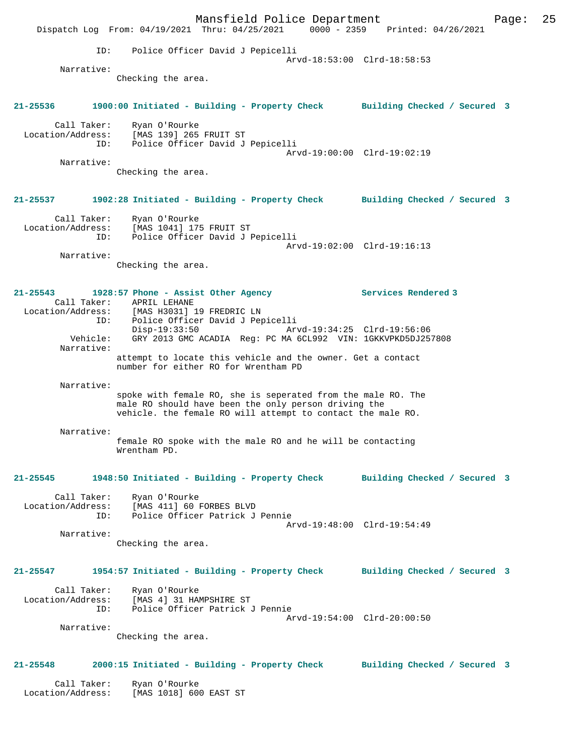ID: Police Officer David J Pepicelli
Arvd-18:53:00 Clrd-18:58:53

Narrative:
Checking the area.

**21-25536 1900:00 Initiated - Building - Property Check Building Checked / Secured 3**

Call Taker: Ryan O'Rourke
Location/Address: [MAS 139] 265 FRUIT ST
ID: Police Officer David J Pepicelli
Arvd-19:00:00 Clrd-19:02:19

Narrative:
Checking the area.

**21-25537 1902:28 Initiated - Building - Property Check Building Checked / Secured 3**

Call Taker: Ryan O'Rourke
Location/Address: [MAS 1041] 175 FRUIT ST
ID: Police Officer David J Pepicelli
Arvd-19:02:00 Clrd-19:16:13

Narrative:
Checking the area.

**21-25543 1928:57 Phone - Assist Other Agency Services Rendered 3**

Call Taker: APRIL LEHANE
Location/Address: [MAS H3031] 19 FREDRIC LN
ID: Police Officer David J Pepicelli
Disp-19:33:50 Arvd-19:34:25 Clrd-19:56:06
Vehicle: GRY 2013 GMC ACADIA Reg: PC MA 6CL992 VIN: 1GKKVPKD5DJ257808

Narrative:
attempt to locate this vehicle and the owner. Get a contact number for either RO for Wrentham PD

Narrative:
spoke with female RO, she is seperated from the male RO. The male RO should have been the only person driving the vehicle. the female RO will attempt to contact the male RO.

Narrative:
female RO spoke with the male RO and he will be contacting Wrentham PD.

**21-25545 1948:50 Initiated - Building - Property Check Building Checked / Secured 3**

Call Taker: Ryan O'Rourke
Location/Address: [MAS 411] 60 FORBES BLVD
ID: Police Officer Patrick J Pennie
Arvd-19:48:00 Clrd-19:54:49

Narrative:
Checking the area.

**21-25547 1954:57 Initiated - Building - Property Check Building Checked / Secured 3**

Call Taker: Ryan O'Rourke
Location/Address: [MAS 4] 31 HAMPSHIRE ST
ID: Police Officer Patrick J Pennie
Arvd-19:54:00 Clrd-20:00:50

Narrative:
Checking the area.

**21-25548 2000:15 Initiated - Building - Property Check Building Checked / Secured 3**

Call Taker: Ryan O'Rourke
Location/Address: [MAS 1018] 600 EAST ST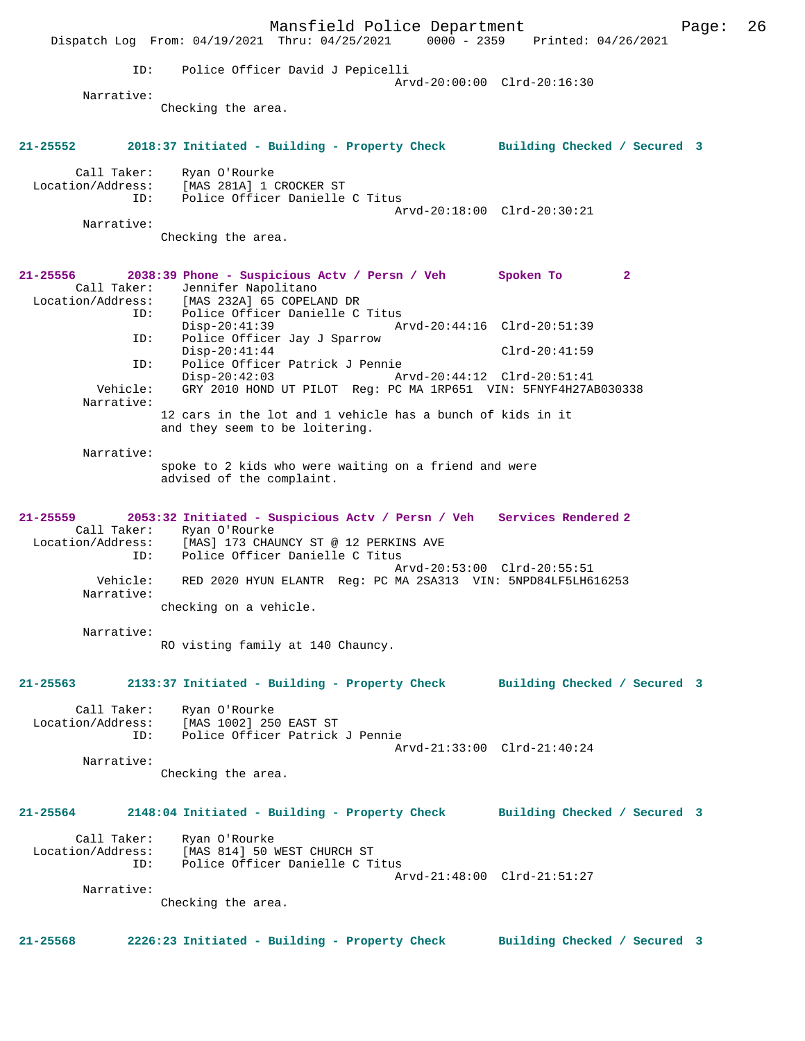ID: Police Officer David J Pepicelli
Arvd-20:00:00 Clrd-20:16:30

Narrative:
Checking the area.

**21-25552 2018:37 Initiated - Building - Property Check Building Checked / Secured 3**

Call Taker: Ryan O'Rourke
Location/Address: [MAS 281A] 1 CROCKER ST
ID: Police Officer Danielle C Titus
Arvd-20:18:00 Clrd-20:30:21

Narrative:
Checking the area.

**21-25556 2038:39 Phone - Suspicious Actv / Persn / Veh Spoken To 2**

Call Taker: Jennifer Napolitano
Location/Address: [MAS 232A] 65 COPELAND DR
ID: Police Officer Danielle C Titus
Disp-20:41:39 Arvd-20:44:16 Clrd-20:51:39
ID: Police Officer Jay J Sparrow
Disp-20:41:44 Clrd-20:41:59
ID: Police Officer Patrick J Pennie
Disp-20:42:03 Arvd-20:44:12 Clrd-20:51:41
Vehicle: GRY 2010 HOND UT PILOT Reg: PC MA 1RP651 VIN: 5FNYF4H27AB030338

Narrative:
12 cars in the lot and 1 vehicle has a bunch of kids in it and they seem to be loitering.

Narrative:
spoke to 2 kids who were waiting on a friend and were advised of the complaint.

**21-25559 2053:32 Initiated - Suspicious Actv / Persn / Veh Services Rendered 2**

Call Taker: Ryan O'Rourke
Location/Address: [MAS] 173 CHAUNCY ST @ 12 PERKINS AVE
ID: Police Officer Danielle C Titus
Arvd-20:53:00 Clrd-20:55:51
Vehicle: RED 2020 HYUN ELANTR Reg: PC MA 2SA313 VIN: 5NPD84LF5LH616253

Narrative:
checking on a vehicle.

Narrative:
RO visting family at 140 Chauncy.

**21-25563 2133:37 Initiated - Building - Property Check Building Checked / Secured 3**

Call Taker: Ryan O'Rourke
Location/Address: [MAS 1002] 250 EAST ST
ID: Police Officer Patrick J Pennie
Arvd-21:33:00 Clrd-21:40:24

Narrative:
Checking the area.

**21-25564 2148:04 Initiated - Building - Property Check Building Checked / Secured 3**

Call Taker: Ryan O'Rourke
Location/Address: [MAS 814] 50 WEST CHURCH ST
ID: Police Officer Danielle C Titus
Arvd-21:48:00 Clrd-21:51:27

Narrative:
Checking the area.

**21-25568 2226:23 Initiated - Building - Property Check Building Checked / Secured 3**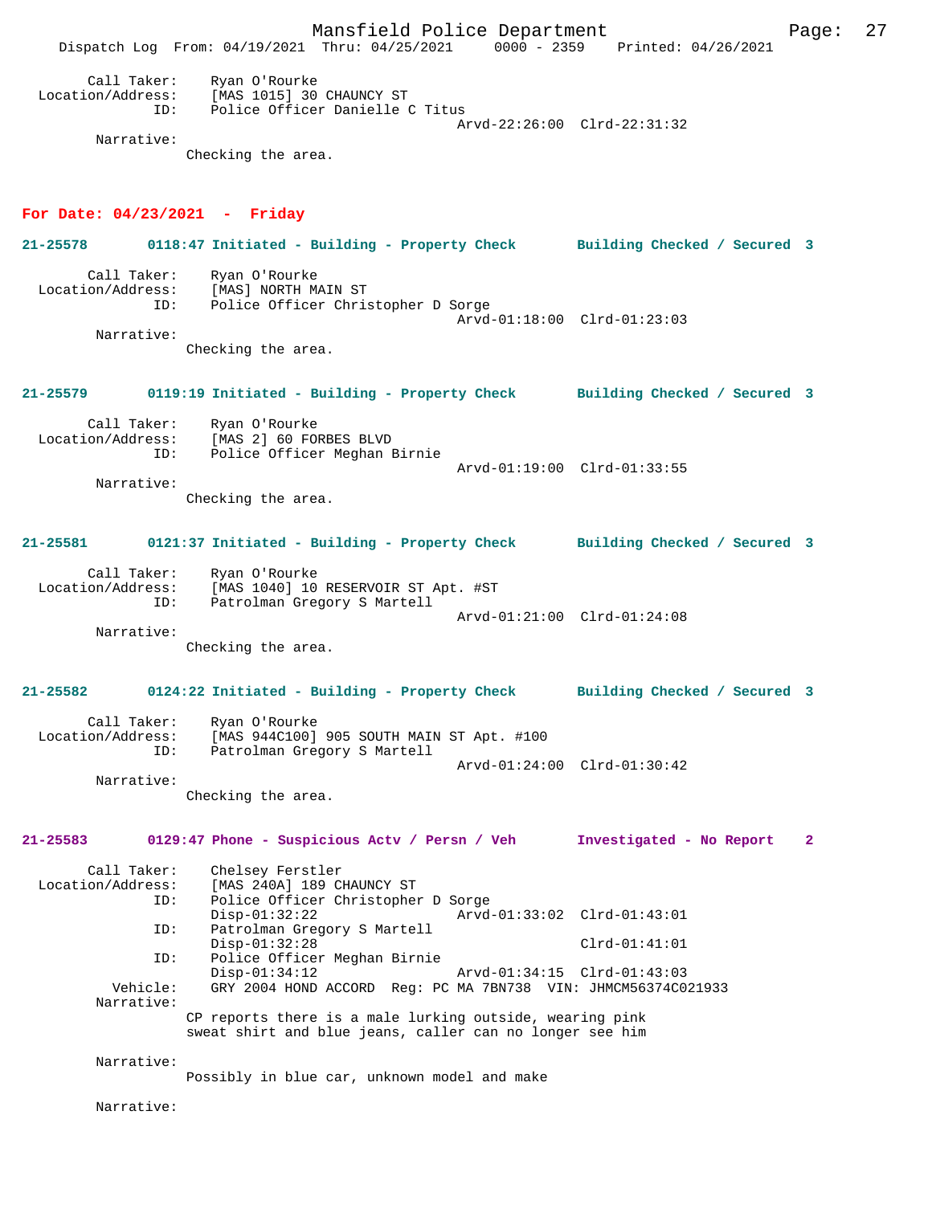Call Taker: Ryan O'Rourke
Location/Address: [MAS 1015] 30 CHAUNCY ST
ID: Police Officer Danielle C Titus
Arvd-22:26:00 Clrd-22:31:32
Narrative:
Checking the area.

## For Date: 04/23/2021 - Friday

**21-25578 0118:47 Initiated - Building - Property Check Building Checked / Secured 3**

Call Taker: Ryan O'Rourke
Location/Address: [MAS] NORTH MAIN ST
ID: Police Officer Christopher D Sorge
Arvd-01:18:00 Clrd-01:23:03
Narrative:
Checking the area.

**21-25579 0119:19 Initiated - Building - Property Check Building Checked / Secured 3**

Call Taker: Ryan O'Rourke
Location/Address: [MAS 2] 60 FORBES BLVD
ID: Police Officer Meghan Birnie
Arvd-01:19:00 Clrd-01:33:55
Narrative:
Checking the area.

**21-25581 0121:37 Initiated - Building - Property Check Building Checked / Secured 3**

Call Taker: Ryan O'Rourke
Location/Address: [MAS 1040] 10 RESERVOIR ST Apt. #ST
ID: Patrolman Gregory S Martell
Arvd-01:21:00 Clrd-01:24:08
Narrative:
Checking the area.

**21-25582 0124:22 Initiated - Building - Property Check Building Checked / Secured 3**

Call Taker: Ryan O'Rourke
Location/Address: [MAS 944C100] 905 SOUTH MAIN ST Apt. #100
ID: Patrolman Gregory S Martell
Arvd-01:24:00 Clrd-01:30:42
Narrative:
Checking the area.

**21-25583 0129:47 Phone - Suspicious Actv / Persn / Veh Investigated - No Report 2**

Call Taker: Chelsey Ferstler
Location/Address: [MAS 240A] 189 CHAUNCY ST
ID: Police Officer Christopher D Sorge
Disp-01:32:22 Arvd-01:33:02 Clrd-01:43:01
ID: Patrolman Gregory S Martell
Disp-01:32:28 Clrd-01:41:01
ID: Police Officer Meghan Birnie
Disp-01:34:12 Arvd-01:34:15 Clrd-01:43:03
Vehicle: GRY 2004 HOND ACCORD Reg: PC MA 7BN738 VIN: JHMCM56374C021933
Narrative:
CP reports there is a male lurking outside, wearing pink sweat shirt and blue jeans, caller can no longer see him

Narrative:
Possibly in blue car, unknown model and make

Narrative: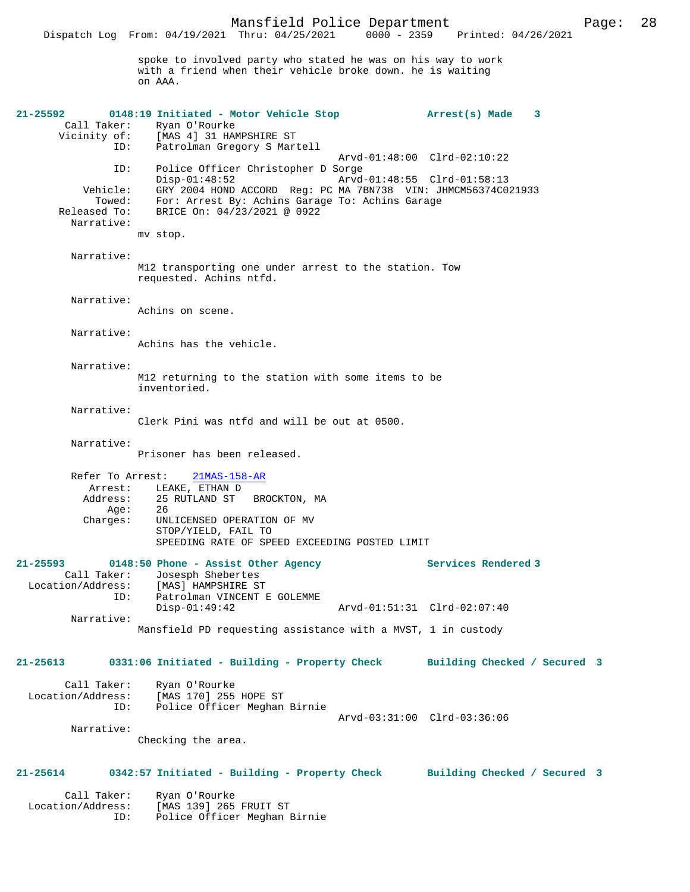spoke to involved party who stated he was on his way to work with a friend when their vehicle broke down. he is waiting on AAA.

**21-25592** 0148:19 Initiated - Motor Vehicle Stop — Arrest(s) Made 3

Call Taker: Ryan O'Rourke
Vicinity of: [MAS 4] 31 HAMPSHIRE ST
ID: Patrolman Gregory S Martell
Arvd-01:48:00 Clrd-02:10:22
ID: Police Officer Christopher D Sorge
Disp-01:48:52 Arvd-01:48:55 Clrd-01:58:13
Vehicle: GRY 2004 HOND ACCORD Reg: PC MA 7BN738 VIN: JHMCM56374C021933
Towed: For: Arrest By: Achins Garage To: Achins Garage
Released To: BRICE On: 04/23/2021 @ 0922

Narrative:
mv stop.

Narrative:
M12 transporting one under arrest to the station. Tow requested. Achins ntfd.

Narrative:
Achins on scene.

Narrative:
Achins has the vehicle.

Narrative:
M12 returning to the station with some items to be inventoried.

Narrative:
Clerk Pini was ntfd and will be out at 0500.

Narrative:
Prisoner has been released.

Refer To Arrest: 21MAS-158-AR
Arrest: LEAKE, ETHAN D
Address: 25 RUTLAND ST BROCKTON, MA
Age: 26
Charges: UNLICENSED OPERATION OF MV
STOP/YIELD, FAIL TO
SPEEDING RATE OF SPEED EXCEEDING POSTED LIMIT

**21-25593** 0148:50 Phone - Assist Other Agency — Services Rendered 3

Call Taker: Josesph Shebertes
Location/Address: [MAS] HAMPSHIRE ST
ID: Patrolman VINCENT E GOLEMME
Disp-01:49:42 Arvd-01:51:31 Clrd-02:07:40

Narrative:
Mansfield PD requesting assistance with a MVST, 1 in custody

**21-25613** 0331:06 Initiated - Building - Property Check — Building Checked / Secured 3

Call Taker: Ryan O'Rourke
Location/Address: [MAS 170] 255 HOPE ST
ID: Police Officer Meghan Birnie
Arvd-03:31:00 Clrd-03:36:06

Narrative:
Checking the area.

**21-25614** 0342:57 Initiated - Building - Property Check — Building Checked / Secured 3

Call Taker: Ryan O'Rourke
Location/Address: [MAS 139] 265 FRUIT ST
ID: Police Officer Meghan Birnie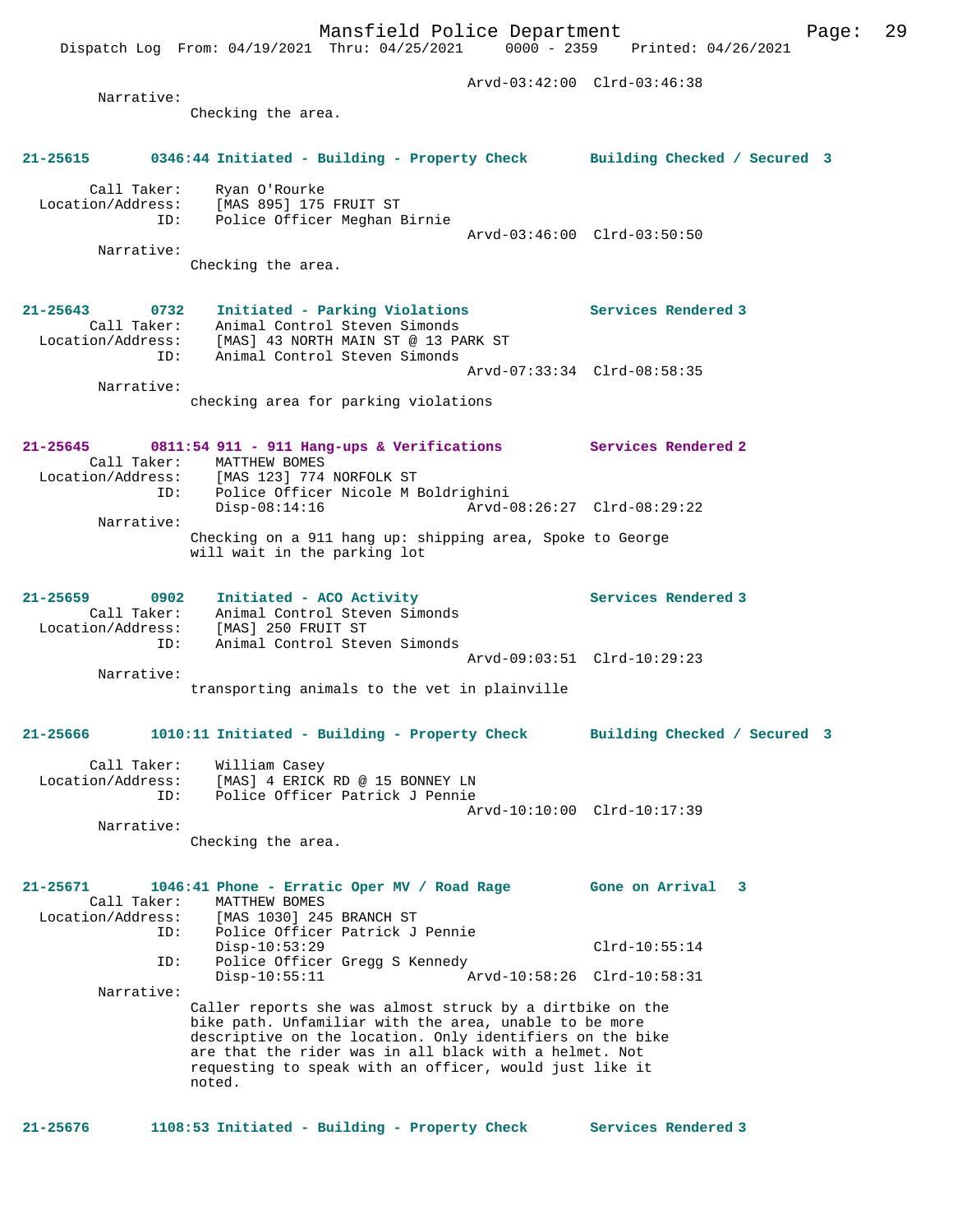Arvd-03:42:00 Clrd-03:46:38

Narrative:
Checking the area.

**21-25615 0346:44 Initiated - Building - Property Check Building Checked / Secured 3**

Call Taker: Ryan O'Rourke
Location/Address: [MAS 895] 175 FRUIT ST
ID: Police Officer Meghan Birnie
Arvd-03:46:00 Clrd-03:50:50

Narrative:
Checking the area.

**21-25643 0732 Initiated - Parking Violations Services Rendered 3**

Call Taker: Animal Control Steven Simonds
Location/Address: [MAS] 43 NORTH MAIN ST @ 13 PARK ST
ID: Animal Control Steven Simonds
Arvd-07:33:34 Clrd-08:58:35

Narrative:
checking area for parking violations

**21-25645 0811:54 911 - 911 Hang-ups & Verifications Services Rendered 2**

Call Taker: MATTHEW BOMES
Location/Address: [MAS 123] 774 NORFOLK ST
ID: Police Officer Nicole M Boldrighini
Disp-08:14:16 Arvd-08:26:27 Clrd-08:29:22

Narrative:
Checking on a 911 hang up: shipping area, Spoke to George will wait in the parking lot

**21-25659 0902 Initiated - ACO Activity Services Rendered 3**

Call Taker: Animal Control Steven Simonds
Location/Address: [MAS] 250 FRUIT ST
ID: Animal Control Steven Simonds
Arvd-09:03:51 Clrd-10:29:23

Narrative:
transporting animals to the vet in plainville

**21-25666 1010:11 Initiated - Building - Property Check Building Checked / Secured 3**

Call Taker: William Casey
Location/Address: [MAS] 4 ERICK RD @ 15 BONNEY LN
ID: Police Officer Patrick J Pennie
Arvd-10:10:00 Clrd-10:17:39

Narrative:
Checking the area.

**21-25671 1046:41 Phone - Erratic Oper MV / Road Rage Gone on Arrival 3**

Call Taker: MATTHEW BOMES
Location/Address: [MAS 1030] 245 BRANCH ST
ID: Police Officer Patrick J Pennie
Disp-10:53:29 Clrd-10:55:14
ID: Police Officer Gregg S Kennedy
Disp-10:55:11 Arvd-10:58:26 Clrd-10:58:31

Narrative:
Caller reports she was almost struck by a dirtbike on the bike path. Unfamiliar with the area, unable to be more descriptive on the location. Only identifiers on the bike are that the rider was in all black with a helmet. Not requesting to speak with an officer, would just like it noted.

**21-25676 1108:53 Initiated - Building - Property Check Services Rendered 3**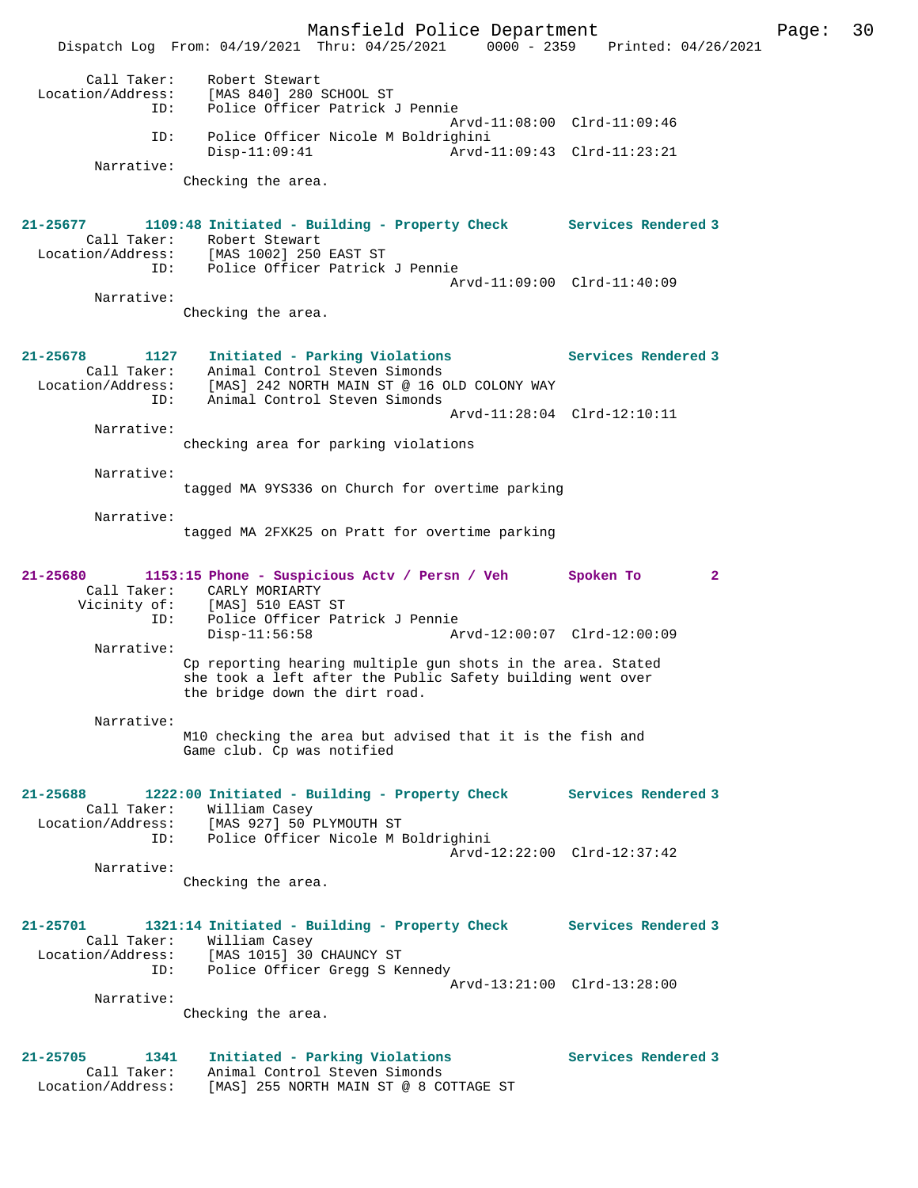Call Taker: Robert Stewart
Location/Address: [MAS 840] 280 SCHOOL ST
ID: Police Officer Patrick J Pennie
Arvd-11:08:00 Clrd-11:09:46
ID: Police Officer Nicole M Boldrighini
Disp-11:09:41 Arvd-11:09:43 Clrd-11:23:21
Narrative:
Checking the area.

**21-25677 1109:48 Initiated - Building - Property Check Services Rendered 3**
Call Taker: Robert Stewart
Location/Address: [MAS 1002] 250 EAST ST
ID: Police Officer Patrick J Pennie
Arvd-11:09:00 Clrd-11:40:09
Narrative:
Checking the area.

**21-25678 1127 Initiated - Parking Violations Services Rendered 3**
Call Taker: Animal Control Steven Simonds
Location/Address: [MAS] 242 NORTH MAIN ST @ 16 OLD COLONY WAY
ID: Animal Control Steven Simonds
Arvd-11:28:04 Clrd-12:10:11
Narrative:
checking area for parking violations

Narrative:
tagged MA 9YS336 on Church for overtime parking

Narrative:
tagged MA 2FXK25 on Pratt for overtime parking

**21-25680 1153:15 Phone - Suspicious Actv / Persn / Veh Spoken To 2**
Call Taker: CARLY MORIARTY
Vicinity of: [MAS] 510 EAST ST
ID: Police Officer Patrick J Pennie
Disp-11:56:58 Arvd-12:00:07 Clrd-12:00:09
Narrative:
Cp reporting hearing multiple gun shots in the area. Stated she took a left after the Public Safety building went over the bridge down the dirt road.

Narrative:
M10 checking the area but advised that it is the fish and Game club. Cp was notified

**21-25688 1222:00 Initiated - Building - Property Check Services Rendered 3**
Call Taker: William Casey
Location/Address: [MAS 927] 50 PLYMOUTH ST
ID: Police Officer Nicole M Boldrighini
Arvd-12:22:00 Clrd-12:37:42
Narrative:
Checking the area.

**21-25701 1321:14 Initiated - Building - Property Check Services Rendered 3**
Call Taker: William Casey
Location/Address: [MAS 1015] 30 CHAUNCY ST
ID: Police Officer Gregg S Kennedy
Arvd-13:21:00 Clrd-13:28:00
Narrative:
Checking the area.

**21-25705 1341 Initiated - Parking Violations Services Rendered 3**
Call Taker: Animal Control Steven Simonds
Location/Address: [MAS] 255 NORTH MAIN ST @ 8 COTTAGE ST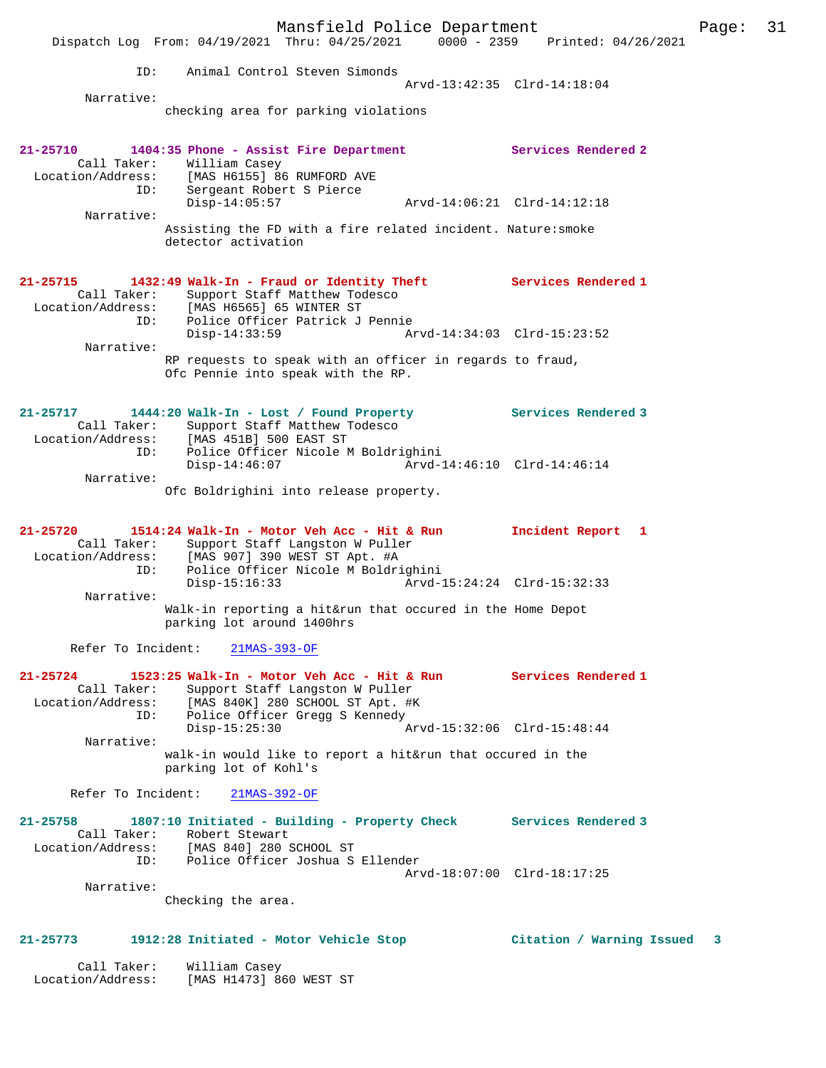```
            ID:    Animal Control Steven Simonds
                                              Arvd-13:42:35  Clrd-14:18:04
        Narrative:
                   checking area for parking violations


21-25710       1404:35 Phone - Assist Fire Department           Services Rendered 2
        Call Taker:    William Casey
  Location/Address:    [MAS H6155] 86 RUMFORD AVE
                ID:    Sergeant Robert S Pierce
                       Disp-14:05:57                  Arvd-14:06:21  Clrd-14:12:18
        Narrative:
                   Assisting the FD with a fire related incident. Nature:smoke
                   detector activation


21-25715       1432:49 Walk-In - Fraud or Identity Theft        Services Rendered 1
        Call Taker:    Support Staff Matthew Todesco
  Location/Address:    [MAS H6565] 65 WINTER ST
                ID:    Police Officer Patrick J Pennie
                       Disp-14:33:59                  Arvd-14:34:03  Clrd-15:23:52
        Narrative:
                   RP requests to speak with an officer in regards to fraud,
                   Ofc Pennie into speak with the RP.


21-25717       1444:20 Walk-In - Lost / Found Property          Services Rendered 3
        Call Taker:    Support Staff Matthew Todesco
  Location/Address:    [MAS 451B] 500 EAST ST
                ID:    Police Officer Nicole M Boldrighini
                       Disp-14:46:07                  Arvd-14:46:10  Clrd-14:46:14
        Narrative:
                   Ofc Boldrighini into release property.


21-25720       1514:24 Walk-In - Motor Veh Acc - Hit & Run      Incident Report  1
        Call Taker:    Support Staff Langston W Puller
  Location/Address:    [MAS 907] 390 WEST ST Apt. #A
                ID:    Police Officer Nicole M Boldrighini
                       Disp-15:16:33                  Arvd-15:24:24  Clrd-15:32:33
        Narrative:
                   Walk-in reporting a hit&run that occured in the Home Depot
                   parking lot around 1400hrs

      Refer To Incident:    21MAS-393-OF

21-25724       1523:25 Walk-In - Motor Veh Acc - Hit & Run      Services Rendered 1
        Call Taker:    Support Staff Langston W Puller
  Location/Address:    [MAS 840K] 280 SCHOOL ST Apt. #K
                ID:    Police Officer Gregg S Kennedy
                       Disp-15:25:30                  Arvd-15:32:06  Clrd-15:48:44
        Narrative:
                   walk-in would like to report a hit&run that occured in the
                   parking lot of Kohl's

      Refer To Incident:    21MAS-392-OF

21-25758       1807:10 Initiated - Building - Property Check    Services Rendered 3
        Call Taker:    Robert Stewart
  Location/Address:    [MAS 840] 280 SCHOOL ST
                ID:    Police Officer Joshua S Ellender
                                              Arvd-18:07:00  Clrd-18:17:25
        Narrative:
                   Checking the area.


21-25773       1912:28 Initiated - Motor Vehicle Stop           Citation / Warning Issued   3

        Call Taker:    William Casey
  Location/Address:    [MAS H1473] 860 WEST ST
```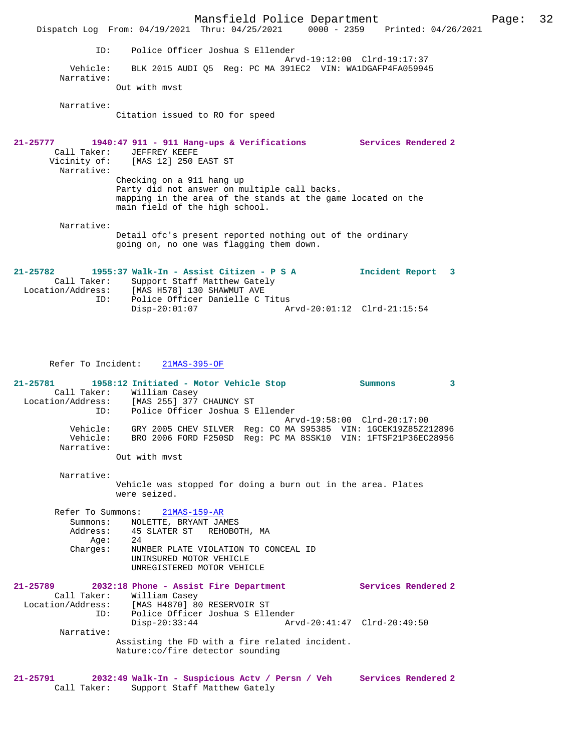ID: Police Officer Joshua S Ellender
Arvd-19:12:00 Clrd-19:17:37
Vehicle: BLK 2015 AUDI Q5 Reg: PC MA 391EC2 VIN: WA1DGAFP4FA059945
Narrative:
Out with mvst

Narrative:
Citation issued to RO for speed

**21-25777 1940:47 911 - 911 Hang-ups & Verifications Services Rendered 2**
Call Taker: JEFFREY KEEFE
Vicinity of: [MAS 12] 250 EAST ST
Narrative:
Checking on a 911 hang up
Party did not answer on multiple call backs.
mapping in the area of the stands at the game located on the main field of the high school.

Narrative:
Detail ofc's present reported nothing out of the ordinary going on, no one was flagging them down.

**21-25782 1955:37 Walk-In - Assist Citizen - P S A Incident Report 3**
Call Taker: Support Staff Matthew Gately
Location/Address: [MAS H578] 130 SHAWMUT AVE
ID: Police Officer Danielle C Titus
Disp-20:01:07 Arvd-20:01:12 Clrd-21:15:54

Refer To Incident: 21MAS-395-OF

**21-25781 1958:12 Initiated - Motor Vehicle Stop Summons 3**
Call Taker: William Casey
Location/Address: [MAS 255] 377 CHAUNCY ST
ID: Police Officer Joshua S Ellender
Arvd-19:58:00 Clrd-20:17:00
Vehicle: GRY 2005 CHEV SILVER Reg: CO MA S95385 VIN: 1GCEK19Z85Z212896
Vehicle: BRO 2006 FORD F250SD Reg: PC MA 8SSK10 VIN: 1FTSF21P36EC28956
Narrative:
Out with mvst

Narrative:
Vehicle was stopped for doing a burn out in the area. Plates were seized.

Refer To Summons: 21MAS-159-AR
Summons: NOLETTE, BRYANT JAMES
Address: 45 SLATER ST REHOBOTH, MA
Age: 24
Charges: NUMBER PLATE VIOLATION TO CONCEAL ID
UNINSURED MOTOR VEHICLE
UNREGISTERED MOTOR VEHICLE

**21-25789 2032:18 Phone - Assist Fire Department Services Rendered 2**
Call Taker: William Casey
Location/Address: [MAS H4870] 80 RESERVOIR ST
ID: Police Officer Joshua S Ellender
Disp-20:33:44 Arvd-20:41:47 Clrd-20:49:50
Narrative:
Assisting the FD with a fire related incident.
Nature:co/fire detector sounding

**21-25791 2032:49 Walk-In - Suspicious Actv / Persn / Veh Services Rendered 2**
Call Taker: Support Staff Matthew Gately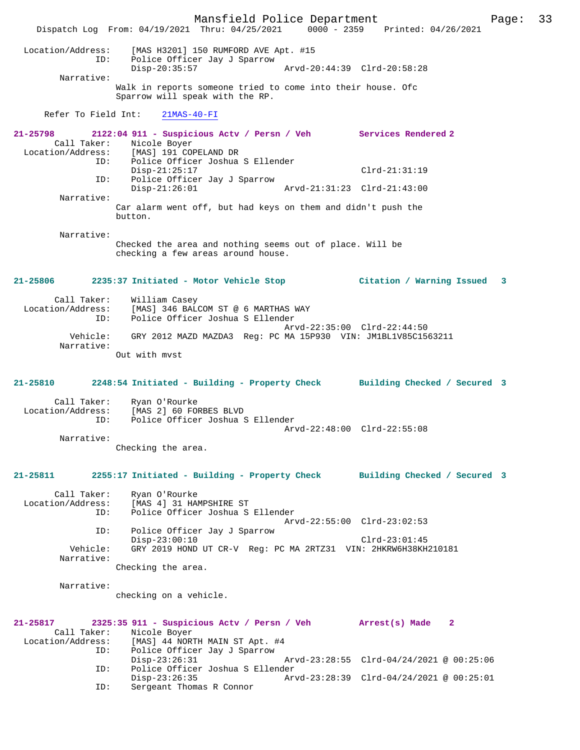```
Location/Address:    [MAS H3201] 150 RUMFORD AVE Apt. #15
              ID:    Police Officer Jay J Sparrow
                     Disp-20:35:57                 Arvd-20:44:39  Clrd-20:58:28
       Narrative:
                     Walk in reports someone tried to come into their house. Ofc
                     Sparrow will speak with the RP.

    Refer To Field Int:    21MAS-40-FI
```

**21-25798        2122:04 911 - Suspicious Actv / Persn / Veh        Services Rendered 2**

```
      Call Taker:    Nicole Boyer
Location/Address:    [MAS] 191 COPELAND DR
              ID:    Police Officer Joshua S Ellender
                     Disp-21:25:17                                Clrd-21:31:19
              ID:    Police Officer Jay J Sparrow
                     Disp-21:26:01                 Arvd-21:31:23  Clrd-21:43:00
       Narrative:
                     Car alarm went off, but had keys on them and didn't push the
                     button.

       Narrative:
                     Checked the area and nothing seems out of place. Will be
                     checking a few areas around house.
```

**21-25806        2235:37 Initiated - Motor Vehicle Stop             Citation / Warning Issued   3**

```
      Call Taker:    William Casey
Location/Address:    [MAS] 346 BALCOM ST @ 6 MARTHAS WAY
              ID:    Police Officer Joshua S Ellender
                                                   Arvd-22:35:00  Clrd-22:44:50
         Vehicle:    GRY 2012 MAZD MAZDA3  Reg: PC MA 15P930  VIN: JM1BL1V85C1563211
       Narrative:
                     Out with mvst
```

**21-25810        2248:54 Initiated - Building - Property Check      Building Checked / Secured  3**

```
      Call Taker:    Ryan O'Rourke
Location/Address:    [MAS 2] 60 FORBES BLVD
              ID:    Police Officer Joshua S Ellender
                                                   Arvd-22:48:00  Clrd-22:55:08
       Narrative:
                     Checking the area.
```

**21-25811        2255:17 Initiated - Building - Property Check      Building Checked / Secured  3**

```
      Call Taker:    Ryan O'Rourke
Location/Address:    [MAS 4] 31 HAMPSHIRE ST
              ID:    Police Officer Joshua S Ellender
                                                   Arvd-22:55:00  Clrd-23:02:53
              ID:    Police Officer Jay J Sparrow
                     Disp-23:00:10                                Clrd-23:01:45
         Vehicle:    GRY 2019 HOND UT CR-V  Reg: PC MA 2RTZ31  VIN: 2HKRW6H38KH210181
       Narrative:
                     Checking the area.

       Narrative:
                     checking on a vehicle.
```

**21-25817        2325:35 911 - Suspicious Actv / Persn / Veh        Arrest(s) Made    2**

```
      Call Taker:    Nicole Boyer
Location/Address:    [MAS] 44 NORTH MAIN ST Apt. #4
              ID:    Police Officer Jay J Sparrow
                     Disp-23:26:31                 Arvd-23:28:55  Clrd-04/24/2021 @ 00:25:06
              ID:    Police Officer Joshua S Ellender
                     Disp-23:26:35                 Arvd-23:28:39  Clrd-04/24/2021 @ 00:25:01
              ID:    Sergeant Thomas R Connor
```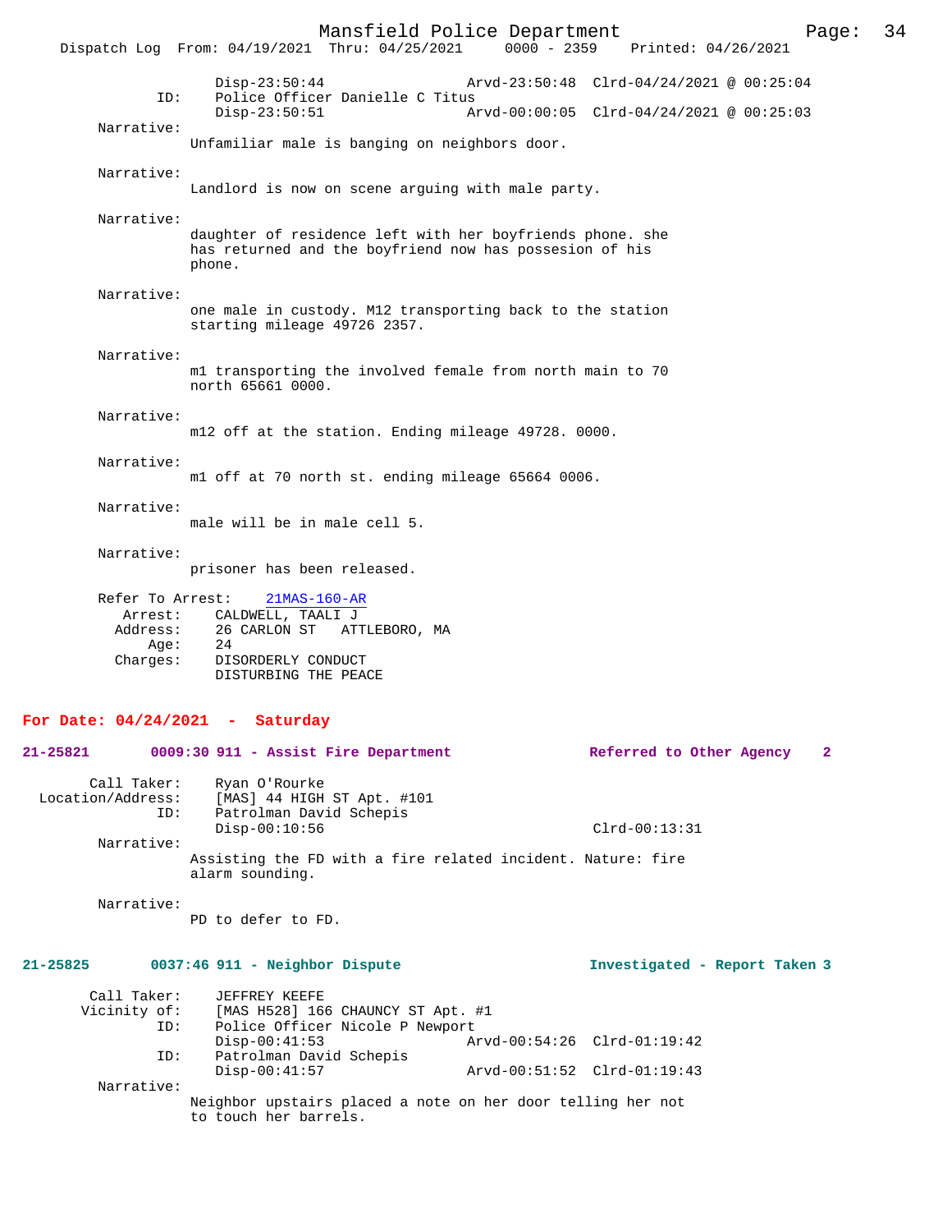Disp-23:50:44 Arvd-23:50:48 Clrd-04/24/2021 @ 00:25:04
ID: Police Officer Danielle C Titus
Disp-23:50:51 Arvd-00:00:05 Clrd-04/24/2021 @ 00:25:03

Narrative:
Unfamiliar male is banging on neighbors door.

Narrative:
Landlord is now on scene arguing with male party.

Narrative:
daughter of residence left with her boyfriends phone. she has returned and the boyfriend now has possesion of his phone.

Narrative:
one male in custody. M12 transporting back to the station starting mileage 49726 2357.

Narrative:
m1 transporting the involved female from north main to 70 north 65661 0000.

Narrative:
m12 off at the station. Ending mileage 49728. 0000.

Narrative:
m1 off at 70 north st. ending mileage 65664 0006.

Narrative:
male will be in male cell 5.

Narrative:
prisoner has been released.

Refer To Arrest: 21MAS-160-AR
Arrest: CALDWELL, TAALI J
Address: 26 CARLON ST ATTLEBORO, MA
Age: 24
Charges: DISORDERLY CONDUCT
DISTURBING THE PEACE

**For Date: 04/24/2021 - Saturday**

**21-25821 0009:30 911 - Assist Fire Department Referred to Other Agency 2**

Call Taker: Ryan O'Rourke
Location/Address: [MAS] 44 HIGH ST Apt. #101
ID: Patrolman David Schepis
Disp-00:10:56 Clrd-00:13:31

Narrative:
Assisting the FD with a fire related incident. Nature: fire alarm sounding.

Narrative:
PD to defer to FD.

**21-25825 0037:46 911 - Neighbor Dispute Investigated - Report Taken 3**

Call Taker: JEFFREY KEEFE
Vicinity of: [MAS H528] 166 CHAUNCY ST Apt. #1
ID: Police Officer Nicole P Newport
Disp-00:41:53 Arvd-00:54:26 Clrd-01:19:42
ID: Patrolman David Schepis
Disp-00:41:57 Arvd-00:51:52 Clrd-01:19:43

Narrative:
Neighbor upstairs placed a note on her door telling her not to touch her barrels.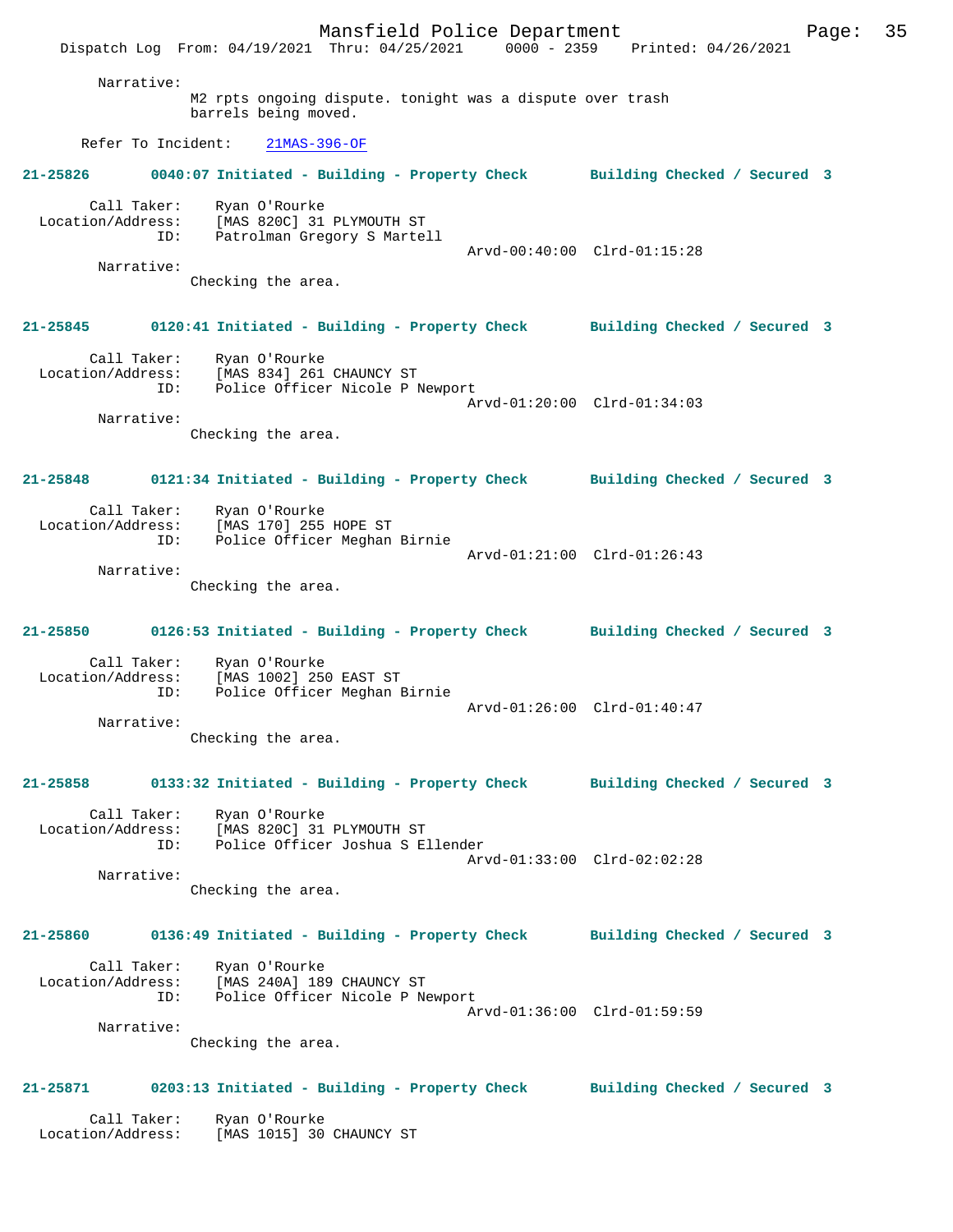Narrative:
M2 rpts ongoing dispute. tonight was a dispute over trash barrels being moved.

Refer To Incident: 21MAS-396-OF

**21-25826 0040:07 Initiated - Building - Property Check Building Checked / Secured 3**

Call Taker: Ryan O'Rourke
Location/Address: [MAS 820C] 31 PLYMOUTH ST
ID: Patrolman Gregory S Martell
Arvd-00:40:00 Clrd-01:15:28
Narrative:
Checking the area.

**21-25845 0120:41 Initiated - Building - Property Check Building Checked / Secured 3**

Call Taker: Ryan O'Rourke
Location/Address: [MAS 834] 261 CHAUNCY ST
ID: Police Officer Nicole P Newport
Arvd-01:20:00 Clrd-01:34:03
Narrative:
Checking the area.

**21-25848 0121:34 Initiated - Building - Property Check Building Checked / Secured 3**

Call Taker: Ryan O'Rourke
Location/Address: [MAS 170] 255 HOPE ST
ID: Police Officer Meghan Birnie
Arvd-01:21:00 Clrd-01:26:43
Narrative:
Checking the area.

**21-25850 0126:53 Initiated - Building - Property Check Building Checked / Secured 3**

Call Taker: Ryan O'Rourke
Location/Address: [MAS 1002] 250 EAST ST
ID: Police Officer Meghan Birnie
Arvd-01:26:00 Clrd-01:40:47
Narrative:
Checking the area.

**21-25858 0133:32 Initiated - Building - Property Check Building Checked / Secured 3**

Call Taker: Ryan O'Rourke
Location/Address: [MAS 820C] 31 PLYMOUTH ST
ID: Police Officer Joshua S Ellender
Arvd-01:33:00 Clrd-02:02:28
Narrative:
Checking the area.

**21-25860 0136:49 Initiated - Building - Property Check Building Checked / Secured 3**

Call Taker: Ryan O'Rourke
Location/Address: [MAS 240A] 189 CHAUNCY ST
ID: Police Officer Nicole P Newport
Arvd-01:36:00 Clrd-01:59:59
Narrative:
Checking the area.

**21-25871 0203:13 Initiated - Building - Property Check Building Checked / Secured 3**

Call Taker: Ryan O'Rourke
Location/Address: [MAS 1015] 30 CHAUNCY ST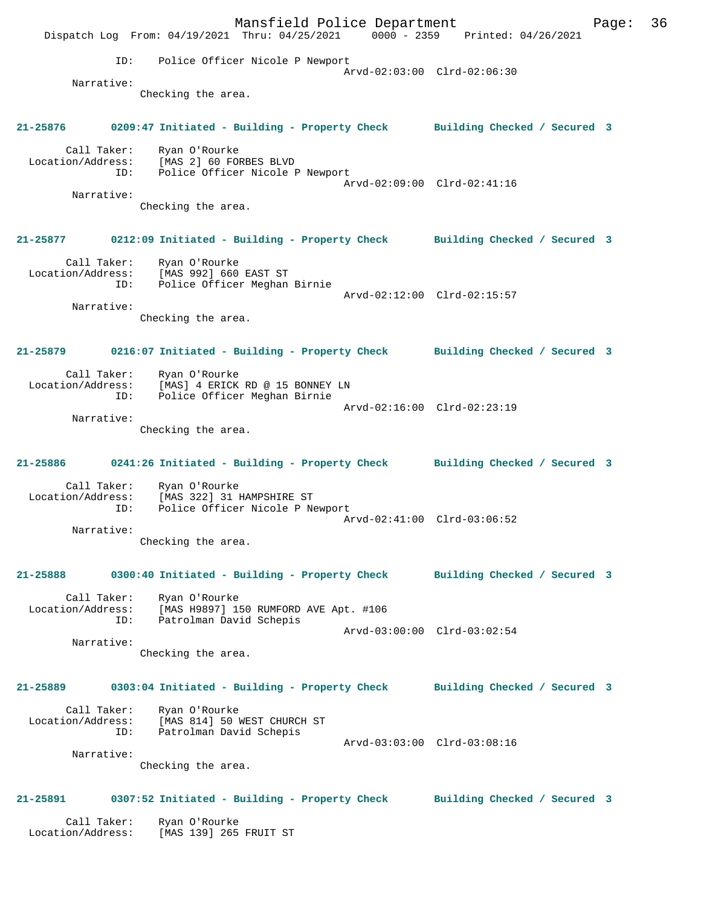ID: Police Officer Nicole P Newport
Arvd-02:03:00 Clrd-02:06:30

Narrative:
Checking the area.

**21-25876 0209:47 Initiated - Building - Property Check Building Checked / Secured 3**

Call Taker: Ryan O'Rourke
Location/Address: [MAS 2] 60 FORBES BLVD
ID: Police Officer Nicole P Newport
Arvd-02:09:00 Clrd-02:41:16

Narrative:
Checking the area.

**21-25877 0212:09 Initiated - Building - Property Check Building Checked / Secured 3**

Call Taker: Ryan O'Rourke
Location/Address: [MAS 992] 660 EAST ST
ID: Police Officer Meghan Birnie
Arvd-02:12:00 Clrd-02:15:57

Narrative:
Checking the area.

**21-25879 0216:07 Initiated - Building - Property Check Building Checked / Secured 3**

Call Taker: Ryan O'Rourke
Location/Address: [MAS] 4 ERICK RD @ 15 BONNEY LN
ID: Police Officer Meghan Birnie
Arvd-02:16:00 Clrd-02:23:19

Narrative:
Checking the area.

**21-25886 0241:26 Initiated - Building - Property Check Building Checked / Secured 3**

Call Taker: Ryan O'Rourke
Location/Address: [MAS 322] 31 HAMPSHIRE ST
ID: Police Officer Nicole P Newport
Arvd-02:41:00 Clrd-03:06:52

Narrative:
Checking the area.

**21-25888 0300:40 Initiated - Building - Property Check Building Checked / Secured 3**

Call Taker: Ryan O'Rourke
Location/Address: [MAS H9897] 150 RUMFORD AVE Apt. #106
ID: Patrolman David Schepis
Arvd-03:00:00 Clrd-03:02:54

Narrative:
Checking the area.

**21-25889 0303:04 Initiated - Building - Property Check Building Checked / Secured 3**

Call Taker: Ryan O'Rourke
Location/Address: [MAS 814] 50 WEST CHURCH ST
ID: Patrolman David Schepis
Arvd-03:03:00 Clrd-03:08:16

Narrative:
Checking the area.

**21-25891 0307:52 Initiated - Building - Property Check Building Checked / Secured 3**

Call Taker: Ryan O'Rourke
Location/Address: [MAS 139] 265 FRUIT ST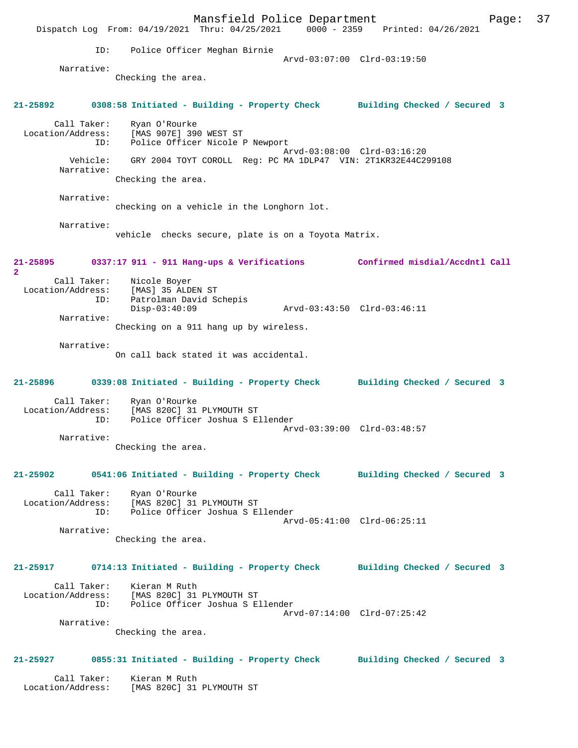ID: Police Officer Meghan Birnie
Arvd-03:07:00 Clrd-03:19:50

Narrative:
Checking the area.

**21-25892 0308:58 Initiated - Building - Property Check Building Checked / Secured 3**

Call Taker: Ryan O'Rourke
Location/Address: [MAS 907E] 390 WEST ST
ID: Police Officer Nicole P Newport
Arvd-03:08:00 Clrd-03:16:20
Vehicle: GRY 2004 TOYT COROLL Reg: PC MA 1DLP47 VIN: 2T1KR32E44C299108

Narrative:
Checking the area.

Narrative:
checking on a vehicle in the Longhorn lot.

Narrative:
vehicle checks secure, plate is on a Toyota Matrix.

**21-25895 0337:17 911 - 911 Hang-ups & Verifications Confirmed misdial/Accdntl Call 2**

Call Taker: Nicole Boyer
Location/Address: [MAS] 35 ALDEN ST
ID: Patrolman David Schepis
Disp-03:40:09 Arvd-03:43:50 Clrd-03:46:11

Narrative:
Checking on a 911 hang up by wireless.

Narrative:
On call back stated it was accidental.

**21-25896 0339:08 Initiated - Building - Property Check Building Checked / Secured 3**

Call Taker: Ryan O'Rourke
Location/Address: [MAS 820C] 31 PLYMOUTH ST
ID: Police Officer Joshua S Ellender
Arvd-03:39:00 Clrd-03:48:57

Narrative:
Checking the area.

**21-25902 0541:06 Initiated - Building - Property Check Building Checked / Secured 3**

Call Taker: Ryan O'Rourke
Location/Address: [MAS 820C] 31 PLYMOUTH ST
ID: Police Officer Joshua S Ellender
Arvd-05:41:00 Clrd-06:25:11

Narrative:
Checking the area.

**21-25917 0714:13 Initiated - Building - Property Check Building Checked / Secured 3**

Call Taker: Kieran M Ruth
Location/Address: [MAS 820C] 31 PLYMOUTH ST
ID: Police Officer Joshua S Ellender
Arvd-07:14:00 Clrd-07:25:42

Narrative:
Checking the area.

**21-25927 0855:31 Initiated - Building - Property Check Building Checked / Secured 3**

Call Taker: Kieran M Ruth
Location/Address: [MAS 820C] 31 PLYMOUTH ST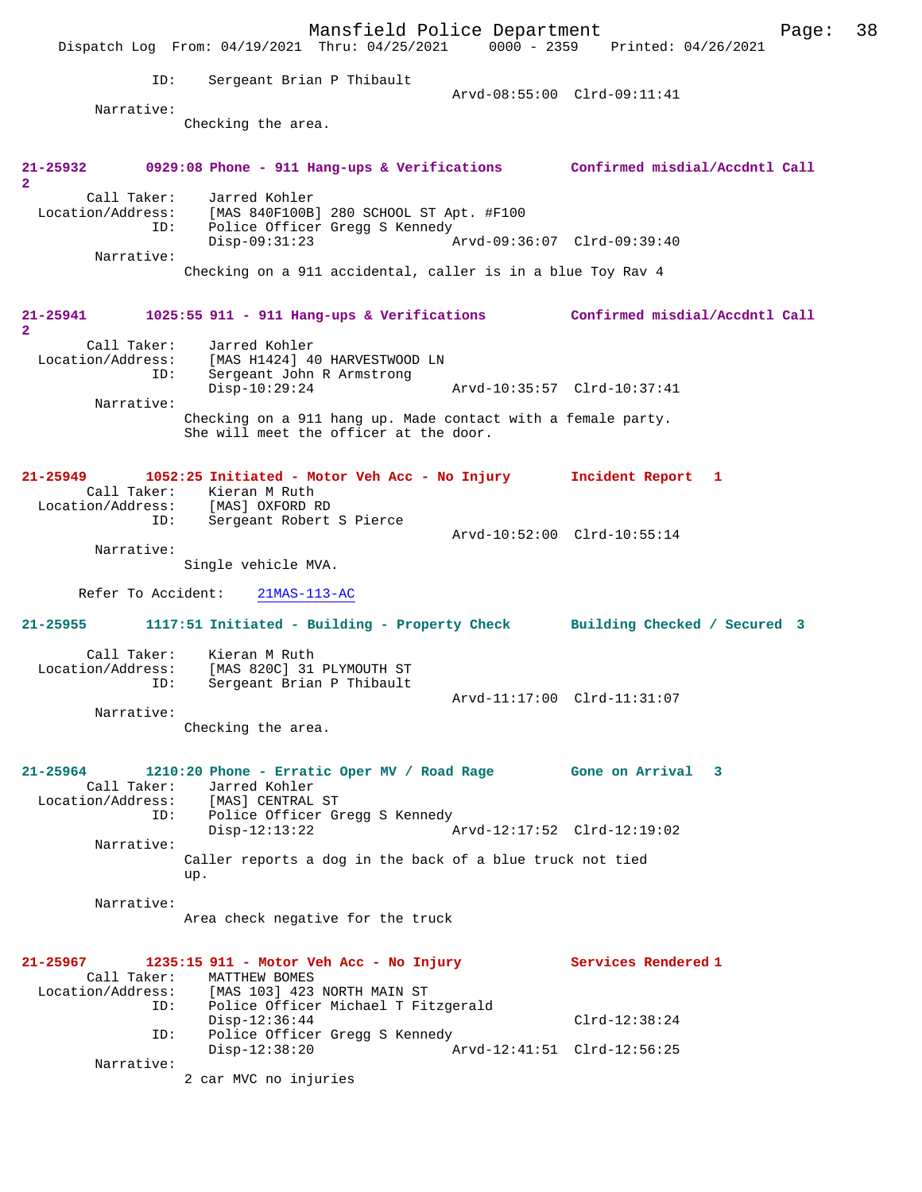ID: Sergeant Brian P Thibault
Arvd-08:55:00 Clrd-09:11:41

Narrative:
Checking the area.

**21-25932 0929:08 Phone - 911 Hang-ups & Verifications Confirmed misdial/Accdntl Call 2**

Call Taker: Jarred Kohler
Location/Address: [MAS 840F100B] 280 SCHOOL ST Apt. #F100
ID: Police Officer Gregg S Kennedy
Disp-09:31:23 Arvd-09:36:07 Clrd-09:39:40

Narrative:
Checking on a 911 accidental, caller is in a blue Toy Rav 4

**21-25941 1025:55 911 - 911 Hang-ups & Verifications Confirmed misdial/Accdntl Call 2**

Call Taker: Jarred Kohler
Location/Address: [MAS H1424] 40 HARVESTWOOD LN
ID: Sergeant John R Armstrong
Disp-10:29:24 Arvd-10:35:57 Clrd-10:37:41

Narrative:
Checking on a 911 hang up. Made contact with a female party. She will meet the officer at the door.

**21-25949 1052:25 Initiated - Motor Veh Acc - No Injury Incident Report 1**

Call Taker: Kieran M Ruth
Location/Address: [MAS] OXFORD RD
ID: Sergeant Robert S Pierce
Arvd-10:52:00 Clrd-10:55:14

Narrative:
Single vehicle MVA.

Refer To Accident: 21MAS-113-AC

**21-25955 1117:51 Initiated - Building - Property Check Building Checked / Secured 3**

Call Taker: Kieran M Ruth
Location/Address: [MAS 820C] 31 PLYMOUTH ST
ID: Sergeant Brian P Thibault
Arvd-11:17:00 Clrd-11:31:07

Narrative:
Checking the area.

**21-25964 1210:20 Phone - Erratic Oper MV / Road Rage Gone on Arrival 3**

Call Taker: Jarred Kohler
Location/Address: [MAS] CENTRAL ST
ID: Police Officer Gregg S Kennedy
Disp-12:13:22 Arvd-12:17:52 Clrd-12:19:02

Narrative:
Caller reports a dog in the back of a blue truck not tied up.

Narrative:
Area check negative for the truck

**21-25967 1235:15 911 - Motor Veh Acc - No Injury Services Rendered 1**

Call Taker: MATTHEW BOMES
Location/Address: [MAS 103] 423 NORTH MAIN ST
ID: Police Officer Michael T Fitzgerald
Disp-12:36:44 Clrd-12:38:24
ID: Police Officer Gregg S Kennedy
Disp-12:38:20 Arvd-12:41:51 Clrd-12:56:25

Narrative:
2 car MVC no injuries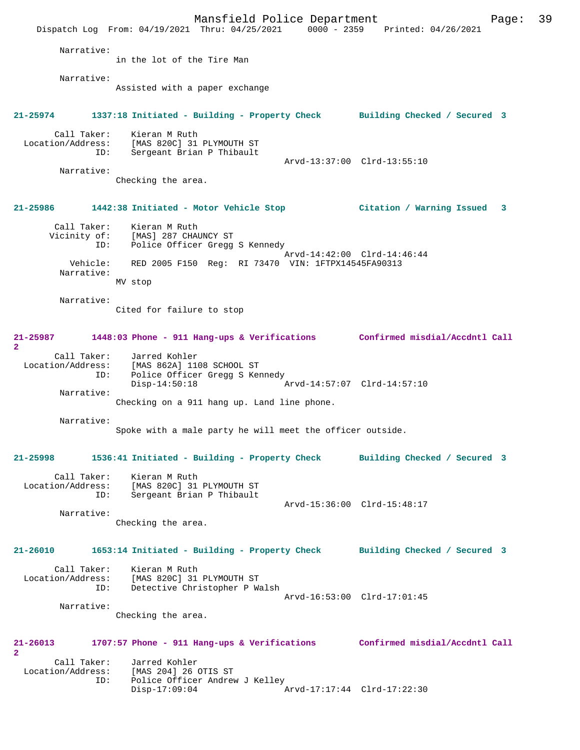Narrative:
in the lot of the Tire Man

Narrative:
Assisted with a paper exchange

**21-25974 1337:18 Initiated - Building - Property Check Building Checked / Secured 3**

Call Taker: Kieran M Ruth
Location/Address: [MAS 820C] 31 PLYMOUTH ST
ID: Sergeant Brian P Thibault
Arvd-13:37:00 Clrd-13:55:10
Narrative:
Checking the area.

**21-25986 1442:38 Initiated - Motor Vehicle Stop Citation / Warning Issued 3**

Call Taker: Kieran M Ruth
Vicinity of: [MAS] 287 CHAUNCY ST
ID: Police Officer Gregg S Kennedy
Arvd-14:42:00 Clrd-14:46:44
Vehicle: RED 2005 F150 Reg: RI 73470 VIN: 1FTPX14545FA90313
Narrative:
MV stop

Narrative:
Cited for failure to stop

**21-25987 1448:03 Phone - 911 Hang-ups & Verifications Confirmed misdial/Accdntl Call 2**

Call Taker: Jarred Kohler
Location/Address: [MAS 862A] 1108 SCHOOL ST
ID: Police Officer Gregg S Kennedy
Disp-14:50:18 Arvd-14:57:07 Clrd-14:57:10
Narrative:
Checking on a 911 hang up. Land line phone.

Narrative:
Spoke with a male party he will meet the officer outside.

**21-25998 1536:41 Initiated - Building - Property Check Building Checked / Secured 3**

Call Taker: Kieran M Ruth
Location/Address: [MAS 820C] 31 PLYMOUTH ST
ID: Sergeant Brian P Thibault
Arvd-15:36:00 Clrd-15:48:17
Narrative:
Checking the area.

**21-26010 1653:14 Initiated - Building - Property Check Building Checked / Secured 3**

Call Taker: Kieran M Ruth
Location/Address: [MAS 820C] 31 PLYMOUTH ST
ID: Detective Christopher P Walsh
Arvd-16:53:00 Clrd-17:01:45
Narrative:
Checking the area.

**21-26013 1707:57 Phone - 911 Hang-ups & Verifications Confirmed misdial/Accdntl Call 2**

Call Taker: Jarred Kohler
Location/Address: [MAS 204] 26 OTIS ST
ID: Police Officer Andrew J Kelley
Disp-17:09:04 Arvd-17:17:44 Clrd-17:22:30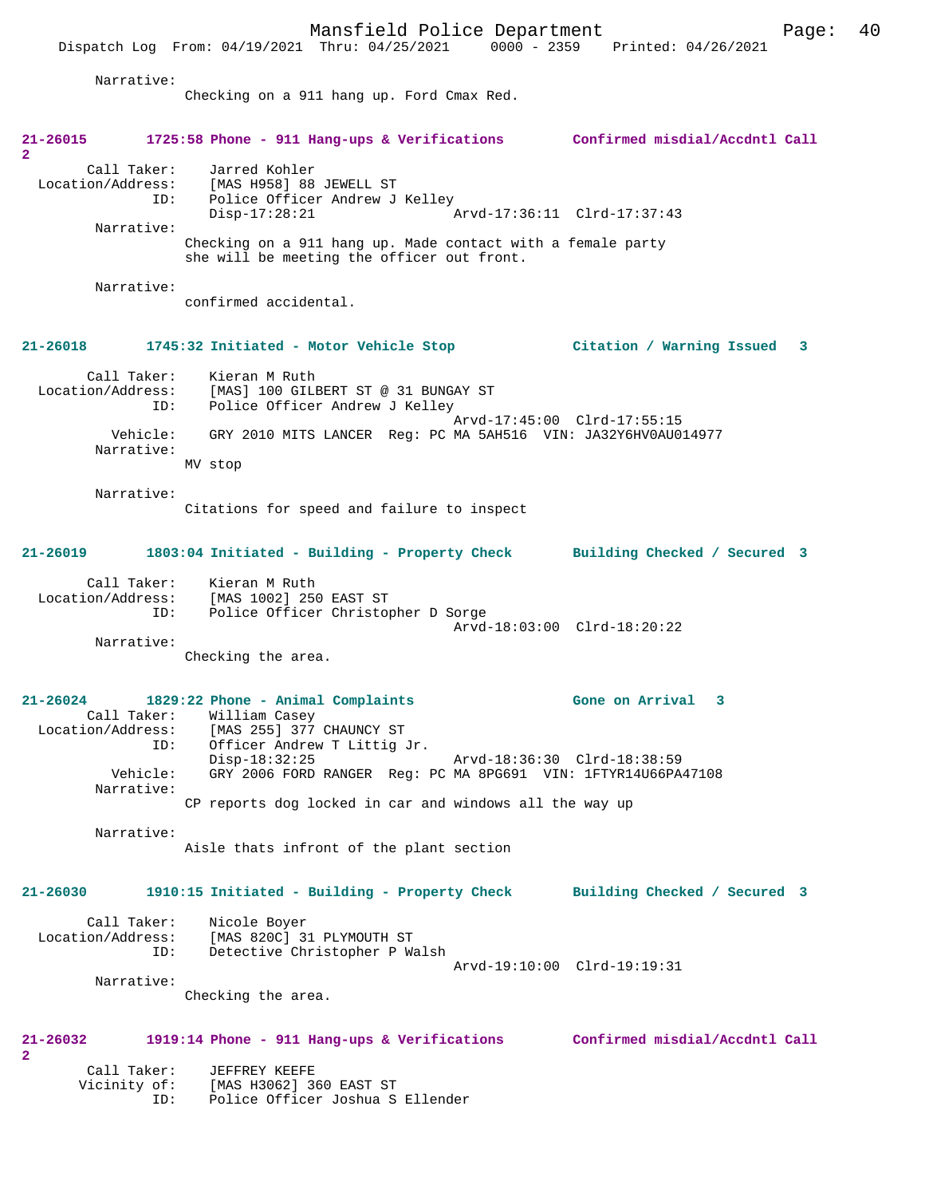Narrative:
Checking on a 911 hang up. Ford Cmax Red.

**21-26015 1725:58 Phone - 911 Hang-ups & Verifications Confirmed misdial/Accdntl Call 2**

Call Taker: Jarred Kohler
Location/Address: [MAS H958] 88 JEWELL ST
ID: Police Officer Andrew J Kelley
Disp-17:28:21 Arvd-17:36:11 Clrd-17:37:43

Narrative:
Checking on a 911 hang up. Made contact with a female party she will be meeting the officer out front.

Narrative:
confirmed accidental.

**21-26018 1745:32 Initiated - Motor Vehicle Stop Citation / Warning Issued 3**

Call Taker: Kieran M Ruth
Location/Address: [MAS] 100 GILBERT ST @ 31 BUNGAY ST
ID: Police Officer Andrew J Kelley
Arvd-17:45:00 Clrd-17:55:15
Vehicle: GRY 2010 MITS LANCER Reg: PC MA 5AH516 VIN: JA32Y6HV0AU014977

Narrative:
MV stop

Narrative:
Citations for speed and failure to inspect

**21-26019 1803:04 Initiated - Building - Property Check Building Checked / Secured 3**

Call Taker: Kieran M Ruth
Location/Address: [MAS 1002] 250 EAST ST
ID: Police Officer Christopher D Sorge
Arvd-18:03:00 Clrd-18:20:22

Narrative:
Checking the area.

**21-26024 1829:22 Phone - Animal Complaints Gone on Arrival 3**

Call Taker: William Casey
Location/Address: [MAS 255] 377 CHAUNCY ST
ID: Officer Andrew T Littig Jr.
Disp-18:32:25 Arvd-18:36:30 Clrd-18:38:59
Vehicle: GRY 2006 FORD RANGER Reg: PC MA 8PG691 VIN: 1FTYR14U66PA47108

Narrative:
CP reports dog locked in car and windows all the way up

Narrative:
Aisle thats infront of the plant section

**21-26030 1910:15 Initiated - Building - Property Check Building Checked / Secured 3**

Call Taker: Nicole Boyer
Location/Address: [MAS 820C] 31 PLYMOUTH ST
ID: Detective Christopher P Walsh
Arvd-19:10:00 Clrd-19:19:31

Narrative:
Checking the area.

**21-26032 1919:14 Phone - 911 Hang-ups & Verifications Confirmed misdial/Accdntl Call 2**

Call Taker: JEFFREY KEEFE
Vicinity of: [MAS H3062] 360 EAST ST
ID: Police Officer Joshua S Ellender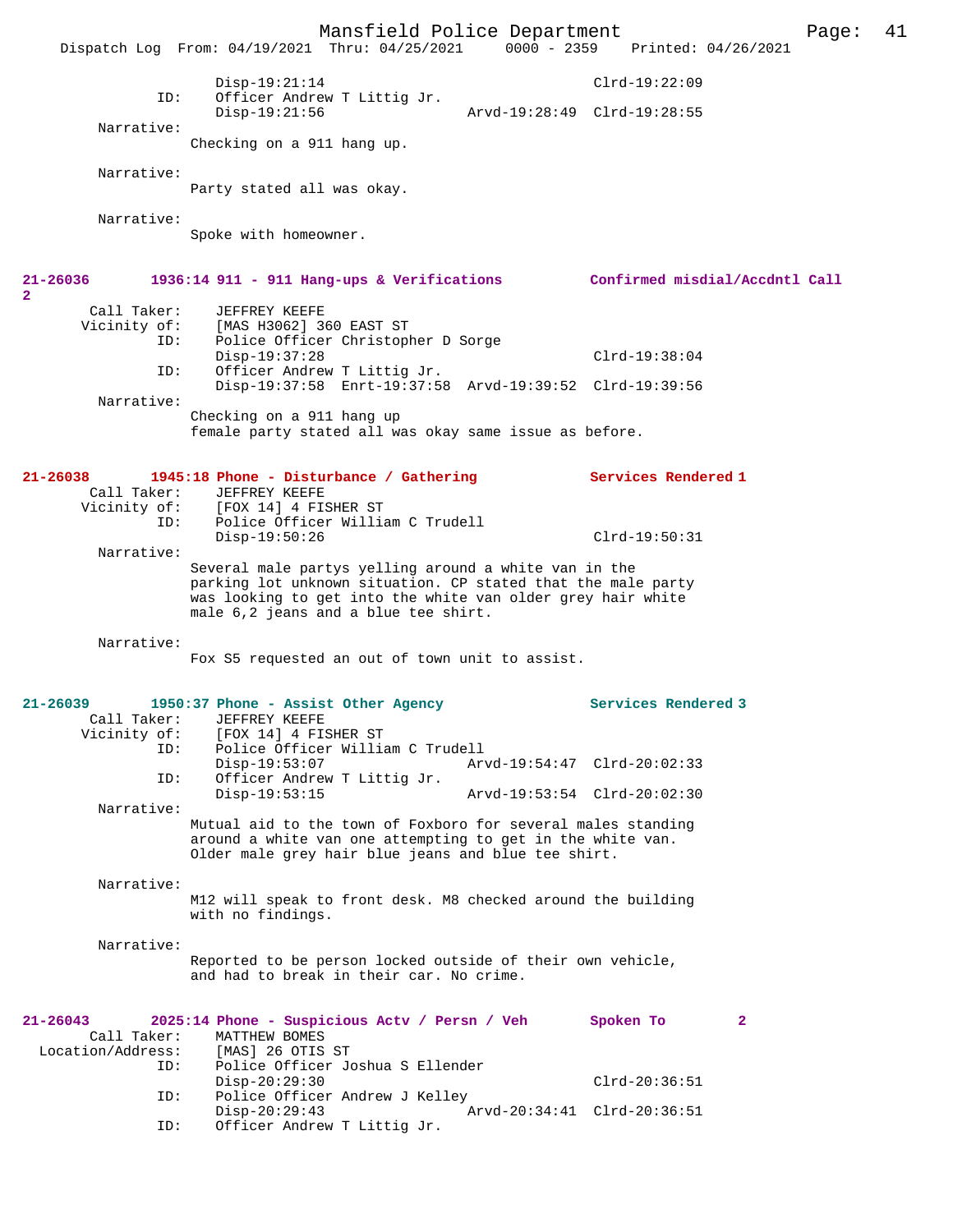```
                Disp-19:21:14                          Clrd-19:22:09
           ID:  Officer Andrew T Littig Jr.
                Disp-19:21:56              Arvd-19:28:49  Clrd-19:28:55
    Narrative:
              Checking on a 911 hang up.

    Narrative:
              Party stated all was okay.

    Narrative:
              Spoke with homeowner.
```

**21-26036** 1936:14 911 - 911 Hang-ups & Verifications — Confirmed misdial/Accdntl Call 2

```
    Call Taker:    JEFFREY KEEFE
   Vicinity of:    [MAS H3062] 360 EAST ST
           ID:     Police Officer Christopher D Sorge
                   Disp-19:37:28                          Clrd-19:38:04
           ID:     Officer Andrew T Littig Jr.
                   Disp-19:37:58  Enrt-19:37:58  Arvd-19:39:52  Clrd-19:39:56
    Narrative:
              Checking on a 911 hang up
              female party stated all was okay same issue as before.
```

**21-26038** 1945:18 Phone - Disturbance / Gathering — Services Rendered 1

```
    Call Taker:    JEFFREY KEEFE
   Vicinity of:    [FOX 14] 4 FISHER ST
           ID:     Police Officer William C Trudell
                   Disp-19:50:26                          Clrd-19:50:31
    Narrative:
              Several male partys yelling around a white van in the
              parking lot unknown situation. CP stated that the male party
              was looking to get into the white van older grey hair white
              male 6,2 jeans and a blue tee shirt.

    Narrative:
              Fox S5 requested an out of town unit to assist.
```

**21-26039** 1950:37 Phone - Assist Other Agency — Services Rendered 3

```
    Call Taker:    JEFFREY KEEFE
   Vicinity of:    [FOX 14] 4 FISHER ST
           ID:     Police Officer William C Trudell
                   Disp-19:53:07              Arvd-19:54:47  Clrd-20:02:33
           ID:     Officer Andrew T Littig Jr.
                   Disp-19:53:15              Arvd-19:53:54  Clrd-20:02:30
    Narrative:
              Mutual aid to the town of Foxboro for several males standing
              around a white van one attempting to get in the white van.
              Older male grey hair blue jeans and blue tee shirt.

    Narrative:
              M12 will speak to front desk. M8 checked around the building
              with no findings.

    Narrative:
              Reported to be person locked outside of their own vehicle,
              and had to break in their car. No crime.
```

**21-26043** 2025:14 Phone - Suspicious Actv / Persn / Veh — Spoken To 2

```
      Call Taker:  MATTHEW BOMES
Location/Address:  [MAS] 26 OTIS ST
           ID:     Police Officer Joshua S Ellender
                   Disp-20:29:30                          Clrd-20:36:51
           ID:     Police Officer Andrew J Kelley
                   Disp-20:29:43              Arvd-20:34:41  Clrd-20:36:51
           ID:     Officer Andrew T Littig Jr.
```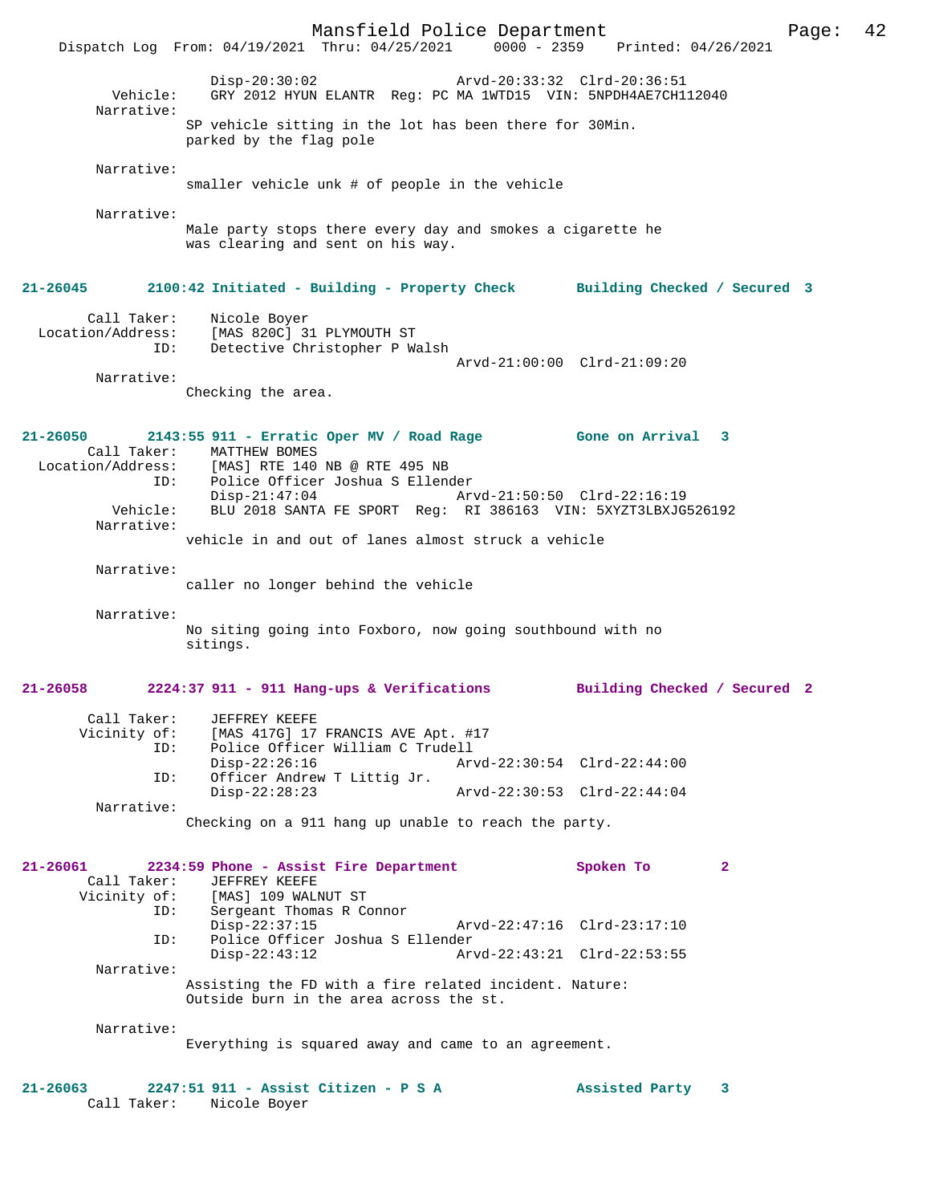Disp-20:30:02 Arvd-20:33:32 Clrd-20:36:51
Vehicle: GRY 2012 HYUN ELANTR Reg: PC MA 1WTD15 VIN: 5NPDH4AE7CH112040
Narrative:
SP vehicle sitting in the lot has been there for 30Min.
parked by the flag pole

Narrative:
smaller vehicle unk # of people in the vehicle

Narrative:
Male party stops there every day and smokes a cigarette he
was clearing and sent on his way.

**21-26045 2100:42 Initiated - Building - Property Check Building Checked / Secured 3**

Call Taker: Nicole Boyer
Location/Address: [MAS 820C] 31 PLYMOUTH ST
ID: Detective Christopher P Walsh
Arvd-21:00:00 Clrd-21:09:20
Narrative:
Checking the area.

**21-26050 2143:55 911 - Erratic Oper MV / Road Rage Gone on Arrival 3**
Call Taker: MATTHEW BOMES
Location/Address: [MAS] RTE 140 NB @ RTE 495 NB
ID: Police Officer Joshua S Ellender
Disp-21:47:04 Arvd-21:50:50 Clrd-22:16:19
Vehicle: BLU 2018 SANTA FE SPORT Reg: RI 386163 VIN: 5XYZT3LBXJG526192
Narrative:
vehicle in and out of lanes almost struck a vehicle

Narrative:
caller no longer behind the vehicle

Narrative:
No siting going into Foxboro, now going southbound with no
sitings.

**21-26058 2224:37 911 - 911 Hang-ups & Verifications Building Checked / Secured 2**

Call Taker: JEFFREY KEEFE
Vicinity of: [MAS 417G] 17 FRANCIS AVE Apt. #17
ID: Police Officer William C Trudell
Disp-22:26:16 Arvd-22:30:54 Clrd-22:44:00
ID: Officer Andrew T Littig Jr.
Disp-22:28:23 Arvd-22:30:53 Clrd-22:44:04
Narrative:
Checking on a 911 hang up unable to reach the party.

**21-26061 2234:59 Phone - Assist Fire Department Spoken To 2**
Call Taker: JEFFREY KEEFE
Vicinity of: [MAS] 109 WALNUT ST
ID: Sergeant Thomas R Connor
Disp-22:37:15 Arvd-22:47:16 Clrd-23:17:10
ID: Police Officer Joshua S Ellender
Disp-22:43:12 Arvd-22:43:21 Clrd-22:53:55
Narrative:
Assisting the FD with a fire related incident. Nature:
Outside burn in the area across the st.

Narrative:
Everything is squared away and came to an agreement.

**21-26063 2247:51 911 - Assist Citizen - P S A Assisted Party 3**
Call Taker: Nicole Boyer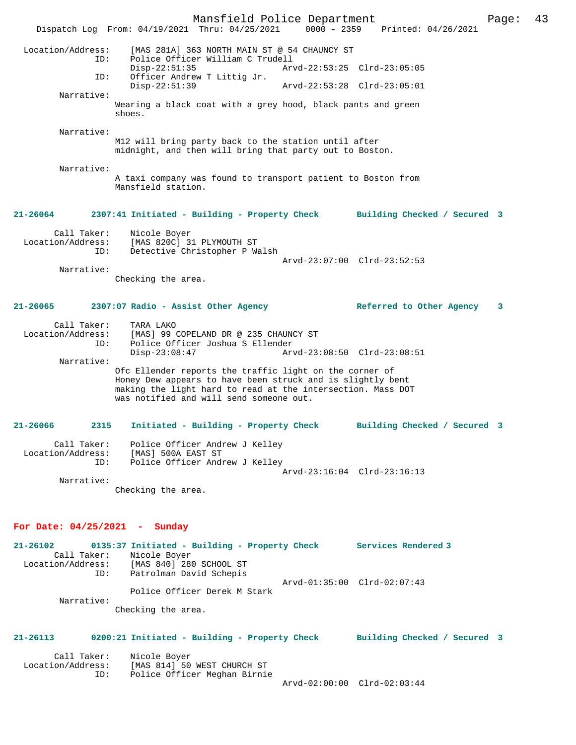Location/Address: [MAS 281A] 363 NORTH MAIN ST @ 54 CHAUNCY ST
ID: Police Officer William C Trudell
Disp-22:51:35 Arvd-22:53:25 Clrd-23:05:05
ID: Officer Andrew T Littig Jr.
Disp-22:51:39 Arvd-22:53:28 Clrd-23:05:01

Narrative:
Wearing a black coat with a grey hood, black pants and green shoes.

Narrative:
M12 will bring party back to the station until after midnight, and then will bring that party out to Boston.

Narrative:
A taxi company was found to transport patient to Boston from Mansfield station.

**21-26064 2307:41 Initiated - Building - Property Check Building Checked / Secured 3**

Call Taker: Nicole Boyer
Location/Address: [MAS 820C] 31 PLYMOUTH ST
ID: Detective Christopher P Walsh
Arvd-23:07:00 Clrd-23:52:53

Narrative:
Checking the area.

**21-26065 2307:07 Radio - Assist Other Agency Referred to Other Agency 3**

Call Taker: TARA LAKO
Location/Address: [MAS] 99 COPELAND DR @ 235 CHAUNCY ST
ID: Police Officer Joshua S Ellender
Disp-23:08:47 Arvd-23:08:50 Clrd-23:08:51

Narrative:
Ofc Ellender reports the traffic light on the corner of Honey Dew appears to have been struck and is slightly bent making the light hard to read at the intersection. Mass DOT was notified and will send someone out.

**21-26066 2315 Initiated - Building - Property Check Building Checked / Secured 3**

Call Taker: Police Officer Andrew J Kelley
Location/Address: [MAS] 500A EAST ST
ID: Police Officer Andrew J Kelley
Arvd-23:16:04 Clrd-23:16:13

Narrative:
Checking the area.

## For Date: 04/25/2021 - Sunday

**21-26102 0135:37 Initiated - Building - Property Check Services Rendered 3**

Call Taker: Nicole Boyer
Location/Address: [MAS 840] 280 SCHOOL ST
ID: Patrolman David Schepis
Arvd-01:35:00 Clrd-02:07:43
Police Officer Derek M Stark

Narrative:
Checking the area.

**21-26113 0200:21 Initiated - Building - Property Check Building Checked / Secured 3**

Call Taker: Nicole Boyer
Location/Address: [MAS 814] 50 WEST CHURCH ST
ID: Police Officer Meghan Birnie
Arvd-02:00:00 Clrd-02:03:44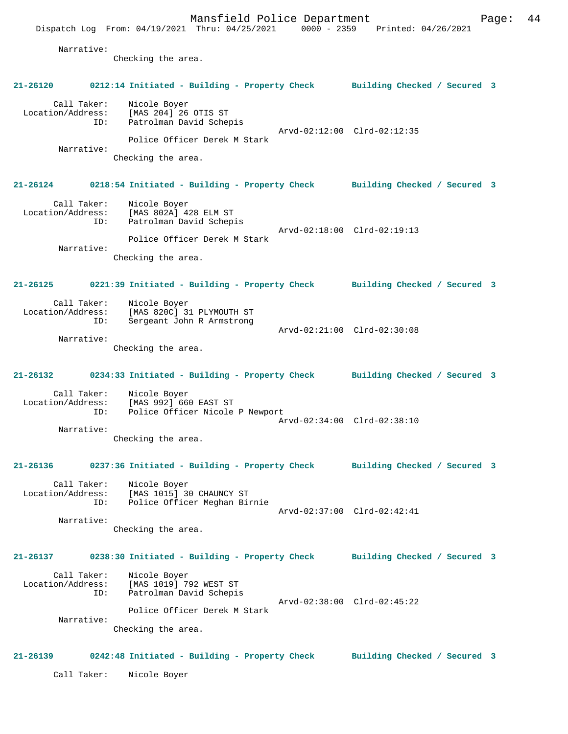Narrative:
Checking the area.

**21-26120 0212:14 Initiated - Building - Property Check Building Checked / Secured 3**

Call Taker: Nicole Boyer
Location/Address: [MAS 204] 26 OTIS ST
ID: Patrolman David Schepis
Arvd-02:12:00 Clrd-02:12:35
Police Officer Derek M Stark
Narrative:
Checking the area.

**21-26124 0218:54 Initiated - Building - Property Check Building Checked / Secured 3**

Call Taker: Nicole Boyer
Location/Address: [MAS 802A] 428 ELM ST
ID: Patrolman David Schepis
Arvd-02:18:00 Clrd-02:19:13
Police Officer Derek M Stark
Narrative:
Checking the area.

**21-26125 0221:39 Initiated - Building - Property Check Building Checked / Secured 3**

Call Taker: Nicole Boyer
Location/Address: [MAS 820C] 31 PLYMOUTH ST
ID: Sergeant John R Armstrong
Arvd-02:21:00 Clrd-02:30:08
Narrative:
Checking the area.

**21-26132 0234:33 Initiated - Building - Property Check Building Checked / Secured 3**

Call Taker: Nicole Boyer
Location/Address: [MAS 992] 660 EAST ST
ID: Police Officer Nicole P Newport
Arvd-02:34:00 Clrd-02:38:10
Narrative:
Checking the area.

**21-26136 0237:36 Initiated - Building - Property Check Building Checked / Secured 3**

Call Taker: Nicole Boyer
Location/Address: [MAS 1015] 30 CHAUNCY ST
ID: Police Officer Meghan Birnie
Arvd-02:37:00 Clrd-02:42:41
Narrative:
Checking the area.

**21-26137 0238:30 Initiated - Building - Property Check Building Checked / Secured 3**

Call Taker: Nicole Boyer
Location/Address: [MAS 1019] 792 WEST ST
ID: Patrolman David Schepis
Arvd-02:38:00 Clrd-02:45:22
Police Officer Derek M Stark
Narrative:
Checking the area.

**21-26139 0242:48 Initiated - Building - Property Check Building Checked / Secured 3**

Call Taker: Nicole Boyer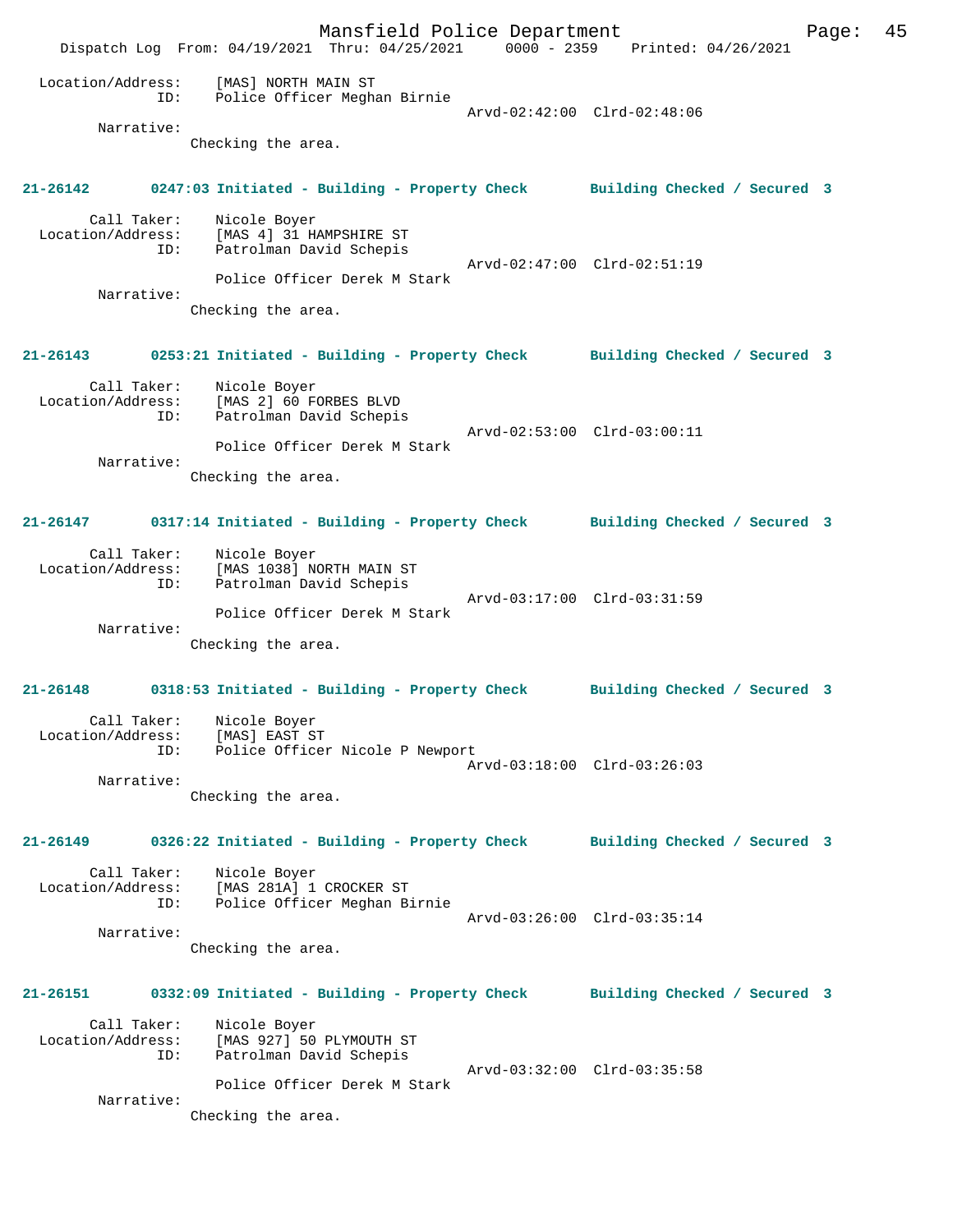Location/Address: [MAS] NORTH MAIN ST
ID: Police Officer Meghan Birnie
Arvd-02:42:00 Clrd-02:48:06

Narrative:
Checking the area.

**21-26142 0247:03 Initiated - Building - Property Check Building Checked / Secured 3**

Call Taker: Nicole Boyer
Location/Address: [MAS 4] 31 HAMPSHIRE ST
ID: Patrolman David Schepis
Arvd-02:47:00 Clrd-02:51:19
Police Officer Derek M Stark

Narrative:
Checking the area.

**21-26143 0253:21 Initiated - Building - Property Check Building Checked / Secured 3**

Call Taker: Nicole Boyer
Location/Address: [MAS 2] 60 FORBES BLVD
ID: Patrolman David Schepis
Arvd-02:53:00 Clrd-03:00:11
Police Officer Derek M Stark

Narrative:
Checking the area.

**21-26147 0317:14 Initiated - Building - Property Check Building Checked / Secured 3**

Call Taker: Nicole Boyer
Location/Address: [MAS 1038] NORTH MAIN ST
ID: Patrolman David Schepis
Arvd-03:17:00 Clrd-03:31:59
Police Officer Derek M Stark

Narrative:
Checking the area.

**21-26148 0318:53 Initiated - Building - Property Check Building Checked / Secured 3**

Call Taker: Nicole Boyer
Location/Address: [MAS] EAST ST
ID: Police Officer Nicole P Newport
Arvd-03:18:00 Clrd-03:26:03

Narrative:
Checking the area.

**21-26149 0326:22 Initiated - Building - Property Check Building Checked / Secured 3**

Call Taker: Nicole Boyer
Location/Address: [MAS 281A] 1 CROCKER ST
ID: Police Officer Meghan Birnie
Arvd-03:26:00 Clrd-03:35:14

Narrative:
Checking the area.

**21-26151 0332:09 Initiated - Building - Property Check Building Checked / Secured 3**

Call Taker: Nicole Boyer
Location/Address: [MAS 927] 50 PLYMOUTH ST
ID: Patrolman David Schepis
Arvd-03:32:00 Clrd-03:35:58
Police Officer Derek M Stark

Narrative:
Checking the area.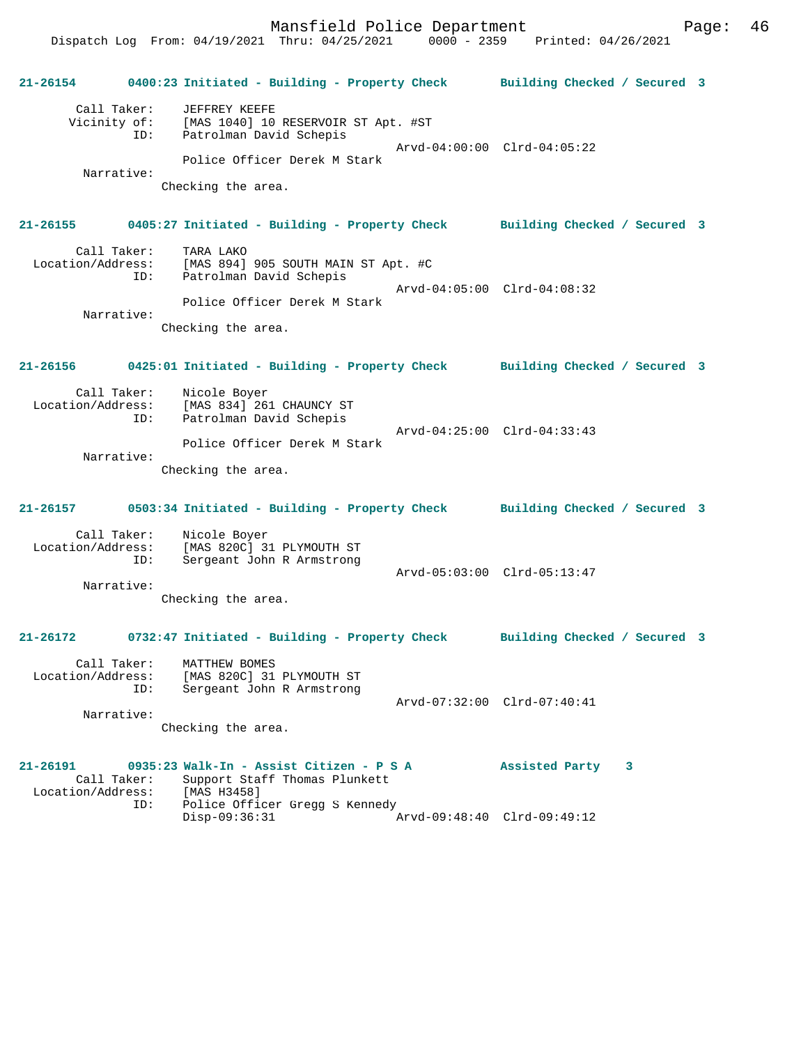**21-26154 0400:23 Initiated - Building - Property Check Building Checked / Secured 3**

```
        Call Taker:     JEFFREY KEEFE
       Vicinity of:     [MAS 1040] 10 RESERVOIR ST Apt. #ST
                ID:     Patrolman David Schepis
                                                Arvd-04:00:00  Clrd-04:05:22
                        Police Officer Derek M Stark
         Narrative:
                     Checking the area.
```

**21-26155 0405:27 Initiated - Building - Property Check Building Checked / Secured 3**

```
        Call Taker:     TARA LAKO
  Location/Address:     [MAS 894] 905 SOUTH MAIN ST Apt. #C
                ID:     Patrolman David Schepis
                                                Arvd-04:05:00  Clrd-04:08:32
                        Police Officer Derek M Stark
         Narrative:
                     Checking the area.
```

**21-26156 0425:01 Initiated - Building - Property Check Building Checked / Secured 3**

```
        Call Taker:     Nicole Boyer
  Location/Address:     [MAS 834] 261 CHAUNCY ST
                ID:     Patrolman David Schepis
                                                Arvd-04:25:00  Clrd-04:33:43
                        Police Officer Derek M Stark
         Narrative:
                     Checking the area.
```

**21-26157 0503:34 Initiated - Building - Property Check Building Checked / Secured 3**

```
        Call Taker:     Nicole Boyer
  Location/Address:     [MAS 820C] 31 PLYMOUTH ST
                ID:     Sergeant John R Armstrong
                                                Arvd-05:03:00  Clrd-05:13:47
         Narrative:
                     Checking the area.
```

**21-26172 0732:47 Initiated - Building - Property Check Building Checked / Secured 3**

```
        Call Taker:     MATTHEW BOMES
  Location/Address:     [MAS 820C] 31 PLYMOUTH ST
                ID:     Sergeant John R Armstrong
                                                Arvd-07:32:00  Clrd-07:40:41
         Narrative:
                     Checking the area.
```

**21-26191 0935:23 Walk-In - Assist Citizen - P S A Assisted Party 3**

```
        Call Taker:     Support Staff Thomas Plunkett
  Location/Address:     [MAS H3458]
                ID:     Police Officer Gregg S Kennedy
                        Disp-09:36:31           Arvd-09:48:40  Clrd-09:49:12
```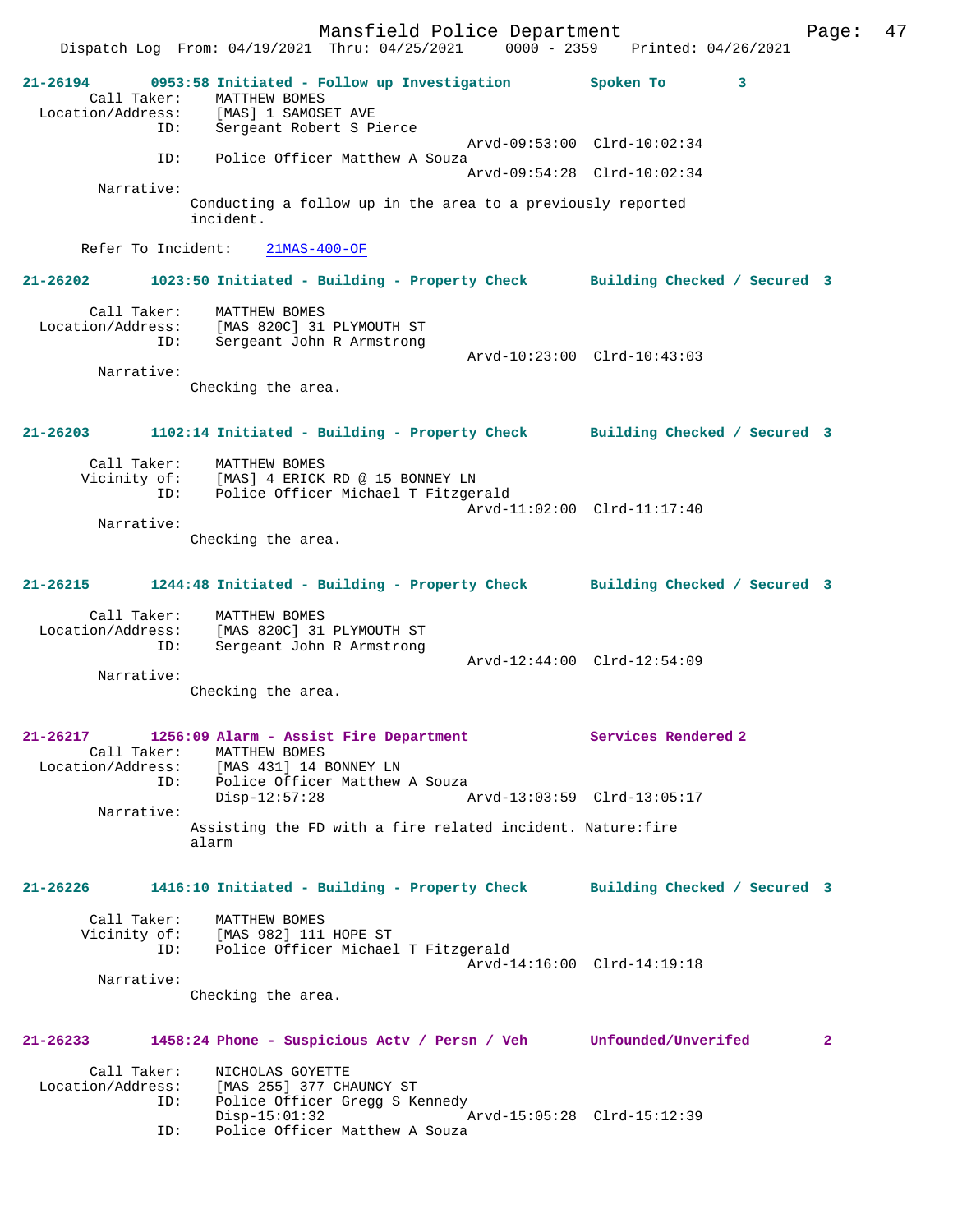**21-26194** 0953:58 Initiated - Follow up Investigation — Spoken To 3

```
        Call Taker:    MATTHEW BOMES
  Location/Address:    [MAS] 1 SAMOSET AVE
                ID:    Sergeant Robert S Pierce
                                              Arvd-09:53:00  Clrd-10:02:34
                ID:    Police Officer Matthew A Souza
                                              Arvd-09:54:28  Clrd-10:02:34
         Narrative:
               Conducting a follow up in the area to a previously reported
               incident.

      Refer To Incident:    21MAS-400-OF
```

**21-26202** 1023:50 Initiated - Building - Property Check — Building Checked / Secured 3

```
        Call Taker:    MATTHEW BOMES
  Location/Address:    [MAS 820C] 31 PLYMOUTH ST
                ID:    Sergeant John R Armstrong
                                              Arvd-10:23:00  Clrd-10:43:03
         Narrative:
               Checking the area.
```

**21-26203** 1102:14 Initiated - Building - Property Check — Building Checked / Secured 3

```
        Call Taker:    MATTHEW BOMES
       Vicinity of:    [MAS] 4 ERICK RD @ 15 BONNEY LN
                ID:    Police Officer Michael T Fitzgerald
                                              Arvd-11:02:00  Clrd-11:17:40
         Narrative:
               Checking the area.
```

**21-26215** 1244:48 Initiated - Building - Property Check — Building Checked / Secured 3

```
        Call Taker:    MATTHEW BOMES
  Location/Address:    [MAS 820C] 31 PLYMOUTH ST
                ID:    Sergeant John R Armstrong
                                              Arvd-12:44:00  Clrd-12:54:09
         Narrative:
               Checking the area.
```

**21-26217** 1256:09 Alarm - Assist Fire Department — Services Rendered 2

```
        Call Taker:    MATTHEW BOMES
  Location/Address:    [MAS 431] 14 BONNEY LN
                ID:    Police Officer Matthew A Souza
                       Disp-12:57:28          Arvd-13:03:59  Clrd-13:05:17
         Narrative:
               Assisting the FD with a fire related incident. Nature:fire
               alarm
```

**21-26226** 1416:10 Initiated - Building - Property Check — Building Checked / Secured 3

```
        Call Taker:    MATTHEW BOMES
       Vicinity of:    [MAS 982] 111 HOPE ST
                ID:    Police Officer Michael T Fitzgerald
                                              Arvd-14:16:00  Clrd-14:19:18
         Narrative:
               Checking the area.
```

**21-26233** 1458:24 Phone - Suspicious Actv / Persn / Veh — Unfounded/Unverifed 2

```
        Call Taker:    NICHOLAS GOYETTE
  Location/Address:    [MAS 255] 377 CHAUNCY ST
                ID:    Police Officer Gregg S Kennedy
                       Disp-15:01:32          Arvd-15:05:28  Clrd-15:12:39
                ID:    Police Officer Matthew A Souza
```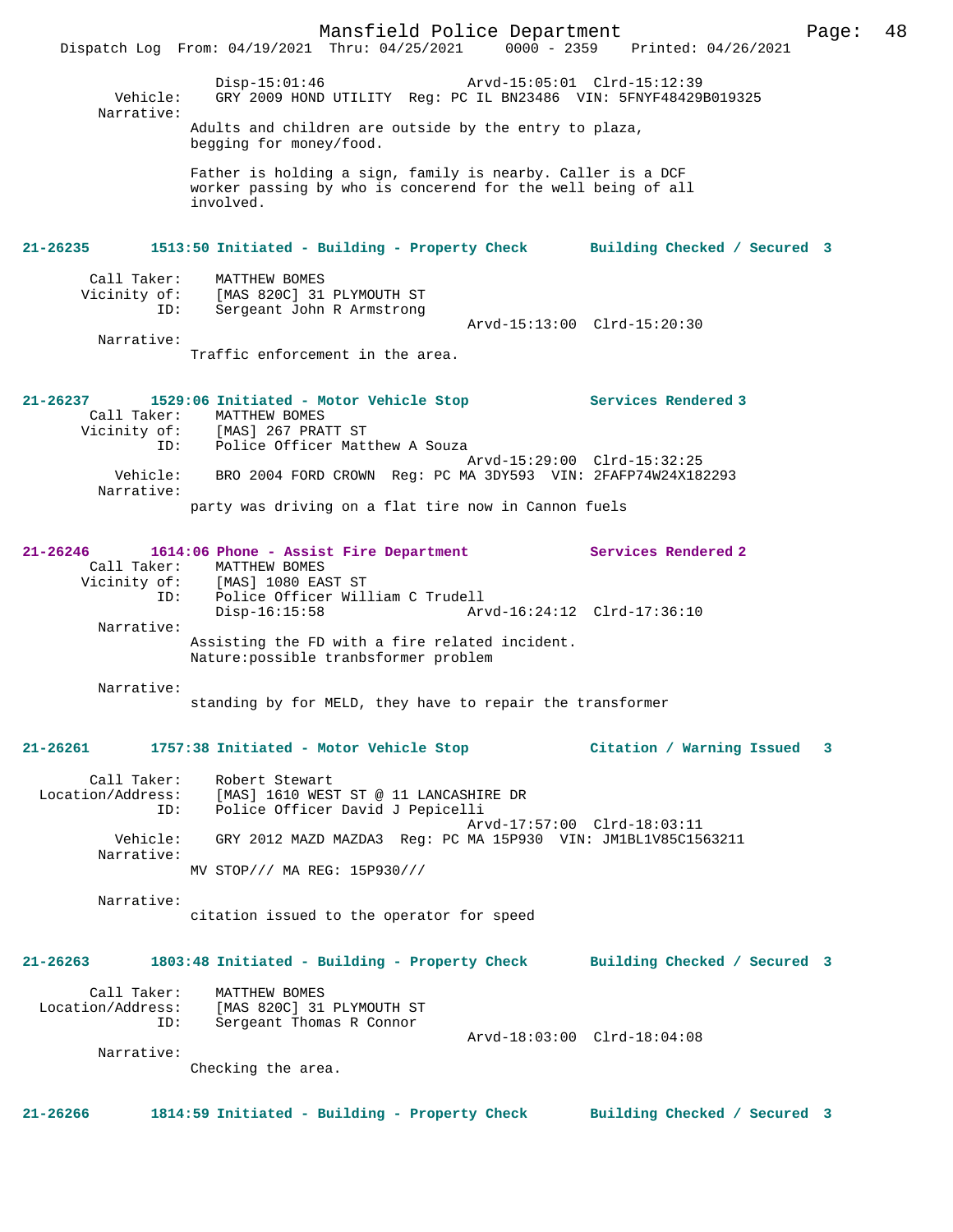```
                Disp-15:01:46                  Arvd-15:05:01  Clrd-15:12:39
       Vehicle:    GRY 2009 HOND UTILITY  Reg: PC IL BN23486  VIN: 5FNYF48429B019325
     Narrative:
              Adults and children are outside by the entry to plaza,
              begging for money/food.

              Father is holding a sign, family is nearby. Caller is a DCF
              worker passing by who is concerend for the well being of all
              involved.
```

**21-26235 1513:50 Initiated - Building - Property Check Building Checked / Secured 3**

```
    Call Taker:    MATTHEW BOMES
   Vicinity of:    [MAS 820C] 31 PLYMOUTH ST
            ID:    Sergeant John R Armstrong
                                               Arvd-15:13:00  Clrd-15:20:30
     Narrative:
              Traffic enforcement in the area.
```

**21-26237 1529:06 Initiated - Motor Vehicle Stop Services Rendered 3**

```
    Call Taker:    MATTHEW BOMES
   Vicinity of:    [MAS] 267 PRATT ST
            ID:    Police Officer Matthew A Souza
                                               Arvd-15:29:00  Clrd-15:32:25
       Vehicle:    BRO 2004 FORD CROWN  Reg: PC MA 3DY593  VIN: 2FAFP74W24X182293
     Narrative:
              party was driving on a flat tire now in Cannon fuels
```

**21-26246 1614:06 Phone - Assist Fire Department Services Rendered 2**

```
    Call Taker:    MATTHEW BOMES
   Vicinity of:    [MAS] 1080 EAST ST
            ID:    Police Officer William C Trudell
                   Disp-16:15:58               Arvd-16:24:12  Clrd-17:36:10
     Narrative:
              Assisting the FD with a fire related incident.
              Nature:possible tranbsformer problem

     Narrative:
              standing by for MELD, they have to repair the transformer
```

**21-26261 1757:38 Initiated - Motor Vehicle Stop Citation / Warning Issued 3**

```
    Call Taker:    Robert Stewart
Location/Address:  [MAS] 1610 WEST ST @ 11 LANCASHIRE DR
            ID:    Police Officer David J Pepicelli
                                               Arvd-17:57:00  Clrd-18:03:11
       Vehicle:    GRY 2012 MAZD MAZDA3  Reg: PC MA 15P930  VIN: JM1BL1V85C1563211
     Narrative:
              MV STOP/// MA REG: 15P930///

     Narrative:
              citation issued to the operator for speed
```

**21-26263 1803:48 Initiated - Building - Property Check Building Checked / Secured 3**

```
    Call Taker:    MATTHEW BOMES
Location/Address:  [MAS 820C] 31 PLYMOUTH ST
            ID:    Sergeant Thomas R Connor
                                               Arvd-18:03:00  Clrd-18:04:08
     Narrative:
              Checking the area.
```

**21-26266 1814:59 Initiated - Building - Property Check Building Checked / Secured 3**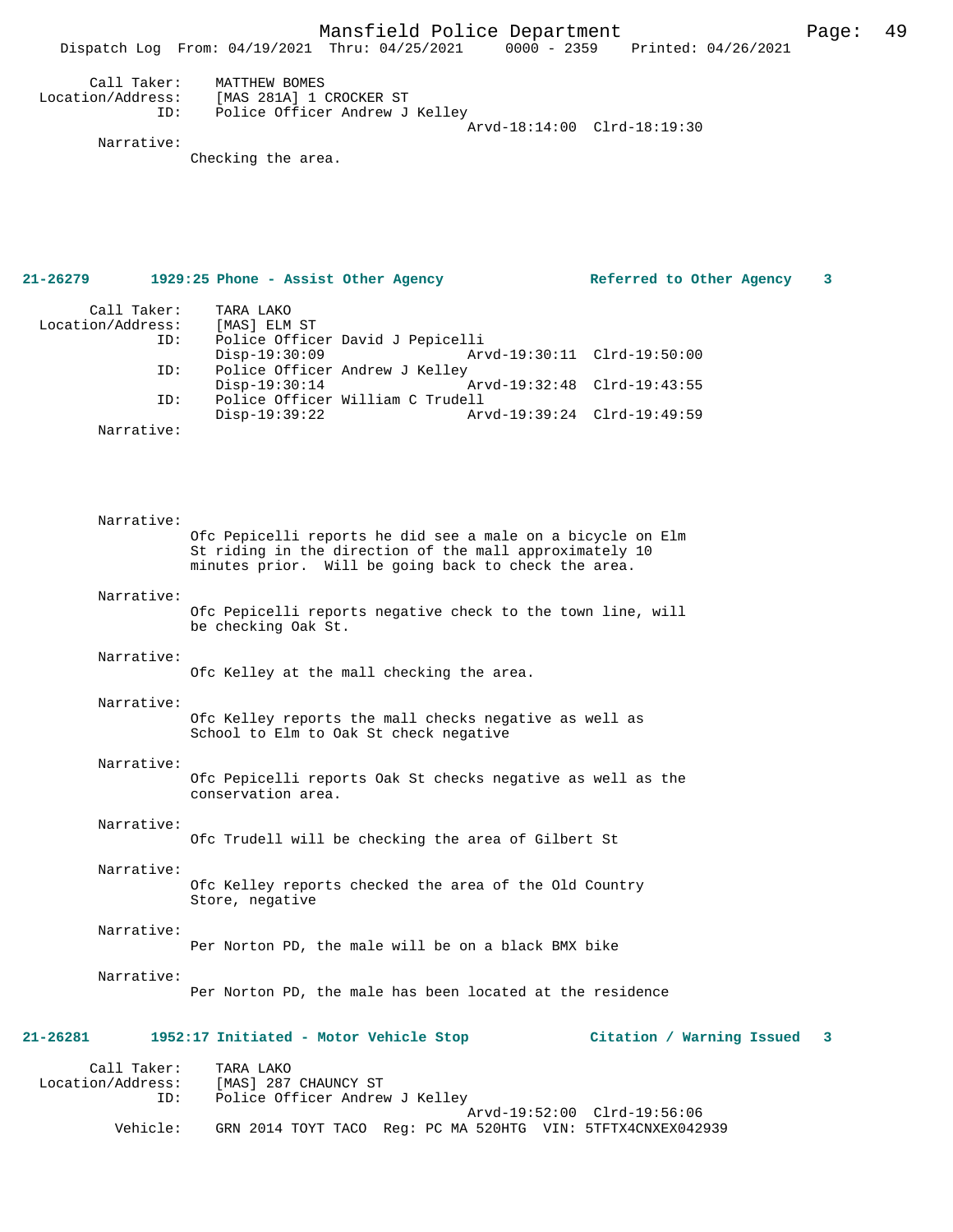Call Taker: MATTHEW BOMES
Location/Address: [MAS 281A] 1 CROCKER ST
ID: Police Officer Andrew J Kelley
Arvd-18:14:00 Clrd-18:19:30

Narrative:
Checking the area.

**21-26279 1929:25 Phone - Assist Other Agency — Referred to Other Agency 3**

Call Taker: TARA LAKO
Location/Address: [MAS] ELM ST
ID: Police Officer David J Pepicelli
Disp-19:30:09 Arvd-19:30:11 Clrd-19:50:00
ID: Police Officer Andrew J Kelley
Disp-19:30:14 Arvd-19:32:48 Clrd-19:43:55
ID: Police Officer William C Trudell
Disp-19:39:22 Arvd-19:39:24 Clrd-19:49:59

Narrative:

Narrative:
Ofc Pepicelli reports he did see a male on a bicycle on Elm St riding in the direction of the mall approximately 10 minutes prior. Will be going back to check the area.

Narrative:
Ofc Pepicelli reports negative check to the town line, will be checking Oak St.

Narrative:
Ofc Kelley at the mall checking the area.

Narrative:
Ofc Kelley reports the mall checks negative as well as School to Elm to Oak St check negative

Narrative:
Ofc Pepicelli reports Oak St checks negative as well as the conservation area.

Narrative:
Ofc Trudell will be checking the area of Gilbert St

Narrative:
Ofc Kelley reports checked the area of the Old Country Store, negative

Narrative:
Per Norton PD, the male will be on a black BMX bike

Narrative:
Per Norton PD, the male has been located at the residence

**21-26281 1952:17 Initiated - Motor Vehicle Stop — Citation / Warning Issued 3**

Call Taker: TARA LAKO
Location/Address: [MAS] 287 CHAUNCY ST
ID: Police Officer Andrew J Kelley
Arvd-19:52:00 Clrd-19:56:06
Vehicle: GRN 2014 TOYT TACO Reg: PC MA 520HTG VIN: 5TFTX4CNXEX042939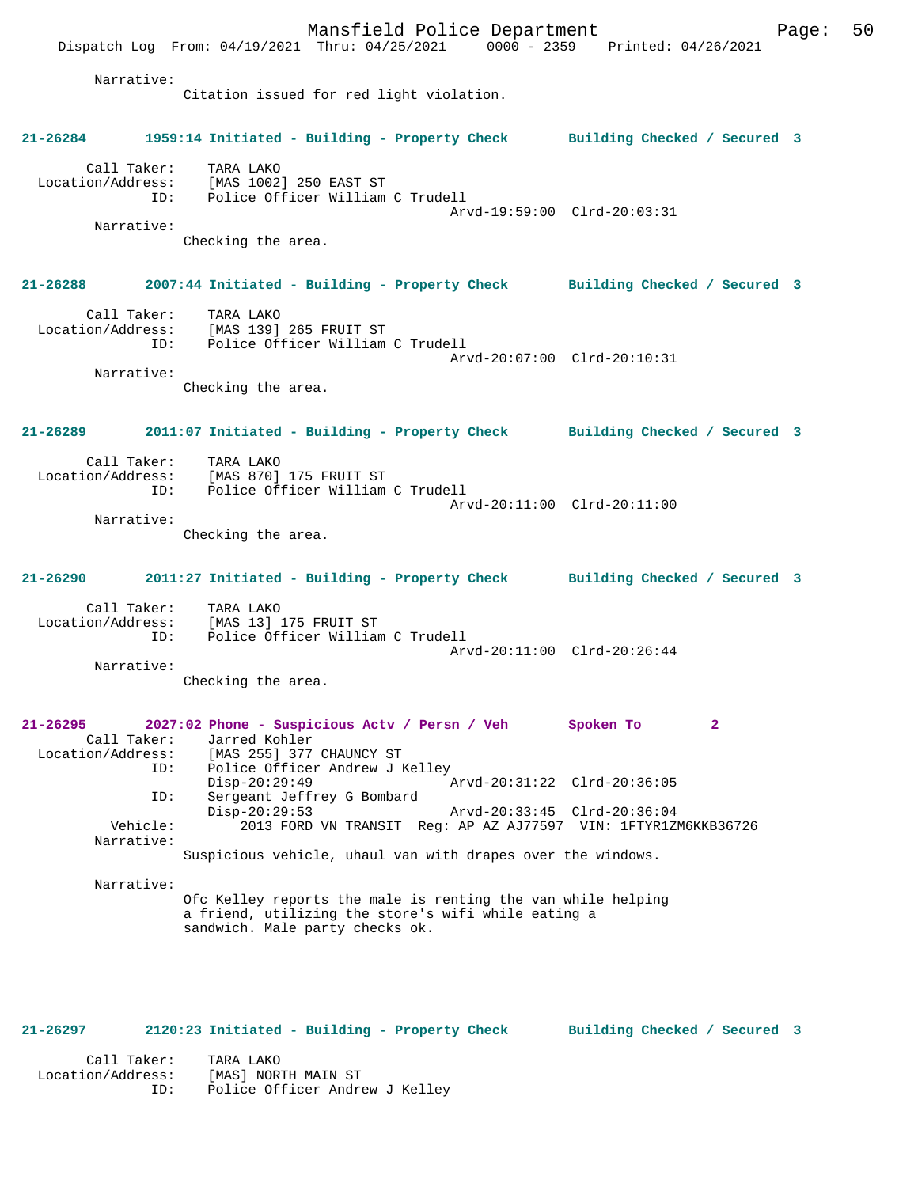Narrative:
Citation issued for red light violation.

**21-26284 1959:14 Initiated - Building - Property Check Building Checked / Secured 3**

Call Taker: TARA LAKO
Location/Address: [MAS 1002] 250 EAST ST
ID: Police Officer William C Trudell
Arvd-19:59:00 Clrd-20:03:31
Narrative:
Checking the area.

**21-26288 2007:44 Initiated - Building - Property Check Building Checked / Secured 3**

Call Taker: TARA LAKO
Location/Address: [MAS 139] 265 FRUIT ST
ID: Police Officer William C Trudell
Arvd-20:07:00 Clrd-20:10:31
Narrative:
Checking the area.

**21-26289 2011:07 Initiated - Building - Property Check Building Checked / Secured 3**

Call Taker: TARA LAKO
Location/Address: [MAS 870] 175 FRUIT ST
ID: Police Officer William C Trudell
Arvd-20:11:00 Clrd-20:11:00
Narrative:
Checking the area.

**21-26290 2011:27 Initiated - Building - Property Check Building Checked / Secured 3**

Call Taker: TARA LAKO
Location/Address: [MAS 13] 175 FRUIT ST
ID: Police Officer William C Trudell
Arvd-20:11:00 Clrd-20:26:44
Narrative:
Checking the area.

**21-26295 2027:02 Phone - Suspicious Actv / Persn / Veh Spoken To 2**

Call Taker: Jarred Kohler
Location/Address: [MAS 255] 377 CHAUNCY ST
ID: Police Officer Andrew J Kelley
Disp-20:29:49 Arvd-20:31:22 Clrd-20:36:05
ID: Sergeant Jeffrey G Bombard
Disp-20:29:53 Arvd-20:33:45 Clrd-20:36:04
Vehicle: 2013 FORD VN TRANSIT Reg: AP AZ AJ77597 VIN: 1FTYR1ZM6KKB36726
Narrative:
Suspicious vehicle, uhaul van with drapes over the windows.

Narrative:
Ofc Kelley reports the male is renting the van while helping a friend, utilizing the store's wifi while eating a sandwich. Male party checks ok.

**21-26297 2120:23 Initiated - Building - Property Check Building Checked / Secured 3**

Call Taker: TARA LAKO
Location/Address: [MAS] NORTH MAIN ST
ID: Police Officer Andrew J Kelley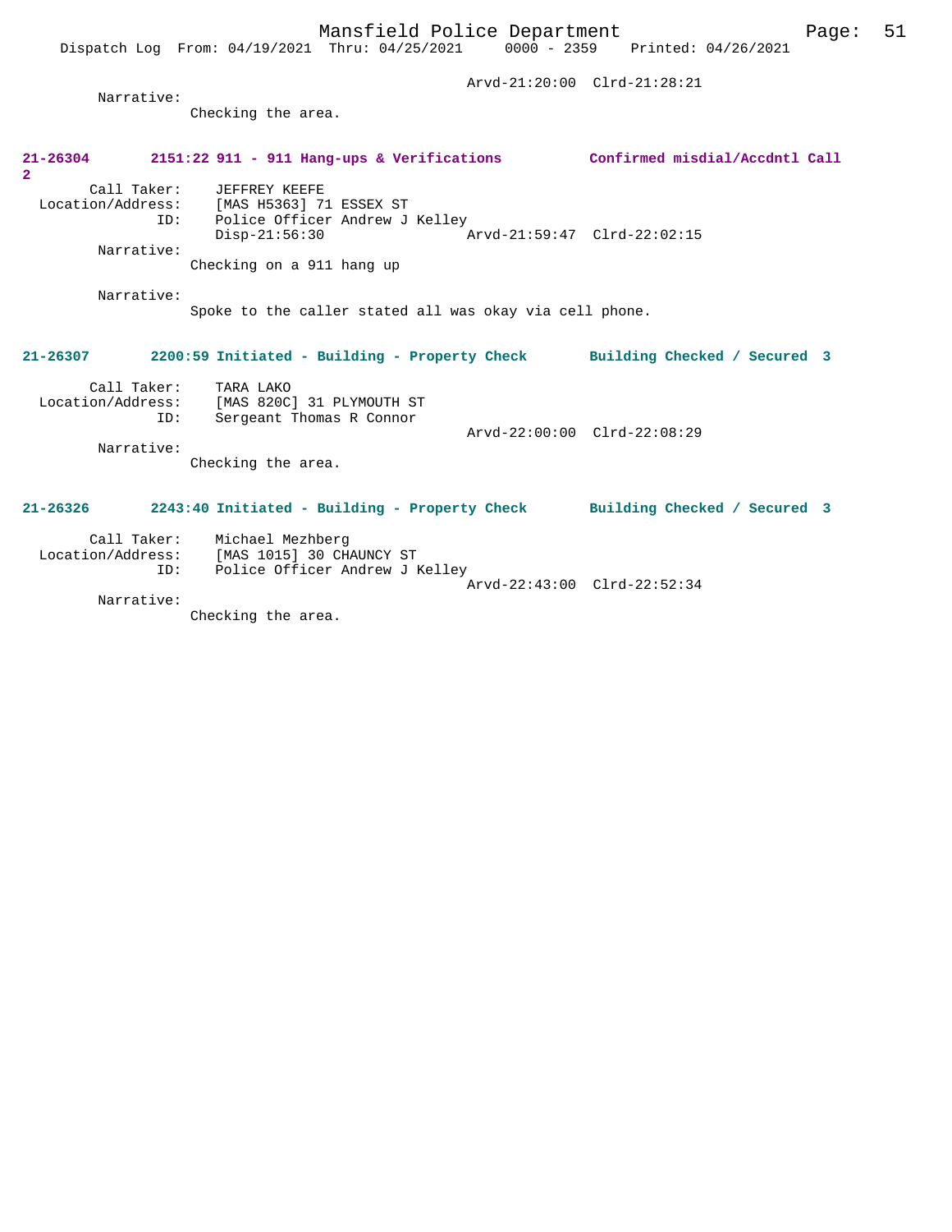Arvd-21:20:00 Clrd-21:28:21

Narrative:
Checking the area.

**21-26304 2151:22 911 - 911 Hang-ups & Verifications Confirmed misdial/Accdntl Call 2**

Call Taker: JEFFREY KEEFE
Location/Address: [MAS H5363] 71 ESSEX ST
ID: Police Officer Andrew J Kelley
Disp-21:56:30 Arvd-21:59:47 Clrd-22:02:15

Narrative:
Checking on a 911 hang up

Narrative:
Spoke to the caller stated all was okay via cell phone.

**21-26307 2200:59 Initiated - Building - Property Check Building Checked / Secured 3**

Call Taker: TARA LAKO
Location/Address: [MAS 820C] 31 PLYMOUTH ST
ID: Sergeant Thomas R Connor
Arvd-22:00:00 Clrd-22:08:29

Narrative:
Checking the area.

**21-26326 2243:40 Initiated - Building - Property Check Building Checked / Secured 3**

Call Taker: Michael Mezhberg
Location/Address: [MAS 1015] 30 CHAUNCY ST
ID: Police Officer Andrew J Kelley
Arvd-22:43:00 Clrd-22:52:34

Narrative:
Checking the area.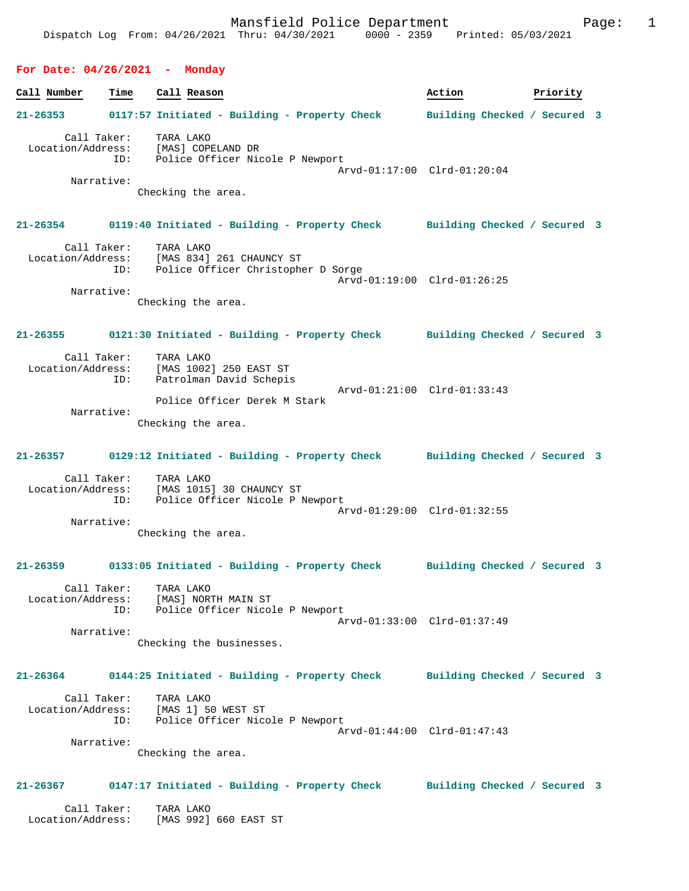Mansfield Police Department
Dispatch Log From: 04/26/2021 Thru: 04/30/2021 0000 - 2359 Printed: 05/03/2021

## For Date: 04/26/2021 - Monday

| Call Number | Time | Call Reason | Action | Priority |
|---|---|---|---|---|

**21-26353** 0117:57 Initiated - Building - Property Check — Building Checked / Secured 3

Call Taker: TARA LAKO
Location/Address: [MAS] COPELAND DR
ID: Police Officer Nicole P Newport
Arvd-01:17:00 Clrd-01:20:04
Narrative:
Checking the area.

**21-26354** 0119:40 Initiated - Building - Property Check — Building Checked / Secured 3

Call Taker: TARA LAKO
Location/Address: [MAS 834] 261 CHAUNCY ST
ID: Police Officer Christopher D Sorge
Arvd-01:19:00 Clrd-01:26:25
Narrative:
Checking the area.

**21-26355** 0121:30 Initiated - Building - Property Check — Building Checked / Secured 3

Call Taker: TARA LAKO
Location/Address: [MAS 1002] 250 EAST ST
ID: Patrolman David Schepis
Arvd-01:21:00 Clrd-01:33:43
Police Officer Derek M Stark
Narrative:
Checking the area.

**21-26357** 0129:12 Initiated - Building - Property Check — Building Checked / Secured 3

Call Taker: TARA LAKO
Location/Address: [MAS 1015] 30 CHAUNCY ST
ID: Police Officer Nicole P Newport
Arvd-01:29:00 Clrd-01:32:55
Narrative:
Checking the area.

**21-26359** 0133:05 Initiated - Building - Property Check — Building Checked / Secured 3

Call Taker: TARA LAKO
Location/Address: [MAS] NORTH MAIN ST
ID: Police Officer Nicole P Newport
Arvd-01:33:00 Clrd-01:37:49
Narrative:
Checking the businesses.

**21-26364** 0144:25 Initiated - Building - Property Check — Building Checked / Secured 3

Call Taker: TARA LAKO
Location/Address: [MAS 1] 50 WEST ST
ID: Police Officer Nicole P Newport
Arvd-01:44:00 Clrd-01:47:43
Narrative:
Checking the area.

**21-26367** 0147:17 Initiated - Building - Property Check — Building Checked / Secured 3

Call Taker: TARA LAKO
Location/Address: [MAS 992] 660 EAST ST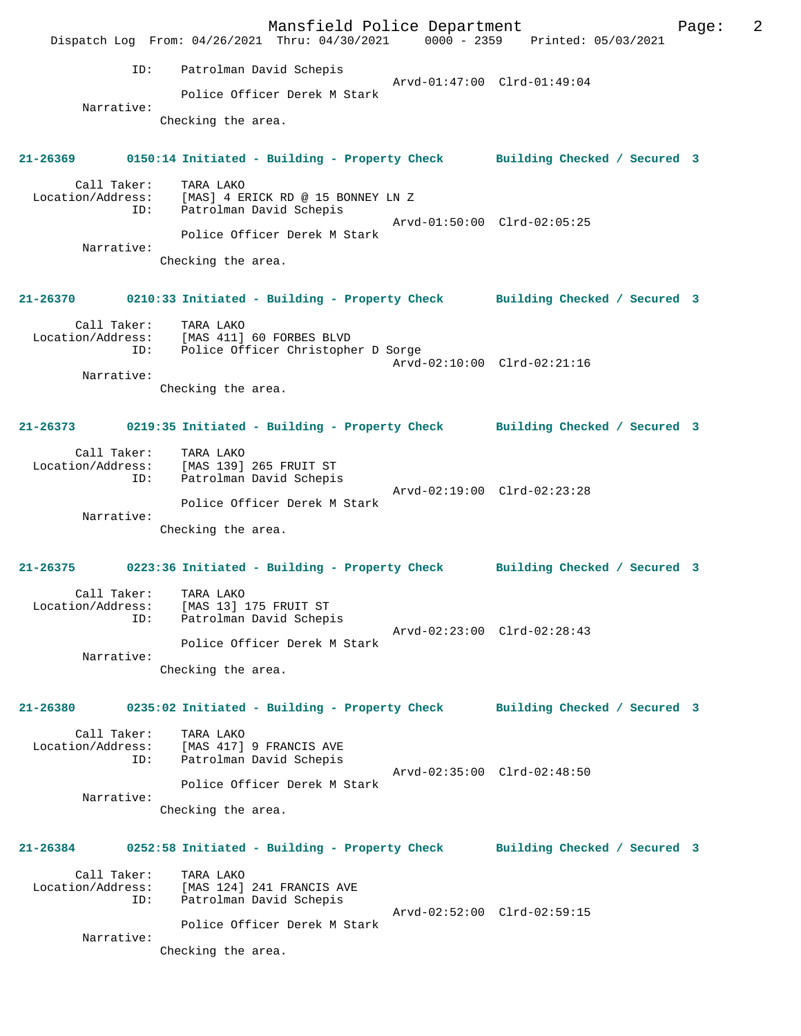ID: Patrolman David Schepis
Arvd-01:47:00 Clrd-01:49:04
Police Officer Derek M Stark
Narrative:
Checking the area.

**21-26369 0150:14 Initiated - Building - Property Check Building Checked / Secured 3**

Call Taker: TARA LAKO
Location/Address: [MAS] 4 ERICK RD @ 15 BONNEY LN Z
ID: Patrolman David Schepis
Arvd-01:50:00 Clrd-02:05:25
Police Officer Derek M Stark
Narrative:
Checking the area.

**21-26370 0210:33 Initiated - Building - Property Check Building Checked / Secured 3**

Call Taker: TARA LAKO
Location/Address: [MAS 411] 60 FORBES BLVD
ID: Police Officer Christopher D Sorge
Arvd-02:10:00 Clrd-02:21:16
Narrative:
Checking the area.

**21-26373 0219:35 Initiated - Building - Property Check Building Checked / Secured 3**

Call Taker: TARA LAKO
Location/Address: [MAS 139] 265 FRUIT ST
ID: Patrolman David Schepis
Arvd-02:19:00 Clrd-02:23:28
Police Officer Derek M Stark
Narrative:
Checking the area.

**21-26375 0223:36 Initiated - Building - Property Check Building Checked / Secured 3**

Call Taker: TARA LAKO
Location/Address: [MAS 13] 175 FRUIT ST
ID: Patrolman David Schepis
Arvd-02:23:00 Clrd-02:28:43
Police Officer Derek M Stark
Narrative:
Checking the area.

**21-26380 0235:02 Initiated - Building - Property Check Building Checked / Secured 3**

Call Taker: TARA LAKO
Location/Address: [MAS 417] 9 FRANCIS AVE
ID: Patrolman David Schepis
Arvd-02:35:00 Clrd-02:48:50
Police Officer Derek M Stark
Narrative:
Checking the area.

**21-26384 0252:58 Initiated - Building - Property Check Building Checked / Secured 3**

Call Taker: TARA LAKO
Location/Address: [MAS 124] 241 FRANCIS AVE
ID: Patrolman David Schepis
Arvd-02:52:00 Clrd-02:59:15
Police Officer Derek M Stark
Narrative:
Checking the area.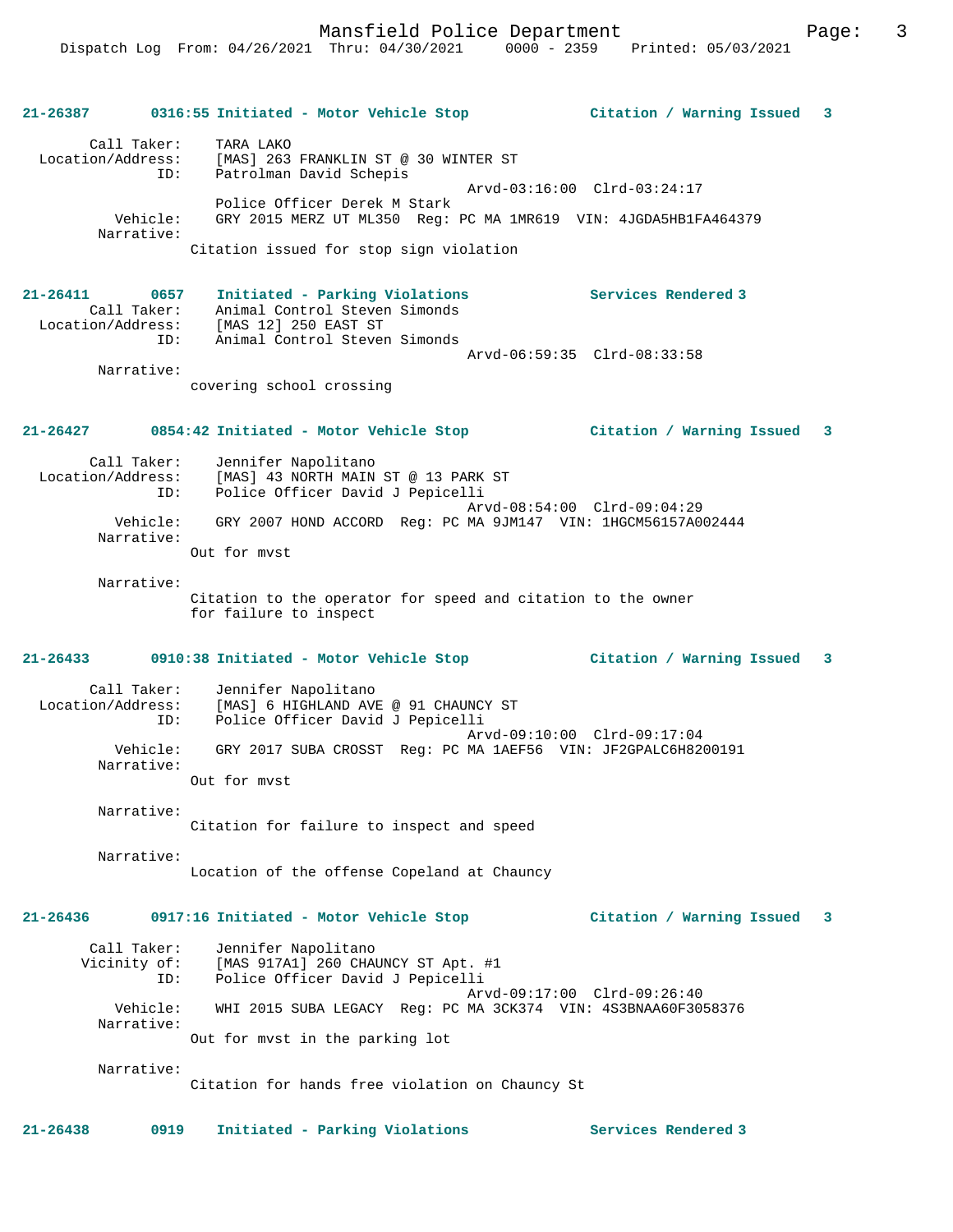**21-26387 0316:55 Initiated - Motor Vehicle Stop Citation / Warning Issued 3**

Call Taker: TARA LAKO
Location/Address: [MAS] 263 FRANKLIN ST @ 30 WINTER ST
ID: Patrolman David Schepis
Arvd-03:16:00 Clrd-03:24:17
Police Officer Derek M Stark
Vehicle: GRY 2015 MERZ UT ML350 Reg: PC MA 1MR619 VIN: 4JGDA5HB1FA464379
Narrative:
Citation issued for stop sign violation

**21-26411 0657 Initiated - Parking Violations Services Rendered 3**

Call Taker: Animal Control Steven Simonds
Location/Address: [MAS 12] 250 EAST ST
ID: Animal Control Steven Simonds
Arvd-06:59:35 Clrd-08:33:58
Narrative:
covering school crossing

**21-26427 0854:42 Initiated - Motor Vehicle Stop Citation / Warning Issued 3**

Call Taker: Jennifer Napolitano
Location/Address: [MAS] 43 NORTH MAIN ST @ 13 PARK ST
ID: Police Officer David J Pepicelli
Arvd-08:54:00 Clrd-09:04:29
Vehicle: GRY 2007 HOND ACCORD Reg: PC MA 9JM147 VIN: 1HGCM56157A002444
Narrative:
Out for mvst

Narrative:
Citation to the operator for speed and citation to the owner for failure to inspect

**21-26433 0910:38 Initiated - Motor Vehicle Stop Citation / Warning Issued 3**

Call Taker: Jennifer Napolitano
Location/Address: [MAS] 6 HIGHLAND AVE @ 91 CHAUNCY ST
ID: Police Officer David J Pepicelli
Arvd-09:10:00 Clrd-09:17:04
Vehicle: GRY 2017 SUBA CROSST Reg: PC MA 1AEF56 VIN: JF2GPALC6H8200191
Narrative:
Out for mvst

Narrative:
Citation for failure to inspect and speed

Narrative:
Location of the offense Copeland at Chauncy

**21-26436 0917:16 Initiated - Motor Vehicle Stop Citation / Warning Issued 3**

Call Taker: Jennifer Napolitano
Vicinity of: [MAS 917A1] 260 CHAUNCY ST Apt. #1
ID: Police Officer David J Pepicelli
Arvd-09:17:00 Clrd-09:26:40
Vehicle: WHI 2015 SUBA LEGACY Reg: PC MA 3CK374 VIN: 4S3BNAA60F3058376
Narrative:
Out for mvst in the parking lot

Narrative:
Citation for hands free violation on Chauncy St

**21-26438 0919 Initiated - Parking Violations Services Rendered 3**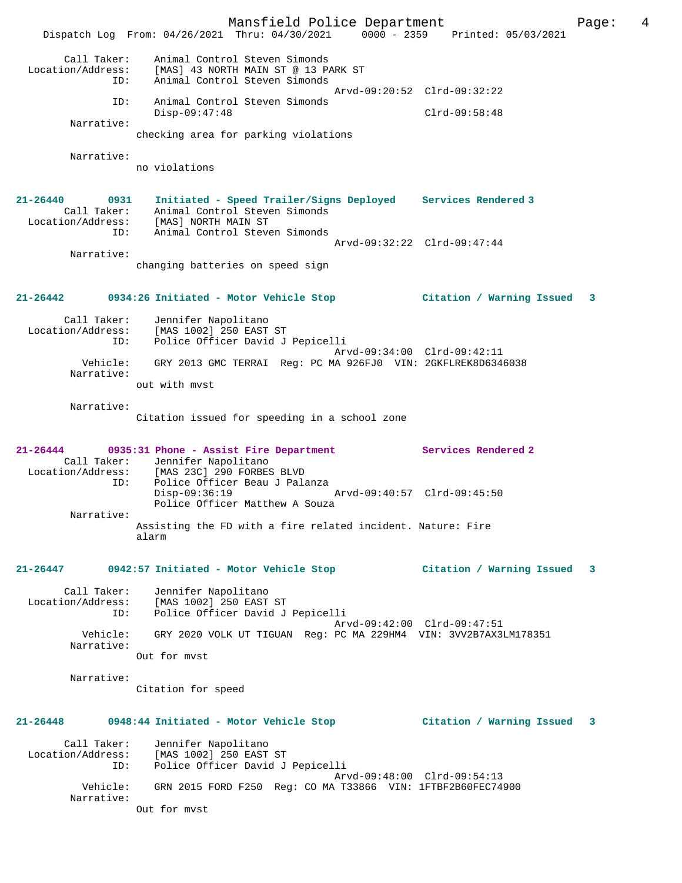Dispatch Log From: 04/26/2021 Thru: 04/30/2021 0000 - 2359 Printed: 05/03/2021

```
        Call Taker:    Animal Control Steven Simonds
  Location/Address:    [MAS] 43 NORTH MAIN ST @ 13 PARK ST
                ID:    Animal Control Steven Simonds
                                                    Arvd-09:20:52  Clrd-09:32:22
                ID:    Animal Control Steven Simonds
                       Disp-09:47:48                               Clrd-09:58:48
         Narrative:
                     checking area for parking violations

         Narrative:
                     no violations


21-26440        0931   Initiated - Speed Trailer/Signs Deployed    Services Rendered 3
        Call Taker:    Animal Control Steven Simonds
  Location/Address:    [MAS] NORTH MAIN ST
                ID:    Animal Control Steven Simonds
                                                    Arvd-09:32:22  Clrd-09:47:44
         Narrative:
                     changing batteries on speed sign


21-26442        0934:26 Initiated - Motor Vehicle Stop             Citation / Warning Issued   3

        Call Taker:    Jennifer Napolitano
  Location/Address:    [MAS 1002] 250 EAST ST
                ID:    Police Officer David J Pepicelli
                                                    Arvd-09:34:00  Clrd-09:42:11
           Vehicle:    GRY 2013 GMC TERRAI  Reg: PC MA 926FJ0  VIN: 2GKFLREK8D6346038
         Narrative:
                     out with mvst

         Narrative:
                     Citation issued for speeding in a school zone


21-26444        0935:31 Phone - Assist Fire Department             Services Rendered 2
        Call Taker:    Jennifer Napolitano
  Location/Address:    [MAS 23C] 290 FORBES BLVD
                ID:    Police Officer Beau J Palanza
                       Disp-09:36:19                Arvd-09:40:57  Clrd-09:45:50
                       Police Officer Matthew A Souza
         Narrative:
                     Assisting the FD with a fire related incident. Nature: Fire
                     alarm


21-26447        0942:57 Initiated - Motor Vehicle Stop             Citation / Warning Issued   3

        Call Taker:    Jennifer Napolitano
  Location/Address:    [MAS 1002] 250 EAST ST
                ID:    Police Officer David J Pepicelli
                                                    Arvd-09:42:00  Clrd-09:47:51
           Vehicle:    GRY 2020 VOLK UT TIGUAN  Reg: PC MA 229HM4  VIN: 3VV2B7AX3LM178351
         Narrative:
                     Out for mvst

         Narrative:
                     Citation for speed


21-26448        0948:44 Initiated - Motor Vehicle Stop             Citation / Warning Issued   3

        Call Taker:    Jennifer Napolitano
  Location/Address:    [MAS 1002] 250 EAST ST
                ID:    Police Officer David J Pepicelli
                                                    Arvd-09:48:00  Clrd-09:54:13
           Vehicle:    GRN 2015 FORD F250  Reg: CO MA T33866  VIN: 1FTBF2B60FEC74900
         Narrative:
                     Out for mvst
```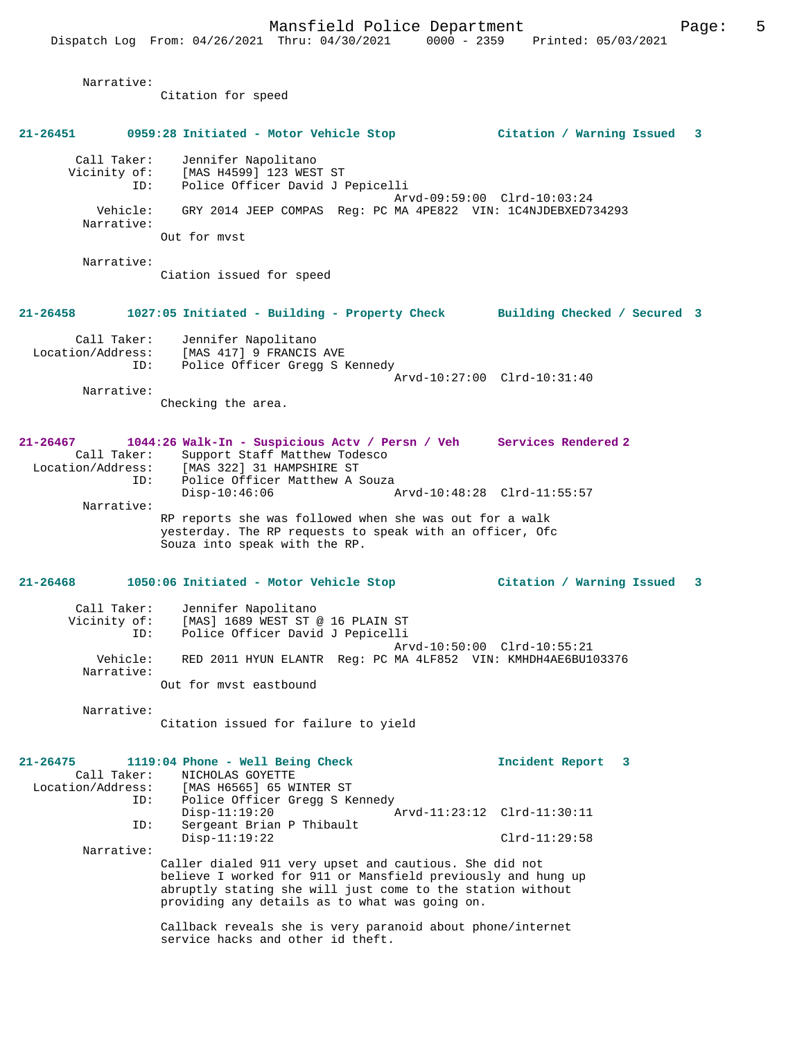Narrative:
Citation for speed

**21-26451 0959:28 Initiated - Motor Vehicle Stop Citation / Warning Issued 3**

Call Taker: Jennifer Napolitano
Vicinity of: [MAS H4599] 123 WEST ST
ID: Police Officer David J Pepicelli
Arvd-09:59:00 Clrd-10:03:24
Vehicle: GRY 2014 JEEP COMPAS Reg: PC MA 4PE822 VIN: 1C4NJDEBXED734293
Narrative:
Out for mvst

Narrative:
Ciation issued for speed

**21-26458 1027:05 Initiated - Building - Property Check Building Checked / Secured 3**

Call Taker: Jennifer Napolitano
Location/Address: [MAS 417] 9 FRANCIS AVE
ID: Police Officer Gregg S Kennedy
Arvd-10:27:00 Clrd-10:31:40
Narrative:
Checking the area.

**21-26467 1044:26 Walk-In - Suspicious Actv / Persn / Veh Services Rendered 2**
Call Taker: Support Staff Matthew Todesco
Location/Address: [MAS 322] 31 HAMPSHIRE ST
ID: Police Officer Matthew A Souza
Disp-10:46:06 Arvd-10:48:28 Clrd-11:55:57
Narrative:
RP reports she was followed when she was out for a walk yesterday. The RP requests to speak with an officer, Ofc Souza into speak with the RP.

**21-26468 1050:06 Initiated - Motor Vehicle Stop Citation / Warning Issued 3**

Call Taker: Jennifer Napolitano
Vicinity of: [MAS] 1689 WEST ST @ 16 PLAIN ST
ID: Police Officer David J Pepicelli
Arvd-10:50:00 Clrd-10:55:21
Vehicle: RED 2011 HYUN ELANTR Reg: PC MA 4LF852 VIN: KMHDH4AE6BU103376
Narrative:
Out for mvst eastbound

Narrative:
Citation issued for failure to yield

**21-26475 1119:04 Phone - Well Being Check Incident Report 3**
Call Taker: NICHOLAS GOYETTE
Location/Address: [MAS H6565] 65 WINTER ST
ID: Police Officer Gregg S Kennedy
Disp-11:19:20 Arvd-11:23:12 Clrd-11:30:11
ID: Sergeant Brian P Thibault
Disp-11:19:22 Clrd-11:29:58
Narrative:
Caller dialed 911 very upset and cautious. She did not believe I worked for 911 or Mansfield previously and hung up abruptly stating she will just come to the station without providing any details as to what was going on.

Callback reveals she is very paranoid about phone/internet service hacks and other id theft.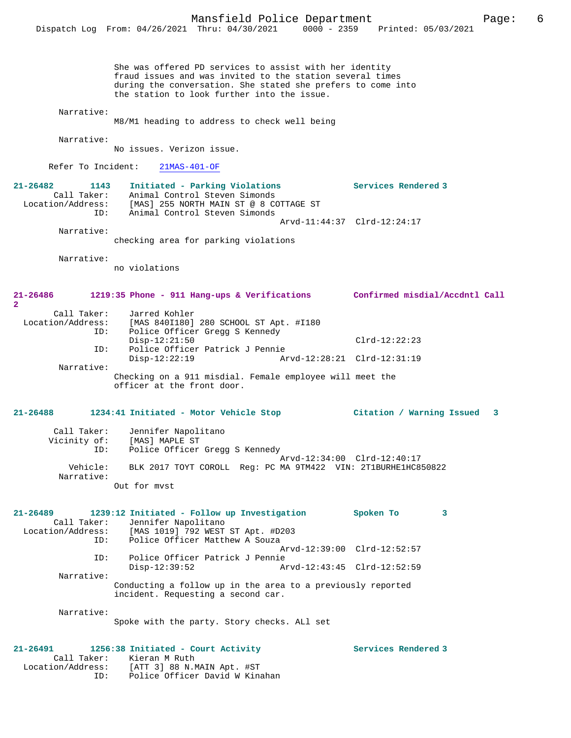She was offered PD services to assist with her identity fraud issues and was invited to the station several times during the conversation. She stated she prefers to come into the station to look further into the issue.

Narrative:
M8/M1 heading to address to check well being

Narrative:
No issues. Verizon issue.

Refer To Incident: 21MAS-401-OF

**21-26482 1143 Initiated - Parking Violations — Services Rendered 3**

Call Taker: Animal Control Steven Simonds
Location/Address: [MAS] 255 NORTH MAIN ST @ 8 COTTAGE ST
ID: Animal Control Steven Simonds
Arvd-11:44:37 Clrd-12:24:17

Narrative:
checking area for parking violations

Narrative:
no violations

**21-26486 1219:35 Phone - 911 Hang-ups & Verifications — Confirmed misdial/Accdntl Call 2**

Call Taker: Jarred Kohler
Location/Address: [MAS 840I180] 280 SCHOOL ST Apt. #I180
ID: Police Officer Gregg S Kennedy
Disp-12:21:50 Clrd-12:22:23
ID: Police Officer Patrick J Pennie
Disp-12:22:19 Arvd-12:28:21 Clrd-12:31:19

Narrative:
Checking on a 911 misdial. Female employee will meet the officer at the front door.

**21-26488 1234:41 Initiated - Motor Vehicle Stop — Citation / Warning Issued 3**

Call Taker: Jennifer Napolitano
Vicinity of: [MAS] MAPLE ST
ID: Police Officer Gregg S Kennedy
Arvd-12:34:00 Clrd-12:40:17
Vehicle: BLK 2017 TOYT COROLL Reg: PC MA 9TM422 VIN: 2T1BURHE1HC850822

Narrative:
Out for mvst

**21-26489 1239:12 Initiated - Follow up Investigation — Spoken To 3**

Call Taker: Jennifer Napolitano
Location/Address: [MAS 1019] 792 WEST ST Apt. #D203
ID: Police Officer Matthew A Souza
Arvd-12:39:00 Clrd-12:52:57
ID: Police Officer Patrick J Pennie
Disp-12:39:52 Arvd-12:43:45 Clrd-12:52:59

Narrative:
Conducting a follow up in the area to a previously reported incident. Requesting a second car.

Narrative:
Spoke with the party. Story checks. ALl set

**21-26491 1256:38 Initiated - Court Activity — Services Rendered 3**

Call Taker: Kieran M Ruth
Location/Address: [ATT 3] 88 N.MAIN Apt. #ST
ID: Police Officer David W Kinahan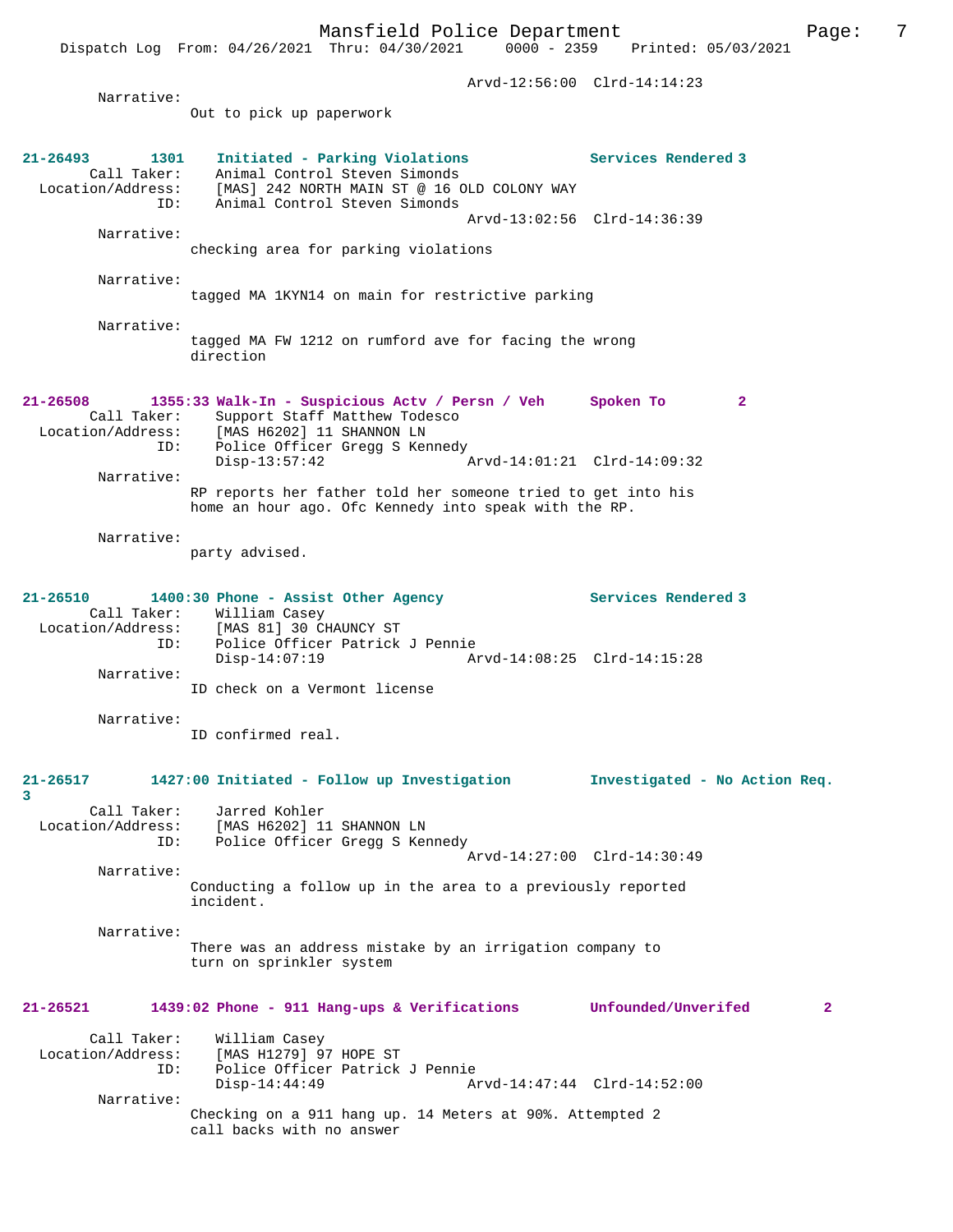Arvd-12:56:00 Clrd-14:14:23

Narrative:
Out to pick up paperwork

**21-26493 1301 Initiated - Parking Violations Services Rendered 3**
Call Taker: Animal Control Steven Simonds
Location/Address: [MAS] 242 NORTH MAIN ST @ 16 OLD COLONY WAY
ID: Animal Control Steven Simonds
Arvd-13:02:56 Clrd-14:36:39

Narrative:
checking area for parking violations

Narrative:
tagged MA 1KYN14 on main for restrictive parking

Narrative:
tagged MA FW 1212 on rumford ave for facing the wrong direction

**21-26508 1355:33 Walk-In - Suspicious Actv / Persn / Veh Spoken To 2**
Call Taker: Support Staff Matthew Todesco
Location/Address: [MAS H6202] 11 SHANNON LN
ID: Police Officer Gregg S Kennedy
Disp-13:57:42 Arvd-14:01:21 Clrd-14:09:32

Narrative:
RP reports her father told her someone tried to get into his home an hour ago. Ofc Kennedy into speak with the RP.

Narrative:
party advised.

**21-26510 1400:30 Phone - Assist Other Agency Services Rendered 3**
Call Taker: William Casey
Location/Address: [MAS 81] 30 CHAUNCY ST
ID: Police Officer Patrick J Pennie
Disp-14:07:19 Arvd-14:08:25 Clrd-14:15:28

Narrative:
ID check on a Vermont license

Narrative:
ID confirmed real.

**21-26517 1427:00 Initiated - Follow up Investigation Investigated - No Action Req. 3**
Call Taker: Jarred Kohler
Location/Address: [MAS H6202] 11 SHANNON LN
ID: Police Officer Gregg S Kennedy
Arvd-14:27:00 Clrd-14:30:49

Narrative:
Conducting a follow up in the area to a previously reported incident.

Narrative:
There was an address mistake by an irrigation company to turn on sprinkler system

**21-26521 1439:02 Phone - 911 Hang-ups & Verifications Unfounded/Unverifed 2**
Call Taker: William Casey
Location/Address: [MAS H1279] 97 HOPE ST
ID: Police Officer Patrick J Pennie
Disp-14:44:49 Arvd-14:47:44 Clrd-14:52:00

Narrative:
Checking on a 911 hang up. 14 Meters at 90%. Attempted 2 call backs with no answer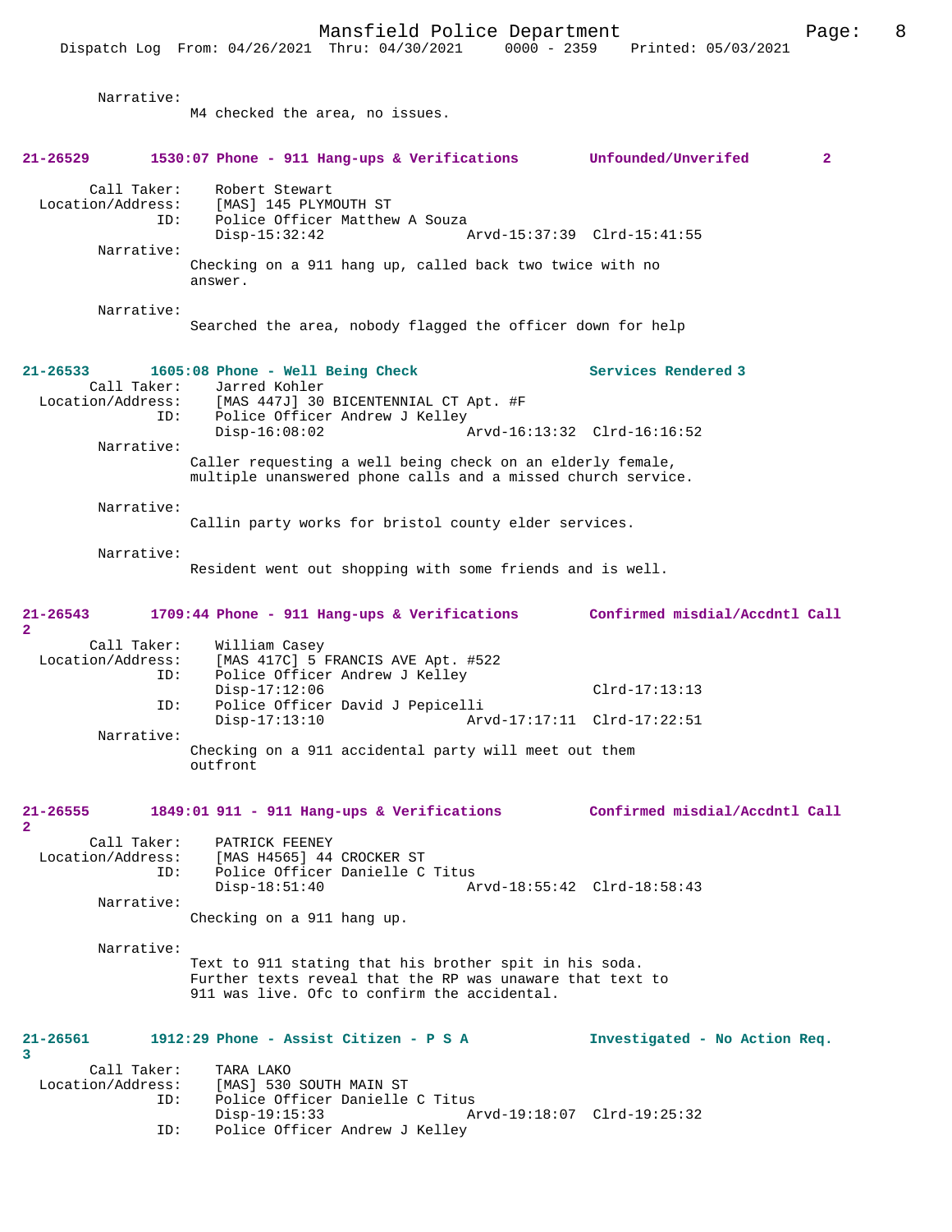Narrative:
M4 checked the area, no issues.

**21-26529 1530:07 Phone - 911 Hang-ups & Verifications Unfounded/Unverifed 2**

Call Taker: Robert Stewart
Location/Address: [MAS] 145 PLYMOUTH ST
ID: Police Officer Matthew A Souza
Disp-15:32:42 Arvd-15:37:39 Clrd-15:41:55

Narrative:
Checking on a 911 hang up, called back two twice with no answer.

Narrative:
Searched the area, nobody flagged the officer down for help

**21-26533 1605:08 Phone - Well Being Check Services Rendered 3**

Call Taker: Jarred Kohler
Location/Address: [MAS 447J] 30 BICENTENNIAL CT Apt. #F
ID: Police Officer Andrew J Kelley
Disp-16:08:02 Arvd-16:13:32 Clrd-16:16:52

Narrative:
Caller requesting a well being check on an elderly female, multiple unanswered phone calls and a missed church service.

Narrative:
Callin party works for bristol county elder services.

Narrative:
Resident went out shopping with some friends and is well.

**21-26543 1709:44 Phone - 911 Hang-ups & Verifications Confirmed misdial/Accdntl Call 2**

Call Taker: William Casey
Location/Address: [MAS 417C] 5 FRANCIS AVE Apt. #522
ID: Police Officer Andrew J Kelley
Disp-17:12:06 Clrd-17:13:13
ID: Police Officer David J Pepicelli
Disp-17:13:10 Arvd-17:17:11 Clrd-17:22:51

Narrative:
Checking on a 911 accidental party will meet out them outfront

**21-26555 1849:01 911 - 911 Hang-ups & Verifications Confirmed misdial/Accdntl Call 2**

Call Taker: PATRICK FEENEY
Location/Address: [MAS H4565] 44 CROCKER ST
ID: Police Officer Danielle C Titus
Disp-18:51:40 Arvd-18:55:42 Clrd-18:58:43

Narrative:
Checking on a 911 hang up.

Narrative:
Text to 911 stating that his brother spit in his soda. Further texts reveal that the RP was unaware that text to 911 was live. Ofc to confirm the accidental.

**21-26561 1912:29 Phone - Assist Citizen - P S A Investigated - No Action Req. 3**

Call Taker: TARA LAKO
Location/Address: [MAS] 530 SOUTH MAIN ST
ID: Police Officer Danielle C Titus
Disp-19:15:33 Arvd-19:18:07 Clrd-19:25:32
ID: Police Officer Andrew J Kelley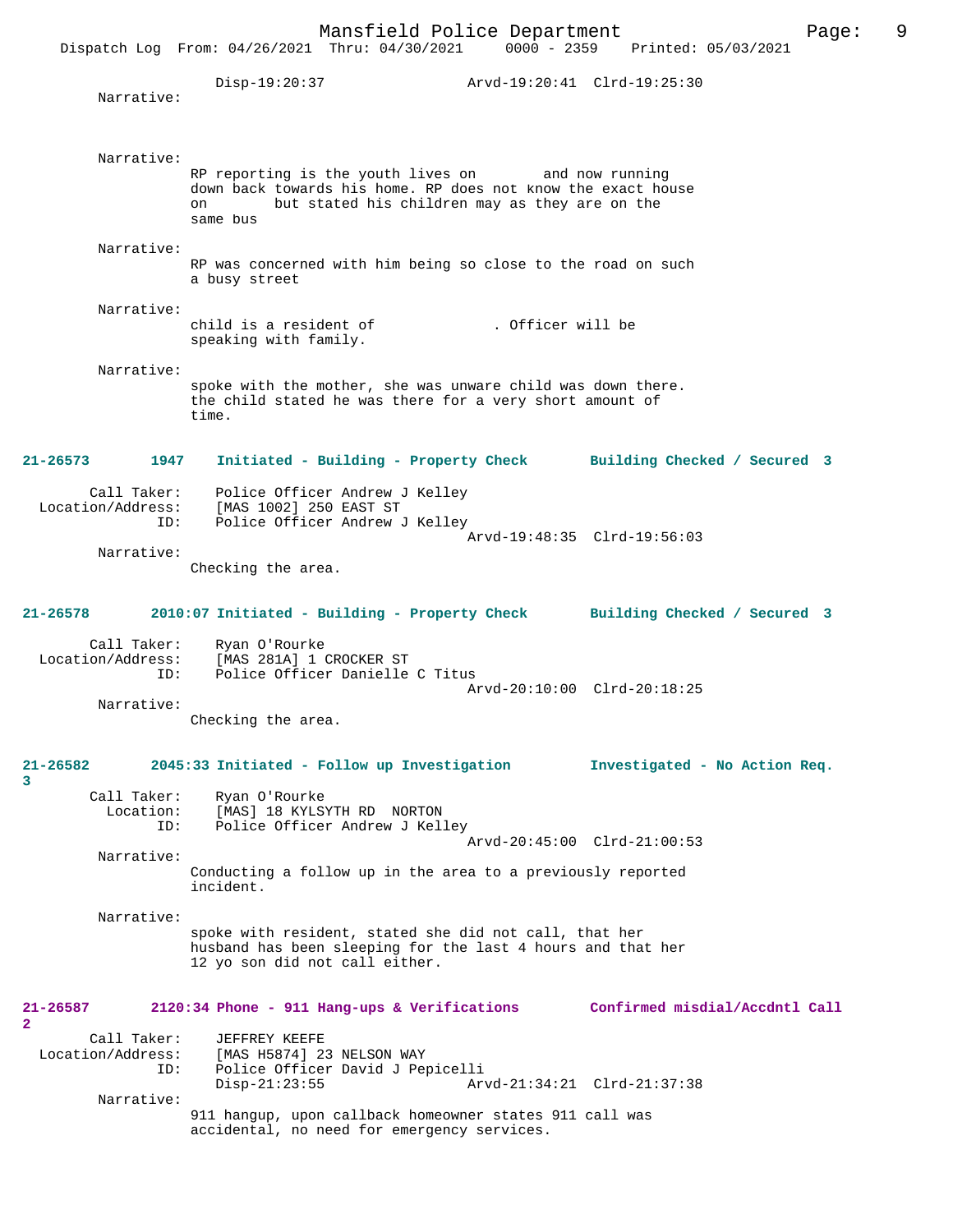Disp-19:20:37 Arvd-19:20:41 Clrd-19:25:30

Narrative:

Narrative:
RP reporting is the youth lives on and now running down back towards his home. RP does not know the exact house on but stated his children may as they are on the same bus

Narrative:
RP was concerned with him being so close to the road on such a busy street

Narrative:
child is a resident of . Officer will be speaking with family.

Narrative:
spoke with the mother, she was unware child was down there. the child stated he was there for a very short amount of time.

**21-26573 1947 Initiated - Building - Property Check Building Checked / Secured 3**

Call Taker: Police Officer Andrew J Kelley
Location/Address: [MAS 1002] 250 EAST ST
ID: Police Officer Andrew J Kelley
Arvd-19:48:35 Clrd-19:56:03

Narrative:
Checking the area.

**21-26578 2010:07 Initiated - Building - Property Check Building Checked / Secured 3**

Call Taker: Ryan O'Rourke
Location/Address: [MAS 281A] 1 CROCKER ST
ID: Police Officer Danielle C Titus
Arvd-20:10:00 Clrd-20:18:25

Narrative:
Checking the area.

**21-26582 2045:33 Initiated - Follow up Investigation Investigated - No Action Req. 3**

Call Taker: Ryan O'Rourke
Location: [MAS] 18 KYLSYTH RD NORTON
ID: Police Officer Andrew J Kelley
Arvd-20:45:00 Clrd-21:00:53

Narrative:
Conducting a follow up in the area to a previously reported incident.

Narrative:
spoke with resident, stated she did not call, that her husband has been sleeping for the last 4 hours and that her 12 yo son did not call either.

**21-26587 2120:34 Phone - 911 Hang-ups & Verifications Confirmed misdial/Accdntl Call 2**

Call Taker: JEFFREY KEEFE
Location/Address: [MAS H5874] 23 NELSON WAY
ID: Police Officer David J Pepicelli
Disp-21:23:55 Arvd-21:34:21 Clrd-21:37:38

Narrative:
911 hangup, upon callback homeowner states 911 call was accidental, no need for emergency services.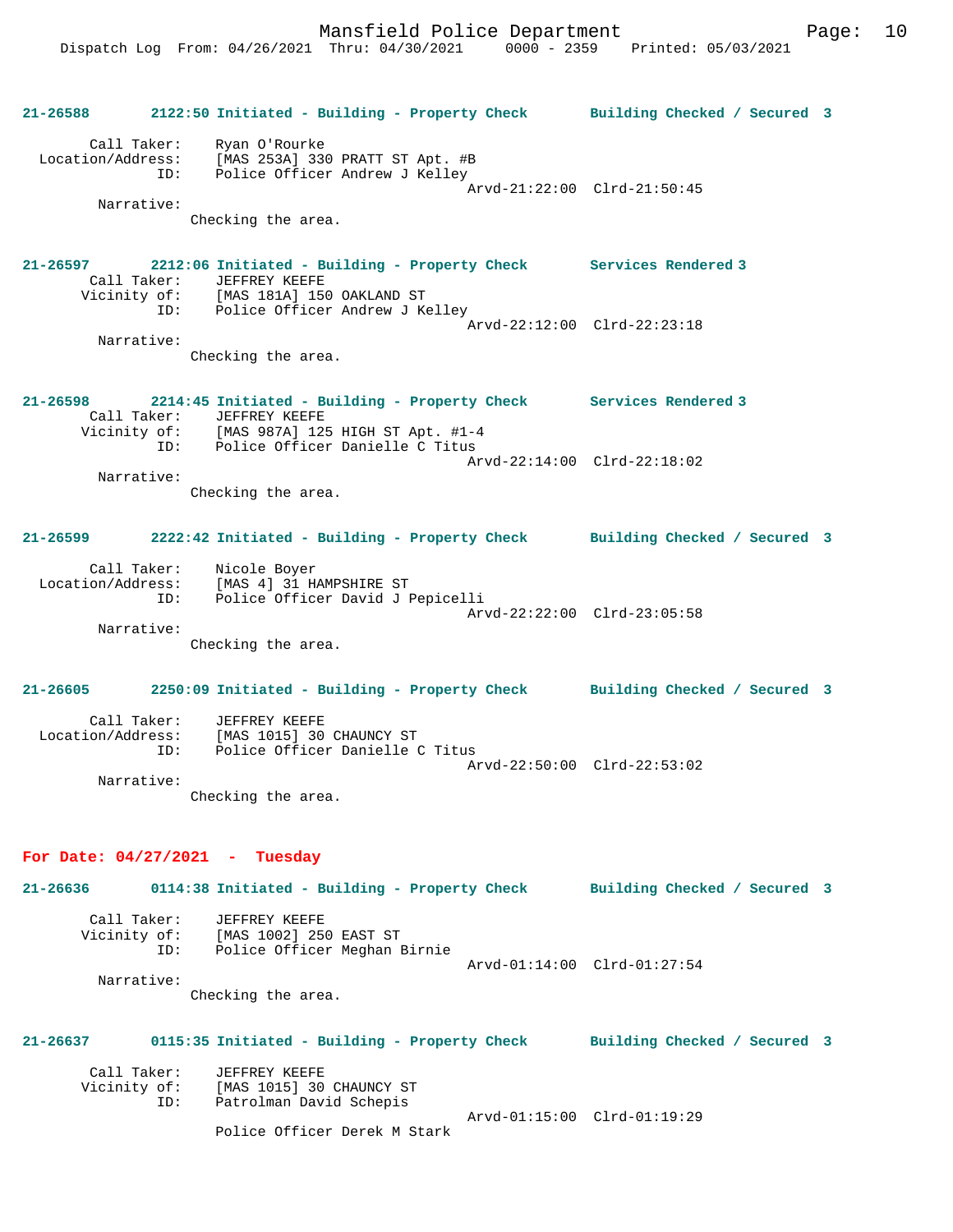21-26588 2122:50 Initiated - Building - Property Check Building Checked / Secured 3

Call Taker: Ryan O'Rourke
Location/Address: [MAS 253A] 330 PRATT ST Apt. #B
ID: Police Officer Andrew J Kelley
Arvd-21:22:00 Clrd-21:50:45
Narrative:
Checking the area.

21-26597 2212:06 Initiated - Building - Property Check Services Rendered 3
Call Taker: JEFFREY KEEFE
Vicinity of: [MAS 181A] 150 OAKLAND ST
ID: Police Officer Andrew J Kelley
Arvd-22:12:00 Clrd-22:23:18
Narrative:
Checking the area.

21-26598 2214:45 Initiated - Building - Property Check Services Rendered 3
Call Taker: JEFFREY KEEFE
Vicinity of: [MAS 987A] 125 HIGH ST Apt. #1-4
ID: Police Officer Danielle C Titus
Arvd-22:14:00 Clrd-22:18:02
Narrative:
Checking the area.

21-26599 2222:42 Initiated - Building - Property Check Building Checked / Secured 3

Call Taker: Nicole Boyer
Location/Address: [MAS 4] 31 HAMPSHIRE ST
ID: Police Officer David J Pepicelli
Arvd-22:22:00 Clrd-23:05:58
Narrative:
Checking the area.

21-26605 2250:09 Initiated - Building - Property Check Building Checked / Secured 3

Call Taker: JEFFREY KEEFE
Location/Address: [MAS 1015] 30 CHAUNCY ST
ID: Police Officer Danielle C Titus
Arvd-22:50:00 Clrd-22:53:02
Narrative:
Checking the area.

**For Date: 04/27/2021 - Tuesday**

21-26636 0114:38 Initiated - Building - Property Check Building Checked / Secured 3

Call Taker: JEFFREY KEEFE
Vicinity of: [MAS 1002] 250 EAST ST
ID: Police Officer Meghan Birnie
Arvd-01:14:00 Clrd-01:27:54
Narrative:
Checking the area.

21-26637 0115:35 Initiated - Building - Property Check Building Checked / Secured 3

Call Taker: JEFFREY KEEFE
Vicinity of: [MAS 1015] 30 CHAUNCY ST
ID: Patrolman David Schepis
Arvd-01:15:00 Clrd-01:19:29
Police Officer Derek M Stark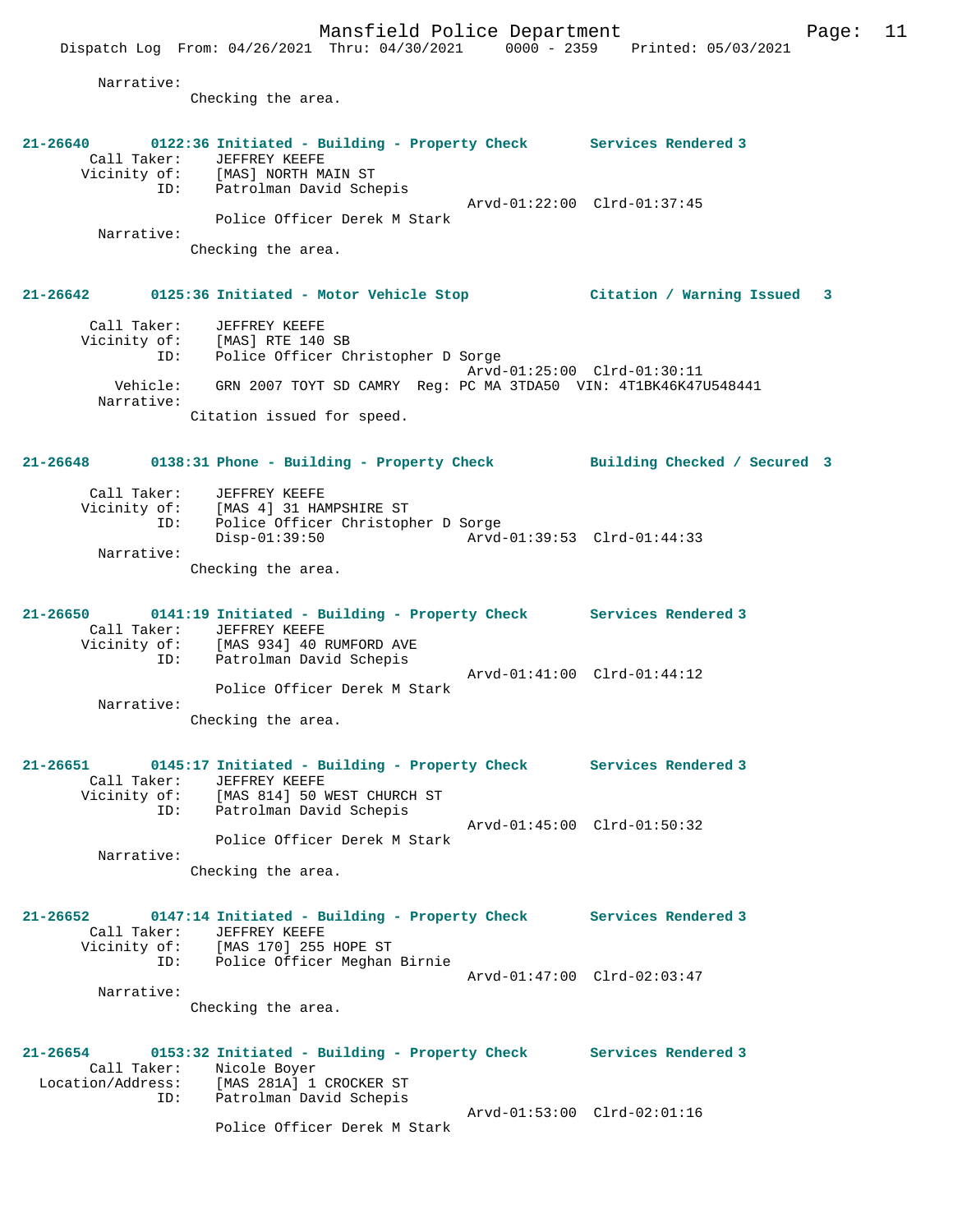Narrative:
Checking the area.

**21-26640 0122:36 Initiated - Building - Property Check Services Rendered 3**

Call Taker: JEFFREY KEEFE
Vicinity of: [MAS] NORTH MAIN ST
ID: Patrolman David Schepis
Arvd-01:22:00 Clrd-01:37:45
Police Officer Derek M Stark
Narrative:
Checking the area.

**21-26642 0125:36 Initiated - Motor Vehicle Stop Citation / Warning Issued 3**

Call Taker: JEFFREY KEEFE
Vicinity of: [MAS] RTE 140 SB
ID: Police Officer Christopher D Sorge
Arvd-01:25:00 Clrd-01:30:11
Vehicle: GRN 2007 TOYT SD CAMRY Reg: PC MA 3TDA50 VIN: 4T1BK46K47U548441
Narrative:
Citation issued for speed.

**21-26648 0138:31 Phone - Building - Property Check Building Checked / Secured 3**

Call Taker: JEFFREY KEEFE
Vicinity of: [MAS 4] 31 HAMPSHIRE ST
ID: Police Officer Christopher D Sorge
Disp-01:39:50 Arvd-01:39:53 Clrd-01:44:33
Narrative:
Checking the area.

**21-26650 0141:19 Initiated - Building - Property Check Services Rendered 3**

Call Taker: JEFFREY KEEFE
Vicinity of: [MAS 934] 40 RUMFORD AVE
ID: Patrolman David Schepis
Arvd-01:41:00 Clrd-01:44:12
Police Officer Derek M Stark
Narrative:
Checking the area.

**21-26651 0145:17 Initiated - Building - Property Check Services Rendered 3**

Call Taker: JEFFREY KEEFE
Vicinity of: [MAS 814] 50 WEST CHURCH ST
ID: Patrolman David Schepis
Arvd-01:45:00 Clrd-01:50:32
Police Officer Derek M Stark
Narrative:
Checking the area.

**21-26652 0147:14 Initiated - Building - Property Check Services Rendered 3**

Call Taker: JEFFREY KEEFE
Vicinity of: [MAS 170] 255 HOPE ST
ID: Police Officer Meghan Birnie
Arvd-01:47:00 Clrd-02:03:47
Narrative:
Checking the area.

**21-26654 0153:32 Initiated - Building - Property Check Services Rendered 3**

Call Taker: Nicole Boyer
Location/Address: [MAS 281A] 1 CROCKER ST
ID: Patrolman David Schepis
Arvd-01:53:00 Clrd-02:01:16
Police Officer Derek M Stark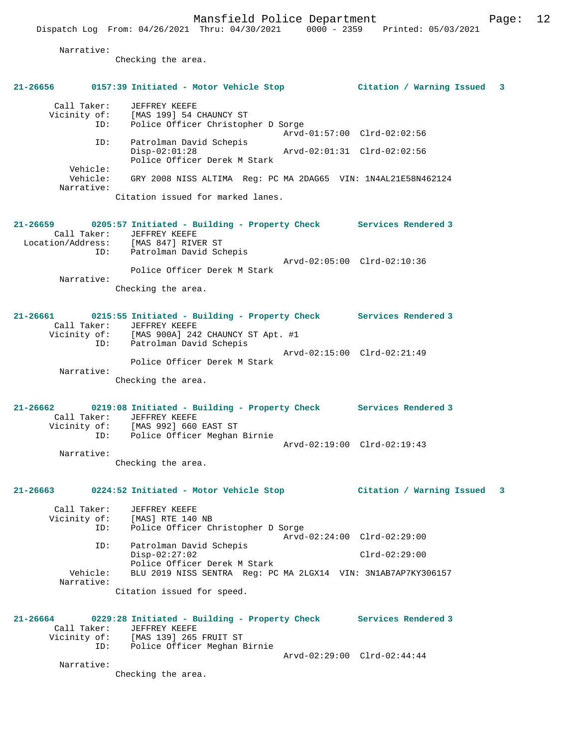Narrative:
Checking the area.

**21-26656 0157:39 Initiated - Motor Vehicle Stop Citation / Warning Issued 3**

Call Taker: JEFFREY KEEFE
Vicinity of: [MAS 199] 54 CHAUNCY ST
ID: Police Officer Christopher D Sorge
Arvd-01:57:00 Clrd-02:02:56
ID: Patrolman David Schepis
Disp-02:01:28 Arvd-02:01:31 Clrd-02:02:56
Police Officer Derek M Stark
Vehicle:
Vehicle: GRY 2008 NISS ALTIMA Reg: PC MA 2DAG65 VIN: 1N4AL21E58N462124
Narrative:
Citation issued for marked lanes.

**21-26659 0205:57 Initiated - Building - Property Check Services Rendered 3**

Call Taker: JEFFREY KEEFE
Location/Address: [MAS 847] RIVER ST
ID: Patrolman David Schepis
Arvd-02:05:00 Clrd-02:10:36
Police Officer Derek M Stark
Narrative:
Checking the area.

**21-26661 0215:55 Initiated - Building - Property Check Services Rendered 3**

Call Taker: JEFFREY KEEFE
Vicinity of: [MAS 900A] 242 CHAUNCY ST Apt. #1
ID: Patrolman David Schepis
Arvd-02:15:00 Clrd-02:21:49
Police Officer Derek M Stark
Narrative:
Checking the area.

**21-26662 0219:08 Initiated - Building - Property Check Services Rendered 3**

Call Taker: JEFFREY KEEFE
Vicinity of: [MAS 992] 660 EAST ST
ID: Police Officer Meghan Birnie
Arvd-02:19:00 Clrd-02:19:43
Narrative:
Checking the area.

**21-26663 0224:52 Initiated - Motor Vehicle Stop Citation / Warning Issued 3**

Call Taker: JEFFREY KEEFE
Vicinity of: [MAS] RTE 140 NB
ID: Police Officer Christopher D Sorge
Arvd-02:24:00 Clrd-02:29:00
ID: Patrolman David Schepis
Disp-02:27:02 Clrd-02:29:00
Police Officer Derek M Stark
Vehicle: BLU 2019 NISS SENTRA Reg: PC MA 2LGX14 VIN: 3N1AB7AP7KY306157
Narrative:
Citation issued for speed.

**21-26664 0229:28 Initiated - Building - Property Check Services Rendered 3**

Call Taker: JEFFREY KEEFE
Vicinity of: [MAS 139] 265 FRUIT ST
ID: Police Officer Meghan Birnie
Arvd-02:29:00 Clrd-02:44:44
Narrative:
Checking the area.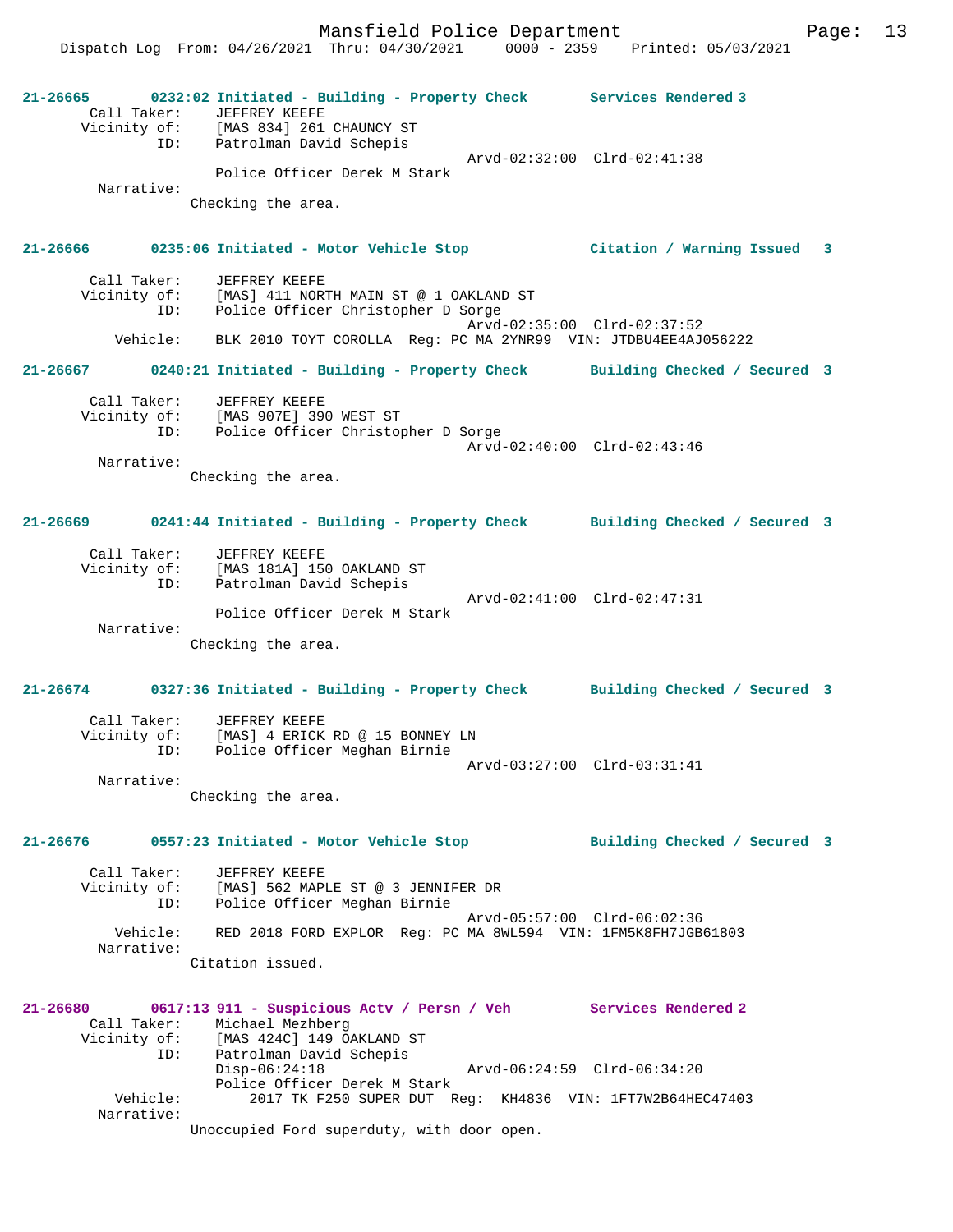**21-26665** 0232:02 Initiated - Building - Property Check Services Rendered 3

Call Taker: JEFFREY KEEFE
Vicinity of: [MAS 834] 261 CHAUNCY ST
ID: Patrolman David Schepis
Arvd-02:32:00 Clrd-02:41:38
Police Officer Derek M Stark
Narrative:
Checking the area.

**21-26666** 0235:06 Initiated - Motor Vehicle Stop Citation / Warning Issued 3

Call Taker: JEFFREY KEEFE
Vicinity of: [MAS] 411 NORTH MAIN ST @ 1 OAKLAND ST
ID: Police Officer Christopher D Sorge
Arvd-02:35:00 Clrd-02:37:52
Vehicle: BLK 2010 TOYT COROLLA Reg: PC MA 2YNR99 VIN: JTDBU4EE4AJ056222

**21-26667** 0240:21 Initiated - Building - Property Check Building Checked / Secured 3

Call Taker: JEFFREY KEEFE
Vicinity of: [MAS 907E] 390 WEST ST
ID: Police Officer Christopher D Sorge
Arvd-02:40:00 Clrd-02:43:46
Narrative:
Checking the area.

**21-26669** 0241:44 Initiated - Building - Property Check Building Checked / Secured 3

Call Taker: JEFFREY KEEFE
Vicinity of: [MAS 181A] 150 OAKLAND ST
ID: Patrolman David Schepis
Arvd-02:41:00 Clrd-02:47:31
Police Officer Derek M Stark
Narrative:
Checking the area.

**21-26674** 0327:36 Initiated - Building - Property Check Building Checked / Secured 3

Call Taker: JEFFREY KEEFE
Vicinity of: [MAS] 4 ERICK RD @ 15 BONNEY LN
ID: Police Officer Meghan Birnie
Arvd-03:27:00 Clrd-03:31:41
Narrative:
Checking the area.

**21-26676** 0557:23 Initiated - Motor Vehicle Stop Building Checked / Secured 3

Call Taker: JEFFREY KEEFE
Vicinity of: [MAS] 562 MAPLE ST @ 3 JENNIFER DR
ID: Police Officer Meghan Birnie
Arvd-05:57:00 Clrd-06:02:36
Vehicle: RED 2018 FORD EXPLOR Reg: PC MA 8WL594 VIN: 1FM5K8FH7JGB61803
Narrative:
Citation issued.

**21-26680** 0617:13 911 - Suspicious Actv / Persn / Veh Services Rendered 2

Call Taker: Michael Mezhberg
Vicinity of: [MAS 424C] 149 OAKLAND ST
ID: Patrolman David Schepis
Disp-06:24:18 Arvd-06:24:59 Clrd-06:34:20
Police Officer Derek M Stark
Vehicle: 2017 TK F250 SUPER DUT Reg: KH4836 VIN: 1FT7W2B64HEC47403
Narrative:
Unoccupied Ford superduty, with door open.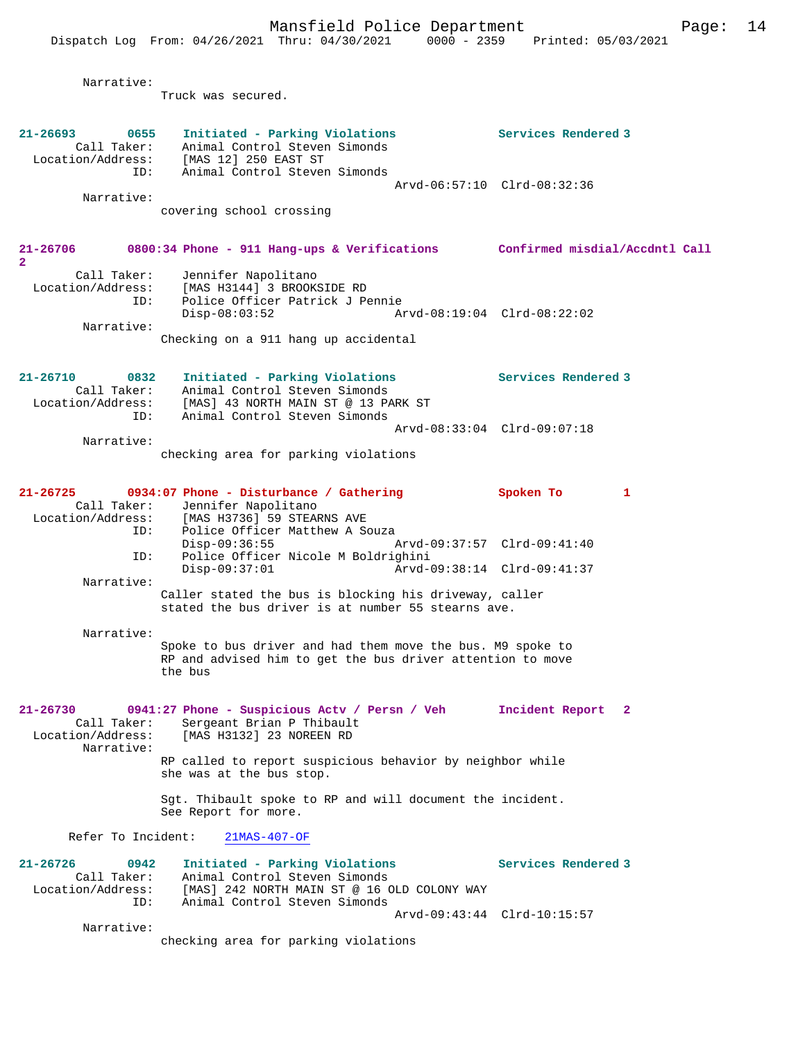Narrative:
Truck was secured.

**21-26693 0655 Initiated - Parking Violations Services Rendered 3**
Call Taker: Animal Control Steven Simonds
Location/Address: [MAS 12] 250 EAST ST
ID: Animal Control Steven Simonds
Arvd-06:57:10 Clrd-08:32:36
Narrative:
covering school crossing

**21-26706 0800:34 Phone - 911 Hang-ups & Verifications Confirmed misdial/Accdntl Call 2**
Call Taker: Jennifer Napolitano
Location/Address: [MAS H3144] 3 BROOKSIDE RD
ID: Police Officer Patrick J Pennie
Disp-08:03:52 Arvd-08:19:04 Clrd-08:22:02
Narrative:
Checking on a 911 hang up accidental

**21-26710 0832 Initiated - Parking Violations Services Rendered 3**
Call Taker: Animal Control Steven Simonds
Location/Address: [MAS] 43 NORTH MAIN ST @ 13 PARK ST
ID: Animal Control Steven Simonds
Arvd-08:33:04 Clrd-09:07:18
Narrative:
checking area for parking violations

**21-26725 0934:07 Phone - Disturbance / Gathering Spoken To 1**
Call Taker: Jennifer Napolitano
Location/Address: [MAS H3736] 59 STEARNS AVE
ID: Police Officer Matthew A Souza
Disp-09:36:55 Arvd-09:37:57 Clrd-09:41:40
ID: Police Officer Nicole M Boldrighini
Disp-09:37:01 Arvd-09:38:14 Clrd-09:41:37
Narrative:
Caller stated the bus is blocking his driveway, caller stated the bus driver is at number 55 stearns ave.

Narrative:
Spoke to bus driver and had them move the bus. M9 spoke to RP and advised him to get the bus driver attention to move the bus

**21-26730 0941:27 Phone - Suspicious Actv / Persn / Veh Incident Report 2**
Call Taker: Sergeant Brian P Thibault
Location/Address: [MAS H3132] 23 NOREEN RD
Narrative:
RP called to report suspicious behavior by neighbor while she was at the bus stop.

Sgt. Thibault spoke to RP and will document the incident. See Report for more.

Refer To Incident: 21MAS-407-OF

**21-26726 0942 Initiated - Parking Violations Services Rendered 3**
Call Taker: Animal Control Steven Simonds
Location/Address: [MAS] 242 NORTH MAIN ST @ 16 OLD COLONY WAY
ID: Animal Control Steven Simonds
Arvd-09:43:44 Clrd-10:15:57
Narrative:
checking area for parking violations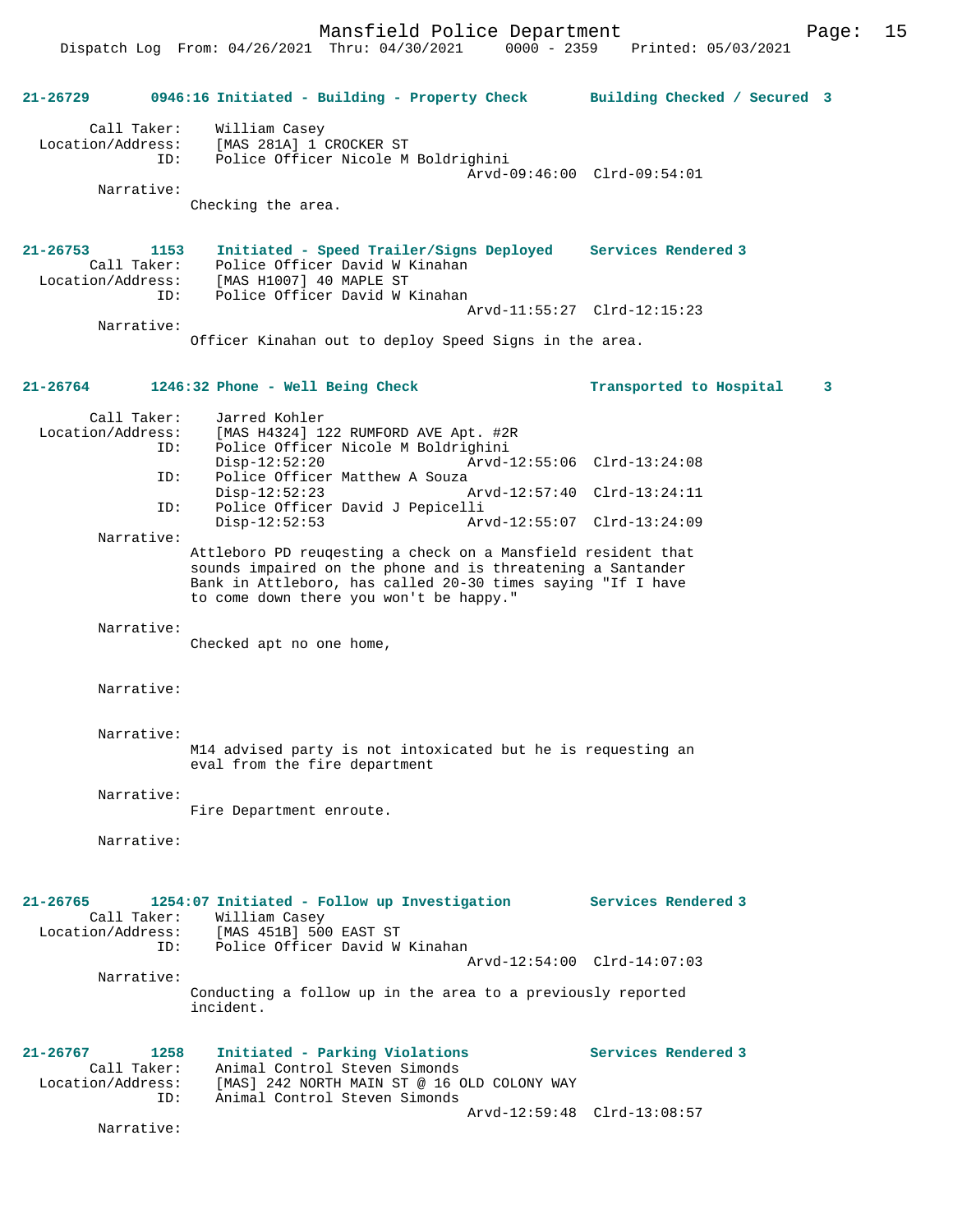**21-26729 0946:16 Initiated - Building - Property Check — Building Checked / Secured 3**

Call Taker: William Casey
Location/Address: [MAS 281A] 1 CROCKER ST
ID: Police Officer Nicole M Boldrighini
Arvd-09:46:00 Clrd-09:54:01

Narrative:
Checking the area.

**21-26753 1153 Initiated - Speed Trailer/Signs Deployed — Services Rendered 3**

Call Taker: Police Officer David W Kinahan
Location/Address: [MAS H1007] 40 MAPLE ST
ID: Police Officer David W Kinahan
Arvd-11:55:27 Clrd-12:15:23

Narrative:
Officer Kinahan out to deploy Speed Signs in the area.

**21-26764 1246:32 Phone - Well Being Check — Transported to Hospital 3**

Call Taker: Jarred Kohler
Location/Address: [MAS H4324] 122 RUMFORD AVE Apt. #2R
ID: Police Officer Nicole M Boldrighini
Disp-12:52:20 Arvd-12:55:06 Clrd-13:24:08
ID: Police Officer Matthew A Souza
Disp-12:52:23 Arvd-12:57:40 Clrd-13:24:11
ID: Police Officer David J Pepicelli
Disp-12:52:53 Arvd-12:55:07 Clrd-13:24:09

Narrative:
Attleboro PD reuqesting a check on a Mansfield resident that sounds impaired on the phone and is threatening a Santander Bank in Attleboro, has called 20-30 times saying "If I have to come down there you won't be happy."

Narrative:
Checked apt no one home,

Narrative:

Narrative:
M14 advised party is not intoxicated but he is requesting an eval from the fire department

Narrative:
Fire Department enroute.

Narrative:

**21-26765 1254:07 Initiated - Follow up Investigation — Services Rendered 3**

Call Taker: William Casey
Location/Address: [MAS 451B] 500 EAST ST
ID: Police Officer David W Kinahan
Arvd-12:54:00 Clrd-14:07:03

Narrative:
Conducting a follow up in the area to a previously reported incident.

**21-26767 1258 Initiated - Parking Violations — Services Rendered 3**

Call Taker: Animal Control Steven Simonds
Location/Address: [MAS] 242 NORTH MAIN ST @ 16 OLD COLONY WAY
ID: Animal Control Steven Simonds
Arvd-12:59:48 Clrd-13:08:57

Narrative: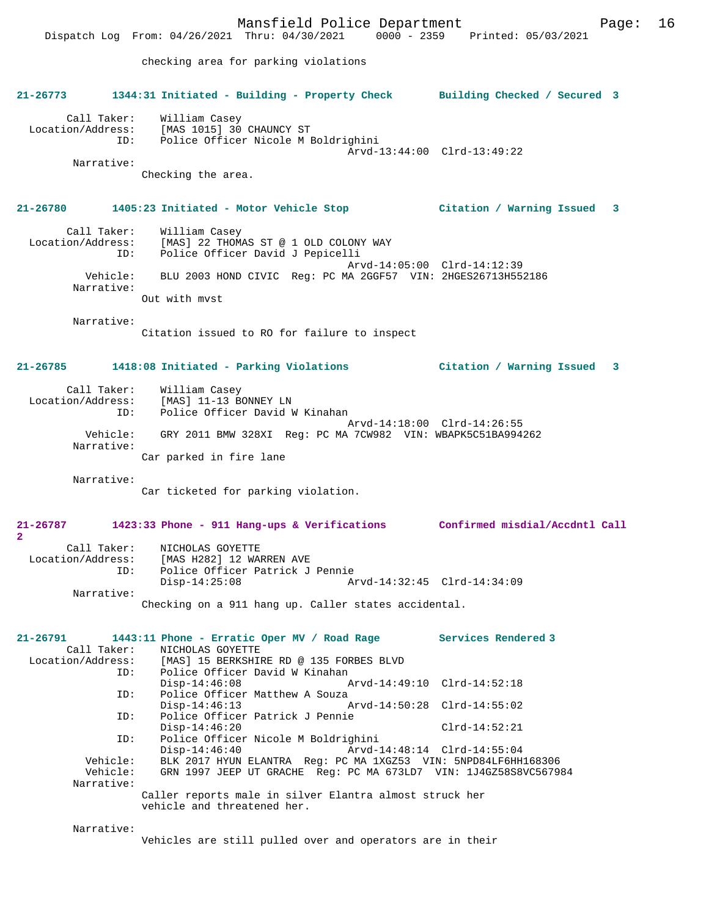checking area for parking violations

**21-26773 1344:31 Initiated - Building - Property Check — Building Checked / Secured 3**

Call Taker: William Casey
Location/Address: [MAS 1015] 30 CHAUNCY ST
ID: Police Officer Nicole M Boldrighini
Arvd-13:44:00 Clrd-13:49:22
Narrative:
Checking the area.

**21-26780 1405:23 Initiated - Motor Vehicle Stop — Citation / Warning Issued 3**

Call Taker: William Casey
Location/Address: [MAS] 22 THOMAS ST @ 1 OLD COLONY WAY
ID: Police Officer David J Pepicelli
Arvd-14:05:00 Clrd-14:12:39
Vehicle: BLU 2003 HOND CIVIC Reg: PC MA 2GGF57 VIN: 2HGES26713H552186
Narrative:
Out with mvst

Narrative:
Citation issued to RO for failure to inspect

**21-26785 1418:08 Initiated - Parking Violations — Citation / Warning Issued 3**

Call Taker: William Casey
Location/Address: [MAS] 11-13 BONNEY LN
ID: Police Officer David W Kinahan
Arvd-14:18:00 Clrd-14:26:55
Vehicle: GRY 2011 BMW 328XI Reg: PC MA 7CW982 VIN: WBAPK5C51BA994262
Narrative:
Car parked in fire lane

Narrative:
Car ticketed for parking violation.

**21-26787 1423:33 Phone - 911 Hang-ups & Verifications — Confirmed misdial/Accdntl Call 2**

Call Taker: NICHOLAS GOYETTE
Location/Address: [MAS H282] 12 WARREN AVE
ID: Police Officer Patrick J Pennie
Disp-14:25:08 Arvd-14:32:45 Clrd-14:34:09
Narrative:
Checking on a 911 hang up. Caller states accidental.

**21-26791 1443:11 Phone - Erratic Oper MV / Road Rage — Services Rendered 3**

Call Taker: NICHOLAS GOYETTE
Location/Address: [MAS] 15 BERKSHIRE RD @ 135 FORBES BLVD
ID: Police Officer David W Kinahan
Disp-14:46:08 Arvd-14:49:10 Clrd-14:52:18
ID: Police Officer Matthew A Souza
Disp-14:46:13 Arvd-14:50:28 Clrd-14:55:02
ID: Police Officer Patrick J Pennie
Disp-14:46:20 Clrd-14:52:21
ID: Police Officer Nicole M Boldrighini
Disp-14:46:40 Arvd-14:48:14 Clrd-14:55:04
Vehicle: BLK 2017 HYUN ELANTRA Reg: PC MA 1XGZ53 VIN: 5NPD84LF6HH168306
Vehicle: GRN 1997 JEEP UT GRACHE Reg: PC MA 673LD7 VIN: 1J4GZ58S8VC567984
Narrative:
Caller reports male in silver Elantra almost struck her vehicle and threatened her.

Narrative:
Vehicles are still pulled over and operators are in their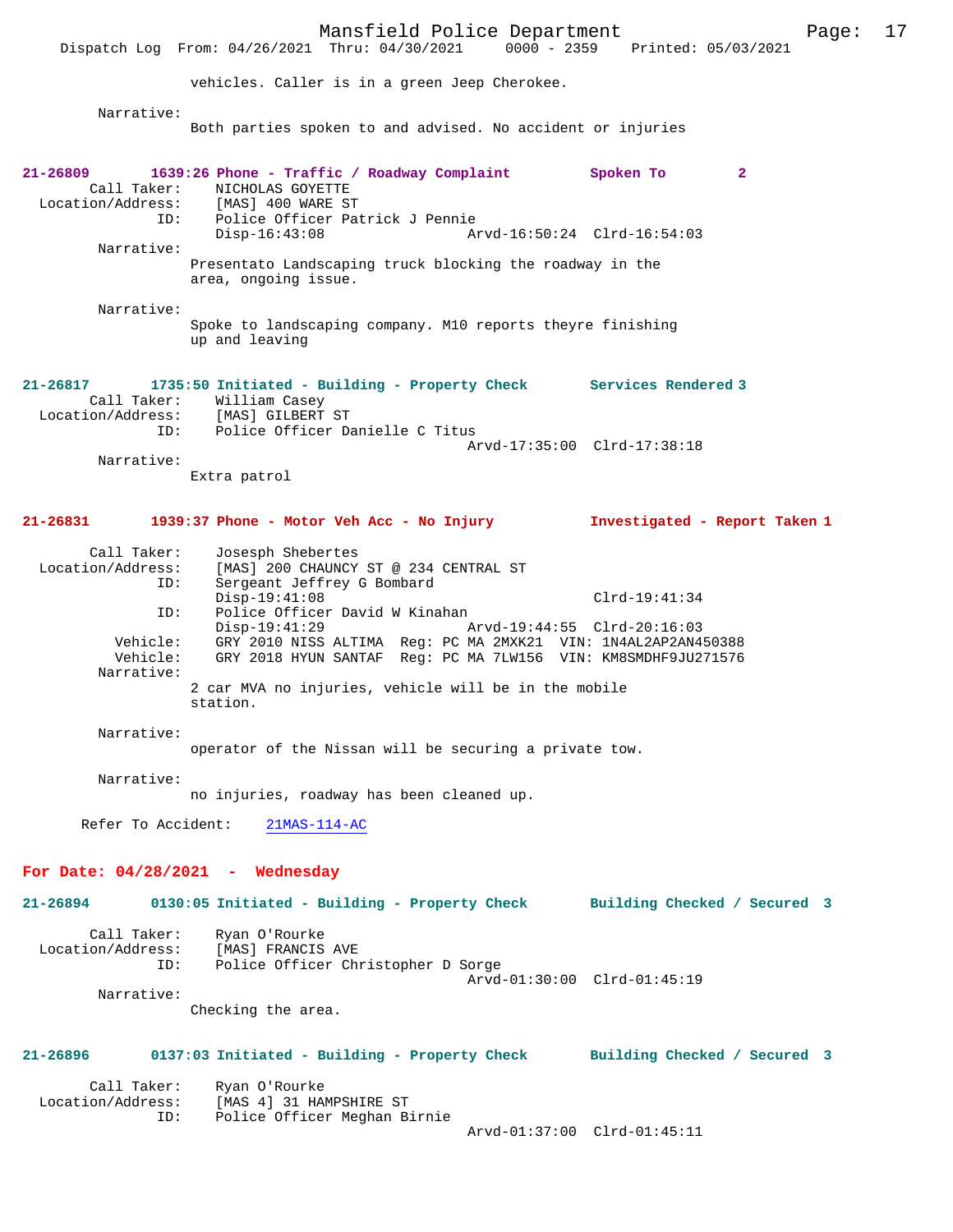vehicles. Caller is in a green Jeep Cherokee.

Narrative:
Both parties spoken to and advised. No accident or injuries

**21-26809 1639:26 Phone - Traffic / Roadway Complaint Spoken To 2**

Call Taker: NICHOLAS GOYETTE
Location/Address: [MAS] 400 WARE ST
ID: Police Officer Patrick J Pennie
Disp-16:43:08 Arvd-16:50:24 Clrd-16:54:03

Narrative:
Presentato Landscaping truck blocking the roadway in the area, ongoing issue.

Narrative:
Spoke to landscaping company. M10 reports theyre finishing up and leaving

**21-26817 1735:50 Initiated - Building - Property Check Services Rendered 3**

Call Taker: William Casey
Location/Address: [MAS] GILBERT ST
ID: Police Officer Danielle C Titus
Arvd-17:35:00 Clrd-17:38:18

Narrative:
Extra patrol

**21-26831 1939:37 Phone - Motor Veh Acc - No Injury Investigated - Report Taken 1**

Call Taker: Josesph Shebertes
Location/Address: [MAS] 200 CHAUNCY ST @ 234 CENTRAL ST
ID: Sergeant Jeffrey G Bombard
Disp-19:41:08 Clrd-19:41:34
ID: Police Officer David W Kinahan
Disp-19:41:29 Arvd-19:44:55 Clrd-20:16:03
Vehicle: GRY 2010 NISS ALTIMA Reg: PC MA 2MXK21 VIN: 1N4AL2AP2AN450388
Vehicle: GRY 2018 HYUN SANTAF Reg: PC MA 7LW156 VIN: KM8SMDHF9JU271576

Narrative:
2 car MVA no injuries, vehicle will be in the mobile station.

Narrative:
operator of the Nissan will be securing a private tow.

Narrative:
no injuries, roadway has been cleaned up.

Refer To Accident: 21MAS-114-AC

## For Date: 04/28/2021 - Wednesday

**21-26894 0130:05 Initiated - Building - Property Check Building Checked / Secured 3**

Call Taker: Ryan O'Rourke
Location/Address: [MAS] FRANCIS AVE
ID: Police Officer Christopher D Sorge
Arvd-01:30:00 Clrd-01:45:19

Narrative:
Checking the area.

**21-26896 0137:03 Initiated - Building - Property Check Building Checked / Secured 3**

Call Taker: Ryan O'Rourke
Location/Address: [MAS 4] 31 HAMPSHIRE ST
ID: Police Officer Meghan Birnie
Arvd-01:37:00 Clrd-01:45:11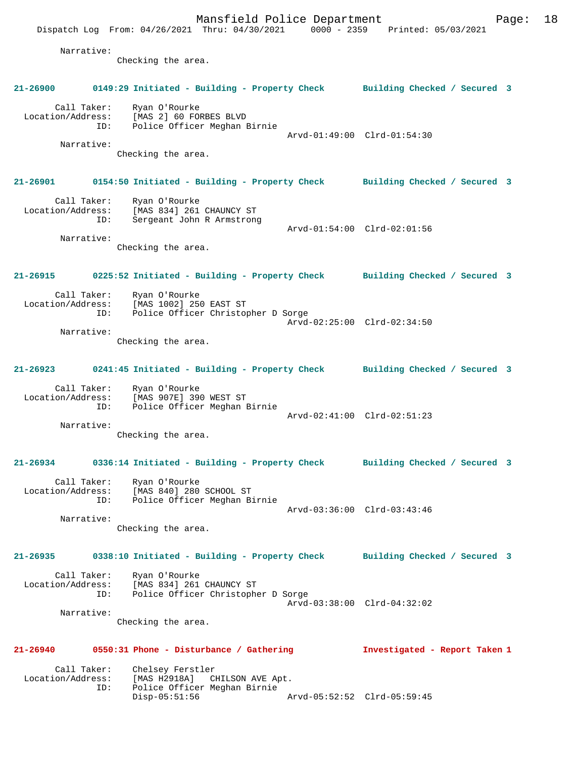Narrative:
Checking the area.

**21-26900 0149:29 Initiated - Building - Property Check Building Checked / Secured 3**

Call Taker: Ryan O'Rourke
Location/Address: [MAS 2] 60 FORBES BLVD
ID: Police Officer Meghan Birnie
Arvd-01:49:00 Clrd-01:54:30
Narrative:
Checking the area.

**21-26901 0154:50 Initiated - Building - Property Check Building Checked / Secured 3**

Call Taker: Ryan O'Rourke
Location/Address: [MAS 834] 261 CHAUNCY ST
ID: Sergeant John R Armstrong
Arvd-01:54:00 Clrd-02:01:56
Narrative:
Checking the area.

**21-26915 0225:52 Initiated - Building - Property Check Building Checked / Secured 3**

Call Taker: Ryan O'Rourke
Location/Address: [MAS 1002] 250 EAST ST
ID: Police Officer Christopher D Sorge
Arvd-02:25:00 Clrd-02:34:50
Narrative:
Checking the area.

**21-26923 0241:45 Initiated - Building - Property Check Building Checked / Secured 3**

Call Taker: Ryan O'Rourke
Location/Address: [MAS 907E] 390 WEST ST
ID: Police Officer Meghan Birnie
Arvd-02:41:00 Clrd-02:51:23
Narrative:
Checking the area.

**21-26934 0336:14 Initiated - Building - Property Check Building Checked / Secured 3**

Call Taker: Ryan O'Rourke
Location/Address: [MAS 840] 280 SCHOOL ST
ID: Police Officer Meghan Birnie
Arvd-03:36:00 Clrd-03:43:46
Narrative:
Checking the area.

**21-26935 0338:10 Initiated - Building - Property Check Building Checked / Secured 3**

Call Taker: Ryan O'Rourke
Location/Address: [MAS 834] 261 CHAUNCY ST
ID: Police Officer Christopher D Sorge
Arvd-03:38:00 Clrd-04:32:02
Narrative:
Checking the area.

**21-26940 0550:31 Phone - Disturbance / Gathering Investigated - Report Taken 1**

Call Taker: Chelsey Ferstler
Location/Address: [MAS H2918A] CHILSON AVE Apt.
ID: Police Officer Meghan Birnie
Disp-05:51:56 Arvd-05:52:52 Clrd-05:59:45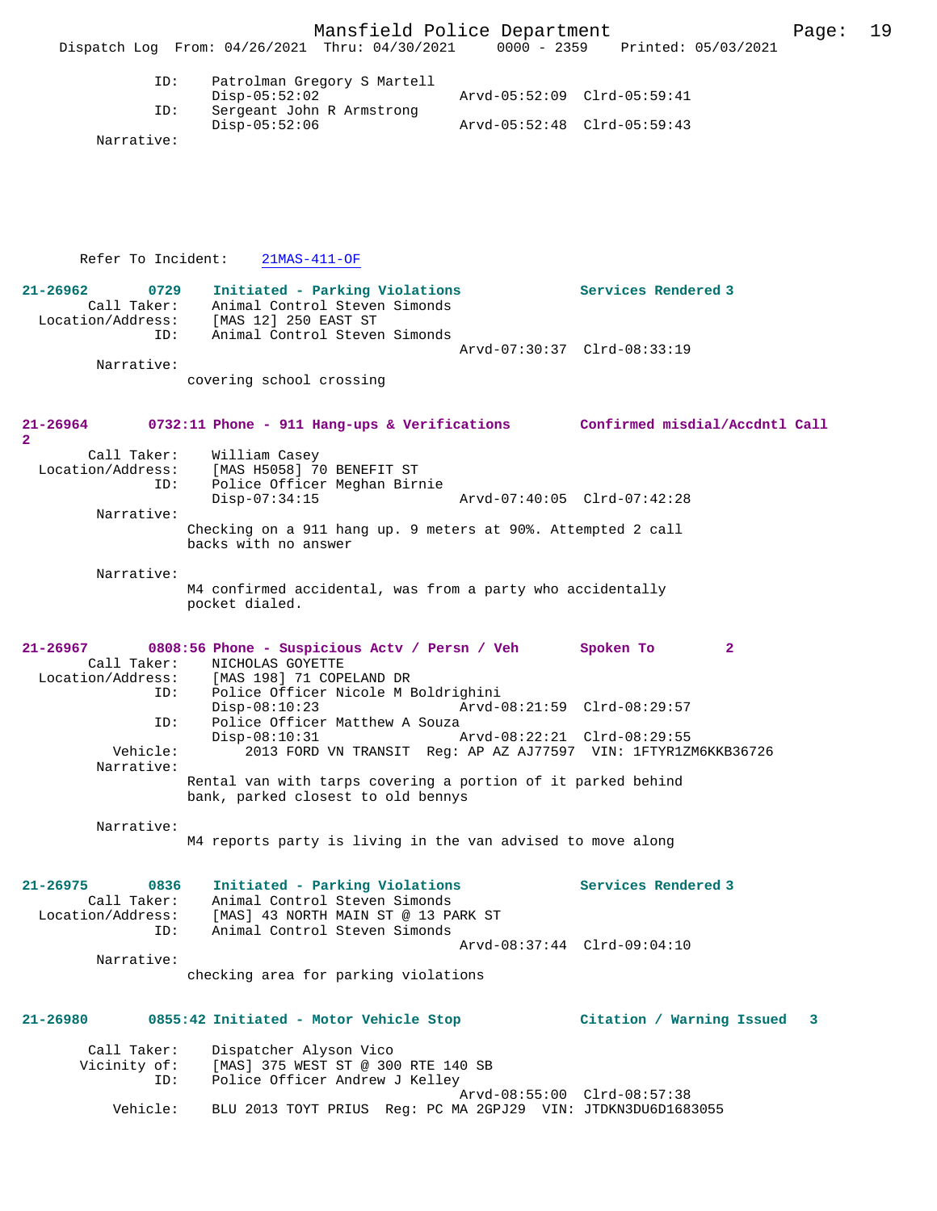```
            ID:     Patrolman Gregory S Martell
                    Disp-05:52:02               Arvd-05:52:09  Clrd-05:59:41
            ID:     Sergeant John R Armstrong
                    Disp-05:52:06               Arvd-05:52:48  Clrd-05:59:43
      Narrative:
```

Refer To Incident: 21MAS-411-OF

```
21-26962       0729   Initiated - Parking Violations           Services Rendered 3
       Call Taker:    Animal Control Steven Simonds
 Location/Address:    [MAS 12] 250 EAST ST
               ID:    Animal Control Steven Simonds
                                                Arvd-07:30:37  Clrd-08:33:19
        Narrative:
                   covering school crossing

21-26964       0732:11 Phone - 911 Hang-ups & Verifications       Confirmed misdial/Accdntl Call
2
       Call Taker:    William Casey
 Location/Address:    [MAS H5058] 70 BENEFIT ST
               ID:    Police Officer Meghan Birnie
                      Disp-07:34:15             Arvd-07:40:05  Clrd-07:42:28
        Narrative:
                   Checking on a 911 hang up. 9 meters at 90%. Attempted 2 call
                   backs with no answer

        Narrative:
                   M4 confirmed accidental, was from a party who accidentally
                   pocket dialed.

21-26967       0808:56 Phone - Suspicious Actv / Persn / Veh      Spoken To        2
       Call Taker:    NICHOLAS GOYETTE
 Location/Address:    [MAS 198] 71 COPELAND DR
               ID:    Police Officer Nicole M Boldrighini
                      Disp-08:10:23             Arvd-08:21:59  Clrd-08:29:57
               ID:    Police Officer Matthew A Souza
                      Disp-08:10:31             Arvd-08:22:21  Clrd-08:29:55
          Vehicle:         2013 FORD VN TRANSIT  Reg: AP AZ AJ77597  VIN: 1FTYR1ZM6KKB36726
        Narrative:
                   Rental van with tarps covering a portion of it parked behind
                   bank, parked closest to old bennys

        Narrative:
                   M4 reports party is living in the van advised to move along

21-26975       0836   Initiated - Parking Violations           Services Rendered 3
       Call Taker:    Animal Control Steven Simonds
 Location/Address:    [MAS] 43 NORTH MAIN ST @ 13 PARK ST
               ID:    Animal Control Steven Simonds
                                                Arvd-08:37:44  Clrd-09:04:10
        Narrative:
                   checking area for parking violations

21-26980       0855:42 Initiated - Motor Vehicle Stop             Citation / Warning Issued   3

       Call Taker:    Dispatcher Alyson Vico
      Vicinity of:    [MAS] 375 WEST ST @ 300 RTE 140 SB
               ID:    Police Officer Andrew J Kelley
                                                Arvd-08:55:00  Clrd-08:57:38
          Vehicle:    BLU 2013 TOYT PRIUS  Reg: PC MA 2GPJ29  VIN: JTDKN3DU6D1683055
```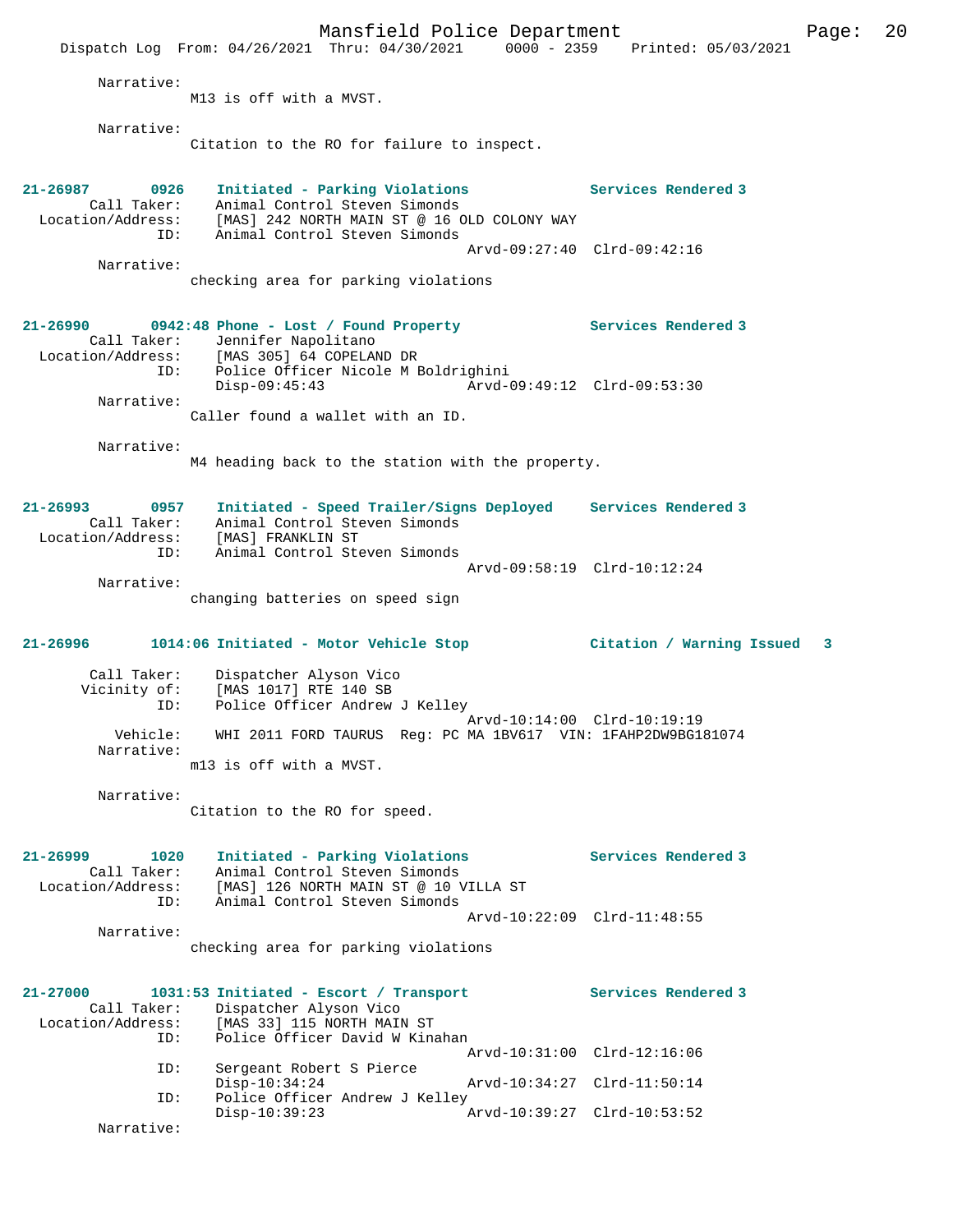Narrative:
M13 is off with a MVST.

Narrative:
Citation to the RO for failure to inspect.

**21-26987 0926 Initiated - Parking Violations — Services Rendered 3**
Call Taker: Animal Control Steven Simonds
Location/Address: [MAS] 242 NORTH MAIN ST @ 16 OLD COLONY WAY
ID: Animal Control Steven Simonds
Arvd-09:27:40 Clrd-09:42:16
Narrative:
checking area for parking violations

**21-26990 0942:48 Phone - Lost / Found Property — Services Rendered 3**
Call Taker: Jennifer Napolitano
Location/Address: [MAS 305] 64 COPELAND DR
ID: Police Officer Nicole M Boldrighini
Disp-09:45:43 Arvd-09:49:12 Clrd-09:53:30
Narrative:
Caller found a wallet with an ID.

Narrative:
M4 heading back to the station with the property.

**21-26993 0957 Initiated - Speed Trailer/Signs Deployed — Services Rendered 3**
Call Taker: Animal Control Steven Simonds
Location/Address: [MAS] FRANKLIN ST
ID: Animal Control Steven Simonds
Arvd-09:58:19 Clrd-10:12:24
Narrative:
changing batteries on speed sign

**21-26996 1014:06 Initiated - Motor Vehicle Stop — Citation / Warning Issued 3**
Call Taker: Dispatcher Alyson Vico
Vicinity of: [MAS 1017] RTE 140 SB
ID: Police Officer Andrew J Kelley
Arvd-10:14:00 Clrd-10:19:19
Vehicle: WHI 2011 FORD TAURUS Reg: PC MA 1BV617 VIN: 1FAHP2DW9BG181074
Narrative:
m13 is off with a MVST.

Narrative:
Citation to the RO for speed.

**21-26999 1020 Initiated - Parking Violations — Services Rendered 3**
Call Taker: Animal Control Steven Simonds
Location/Address: [MAS] 126 NORTH MAIN ST @ 10 VILLA ST
ID: Animal Control Steven Simonds
Arvd-10:22:09 Clrd-11:48:55
Narrative:
checking area for parking violations

**21-27000 1031:53 Initiated - Escort / Transport — Services Rendered 3**
Call Taker: Dispatcher Alyson Vico
Location/Address: [MAS 33] 115 NORTH MAIN ST
ID: Police Officer David W Kinahan
Arvd-10:31:00 Clrd-12:16:06
ID: Sergeant Robert S Pierce
Disp-10:34:24 Arvd-10:34:27 Clrd-11:50:14
ID: Police Officer Andrew J Kelley
Disp-10:39:23 Arvd-10:39:27 Clrd-10:53:52
Narrative: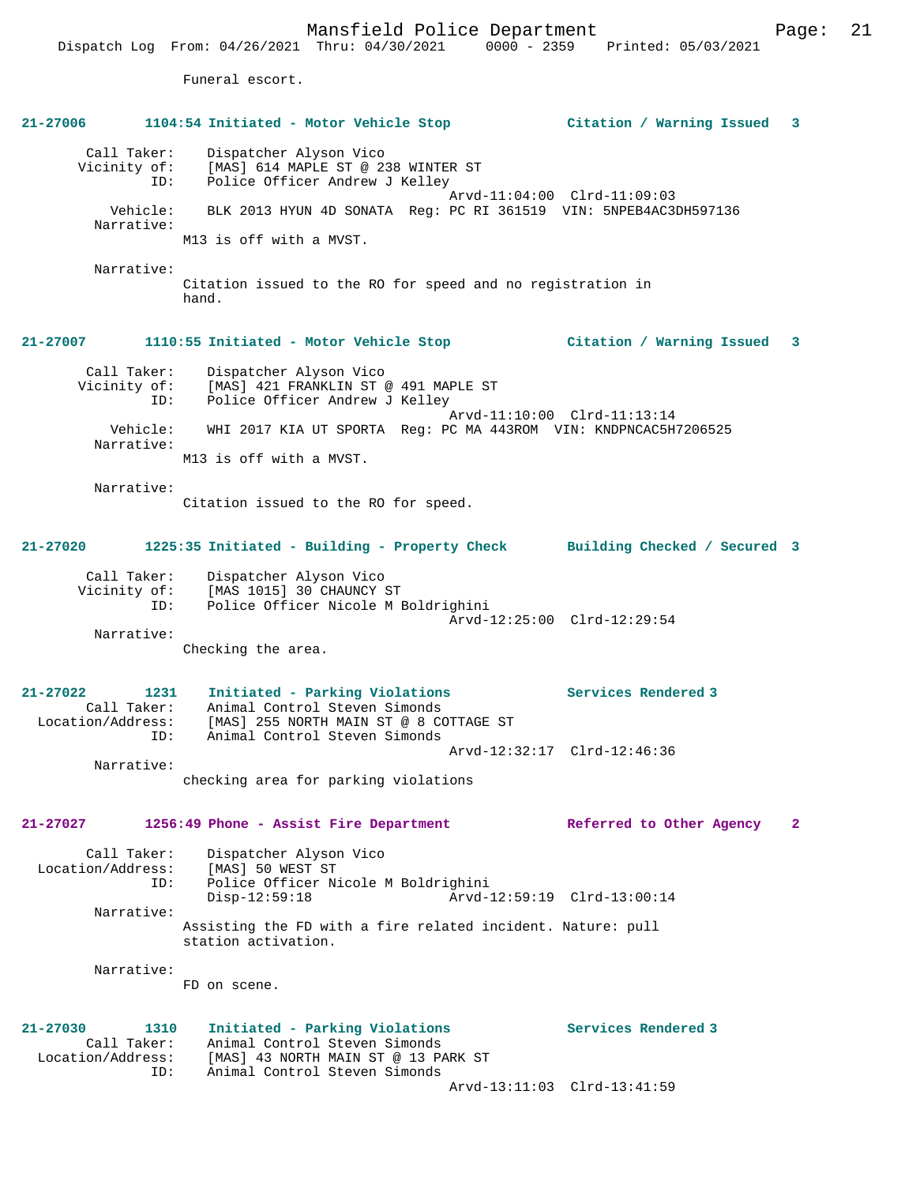Funeral escort.

**21-27006 1104:54 Initiated - Motor Vehicle Stop Citation / Warning Issued 3**

Call Taker: Dispatcher Alyson Vico
Vicinity of: [MAS] 614 MAPLE ST @ 238 WINTER ST
ID: Police Officer Andrew J Kelley
Arvd-11:04:00 Clrd-11:09:03
Vehicle: BLK 2013 HYUN 4D SONATA Reg: PC RI 361519 VIN: 5NPEB4AC3DH597136
Narrative:
M13 is off with a MVST.

Narrative:
Citation issued to the RO for speed and no registration in hand.

**21-27007 1110:55 Initiated - Motor Vehicle Stop Citation / Warning Issued 3**

Call Taker: Dispatcher Alyson Vico
Vicinity of: [MAS] 421 FRANKLIN ST @ 491 MAPLE ST
ID: Police Officer Andrew J Kelley
Arvd-11:10:00 Clrd-11:13:14
Vehicle: WHI 2017 KIA UT SPORTA Reg: PC MA 443ROM VIN: KNDPNCAC5H7206525
Narrative:
M13 is off with a MVST.

Narrative:
Citation issued to the RO for speed.

**21-27020 1225:35 Initiated - Building - Property Check Building Checked / Secured 3**

Call Taker: Dispatcher Alyson Vico
Vicinity of: [MAS 1015] 30 CHAUNCY ST
ID: Police Officer Nicole M Boldrighini
Arvd-12:25:00 Clrd-12:29:54
Narrative:
Checking the area.

**21-27022 1231 Initiated - Parking Violations Services Rendered 3**

Call Taker: Animal Control Steven Simonds
Location/Address: [MAS] 255 NORTH MAIN ST @ 8 COTTAGE ST
ID: Animal Control Steven Simonds
Arvd-12:32:17 Clrd-12:46:36
Narrative:
checking area for parking violations

**21-27027 1256:49 Phone - Assist Fire Department Referred to Other Agency 2**

Call Taker: Dispatcher Alyson Vico
Location/Address: [MAS] 50 WEST ST
ID: Police Officer Nicole M Boldrighini
Disp-12:59:18 Arvd-12:59:19 Clrd-13:00:14
Narrative:
Assisting the FD with a fire related incident. Nature: pull station activation.

Narrative:
FD on scene.

**21-27030 1310 Initiated - Parking Violations Services Rendered 3**

Call Taker: Animal Control Steven Simonds
Location/Address: [MAS] 43 NORTH MAIN ST @ 13 PARK ST
ID: Animal Control Steven Simonds
Arvd-13:11:03 Clrd-13:41:59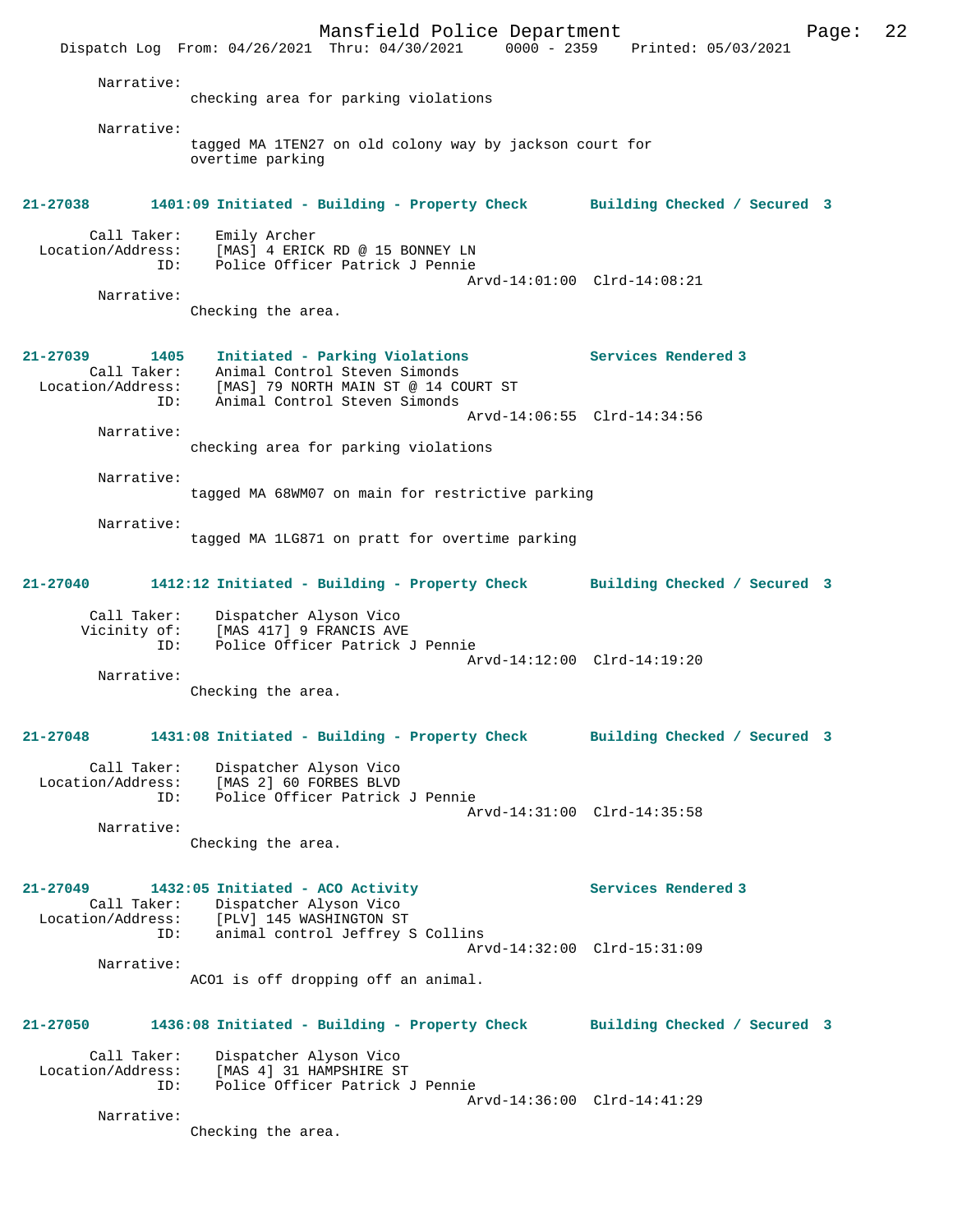Narrative:
checking area for parking violations

Narrative:
tagged MA 1TEN27 on old colony way by jackson court for overtime parking

**21-27038 1401:09 Initiated - Building - Property Check Building Checked / Secured 3**

Call Taker: Emily Archer
Location/Address: [MAS] 4 ERICK RD @ 15 BONNEY LN
ID: Police Officer Patrick J Pennie
Arvd-14:01:00 Clrd-14:08:21
Narrative:
Checking the area.

**21-27039 1405 Initiated - Parking Violations Services Rendered 3**
Call Taker: Animal Control Steven Simonds
Location/Address: [MAS] 79 NORTH MAIN ST @ 14 COURT ST
ID: Animal Control Steven Simonds
Arvd-14:06:55 Clrd-14:34:56
Narrative:
checking area for parking violations

Narrative:
tagged MA 68WM07 on main for restrictive parking

Narrative:
tagged MA 1LG871 on pratt for overtime parking

**21-27040 1412:12 Initiated - Building - Property Check Building Checked / Secured 3**

Call Taker: Dispatcher Alyson Vico
Vicinity of: [MAS 417] 9 FRANCIS AVE
ID: Police Officer Patrick J Pennie
Arvd-14:12:00 Clrd-14:19:20
Narrative:
Checking the area.

**21-27048 1431:08 Initiated - Building - Property Check Building Checked / Secured 3**

Call Taker: Dispatcher Alyson Vico
Location/Address: [MAS 2] 60 FORBES BLVD
ID: Police Officer Patrick J Pennie
Arvd-14:31:00 Clrd-14:35:58
Narrative:
Checking the area.

**21-27049 1432:05 Initiated - ACO Activity Services Rendered 3**
Call Taker: Dispatcher Alyson Vico
Location/Address: [PLV] 145 WASHINGTON ST
ID: animal control Jeffrey S Collins
Arvd-14:32:00 Clrd-15:31:09
Narrative:
ACO1 is off dropping off an animal.

**21-27050 1436:08 Initiated - Building - Property Check Building Checked / Secured 3**

Call Taker: Dispatcher Alyson Vico
Location/Address: [MAS 4] 31 HAMPSHIRE ST
ID: Police Officer Patrick J Pennie
Arvd-14:36:00 Clrd-14:41:29
Narrative:
Checking the area.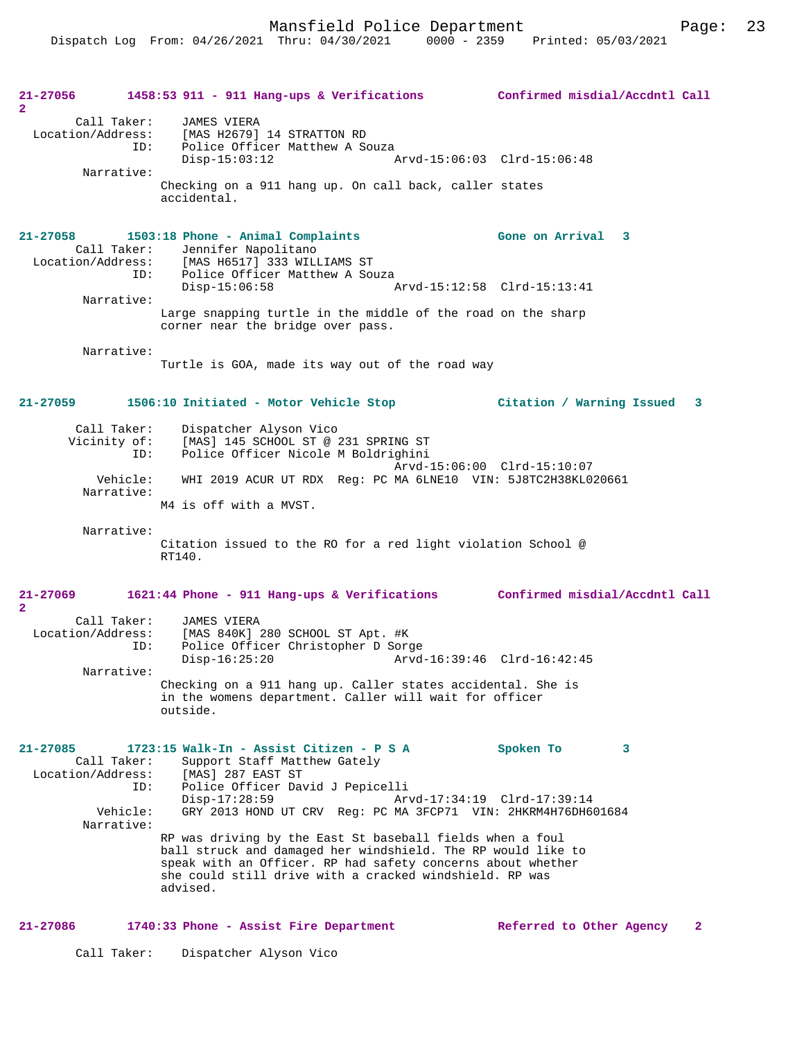**21-27056 1458:53 911 - 911 Hang-ups & Verifications Confirmed misdial/Accdntl Call 2**

Call Taker: JAMES VIERA
Location/Address: [MAS H2679] 14 STRATTON RD
ID: Police Officer Matthew A Souza
Disp-15:03:12 Arvd-15:06:03 Clrd-15:06:48
Narrative:
Checking on a 911 hang up. On call back, caller states accidental.

**21-27058 1503:18 Phone - Animal Complaints Gone on Arrival 3**

Call Taker: Jennifer Napolitano
Location/Address: [MAS H6517] 333 WILLIAMS ST
ID: Police Officer Matthew A Souza
Disp-15:06:58 Arvd-15:12:58 Clrd-15:13:41
Narrative:
Large snapping turtle in the middle of the road on the sharp corner near the bridge over pass.

Narrative:
Turtle is GOA, made its way out of the road way

**21-27059 1506:10 Initiated - Motor Vehicle Stop Citation / Warning Issued 3**

Call Taker: Dispatcher Alyson Vico
Vicinity of: [MAS] 145 SCHOOL ST @ 231 SPRING ST
ID: Police Officer Nicole M Boldrighini
Arvd-15:06:00 Clrd-15:10:07
Vehicle: WHI 2019 ACUR UT RDX Reg: PC MA 6LNE10 VIN: 5J8TC2H38KL020661
Narrative:
M4 is off with a MVST.

Narrative:
Citation issued to the RO for a red light violation School @ RT140.

**21-27069 1621:44 Phone - 911 Hang-ups & Verifications Confirmed misdial/Accdntl Call 2**

Call Taker: JAMES VIERA
Location/Address: [MAS 840K] 280 SCHOOL ST Apt. #K
ID: Police Officer Christopher D Sorge
Disp-16:25:20 Arvd-16:39:46 Clrd-16:42:45
Narrative:
Checking on a 911 hang up. Caller states accidental. She is in the womens department. Caller will wait for officer outside.

**21-27085 1723:15 Walk-In - Assist Citizen - P S A Spoken To 3**

Call Taker: Support Staff Matthew Gately
Location/Address: [MAS] 287 EAST ST
ID: Police Officer David J Pepicelli
Disp-17:28:59 Arvd-17:34:19 Clrd-17:39:14
Vehicle: GRY 2013 HOND UT CRV Reg: PC MA 3FCP71 VIN: 2HKRM4H76DH601684
Narrative:
RP was driving by the East St baseball fields when a foul ball struck and damaged her windshield. The RP would like to speak with an Officer. RP had safety concerns about whether she could still drive with a cracked windshield. RP was advised.

**21-27086 1740:33 Phone - Assist Fire Department Referred to Other Agency 2**

Call Taker: Dispatcher Alyson Vico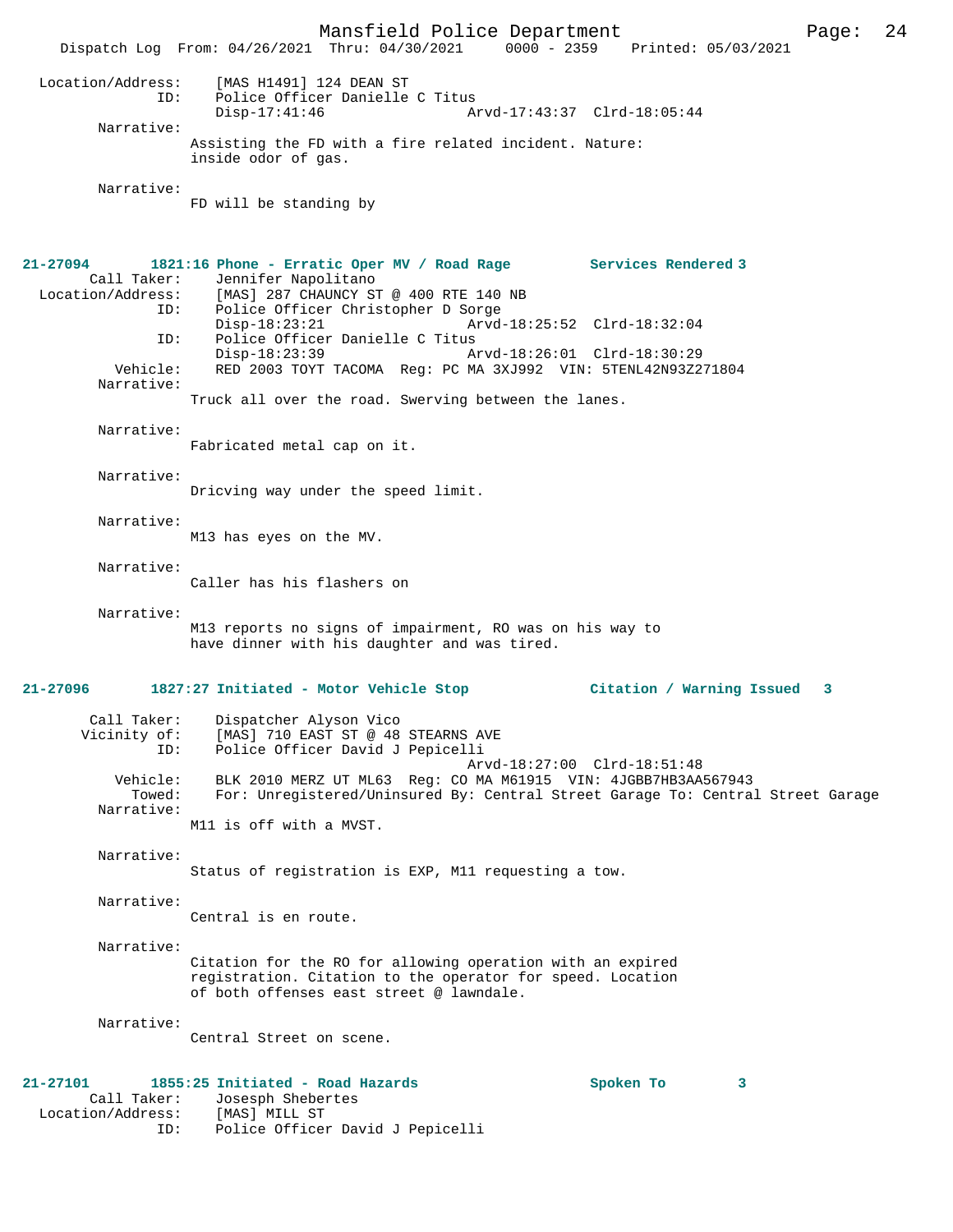Location/Address: [MAS H1491] 124 DEAN ST
ID: Police Officer Danielle C Titus
Disp-17:41:46 Arvd-17:43:37 Clrd-18:05:44

Narrative:
Assisting the FD with a fire related incident. Nature: inside odor of gas.

Narrative:
FD will be standing by

**21-27094 1821:16 Phone - Erratic Oper MV / Road Rage Services Rendered 3**

Call Taker: Jennifer Napolitano
Location/Address: [MAS] 287 CHAUNCY ST @ 400 RTE 140 NB
ID: Police Officer Christopher D Sorge
Disp-18:23:21 Arvd-18:25:52 Clrd-18:32:04
ID: Police Officer Danielle C Titus
Disp-18:23:39 Arvd-18:26:01 Clrd-18:30:29
Vehicle: RED 2003 TOYT TACOMA Reg: PC MA 3XJ992 VIN: 5TENL42N93Z271804

Narrative:
Truck all over the road. Swerving between the lanes.

Narrative:
Fabricated metal cap on it.

Narrative:
Dricving way under the speed limit.

Narrative:
M13 has eyes on the MV.

Narrative:
Caller has his flashers on

Narrative:
M13 reports no signs of impairment, RO was on his way to have dinner with his daughter and was tired.

**21-27096 1827:27 Initiated - Motor Vehicle Stop Citation / Warning Issued 3**

Call Taker: Dispatcher Alyson Vico
Vicinity of: [MAS] 710 EAST ST @ 48 STEARNS AVE
ID: Police Officer David J Pepicelli
Arvd-18:27:00 Clrd-18:51:48
Vehicle: BLK 2010 MERZ UT ML63 Reg: CO MA M61915 VIN: 4JGBB7HB3AA567943
Towed: For: Unregistered/Uninsured By: Central Street Garage To: Central Street Garage

Narrative:
M11 is off with a MVST.

Narrative:
Status of registration is EXP, M11 requesting a tow.

Narrative:
Central is en route.

Narrative:
Citation for the RO for allowing operation with an expired registration. Citation to the operator for speed. Location of both offenses east street @ lawndale.

Narrative:
Central Street on scene.

**21-27101 1855:25 Initiated - Road Hazards Spoken To 3**

Call Taker: Josesph Shebertes
Location/Address: [MAS] MILL ST
ID: Police Officer David J Pepicelli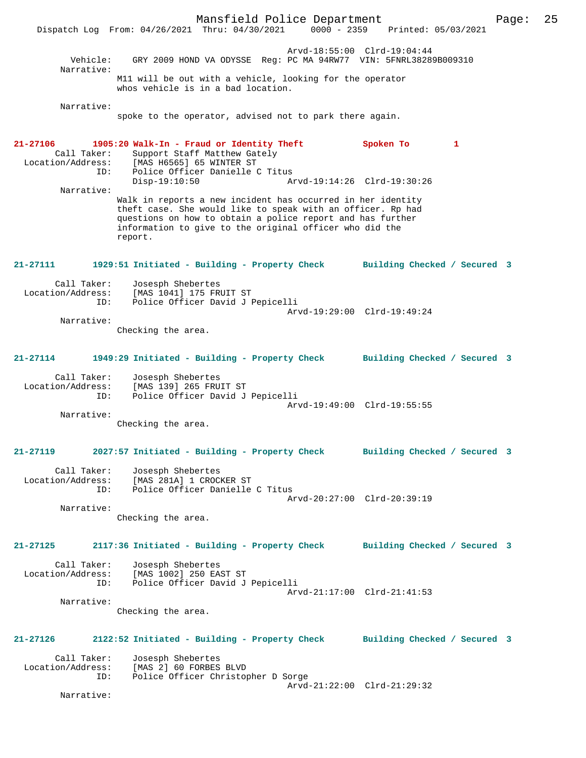Arvd-18:55:00 Clrd-19:04:44

Vehicle: GRY 2009 HOND VA ODYSSE Reg: PC MA 94RW77 VIN: 5FNRL38289B009310

Narrative:
M11 will be out with a vehicle, looking for the operator whos vehicle is in a bad location.

Narrative:
spoke to the operator, advised not to park there again.

**21-27106 1905:20 Walk-In - Fraud or Identity Theft Spoken To 1**

Call Taker: Support Staff Matthew Gately
Location/Address: [MAS H6565] 65 WINTER ST
ID: Police Officer Danielle C Titus
Disp-19:10:50 Arvd-19:14:26 Clrd-19:30:26

Narrative:
Walk in reports a new incident has occurred in her identity theft case. She would like to speak with an officer. Rp had questions on how to obtain a police report and has further information to give to the original officer who did the report.

**21-27111 1929:51 Initiated - Building - Property Check Building Checked / Secured 3**

Call Taker: Josesph Shebertes
Location/Address: [MAS 1041] 175 FRUIT ST
ID: Police Officer David J Pepicelli
Arvd-19:29:00 Clrd-19:49:24

Narrative:
Checking the area.

**21-27114 1949:29 Initiated - Building - Property Check Building Checked / Secured 3**

Call Taker: Josesph Shebertes
Location/Address: [MAS 139] 265 FRUIT ST
ID: Police Officer David J Pepicelli
Arvd-19:49:00 Clrd-19:55:55

Narrative:
Checking the area.

**21-27119 2027:57 Initiated - Building - Property Check Building Checked / Secured 3**

Call Taker: Josesph Shebertes
Location/Address: [MAS 281A] 1 CROCKER ST
ID: Police Officer Danielle C Titus
Arvd-20:27:00 Clrd-20:39:19

Narrative:
Checking the area.

**21-27125 2117:36 Initiated - Building - Property Check Building Checked / Secured 3**

Call Taker: Josesph Shebertes
Location/Address: [MAS 1002] 250 EAST ST
ID: Police Officer David J Pepicelli
Arvd-21:17:00 Clrd-21:41:53

Narrative:
Checking the area.

**21-27126 2122:52 Initiated - Building - Property Check Building Checked / Secured 3**

Call Taker: Josesph Shebertes
Location/Address: [MAS 2] 60 FORBES BLVD
ID: Police Officer Christopher D Sorge
Arvd-21:22:00 Clrd-21:29:32

Narrative: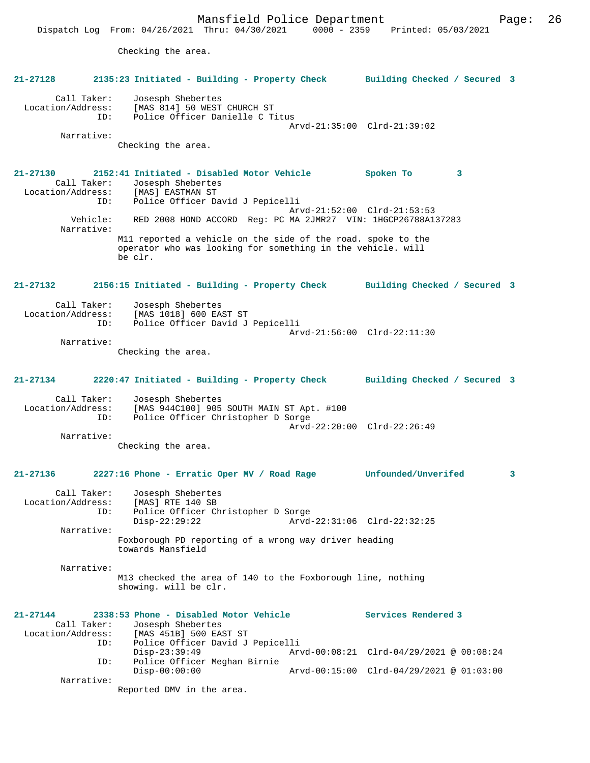Checking the area.

**21-27128 2135:23 Initiated - Building - Property Check Building Checked / Secured 3**

Call Taker: Josesph Shebertes
Location/Address: [MAS 814] 50 WEST CHURCH ST
ID: Police Officer Danielle C Titus
Arvd-21:35:00 Clrd-21:39:02
Narrative:
Checking the area.

**21-27130 2152:41 Initiated - Disabled Motor Vehicle Spoken To 3**

Call Taker: Josesph Shebertes
Location/Address: [MAS] EASTMAN ST
ID: Police Officer David J Pepicelli
Arvd-21:52:00 Clrd-21:53:53
Vehicle: RED 2008 HOND ACCORD Reg: PC MA 2JMR27 VIN: 1HGCP26788A137283
Narrative:
M11 reported a vehicle on the side of the road. spoke to the operator who was looking for something in the vehicle. will be clr.

**21-27132 2156:15 Initiated - Building - Property Check Building Checked / Secured 3**

Call Taker: Josesph Shebertes
Location/Address: [MAS 1018] 600 EAST ST
ID: Police Officer David J Pepicelli
Arvd-21:56:00 Clrd-22:11:30
Narrative:
Checking the area.

**21-27134 2220:47 Initiated - Building - Property Check Building Checked / Secured 3**

Call Taker: Josesph Shebertes
Location/Address: [MAS 944C100] 905 SOUTH MAIN ST Apt. #100
ID: Police Officer Christopher D Sorge
Arvd-22:20:00 Clrd-22:26:49
Narrative:
Checking the area.

**21-27136 2227:16 Phone - Erratic Oper MV / Road Rage Unfounded/Unverifed 3**

Call Taker: Josesph Shebertes
Location/Address: [MAS] RTE 140 SB
ID: Police Officer Christopher D Sorge
Disp-22:29:22 Arvd-22:31:06 Clrd-22:32:25
Narrative:
Foxborough PD reporting of a wrong way driver heading towards Mansfield

Narrative:
M13 checked the area of 140 to the Foxborough line, nothing showing. will be clr.

**21-27144 2338:53 Phone - Disabled Motor Vehicle Services Rendered 3**

Call Taker: Josesph Shebertes
Location/Address: [MAS 451B] 500 EAST ST
ID: Police Officer David J Pepicelli
Disp-23:39:49 Arvd-00:08:21 Clrd-04/29/2021 @ 00:08:24
ID: Police Officer Meghan Birnie
Disp-00:00:00 Arvd-00:15:00 Clrd-04/29/2021 @ 01:03:00
Narrative:
Reported DMV in the area.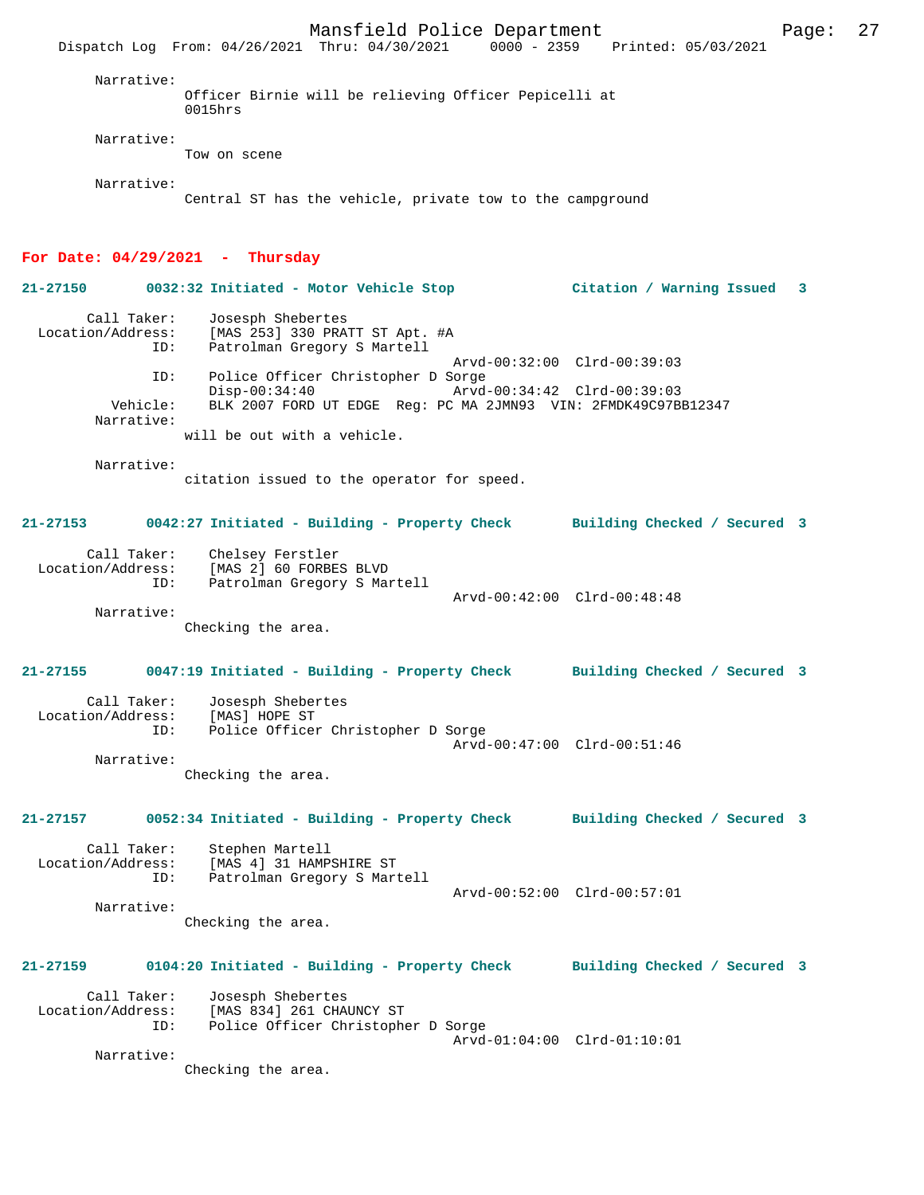Narrative:
Officer Birnie will be relieving Officer Pepicelli at 0015hrs

Narrative:
Tow on scene

Narrative:
Central ST has the vehicle, private tow to the campground

## For Date: 04/29/2021 - Thursday

**21-27150 0032:32 Initiated - Motor Vehicle Stop — Citation / Warning Issued 3**

Call Taker: Josesph Shebertes
Location/Address: [MAS 253] 330 PRATT ST Apt. #A
ID: Patrolman Gregory S Martell
Arvd-00:32:00 Clrd-00:39:03
ID: Police Officer Christopher D Sorge
Disp-00:34:40 Arvd-00:34:42 Clrd-00:39:03
Vehicle: BLK 2007 FORD UT EDGE Reg: PC MA 2JMN93 VIN: 2FMDK49C97BB12347
Narrative:
will be out with a vehicle.

Narrative:
citation issued to the operator for speed.

**21-27153 0042:27 Initiated - Building - Property Check — Building Checked / Secured 3**

Call Taker: Chelsey Ferstler
Location/Address: [MAS 2] 60 FORBES BLVD
ID: Patrolman Gregory S Martell
Arvd-00:42:00 Clrd-00:48:48
Narrative:
Checking the area.

**21-27155 0047:19 Initiated - Building - Property Check — Building Checked / Secured 3**

Call Taker: Josesph Shebertes
Location/Address: [MAS] HOPE ST
ID: Police Officer Christopher D Sorge
Arvd-00:47:00 Clrd-00:51:46
Narrative:
Checking the area.

**21-27157 0052:34 Initiated - Building - Property Check — Building Checked / Secured 3**

Call Taker: Stephen Martell
Location/Address: [MAS 4] 31 HAMPSHIRE ST
ID: Patrolman Gregory S Martell
Arvd-00:52:00 Clrd-00:57:01
Narrative:
Checking the area.

**21-27159 0104:20 Initiated - Building - Property Check — Building Checked / Secured 3**

Call Taker: Josesph Shebertes
Location/Address: [MAS 834] 261 CHAUNCY ST
ID: Police Officer Christopher D Sorge
Arvd-01:04:00 Clrd-01:10:01
Narrative:
Checking the area.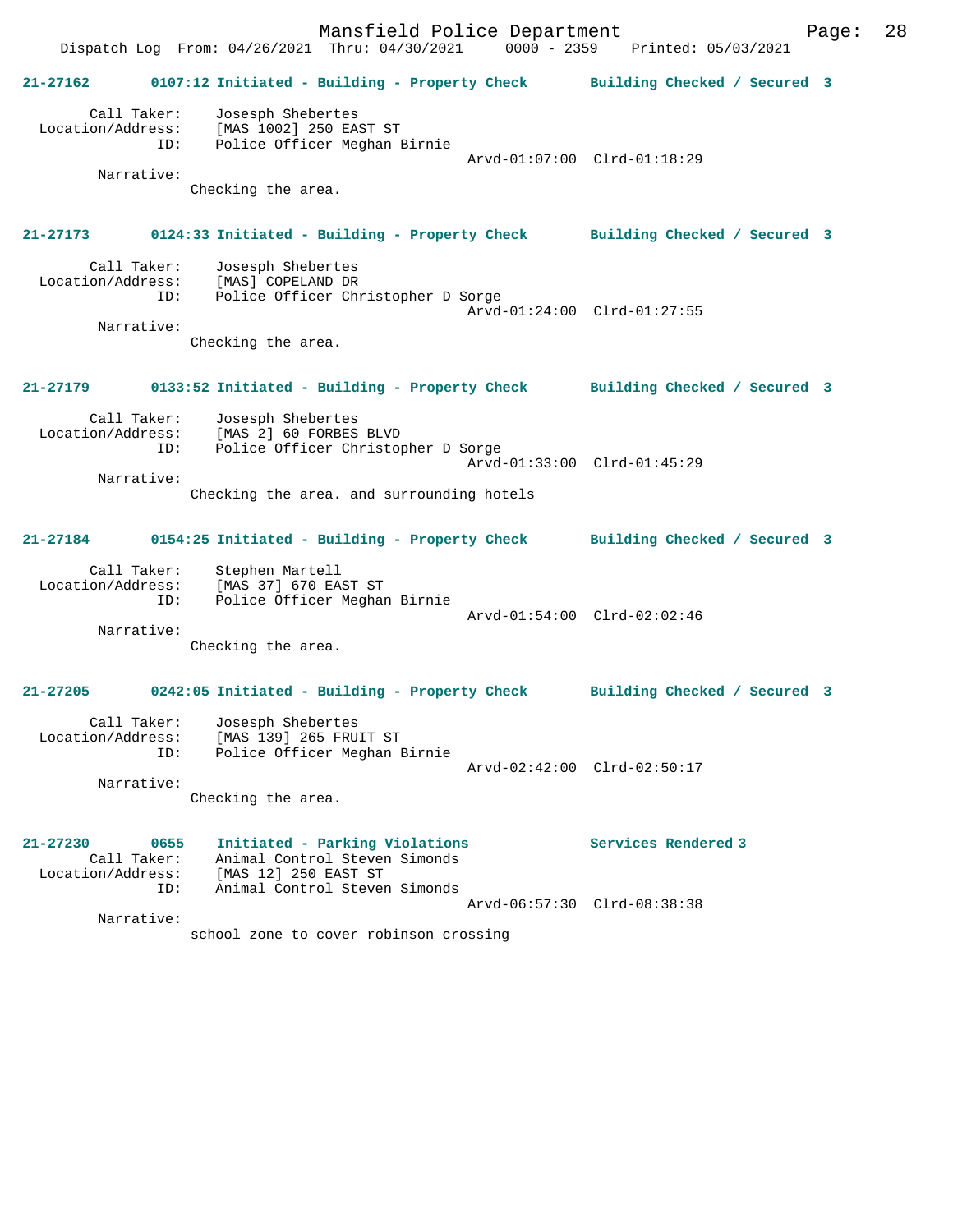Dispatch Log From: 04/26/2021 Thru: 04/30/2021 0000 - 2359 Printed: 05/03/2021

**21-27162 0107:12 Initiated - Building - Property Check Building Checked / Secured 3**

Call Taker: Josesph Shebertes
Location/Address: [MAS 1002] 250 EAST ST
ID: Police Officer Meghan Birnie
Arvd-01:07:00 Clrd-01:18:29
Narrative:
Checking the area.

**21-27173 0124:33 Initiated - Building - Property Check Building Checked / Secured 3**

Call Taker: Josesph Shebertes
Location/Address: [MAS] COPELAND DR
ID: Police Officer Christopher D Sorge
Arvd-01:24:00 Clrd-01:27:55
Narrative:
Checking the area.

**21-27179 0133:52 Initiated - Building - Property Check Building Checked / Secured 3**

Call Taker: Josesph Shebertes
Location/Address: [MAS 2] 60 FORBES BLVD
ID: Police Officer Christopher D Sorge
Arvd-01:33:00 Clrd-01:45:29
Narrative:
Checking the area. and surrounding hotels

**21-27184 0154:25 Initiated - Building - Property Check Building Checked / Secured 3**

Call Taker: Stephen Martell
Location/Address: [MAS 37] 670 EAST ST
ID: Police Officer Meghan Birnie
Arvd-01:54:00 Clrd-02:02:46
Narrative:
Checking the area.

**21-27205 0242:05 Initiated - Building - Property Check Building Checked / Secured 3**

Call Taker: Josesph Shebertes
Location/Address: [MAS 139] 265 FRUIT ST
ID: Police Officer Meghan Birnie
Arvd-02:42:00 Clrd-02:50:17
Narrative:
Checking the area.

**21-27230 0655 Initiated - Parking Violations Services Rendered 3**

Call Taker: Animal Control Steven Simonds
Location/Address: [MAS 12] 250 EAST ST
ID: Animal Control Steven Simonds
Arvd-06:57:30 Clrd-08:38:38
Narrative:
school zone to cover robinson crossing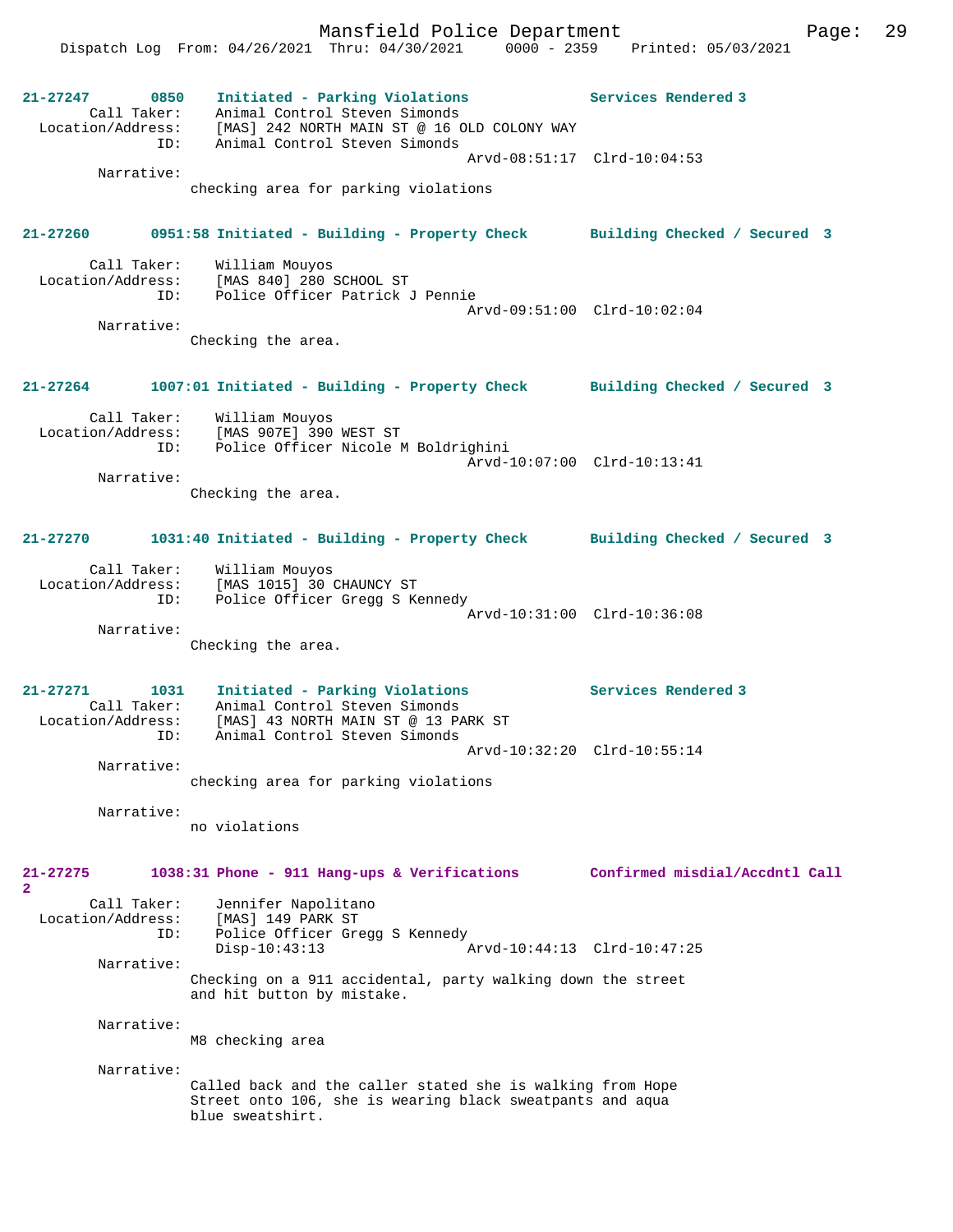**21-27247 0850 Initiated - Parking Violations — Services Rendered 3**

Call Taker: Animal Control Steven Simonds
Location/Address: [MAS] 242 NORTH MAIN ST @ 16 OLD COLONY WAY
ID: Animal Control Steven Simonds
Arvd-08:51:17 Clrd-10:04:53

Narrative:
checking area for parking violations

**21-27260 0951:58 Initiated - Building - Property Check — Building Checked / Secured 3**

Call Taker: William Mouyos
Location/Address: [MAS 840] 280 SCHOOL ST
ID: Police Officer Patrick J Pennie
Arvd-09:51:00 Clrd-10:02:04

Narrative:
Checking the area.

**21-27264 1007:01 Initiated - Building - Property Check — Building Checked / Secured 3**

Call Taker: William Mouyos
Location/Address: [MAS 907E] 390 WEST ST
ID: Police Officer Nicole M Boldrighini
Arvd-10:07:00 Clrd-10:13:41

Narrative:
Checking the area.

**21-27270 1031:40 Initiated - Building - Property Check — Building Checked / Secured 3**

Call Taker: William Mouyos
Location/Address: [MAS 1015] 30 CHAUNCY ST
ID: Police Officer Gregg S Kennedy
Arvd-10:31:00 Clrd-10:36:08

Narrative:
Checking the area.

**21-27271 1031 Initiated - Parking Violations — Services Rendered 3**

Call Taker: Animal Control Steven Simonds
Location/Address: [MAS] 43 NORTH MAIN ST @ 13 PARK ST
ID: Animal Control Steven Simonds
Arvd-10:32:20 Clrd-10:55:14

Narrative:
checking area for parking violations

Narrative:
no violations

**21-27275 1038:31 Phone - 911 Hang-ups & Verifications — Confirmed misdial/Accdntl Call 2**

Call Taker: Jennifer Napolitano
Location/Address: [MAS] 149 PARK ST
ID: Police Officer Gregg S Kennedy
Disp-10:43:13 Arvd-10:44:13 Clrd-10:47:25

Narrative:
Checking on a 911 accidental, party walking down the street and hit button by mistake.

Narrative:
M8 checking area

Narrative:
Called back and the caller stated she is walking from Hope Street onto 106, she is wearing black sweatpants and aqua blue sweatshirt.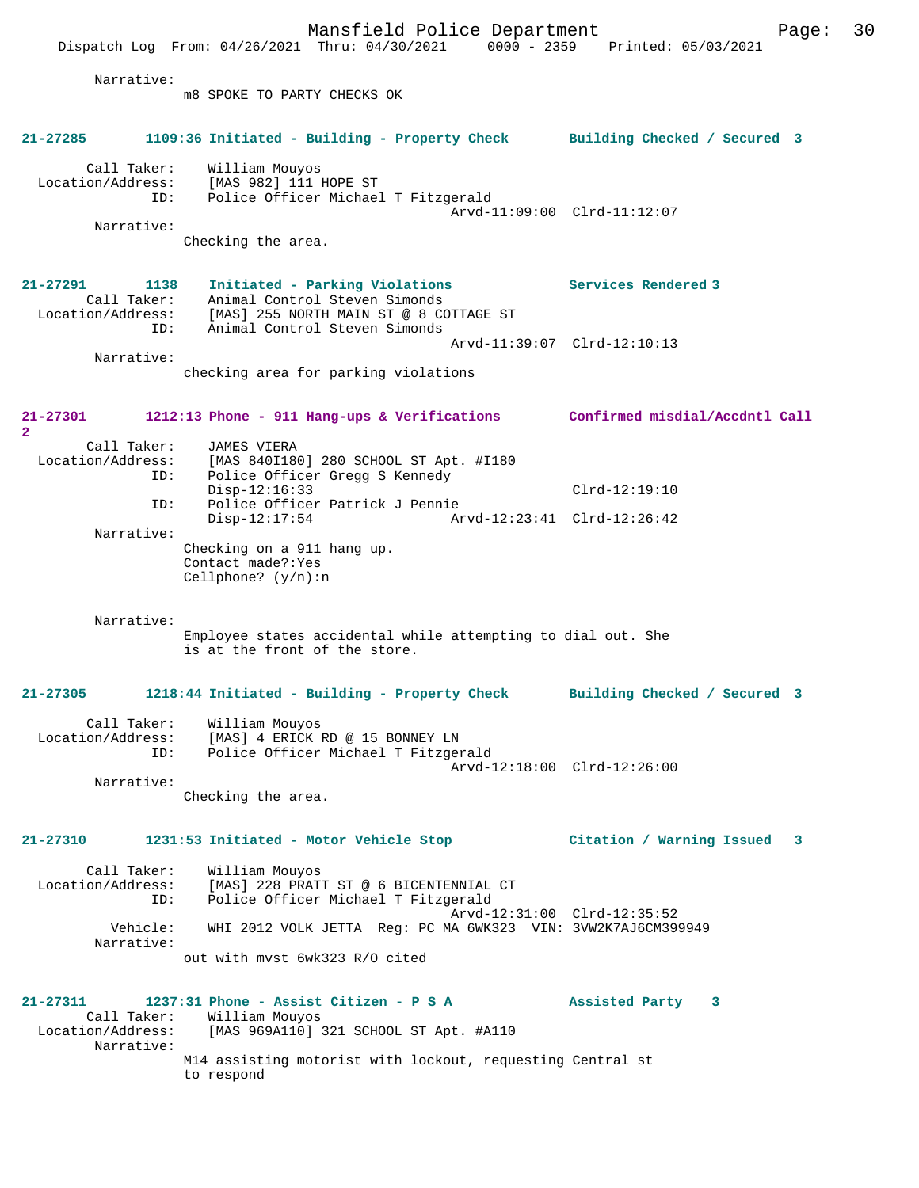Narrative:
m8 SPOKE TO PARTY CHECKS OK

**21-27285 1109:36 Initiated - Building - Property Check Building Checked / Secured 3**

Call Taker: William Mouyos
Location/Address: [MAS 982] 111 HOPE ST
ID: Police Officer Michael T Fitzgerald
Arvd-11:09:00 Clrd-11:12:07
Narrative:
Checking the area.

**21-27291 1138 Initiated - Parking Violations Services Rendered 3**
Call Taker: Animal Control Steven Simonds
Location/Address: [MAS] 255 NORTH MAIN ST @ 8 COTTAGE ST
ID: Animal Control Steven Simonds
Arvd-11:39:07 Clrd-12:10:13
Narrative:
checking area for parking violations

**21-27301 1212:13 Phone - 911 Hang-ups & Verifications Confirmed misdial/Accdntl Call 2**
Call Taker: JAMES VIERA
Location/Address: [MAS 840I180] 280 SCHOOL ST Apt. #I180
ID: Police Officer Gregg S Kennedy
Disp-12:16:33 Clrd-12:19:10
ID: Police Officer Patrick J Pennie
Disp-12:17:54 Arvd-12:23:41 Clrd-12:26:42
Narrative:
Checking on a 911 hang up.
Contact made?:Yes
Cellphone? (y/n):n

Narrative:
Employee states accidental while attempting to dial out. She is at the front of the store.

**21-27305 1218:44 Initiated - Building - Property Check Building Checked / Secured 3**

Call Taker: William Mouyos
Location/Address: [MAS] 4 ERICK RD @ 15 BONNEY LN
ID: Police Officer Michael T Fitzgerald
Arvd-12:18:00 Clrd-12:26:00
Narrative:
Checking the area.

**21-27310 1231:53 Initiated - Motor Vehicle Stop Citation / Warning Issued 3**

Call Taker: William Mouyos
Location/Address: [MAS] 228 PRATT ST @ 6 BICENTENNIAL CT
ID: Police Officer Michael T Fitzgerald
Arvd-12:31:00 Clrd-12:35:52
Vehicle: WHI 2012 VOLK JETTA Reg: PC MA 6WK323 VIN: 3VW2K7AJ6CM399949
Narrative:
out with mvst 6wk323 R/O cited

**21-27311 1237:31 Phone - Assist Citizen - P S A Assisted Party 3**
Call Taker: William Mouyos
Location/Address: [MAS 969A110] 321 SCHOOL ST Apt. #A110
Narrative:
M14 assisting motorist with lockout, requesting Central st to respond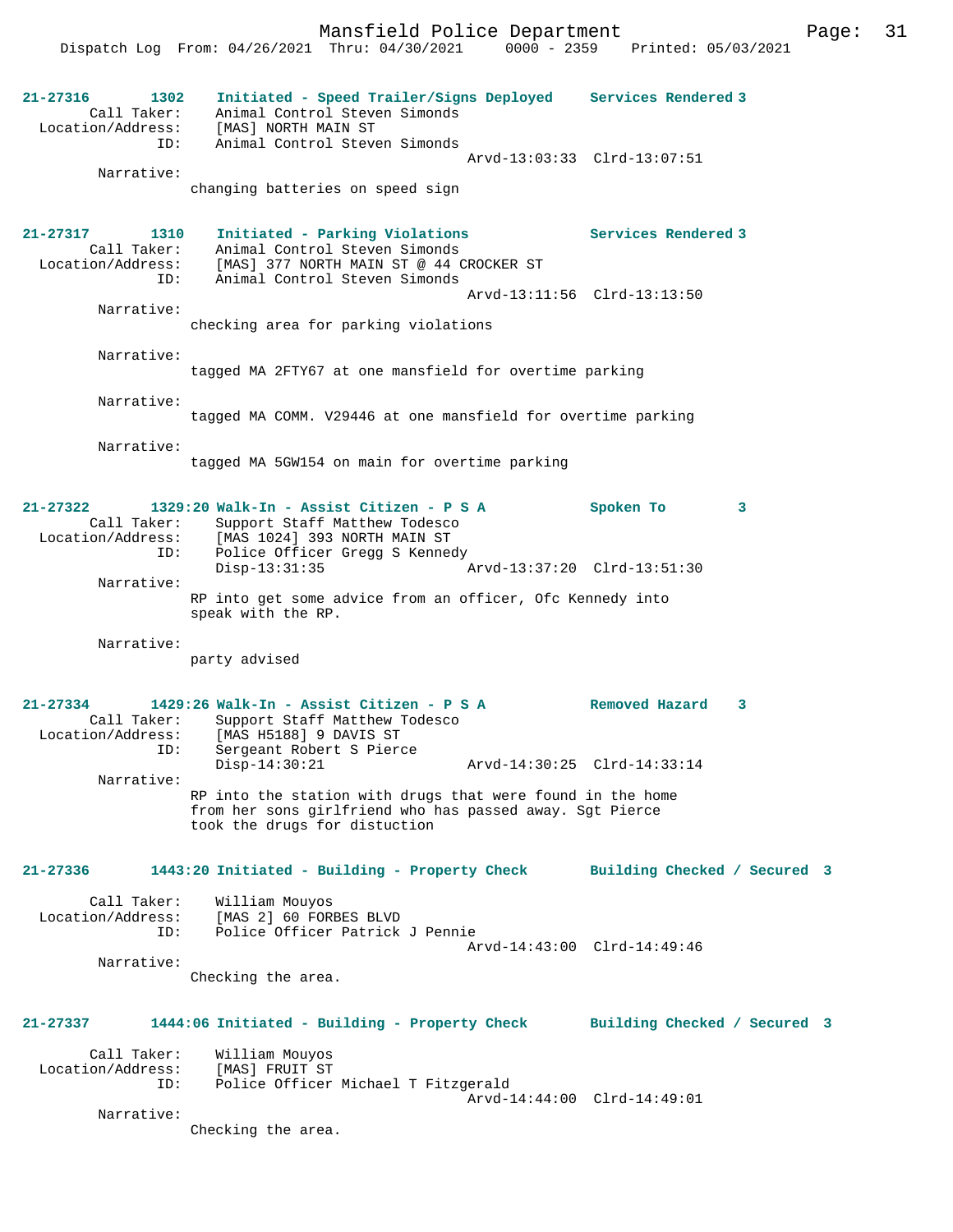21-27316 1302 Initiated - Speed Trailer/Signs Deployed Services Rendered 3
Call Taker: Animal Control Steven Simonds
Location/Address: [MAS] NORTH MAIN ST
ID: Animal Control Steven Simonds
Arvd-13:03:33 Clrd-13:07:51
Narrative:
changing batteries on speed sign

21-27317 1310 Initiated - Parking Violations Services Rendered 3
Call Taker: Animal Control Steven Simonds
Location/Address: [MAS] 377 NORTH MAIN ST @ 44 CROCKER ST
ID: Animal Control Steven Simonds
Arvd-13:11:56 Clrd-13:13:50
Narrative:
checking area for parking violations

Narrative:
tagged MA 2FTY67 at one mansfield for overtime parking

Narrative:
tagged MA COMM. V29446 at one mansfield for overtime parking

Narrative:
tagged MA 5GW154 on main for overtime parking

21-27322 1329:20 Walk-In - Assist Citizen - P S A Spoken To 3
Call Taker: Support Staff Matthew Todesco
Location/Address: [MAS 1024] 393 NORTH MAIN ST
ID: Police Officer Gregg S Kennedy
Disp-13:31:35 Arvd-13:37:20 Clrd-13:51:30
Narrative:
RP into get some advice from an officer, Ofc Kennedy into speak with the RP.

Narrative:
party advised

21-27334 1429:26 Walk-In - Assist Citizen - P S A Removed Hazard 3
Call Taker: Support Staff Matthew Todesco
Location/Address: [MAS H5188] 9 DAVIS ST
ID: Sergeant Robert S Pierce
Disp-14:30:21 Arvd-14:30:25 Clrd-14:33:14
Narrative:
RP into the station with drugs that were found in the home from her sons girlfriend who has passed away. Sgt Pierce took the drugs for distuction

21-27336 1443:20 Initiated - Building - Property Check Building Checked / Secured 3
Call Taker: William Mouyos
Location/Address: [MAS 2] 60 FORBES BLVD
ID: Police Officer Patrick J Pennie
Arvd-14:43:00 Clrd-14:49:46
Narrative:
Checking the area.

21-27337 1444:06 Initiated - Building - Property Check Building Checked / Secured 3
Call Taker: William Mouyos
Location/Address: [MAS] FRUIT ST
ID: Police Officer Michael T Fitzgerald
Arvd-14:44:00 Clrd-14:49:01
Narrative:
Checking the area.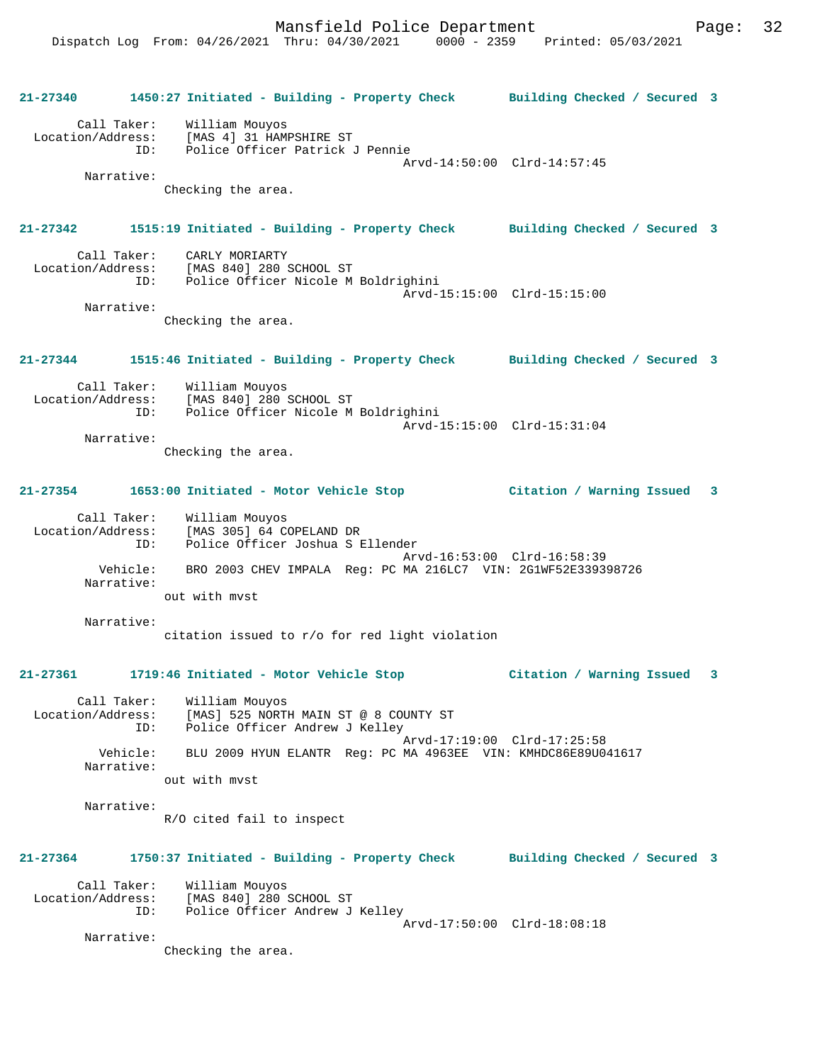**21-27340 1450:27 Initiated - Building - Property Check Building Checked / Secured 3**

```
        Call Taker:    William Mouyos
  Location/Address:    [MAS 4] 31 HAMPSHIRE ST
                ID:    Police Officer Patrick J Pennie
                                              Arvd-14:50:00  Clrd-14:57:45
         Narrative:
                Checking the area.
```

**21-27342 1515:19 Initiated - Building - Property Check Building Checked / Secured 3**

```
        Call Taker:    CARLY MORIARTY
  Location/Address:    [MAS 840] 280 SCHOOL ST
                ID:    Police Officer Nicole M Boldrighini
                                              Arvd-15:15:00  Clrd-15:15:00
         Narrative:
                Checking the area.
```

**21-27344 1515:46 Initiated - Building - Property Check Building Checked / Secured 3**

```
        Call Taker:    William Mouyos
  Location/Address:    [MAS 840] 280 SCHOOL ST
                ID:    Police Officer Nicole M Boldrighini
                                              Arvd-15:15:00  Clrd-15:31:04
         Narrative:
                Checking the area.
```

**21-27354 1653:00 Initiated - Motor Vehicle Stop Citation / Warning Issued 3**

```
        Call Taker:    William Mouyos
  Location/Address:    [MAS 305] 64 COPELAND DR
                ID:    Police Officer Joshua S Ellender
                                              Arvd-16:53:00  Clrd-16:58:39
           Vehicle:    BRO 2003 CHEV IMPALA  Reg: PC MA 216LC7  VIN: 2G1WF52E339398726
         Narrative:
                out with mvst

         Narrative:
                citation issued to r/o for red light violation
```

**21-27361 1719:46 Initiated - Motor Vehicle Stop Citation / Warning Issued 3**

```
        Call Taker:    William Mouyos
  Location/Address:    [MAS] 525 NORTH MAIN ST @ 8 COUNTY ST
                ID:    Police Officer Andrew J Kelley
                                              Arvd-17:19:00  Clrd-17:25:58
           Vehicle:    BLU 2009 HYUN ELANTR  Reg: PC MA 4963EE  VIN: KMHDC86E89U041617
         Narrative:
                out with mvst

         Narrative:
                R/O cited fail to inspect
```

**21-27364 1750:37 Initiated - Building - Property Check Building Checked / Secured 3**

```
        Call Taker:    William Mouyos
  Location/Address:    [MAS 840] 280 SCHOOL ST
                ID:    Police Officer Andrew J Kelley
                                              Arvd-17:50:00  Clrd-18:08:18
         Narrative:
                Checking the area.
```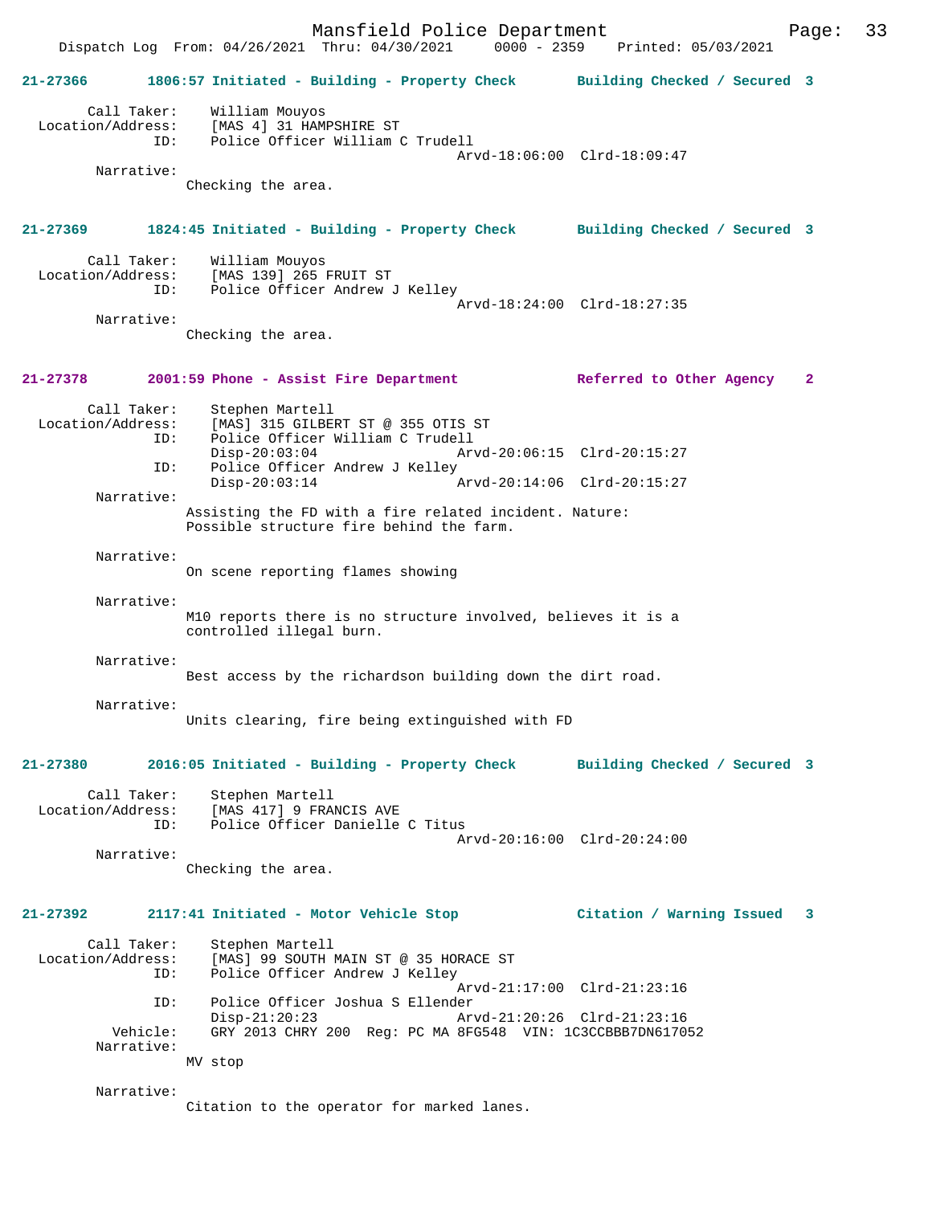Dispatch Log From: 04/26/2021 Thru: 04/30/2021 0000 - 2359 Printed: 05/03/2021

**21-27366 1806:57 Initiated - Building - Property Check Building Checked / Secured 3**

Call Taker: William Mouyos
Location/Address: [MAS 4] 31 HAMPSHIRE ST
ID: Police Officer William C Trudell
Arvd-18:06:00 Clrd-18:09:47
Narrative:
Checking the area.

**21-27369 1824:45 Initiated - Building - Property Check Building Checked / Secured 3**

Call Taker: William Mouyos
Location/Address: [MAS 139] 265 FRUIT ST
ID: Police Officer Andrew J Kelley
Arvd-18:24:00 Clrd-18:27:35
Narrative:
Checking the area.

**21-27378 2001:59 Phone - Assist Fire Department Referred to Other Agency 2**

Call Taker: Stephen Martell
Location/Address: [MAS] 315 GILBERT ST @ 355 OTIS ST
ID: Police Officer William C Trudell
Disp-20:03:04 Arvd-20:06:15 Clrd-20:15:27
ID: Police Officer Andrew J Kelley
Disp-20:03:14 Arvd-20:14:06 Clrd-20:15:27
Narrative:
Assisting the FD with a fire related incident. Nature: Possible structure fire behind the farm.

Narrative:
On scene reporting flames showing

Narrative:
M10 reports there is no structure involved, believes it is a controlled illegal burn.

Narrative:
Best access by the richardson building down the dirt road.

Narrative:
Units clearing, fire being extinguished with FD

**21-27380 2016:05 Initiated - Building - Property Check Building Checked / Secured 3**

Call Taker: Stephen Martell
Location/Address: [MAS 417] 9 FRANCIS AVE
ID: Police Officer Danielle C Titus
Arvd-20:16:00 Clrd-20:24:00
Narrative:
Checking the area.

**21-27392 2117:41 Initiated - Motor Vehicle Stop Citation / Warning Issued 3**

Call Taker: Stephen Martell
Location/Address: [MAS] 99 SOUTH MAIN ST @ 35 HORACE ST
ID: Police Officer Andrew J Kelley
Arvd-21:17:00 Clrd-21:23:16
ID: Police Officer Joshua S Ellender
Disp-21:20:23 Arvd-21:20:26 Clrd-21:23:16
Vehicle: GRY 2013 CHRY 200 Reg: PC MA 8FG548 VIN: 1C3CCBBB7DN617052
Narrative:
MV stop

Narrative:
Citation to the operator for marked lanes.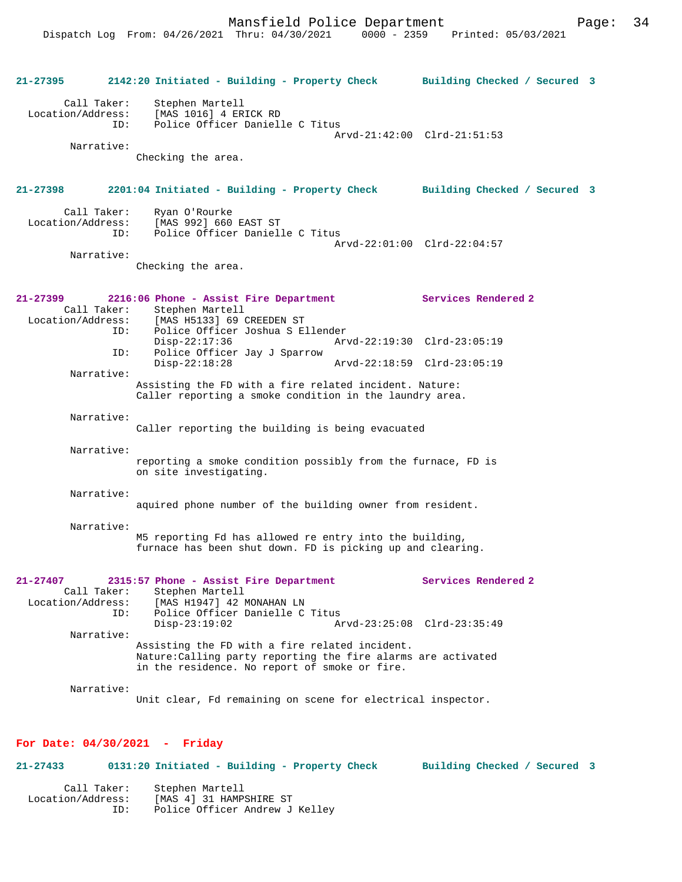**21-27395 2142:20 Initiated - Building - Property Check Building Checked / Secured 3**

```
        Call Taker:    Stephen Martell
  Location/Address:    [MAS 1016] 4 ERICK RD
                ID:    Police Officer Danielle C Titus
                                              Arvd-21:42:00  Clrd-21:51:53
         Narrative:
                 Checking the area.
```

**21-27398 2201:04 Initiated - Building - Property Check Building Checked / Secured 3**

```
        Call Taker:    Ryan O'Rourke
  Location/Address:    [MAS 992] 660 EAST ST
                ID:    Police Officer Danielle C Titus
                                              Arvd-22:01:00  Clrd-22:04:57
         Narrative:
                 Checking the area.
```

**21-27399 2216:06 Phone - Assist Fire Department Services Rendered 2**

```
        Call Taker:    Stephen Martell
  Location/Address:    [MAS H5133] 69 CREEDEN ST
                ID:    Police Officer Joshua S Ellender
                       Disp-22:17:36          Arvd-22:19:30  Clrd-23:05:19
                ID:    Police Officer Jay J Sparrow
                       Disp-22:18:28          Arvd-22:18:59  Clrd-23:05:19
         Narrative:
                 Assisting the FD with a fire related incident. Nature:
                 Caller reporting a smoke condition in the laundry area.

         Narrative:
                 Caller reporting the building is being evacuated

         Narrative:
                 reporting a smoke condition possibly from the furnace, FD is
                 on site investigating.

         Narrative:
                 aquired phone number of the building owner from resident.

         Narrative:
                 M5 reporting Fd has allowed re entry into the building,
                 furnace has been shut down. FD is picking up and clearing.
```

**21-27407 2315:57 Phone - Assist Fire Department Services Rendered 2**

```
        Call Taker:    Stephen Martell
  Location/Address:    [MAS H1947] 42 MONAHAN LN
                ID:    Police Officer Danielle C Titus
                       Disp-23:19:02          Arvd-23:25:08  Clrd-23:35:49
         Narrative:
                 Assisting the FD with a fire related incident.
                 Nature:Calling party reporting the fire alarms are activated
                 in the residence. No report of smoke or fire.

         Narrative:
                 Unit clear, Fd remaining on scene for electrical inspector.
```

## For Date: 04/30/2021 - Friday

**21-27433 0131:20 Initiated - Building - Property Check Building Checked / Secured 3**

```
        Call Taker:    Stephen Martell
  Location/Address:    [MAS 4] 31 HAMPSHIRE ST
                ID:    Police Officer Andrew J Kelley
```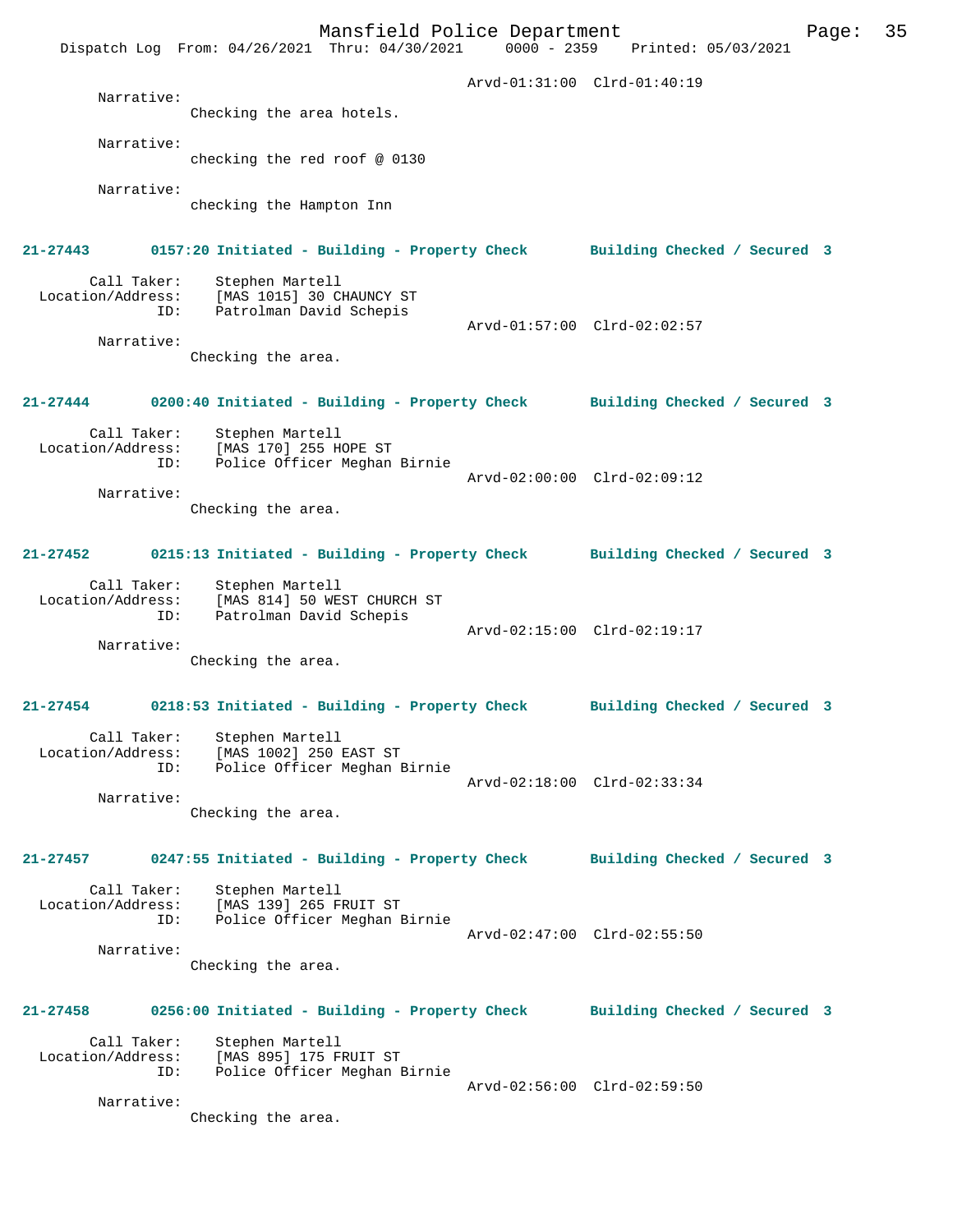Arvd-01:31:00 Clrd-01:40:19

Narrative:
Checking the area hotels.

Narrative:
checking the red roof @ 0130

Narrative:
checking the Hampton Inn

**21-27443 0157:20 Initiated - Building - Property Check Building Checked / Secured 3**

Call Taker: Stephen Martell
Location/Address: [MAS 1015] 30 CHAUNCY ST
ID: Patrolman David Schepis
Arvd-01:57:00 Clrd-02:02:57
Narrative:
Checking the area.

**21-27444 0200:40 Initiated - Building - Property Check Building Checked / Secured 3**

Call Taker: Stephen Martell
Location/Address: [MAS 170] 255 HOPE ST
ID: Police Officer Meghan Birnie
Arvd-02:00:00 Clrd-02:09:12
Narrative:
Checking the area.

**21-27452 0215:13 Initiated - Building - Property Check Building Checked / Secured 3**

Call Taker: Stephen Martell
Location/Address: [MAS 814] 50 WEST CHURCH ST
ID: Patrolman David Schepis
Arvd-02:15:00 Clrd-02:19:17
Narrative:
Checking the area.

**21-27454 0218:53 Initiated - Building - Property Check Building Checked / Secured 3**

Call Taker: Stephen Martell
Location/Address: [MAS 1002] 250 EAST ST
ID: Police Officer Meghan Birnie
Arvd-02:18:00 Clrd-02:33:34
Narrative:
Checking the area.

**21-27457 0247:55 Initiated - Building - Property Check Building Checked / Secured 3**

Call Taker: Stephen Martell
Location/Address: [MAS 139] 265 FRUIT ST
ID: Police Officer Meghan Birnie
Arvd-02:47:00 Clrd-02:55:50
Narrative:
Checking the area.

**21-27458 0256:00 Initiated - Building - Property Check Building Checked / Secured 3**

Call Taker: Stephen Martell
Location/Address: [MAS 895] 175 FRUIT ST
ID: Police Officer Meghan Birnie
Arvd-02:56:00 Clrd-02:59:50
Narrative:
Checking the area.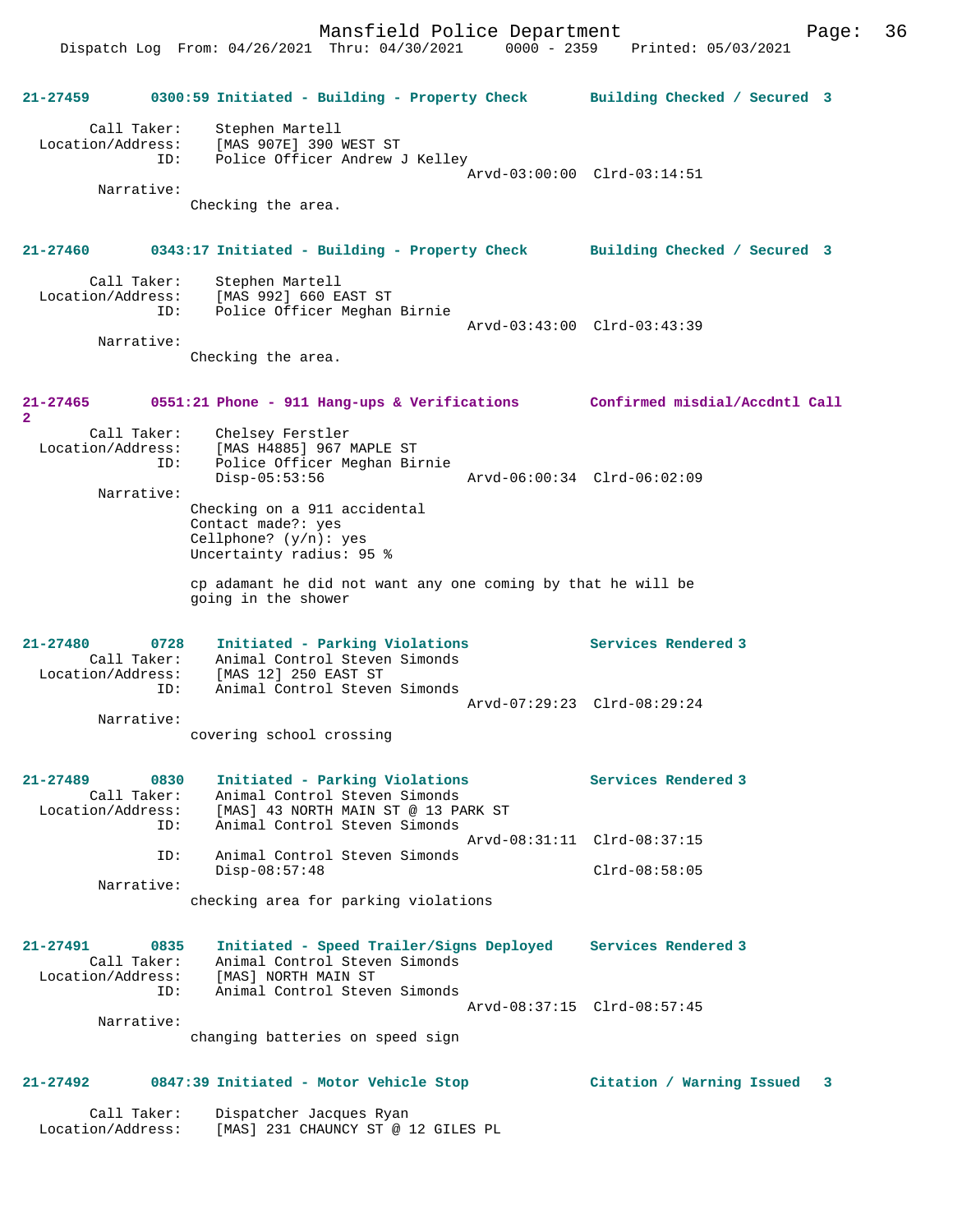Dispatch Log From: 04/26/2021 Thru: 04/30/2021 0000 - 2359 Printed: 05/03/2021

**21-27459 0300:59 Initiated - Building - Property Check Building Checked / Secured 3**

Call Taker: Stephen Martell
Location/Address: [MAS 907E] 390 WEST ST
ID: Police Officer Andrew J Kelley
Arvd-03:00:00 Clrd-03:14:51
Narrative:
Checking the area.

**21-27460 0343:17 Initiated - Building - Property Check Building Checked / Secured 3**

Call Taker: Stephen Martell
Location/Address: [MAS 992] 660 EAST ST
ID: Police Officer Meghan Birnie
Arvd-03:43:00 Clrd-03:43:39
Narrative:
Checking the area.

**21-27465 0551:21 Phone - 911 Hang-ups & Verifications Confirmed misdial/Accdntl Call 2**

Call Taker: Chelsey Ferstler
Location/Address: [MAS H4885] 967 MAPLE ST
ID: Police Officer Meghan Birnie
Disp-05:53:56 Arvd-06:00:34 Clrd-06:02:09
Narrative:
Checking on a 911 accidental
Contact made?: yes
Cellphone? (y/n): yes
Uncertainty radius: 95 %

cp adamant he did not want any one coming by that he will be going in the shower

**21-27480 0728 Initiated - Parking Violations Services Rendered 3**

Call Taker: Animal Control Steven Simonds
Location/Address: [MAS 12] 250 EAST ST
ID: Animal Control Steven Simonds
Arvd-07:29:23 Clrd-08:29:24
Narrative:
covering school crossing

**21-27489 0830 Initiated - Parking Violations Services Rendered 3**

Call Taker: Animal Control Steven Simonds
Location/Address: [MAS] 43 NORTH MAIN ST @ 13 PARK ST
ID: Animal Control Steven Simonds
Arvd-08:31:11 Clrd-08:37:15
ID: Animal Control Steven Simonds
Disp-08:57:48 Clrd-08:58:05
Narrative:
checking area for parking violations

**21-27491 0835 Initiated - Speed Trailer/Signs Deployed Services Rendered 3**

Call Taker: Animal Control Steven Simonds
Location/Address: [MAS] NORTH MAIN ST
ID: Animal Control Steven Simonds
Arvd-08:37:15 Clrd-08:57:45
Narrative:
changing batteries on speed sign

**21-27492 0847:39 Initiated - Motor Vehicle Stop Citation / Warning Issued 3**

Call Taker: Dispatcher Jacques Ryan
Location/Address: [MAS] 231 CHAUNCY ST @ 12 GILES PL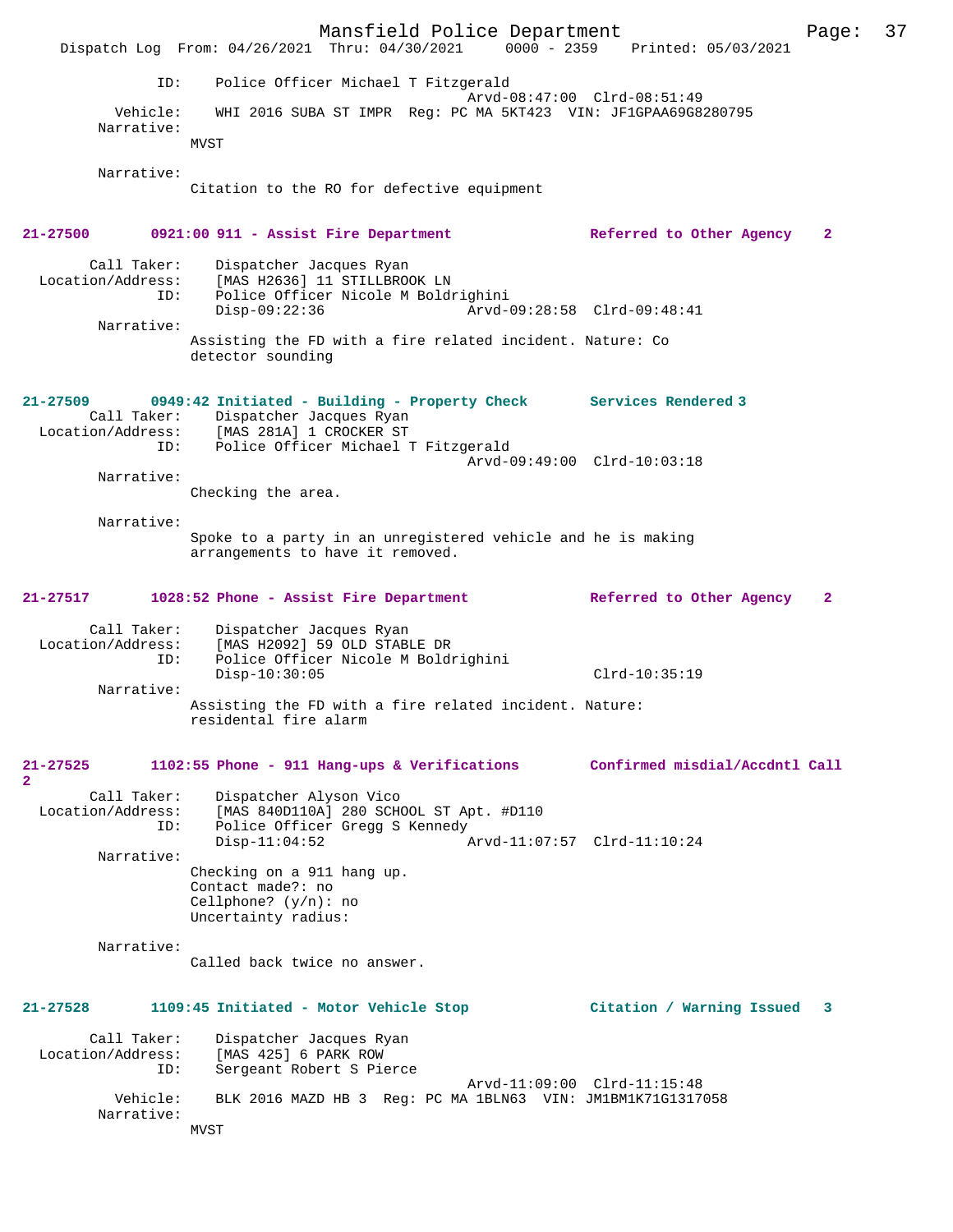```
            ID:     Police Officer Michael T Fitzgerald
                                               Arvd-08:47:00  Clrd-08:51:49
       Vehicle:     WHI 2016 SUBA ST IMPR  Reg: PC MA 5KT423  VIN: JF1GPAA69G8280795
     Narrative:
                 MVST

     Narrative:
                 Citation to the RO for defective equipment
```

**21-27500        0921:00 911 - Assist Fire Department               Referred to Other Agency    2**

```
       Call Taker:     Dispatcher Jacques Ryan
 Location/Address:     [MAS H2636] 11 STILLBROOK LN
              ID:     Police Officer Nicole M Boldrighini
                       Disp-09:22:36                Arvd-09:28:58  Clrd-09:48:41
     Narrative:
                 Assisting the FD with a fire related incident. Nature: Co
                 detector sounding
```

**21-27509        0949:42 Initiated - Building - Property Check       Services Rendered 3**

```
       Call Taker:     Dispatcher Jacques Ryan
 Location/Address:     [MAS 281A] 1 CROCKER ST
              ID:     Police Officer Michael T Fitzgerald
                                               Arvd-09:49:00  Clrd-10:03:18
     Narrative:
                 Checking the area.

     Narrative:
                 Spoke to a party in an unregistered vehicle and he is making
                 arrangements to have it removed.
```

**21-27517        1028:52 Phone - Assist Fire Department              Referred to Other Agency    2**

```
       Call Taker:     Dispatcher Jacques Ryan
 Location/Address:     [MAS H2092] 59 OLD STABLE DR
              ID:     Police Officer Nicole M Boldrighini
                       Disp-10:30:05                               Clrd-10:35:19
     Narrative:
                 Assisting the FD with a fire related incident. Nature:
                 residental fire alarm
```

**21-27525        1102:55 Phone - 911 Hang-ups & Verifications        Confirmed misdial/Accdntl Call 2**

```
       Call Taker:     Dispatcher Alyson Vico
 Location/Address:     [MAS 840D110A] 280 SCHOOL ST Apt. #D110
              ID:     Police Officer Gregg S Kennedy
                       Disp-11:04:52                Arvd-11:07:57  Clrd-11:10:24
     Narrative:
                 Checking on a 911 hang up.
                 Contact made?: no
                 Cellphone? (y/n): no
                 Uncertainty radius:

     Narrative:
                 Called back twice no answer.
```

**21-27528        1109:45 Initiated - Motor Vehicle Stop              Citation / Warning Issued   3**

```
       Call Taker:     Dispatcher Jacques Ryan
 Location/Address:     [MAS 425] 6 PARK ROW
              ID:     Sergeant Robert S Pierce
                                               Arvd-11:09:00  Clrd-11:15:48
       Vehicle:     BLK 2016 MAZD HB 3  Reg: PC MA 1BLN63  VIN: JM1BM1K71G1317058
     Narrative:
                 MVST
```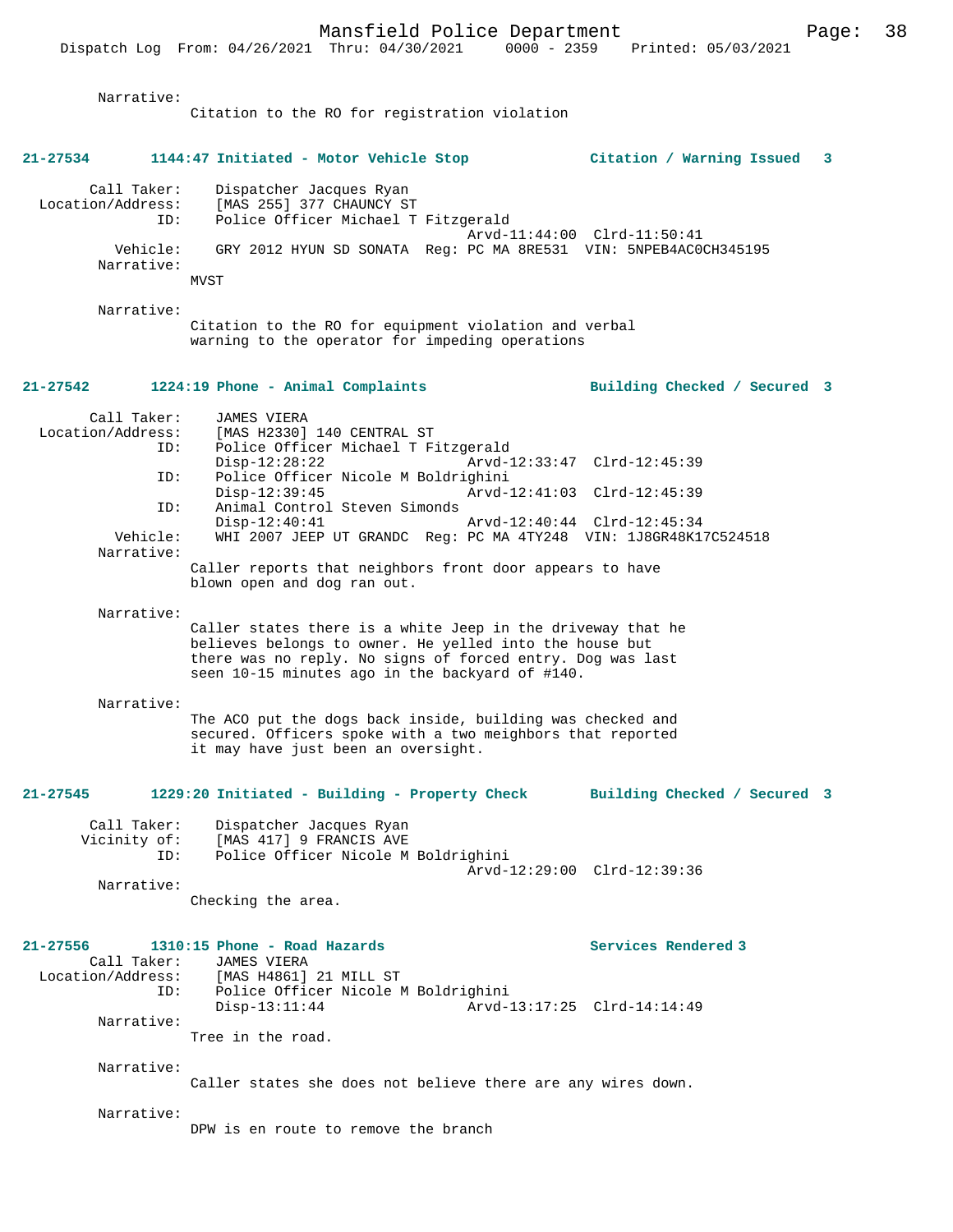Narrative:
Citation to the RO for registration violation

**21-27534 1144:47 Initiated - Motor Vehicle Stop Citation / Warning Issued 3**

Call Taker: Dispatcher Jacques Ryan
Location/Address: [MAS 255] 377 CHAUNCY ST
ID: Police Officer Michael T Fitzgerald
Arvd-11:44:00 Clrd-11:50:41
Vehicle: GRY 2012 HYUN SD SONATA Reg: PC MA 8RE531 VIN: 5NPEB4AC0CH345195
Narrative:
MVST

Narrative:
Citation to the RO for equipment violation and verbal warning to the operator for impeding operations

**21-27542 1224:19 Phone - Animal Complaints Building Checked / Secured 3**

Call Taker: JAMES VIERA
Location/Address: [MAS H2330] 140 CENTRAL ST
ID: Police Officer Michael T Fitzgerald
Disp-12:28:22 Arvd-12:33:47 Clrd-12:45:39
ID: Police Officer Nicole M Boldrighini
Disp-12:39:45 Arvd-12:41:03 Clrd-12:45:39
ID: Animal Control Steven Simonds
Disp-12:40:41 Arvd-12:40:44 Clrd-12:45:34
Vehicle: WHI 2007 JEEP UT GRANDC Reg: PC MA 4TY248 VIN: 1J8GR48K17C524518
Narrative:
Caller reports that neighbors front door appears to have blown open and dog ran out.

Narrative:
Caller states there is a white Jeep in the driveway that he believes belongs to owner. He yelled into the house but there was no reply. No signs of forced entry. Dog was last seen 10-15 minutes ago in the backyard of #140.

Narrative:
The ACO put the dogs back inside, building was checked and secured. Officers spoke with a two meighbors that reported it may have just been an oversight.

**21-27545 1229:20 Initiated - Building - Property Check Building Checked / Secured 3**

Call Taker: Dispatcher Jacques Ryan
Vicinity of: [MAS 417] 9 FRANCIS AVE
ID: Police Officer Nicole M Boldrighini
Arvd-12:29:00 Clrd-12:39:36
Narrative:
Checking the area.

**21-27556 1310:15 Phone - Road Hazards Services Rendered 3**

Call Taker: JAMES VIERA
Location/Address: [MAS H4861] 21 MILL ST
ID: Police Officer Nicole M Boldrighini
Disp-13:11:44 Arvd-13:17:25 Clrd-14:14:49
Narrative:
Tree in the road.

Narrative:
Caller states she does not believe there are any wires down.

Narrative:
DPW is en route to remove the branch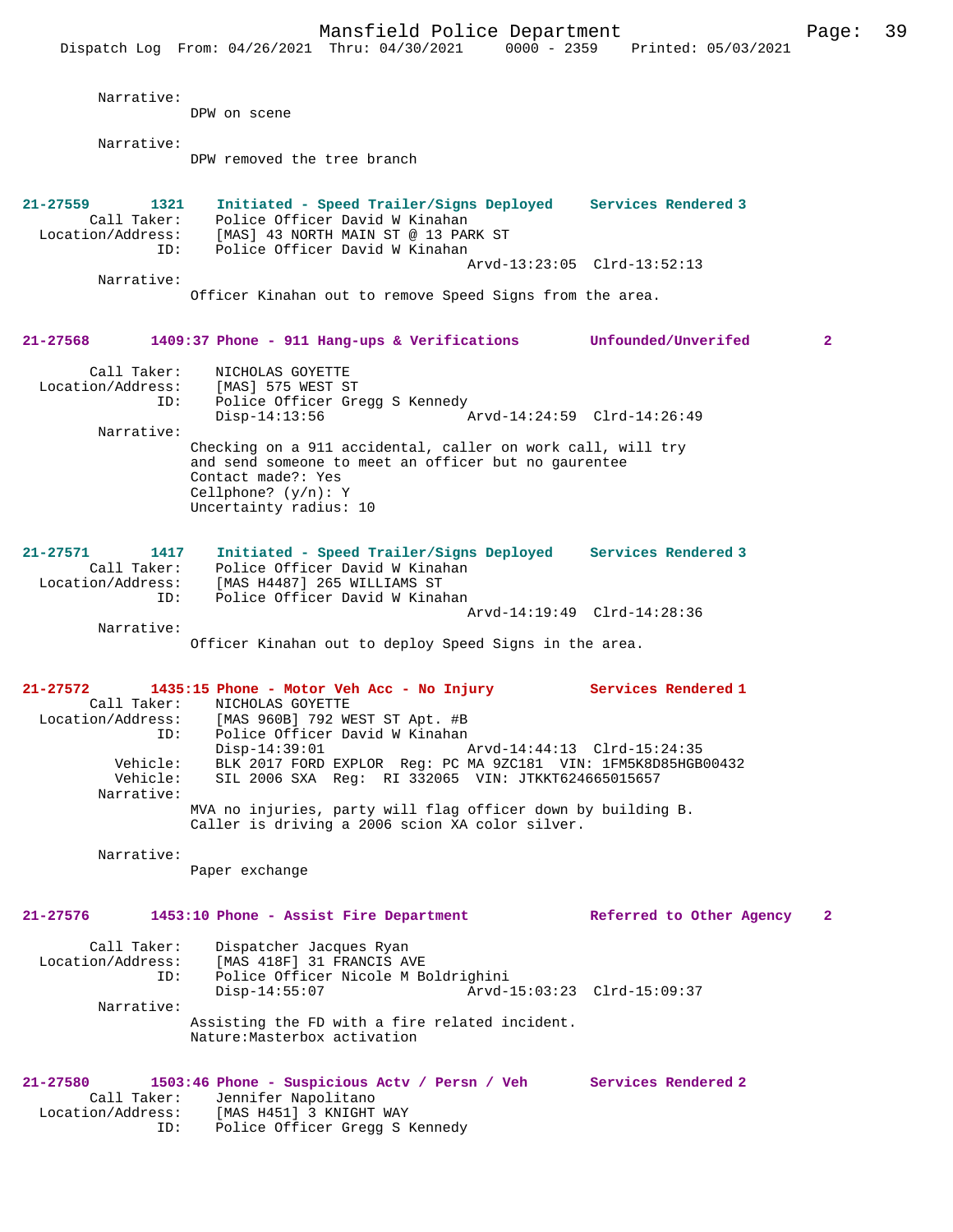Narrative:
DPW on scene

Narrative:
DPW removed the tree branch

**21-27559 1321 Initiated - Speed Trailer/Signs Deployed Services Rendered 3**

Call Taker: Police Officer David W Kinahan
Location/Address: [MAS] 43 NORTH MAIN ST @ 13 PARK ST
ID: Police Officer David W Kinahan
Arvd-13:23:05 Clrd-13:52:13

Narrative:
Officer Kinahan out to remove Speed Signs from the area.

**21-27568 1409:37 Phone - 911 Hang-ups & Verifications Unfounded/Unverifed 2**

Call Taker: NICHOLAS GOYETTE
Location/Address: [MAS] 575 WEST ST
ID: Police Officer Gregg S Kennedy
Disp-14:13:56 Arvd-14:24:59 Clrd-14:26:49

Narrative:
Checking on a 911 accidental, caller on work call, will try and send someone to meet an officer but no gaurentee
Contact made?: Yes
Cellphone? (y/n): Y
Uncertainty radius: 10

**21-27571 1417 Initiated - Speed Trailer/Signs Deployed Services Rendered 3**

Call Taker: Police Officer David W Kinahan
Location/Address: [MAS H4487] 265 WILLIAMS ST
ID: Police Officer David W Kinahan
Arvd-14:19:49 Clrd-14:28:36

Narrative:
Officer Kinahan out to deploy Speed Signs in the area.

**21-27572 1435:15 Phone - Motor Veh Acc - No Injury Services Rendered 1**

Call Taker: NICHOLAS GOYETTE
Location/Address: [MAS 960B] 792 WEST ST Apt. #B
ID: Police Officer David W Kinahan
Disp-14:39:01 Arvd-14:44:13 Clrd-15:24:35
Vehicle: BLK 2017 FORD EXPLOR Reg: PC MA 9ZC181 VIN: 1FM5K8D85HGB00432
Vehicle: SIL 2006 SXA Reg: RI 332065 VIN: JTKKT624665015657

Narrative:
MVA no injuries, party will flag officer down by building B.
Caller is driving a 2006 scion XA color silver.

Narrative:
Paper exchange

**21-27576 1453:10 Phone - Assist Fire Department Referred to Other Agency 2**

Call Taker: Dispatcher Jacques Ryan
Location/Address: [MAS 418F] 31 FRANCIS AVE
ID: Police Officer Nicole M Boldrighini
Disp-14:55:07 Arvd-15:03:23 Clrd-15:09:37

Narrative:
Assisting the FD with a fire related incident.
Nature:Masterbox activation

**21-27580 1503:46 Phone - Suspicious Actv / Persn / Veh Services Rendered 2**

Call Taker: Jennifer Napolitano
Location/Address: [MAS H451] 3 KNIGHT WAY
ID: Police Officer Gregg S Kennedy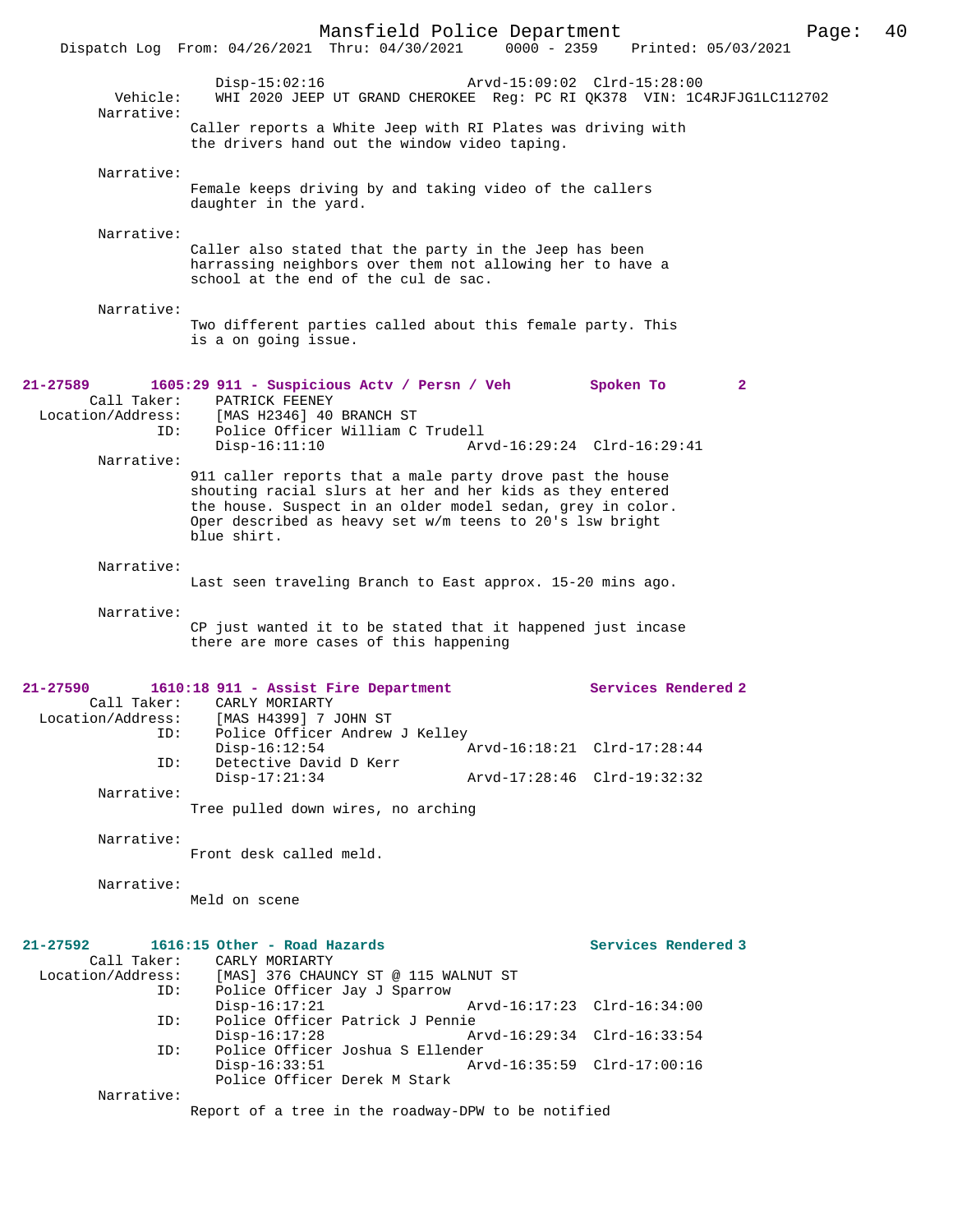Disp-15:02:16 Arvd-15:09:02 Clrd-15:28:00
Vehicle: WHI 2020 JEEP UT GRAND CHEROKEE Reg: PC RI QK378 VIN: 1C4RJFJG1LC112702
Narrative:
Caller reports a White Jeep with RI Plates was driving with the drivers hand out the window video taping.

Narrative:
Female keeps driving by and taking video of the callers daughter in the yard.

Narrative:
Caller also stated that the party in the Jeep has been harrassing neighbors over them not allowing her to have a school at the end of the cul de sac.

Narrative:
Two different parties called about this female party. This is a on going issue.

**21-27589** 1605:29 911 - Suspicious Actv / Persn / Veh Spoken To 2
Call Taker: PATRICK FEENEY
Location/Address: [MAS H2346] 40 BRANCH ST
ID: Police Officer William C Trudell
Disp-16:11:10 Arvd-16:29:24 Clrd-16:29:41
Narrative:
911 caller reports that a male party drove past the house shouting racial slurs at her and her kids as they entered the house. Suspect in an older model sedan, grey in color. Oper described as heavy set w/m teens to 20's lsw bright blue shirt.

Narrative:
Last seen traveling Branch to East approx. 15-20 mins ago.

Narrative:
CP just wanted it to be stated that it happened just incase there are more cases of this happening

**21-27590** 1610:18 911 - Assist Fire Department Services Rendered 2
Call Taker: CARLY MORIARTY
Location/Address: [MAS H4399] 7 JOHN ST
ID: Police Officer Andrew J Kelley
Disp-16:12:54 Arvd-16:18:21 Clrd-17:28:44
ID: Detective David D Kerr
Disp-17:21:34 Arvd-17:28:46 Clrd-19:32:32
Narrative:
Tree pulled down wires, no arching

Narrative:
Front desk called meld.

Narrative:
Meld on scene

**21-27592** 1616:15 Other - Road Hazards Services Rendered 3
Call Taker: CARLY MORIARTY
Location/Address: [MAS] 376 CHAUNCY ST @ 115 WALNUT ST
ID: Police Officer Jay J Sparrow
Disp-16:17:21 Arvd-16:17:23 Clrd-16:34:00
ID: Police Officer Patrick J Pennie
Disp-16:17:28 Arvd-16:29:34 Clrd-16:33:54
ID: Police Officer Joshua S Ellender
Disp-16:33:51 Arvd-16:35:59 Clrd-17:00:16
Police Officer Derek M Stark
Narrative:
Report of a tree in the roadway-DPW to be notified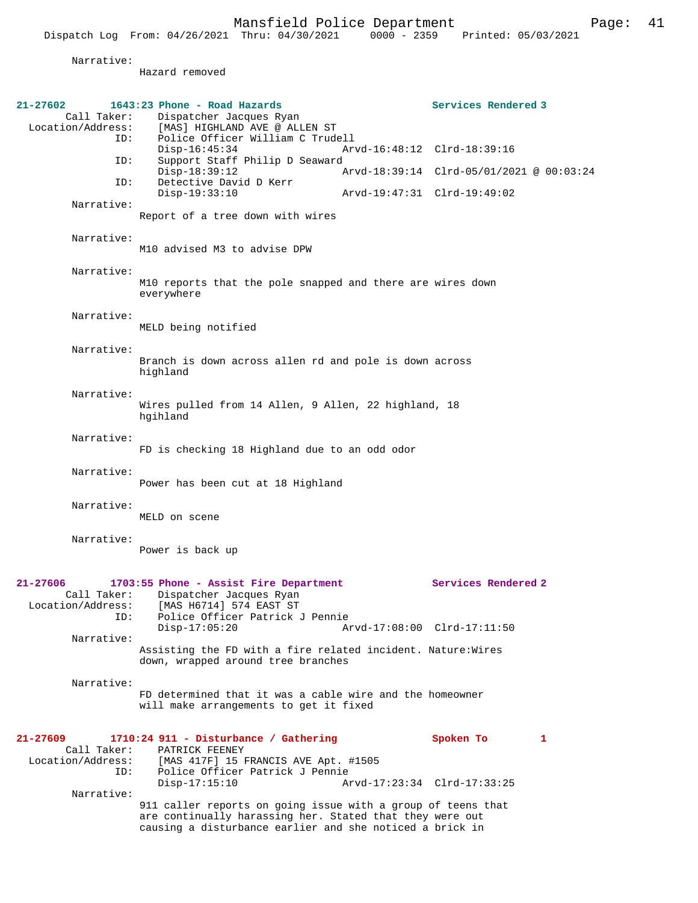Narrative:
Hazard removed

**21-27602 1643:23 Phone - Road Hazards Services Rendered 3**

Call Taker: Dispatcher Jacques Ryan
Location/Address: [MAS] HIGHLAND AVE @ ALLEN ST
ID: Police Officer William C Trudell
Disp-16:45:34 Arvd-16:48:12 Clrd-18:39:16
ID: Support Staff Philip D Seaward
Disp-18:39:12 Arvd-18:39:14 Clrd-05/01/2021 @ 00:03:24
ID: Detective David D Kerr
Disp-19:33:10 Arvd-19:47:31 Clrd-19:49:02

Narrative:
Report of a tree down with wires

Narrative:
M10 advised M3 to advise DPW

Narrative:
M10 reports that the pole snapped and there are wires down everywhere

Narrative:
MELD being notified

Narrative:
Branch is down across allen rd and pole is down across highland

Narrative:
Wires pulled from 14 Allen, 9 Allen, 22 highland, 18 hgihland

Narrative:
FD is checking 18 Highland due to an odd odor

Narrative:
Power has been cut at 18 Highland

Narrative:
MELD on scene

Narrative:
Power is back up

**21-27606 1703:55 Phone - Assist Fire Department Services Rendered 2**

Call Taker: Dispatcher Jacques Ryan
Location/Address: [MAS H6714] 574 EAST ST
ID: Police Officer Patrick J Pennie
Disp-17:05:20 Arvd-17:08:00 Clrd-17:11:50

Narrative:
Assisting the FD with a fire related incident. Nature:Wires down, wrapped around tree branches

Narrative:
FD determined that it was a cable wire and the homeowner will make arrangements to get it fixed

**21-27609 1710:24 911 - Disturbance / Gathering Spoken To 1**

Call Taker: PATRICK FEENEY
Location/Address: [MAS 417F] 15 FRANCIS AVE Apt. #1505
ID: Police Officer Patrick J Pennie
Disp-17:15:10 Arvd-17:23:34 Clrd-17:33:25

Narrative:
911 caller reports on going issue with a group of teens that are continually harassing her. Stated that they were out causing a disturbance earlier and she noticed a brick in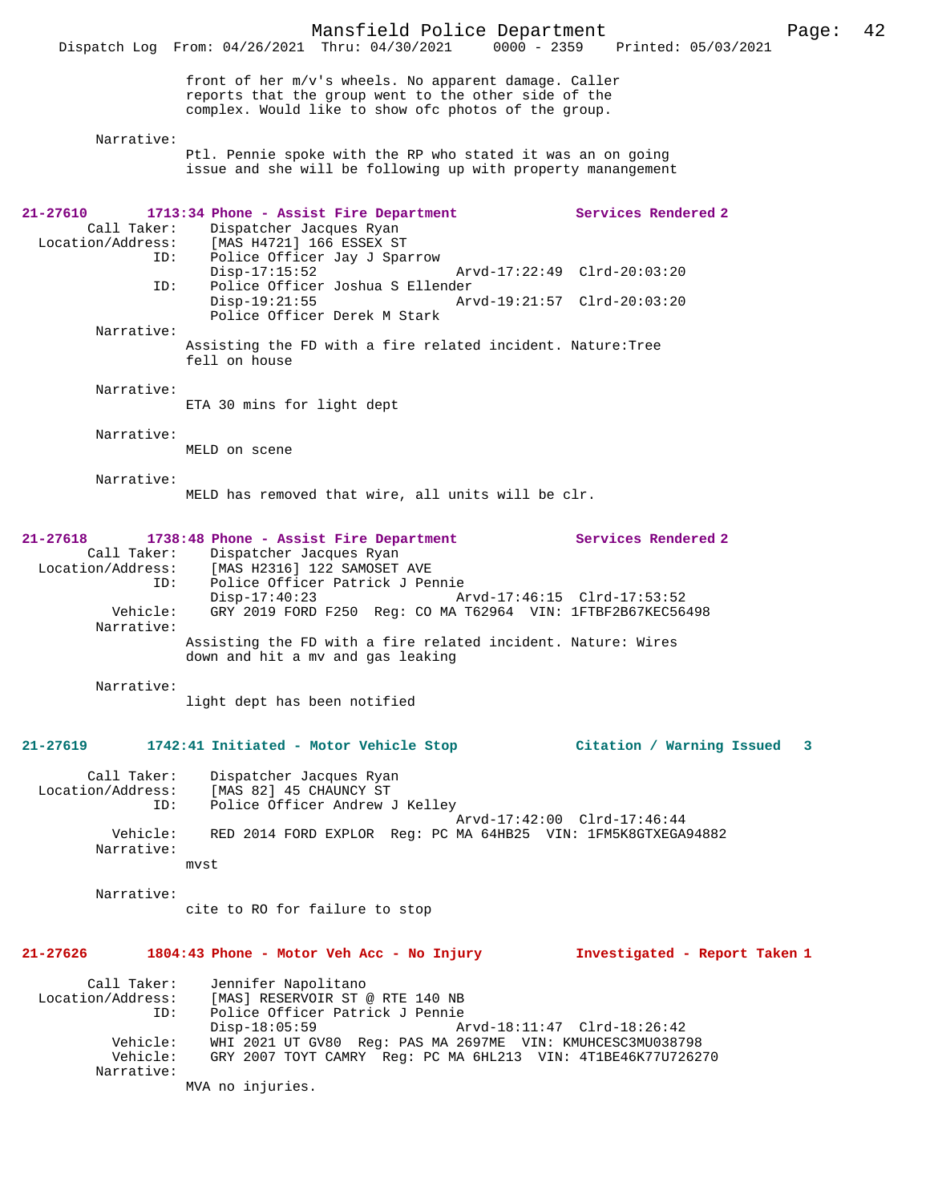front of her m/v's wheels. No apparent damage. Caller reports that the group went to the other side of the complex. Would like to show ofc photos of the group.

Narrative:
Ptl. Pennie spoke with the RP who stated it was an on going issue and she will be following up with property manangement

**21-27610 1713:34 Phone - Assist Fire Department** — **Services Rendered 2**

```
        Call Taker:    Dispatcher Jacques Ryan
  Location/Address:    [MAS H4721] 166 ESSEX ST
                ID:    Police Officer Jay J Sparrow
                       Disp-17:15:52                Arvd-17:22:49  Clrd-20:03:20
                ID:    Police Officer Joshua S Ellender
                       Disp-19:21:55                Arvd-19:21:57  Clrd-20:03:20
                       Police Officer Derek M Stark
```

Narrative:
Assisting the FD with a fire related incident. Nature:Tree fell on house

Narrative:
ETA 30 mins for light dept

Narrative:
MELD on scene

Narrative:
MELD has removed that wire, all units will be clr.

**21-27618 1738:48 Phone - Assist Fire Department** — **Services Rendered 2**

```
        Call Taker:    Dispatcher Jacques Ryan
  Location/Address:    [MAS H2316] 122 SAMOSET AVE
                ID:    Police Officer Patrick J Pennie
                       Disp-17:40:23                Arvd-17:46:15  Clrd-17:53:52
           Vehicle:    GRY 2019 FORD F250  Reg: CO MA T62964  VIN: 1FTBF2B67KEC56498
```

Narrative:
Assisting the FD with a fire related incident. Nature: Wires down and hit a mv and gas leaking

Narrative:
light dept has been notified

**21-27619 1742:41 Initiated - Motor Vehicle Stop** — **Citation / Warning Issued 3**

```
        Call Taker:    Dispatcher Jacques Ryan
  Location/Address:    [MAS 82] 45 CHAUNCY ST
                ID:    Police Officer Andrew J Kelley
                                                    Arvd-17:42:00  Clrd-17:46:44
           Vehicle:    RED 2014 FORD EXPLOR  Reg: PC MA 64HB25  VIN: 1FM5K8GTXEGA94882
```

Narrative:
mvst

Narrative:
cite to RO for failure to stop

**21-27626 1804:43 Phone - Motor Veh Acc - No Injury** — **Investigated - Report Taken 1**

```
        Call Taker:    Jennifer Napolitano
  Location/Address:    [MAS] RESERVOIR ST @ RTE 140 NB
                ID:    Police Officer Patrick J Pennie
                       Disp-18:05:59                Arvd-18:11:47  Clrd-18:26:42
           Vehicle:    WHI 2021 UT GV80  Reg: PAS MA 2697ME  VIN: KMUHCESC3MU038798
           Vehicle:    GRY 2007 TOYT CAMRY  Reg: PC MA 6HL213  VIN: 4T1BE46K77U726270
```

Narrative:
MVA no injuries.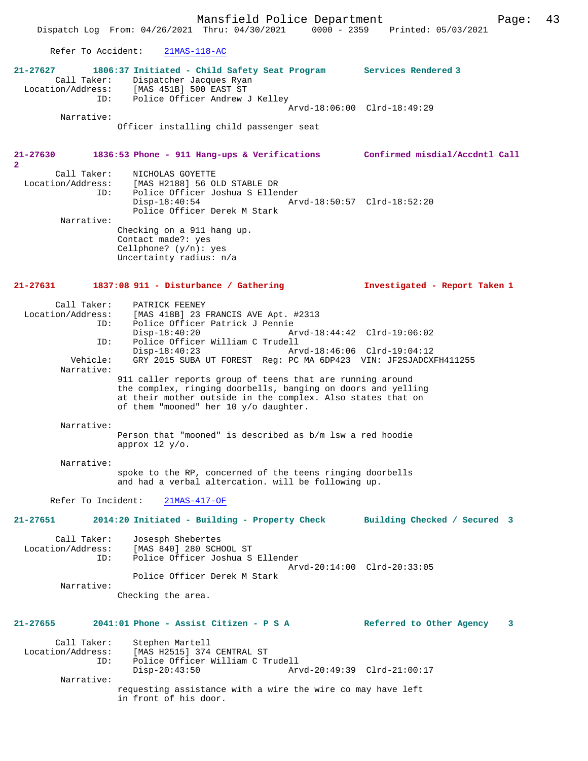Refer To Accident: 21MAS-118-AC

**21-27627 1806:37 Initiated - Child Safety Seat Program Services Rendered 3**

Call Taker: Dispatcher Jacques Ryan
Location/Address: [MAS 451B] 500 EAST ST
ID: Police Officer Andrew J Kelley
Arvd-18:06:00 Clrd-18:49:29
Narrative:
Officer installing child passenger seat

**21-27630 1836:53 Phone - 911 Hang-ups & Verifications Confirmed misdial/Accdntl Call 2**

Call Taker: NICHOLAS GOYETTE
Location/Address: [MAS H2188] 56 OLD STABLE DR
ID: Police Officer Joshua S Ellender
Disp-18:40:54 Arvd-18:50:57 Clrd-18:52:20
Police Officer Derek M Stark
Narrative:
Checking on a 911 hang up.
Contact made?: yes
Cellphone? (y/n): yes
Uncertainty radius: n/a

**21-27631 1837:08 911 - Disturbance / Gathering Investigated - Report Taken 1**

Call Taker: PATRICK FEENEY
Location/Address: [MAS 418B] 23 FRANCIS AVE Apt. #2313
ID: Police Officer Patrick J Pennie
Disp-18:40:20 Arvd-18:44:42 Clrd-19:06:02
ID: Police Officer William C Trudell
Disp-18:40:23 Arvd-18:46:06 Clrd-19:04:12
Vehicle: GRY 2015 SUBA UT FOREST Reg: PC MA 6DP423 VIN: JF2SJADCXFH411255
Narrative:
911 caller reports group of teens that are running around the complex, ringing doorbells, banging on doors and yelling at their mother outside in the complex. Also states that on of them "mooned" her 10 y/o daughter.

Narrative:
Person that "mooned" is described as b/m lsw a red hoodie approx 12 y/o.

Narrative:
spoke to the RP, concerned of the teens ringing doorbells and had a verbal altercation. will be following up.

Refer To Incident: 21MAS-417-OF

**21-27651 2014:20 Initiated - Building - Property Check Building Checked / Secured 3**

Call Taker: Josesph Shebertes
Location/Address: [MAS 840] 280 SCHOOL ST
ID: Police Officer Joshua S Ellender
Arvd-20:14:00 Clrd-20:33:05
Police Officer Derek M Stark
Narrative:
Checking the area.

**21-27655 2041:01 Phone - Assist Citizen - P S A Referred to Other Agency 3**

Call Taker: Stephen Martell
Location/Address: [MAS H2515] 374 CENTRAL ST
ID: Police Officer William C Trudell
Disp-20:43:50 Arvd-20:49:39 Clrd-21:00:17
Narrative:
requesting assistance with a wire the wire co may have left in front of his door.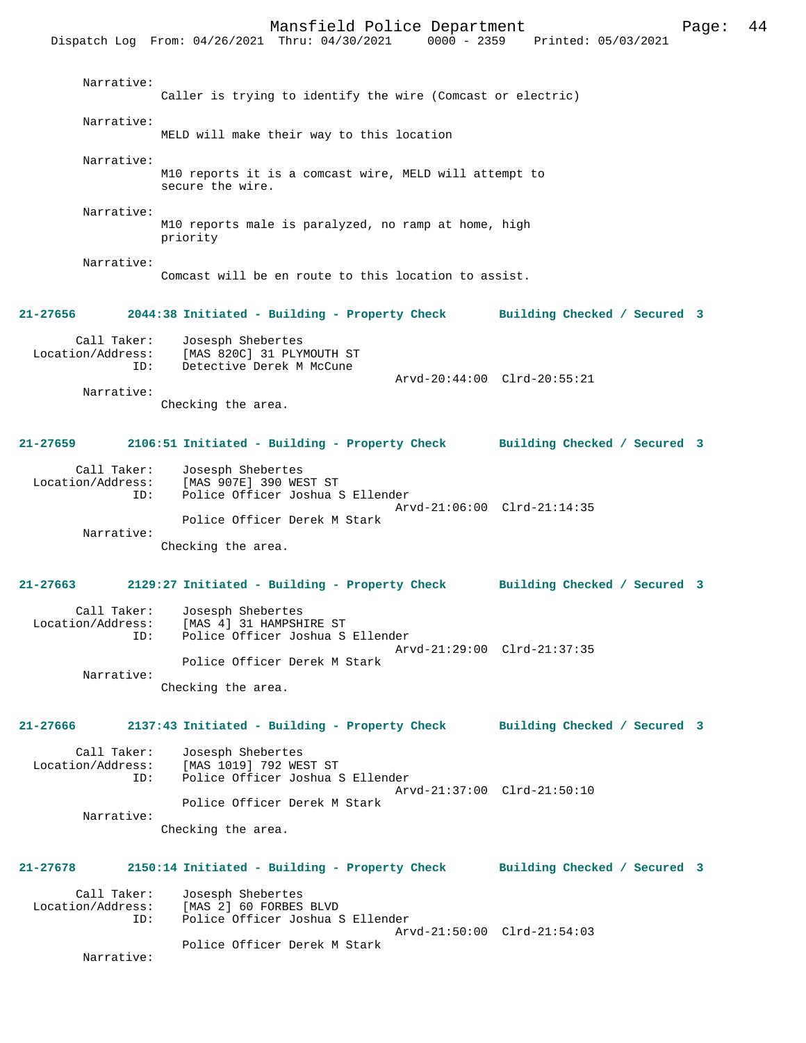Narrative:
Caller is trying to identify the wire (Comcast or electric)

Narrative:
MELD will make their way to this location

Narrative:
M10 reports it is a comcast wire, MELD will attempt to secure the wire.

Narrative:
M10 reports male is paralyzed, no ramp at home, high priority

Narrative:
Comcast will be en route to this location to assist.

**21-27656 2044:38 Initiated - Building - Property Check Building Checked / Secured 3**

Call Taker: Josesph Shebertes
Location/Address: [MAS 820C] 31 PLYMOUTH ST
ID: Detective Derek M McCune
Arvd-20:44:00 Clrd-20:55:21
Narrative:
Checking the area.

**21-27659 2106:51 Initiated - Building - Property Check Building Checked / Secured 3**

Call Taker: Josesph Shebertes
Location/Address: [MAS 907E] 390 WEST ST
ID: Police Officer Joshua S Ellender
Arvd-21:06:00 Clrd-21:14:35
Police Officer Derek M Stark
Narrative:
Checking the area.

**21-27663 2129:27 Initiated - Building - Property Check Building Checked / Secured 3**

Call Taker: Josesph Shebertes
Location/Address: [MAS 4] 31 HAMPSHIRE ST
ID: Police Officer Joshua S Ellender
Arvd-21:29:00 Clrd-21:37:35
Police Officer Derek M Stark
Narrative:
Checking the area.

**21-27666 2137:43 Initiated - Building - Property Check Building Checked / Secured 3**

Call Taker: Josesph Shebertes
Location/Address: [MAS 1019] 792 WEST ST
ID: Police Officer Joshua S Ellender
Arvd-21:37:00 Clrd-21:50:10
Police Officer Derek M Stark
Narrative:
Checking the area.

**21-27678 2150:14 Initiated - Building - Property Check Building Checked / Secured 3**

Call Taker: Josesph Shebertes
Location/Address: [MAS 2] 60 FORBES BLVD
ID: Police Officer Joshua S Ellender
Arvd-21:50:00 Clrd-21:54:03
Police Officer Derek M Stark
Narrative: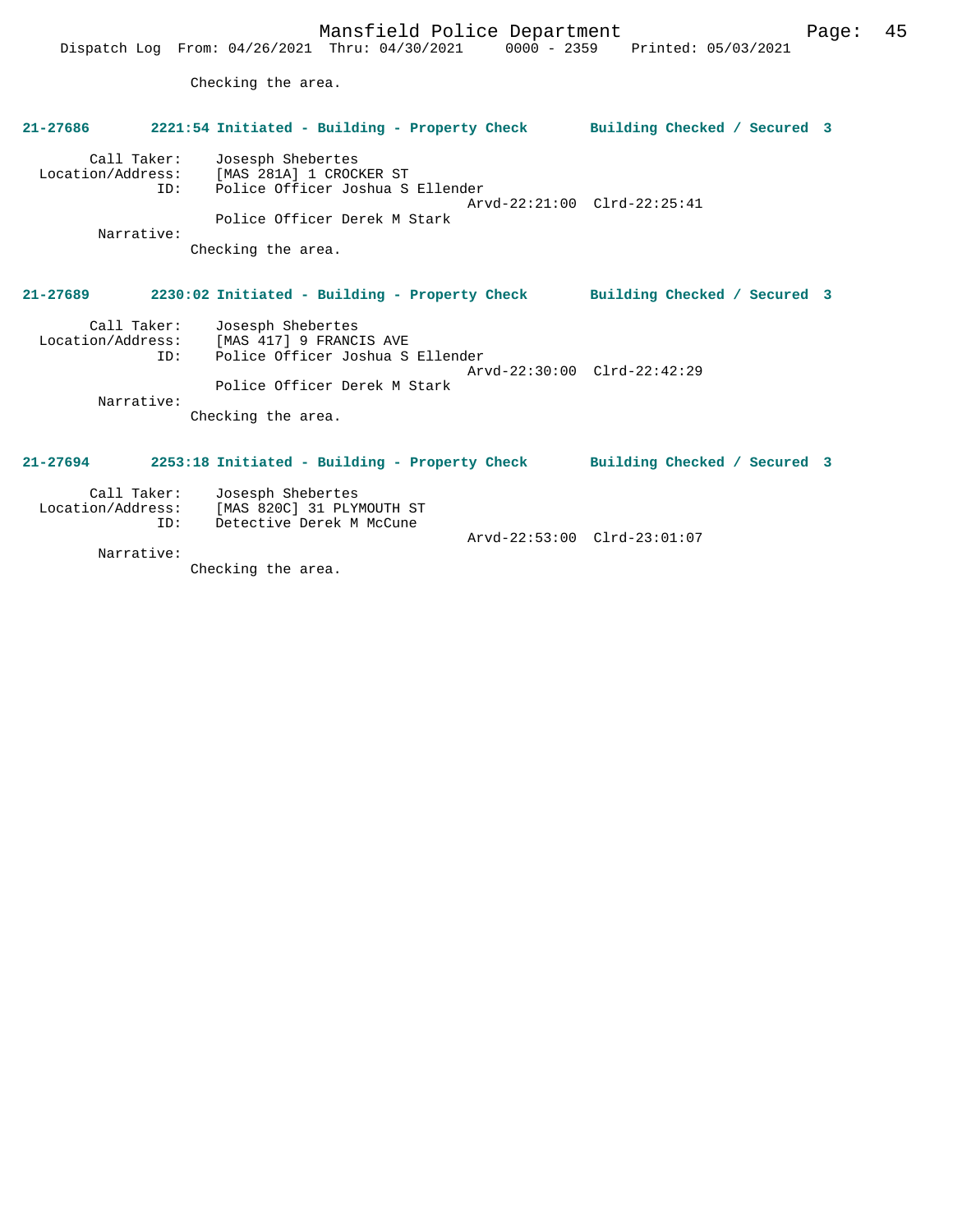Checking the area.

**21-27686 2221:54 Initiated - Building - Property Check Building Checked / Secured 3**

Call Taker: Josesph Shebertes
Location/Address: [MAS 281A] 1 CROCKER ST
ID: Police Officer Joshua S Ellender
Arvd-22:21:00 Clrd-22:25:41
Police Officer Derek M Stark
Narrative:
Checking the area.

**21-27689 2230:02 Initiated - Building - Property Check Building Checked / Secured 3**

Call Taker: Josesph Shebertes
Location/Address: [MAS 417] 9 FRANCIS AVE
ID: Police Officer Joshua S Ellender
Arvd-22:30:00 Clrd-22:42:29
Police Officer Derek M Stark
Narrative:
Checking the area.

**21-27694 2253:18 Initiated - Building - Property Check Building Checked / Secured 3**

Call Taker: Josesph Shebertes
Location/Address: [MAS 820C] 31 PLYMOUTH ST
ID: Detective Derek M McCune
Arvd-22:53:00 Clrd-23:01:07
Narrative:
Checking the area.